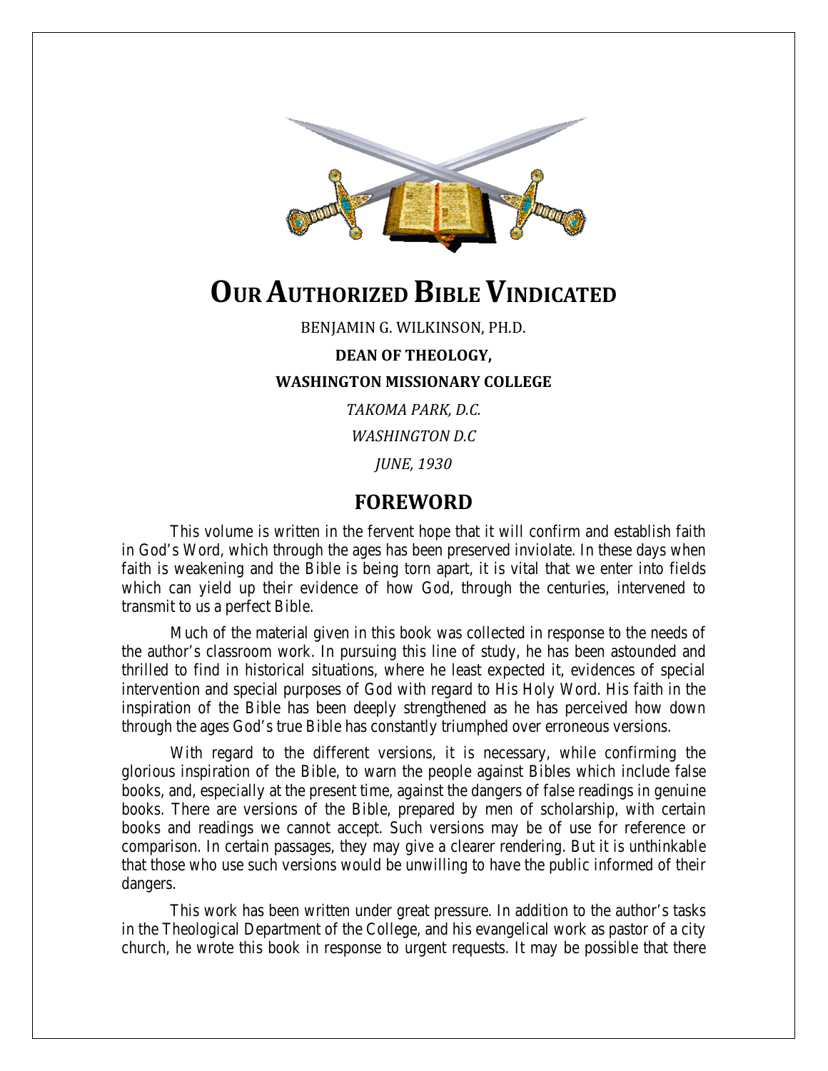# OUR AUTHORIZED BIBLE VINDICATED

BENJAMIN G. WILKINSON, PH.D.

**DEAN OF THEOLOGY,**

**WASHINGTON MISSIONARY COLLEGE**

*TAKOMA PARK, D.C.*

*WASHINGTON D.C*

*JUNE, 1930*

## FOREWORD

This volume is written in the fervent hope that it will confirm and establish faith in God's Word, which through the ages has been preserved inviolate. In these days when faith is weakening and the Bible is being torn apart, it is vital that we enter into fields which can yield up their evidence of how God, through the centuries, intervened to transmit to us a perfect Bible.

Much of the material given in this book was collected in response to the needs of the author's classroom work. In pursuing this line of study, he has been astounded and thrilled to find in historical situations, where he least expected it, evidences of special intervention and special purposes of God with regard to His Holy Word. His faith in the inspiration of the Bible has been deeply strengthened as he has perceived how down through the ages God's true Bible has constantly triumphed over erroneous versions.

With regard to the different versions, it is necessary, while confirming the glorious inspiration of the Bible, to warn the people against Bibles which include false books, and, especially at the present time, against the dangers of false readings in genuine books. There are versions of the Bible, prepared by men of scholarship, with certain books and readings we cannot accept. Such versions may be of use for reference or comparison. In certain passages, they may give a clearer rendering. But it is unthinkable that those who use such versions would be unwilling to have the public informed of their dangers.

This work has been written under great pressure. In addition to the author's tasks in the Theological Department of the College, and his evangelical work as pastor of a city church, he wrote this book in response to urgent requests. It may be possible that there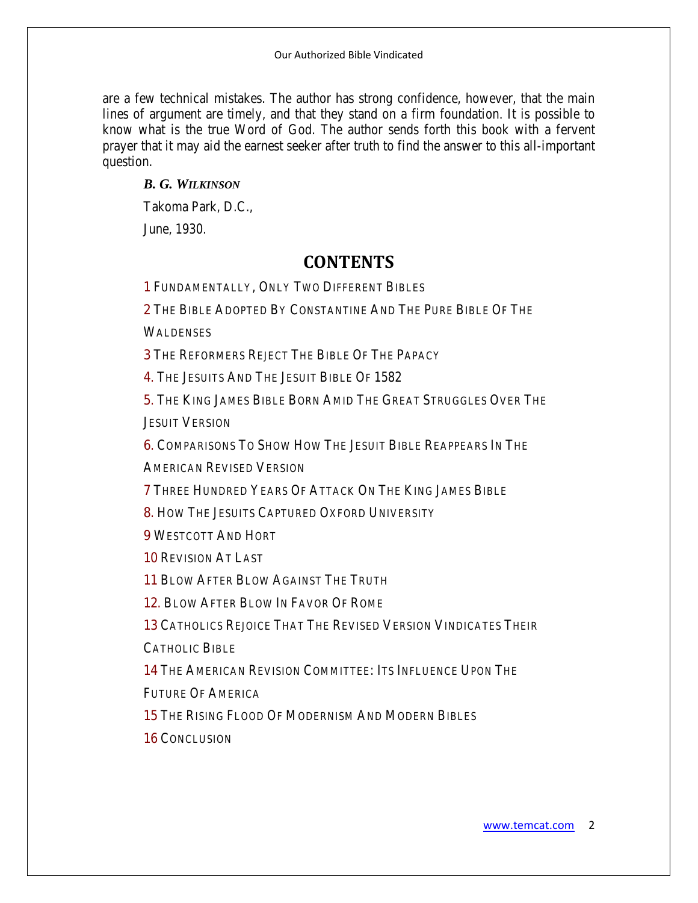are a few technical mistakes. The author has strong confidence, however, that the main lines of argument are timely, and that they stand on a firm foundation. It is possible to know what is the true Word of God. The author sends forth this book with a fervent prayer that it may aid the earnest seeker after truth to find the answer to this all-important question.

***B. G. Wilkinson***

Takoma Park, D.C.,

June, 1930.

## CONTENTS

1 Fundamentally, Only Two Different Bibles

2 The Bible Adopted By Constantine And The Pure Bible Of The Waldenses

3 The Reformers Reject The Bible Of The Papacy

4. The Jesuits And The Jesuit Bible Of 1582

5. The King James Bible Born Amid The Great Struggles Over The Jesuit Version

6. Comparisons To Show How The Jesuit Bible Reappears In The American Revised Version

7 Three Hundred Years Of Attack On The King James Bible

8. How The Jesuits Captured Oxford University

9 Westcott And Hort

10 Revision At Last

11 Blow After Blow Against The Truth

12. Blow After Blow In Favor Of Rome

13 Catholics Rejoice That The Revised Version Vindicates Their Catholic Bible

14 The American Revision Committee: Its Influence Upon The Future Of America

15 The Rising Flood Of Modernism And Modern Bibles

16 Conclusion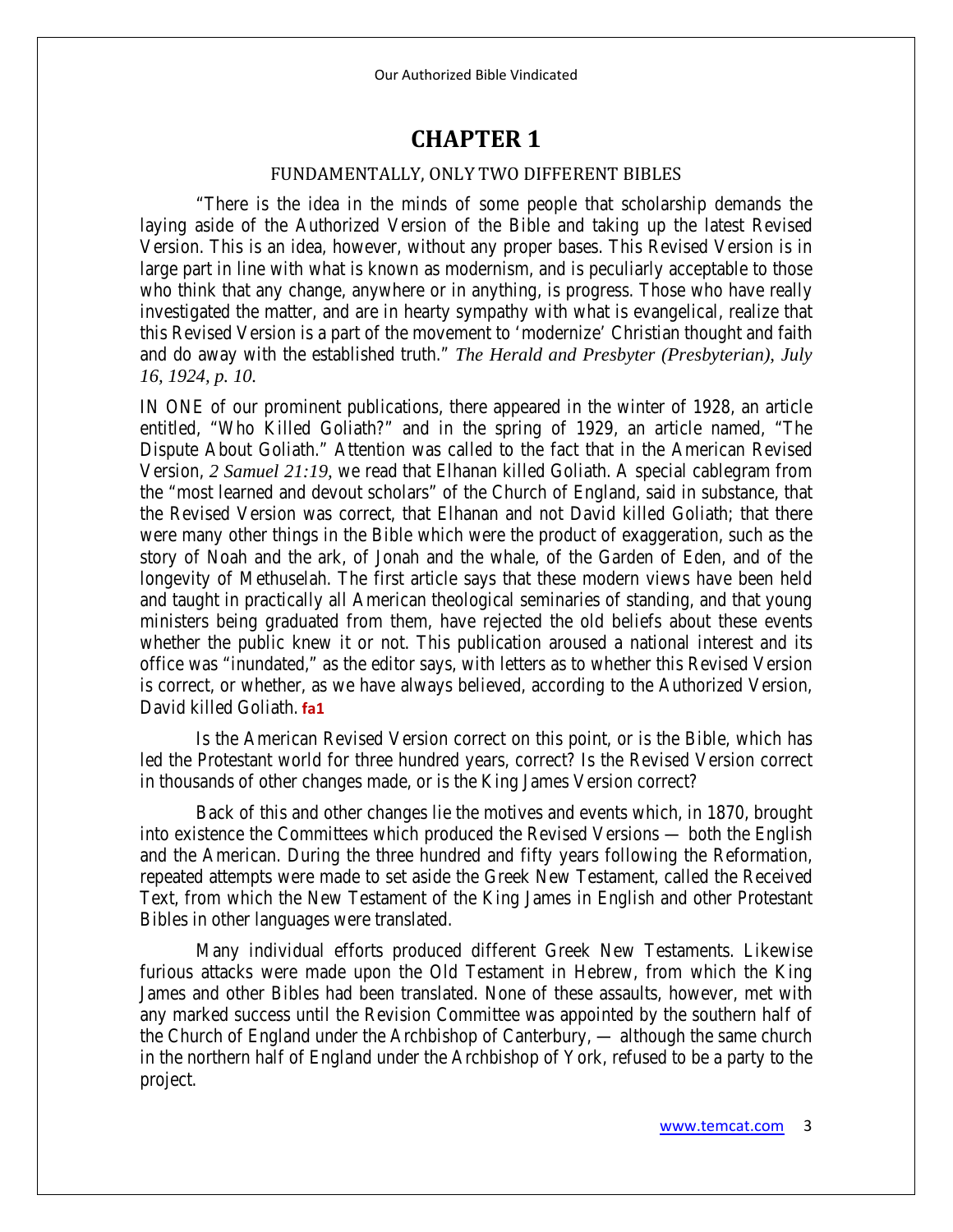# CHAPTER 1

## FUNDAMENTALLY, ONLY TWO DIFFERENT BIBLES

"There is the idea in the minds of some people that scholarship demands the laying aside of the Authorized Version of the Bible and taking up the latest Revised Version. This is an idea, however, without any proper bases. This Revised Version is in large part in line with what is known as modernism, and is peculiarly acceptable to those who think that any change, anywhere or in anything, is progress. Those who have really investigated the matter, and are in hearty sympathy with what is evangelical, realize that this Revised Version is a part of the movement to 'modernize' Christian thought and faith and do away with the established truth." *The Herald and Presbyter (Presbyterian), July 16, 1924, p. 10.*

IN ONE of our prominent publications, there appeared in the winter of 1928, an article entitled, "Who Killed Goliath?" and in the spring of 1929, an article named, "The Dispute About Goliath." Attention was called to the fact that in the American Revised Version, *2 Samuel 21:19*, we read that Elhanan killed Goliath. A special cablegram from the "most learned and devout scholars" of the Church of England, said in substance, that the Revised Version was correct, that Elhanan and not David killed Goliath; that there were many other things in the Bible which were the product of exaggeration, such as the story of Noah and the ark, of Jonah and the whale, of the Garden of Eden, and of the longevity of Methuselah. The first article says that these modern views have been held and taught in practically all American theological seminaries of standing, and that young ministers being graduated from them, have rejected the old beliefs about these events whether the public knew it or not. This publication aroused a national interest and its office was "inundated," as the editor says, with letters as to whether this Revised Version is correct, or whether, as we have always believed, according to the Authorized Version, David killed Goliath. **fa1**

Is the American Revised Version correct on this point, or is the Bible, which has led the Protestant world for three hundred years, correct? Is the Revised Version correct in thousands of other changes made, or is the King James Version correct?

Back of this and other changes lie the motives and events which, in 1870, brought into existence the Committees which produced the Revised Versions — both the English and the American. During the three hundred and fifty years following the Reformation, repeated attempts were made to set aside the Greek New Testament, called the Received Text, from which the New Testament of the King James in English and other Protestant Bibles in other languages were translated.

Many individual efforts produced different Greek New Testaments. Likewise furious attacks were made upon the Old Testament in Hebrew, from which the King James and other Bibles had been translated. None of these assaults, however, met with any marked success until the Revision Committee was appointed by the southern half of the Church of England under the Archbishop of Canterbury, — although the same church in the northern half of England under the Archbishop of York, refused to be a party to the project.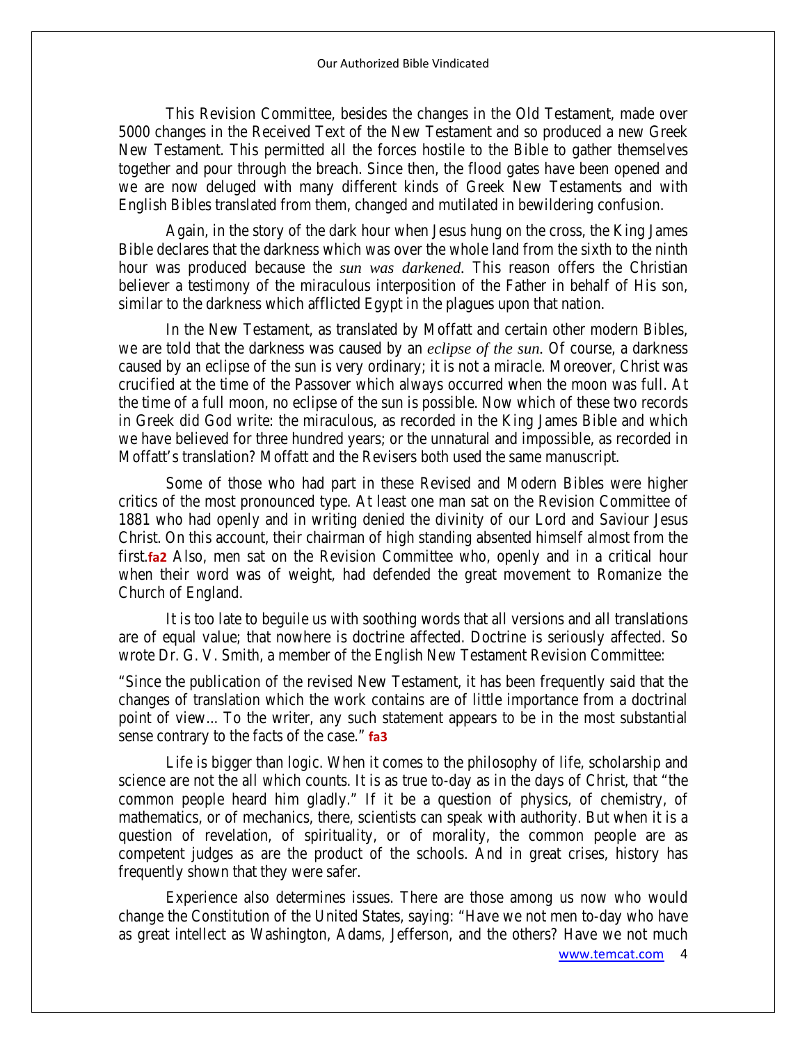This Revision Committee, besides the changes in the Old Testament, made over 5000 changes in the Received Text of the New Testament and so produced a new Greek New Testament. This permitted all the forces hostile to the Bible to gather themselves together and pour through the breach. Since then, the flood gates have been opened and we are now deluged with many different kinds of Greek New Testaments and with English Bibles translated from them, changed and mutilated in bewildering confusion.

Again, in the story of the dark hour when Jesus hung on the cross, the King James Bible declares that the darkness which was over the whole land from the sixth to the ninth hour was produced because the *sun was darkened*. This reason offers the Christian believer a testimony of the miraculous interposition of the Father in behalf of His son, similar to the darkness which afflicted Egypt in the plagues upon that nation.

In the New Testament, as translated by Moffatt and certain other modern Bibles, we are told that the darkness was caused by an *eclipse of the sun*. Of course, a darkness caused by an eclipse of the sun is very ordinary; it is not a miracle. Moreover, Christ was crucified at the time of the Passover which always occurred when the moon was full. At the time of a full moon, no eclipse of the sun is possible. Now which of these two records in Greek did God write: the miraculous, as recorded in the King James Bible and which we have believed for three hundred years; or the unnatural and impossible, as recorded in Moffatt's translation? Moffatt and the Revisers both used the same manuscript.

Some of those who had part in these Revised and Modern Bibles were higher critics of the most pronounced type. At least one man sat on the Revision Committee of 1881 who had openly and in writing denied the divinity of our Lord and Saviour Jesus Christ. On this account, their chairman of high standing absented himself almost from the first.[fa2] Also, men sat on the Revision Committee who, openly and in a critical hour when their word was of weight, had defended the great movement to Romanize the Church of England.

It is too late to beguile us with soothing words that all versions and all translations are of equal value; that nowhere is doctrine affected. Doctrine is seriously affected. So wrote Dr. G. V. Smith, a member of the English New Testament Revision Committee:

"Since the publication of the revised New Testament, it has been frequently said that the changes of translation which the work contains are of little importance from a doctrinal point of view... To the writer, any such statement appears to be in the most substantial sense contrary to the facts of the case." [fa3]

Life is bigger than logic. When it comes to the philosophy of life, scholarship and science are not the all which counts. It is as true to-day as in the days of Christ, that "the common people heard him gladly." If it be a question of physics, of chemistry, of mathematics, or of mechanics, there, scientists can speak with authority. But when it is a question of revelation, of spirituality, or of morality, the common people are as competent judges as are the product of the schools. And in great crises, history has frequently shown that they were safer.

Experience also determines issues. There are those among us now who would change the Constitution of the United States, saying: "Have we not men to-day who have as great intellect as Washington, Adams, Jefferson, and the others? Have we not much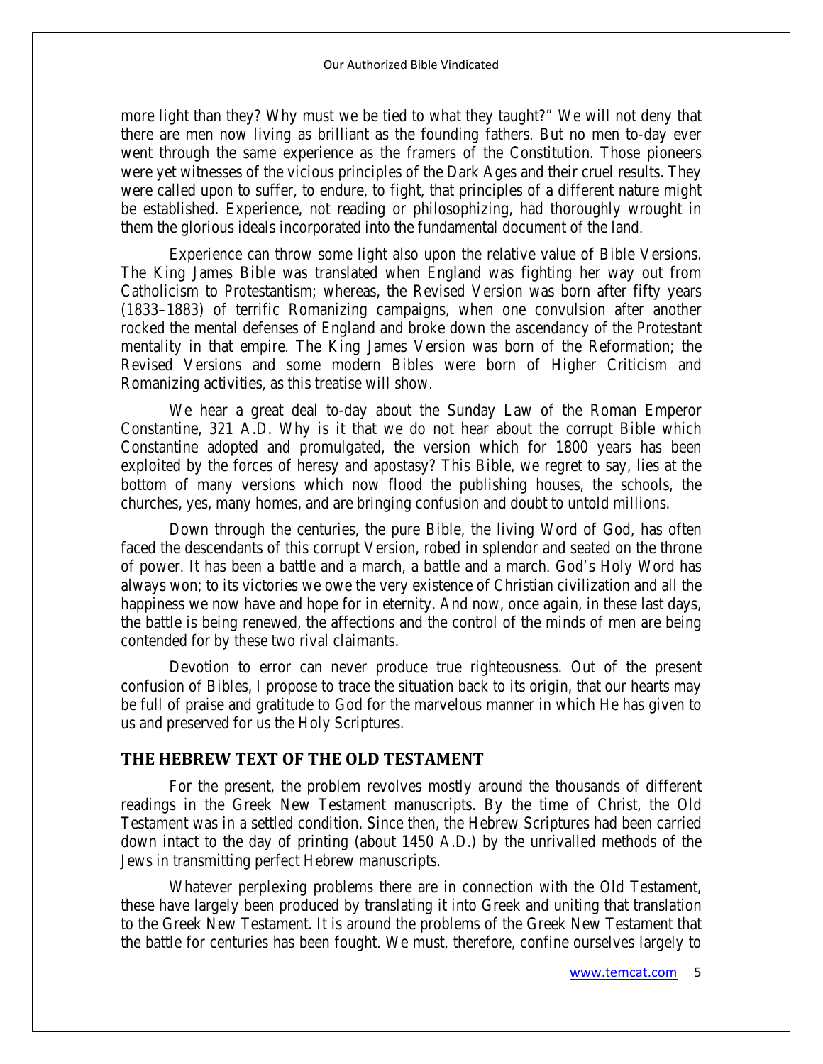more light than they? Why must we be tied to what they taught?" We will not deny that there are men now living as brilliant as the founding fathers. But no men to-day ever went through the same experience as the framers of the Constitution. Those pioneers were yet witnesses of the vicious principles of the Dark Ages and their cruel results. They were called upon to suffer, to endure, to fight, that principles of a different nature might be established. Experience, not reading or philosophizing, had thoroughly wrought in them the glorious ideals incorporated into the fundamental document of the land.

Experience can throw some light also upon the relative value of Bible Versions. The King James Bible was translated when England was fighting her way out from Catholicism to Protestantism; whereas, the Revised Version was born after fifty years (1833–1883) of terrific Romanizing campaigns, when one convulsion after another rocked the mental defenses of England and broke down the ascendancy of the Protestant mentality in that empire. The King James Version was born of the Reformation; the Revised Versions and some modern Bibles were born of Higher Criticism and Romanizing activities, as this treatise will show.

We hear a great deal to-day about the Sunday Law of the Roman Emperor Constantine, 321 A.D. Why is it that we do not hear about the corrupt Bible which Constantine adopted and promulgated, the version which for 1800 years has been exploited by the forces of heresy and apostasy? This Bible, we regret to say, lies at the bottom of many versions which now flood the publishing houses, the schools, the churches, yes, many homes, and are bringing confusion and doubt to untold millions.

Down through the centuries, the pure Bible, the living Word of God, has often faced the descendants of this corrupt Version, robed in splendor and seated on the throne of power. It has been a battle and a march, a battle and a march. God's Holy Word has always won; to its victories we owe the very existence of Christian civilization and all the happiness we now have and hope for in eternity. And now, once again, in these last days, the battle is being renewed, the affections and the control of the minds of men are being contended for by these two rival claimants.

Devotion to error can never produce true righteousness. Out of the present confusion of Bibles, I propose to trace the situation back to its origin, that our hearts may be full of praise and gratitude to God for the marvelous manner in which He has given to us and preserved for us the Holy Scriptures.

## THE HEBREW TEXT OF THE OLD TESTAMENT

For the present, the problem revolves mostly around the thousands of different readings in the Greek New Testament manuscripts. By the time of Christ, the Old Testament was in a settled condition. Since then, the Hebrew Scriptures had been carried down intact to the day of printing (about 1450 A.D.) by the unrivalled methods of the Jews in transmitting perfect Hebrew manuscripts.

Whatever perplexing problems there are in connection with the Old Testament, these have largely been produced by translating it into Greek and uniting that translation to the Greek New Testament. It is around the problems of the Greek New Testament that the battle for centuries has been fought. We must, therefore, confine ourselves largely to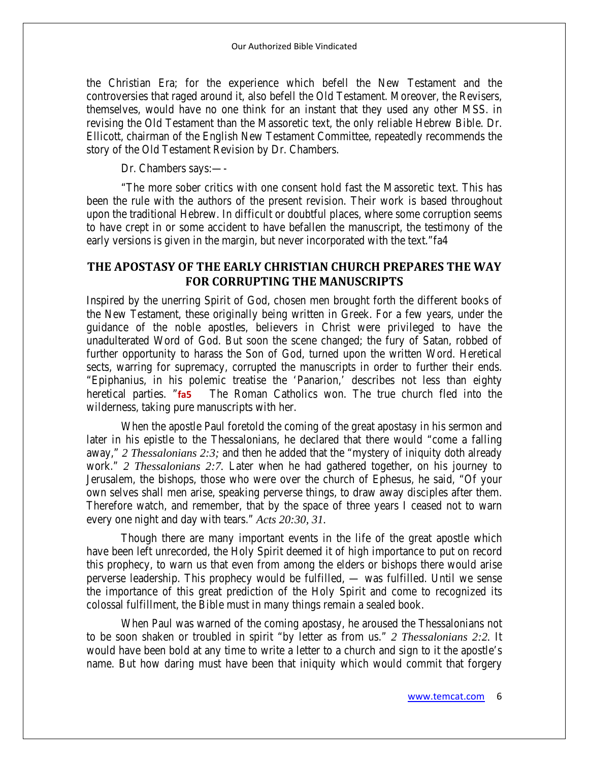the Christian Era; for the experience which befell the New Testament and the controversies that raged around it, also befell the Old Testament. Moreover, the Revisers, themselves, would have no one think for an instant that they used any other MSS. in revising the Old Testament than the Massoretic text, the only reliable Hebrew Bible. Dr. Ellicott, chairman of the English New Testament Committee, repeatedly recommends the story of the Old Testament Revision by Dr. Chambers.

Dr. Chambers says:—-

"The more sober critics with one consent hold fast the Massoretic text. This has been the rule with the authors of the present revision. Their work is based throughout upon the traditional Hebrew. In difficult or doubtful places, where some corruption seems to have crept in or some accident to have befallen the manuscript, the testimony of the early versions is given in the margin, but never incorporated with the text."fa4

## THE APOSTASY OF THE EARLY CHRISTIAN CHURCH PREPARES THE WAY FOR CORRUPTING THE MANUSCRIPTS

Inspired by the unerring Spirit of God, chosen men brought forth the different books of the New Testament, these originally being written in Greek. For a few years, under the guidance of the noble apostles, believers in Christ were privileged to have the unadulterated Word of God. But soon the scene changed; the fury of Satan, robbed of further opportunity to harass the Son of God, turned upon the written Word. Heretical sects, warring for supremacy, corrupted the manuscripts in order to further their ends. "Epiphanius, in his polemic treatise the 'Panarion,' describes not less than eighty heretical parties. "**fa5** The Roman Catholics won. The true church fled into the wilderness, taking pure manuscripts with her.

When the apostle Paul foretold the coming of the great apostasy in his sermon and later in his epistle to the Thessalonians, he declared that there would "come a falling away," *2 Thessalonians 2:3;* and then he added that the "mystery of iniquity doth already work." *2 Thessalonians 2:7*. Later when he had gathered together, on his journey to Jerusalem, the bishops, those who were over the church of Ephesus, he said, "Of your own selves shall men arise, speaking perverse things, to draw away disciples after them. Therefore watch, and remember, that by the space of three years I ceased not to warn every one night and day with tears." *Acts 20:30, 31.*

Though there are many important events in the life of the great apostle which have been left unrecorded, the Holy Spirit deemed it of high importance to put on record this prophecy, to warn us that even from among the elders or bishops there would arise perverse leadership. This prophecy would be fulfilled, — was fulfilled. Until we sense the importance of this great prediction of the Holy Spirit and come to recognized its colossal fulfillment, the Bible must in many things remain a sealed book.

When Paul was warned of the coming apostasy, he aroused the Thessalonians not to be soon shaken or troubled in spirit "by letter as from us." *2 Thessalonians 2:2*. It would have been bold at any time to write a letter to a church and sign to it the apostle's name. But how daring must have been that iniquity which would commit that forgery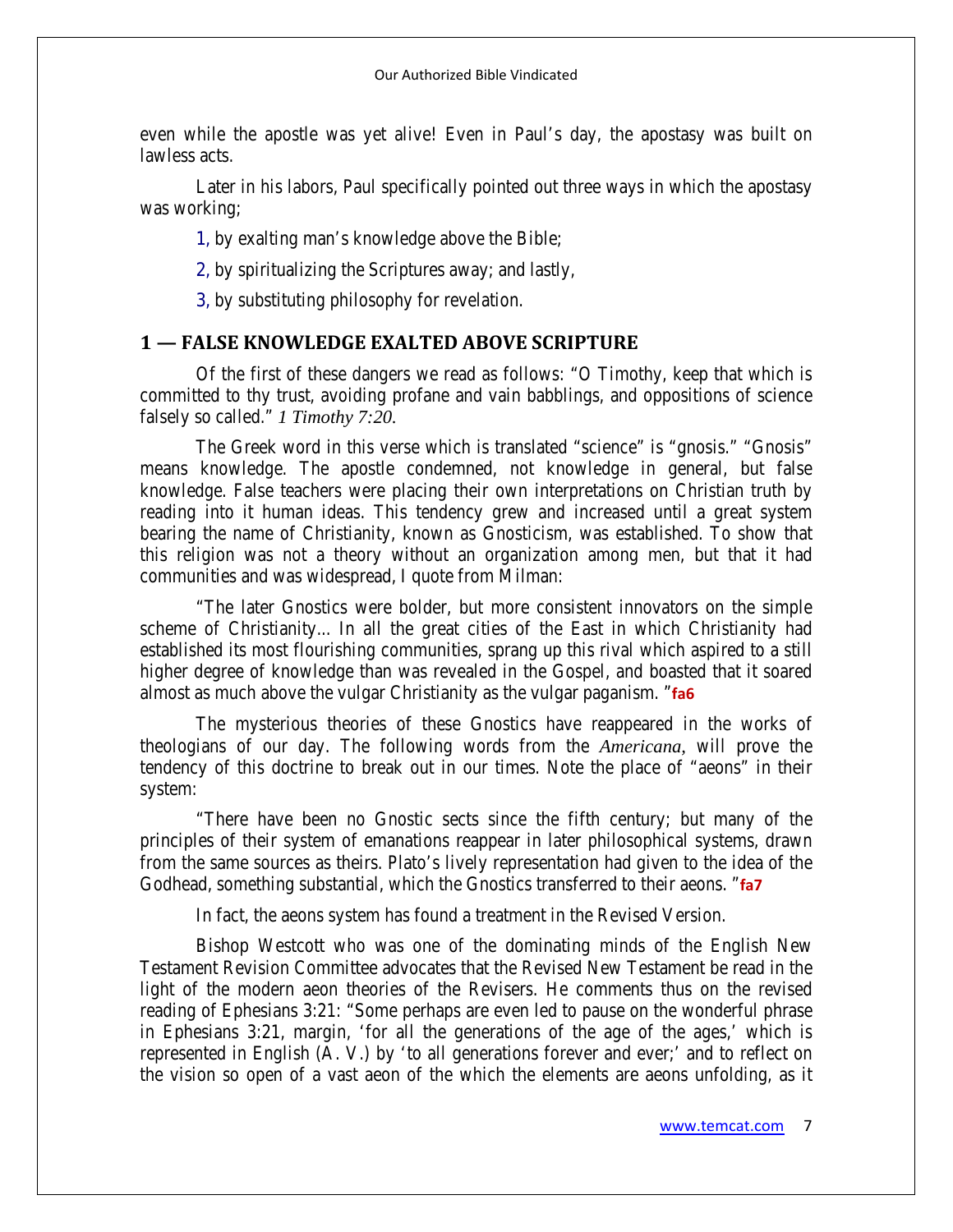even while the apostle was yet alive! Even in Paul's day, the apostasy was built on lawless acts.

Later in his labors, Paul specifically pointed out three ways in which the apostasy was working;

1, by exalting man's knowledge above the Bible;

2, by spiritualizing the Scriptures away; and lastly,

3, by substituting philosophy for revelation.

## 1 — FALSE KNOWLEDGE EXALTED ABOVE SCRIPTURE

Of the first of these dangers we read as follows: "O Timothy, keep that which is committed to thy trust, avoiding profane and vain babblings, and oppositions of science falsely so called." *1 Timothy 7:20*.

The Greek word in this verse which is translated "science" is "gnosis." "Gnosis" means knowledge. The apostle condemned, not knowledge in general, but false knowledge. False teachers were placing their own interpretations on Christian truth by reading into it human ideas. This tendency grew and increased until a great system bearing the name of Christianity, known as Gnosticism, was established. To show that this religion was not a theory without an organization among men, but that it had communities and was widespread, I quote from Milman:

"The later Gnostics were bolder, but more consistent innovators on the simple scheme of Christianity... In all the great cities of the East in which Christianity had established its most flourishing communities, sprang up this rival which aspired to a still higher degree of knowledge than was revealed in the Gospel, and boasted that it soared almost as much above the vulgar Christianity as the vulgar paganism. "**fa6**

The mysterious theories of these Gnostics have reappeared in the works of theologians of our day. The following words from the *Americana*, will prove the tendency of this doctrine to break out in our times. Note the place of "aeons" in their system:

"There have been no Gnostic sects since the fifth century; but many of the principles of their system of emanations reappear in later philosophical systems, drawn from the same sources as theirs. Plato's lively representation had given to the idea of the Godhead, something substantial, which the Gnostics transferred to their aeons. "**fa7**

In fact, the aeons system has found a treatment in the Revised Version.

Bishop Westcott who was one of the dominating minds of the English New Testament Revision Committee advocates that the Revised New Testament be read in the light of the modern aeon theories of the Revisers. He comments thus on the revised reading of Ephesians 3:21: "Some perhaps are even led to pause on the wonderful phrase in Ephesians 3:21, margin, 'for all the generations of the age of the ages,' which is represented in English (A. V.) by 'to all generations forever and ever;' and to reflect on the vision so open of a vast aeon of the which the elements are aeons unfolding, as it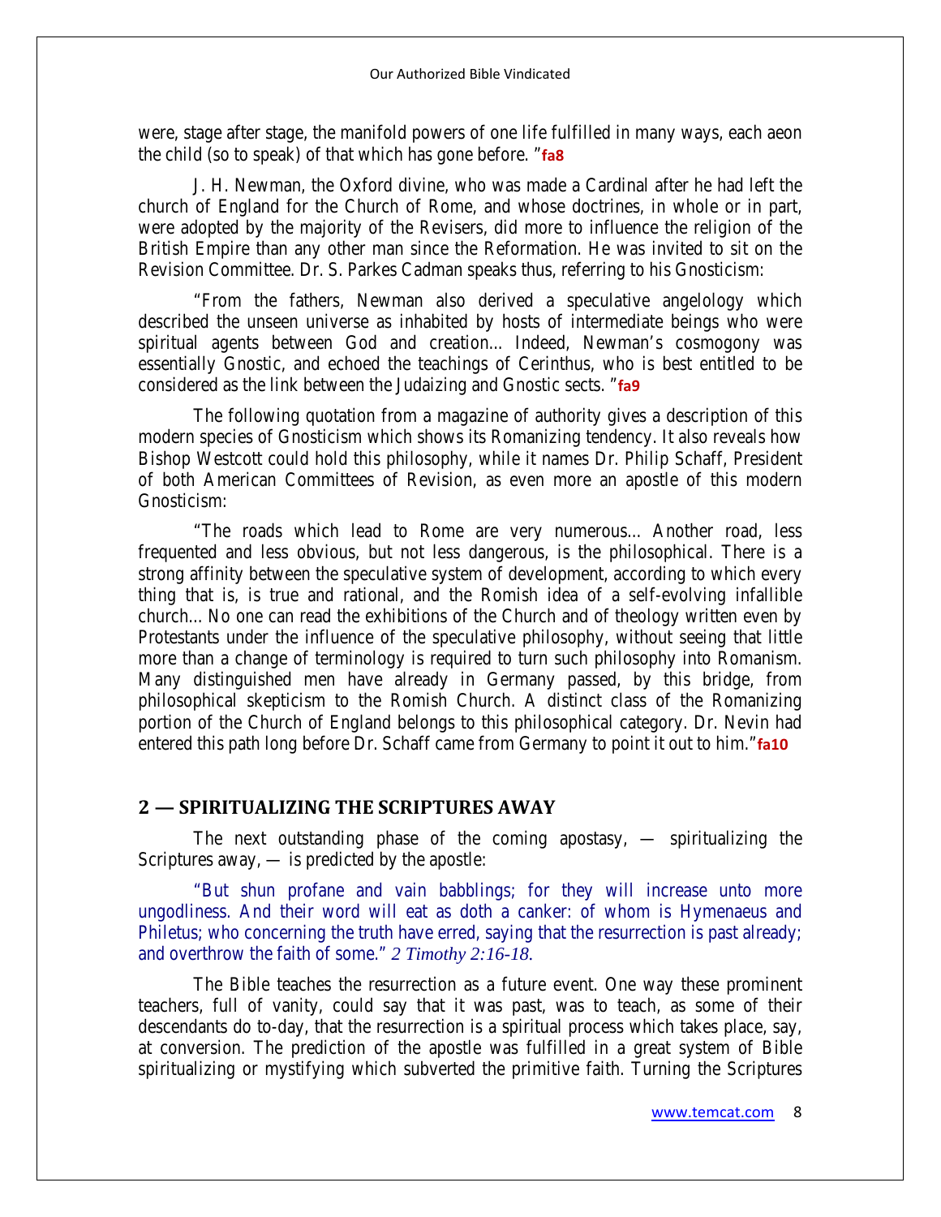were, stage after stage, the manifold powers of one life fulfilled in many ways, each aeon the child (so to speak) of that which has gone before. "fa8

J. H. Newman, the Oxford divine, who was made a Cardinal after he had left the church of England for the Church of Rome, and whose doctrines, in whole or in part, were adopted by the majority of the Revisers, did more to influence the religion of the British Empire than any other man since the Reformation. He was invited to sit on the Revision Committee. Dr. S. Parkes Cadman speaks thus, referring to his Gnosticism:

"From the fathers, Newman also derived a speculative angelology which described the unseen universe as inhabited by hosts of intermediate beings who were spiritual agents between God and creation... Indeed, Newman's cosmogony was essentially Gnostic, and echoed the teachings of Cerinthus, who is best entitled to be considered as the link between the Judaizing and Gnostic sects. "fa9

The following quotation from a magazine of authority gives a description of this modern species of Gnosticism which shows its Romanizing tendency. It also reveals how Bishop Westcott could hold this philosophy, while it names Dr. Philip Schaff, President of both American Committees of Revision, as even more an apostle of this modern Gnosticism:

"The roads which lead to Rome are very numerous... Another road, less frequented and less obvious, but not less dangerous, is the philosophical. There is a strong affinity between the speculative system of development, according to which every thing that is, is true and rational, and the Romish idea of a self-evolving infallible church... No one can read the exhibitions of the Church and of theology written even by Protestants under the influence of the speculative philosophy, without seeing that little more than a change of terminology is required to turn such philosophy into Romanism. Many distinguished men have already in Germany passed, by this bridge, from philosophical skepticism to the Romish Church. A distinct class of the Romanizing portion of the Church of England belongs to this philosophical category. Dr. Nevin had entered this path long before Dr. Schaff came from Germany to point it out to him."fa10

## 2 — SPIRITUALIZING THE SCRIPTURES AWAY

The next outstanding phase of the coming apostasy, — spiritualizing the Scriptures away, — is predicted by the apostle:

"But shun profane and vain babblings; for they will increase unto more ungodliness. And their word will eat as doth a canker: of whom is Hymenaeus and Philetus; who concerning the truth have erred, saying that the resurrection is past already; and overthrow the faith of some." *2 Timothy 2:16-18*.

The Bible teaches the resurrection as a future event. One way these prominent teachers, full of vanity, could say that it was past, was to teach, as some of their descendants do to-day, that the resurrection is a spiritual process which takes place, say, at conversion. The prediction of the apostle was fulfilled in a great system of Bible spiritualizing or mystifying which subverted the primitive faith. Turning the Scriptures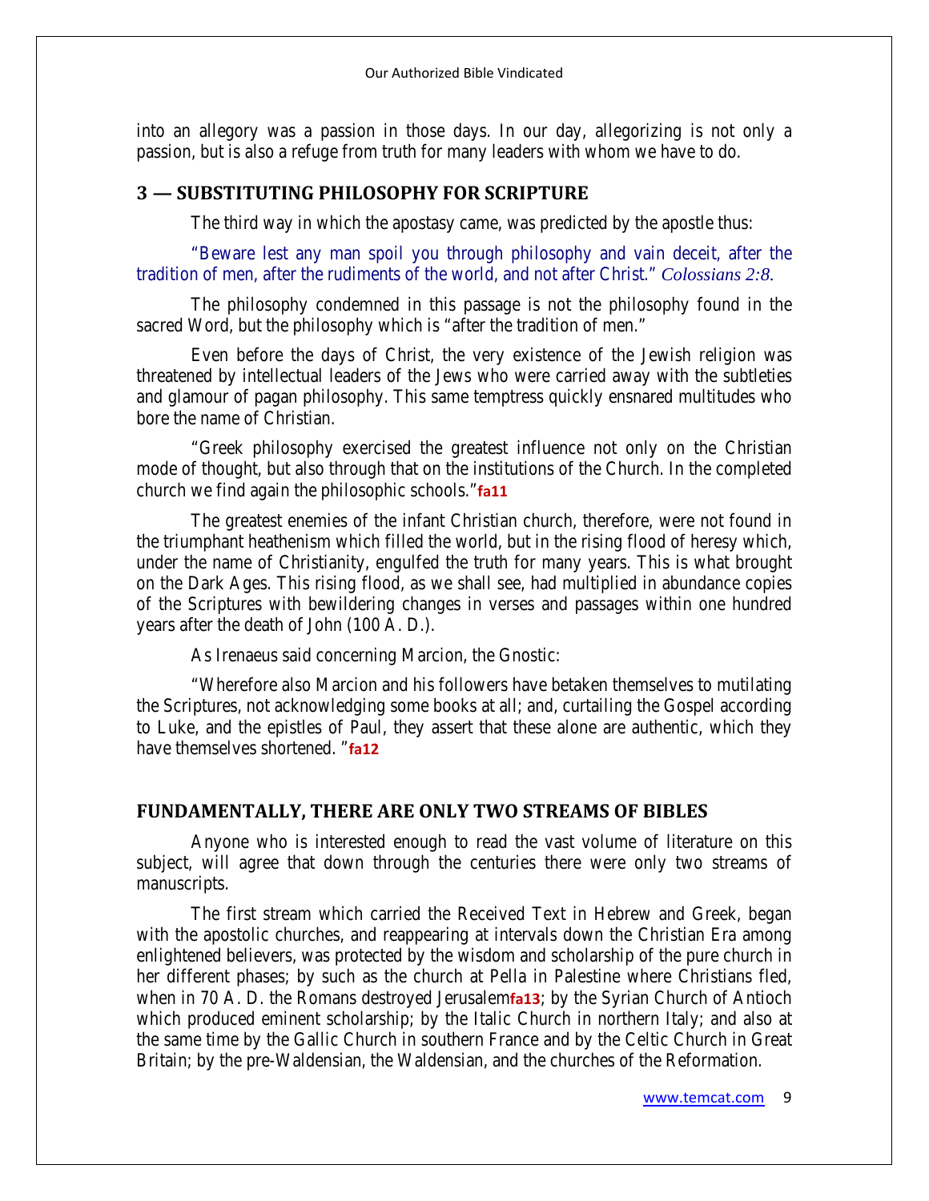into an allegory was a passion in those days. In our day, allegorizing is not only a passion, but is also a refuge from truth for many leaders with whom we have to do.

## 3 — SUBSTITUTING PHILOSOPHY FOR SCRIPTURE

The third way in which the apostasy came, was predicted by the apostle thus:

"Beware lest any man spoil you through philosophy and vain deceit, after the tradition of men, after the rudiments of the world, and not after Christ." *Colossians 2:8.*

The philosophy condemned in this passage is not the philosophy found in the sacred Word, but the philosophy which is "after the tradition of men."

Even before the days of Christ, the very existence of the Jewish religion was threatened by intellectual leaders of the Jews who were carried away with the subtleties and glamour of pagan philosophy. This same temptress quickly ensnared multitudes who bore the name of Christian.

"Greek philosophy exercised the greatest influence not only on the Christian mode of thought, but also through that on the institutions of the Church. In the completed church we find again the philosophic schools."**fa11**

The greatest enemies of the infant Christian church, therefore, were not found in the triumphant heathenism which filled the world, but in the rising flood of heresy which, under the name of Christianity, engulfed the truth for many years. This is what brought on the Dark Ages. This rising flood, as we shall see, had multiplied in abundance copies of the Scriptures with bewildering changes in verses and passages within one hundred years after the death of John (100 A. D.).

As Irenaeus said concerning Marcion, the Gnostic:

"Wherefore also Marcion and his followers have betaken themselves to mutilating the Scriptures, not acknowledging some books at all; and, curtailing the Gospel according to Luke, and the epistles of Paul, they assert that these alone are authentic, which they have themselves shortened. "**fa12**

## FUNDAMENTALLY, THERE ARE ONLY TWO STREAMS OF BIBLES

Anyone who is interested enough to read the vast volume of literature on this subject, will agree that down through the centuries there were only two streams of manuscripts.

The first stream which carried the Received Text in Hebrew and Greek, began with the apostolic churches, and reappearing at intervals down the Christian Era among enlightened believers, was protected by the wisdom and scholarship of the pure church in her different phases; by such as the church at Pella in Palestine where Christians fled, when in 70 A. D. the Romans destroyed Jerusalem**fa13**; by the Syrian Church of Antioch which produced eminent scholarship; by the Italic Church in northern Italy; and also at the same time by the Gallic Church in southern France and by the Celtic Church in Great Britain; by the pre-Waldensian, the Waldensian, and the churches of the Reformation.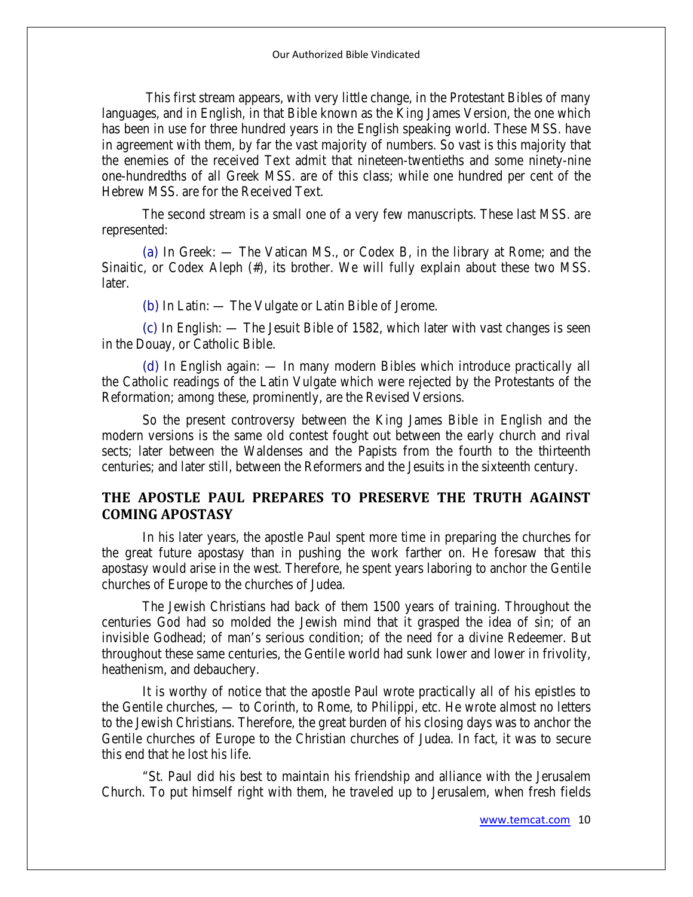This first stream appears, with very little change, in the Protestant Bibles of many languages, and in English, in that Bible known as the King James Version, the one which has been in use for three hundred years in the English speaking world. These MSS. have in agreement with them, by far the vast majority of numbers. So vast is this majority that the enemies of the received Text admit that nineteen-twentieths and some ninety-nine one-hundredths of all Greek MSS. are of this class; while one hundred per cent of the Hebrew MSS. are for the Received Text.

The second stream is a small one of a very few manuscripts. These last MSS. are represented:

(a) In Greek: — The Vatican MS., or Codex B, in the library at Rome; and the Sinaitic, or Codex Aleph (#), its brother. We will fully explain about these two MSS. later.

(b) In Latin: — The Vulgate or Latin Bible of Jerome.

(c) In English: — The Jesuit Bible of 1582, which later with vast changes is seen in the Douay, or Catholic Bible.

(d) In English again: — In many modern Bibles which introduce practically all the Catholic readings of the Latin Vulgate which were rejected by the Protestants of the Reformation; among these, prominently, are the Revised Versions.

So the present controversy between the King James Bible in English and the modern versions is the same old contest fought out between the early church and rival sects; later between the Waldenses and the Papists from the fourth to the thirteenth centuries; and later still, between the Reformers and the Jesuits in the sixteenth century.

## THE APOSTLE PAUL PREPARES TO PRESERVE THE TRUTH AGAINST COMING APOSTASY

In his later years, the apostle Paul spent more time in preparing the churches for the great future apostasy than in pushing the work farther on. He foresaw that this apostasy would arise in the west. Therefore, he spent years laboring to anchor the Gentile churches of Europe to the churches of Judea.

The Jewish Christians had back of them 1500 years of training. Throughout the centuries God had so molded the Jewish mind that it grasped the idea of sin; of an invisible Godhead; of man's serious condition; of the need for a divine Redeemer. But throughout these same centuries, the Gentile world had sunk lower and lower in frivolity, heathenism, and debauchery.

It is worthy of notice that the apostle Paul wrote practically all of his epistles to the Gentile churches, — to Corinth, to Rome, to Philippi, etc. He wrote almost no letters to the Jewish Christians. Therefore, the great burden of his closing days was to anchor the Gentile churches of Europe to the Christian churches of Judea. In fact, it was to secure this end that he lost his life.

"St. Paul did his best to maintain his friendship and alliance with the Jerusalem Church. To put himself right with them, he traveled up to Jerusalem, when fresh fields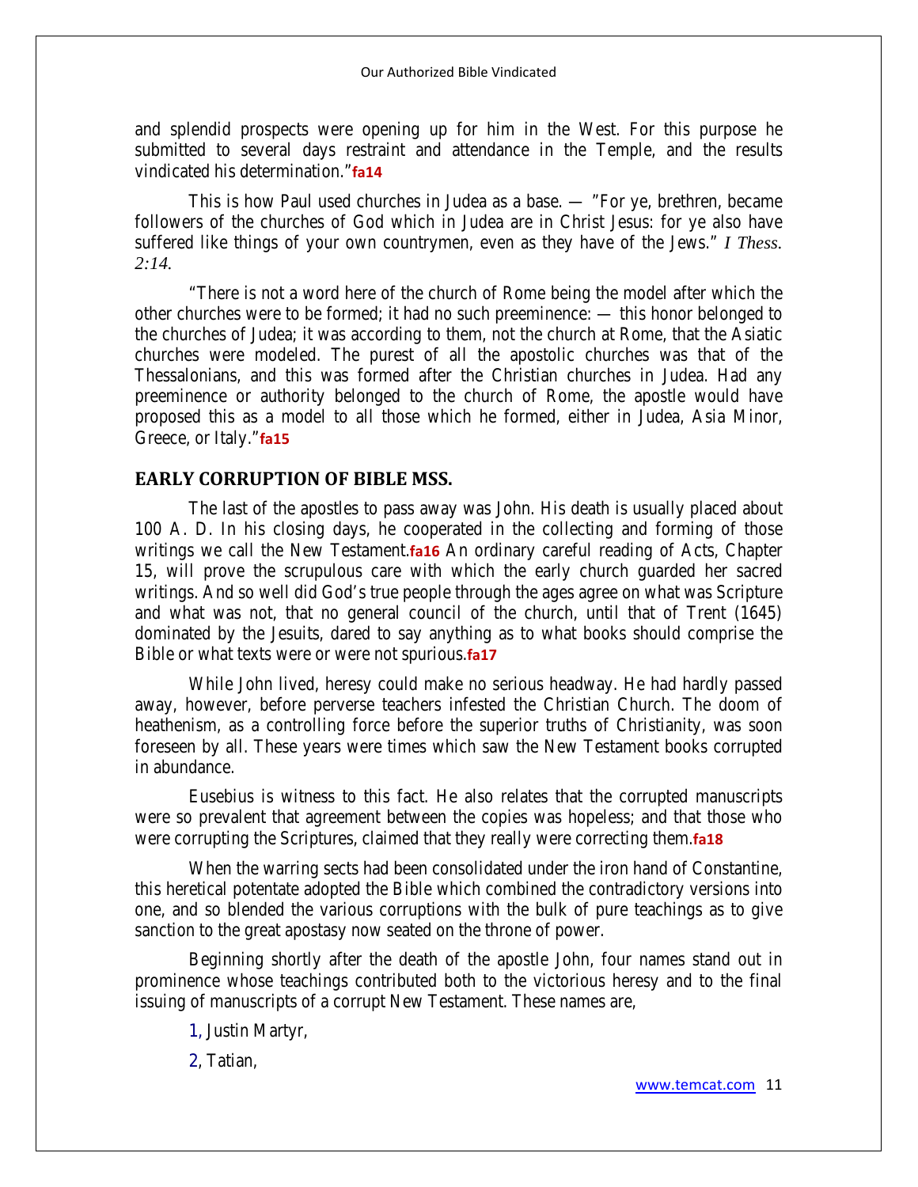and splendid prospects were opening up for him in the West. For this purpose he submitted to several days restraint and attendance in the Temple, and the results vindicated his determination."**fa14**

This is how Paul used churches in Judea as a base. — "For ye, brethren, became followers of the churches of God which in Judea are in Christ Jesus: for ye also have suffered like things of your own countrymen, even as they have of the Jews." *I Thess. 2:14.*

"There is not a word here of the church of Rome being the model after which the other churches were to be formed; it had no such preeminence: — this honor belonged to the churches of Judea; it was according to them, not the church at Rome, that the Asiatic churches were modeled. The purest of all the apostolic churches was that of the Thessalonians, and this was formed after the Christian churches in Judea. Had any preeminence or authority belonged to the church of Rome, the apostle would have proposed this as a model to all those which he formed, either in Judea, Asia Minor, Greece, or Italy."**fa15**

## EARLY CORRUPTION OF BIBLE MSS.

The last of the apostles to pass away was John. His death is usually placed about 100 A. D. In his closing days, he cooperated in the collecting and forming of those writings we call the New Testament.**fa16** An ordinary careful reading of Acts, Chapter 15, will prove the scrupulous care with which the early church guarded her sacred writings. And so well did God's true people through the ages agree on what was Scripture and what was not, that no general council of the church, until that of Trent (1645) dominated by the Jesuits, dared to say anything as to what books should comprise the Bible or what texts were or were not spurious.**fa17**

While John lived, heresy could make no serious headway. He had hardly passed away, however, before perverse teachers infested the Christian Church. The doom of heathenism, as a controlling force before the superior truths of Christianity, was soon foreseen by all. These years were times which saw the New Testament books corrupted in abundance.

Eusebius is witness to this fact. He also relates that the corrupted manuscripts were so prevalent that agreement between the copies was hopeless; and that those who were corrupting the Scriptures, claimed that they really were correcting them.**fa18**

When the warring sects had been consolidated under the iron hand of Constantine, this heretical potentate adopted the Bible which combined the contradictory versions into one, and so blended the various corruptions with the bulk of pure teachings as to give sanction to the great apostasy now seated on the throne of power.

Beginning shortly after the death of the apostle John, four names stand out in prominence whose teachings contributed both to the victorious heresy and to the final issuing of manuscripts of a corrupt New Testament. These names are,

1, Justin Martyr,

2, Tatian,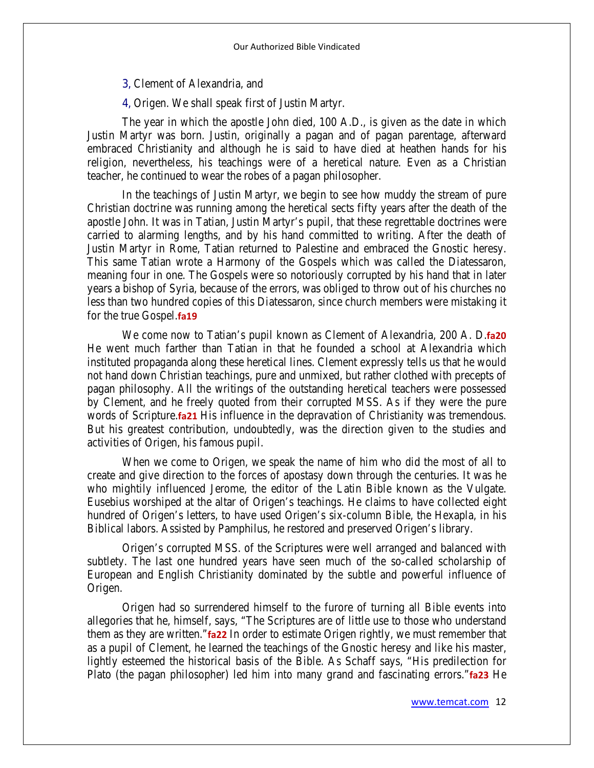3, Clement of Alexandria, and

4, Origen. We shall speak first of Justin Martyr.

The year in which the apostle John died, 100 A.D., is given as the date in which Justin Martyr was born. Justin, originally a pagan and of pagan parentage, afterward embraced Christianity and although he is said to have died at heathen hands for his religion, nevertheless, his teachings were of a heretical nature. Even as a Christian teacher, he continued to wear the robes of a pagan philosopher.

In the teachings of Justin Martyr, we begin to see how muddy the stream of pure Christian doctrine was running among the heretical sects fifty years after the death of the apostle John. It was in Tatian, Justin Martyr's pupil, that these regrettable doctrines were carried to alarming lengths, and by his hand committed to writing. After the death of Justin Martyr in Rome, Tatian returned to Palestine and embraced the Gnostic heresy. This same Tatian wrote a Harmony of the Gospels which was called the Diatessaron, meaning four in one. The Gospels were so notoriously corrupted by his hand that in later years a bishop of Syria, because of the errors, was obliged to throw out of his churches no less than two hundred copies of this Diatessaron, since church members were mistaking it for the true Gospel.[fa19]

We come now to Tatian's pupil known as Clement of Alexandria, 200 A. D.[fa20] He went much farther than Tatian in that he founded a school at Alexandria which instituted propaganda along these heretical lines. Clement expressly tells us that he would not hand down Christian teachings, pure and unmixed, but rather clothed with precepts of pagan philosophy. All the writings of the outstanding heretical teachers were possessed by Clement, and he freely quoted from their corrupted MSS. As if they were the pure words of Scripture.[fa21] His influence in the depravation of Christianity was tremendous. But his greatest contribution, undoubtedly, was the direction given to the studies and activities of Origen, his famous pupil.

When we come to Origen, we speak the name of him who did the most of all to create and give direction to the forces of apostasy down through the centuries. It was he who mightily influenced Jerome, the editor of the Latin Bible known as the Vulgate. Eusebius worshiped at the altar of Origen's teachings. He claims to have collected eight hundred of Origen's letters, to have used Origen's six-column Bible, the Hexapla, in his Biblical labors. Assisted by Pamphilus, he restored and preserved Origen's library.

Origen's corrupted MSS. of the Scriptures were well arranged and balanced with subtlety. The last one hundred years have seen much of the so-called scholarship of European and English Christianity dominated by the subtle and powerful influence of Origen.

Origen had so surrendered himself to the furore of turning all Bible events into allegories that he, himself, says, "The Scriptures are of little use to those who understand them as they are written."[fa22] In order to estimate Origen rightly, we must remember that as a pupil of Clement, he learned the teachings of the Gnostic heresy and like his master, lightly esteemed the historical basis of the Bible. As Schaff says, "His predilection for Plato (the pagan philosopher) led him into many grand and fascinating errors."[fa23] He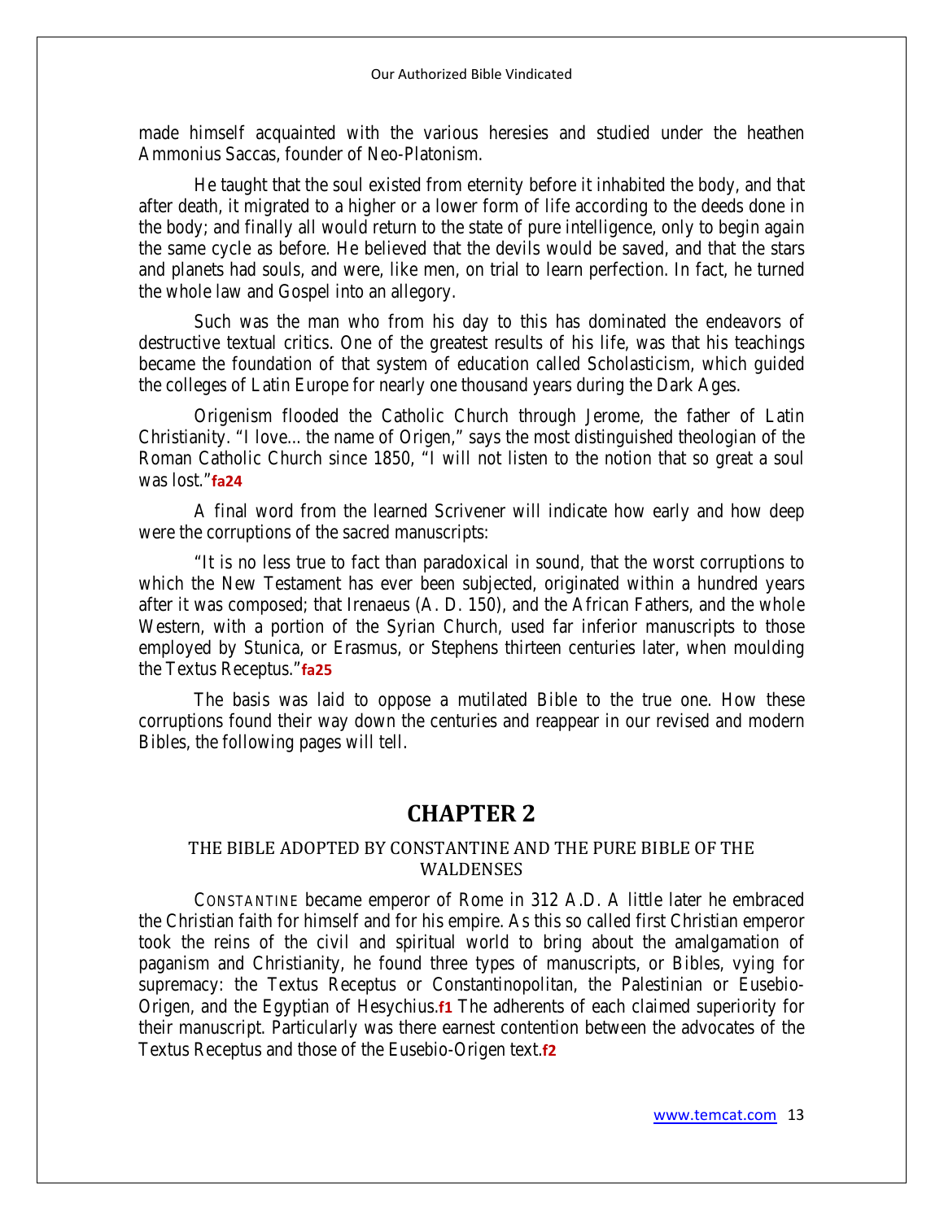made himself acquainted with the various heresies and studied under the heathen Ammonius Saccas, founder of Neo-Platonism.

He taught that the soul existed from eternity before it inhabited the body, and that after death, it migrated to a higher or a lower form of life according to the deeds done in the body; and finally all would return to the state of pure intelligence, only to begin again the same cycle as before. He believed that the devils would be saved, and that the stars and planets had souls, and were, like men, on trial to learn perfection. In fact, he turned the whole law and Gospel into an allegory.

Such was the man who from his day to this has dominated the endeavors of destructive textual critics. One of the greatest results of his life, was that his teachings became the foundation of that system of education called Scholasticism, which guided the colleges of Latin Europe for nearly one thousand years during the Dark Ages.

Origenism flooded the Catholic Church through Jerome, the father of Latin Christianity. "I love... the name of Origen," says the most distinguished theologian of the Roman Catholic Church since 1850, "I will not listen to the notion that so great a soul was lost."[fa24]

A final word from the learned Scrivener will indicate how early and how deep were the corruptions of the sacred manuscripts:

"It is no less true to fact than paradoxical in sound, that the worst corruptions to which the New Testament has ever been subjected, originated within a hundred years after it was composed; that Irenaeus (A. D. 150), and the African Fathers, and the whole Western, with a portion of the Syrian Church, used far inferior manuscripts to those employed by Stunica, or Erasmus, or Stephens thirteen centuries later, when moulding the Textus Receptus."[fa25]

The basis was laid to oppose a mutilated Bible to the true one. How these corruptions found their way down the centuries and reappear in our revised and modern Bibles, the following pages will tell.

# CHAPTER 2

## THE BIBLE ADOPTED BY CONSTANTINE AND THE PURE BIBLE OF THE WALDENSES

CONSTANTINE became emperor of Rome in 312 A.D. A little later he embraced the Christian faith for himself and for his empire. As this so called first Christian emperor took the reins of the civil and spiritual world to bring about the amalgamation of paganism and Christianity, he found three types of manuscripts, or Bibles, vying for supremacy: the Textus Receptus or Constantinopolitan, the Palestinian or Eusebio-Origen, and the Egyptian of Hesychius.[f1] The adherents of each claimed superiority for their manuscript. Particularly was there earnest contention between the advocates of the Textus Receptus and those of the Eusebio-Origen text.[f2]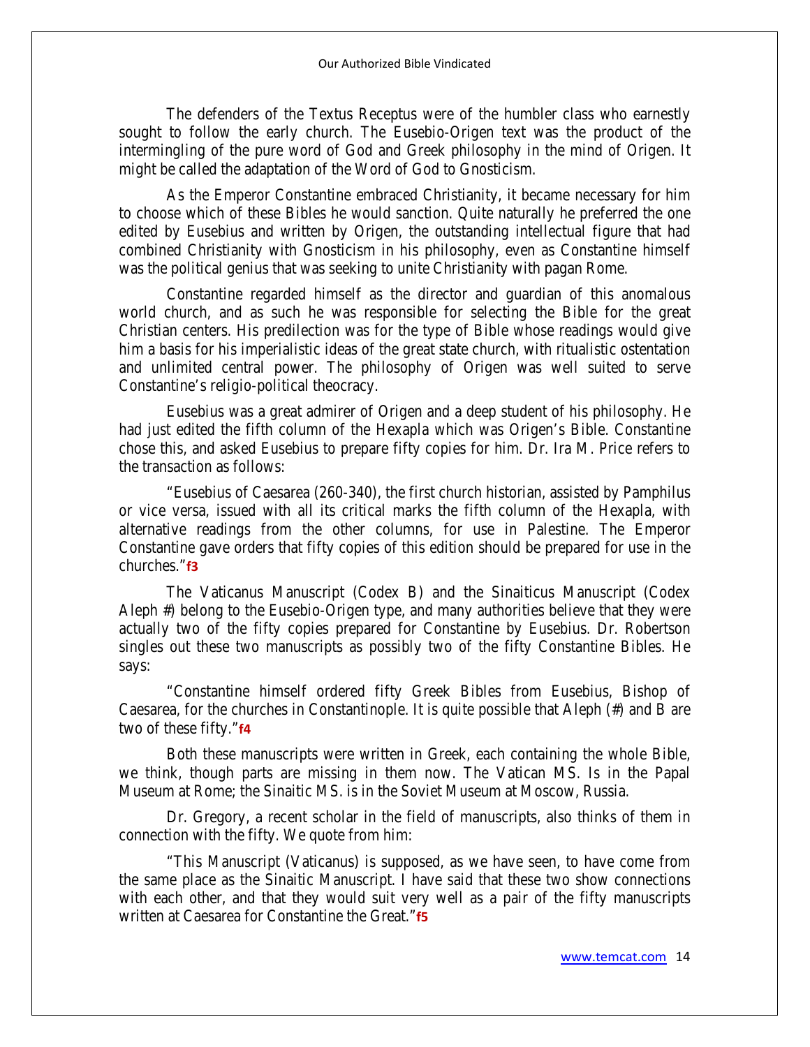The defenders of the Textus Receptus were of the humbler class who earnestly sought to follow the early church. The Eusebio-Origen text was the product of the intermingling of the pure word of God and Greek philosophy in the mind of Origen. It might be called the adaptation of the Word of God to Gnosticism.

As the Emperor Constantine embraced Christianity, it became necessary for him to choose which of these Bibles he would sanction. Quite naturally he preferred the one edited by Eusebius and written by Origen, the outstanding intellectual figure that had combined Christianity with Gnosticism in his philosophy, even as Constantine himself was the political genius that was seeking to unite Christianity with pagan Rome.

Constantine regarded himself as the director and guardian of this anomalous world church, and as such he was responsible for selecting the Bible for the great Christian centers. His predilection was for the type of Bible whose readings would give him a basis for his imperialistic ideas of the great state church, with ritualistic ostentation and unlimited central power. The philosophy of Origen was well suited to serve Constantine's religio-political theocracy.

Eusebius was a great admirer of Origen and a deep student of his philosophy. He had just edited the fifth column of the Hexapla which was Origen's Bible. Constantine chose this, and asked Eusebius to prepare fifty copies for him. Dr. Ira M. Price refers to the transaction as follows:

"Eusebius of Caesarea (260-340), the first church historian, assisted by Pamphilus or vice versa, issued with all its critical marks the fifth column of the Hexapla, with alternative readings from the other columns, for use in Palestine. The Emperor Constantine gave orders that fifty copies of this edition should be prepared for use in the churches."**f3**

The Vaticanus Manuscript (Codex B) and the Sinaiticus Manuscript (Codex Aleph #) belong to the Eusebio-Origen type, and many authorities believe that they were actually two of the fifty copies prepared for Constantine by Eusebius. Dr. Robertson singles out these two manuscripts as possibly two of the fifty Constantine Bibles. He says:

"Constantine himself ordered fifty Greek Bibles from Eusebius, Bishop of Caesarea, for the churches in Constantinople. It is quite possible that Aleph (#) and B are two of these fifty."**f4**

Both these manuscripts were written in Greek, each containing the whole Bible, we think, though parts are missing in them now. The Vatican MS. Is in the Papal Museum at Rome; the Sinaitic MS. is in the Soviet Museum at Moscow, Russia.

Dr. Gregory, a recent scholar in the field of manuscripts, also thinks of them in connection with the fifty. We quote from him:

"This Manuscript (Vaticanus) is supposed, as we have seen, to have come from the same place as the Sinaitic Manuscript. I have said that these two show connections with each other, and that they would suit very well as a pair of the fifty manuscripts written at Caesarea for Constantine the Great."**f5**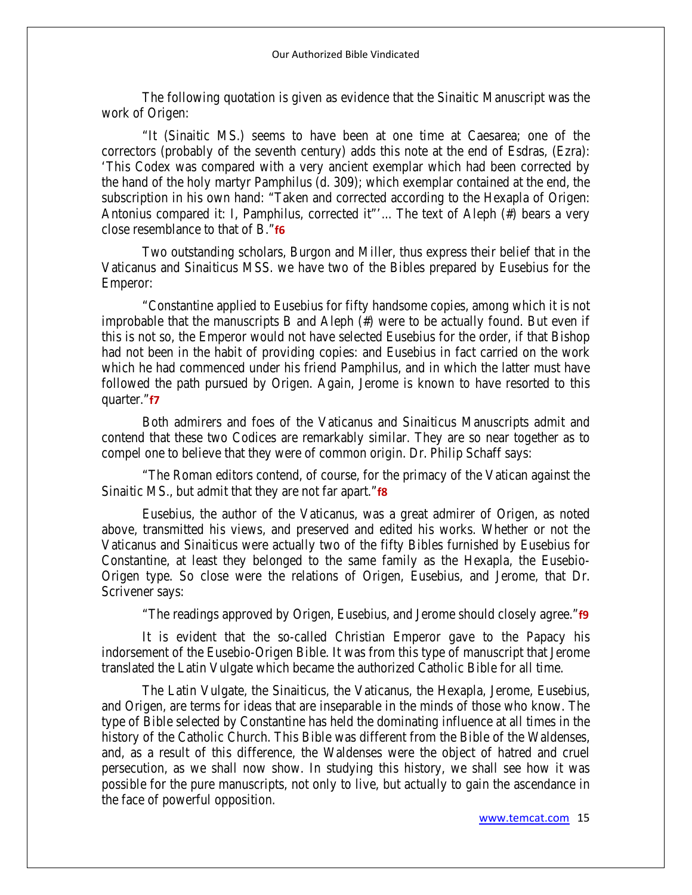The following quotation is given as evidence that the Sinaitic Manuscript was the work of Origen:

"It (Sinaitic MS.) seems to have been at one time at Caesarea; one of the correctors (probably of the seventh century) adds this note at the end of Esdras, (Ezra): 'This Codex was compared with a very ancient exemplar which had been corrected by the hand of the holy martyr Pamphilus (d. 309); which exemplar contained at the end, the subscription in his own hand: "Taken and corrected according to the Hexapla of Origen: Antonius compared it: I, Pamphilus, corrected it"'... The text of Aleph (#) bears a very close resemblance to that of B."f6

Two outstanding scholars, Burgon and Miller, thus express their belief that in the Vaticanus and Sinaiticus MSS. we have two of the Bibles prepared by Eusebius for the Emperor:

"Constantine applied to Eusebius for fifty handsome copies, among which it is not improbable that the manuscripts B and Aleph (#) were to be actually found. But even if this is not so, the Emperor would not have selected Eusebius for the order, if that Bishop had not been in the habit of providing copies: and Eusebius in fact carried on the work which he had commenced under his friend Pamphilus, and in which the latter must have followed the path pursued by Origen. Again, Jerome is known to have resorted to this quarter."f7

Both admirers and foes of the Vaticanus and Sinaiticus Manuscripts admit and contend that these two Codices are remarkably similar. They are so near together as to compel one to believe that they were of common origin. Dr. Philip Schaff says:

"The Roman editors contend, of course, for the primacy of the Vatican against the Sinaitic MS., but admit that they are not far apart."f8

Eusebius, the author of the Vaticanus, was a great admirer of Origen, as noted above, transmitted his views, and preserved and edited his works. Whether or not the Vaticanus and Sinaiticus were actually two of the fifty Bibles furnished by Eusebius for Constantine, at least they belonged to the same family as the Hexapla, the Eusebio-Origen type. So close were the relations of Origen, Eusebius, and Jerome, that Dr. Scrivener says:

"The readings approved by Origen, Eusebius, and Jerome should closely agree."f9

It is evident that the so-called Christian Emperor gave to the Papacy his indorsement of the Eusebio-Origen Bible. It was from this type of manuscript that Jerome translated the Latin Vulgate which became the authorized Catholic Bible for all time.

The Latin Vulgate, the Sinaiticus, the Vaticanus, the Hexapla, Jerome, Eusebius, and Origen, are terms for ideas that are inseparable in the minds of those who know. The type of Bible selected by Constantine has held the dominating influence at all times in the history of the Catholic Church. This Bible was different from the Bible of the Waldenses, and, as a result of this difference, the Waldenses were the object of hatred and cruel persecution, as we shall now show. In studying this history, we shall see how it was possible for the pure manuscripts, not only to live, but actually to gain the ascendance in the face of powerful opposition.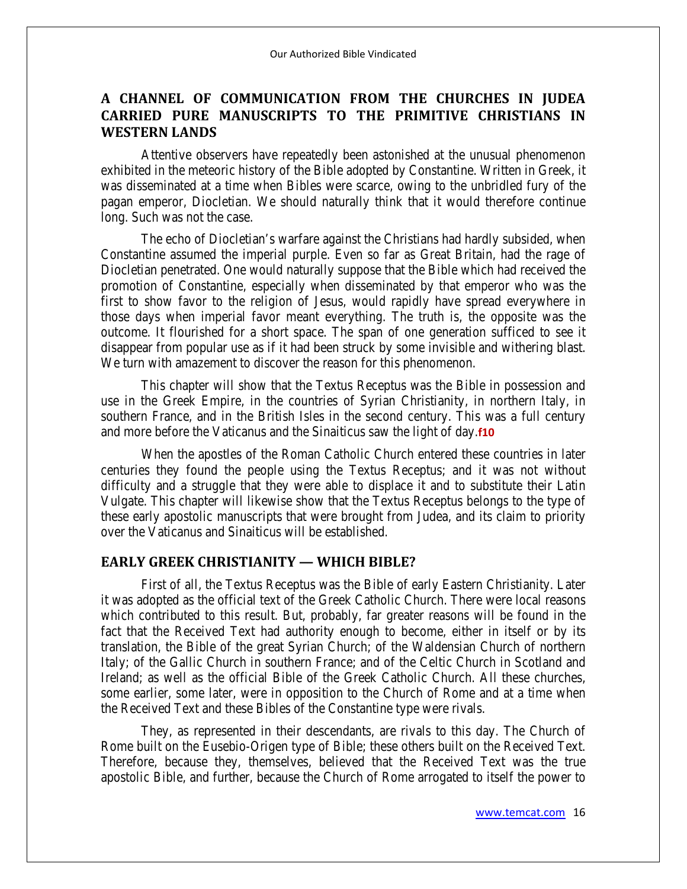## A CHANNEL OF COMMUNICATION FROM THE CHURCHES IN JUDEA CARRIED PURE MANUSCRIPTS TO THE PRIMITIVE CHRISTIANS IN WESTERN LANDS

Attentive observers have repeatedly been astonished at the unusual phenomenon exhibited in the meteoric history of the Bible adopted by Constantine. Written in Greek, it was disseminated at a time when Bibles were scarce, owing to the unbridled fury of the pagan emperor, Diocletian. We should naturally think that it would therefore continue long. Such was not the case.

The echo of Diocletian's warfare against the Christians had hardly subsided, when Constantine assumed the imperial purple. Even so far as Great Britain, had the rage of Diocletian penetrated. One would naturally suppose that the Bible which had received the promotion of Constantine, especially when disseminated by that emperor who was the first to show favor to the religion of Jesus, would rapidly have spread everywhere in those days when imperial favor meant everything. The truth is, the opposite was the outcome. It flourished for a short space. The span of one generation sufficed to see it disappear from popular use as if it had been struck by some invisible and withering blast. We turn with amazement to discover the reason for this phenomenon.

This chapter will show that the Textus Receptus was the Bible in possession and use in the Greek Empire, in the countries of Syrian Christianity, in northern Italy, in southern France, and in the British Isles in the second century. This was a full century and more before the Vaticanus and the Sinaiticus saw the light of day.**f10**

When the apostles of the Roman Catholic Church entered these countries in later centuries they found the people using the Textus Receptus; and it was not without difficulty and a struggle that they were able to displace it and to substitute their Latin Vulgate. This chapter will likewise show that the Textus Receptus belongs to the type of these early apostolic manuscripts that were brought from Judea, and its claim to priority over the Vaticanus and Sinaiticus will be established.

## EARLY GREEK CHRISTIANITY — WHICH BIBLE?

First of all, the Textus Receptus was the Bible of early Eastern Christianity. Later it was adopted as the official text of the Greek Catholic Church. There were local reasons which contributed to this result. But, probably, far greater reasons will be found in the fact that the Received Text had authority enough to become, either in itself or by its translation, the Bible of the great Syrian Church; of the Waldensian Church of northern Italy; of the Gallic Church in southern France; and of the Celtic Church in Scotland and Ireland; as well as the official Bible of the Greek Catholic Church. All these churches, some earlier, some later, were in opposition to the Church of Rome and at a time when the Received Text and these Bibles of the Constantine type were rivals.

They, as represented in their descendants, are rivals to this day. The Church of Rome built on the Eusebio-Origen type of Bible; these others built on the Received Text. Therefore, because they, themselves, believed that the Received Text was the true apostolic Bible, and further, because the Church of Rome arrogated to itself the power to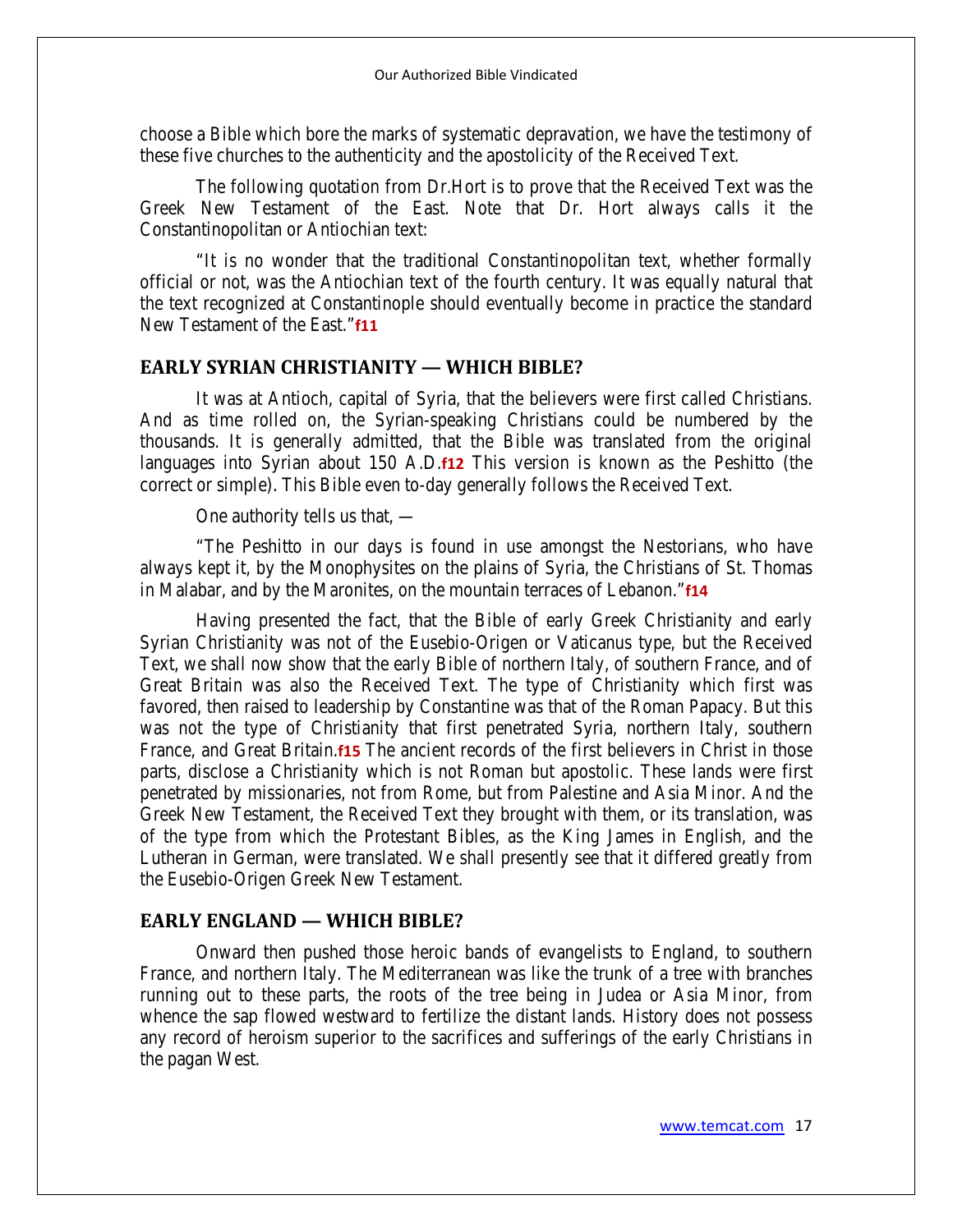choose a Bible which bore the marks of systematic depravation, we have the testimony of these five churches to the authenticity and the apostolicity of the Received Text.

The following quotation from Dr.Hort is to prove that the Received Text was the Greek New Testament of the East. Note that Dr. Hort always calls it the Constantinopolitan or Antiochian text:

"It is no wonder that the traditional Constantinopolitan text, whether formally official or not, was the Antiochian text of the fourth century. It was equally natural that the text recognized at Constantinople should eventually become in practice the standard New Testament of the East."**f11**

## EARLY SYRIAN CHRISTIANITY — WHICH BIBLE?

It was at Antioch, capital of Syria, that the believers were first called Christians. And as time rolled on, the Syrian-speaking Christians could be numbered by the thousands. It is generally admitted, that the Bible was translated from the original languages into Syrian about 150 A.D.**f12** This version is known as the Peshitto (the correct or simple). This Bible even to-day generally follows the Received Text.

One authority tells us that, —

"The Peshitto in our days is found in use amongst the Nestorians, who have always kept it, by the Monophysites on the plains of Syria, the Christians of St. Thomas in Malabar, and by the Maronites, on the mountain terraces of Lebanon."**f14**

Having presented the fact, that the Bible of early Greek Christianity and early Syrian Christianity was not of the Eusebio-Origen or Vaticanus type, but the Received Text, we shall now show that the early Bible of northern Italy, of southern France, and of Great Britain was also the Received Text. The type of Christianity which first was favored, then raised to leadership by Constantine was that of the Roman Papacy. But this was not the type of Christianity that first penetrated Syria, northern Italy, southern France, and Great Britain.**f15** The ancient records of the first believers in Christ in those parts, disclose a Christianity which is not Roman but apostolic. These lands were first penetrated by missionaries, not from Rome, but from Palestine and Asia Minor. And the Greek New Testament, the Received Text they brought with them, or its translation, was of the type from which the Protestant Bibles, as the King James in English, and the Lutheran in German, were translated. We shall presently see that it differed greatly from the Eusebio-Origen Greek New Testament.

## EARLY ENGLAND — WHICH BIBLE?

Onward then pushed those heroic bands of evangelists to England, to southern France, and northern Italy. The Mediterranean was like the trunk of a tree with branches running out to these parts, the roots of the tree being in Judea or Asia Minor, from whence the sap flowed westward to fertilize the distant lands. History does not possess any record of heroism superior to the sacrifices and sufferings of the early Christians in the pagan West.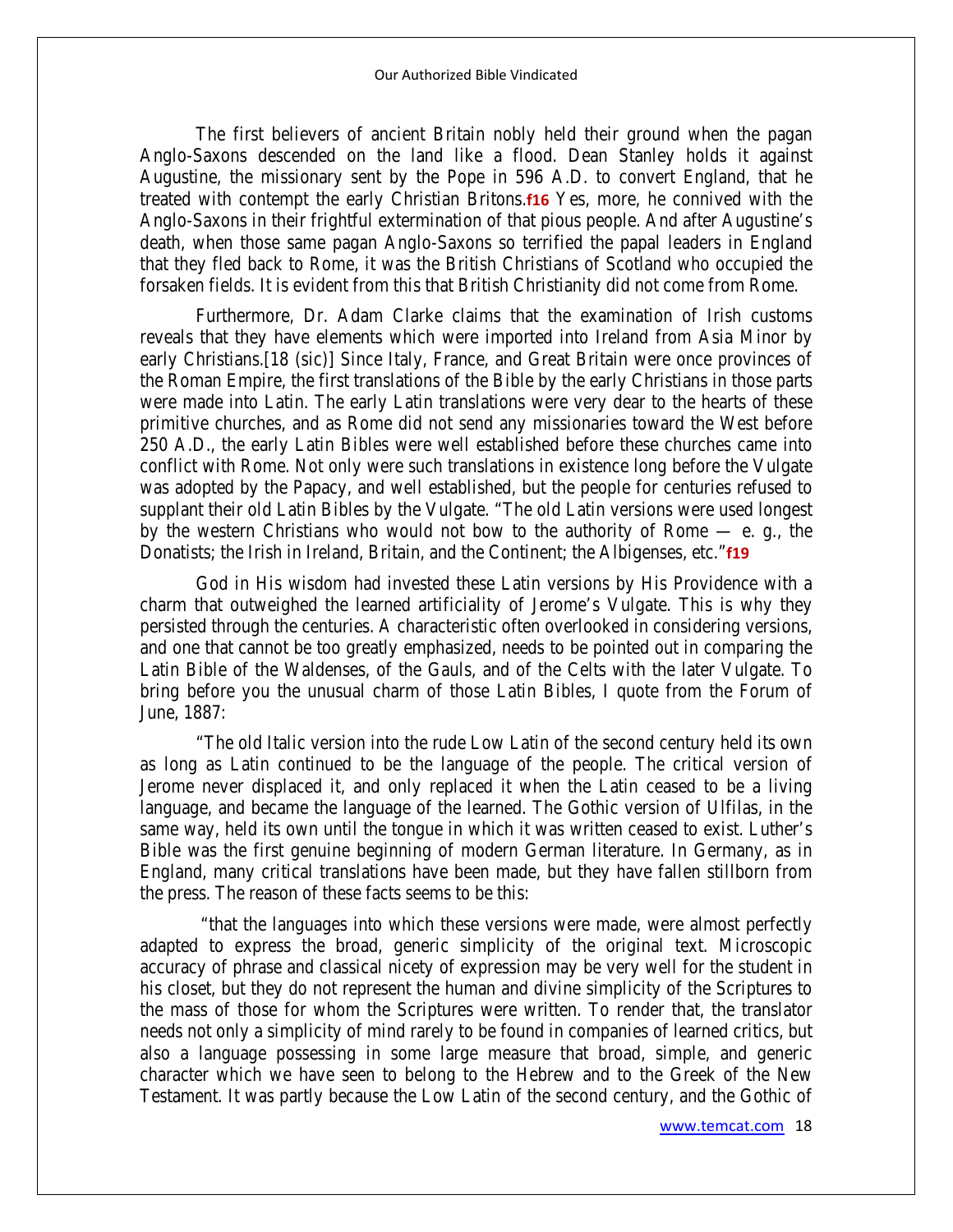The first believers of ancient Britain nobly held their ground when the pagan Anglo-Saxons descended on the land like a flood. Dean Stanley holds it against Augustine, the missionary sent by the Pope in 596 A.D. to convert England, that he treated with contempt the early Christian Britons.[f16] Yes, more, he connived with the Anglo-Saxons in their frightful extermination of that pious people. And after Augustine's death, when those same pagan Anglo-Saxons so terrified the papal leaders in England that they fled back to Rome, it was the British Christians of Scotland who occupied the forsaken fields. It is evident from this that British Christianity did not come from Rome.

Furthermore, Dr. Adam Clarke claims that the examination of Irish customs reveals that they have elements which were imported into Ireland from Asia Minor by early Christians.[18 (sic)] Since Italy, France, and Great Britain were once provinces of the Roman Empire, the first translations of the Bible by the early Christians in those parts were made into Latin. The early Latin translations were very dear to the hearts of these primitive churches, and as Rome did not send any missionaries toward the West before 250 A.D., the early Latin Bibles were well established before these churches came into conflict with Rome. Not only were such translations in existence long before the Vulgate was adopted by the Papacy, and well established, but the people for centuries refused to supplant their old Latin Bibles by the Vulgate. "The old Latin versions were used longest by the western Christians who would not bow to the authority of Rome — e. g., the Donatists; the Irish in Ireland, Britain, and the Continent; the Albigenses, etc."[f19]

God in His wisdom had invested these Latin versions by His Providence with a charm that outweighed the learned artificiality of Jerome's Vulgate. This is why they persisted through the centuries. A characteristic often overlooked in considering versions, and one that cannot be too greatly emphasized, needs to be pointed out in comparing the Latin Bible of the Waldenses, of the Gauls, and of the Celts with the later Vulgate. To bring before you the unusual charm of those Latin Bibles, I quote from the Forum of June, 1887:

"The old Italic version into the rude Low Latin of the second century held its own as long as Latin continued to be the language of the people. The critical version of Jerome never displaced it, and only replaced it when the Latin ceased to be a living language, and became the language of the learned. The Gothic version of Ulfilas, in the same way, held its own until the tongue in which it was written ceased to exist. Luther's Bible was the first genuine beginning of modern German literature. In Germany, as in England, many critical translations have been made, but they have fallen stillborn from the press. The reason of these facts seems to be this:

"that the languages into which these versions were made, were almost perfectly adapted to express the broad, generic simplicity of the original text. Microscopic accuracy of phrase and classical nicety of expression may be very well for the student in his closet, but they do not represent the human and divine simplicity of the Scriptures to the mass of those for whom the Scriptures were written. To render that, the translator needs not only a simplicity of mind rarely to be found in companies of learned critics, but also a language possessing in some large measure that broad, simple, and generic character which we have seen to belong to the Hebrew and to the Greek of the New Testament. It was partly because the Low Latin of the second century, and the Gothic of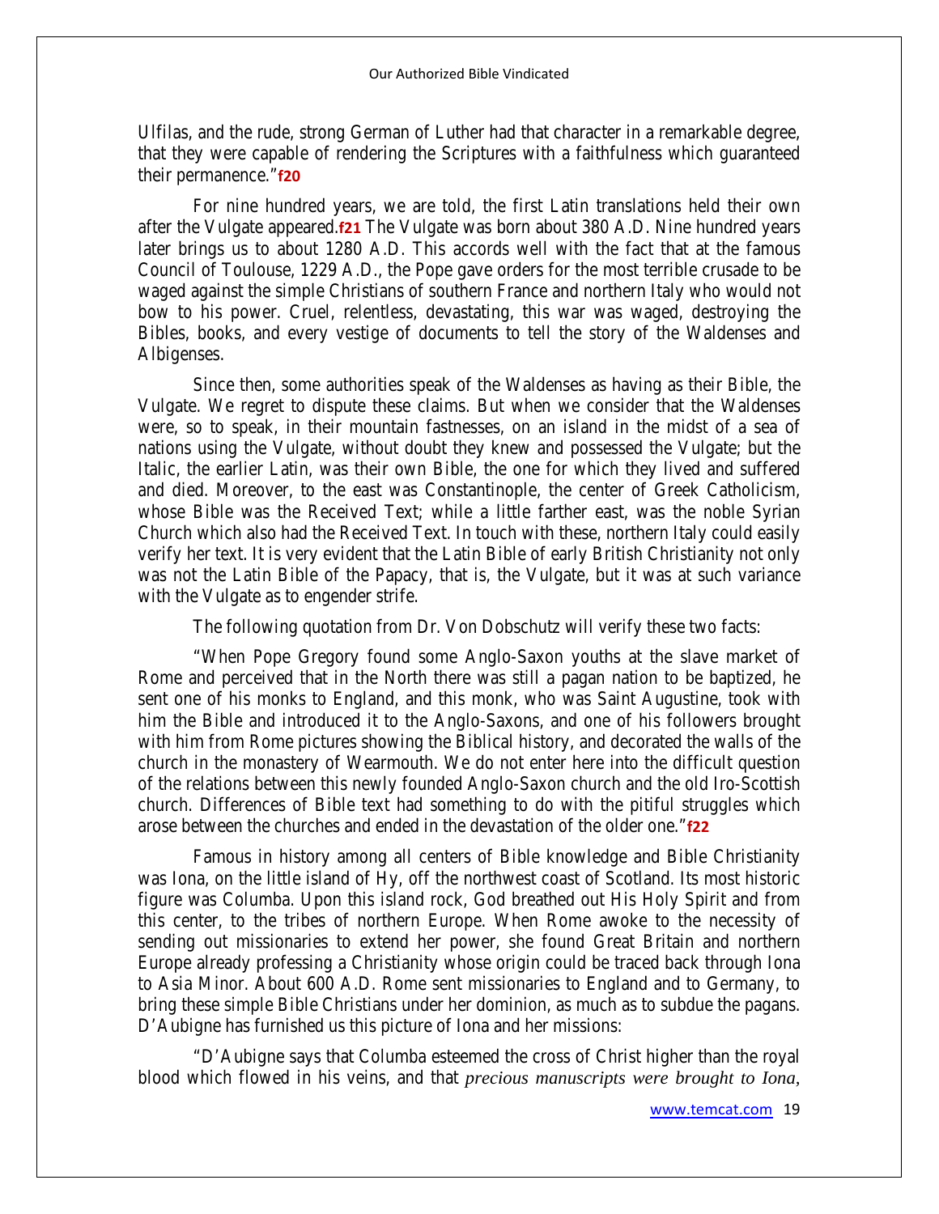Ulfilas, and the rude, strong German of Luther had that character in a remarkable degree, that they were capable of rendering the Scriptures with a faithfulness which guaranteed their permanence."[f20]

For nine hundred years, we are told, the first Latin translations held their own after the Vulgate appeared.[f21] The Vulgate was born about 380 A.D. Nine hundred years later brings us to about 1280 A.D. This accords well with the fact that at the famous Council of Toulouse, 1229 A.D., the Pope gave orders for the most terrible crusade to be waged against the simple Christians of southern France and northern Italy who would not bow to his power. Cruel, relentless, devastating, this war was waged, destroying the Bibles, books, and every vestige of documents to tell the story of the Waldenses and Albigenses.

Since then, some authorities speak of the Waldenses as having as their Bible, the Vulgate. We regret to dispute these claims. But when we consider that the Waldenses were, so to speak, in their mountain fastnesses, on an island in the midst of a sea of nations using the Vulgate, without doubt they knew and possessed the Vulgate; but the Italic, the earlier Latin, was their own Bible, the one for which they lived and suffered and died. Moreover, to the east was Constantinople, the center of Greek Catholicism, whose Bible was the Received Text; while a little farther east, was the noble Syrian Church which also had the Received Text. In touch with these, northern Italy could easily verify her text. It is very evident that the Latin Bible of early British Christianity not only was not the Latin Bible of the Papacy, that is, the Vulgate, but it was at such variance with the Vulgate as to engender strife.

The following quotation from Dr. Von Dobschutz will verify these two facts:

"When Pope Gregory found some Anglo-Saxon youths at the slave market of Rome and perceived that in the North there was still a pagan nation to be baptized, he sent one of his monks to England, and this monk, who was Saint Augustine, took with him the Bible and introduced it to the Anglo-Saxons, and one of his followers brought with him from Rome pictures showing the Biblical history, and decorated the walls of the church in the monastery of Wearmouth. We do not enter here into the difficult question of the relations between this newly founded Anglo-Saxon church and the old Iro-Scottish church. Differences of Bible text had something to do with the pitiful struggles which arose between the churches and ended in the devastation of the older one."[f22]

Famous in history among all centers of Bible knowledge and Bible Christianity was Iona, on the little island of Hy, off the northwest coast of Scotland. Its most historic figure was Columba. Upon this island rock, God breathed out His Holy Spirit and from this center, to the tribes of northern Europe. When Rome awoke to the necessity of sending out missionaries to extend her power, she found Great Britain and northern Europe already professing a Christianity whose origin could be traced back through Iona to Asia Minor. About 600 A.D. Rome sent missionaries to England and to Germany, to bring these simple Bible Christians under her dominion, as much as to subdue the pagans. D'Aubigne has furnished us this picture of Iona and her missions:

"D'Aubigne says that Columba esteemed the cross of Christ higher than the royal blood which flowed in his veins, and that *precious manuscripts were brought to Iona*,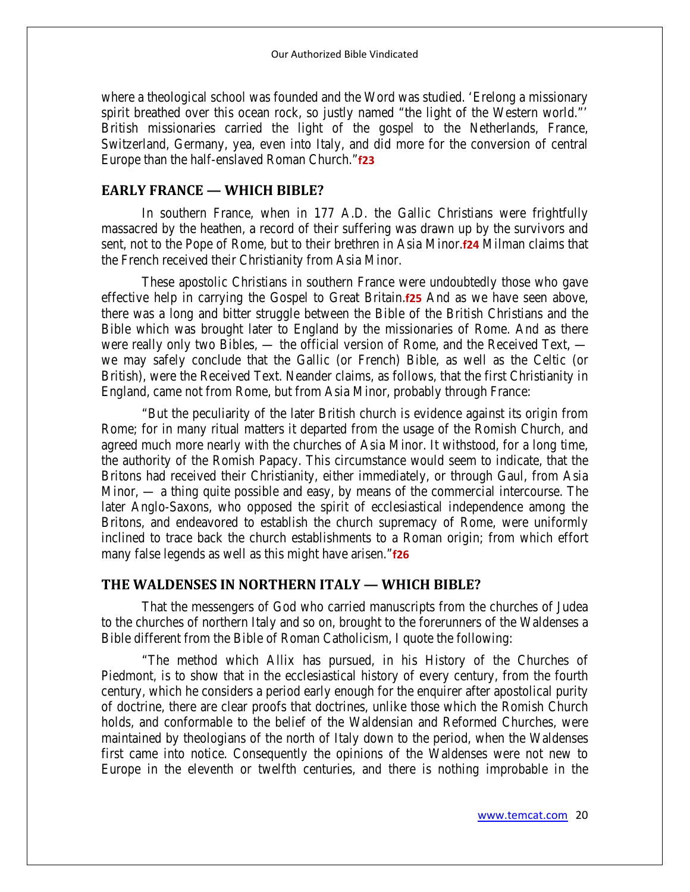where a theological school was founded and the Word was studied. 'Erelong a missionary spirit breathed over this ocean rock, so justly named "the light of the Western world."' British missionaries carried the light of the gospel to the Netherlands, France, Switzerland, Germany, yea, even into Italy, and did more for the conversion of central Europe than the half-enslaved Roman Church."[f23]

## EARLY FRANCE — WHICH BIBLE?

In southern France, when in 177 A.D. the Gallic Christians were frightfully massacred by the heathen, a record of their suffering was drawn up by the survivors and sent, not to the Pope of Rome, but to their brethren in Asia Minor.[f24] Milman claims that the French received their Christianity from Asia Minor.

These apostolic Christians in southern France were undoubtedly those who gave effective help in carrying the Gospel to Great Britain.[f25] And as we have seen above, there was a long and bitter struggle between the Bible of the British Christians and the Bible which was brought later to England by the missionaries of Rome. And as there were really only two Bibles, — the official version of Rome, and the Received Text, — we may safely conclude that the Gallic (or French) Bible, as well as the Celtic (or British), were the Received Text. Neander claims, as follows, that the first Christianity in England, came not from Rome, but from Asia Minor, probably through France:

"But the peculiarity of the later British church is evidence against its origin from Rome; for in many ritual matters it departed from the usage of the Romish Church, and agreed much more nearly with the churches of Asia Minor. It withstood, for a long time, the authority of the Romish Papacy. This circumstance would seem to indicate, that the Britons had received their Christianity, either immediately, or through Gaul, from Asia Minor, — a thing quite possible and easy, by means of the commercial intercourse. The later Anglo-Saxons, who opposed the spirit of ecclesiastical independence among the Britons, and endeavored to establish the church supremacy of Rome, were uniformly inclined to trace back the church establishments to a Roman origin; from which effort many false legends as well as this might have arisen."[f26]

## THE WALDENSES IN NORTHERN ITALY — WHICH BIBLE?

That the messengers of God who carried manuscripts from the churches of Judea to the churches of northern Italy and so on, brought to the forerunners of the Waldenses a Bible different from the Bible of Roman Catholicism, I quote the following:

"The method which Allix has pursued, in his History of the Churches of Piedmont, is to show that in the ecclesiastical history of every century, from the fourth century, which he considers a period early enough for the enquirer after apostolical purity of doctrine, there are clear proofs that doctrines, unlike those which the Romish Church holds, and conformable to the belief of the Waldensian and Reformed Churches, were maintained by theologians of the north of Italy down to the period, when the Waldenses first came into notice. Consequently the opinions of the Waldenses were not new to Europe in the eleventh or twelfth centuries, and there is nothing improbable in the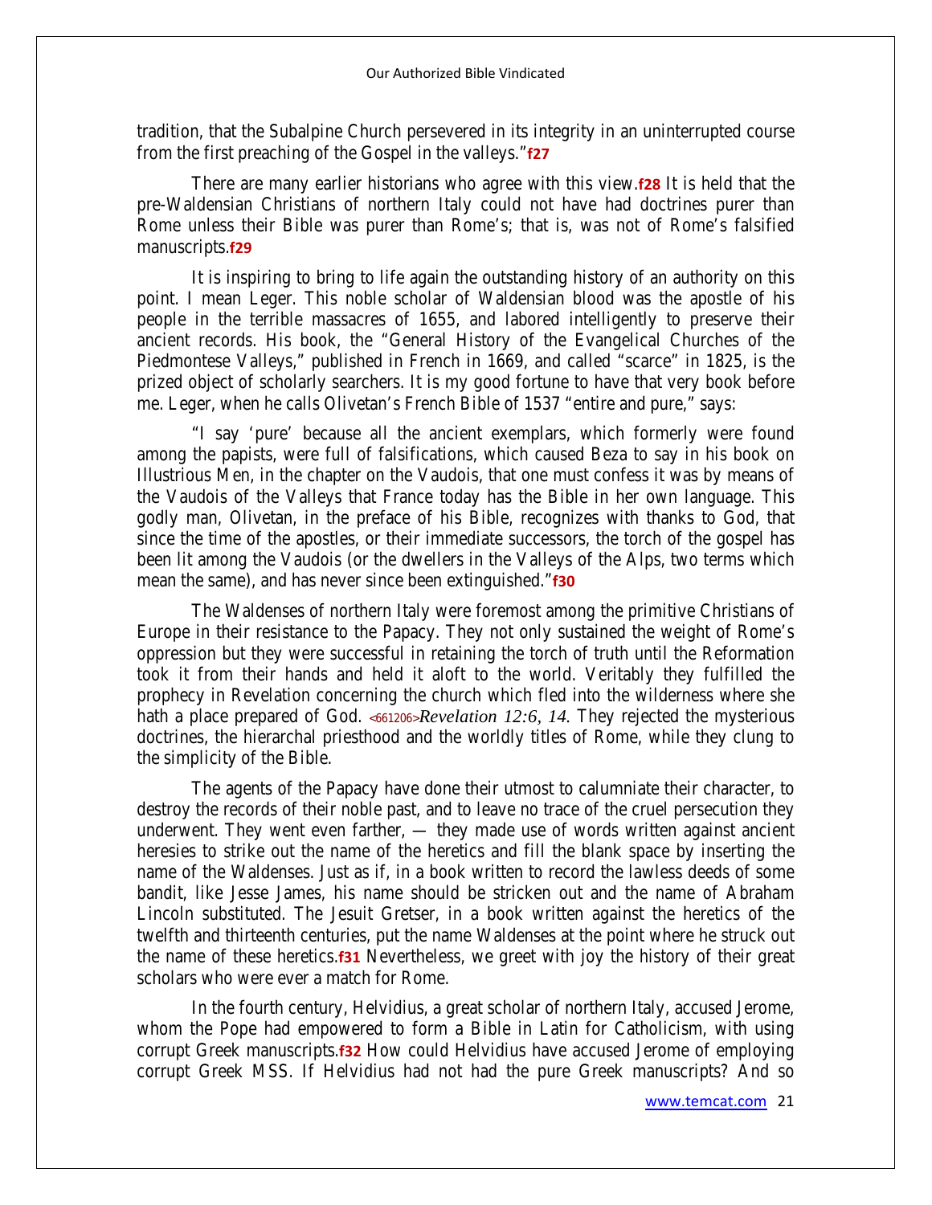tradition, that the Subalpine Church persevered in its integrity in an uninterrupted course from the first preaching of the Gospel in the valleys."[f27]

There are many earlier historians who agree with this view.[f28] It is held that the pre-Waldensian Christians of northern Italy could not have had doctrines purer than Rome unless their Bible was purer than Rome's; that is, was not of Rome's falsified manuscripts.[f29]

It is inspiring to bring to life again the outstanding history of an authority on this point. I mean Leger. This noble scholar of Waldensian blood was the apostle of his people in the terrible massacres of 1655, and labored intelligently to preserve their ancient records. His book, the "General History of the Evangelical Churches of the Piedmontese Valleys," published in French in 1669, and called "scarce" in 1825, is the prized object of scholarly searchers. It is my good fortune to have that very book before me. Leger, when he calls Olivetan's French Bible of 1537 "entire and pure," says:

"I say 'pure' because all the ancient exemplars, which formerly were found among the papists, were full of falsifications, which caused Beza to say in his book on Illustrious Men, in the chapter on the Vaudois, that one must confess it was by means of the Vaudois of the Valleys that France today has the Bible in her own language. This godly man, Olivetan, in the preface of his Bible, recognizes with thanks to God, that since the time of the apostles, or their immediate successors, the torch of the gospel has been lit among the Vaudois (or the dwellers in the Valleys of the Alps, two terms which mean the same), and has never since been extinguished."[f30]

The Waldenses of northern Italy were foremost among the primitive Christians of Europe in their resistance to the Papacy. They not only sustained the weight of Rome's oppression but they were successful in retaining the torch of truth until the Reformation took it from their hands and held it aloft to the world. Veritably they fulfilled the prophecy in Revelation concerning the church which fled into the wilderness where she hath a place prepared of God. <661206>*Revelation 12:6, 14.* They rejected the mysterious doctrines, the hierarchal priesthood and the worldly titles of Rome, while they clung to the simplicity of the Bible.

The agents of the Papacy have done their utmost to calumniate their character, to destroy the records of their noble past, and to leave no trace of the cruel persecution they underwent. They went even farther, — they made use of words written against ancient heresies to strike out the name of the heretics and fill the blank space by inserting the name of the Waldenses. Just as if, in a book written to record the lawless deeds of some bandit, like Jesse James, his name should be stricken out and the name of Abraham Lincoln substituted. The Jesuit Gretser, in a book written against the heretics of the twelfth and thirteenth centuries, put the name Waldenses at the point where he struck out the name of these heretics.[f31] Nevertheless, we greet with joy the history of their great scholars who were ever a match for Rome.

In the fourth century, Helvidius, a great scholar of northern Italy, accused Jerome, whom the Pope had empowered to form a Bible in Latin for Catholicism, with using corrupt Greek manuscripts.[f32] How could Helvidius have accused Jerome of employing corrupt Greek MSS. If Helvidius had not had the pure Greek manuscripts? And so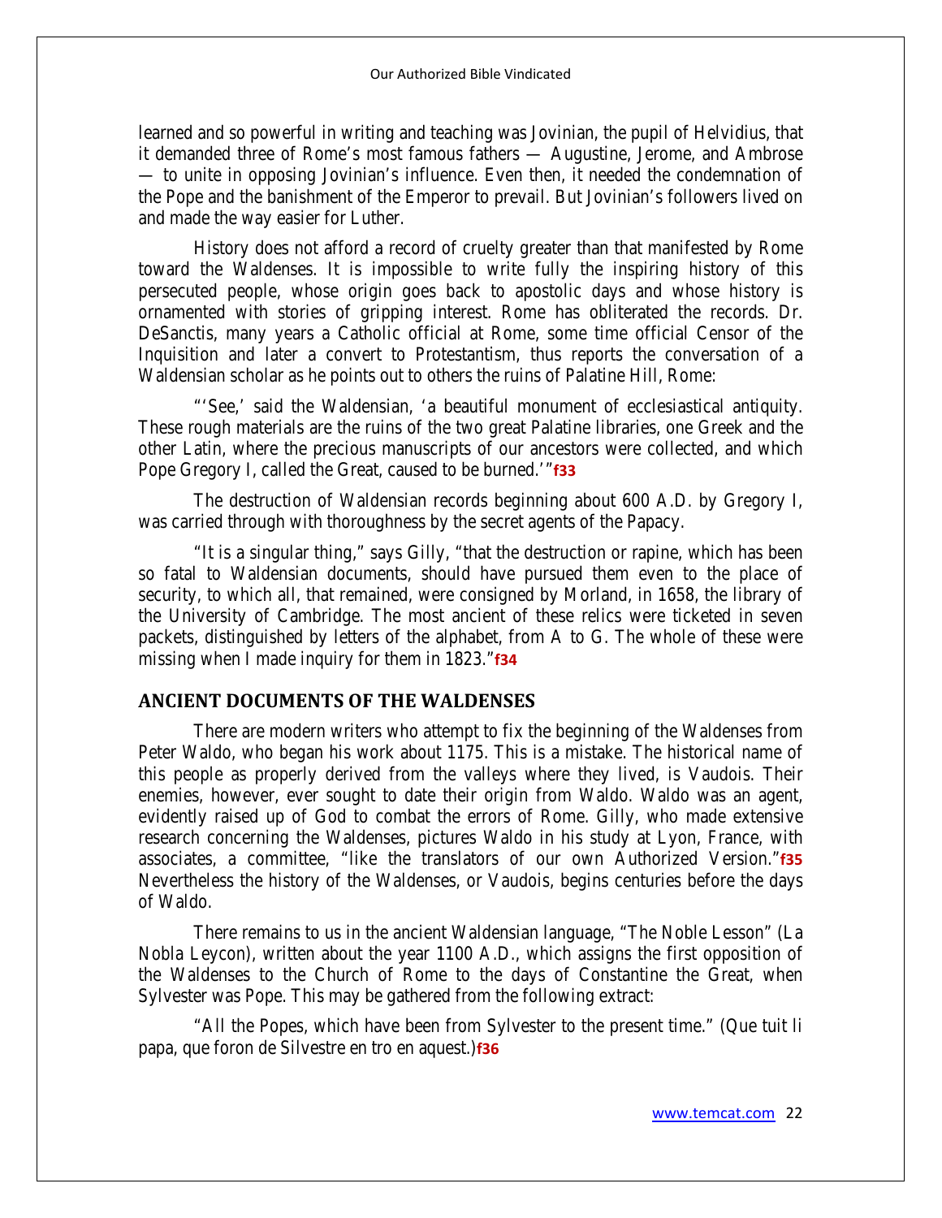learned and so powerful in writing and teaching was Jovinian, the pupil of Helvidius, that it demanded three of Rome's most famous fathers — Augustine, Jerome, and Ambrose — to unite in opposing Jovinian's influence. Even then, it needed the condemnation of the Pope and the banishment of the Emperor to prevail. But Jovinian's followers lived on and made the way easier for Luther.

History does not afford a record of cruelty greater than that manifested by Rome toward the Waldenses. It is impossible to write fully the inspiring history of this persecuted people, whose origin goes back to apostolic days and whose history is ornamented with stories of gripping interest. Rome has obliterated the records. Dr. DeSanctis, many years a Catholic official at Rome, some time official Censor of the Inquisition and later a convert to Protestantism, thus reports the conversation of a Waldensian scholar as he points out to others the ruins of Palatine Hill, Rome:

"'See,' said the Waldensian, 'a beautiful monument of ecclesiastical antiquity. These rough materials are the ruins of the two great Palatine libraries, one Greek and the other Latin, where the precious manuscripts of our ancestors were collected, and which Pope Gregory I, called the Great, caused to be burned.'"**f33**

The destruction of Waldensian records beginning about 600 A.D. by Gregory I, was carried through with thoroughness by the secret agents of the Papacy.

"It is a singular thing," says Gilly, "that the destruction or rapine, which has been so fatal to Waldensian documents, should have pursued them even to the place of security, to which all, that remained, were consigned by Morland, in 1658, the library of the University of Cambridge. The most ancient of these relics were ticketed in seven packets, distinguished by letters of the alphabet, from A to G. The whole of these were missing when I made inquiry for them in 1823."**f34**

## ANCIENT DOCUMENTS OF THE WALDENSES

There are modern writers who attempt to fix the beginning of the Waldenses from Peter Waldo, who began his work about 1175. This is a mistake. The historical name of this people as properly derived from the valleys where they lived, is Vaudois. Their enemies, however, ever sought to date their origin from Waldo. Waldo was an agent, evidently raised up of God to combat the errors of Rome. Gilly, who made extensive research concerning the Waldenses, pictures Waldo in his study at Lyon, France, with associates, a committee, "like the translators of our own Authorized Version."**f35** Nevertheless the history of the Waldenses, or Vaudois, begins centuries before the days of Waldo.

There remains to us in the ancient Waldensian language, "The Noble Lesson" (La Nobla Leycon), written about the year 1100 A.D., which assigns the first opposition of the Waldenses to the Church of Rome to the days of Constantine the Great, when Sylvester was Pope. This may be gathered from the following extract:

"All the Popes, which have been from Sylvester to the present time." (Que tuit li papa, que foron de Silvestre en tro en aquest.)**f36**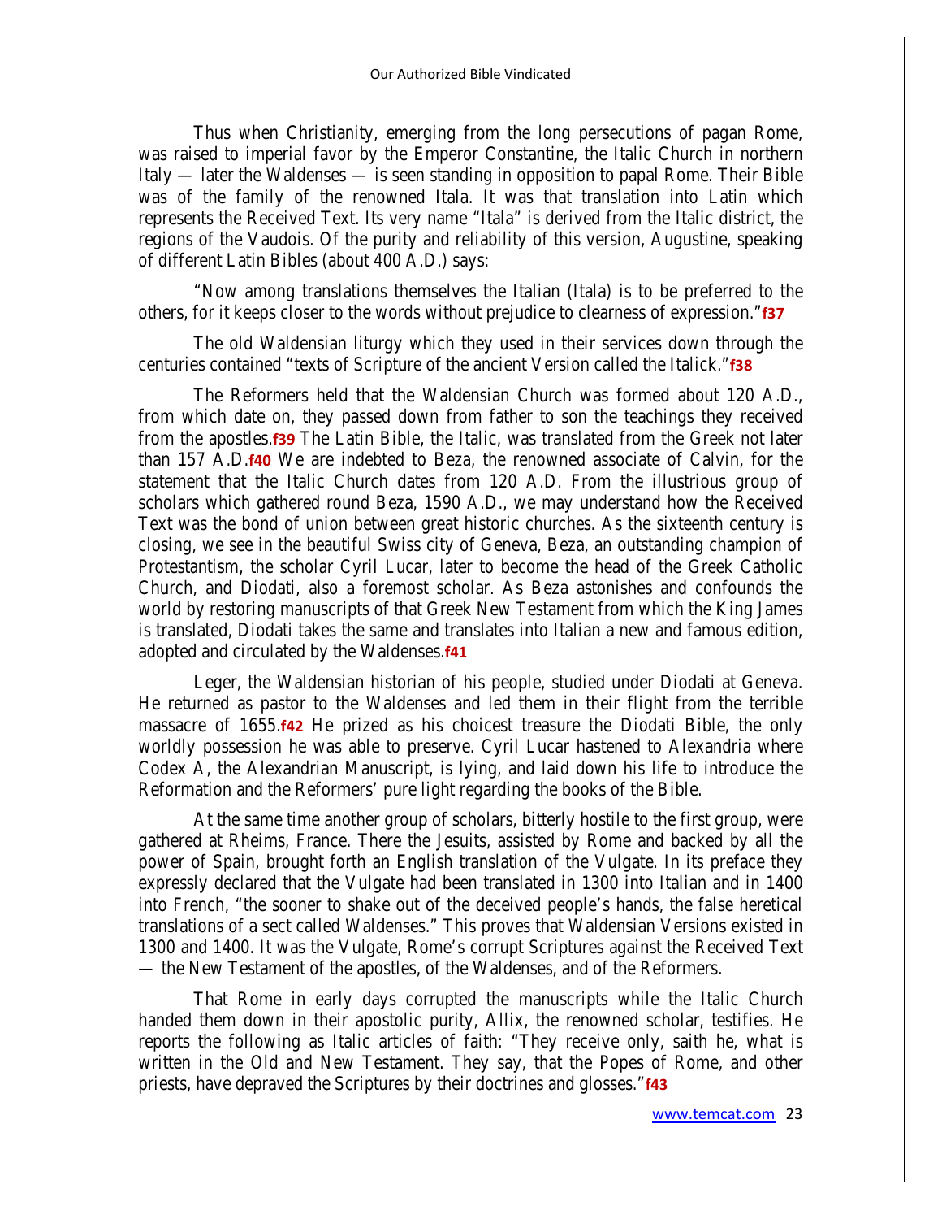Thus when Christianity, emerging from the long persecutions of pagan Rome, was raised to imperial favor by the Emperor Constantine, the Italic Church in northern Italy — later the Waldenses — is seen standing in opposition to papal Rome. Their Bible was of the family of the renowned Itala. It was that translation into Latin which represents the Received Text. Its very name "Itala" is derived from the Italic district, the regions of the Vaudois. Of the purity and reliability of this version, Augustine, speaking of different Latin Bibles (about 400 A.D.) says:

"Now among translations themselves the Italian (Itala) is to be preferred to the others, for it keeps closer to the words without prejudice to clearness of expression."[f37]

The old Waldensian liturgy which they used in their services down through the centuries contained "texts of Scripture of the ancient Version called the Italick."[f38]

The Reformers held that the Waldensian Church was formed about 120 A.D., from which date on, they passed down from father to son the teachings they received from the apostles.[f39] The Latin Bible, the Italic, was translated from the Greek not later than 157 A.D.[f40] We are indebted to Beza, the renowned associate of Calvin, for the statement that the Italic Church dates from 120 A.D. From the illustrious group of scholars which gathered round Beza, 1590 A.D., we may understand how the Received Text was the bond of union between great historic churches. As the sixteenth century is closing, we see in the beautiful Swiss city of Geneva, Beza, an outstanding champion of Protestantism, the scholar Cyril Lucar, later to become the head of the Greek Catholic Church, and Diodati, also a foremost scholar. As Beza astonishes and confounds the world by restoring manuscripts of that Greek New Testament from which the King James is translated, Diodati takes the same and translates into Italian a new and famous edition, adopted and circulated by the Waldenses.[f41]

Leger, the Waldensian historian of his people, studied under Diodati at Geneva. He returned as pastor to the Waldenses and led them in their flight from the terrible massacre of 1655.[f42] He prized as his choicest treasure the Diodati Bible, the only worldly possession he was able to preserve. Cyril Lucar hastened to Alexandria where Codex A, the Alexandrian Manuscript, is lying, and laid down his life to introduce the Reformation and the Reformers' pure light regarding the books of the Bible.

At the same time another group of scholars, bitterly hostile to the first group, were gathered at Rheims, France. There the Jesuits, assisted by Rome and backed by all the power of Spain, brought forth an English translation of the Vulgate. In its preface they expressly declared that the Vulgate had been translated in 1300 into Italian and in 1400 into French, "the sooner to shake out of the deceived people's hands, the false heretical translations of a sect called Waldenses." This proves that Waldensian Versions existed in 1300 and 1400. It was the Vulgate, Rome's corrupt Scriptures against the Received Text — the New Testament of the apostles, of the Waldenses, and of the Reformers.

That Rome in early days corrupted the manuscripts while the Italic Church handed them down in their apostolic purity, Allix, the renowned scholar, testifies. He reports the following as Italic articles of faith: "They receive only, saith he, what is written in the Old and New Testament. They say, that the Popes of Rome, and other priests, have depraved the Scriptures by their doctrines and glosses."[f43]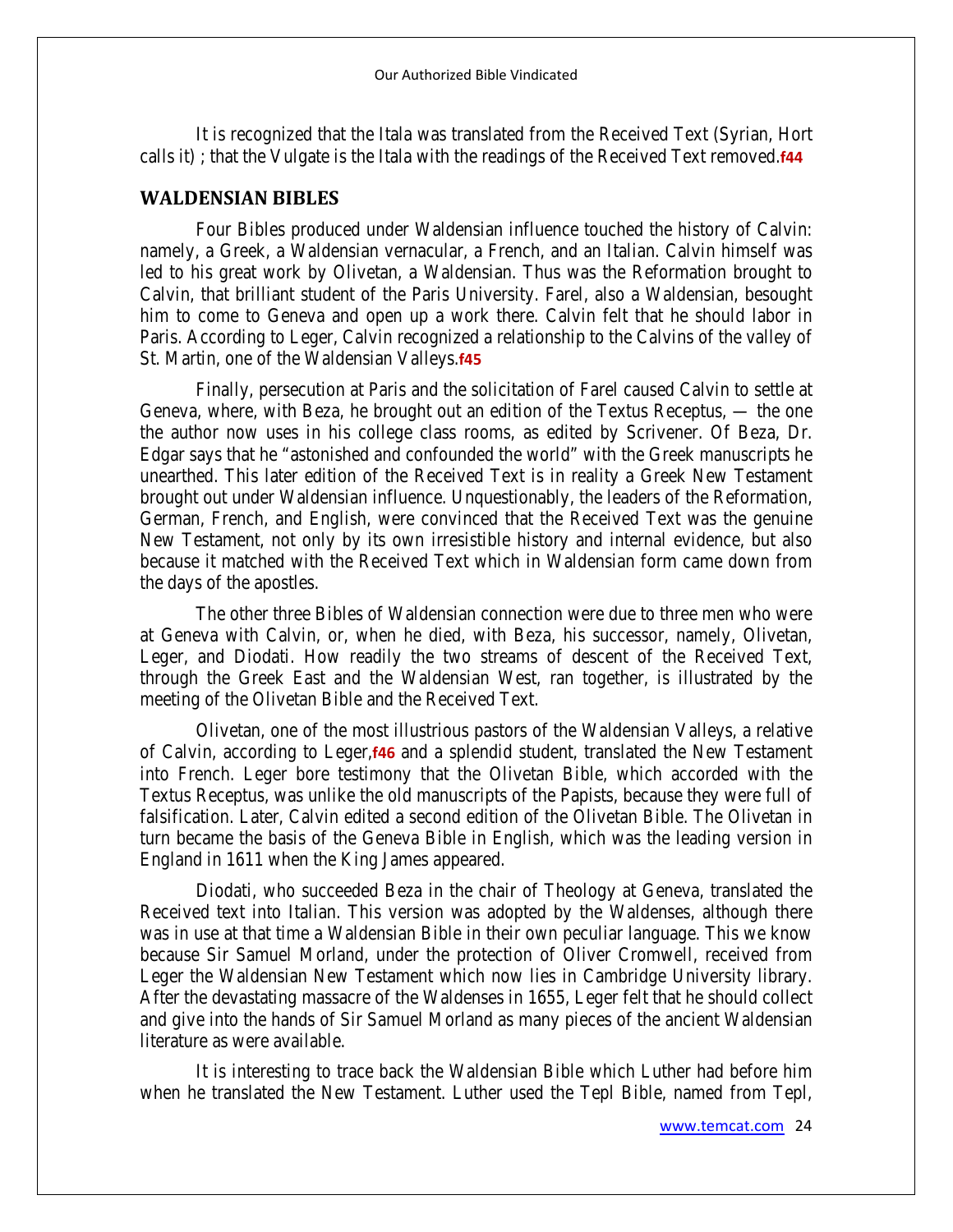It is recognized that the Itala was translated from the Received Text (Syrian, Hort calls it) ; that the Vulgate is the Itala with the readings of the Received Text removed.f44

## WALDENSIAN BIBLES

Four Bibles produced under Waldensian influence touched the history of Calvin: namely, a Greek, a Waldensian vernacular, a French, and an Italian. Calvin himself was led to his great work by Olivetan, a Waldensian. Thus was the Reformation brought to Calvin, that brilliant student of the Paris University. Farel, also a Waldensian, besought him to come to Geneva and open up a work there. Calvin felt that he should labor in Paris. According to Leger, Calvin recognized a relationship to the Calvins of the valley of St. Martin, one of the Waldensian Valleys.f45

Finally, persecution at Paris and the solicitation of Farel caused Calvin to settle at Geneva, where, with Beza, he brought out an edition of the Textus Receptus, — the one the author now uses in his college class rooms, as edited by Scrivener. Of Beza, Dr. Edgar says that he "astonished and confounded the world" with the Greek manuscripts he unearthed. This later edition of the Received Text is in reality a Greek New Testament brought out under Waldensian influence. Unquestionably, the leaders of the Reformation, German, French, and English, were convinced that the Received Text was the genuine New Testament, not only by its own irresistible history and internal evidence, but also because it matched with the Received Text which in Waldensian form came down from the days of the apostles.

The other three Bibles of Waldensian connection were due to three men who were at Geneva with Calvin, or, when he died, with Beza, his successor, namely, Olivetan, Leger, and Diodati. How readily the two streams of descent of the Received Text, through the Greek East and the Waldensian West, ran together, is illustrated by the meeting of the Olivetan Bible and the Received Text.

Olivetan, one of the most illustrious pastors of the Waldensian Valleys, a relative of Calvin, according to Leger,f46 and a splendid student, translated the New Testament into French. Leger bore testimony that the Olivetan Bible, which accorded with the Textus Receptus, was unlike the old manuscripts of the Papists, because they were full of falsification. Later, Calvin edited a second edition of the Olivetan Bible. The Olivetan in turn became the basis of the Geneva Bible in English, which was the leading version in England in 1611 when the King James appeared.

Diodati, who succeeded Beza in the chair of Theology at Geneva, translated the Received text into Italian. This version was adopted by the Waldenses, although there was in use at that time a Waldensian Bible in their own peculiar language. This we know because Sir Samuel Morland, under the protection of Oliver Cromwell, received from Leger the Waldensian New Testament which now lies in Cambridge University library. After the devastating massacre of the Waldenses in 1655, Leger felt that he should collect and give into the hands of Sir Samuel Morland as many pieces of the ancient Waldensian literature as were available.

It is interesting to trace back the Waldensian Bible which Luther had before him when he translated the New Testament. Luther used the Tepl Bible, named from Tepl,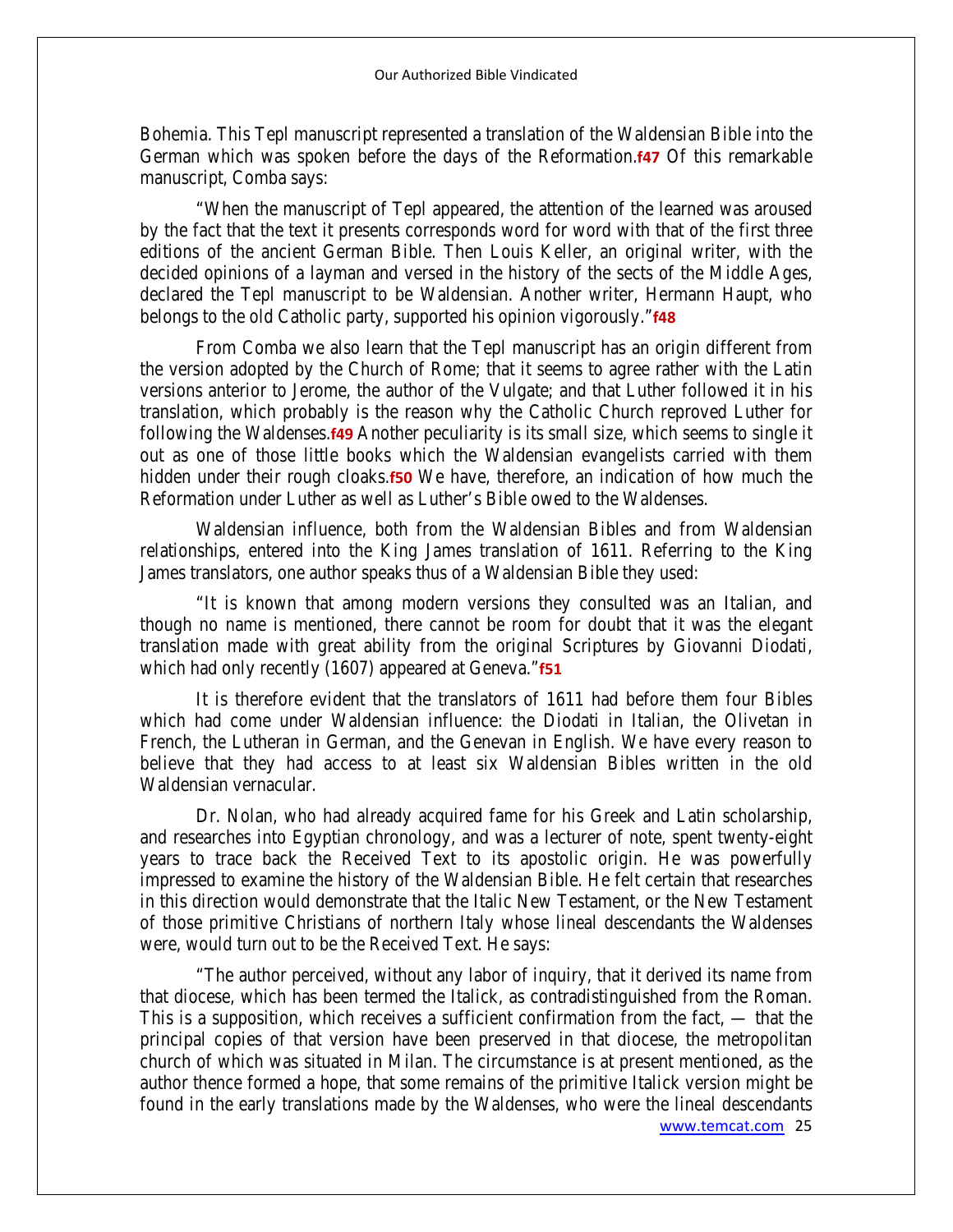Bohemia. This Tepl manuscript represented a translation of the Waldensian Bible into the German which was spoken before the days of the Reformation.[f47] Of this remarkable manuscript, Comba says:

> "When the manuscript of Tepl appeared, the attention of the learned was aroused by the fact that the text it presents corresponds word for word with that of the first three editions of the ancient German Bible. Then Louis Keller, an original writer, with the decided opinions of a layman and versed in the history of the sects of the Middle Ages, declared the Tepl manuscript to be Waldensian. Another writer, Hermann Haupt, who belongs to the old Catholic party, supported his opinion vigorously."[f48]

From Comba we also learn that the Tepl manuscript has an origin different from the version adopted by the Church of Rome; that it seems to agree rather with the Latin versions anterior to Jerome, the author of the Vulgate; and that Luther followed it in his translation, which probably is the reason why the Catholic Church reproved Luther for following the Waldenses.[f49] Another peculiarity is its small size, which seems to single it out as one of those little books which the Waldensian evangelists carried with them hidden under their rough cloaks.[f50] We have, therefore, an indication of how much the Reformation under Luther as well as Luther's Bible owed to the Waldenses.

Waldensian influence, both from the Waldensian Bibles and from Waldensian relationships, entered into the King James translation of 1611. Referring to the King James translators, one author speaks thus of a Waldensian Bible they used:

> "It is known that among modern versions they consulted was an Italian, and though no name is mentioned, there cannot be room for doubt that it was the elegant translation made with great ability from the original Scriptures by Giovanni Diodati, which had only recently (1607) appeared at Geneva."[f51]

It is therefore evident that the translators of 1611 had before them four Bibles which had come under Waldensian influence: the Diodati in Italian, the Olivetan in French, the Lutheran in German, and the Genevan in English. We have every reason to believe that they had access to at least six Waldensian Bibles written in the old Waldensian vernacular.

Dr. Nolan, who had already acquired fame for his Greek and Latin scholarship, and researches into Egyptian chronology, and was a lecturer of note, spent twenty-eight years to trace back the Received Text to its apostolic origin. He was powerfully impressed to examine the history of the Waldensian Bible. He felt certain that researches in this direction would demonstrate that the Italic New Testament, or the New Testament of those primitive Christians of northern Italy whose lineal descendants the Waldenses were, would turn out to be the Received Text. He says:

> "The author perceived, without any labor of inquiry, that it derived its name from that diocese, which has been termed the Italick, as contradistinguished from the Roman. This is a supposition, which receives a sufficient confirmation from the fact, — that the principal copies of that version have been preserved in that diocese, the metropolitan church of which was situated in Milan. The circumstance is at present mentioned, as the author thence formed a hope, that some remains of the primitive Italick version might be found in the early translations made by the Waldenses, who were the lineal descendants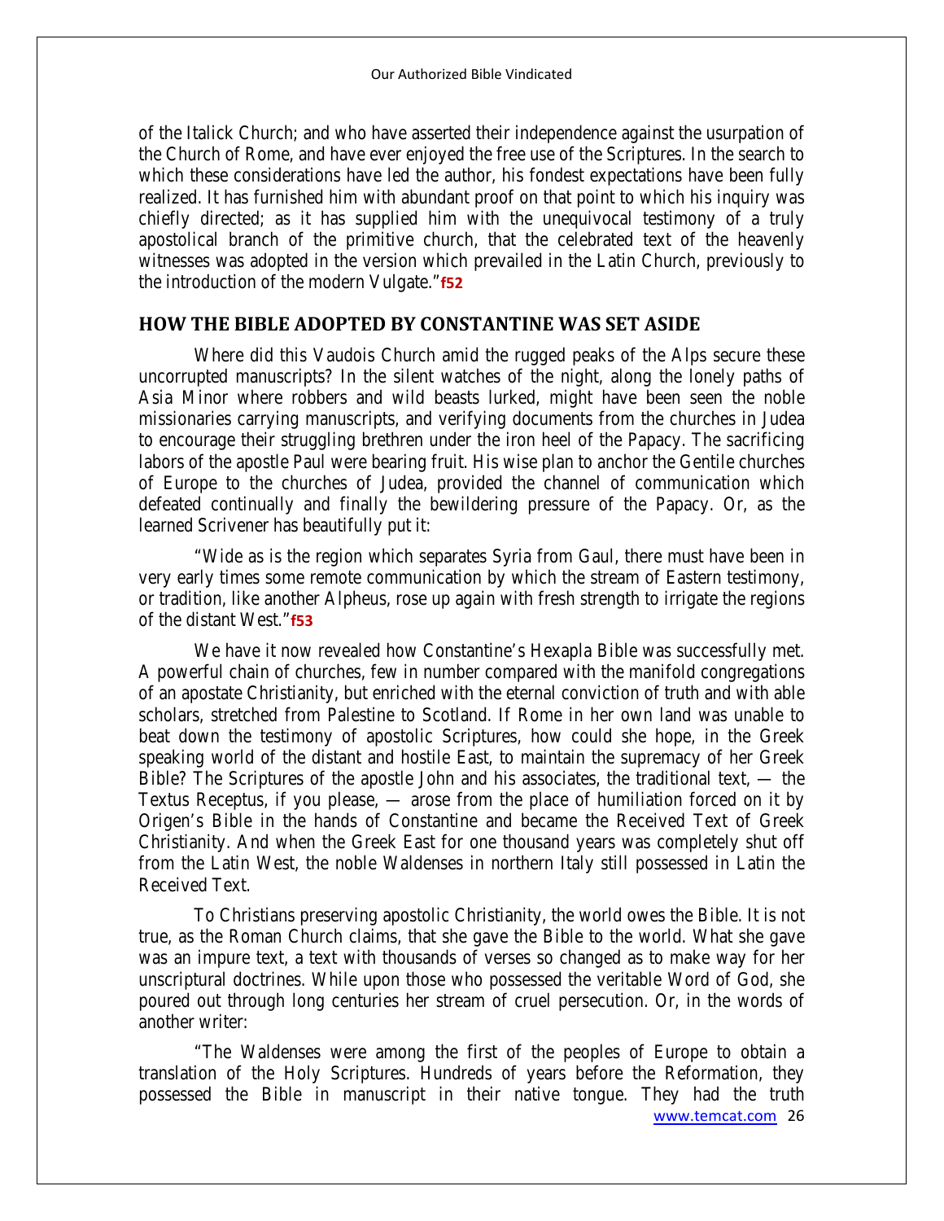of the Italick Church; and who have asserted their independence against the usurpation of the Church of Rome, and have ever enjoyed the free use of the Scriptures. In the search to which these considerations have led the author, his fondest expectations have been fully realized. It has furnished him with abundant proof on that point to which his inquiry was chiefly directed; as it has supplied him with the unequivocal testimony of a truly apostolical branch of the primitive church, that the celebrated text of the heavenly witnesses was adopted in the version which prevailed in the Latin Church, previously to the introduction of the modern Vulgate."[f52]

## HOW THE BIBLE ADOPTED BY CONSTANTINE WAS SET ASIDE

Where did this Vaudois Church amid the rugged peaks of the Alps secure these uncorrupted manuscripts? In the silent watches of the night, along the lonely paths of Asia Minor where robbers and wild beasts lurked, might have been seen the noble missionaries carrying manuscripts, and verifying documents from the churches in Judea to encourage their struggling brethren under the iron heel of the Papacy. The sacrificing labors of the apostle Paul were bearing fruit. His wise plan to anchor the Gentile churches of Europe to the churches of Judea, provided the channel of communication which defeated continually and finally the bewildering pressure of the Papacy. Or, as the learned Scrivener has beautifully put it:

"Wide as is the region which separates Syria from Gaul, there must have been in very early times some remote communication by which the stream of Eastern testimony, or tradition, like another Alpheus, rose up again with fresh strength to irrigate the regions of the distant West."[f53]

We have it now revealed how Constantine's Hexapla Bible was successfully met. A powerful chain of churches, few in number compared with the manifold congregations of an apostate Christianity, but enriched with the eternal conviction of truth and with able scholars, stretched from Palestine to Scotland. If Rome in her own land was unable to beat down the testimony of apostolic Scriptures, how could she hope, in the Greek speaking world of the distant and hostile East, to maintain the supremacy of her Greek Bible? The Scriptures of the apostle John and his associates, the traditional text, — the Textus Receptus, if you please, — arose from the place of humiliation forced on it by Origen's Bible in the hands of Constantine and became the Received Text of Greek Christianity. And when the Greek East for one thousand years was completely shut off from the Latin West, the noble Waldenses in northern Italy still possessed in Latin the Received Text.

To Christians preserving apostolic Christianity, the world owes the Bible. It is not true, as the Roman Church claims, that she gave the Bible to the world. What she gave was an impure text, a text with thousands of verses so changed as to make way for her unscriptural doctrines. While upon those who possessed the veritable Word of God, she poured out through long centuries her stream of cruel persecution. Or, in the words of another writer:

"The Waldenses were among the first of the peoples of Europe to obtain a translation of the Holy Scriptures. Hundreds of years before the Reformation, they possessed the Bible in manuscript in their native tongue. They had the truth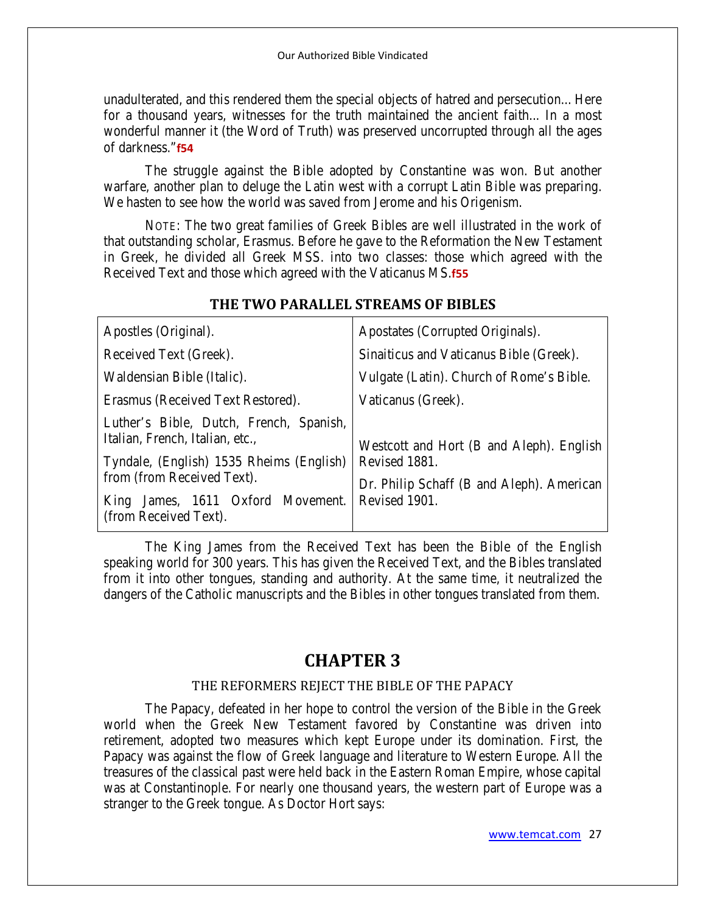unadulterated, and this rendered them the special objects of hatred and persecution... Here for a thousand years, witnesses for the truth maintained the ancient faith... In a most wonderful manner it (the Word of Truth) was preserved uncorrupted through all the ages of darkness."**f54**

The struggle against the Bible adopted by Constantine was won. But another warfare, another plan to deluge the Latin west with a corrupt Latin Bible was preparing. We hasten to see how the world was saved from Jerome and his Origenism.

NOTE: The two great families of Greek Bibles are well illustrated in the work of that outstanding scholar, Erasmus. Before he gave to the Reformation the New Testament in Greek, he divided all Greek MSS. into two classes: those which agreed with the Received Text and those which agreed with the Vaticanus MS.**f55**

### THE TWO PARALLEL STREAMS OF BIBLES

| | |
|---|---|
| Apostles (Original). | Apostates (Corrupted Originals). |
| Received Text (Greek). | Sinaiticus and Vaticanus Bible (Greek). |
| Waldensian Bible (Italic). | Vulgate (Latin). Church of Rome's Bible. |
| Erasmus (Received Text Restored). | Vaticanus (Greek). |
| Luther's Bible, Dutch, French, Spanish, Italian, French, Italian, etc., Tyndale, (English) 1535 Rheims (English) from (from Received Text). King James, 1611 Oxford Movement. (from Received Text). | Westcott and Hort (B and Aleph). English Revised 1881. Dr. Philip Schaff (B and Aleph). American Revised 1901. |

The King James from the Received Text has been the Bible of the English speaking world for 300 years. This has given the Received Text, and the Bibles translated from it into other tongues, standing and authority. At the same time, it neutralized the dangers of the Catholic manuscripts and the Bibles in other tongues translated from them.

# CHAPTER 3

## THE REFORMERS REJECT THE BIBLE OF THE PAPACY

The Papacy, defeated in her hope to control the version of the Bible in the Greek world when the Greek New Testament favored by Constantine was driven into retirement, adopted two measures which kept Europe under its domination. First, the Papacy was against the flow of Greek language and literature to Western Europe. All the treasures of the classical past were held back in the Eastern Roman Empire, whose capital was at Constantinople. For nearly one thousand years, the western part of Europe was a stranger to the Greek tongue. As Doctor Hort says: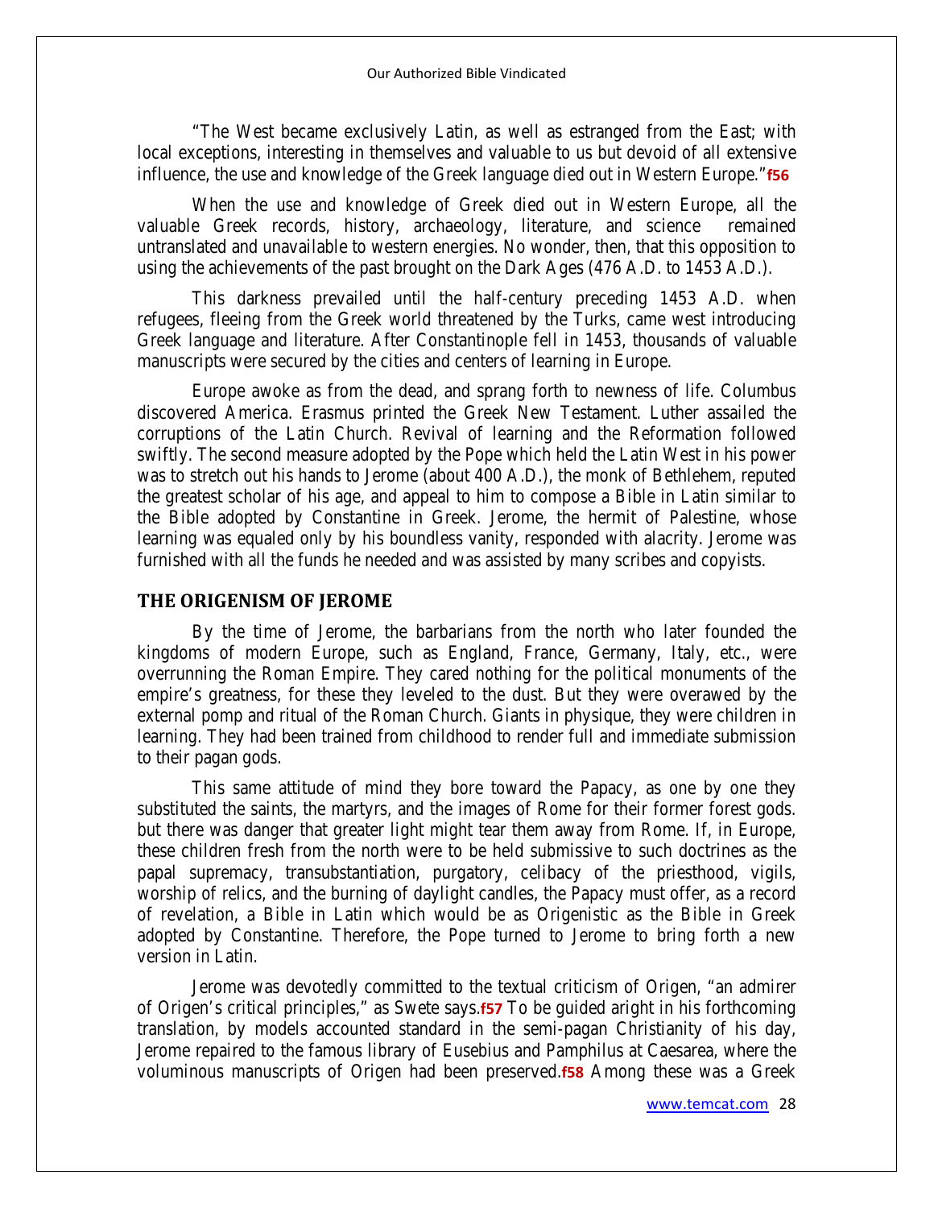"The West became exclusively Latin, as well as estranged from the East; with local exceptions, interesting in themselves and valuable to us but devoid of all extensive influence, the use and knowledge of the Greek language died out in Western Europe."[f56]

When the use and knowledge of Greek died out in Western Europe, all the valuable Greek records, history, archaeology, literature, and science remained untranslated and unavailable to western energies. No wonder, then, that this opposition to using the achievements of the past brought on the Dark Ages (476 A.D. to 1453 A.D.).

This darkness prevailed until the half-century preceding 1453 A.D. when refugees, fleeing from the Greek world threatened by the Turks, came west introducing Greek language and literature. After Constantinople fell in 1453, thousands of valuable manuscripts were secured by the cities and centers of learning in Europe.

Europe awoke as from the dead, and sprang forth to newness of life. Columbus discovered America. Erasmus printed the Greek New Testament. Luther assailed the corruptions of the Latin Church. Revival of learning and the Reformation followed swiftly. The second measure adopted by the Pope which held the Latin West in his power was to stretch out his hands to Jerome (about 400 A.D.), the monk of Bethlehem, reputed the greatest scholar of his age, and appeal to him to compose a Bible in Latin similar to the Bible adopted by Constantine in Greek. Jerome, the hermit of Palestine, whose learning was equaled only by his boundless vanity, responded with alacrity. Jerome was furnished with all the funds he needed and was assisted by many scribes and copyists.

## THE ORIGENISM OF JEROME

By the time of Jerome, the barbarians from the north who later founded the kingdoms of modern Europe, such as England, France, Germany, Italy, etc., were overrunning the Roman Empire. They cared nothing for the political monuments of the empire's greatness, for these they leveled to the dust. But they were overawed by the external pomp and ritual of the Roman Church. Giants in physique, they were children in learning. They had been trained from childhood to render full and immediate submission to their pagan gods.

This same attitude of mind they bore toward the Papacy, as one by one they substituted the saints, the martyrs, and the images of Rome for their former forest gods. but there was danger that greater light might tear them away from Rome. If, in Europe, these children fresh from the north were to be held submissive to such doctrines as the papal supremacy, transubstantiation, purgatory, celibacy of the priesthood, vigils, worship of relics, and the burning of daylight candles, the Papacy must offer, as a record of revelation, a Bible in Latin which would be as Origenistic as the Bible in Greek adopted by Constantine. Therefore, the Pope turned to Jerome to bring forth a new version in Latin.

Jerome was devotedly committed to the textual criticism of Origen, "an admirer of Origen's critical principles," as Swete says.[f57] To be guided aright in his forthcoming translation, by models accounted standard in the semi-pagan Christianity of his day, Jerome repaired to the famous library of Eusebius and Pamphilus at Caesarea, where the voluminous manuscripts of Origen had been preserved.[f58] Among these was a Greek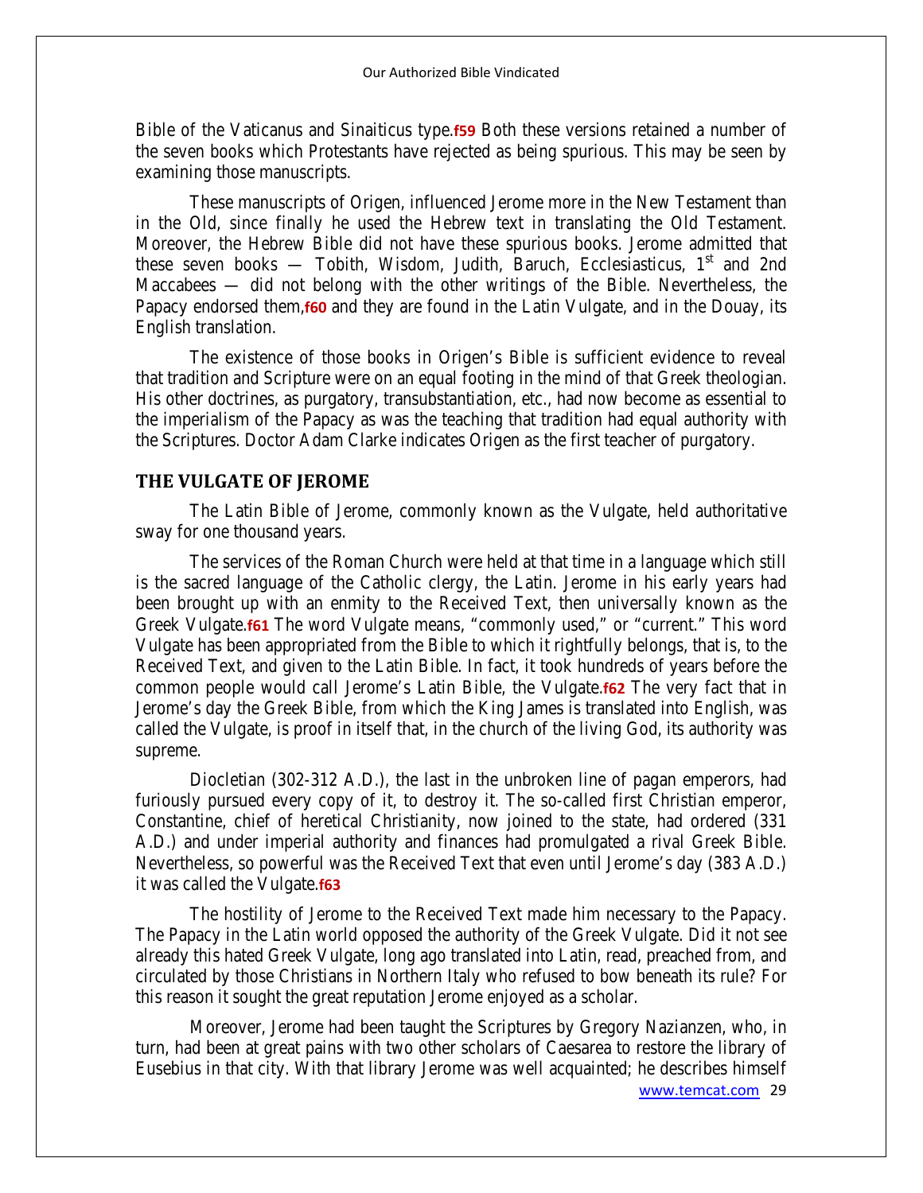Bible of the Vaticanus and Sinaiticus type.f59 Both these versions retained a number of the seven books which Protestants have rejected as being spurious. This may be seen by examining those manuscripts.

These manuscripts of Origen, influenced Jerome more in the New Testament than in the Old, since finally he used the Hebrew text in translating the Old Testament. Moreover, the Hebrew Bible did not have these spurious books. Jerome admitted that these seven books — Tobith, Wisdom, Judith, Baruch, Ecclesiasticus, 1st and 2nd Maccabees — did not belong with the other writings of the Bible. Nevertheless, the Papacy endorsed them,f60 and they are found in the Latin Vulgate, and in the Douay, its English translation.

The existence of those books in Origen's Bible is sufficient evidence to reveal that tradition and Scripture were on an equal footing in the mind of that Greek theologian. His other doctrines, as purgatory, transubstantiation, etc., had now become as essential to the imperialism of the Papacy as was the teaching that tradition had equal authority with the Scriptures. Doctor Adam Clarke indicates Origen as the first teacher of purgatory.

## THE VULGATE OF JEROME

The Latin Bible of Jerome, commonly known as the Vulgate, held authoritative sway for one thousand years.

The services of the Roman Church were held at that time in a language which still is the sacred language of the Catholic clergy, the Latin. Jerome in his early years had been brought up with an enmity to the Received Text, then universally known as the Greek Vulgate.f61 The word Vulgate means, "commonly used," or "current." This word Vulgate has been appropriated from the Bible to which it rightfully belongs, that is, to the Received Text, and given to the Latin Bible. In fact, it took hundreds of years before the common people would call Jerome's Latin Bible, the Vulgate.f62 The very fact that in Jerome's day the Greek Bible, from which the King James is translated into English, was called the Vulgate, is proof in itself that, in the church of the living God, its authority was supreme.

Diocletian (302-312 A.D.), the last in the unbroken line of pagan emperors, had furiously pursued every copy of it, to destroy it. The so-called first Christian emperor, Constantine, chief of heretical Christianity, now joined to the state, had ordered (331 A.D.) and under imperial authority and finances had promulgated a rival Greek Bible. Nevertheless, so powerful was the Received Text that even until Jerome's day (383 A.D.) it was called the Vulgate.f63

The hostility of Jerome to the Received Text made him necessary to the Papacy. The Papacy in the Latin world opposed the authority of the Greek Vulgate. Did it not see already this hated Greek Vulgate, long ago translated into Latin, read, preached from, and circulated by those Christians in Northern Italy who refused to bow beneath its rule? For this reason it sought the great reputation Jerome enjoyed as a scholar.

Moreover, Jerome had been taught the Scriptures by Gregory Nazianzen, who, in turn, had been at great pains with two other scholars of Caesarea to restore the library of Eusebius in that city. With that library Jerome was well acquainted; he describes himself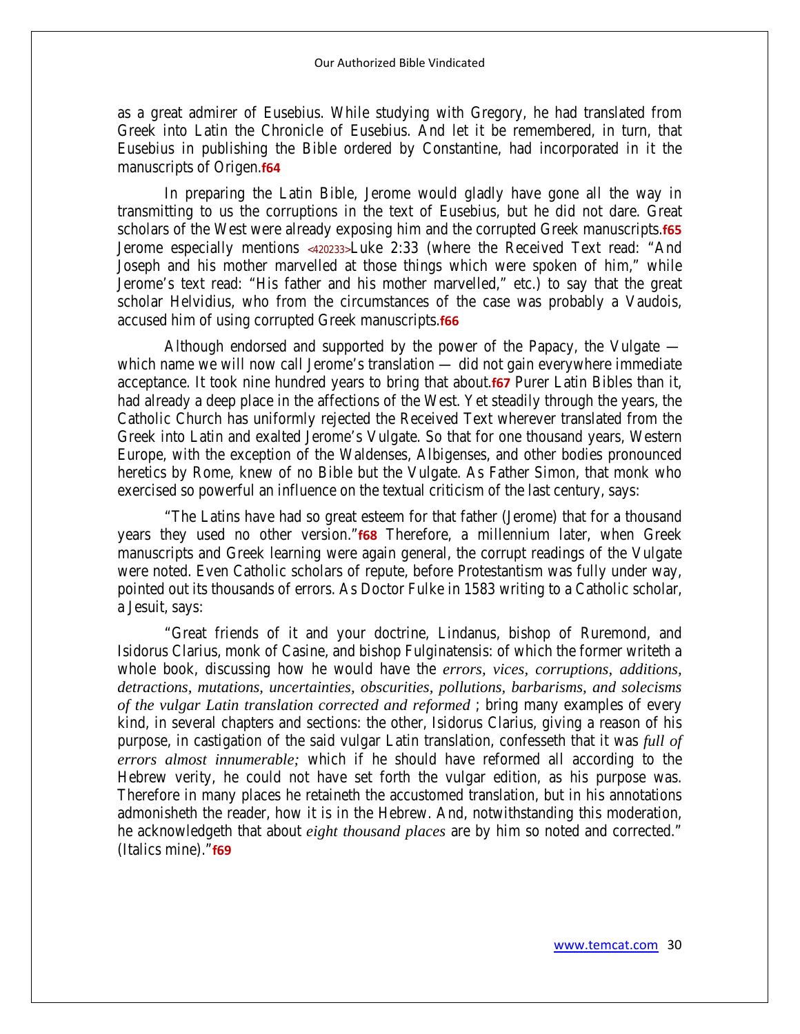as a great admirer of Eusebius. While studying with Gregory, he had translated from Greek into Latin the Chronicle of Eusebius. And let it be remembered, in turn, that Eusebius in publishing the Bible ordered by Constantine, had incorporated in it the manuscripts of Origen.[f64]

In preparing the Latin Bible, Jerome would gladly have gone all the way in transmitting to us the corruptions in the text of Eusebius, but he did not dare. Great scholars of the West were already exposing him and the corrupted Greek manuscripts.[f65] Jerome especially mentions <420233>Luke 2:33 (where the Received Text read: "And Joseph and his mother marvelled at those things which were spoken of him," while Jerome's text read: "His father and his mother marvelled," etc.) to say that the great scholar Helvidius, who from the circumstances of the case was probably a Vaudois, accused him of using corrupted Greek manuscripts.[f66]

Although endorsed and supported by the power of the Papacy, the Vulgate — which name we will now call Jerome's translation — did not gain everywhere immediate acceptance. It took nine hundred years to bring that about.[f67] Purer Latin Bibles than it, had already a deep place in the affections of the West. Yet steadily through the years, the Catholic Church has uniformly rejected the Received Text wherever translated from the Greek into Latin and exalted Jerome's Vulgate. So that for one thousand years, Western Europe, with the exception of the Waldenses, Albigenses, and other bodies pronounced heretics by Rome, knew of no Bible but the Vulgate. As Father Simon, that monk who exercised so powerful an influence on the textual criticism of the last century, says:

"The Latins have had so great esteem for that father (Jerome) that for a thousand years they used no other version."[f68] Therefore, a millennium later, when Greek manuscripts and Greek learning were again general, the corrupt readings of the Vulgate were noted. Even Catholic scholars of repute, before Protestantism was fully under way, pointed out its thousands of errors. As Doctor Fulke in 1583 writing to a Catholic scholar, a Jesuit, says:

"Great friends of it and your doctrine, Lindanus, bishop of Ruremond, and Isidorus Clarius, monk of Casine, and bishop Fulginatensis: of which the former writeth a whole book, discussing how he would have the *errors, vices, corruptions, additions, detractions, mutations, uncertainties, obscurities, pollutions, barbarisms, and solecisms of the vulgar Latin translation corrected and reformed* ; bring many examples of every kind, in several chapters and sections: the other, Isidorus Clarius, giving a reason of his purpose, in castigation of the said vulgar Latin translation, confesseth that it was *full of errors almost innumerable;* which if he should have reformed all according to the Hebrew verity, he could not have set forth the vulgar edition, as his purpose was. Therefore in many places he retaineth the accustomed translation, but in his annotations admonisheth the reader, how it is in the Hebrew. And, notwithstanding this moderation, he acknowledgeth that about *eight thousand places* are by him so noted and corrected." (Italics mine)."[f69]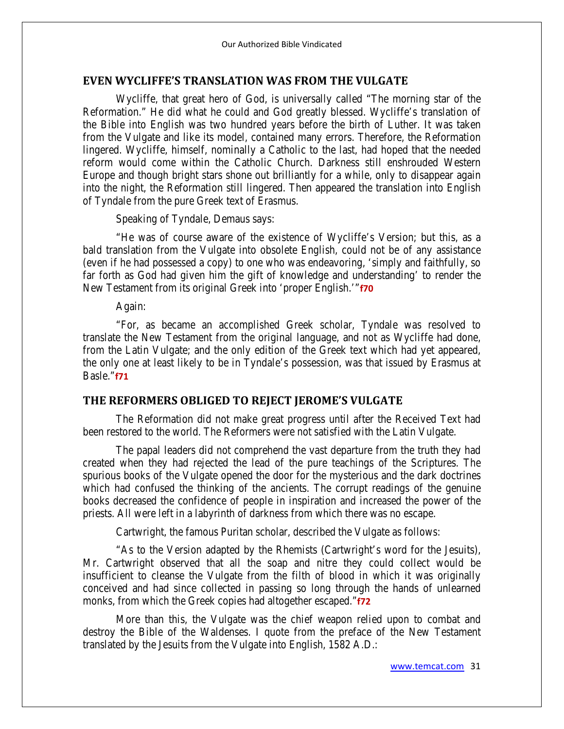## EVEN WYCLIFFE'S TRANSLATION WAS FROM THE VULGATE

Wycliffe, that great hero of God, is universally called "The morning star of the Reformation." He did what he could and God greatly blessed. Wycliffe's translation of the Bible into English was two hundred years before the birth of Luther. It was taken from the Vulgate and like its model, contained many errors. Therefore, the Reformation lingered. Wycliffe, himself, nominally a Catholic to the last, had hoped that the needed reform would come within the Catholic Church. Darkness still enshrouded Western Europe and though bright stars shone out brilliantly for a while, only to disappear again into the night, the Reformation still lingered. Then appeared the translation into English of Tyndale from the pure Greek text of Erasmus.

Speaking of Tyndale, Demaus says:

"He was of course aware of the existence of Wycliffe's Version; but this, as a bald translation from the Vulgate into obsolete English, could not be of any assistance (even if he had possessed a copy) to one who was endeavoring, 'simply and faithfully, so far forth as God had given him the gift of knowledge and understanding' to render the New Testament from its original Greek into 'proper English.'"**f70**

Again:

"For, as became an accomplished Greek scholar, Tyndale was resolved to translate the New Testament from the original language, and not as Wycliffe had done, from the Latin Vulgate; and the only edition of the Greek text which had yet appeared, the only one at least likely to be in Tyndale's possession, was that issued by Erasmus at Basle."**f71**

## THE REFORMERS OBLIGED TO REJECT JEROME'S VULGATE

The Reformation did not make great progress until after the Received Text had been restored to the world. The Reformers were not satisfied with the Latin Vulgate.

The papal leaders did not comprehend the vast departure from the truth they had created when they had rejected the lead of the pure teachings of the Scriptures. The spurious books of the Vulgate opened the door for the mysterious and the dark doctrines which had confused the thinking of the ancients. The corrupt readings of the genuine books decreased the confidence of people in inspiration and increased the power of the priests. All were left in a labyrinth of darkness from which there was no escape.

Cartwright, the famous Puritan scholar, described the Vulgate as follows:

"As to the Version adapted by the Rhemists (Cartwright's word for the Jesuits), Mr. Cartwright observed that all the soap and nitre they could collect would be insufficient to cleanse the Vulgate from the filth of blood in which it was originally conceived and had since collected in passing so long through the hands of unlearned monks, from which the Greek copies had altogether escaped."**f72**

More than this, the Vulgate was the chief weapon relied upon to combat and destroy the Bible of the Waldenses. I quote from the preface of the New Testament translated by the Jesuits from the Vulgate into English, 1582 A.D.: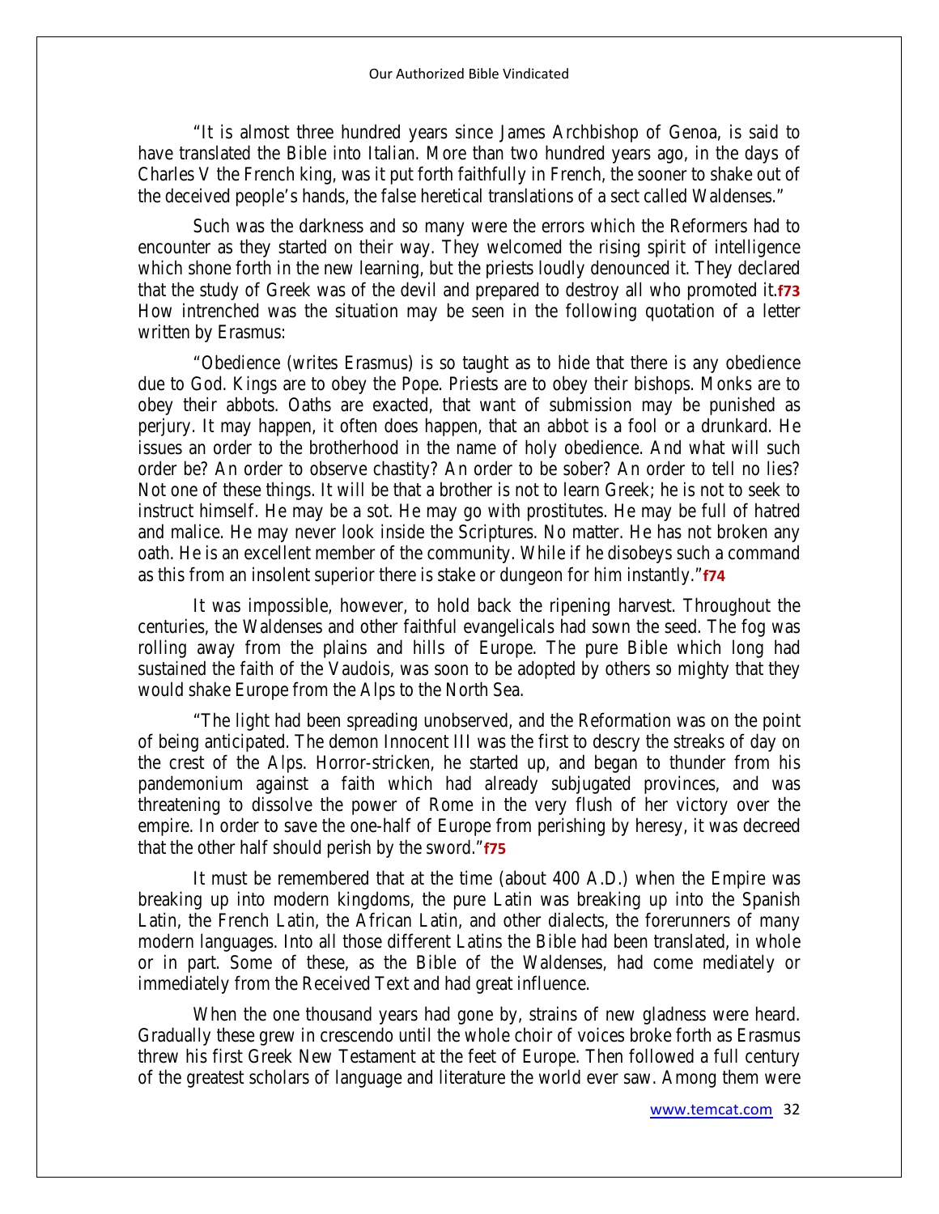"It is almost three hundred years since James Archbishop of Genoa, is said to have translated the Bible into Italian. More than two hundred years ago, in the days of Charles V the French king, was it put forth faithfully in French, the sooner to shake out of the deceived people's hands, the false heretical translations of a sect called Waldenses."

Such was the darkness and so many were the errors which the Reformers had to encounter as they started on their way. They welcomed the rising spirit of intelligence which shone forth in the new learning, but the priests loudly denounced it. They declared that the study of Greek was of the devil and prepared to destroy all who promoted it.[f73] How intrenched was the situation may be seen in the following quotation of a letter written by Erasmus:

"Obedience (writes Erasmus) is so taught as to hide that there is any obedience due to God. Kings are to obey the Pope. Priests are to obey their bishops. Monks are to obey their abbots. Oaths are exacted, that want of submission may be punished as perjury. It may happen, it often does happen, that an abbot is a fool or a drunkard. He issues an order to the brotherhood in the name of holy obedience. And what will such order be? An order to observe chastity? An order to be sober? An order to tell no lies? Not one of these things. It will be that a brother is not to learn Greek; he is not to seek to instruct himself. He may be a sot. He may go with prostitutes. He may be full of hatred and malice. He may never look inside the Scriptures. No matter. He has not broken any oath. He is an excellent member of the community. While if he disobeys such a command as this from an insolent superior there is stake or dungeon for him instantly."[f74]

It was impossible, however, to hold back the ripening harvest. Throughout the centuries, the Waldenses and other faithful evangelicals had sown the seed. The fog was rolling away from the plains and hills of Europe. The pure Bible which long had sustained the faith of the Vaudois, was soon to be adopted by others so mighty that they would shake Europe from the Alps to the North Sea.

"The light had been spreading unobserved, and the Reformation was on the point of being anticipated. The demon Innocent III was the first to descry the streaks of day on the crest of the Alps. Horror-stricken, he started up, and began to thunder from his pandemonium against a faith which had already subjugated provinces, and was threatening to dissolve the power of Rome in the very flush of her victory over the empire. In order to save the one-half of Europe from perishing by heresy, it was decreed that the other half should perish by the sword."[f75]

It must be remembered that at the time (about 400 A.D.) when the Empire was breaking up into modern kingdoms, the pure Latin was breaking up into the Spanish Latin, the French Latin, the African Latin, and other dialects, the forerunners of many modern languages. Into all those different Latins the Bible had been translated, in whole or in part. Some of these, as the Bible of the Waldenses, had come mediately or immediately from the Received Text and had great influence.

When the one thousand years had gone by, strains of new gladness were heard. Gradually these grew in crescendo until the whole choir of voices broke forth as Erasmus threw his first Greek New Testament at the feet of Europe. Then followed a full century of the greatest scholars of language and literature the world ever saw. Among them were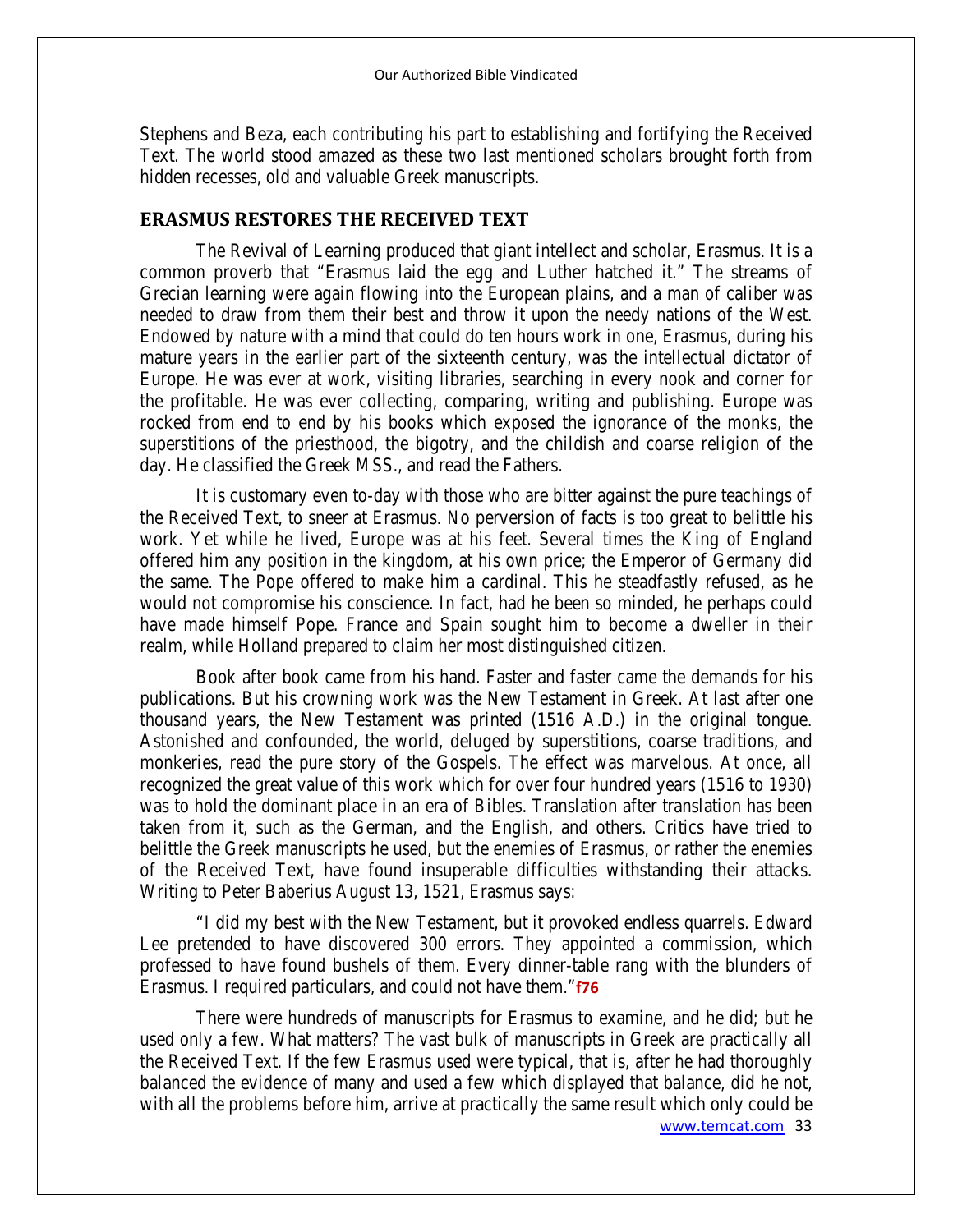Stephens and Beza, each contributing his part to establishing and fortifying the Received Text. The world stood amazed as these two last mentioned scholars brought forth from hidden recesses, old and valuable Greek manuscripts.

## ERASMUS RESTORES THE RECEIVED TEXT

The Revival of Learning produced that giant intellect and scholar, Erasmus. It is a common proverb that "Erasmus laid the egg and Luther hatched it." The streams of Grecian learning were again flowing into the European plains, and a man of caliber was needed to draw from them their best and throw it upon the needy nations of the West. Endowed by nature with a mind that could do ten hours work in one, Erasmus, during his mature years in the earlier part of the sixteenth century, was the intellectual dictator of Europe. He was ever at work, visiting libraries, searching in every nook and corner for the profitable. He was ever collecting, comparing, writing and publishing. Europe was rocked from end to end by his books which exposed the ignorance of the monks, the superstitions of the priesthood, the bigotry, and the childish and coarse religion of the day. He classified the Greek MSS., and read the Fathers.

It is customary even to-day with those who are bitter against the pure teachings of the Received Text, to sneer at Erasmus. No perversion of facts is too great to belittle his work. Yet while he lived, Europe was at his feet. Several times the King of England offered him any position in the kingdom, at his own price; the Emperor of Germany did the same. The Pope offered to make him a cardinal. This he steadfastly refused, as he would not compromise his conscience. In fact, had he been so minded, he perhaps could have made himself Pope. France and Spain sought him to become a dweller in their realm, while Holland prepared to claim her most distinguished citizen.

Book after book came from his hand. Faster and faster came the demands for his publications. But his crowning work was the New Testament in Greek. At last after one thousand years, the New Testament was printed (1516 A.D.) in the original tongue. Astonished and confounded, the world, deluged by superstitions, coarse traditions, and monkeries, read the pure story of the Gospels. The effect was marvelous. At once, all recognized the great value of this work which for over four hundred years (1516 to 1930) was to hold the dominant place in an era of Bibles. Translation after translation has been taken from it, such as the German, and the English, and others. Critics have tried to belittle the Greek manuscripts he used, but the enemies of Erasmus, or rather the enemies of the Received Text, have found insuperable difficulties withstanding their attacks. Writing to Peter Baberius August 13, 1521, Erasmus says:

"I did my best with the New Testament, but it provoked endless quarrels. Edward Lee pretended to have discovered 300 errors. They appointed a commission, which professed to have found bushels of them. Every dinner-table rang with the blunders of Erasmus. I required particulars, and could not have them."[f76]

There were hundreds of manuscripts for Erasmus to examine, and he did; but he used only a few. What matters? The vast bulk of manuscripts in Greek are practically all the Received Text. If the few Erasmus used were typical, that is, after he had thoroughly balanced the evidence of many and used a few which displayed that balance, did he not, with all the problems before him, arrive at practically the same result which only could be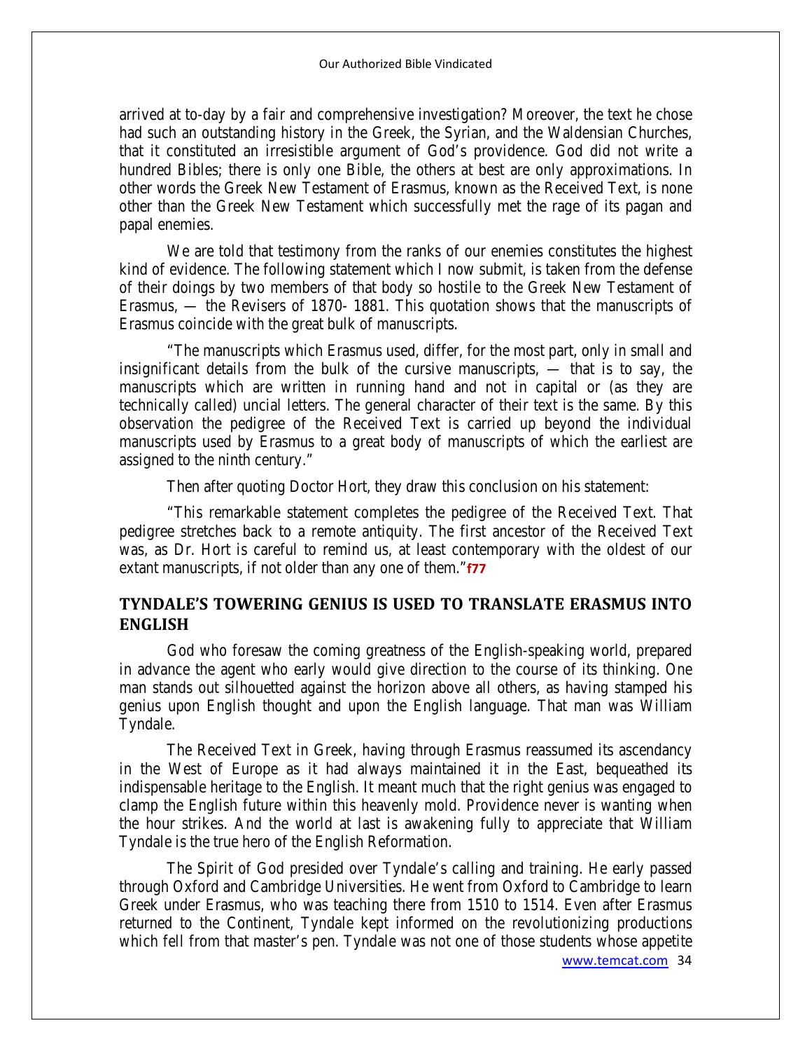arrived at to-day by a fair and comprehensive investigation? Moreover, the text he chose had such an outstanding history in the Greek, the Syrian, and the Waldensian Churches, that it constituted an irresistible argument of God's providence. God did not write a hundred Bibles; there is only one Bible, the others at best are only approximations. In other words the Greek New Testament of Erasmus, known as the Received Text, is none other than the Greek New Testament which successfully met the rage of its pagan and papal enemies.

We are told that testimony from the ranks of our enemies constitutes the highest kind of evidence. The following statement which I now submit, is taken from the defense of their doings by two members of that body so hostile to the Greek New Testament of Erasmus, — the Revisers of 1870- 1881. This quotation shows that the manuscripts of Erasmus coincide with the great bulk of manuscripts.

"The manuscripts which Erasmus used, differ, for the most part, only in small and insignificant details from the bulk of the cursive manuscripts, — that is to say, the manuscripts which are written in running hand and not in capital or (as they are technically called) uncial letters. The general character of their text is the same. By this observation the pedigree of the Received Text is carried up beyond the individual manuscripts used by Erasmus to a great body of manuscripts of which the earliest are assigned to the ninth century."

Then after quoting Doctor Hort, they draw this conclusion on his statement:

"This remarkable statement completes the pedigree of the Received Text. That pedigree stretches back to a remote antiquity. The first ancestor of the Received Text was, as Dr. Hort is careful to remind us, at least contemporary with the oldest of our extant manuscripts, if not older than any one of them."**f77**

## TYNDALE'S TOWERING GENIUS IS USED TO TRANSLATE ERASMUS INTO ENGLISH

God who foresaw the coming greatness of the English-speaking world, prepared in advance the agent who early would give direction to the course of its thinking. One man stands out silhouetted against the horizon above all others, as having stamped his genius upon English thought and upon the English language. That man was William Tyndale.

The Received Text in Greek, having through Erasmus reassumed its ascendancy in the West of Europe as it had always maintained it in the East, bequeathed its indispensable heritage to the English. It meant much that the right genius was engaged to clamp the English future within this heavenly mold. Providence never is wanting when the hour strikes. And the world at last is awakening fully to appreciate that William Tyndale is the true hero of the English Reformation.

The Spirit of God presided over Tyndale's calling and training. He early passed through Oxford and Cambridge Universities. He went from Oxford to Cambridge to learn Greek under Erasmus, who was teaching there from 1510 to 1514. Even after Erasmus returned to the Continent, Tyndale kept informed on the revolutionizing productions which fell from that master's pen. Tyndale was not one of those students whose appetite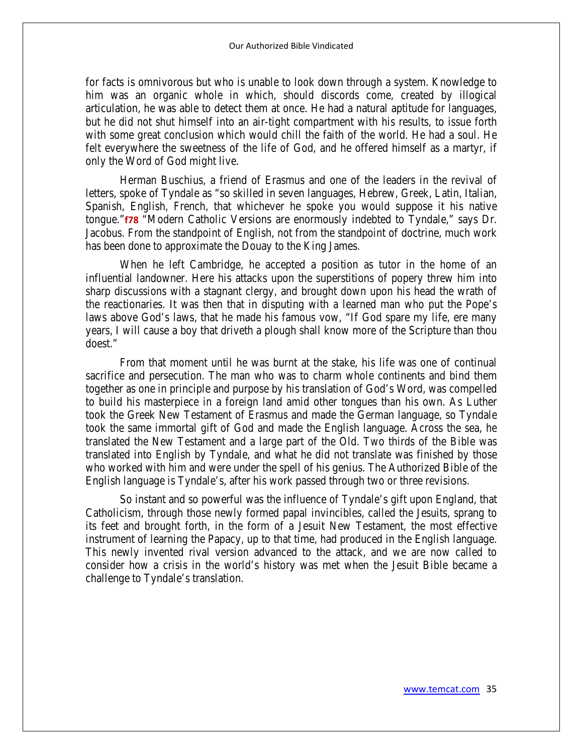for facts is omnivorous but who is unable to look down through a system. Knowledge to him was an organic whole in which, should discords come, created by illogical articulation, he was able to detect them at once. He had a natural aptitude for languages, but he did not shut himself into an air-tight compartment with his results, to issue forth with some great conclusion which would chill the faith of the world. He had a soul. He felt everywhere the sweetness of the life of God, and he offered himself as a martyr, if only the Word of God might live.

Herman Buschius, a friend of Erasmus and one of the leaders in the revival of letters, spoke of Tyndale as "so skilled in seven languages, Hebrew, Greek, Latin, Italian, Spanish, English, French, that whichever he spoke you would suppose it his native tongue."f78 "Modern Catholic Versions are enormously indebted to Tyndale," says Dr. Jacobus. From the standpoint of English, not from the standpoint of doctrine, much work has been done to approximate the Douay to the King James.

When he left Cambridge, he accepted a position as tutor in the home of an influential landowner. Here his attacks upon the superstitions of popery threw him into sharp discussions with a stagnant clergy, and brought down upon his head the wrath of the reactionaries. It was then that in disputing with a learned man who put the Pope's laws above God's laws, that he made his famous vow, "If God spare my life, ere many years, I will cause a boy that driveth a plough shall know more of the Scripture than thou doest."

From that moment until he was burnt at the stake, his life was one of continual sacrifice and persecution. The man who was to charm whole continents and bind them together as one in principle and purpose by his translation of God's Word, was compelled to build his masterpiece in a foreign land amid other tongues than his own. As Luther took the Greek New Testament of Erasmus and made the German language, so Tyndale took the same immortal gift of God and made the English language. Across the sea, he translated the New Testament and a large part of the Old. Two thirds of the Bible was translated into English by Tyndale, and what he did not translate was finished by those who worked with him and were under the spell of his genius. The Authorized Bible of the English language is Tyndale's, after his work passed through two or three revisions.

So instant and so powerful was the influence of Tyndale's gift upon England, that Catholicism, through those newly formed papal invincibles, called the Jesuits, sprang to its feet and brought forth, in the form of a Jesuit New Testament, the most effective instrument of learning the Papacy, up to that time, had produced in the English language. This newly invented rival version advanced to the attack, and we are now called to consider how a crisis in the world's history was met when the Jesuit Bible became a challenge to Tyndale's translation.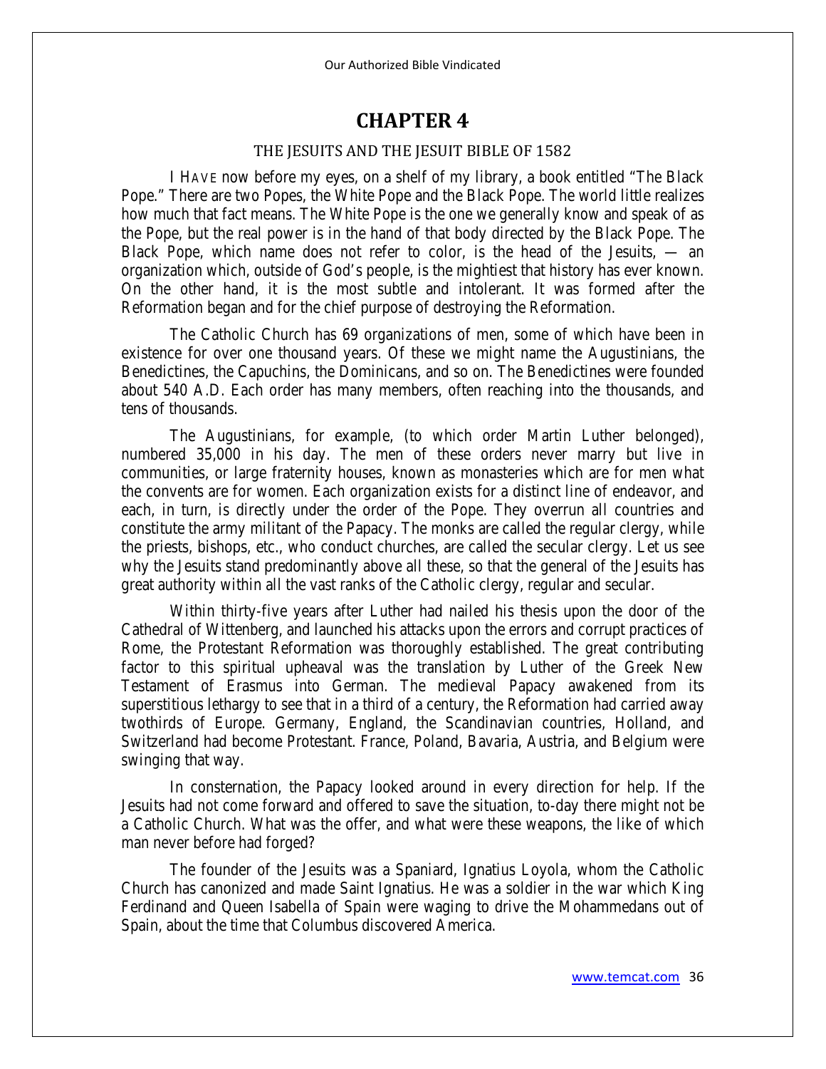# CHAPTER 4

## THE JESUITS AND THE JESUIT BIBLE OF 1582

I HAVE now before my eyes, on a shelf of my library, a book entitled "The Black Pope." There are two Popes, the White Pope and the Black Pope. The world little realizes how much that fact means. The White Pope is the one we generally know and speak of as the Pope, but the real power is in the hand of that body directed by the Black Pope. The Black Pope, which name does not refer to color, is the head of the Jesuits, — an organization which, outside of God's people, is the mightiest that history has ever known. On the other hand, it is the most subtle and intolerant. It was formed after the Reformation began and for the chief purpose of destroying the Reformation.

The Catholic Church has 69 organizations of men, some of which have been in existence for over one thousand years. Of these we might name the Augustinians, the Benedictines, the Capuchins, the Dominicans, and so on. The Benedictines were founded about 540 A.D. Each order has many members, often reaching into the thousands, and tens of thousands.

The Augustinians, for example, (to which order Martin Luther belonged), numbered 35,000 in his day. The men of these orders never marry but live in communities, or large fraternity houses, known as monasteries which are for men what the convents are for women. Each organization exists for a distinct line of endeavor, and each, in turn, is directly under the order of the Pope. They overrun all countries and constitute the army militant of the Papacy. The monks are called the regular clergy, while the priests, bishops, etc., who conduct churches, are called the secular clergy. Let us see why the Jesuits stand predominantly above all these, so that the general of the Jesuits has great authority within all the vast ranks of the Catholic clergy, regular and secular.

Within thirty-five years after Luther had nailed his thesis upon the door of the Cathedral of Wittenberg, and launched his attacks upon the errors and corrupt practices of Rome, the Protestant Reformation was thoroughly established. The great contributing factor to this spiritual upheaval was the translation by Luther of the Greek New Testament of Erasmus into German. The medieval Papacy awakened from its superstitious lethargy to see that in a third of a century, the Reformation had carried away twothirds of Europe. Germany, England, the Scandinavian countries, Holland, and Switzerland had become Protestant. France, Poland, Bavaria, Austria, and Belgium were swinging that way.

In consternation, the Papacy looked around in every direction for help. If the Jesuits had not come forward and offered to save the situation, to-day there might not be a Catholic Church. What was the offer, and what were these weapons, the like of which man never before had forged?

The founder of the Jesuits was a Spaniard, Ignatius Loyola, whom the Catholic Church has canonized and made Saint Ignatius. He was a soldier in the war which King Ferdinand and Queen Isabella of Spain were waging to drive the Mohammedans out of Spain, about the time that Columbus discovered America.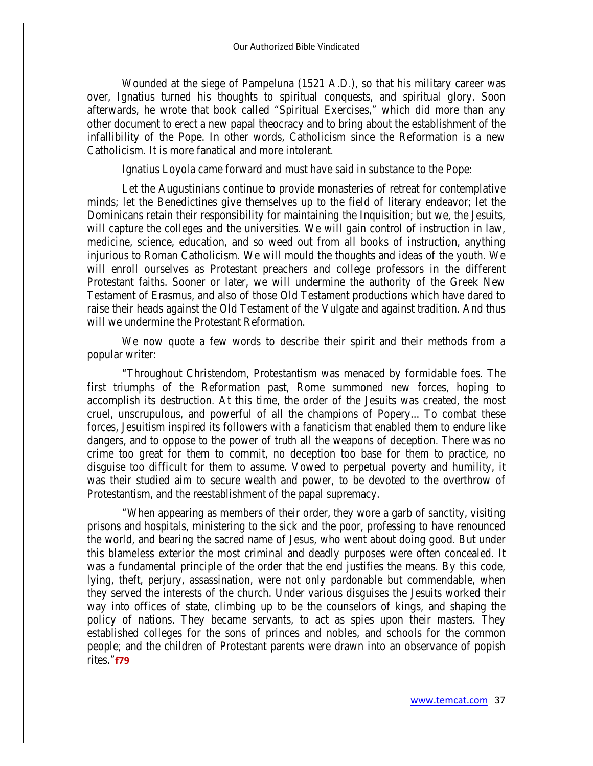Wounded at the siege of Pampeluna (1521 A.D.), so that his military career was over, Ignatius turned his thoughts to spiritual conquests, and spiritual glory. Soon afterwards, he wrote that book called "Spiritual Exercises," which did more than any other document to erect a new papal theocracy and to bring about the establishment of the infallibility of the Pope. In other words, Catholicism since the Reformation is a new Catholicism. It is more fanatical and more intolerant.

Ignatius Loyola came forward and must have said in substance to the Pope:

Let the Augustinians continue to provide monasteries of retreat for contemplative minds; let the Benedictines give themselves up to the field of literary endeavor; let the Dominicans retain their responsibility for maintaining the Inquisition; but we, the Jesuits, will capture the colleges and the universities. We will gain control of instruction in law, medicine, science, education, and so weed out from all books of instruction, anything injurious to Roman Catholicism. We will mould the thoughts and ideas of the youth. We will enroll ourselves as Protestant preachers and college professors in the different Protestant faiths. Sooner or later, we will undermine the authority of the Greek New Testament of Erasmus, and also of those Old Testament productions which have dared to raise their heads against the Old Testament of the Vulgate and against tradition. And thus will we undermine the Protestant Reformation.

We now quote a few words to describe their spirit and their methods from a popular writer:

"Throughout Christendom, Protestantism was menaced by formidable foes. The first triumphs of the Reformation past, Rome summoned new forces, hoping to accomplish its destruction. At this time, the order of the Jesuits was created, the most cruel, unscrupulous, and powerful of all the champions of Popery... To combat these forces, Jesuitism inspired its followers with a fanaticism that enabled them to endure like dangers, and to oppose to the power of truth all the weapons of deception. There was no crime too great for them to commit, no deception too base for them to practice, no disguise too difficult for them to assume. Vowed to perpetual poverty and humility, it was their studied aim to secure wealth and power, to be devoted to the overthrow of Protestantism, and the reestablishment of the papal supremacy.

"When appearing as members of their order, they wore a garb of sanctity, visiting prisons and hospitals, ministering to the sick and the poor, professing to have renounced the world, and bearing the sacred name of Jesus, who went about doing good. But under this blameless exterior the most criminal and deadly purposes were often concealed. It was a fundamental principle of the order that the end justifies the means. By this code, lying, theft, perjury, assassination, were not only pardonable but commendable, when they served the interests of the church. Under various disguises the Jesuits worked their way into offices of state, climbing up to be the counselors of kings, and shaping the policy of nations. They became servants, to act as spies upon their masters. They established colleges for the sons of princes and nobles, and schools for the common people; and the children of Protestant parents were drawn into an observance of popish rites."[f79]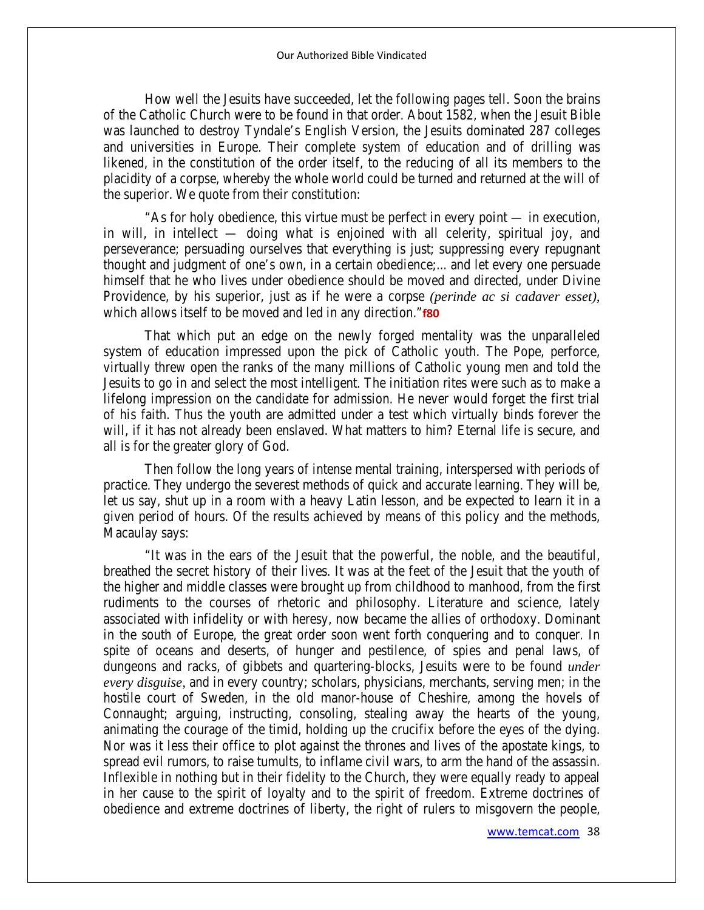How well the Jesuits have succeeded, let the following pages tell. Soon the brains of the Catholic Church were to be found in that order. About 1582, when the Jesuit Bible was launched to destroy Tyndale's English Version, the Jesuits dominated 287 colleges and universities in Europe. Their complete system of education and of drilling was likened, in the constitution of the order itself, to the reducing of all its members to the placidity of a corpse, whereby the whole world could be turned and returned at the will of the superior. We quote from their constitution:

"As for holy obedience, this virtue must be perfect in every point — in execution, in will, in intellect — doing what is enjoined with all celerity, spiritual joy, and perseverance; persuading ourselves that everything is just; suppressing every repugnant thought and judgment of one's own, in a certain obedience;... and let every one persuade himself that he who lives under obedience should be moved and directed, under Divine Providence, by his superior, just as if he were a corpse *(perinde ac si cadaver esset)*, which allows itself to be moved and led in any direction."**f80**

That which put an edge on the newly forged mentality was the unparalleled system of education impressed upon the pick of Catholic youth. The Pope, perforce, virtually threw open the ranks of the many millions of Catholic young men and told the Jesuits to go in and select the most intelligent. The initiation rites were such as to make a lifelong impression on the candidate for admission. He never would forget the first trial of his faith. Thus the youth are admitted under a test which virtually binds forever the will, if it has not already been enslaved. What matters to him? Eternal life is secure, and all is for the greater glory of God.

Then follow the long years of intense mental training, interspersed with periods of practice. They undergo the severest methods of quick and accurate learning. They will be, let us say, shut up in a room with a heavy Latin lesson, and be expected to learn it in a given period of hours. Of the results achieved by means of this policy and the methods, Macaulay says:

"It was in the ears of the Jesuit that the powerful, the noble, and the beautiful, breathed the secret history of their lives. It was at the feet of the Jesuit that the youth of the higher and middle classes were brought up from childhood to manhood, from the first rudiments to the courses of rhetoric and philosophy. Literature and science, lately associated with infidelity or with heresy, now became the allies of orthodoxy. Dominant in the south of Europe, the great order soon went forth conquering and to conquer. In spite of oceans and deserts, of hunger and pestilence, of spies and penal laws, of dungeons and racks, of gibbets and quartering-blocks, Jesuits were to be found *under every disguise*, and in every country; scholars, physicians, merchants, serving men; in the hostile court of Sweden, in the old manor-house of Cheshire, among the hovels of Connaught; arguing, instructing, consoling, stealing away the hearts of the young, animating the courage of the timid, holding up the crucifix before the eyes of the dying. Nor was it less their office to plot against the thrones and lives of the apostate kings, to spread evil rumors, to raise tumults, to inflame civil wars, to arm the hand of the assassin. Inflexible in nothing but in their fidelity to the Church, they were equally ready to appeal in her cause to the spirit of loyalty and to the spirit of freedom. Extreme doctrines of obedience and extreme doctrines of liberty, the right of rulers to misgovern the people,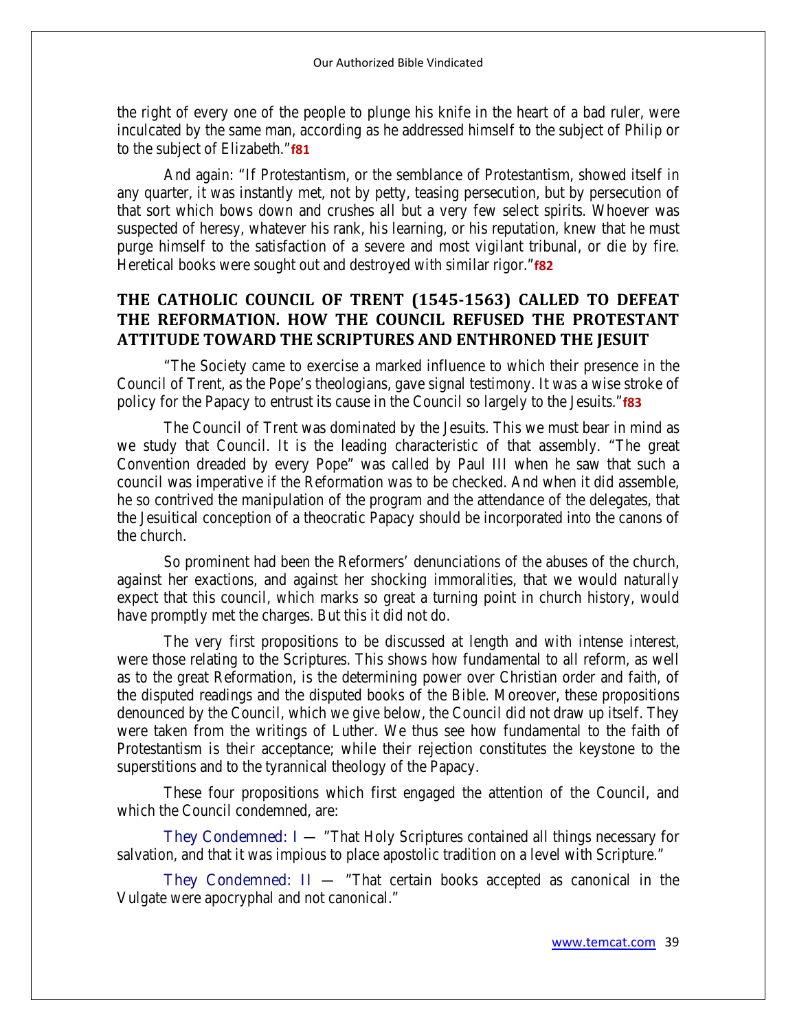the right of every one of the people to plunge his knife in the heart of a bad ruler, were inculcated by the same man, according as he addressed himself to the subject of Philip or to the subject of Elizabeth."[f81]

And again: "If Protestantism, or the semblance of Protestantism, showed itself in any quarter, it was instantly met, not by petty, teasing persecution, but by persecution of that sort which bows down and crushes all but a very few select spirits. Whoever was suspected of heresy, whatever his rank, his learning, or his reputation, knew that he must purge himself to the satisfaction of a severe and most vigilant tribunal, or die by fire. Heretical books were sought out and destroyed with similar rigor."[f82]

## THE CATHOLIC COUNCIL OF TRENT (1545-1563) CALLED TO DEFEAT THE REFORMATION. HOW THE COUNCIL REFUSED THE PROTESTANT ATTITUDE TOWARD THE SCRIPTURES AND ENTHRONED THE JESUIT

"The Society came to exercise a marked influence to which their presence in the Council of Trent, as the Pope's theologians, gave signal testimony. It was a wise stroke of policy for the Papacy to entrust its cause in the Council so largely to the Jesuits."[f83]

The Council of Trent was dominated by the Jesuits. This we must bear in mind as we study that Council. It is the leading characteristic of that assembly. "The great Convention dreaded by every Pope" was called by Paul III when he saw that such a council was imperative if the Reformation was to be checked. And when it did assemble, he so contrived the manipulation of the program and the attendance of the delegates, that the Jesuitical conception of a theocratic Papacy should be incorporated into the canons of the church.

So prominent had been the Reformers' denunciations of the abuses of the church, against her exactions, and against her shocking immoralities, that we would naturally expect that this council, which marks so great a turning point in church history, would have promptly met the charges. But this it did not do.

The very first propositions to be discussed at length and with intense interest, were those relating to the Scriptures. This shows how fundamental to all reform, as well as to the great Reformation, is the determining power over Christian order and faith, of the disputed readings and the disputed books of the Bible. Moreover, these propositions denounced by the Council, which we give below, the Council did not draw up itself. They were taken from the writings of Luther. We thus see how fundamental to the faith of Protestantism is their acceptance; while their rejection constitutes the keystone to the superstitions and to the tyrannical theology of the Papacy.

These four propositions which first engaged the attention of the Council, and which the Council condemned, are:

They Condemned: I — "That Holy Scriptures contained all things necessary for salvation, and that it was impious to place apostolic tradition on a level with Scripture."

They Condemned: II — "That certain books accepted as canonical in the Vulgate were apocryphal and not canonical."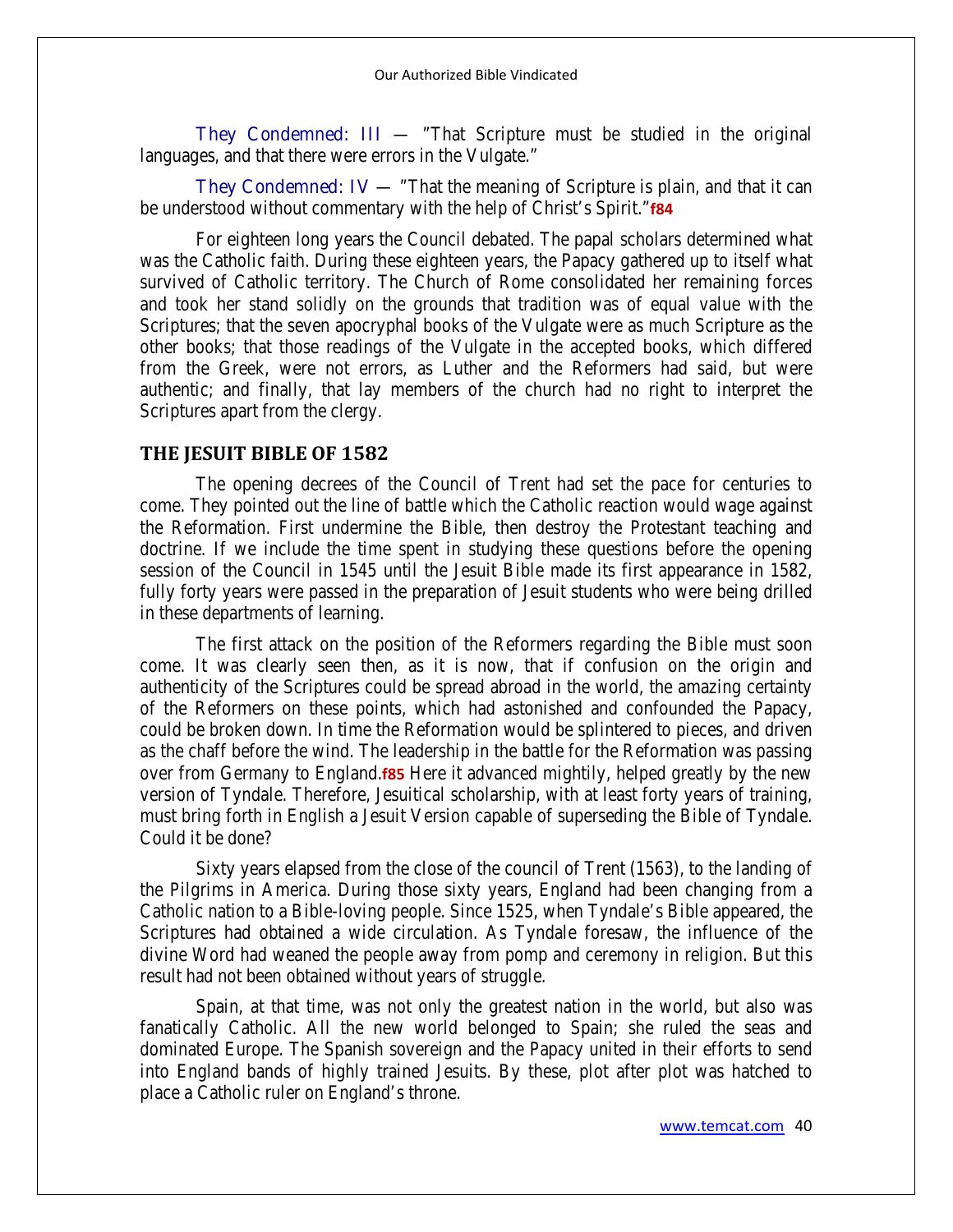They Condemned: III — "That Scripture must be studied in the original languages, and that there were errors in the Vulgate."

They Condemned: IV — "That the meaning of Scripture is plain, and that it can be understood without commentary with the help of Christ's Spirit."[f84]

For eighteen long years the Council debated. The papal scholars determined what was the Catholic faith. During these eighteen years, the Papacy gathered up to itself what survived of Catholic territory. The Church of Rome consolidated her remaining forces and took her stand solidly on the grounds that tradition was of equal value with the Scriptures; that the seven apocryphal books of the Vulgate were as much Scripture as the other books; that those readings of the Vulgate in the accepted books, which differed from the Greek, were not errors, as Luther and the Reformers had said, but were authentic; and finally, that lay members of the church had no right to interpret the Scriptures apart from the clergy.

## THE JESUIT BIBLE OF 1582

The opening decrees of the Council of Trent had set the pace for centuries to come. They pointed out the line of battle which the Catholic reaction would wage against the Reformation. First undermine the Bible, then destroy the Protestant teaching and doctrine. If we include the time spent in studying these questions before the opening session of the Council in 1545 until the Jesuit Bible made its first appearance in 1582, fully forty years were passed in the preparation of Jesuit students who were being drilled in these departments of learning.

The first attack on the position of the Reformers regarding the Bible must soon come. It was clearly seen then, as it is now, that if confusion on the origin and authenticity of the Scriptures could be spread abroad in the world, the amazing certainty of the Reformers on these points, which had astonished and confounded the Papacy, could be broken down. In time the Reformation would be splintered to pieces, and driven as the chaff before the wind. The leadership in the battle for the Reformation was passing over from Germany to England.[f85] Here it advanced mightily, helped greatly by the new version of Tyndale. Therefore, Jesuitical scholarship, with at least forty years of training, must bring forth in English a Jesuit Version capable of superseding the Bible of Tyndale. Could it be done?

Sixty years elapsed from the close of the council of Trent (1563), to the landing of the Pilgrims in America. During those sixty years, England had been changing from a Catholic nation to a Bible-loving people. Since 1525, when Tyndale's Bible appeared, the Scriptures had obtained a wide circulation. As Tyndale foresaw, the influence of the divine Word had weaned the people away from pomp and ceremony in religion. But this result had not been obtained without years of struggle.

Spain, at that time, was not only the greatest nation in the world, but also was fanatically Catholic. All the new world belonged to Spain; she ruled the seas and dominated Europe. The Spanish sovereign and the Papacy united in their efforts to send into England bands of highly trained Jesuits. By these, plot after plot was hatched to place a Catholic ruler on England's throne.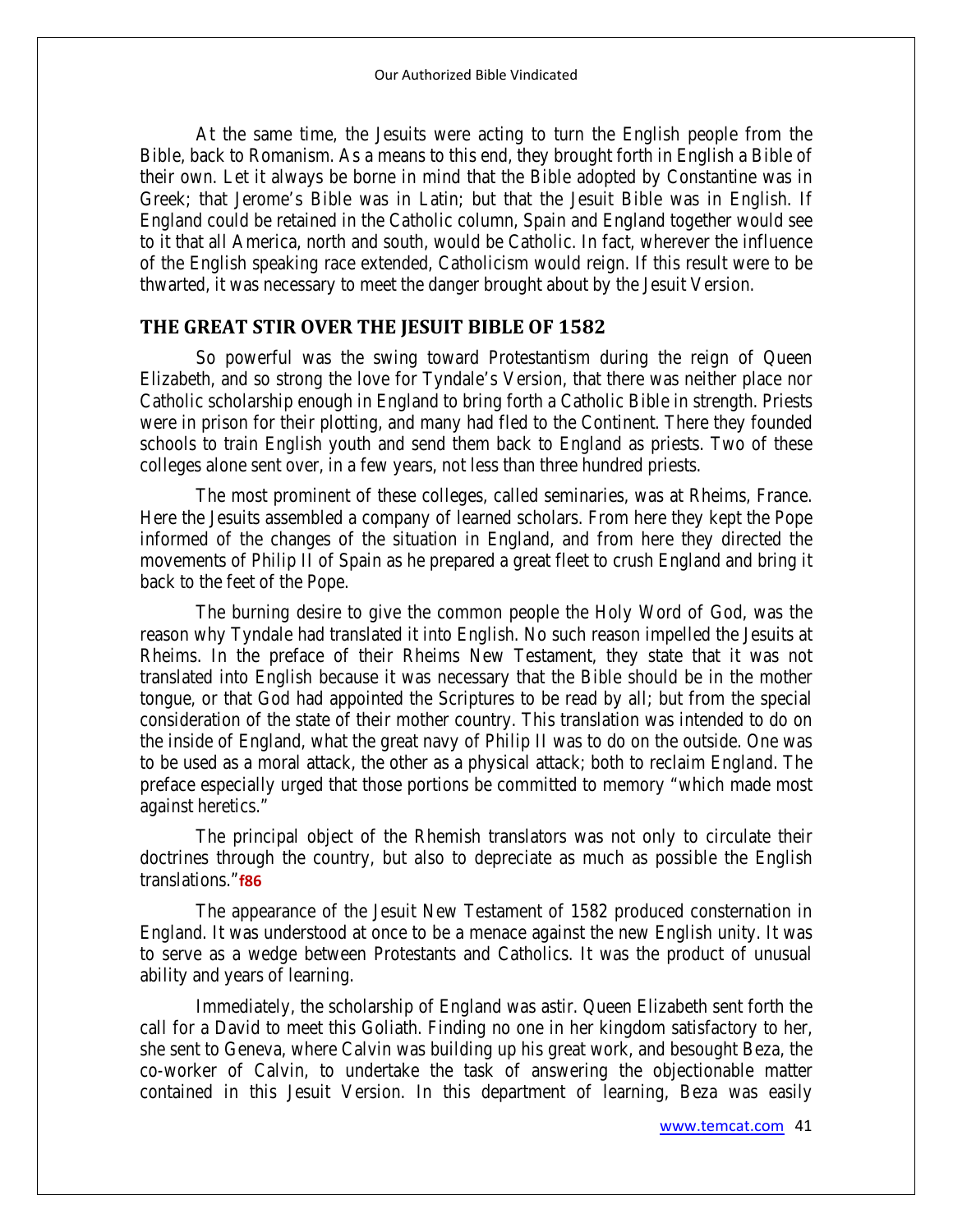At the same time, the Jesuits were acting to turn the English people from the Bible, back to Romanism. As a means to this end, they brought forth in English a Bible of their own. Let it always be borne in mind that the Bible adopted by Constantine was in Greek; that Jerome's Bible was in Latin; but that the Jesuit Bible was in English. If England could be retained in the Catholic column, Spain and England together would see to it that all America, north and south, would be Catholic. In fact, wherever the influence of the English speaking race extended, Catholicism would reign. If this result were to be thwarted, it was necessary to meet the danger brought about by the Jesuit Version.

## THE GREAT STIR OVER THE JESUIT BIBLE OF 1582

So powerful was the swing toward Protestantism during the reign of Queen Elizabeth, and so strong the love for Tyndale's Version, that there was neither place nor Catholic scholarship enough in England to bring forth a Catholic Bible in strength. Priests were in prison for their plotting, and many had fled to the Continent. There they founded schools to train English youth and send them back to England as priests. Two of these colleges alone sent over, in a few years, not less than three hundred priests.

The most prominent of these colleges, called seminaries, was at Rheims, France. Here the Jesuits assembled a company of learned scholars. From here they kept the Pope informed of the changes of the situation in England, and from here they directed the movements of Philip II of Spain as he prepared a great fleet to crush England and bring it back to the feet of the Pope.

The burning desire to give the common people the Holy Word of God, was the reason why Tyndale had translated it into English. No such reason impelled the Jesuits at Rheims. In the preface of their Rheims New Testament, they state that it was not translated into English because it was necessary that the Bible should be in the mother tongue, or that God had appointed the Scriptures to be read by all; but from the special consideration of the state of their mother country. This translation was intended to do on the inside of England, what the great navy of Philip II was to do on the outside. One was to be used as a moral attack, the other as a physical attack; both to reclaim England. The preface especially urged that those portions be committed to memory "which made most against heretics."

The principal object of the Rhemish translators was not only to circulate their doctrines through the country, but also to depreciate as much as possible the English translations."**f86**

The appearance of the Jesuit New Testament of 1582 produced consternation in England. It was understood at once to be a menace against the new English unity. It was to serve as a wedge between Protestants and Catholics. It was the product of unusual ability and years of learning.

Immediately, the scholarship of England was astir. Queen Elizabeth sent forth the call for a David to meet this Goliath. Finding no one in her kingdom satisfactory to her, she sent to Geneva, where Calvin was building up his great work, and besought Beza, the co-worker of Calvin, to undertake the task of answering the objectionable matter contained in this Jesuit Version. In this department of learning, Beza was easily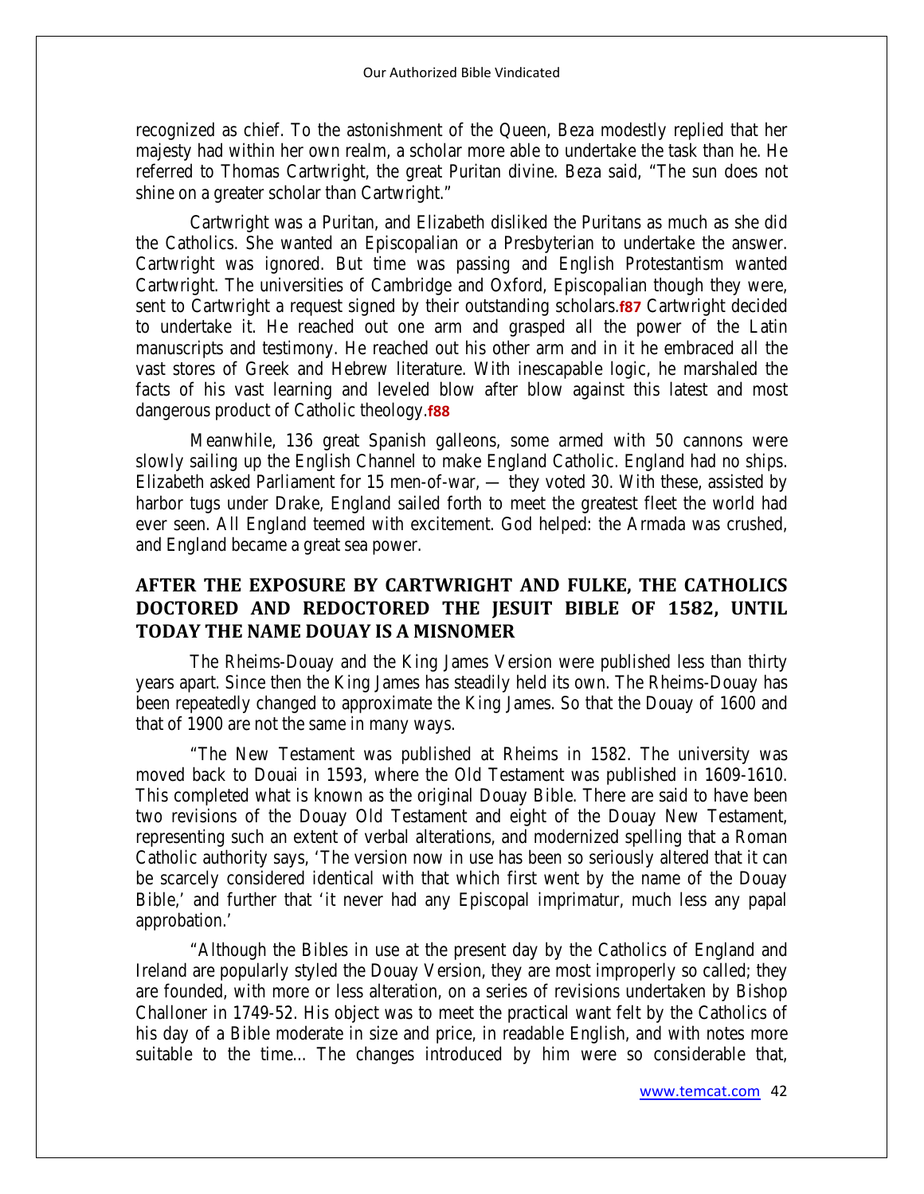recognized as chief. To the astonishment of the Queen, Beza modestly replied that her majesty had within her own realm, a scholar more able to undertake the task than he. He referred to Thomas Cartwright, the great Puritan divine. Beza said, "The sun does not shine on a greater scholar than Cartwright."

Cartwright was a Puritan, and Elizabeth disliked the Puritans as much as she did the Catholics. She wanted an Episcopalian or a Presbyterian to undertake the answer. Cartwright was ignored. But time was passing and English Protestantism wanted Cartwright. The universities of Cambridge and Oxford, Episcopalian though they were, sent to Cartwright a request signed by their outstanding scholars.**f87** Cartwright decided to undertake it. He reached out one arm and grasped all the power of the Latin manuscripts and testimony. He reached out his other arm and in it he embraced all the vast stores of Greek and Hebrew literature. With inescapable logic, he marshaled the facts of his vast learning and leveled blow after blow against this latest and most dangerous product of Catholic theology.**f88**

Meanwhile, 136 great Spanish galleons, some armed with 50 cannons were slowly sailing up the English Channel to make England Catholic. England had no ships. Elizabeth asked Parliament for 15 men-of-war, — they voted 30. With these, assisted by harbor tugs under Drake, England sailed forth to meet the greatest fleet the world had ever seen. All England teemed with excitement. God helped: the Armada was crushed, and England became a great sea power.

## AFTER THE EXPOSURE BY CARTWRIGHT AND FULKE, THE CATHOLICS DOCTORED AND REDOCTORED THE JESUIT BIBLE OF 1582, UNTIL TODAY THE NAME DOUAY IS A MISNOMER

The Rheims-Douay and the King James Version were published less than thirty years apart. Since then the King James has steadily held its own. The Rheims-Douay has been repeatedly changed to approximate the King James. So that the Douay of 1600 and that of 1900 are not the same in many ways.

"The New Testament was published at Rheims in 1582. The university was moved back to Douai in 1593, where the Old Testament was published in 1609-1610. This completed what is known as the original Douay Bible. There are said to have been two revisions of the Douay Old Testament and eight of the Douay New Testament, representing such an extent of verbal alterations, and modernized spelling that a Roman Catholic authority says, 'The version now in use has been so seriously altered that it can be scarcely considered identical with that which first went by the name of the Douay Bible,' and further that 'it never had any Episcopal imprimatur, much less any papal approbation.'

"Although the Bibles in use at the present day by the Catholics of England and Ireland are popularly styled the Douay Version, they are most improperly so called; they are founded, with more or less alteration, on a series of revisions undertaken by Bishop Challoner in 1749-52. His object was to meet the practical want felt by the Catholics of his day of a Bible moderate in size and price, in readable English, and with notes more suitable to the time... The changes introduced by him were so considerable that,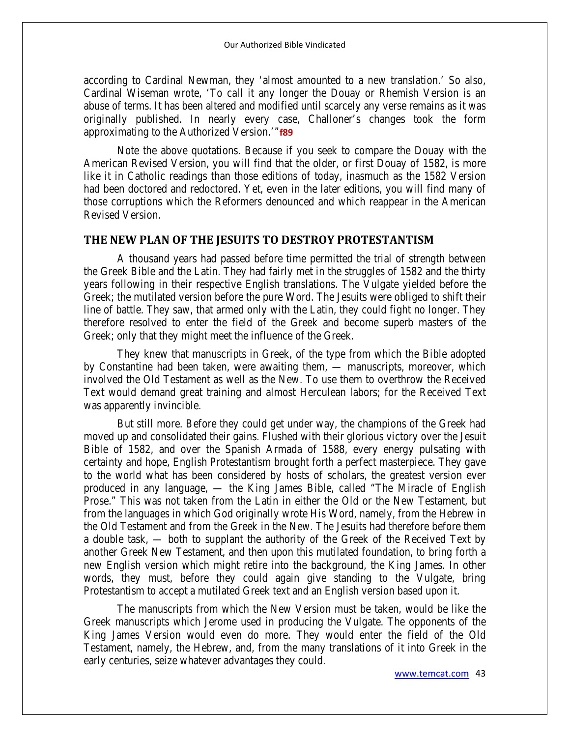according to Cardinal Newman, they 'almost amounted to a new translation.' So also, Cardinal Wiseman wrote, 'To call it any longer the Douay or Rhemish Version is an abuse of terms. It has been altered and modified until scarcely any verse remains as it was originally published. In nearly every case, Challoner's changes took the form approximating to the Authorized Version.'"**f89**

Note the above quotations. Because if you seek to compare the Douay with the American Revised Version, you will find that the older, or first Douay of 1582, is more like it in Catholic readings than those editions of today, inasmuch as the 1582 Version had been doctored and redoctored. Yet, even in the later editions, you will find many of those corruptions which the Reformers denounced and which reappear in the American Revised Version.

## THE NEW PLAN OF THE JESUITS TO DESTROY PROTESTANTISM

A thousand years had passed before time permitted the trial of strength between the Greek Bible and the Latin. They had fairly met in the struggles of 1582 and the thirty years following in their respective English translations. The Vulgate yielded before the Greek; the mutilated version before the pure Word. The Jesuits were obliged to shift their line of battle. They saw, that armed only with the Latin, they could fight no longer. They therefore resolved to enter the field of the Greek and become superb masters of the Greek; only that they might meet the influence of the Greek.

They knew that manuscripts in Greek, of the type from which the Bible adopted by Constantine had been taken, were awaiting them, — manuscripts, moreover, which involved the Old Testament as well as the New. To use them to overthrow the Received Text would demand great training and almost Herculean labors; for the Received Text was apparently invincible.

But still more. Before they could get under way, the champions of the Greek had moved up and consolidated their gains. Flushed with their glorious victory over the Jesuit Bible of 1582, and over the Spanish Armada of 1588, every energy pulsating with certainty and hope, English Protestantism brought forth a perfect masterpiece. They gave to the world what has been considered by hosts of scholars, the greatest version ever produced in any language, — the King James Bible, called "The Miracle of English Prose." This was not taken from the Latin in either the Old or the New Testament, but from the languages in which God originally wrote His Word, namely, from the Hebrew in the Old Testament and from the Greek in the New. The Jesuits had therefore before them a double task, — both to supplant the authority of the Greek of the Received Text by another Greek New Testament, and then upon this mutilated foundation, to bring forth a new English version which might retire into the background, the King James. In other words, they must, before they could again give standing to the Vulgate, bring Protestantism to accept a mutilated Greek text and an English version based upon it.

The manuscripts from which the New Version must be taken, would be like the Greek manuscripts which Jerome used in producing the Vulgate. The opponents of the King James Version would even do more. They would enter the field of the Old Testament, namely, the Hebrew, and, from the many translations of it into Greek in the early centuries, seize whatever advantages they could.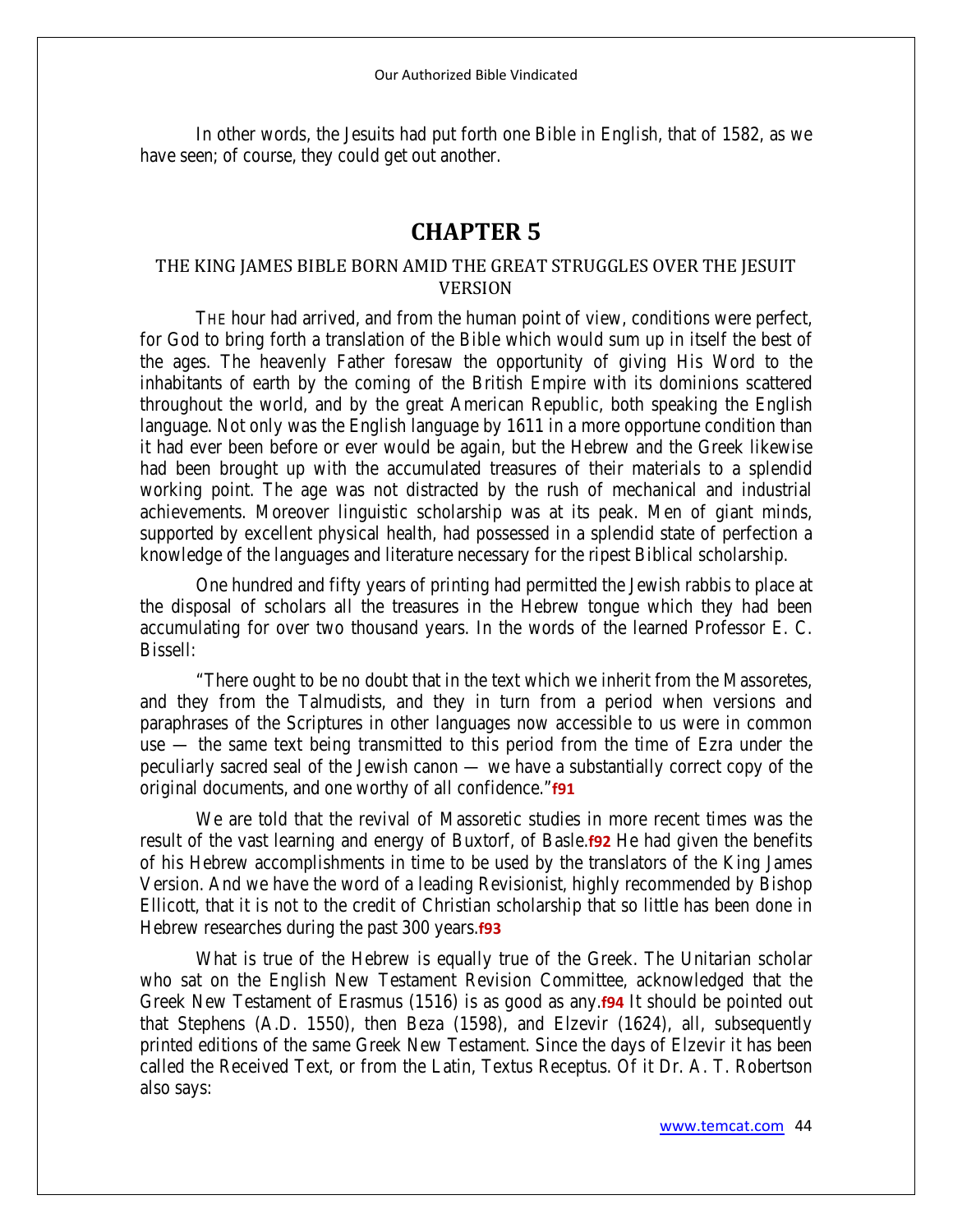In other words, the Jesuits had put forth one Bible in English, that of 1582, as we have seen; of course, they could get out another.

# CHAPTER 5

## THE KING JAMES BIBLE BORN AMID THE GREAT STRUGGLES OVER THE JESUIT VERSION

THE hour had arrived, and from the human point of view, conditions were perfect, for God to bring forth a translation of the Bible which would sum up in itself the best of the ages. The heavenly Father foresaw the opportunity of giving His Word to the inhabitants of earth by the coming of the British Empire with its dominions scattered throughout the world, and by the great American Republic, both speaking the English language. Not only was the English language by 1611 in a more opportune condition than it had ever been before or ever would be again, but the Hebrew and the Greek likewise had been brought up with the accumulated treasures of their materials to a splendid working point. The age was not distracted by the rush of mechanical and industrial achievements. Moreover linguistic scholarship was at its peak. Men of giant minds, supported by excellent physical health, had possessed in a splendid state of perfection a knowledge of the languages and literature necessary for the ripest Biblical scholarship.

One hundred and fifty years of printing had permitted the Jewish rabbis to place at the disposal of scholars all the treasures in the Hebrew tongue which they had been accumulating for over two thousand years. In the words of the learned Professor E. C. Bissell:

"There ought to be no doubt that in the text which we inherit from the Massoretes, and they from the Talmudists, and they in turn from a period when versions and paraphrases of the Scriptures in other languages now accessible to us were in common use — the same text being transmitted to this period from the time of Ezra under the peculiarly sacred seal of the Jewish canon — we have a substantially correct copy of the original documents, and one worthy of all confidence."**f91**

We are told that the revival of Massoretic studies in more recent times was the result of the vast learning and energy of Buxtorf, of Basle.**f92** He had given the benefits of his Hebrew accomplishments in time to be used by the translators of the King James Version. And we have the word of a leading Revisionist, highly recommended by Bishop Ellicott, that it is not to the credit of Christian scholarship that so little has been done in Hebrew researches during the past 300 years.**f93**

What is true of the Hebrew is equally true of the Greek. The Unitarian scholar who sat on the English New Testament Revision Committee, acknowledged that the Greek New Testament of Erasmus (1516) is as good as any.**f94** It should be pointed out that Stephens (A.D. 1550), then Beza (1598), and Elzevir (1624), all, subsequently printed editions of the same Greek New Testament. Since the days of Elzevir it has been called the Received Text, or from the Latin, Textus Receptus. Of it Dr. A. T. Robertson also says: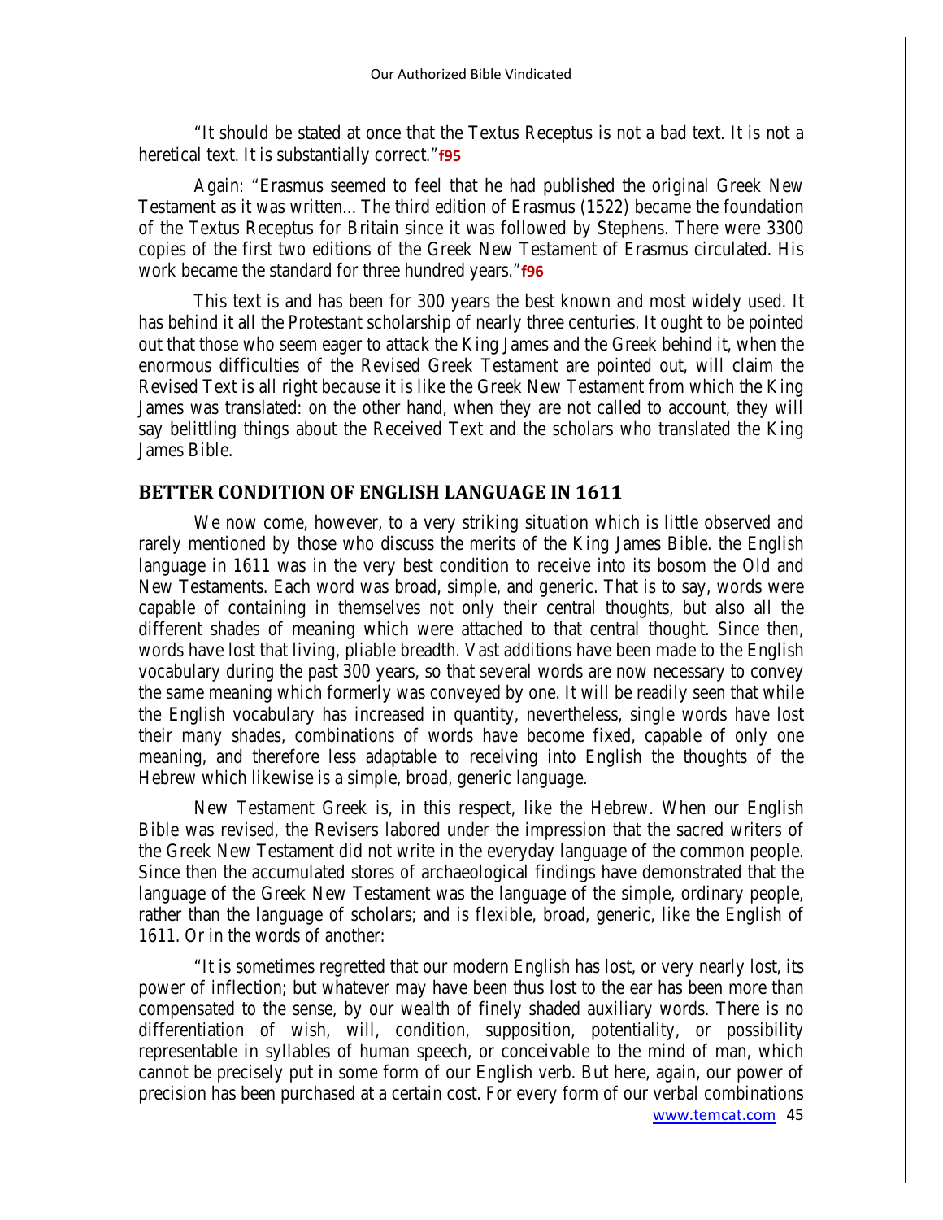"It should be stated at once that the Textus Receptus is not a bad text. It is not a heretical text. It is substantially correct."**f95**

Again: "Erasmus seemed to feel that he had published the original Greek New Testament as it was written... The third edition of Erasmus (1522) became the foundation of the Textus Receptus for Britain since it was followed by Stephens. There were 3300 copies of the first two editions of the Greek New Testament of Erasmus circulated. His work became the standard for three hundred years."**f96**

This text is and has been for 300 years the best known and most widely used. It has behind it all the Protestant scholarship of nearly three centuries. It ought to be pointed out that those who seem eager to attack the King James and the Greek behind it, when the enormous difficulties of the Revised Greek Testament are pointed out, will claim the Revised Text is all right because it is like the Greek New Testament from which the King James was translated: on the other hand, when they are not called to account, they will say belittling things about the Received Text and the scholars who translated the King James Bible.

## BETTER CONDITION OF ENGLISH LANGUAGE IN 1611

We now come, however, to a very striking situation which is little observed and rarely mentioned by those who discuss the merits of the King James Bible. the English language in 1611 was in the very best condition to receive into its bosom the Old and New Testaments. Each word was broad, simple, and generic. That is to say, words were capable of containing in themselves not only their central thoughts, but also all the different shades of meaning which were attached to that central thought. Since then, words have lost that living, pliable breadth. Vast additions have been made to the English vocabulary during the past 300 years, so that several words are now necessary to convey the same meaning which formerly was conveyed by one. It will be readily seen that while the English vocabulary has increased in quantity, nevertheless, single words have lost their many shades, combinations of words have become fixed, capable of only one meaning, and therefore less adaptable to receiving into English the thoughts of the Hebrew which likewise is a simple, broad, generic language.

New Testament Greek is, in this respect, like the Hebrew. When our English Bible was revised, the Revisers labored under the impression that the sacred writers of the Greek New Testament did not write in the everyday language of the common people. Since then the accumulated stores of archaeological findings have demonstrated that the language of the Greek New Testament was the language of the simple, ordinary people, rather than the language of scholars; and is flexible, broad, generic, like the English of 1611. Or in the words of another:

"It is sometimes regretted that our modern English has lost, or very nearly lost, its power of inflection; but whatever may have been thus lost to the ear has been more than compensated to the sense, by our wealth of finely shaded auxiliary words. There is no differentiation of wish, will, condition, supposition, potentiality, or possibility representable in syllables of human speech, or conceivable to the mind of man, which cannot be precisely put in some form of our English verb. But here, again, our power of precision has been purchased at a certain cost. For every form of our verbal combinations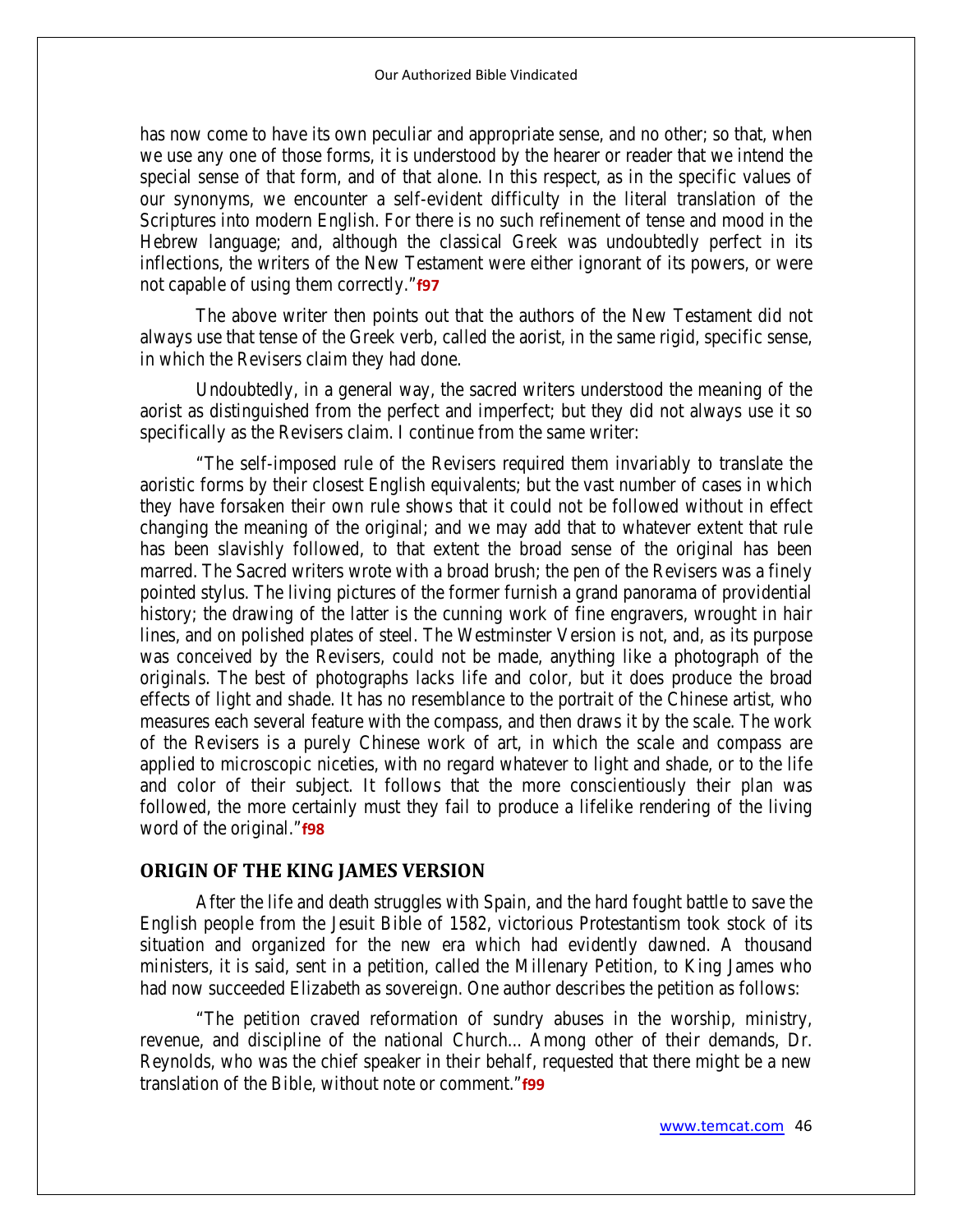has now come to have its own peculiar and appropriate sense, and no other; so that, when we use any one of those forms, it is understood by the hearer or reader that we intend the special sense of that form, and of that alone. In this respect, as in the specific values of our synonyms, we encounter a self-evident difficulty in the literal translation of the Scriptures into modern English. For there is no such refinement of tense and mood in the Hebrew language; and, although the classical Greek was undoubtedly perfect in its inflections, the writers of the New Testament were either ignorant of its powers, or were not capable of using them correctly."**f97**

The above writer then points out that the authors of the New Testament did not always use that tense of the Greek verb, called the aorist, in the same rigid, specific sense, in which the Revisers claim they had done.

Undoubtedly, in a general way, the sacred writers understood the meaning of the aorist as distinguished from the perfect and imperfect; but they did not always use it so specifically as the Revisers claim. I continue from the same writer:

"The self-imposed rule of the Revisers required them invariably to translate the aoristic forms by their closest English equivalents; but the vast number of cases in which they have forsaken their own rule shows that it could not be followed without in effect changing the meaning of the original; and we may add that to whatever extent that rule has been slavishly followed, to that extent the broad sense of the original has been marred. The Sacred writers wrote with a broad brush; the pen of the Revisers was a finely pointed stylus. The living pictures of the former furnish a grand panorama of providential history; the drawing of the latter is the cunning work of fine engravers, wrought in hair lines, and on polished plates of steel. The Westminster Version is not, and, as its purpose was conceived by the Revisers, could not be made, anything like a photograph of the originals. The best of photographs lacks life and color, but it does produce the broad effects of light and shade. It has no resemblance to the portrait of the Chinese artist, who measures each several feature with the compass, and then draws it by the scale. The work of the Revisers is a purely Chinese work of art, in which the scale and compass are applied to microscopic niceties, with no regard whatever to light and shade, or to the life and color of their subject. It follows that the more conscientiously their plan was followed, the more certainly must they fail to produce a lifelike rendering of the living word of the original."**f98**

## ORIGIN OF THE KING JAMES VERSION

After the life and death struggles with Spain, and the hard fought battle to save the English people from the Jesuit Bible of 1582, victorious Protestantism took stock of its situation and organized for the new era which had evidently dawned. A thousand ministers, it is said, sent in a petition, called the Millenary Petition, to King James who had now succeeded Elizabeth as sovereign. One author describes the petition as follows:

"The petition craved reformation of sundry abuses in the worship, ministry, revenue, and discipline of the national Church... Among other of their demands, Dr. Reynolds, who was the chief speaker in their behalf, requested that there might be a new translation of the Bible, without note or comment."**f99**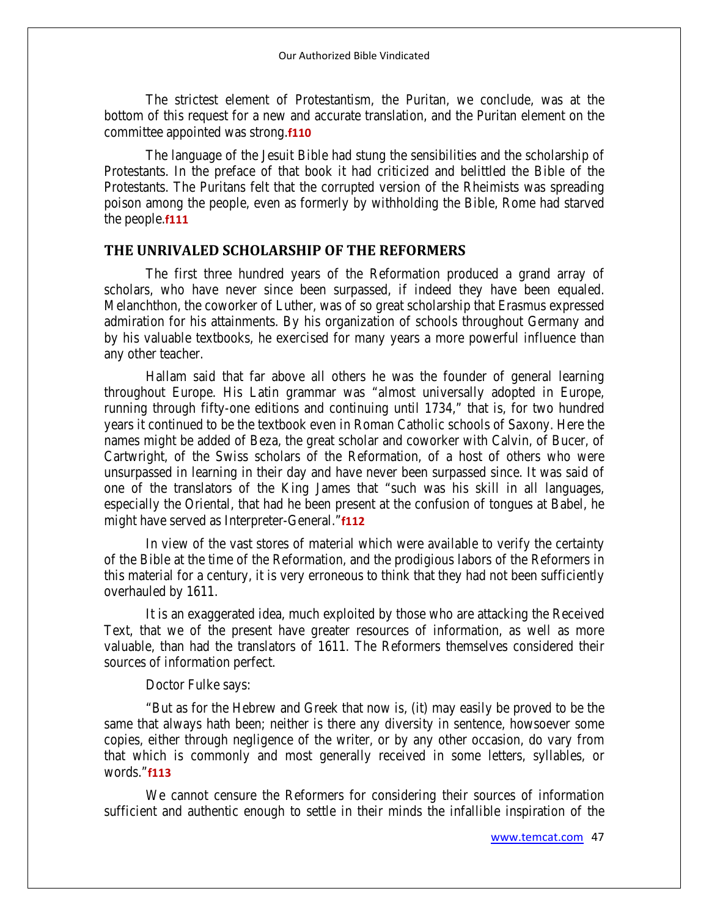The strictest element of Protestantism, the Puritan, we conclude, was at the bottom of this request for a new and accurate translation, and the Puritan element on the committee appointed was strong.**f110**

The language of the Jesuit Bible had stung the sensibilities and the scholarship of Protestants. In the preface of that book it had criticized and belittled the Bible of the Protestants. The Puritans felt that the corrupted version of the Rheimists was spreading poison among the people, even as formerly by withholding the Bible, Rome had starved the people.**f111**

## THE UNRIVALED SCHOLARSHIP OF THE REFORMERS

The first three hundred years of the Reformation produced a grand array of scholars, who have never since been surpassed, if indeed they have been equaled. Melanchthon, the coworker of Luther, was of so great scholarship that Erasmus expressed admiration for his attainments. By his organization of schools throughout Germany and by his valuable textbooks, he exercised for many years a more powerful influence than any other teacher.

Hallam said that far above all others he was the founder of general learning throughout Europe. His Latin grammar was "almost universally adopted in Europe, running through fifty-one editions and continuing until 1734," that is, for two hundred years it continued to be the textbook even in Roman Catholic schools of Saxony. Here the names might be added of Beza, the great scholar and coworker with Calvin, of Bucer, of Cartwright, of the Swiss scholars of the Reformation, of a host of others who were unsurpassed in learning in their day and have never been surpassed since. It was said of one of the translators of the King James that "such was his skill in all languages, especially the Oriental, that had he been present at the confusion of tongues at Babel, he might have served as Interpreter-General."**f112**

In view of the vast stores of material which were available to verify the certainty of the Bible at the time of the Reformation, and the prodigious labors of the Reformers in this material for a century, it is very erroneous to think that they had not been sufficiently overhauled by 1611.

It is an exaggerated idea, much exploited by those who are attacking the Received Text, that we of the present have greater resources of information, as well as more valuable, than had the translators of 1611. The Reformers themselves considered their sources of information perfect.

Doctor Fulke says:

"But as for the Hebrew and Greek that now is, (it) may easily be proved to be the same that always hath been; neither is there any diversity in sentence, howsoever some copies, either through negligence of the writer, or by any other occasion, do vary from that which is commonly and most generally received in some letters, syllables, or words."**f113**

We cannot censure the Reformers for considering their sources of information sufficient and authentic enough to settle in their minds the infallible inspiration of the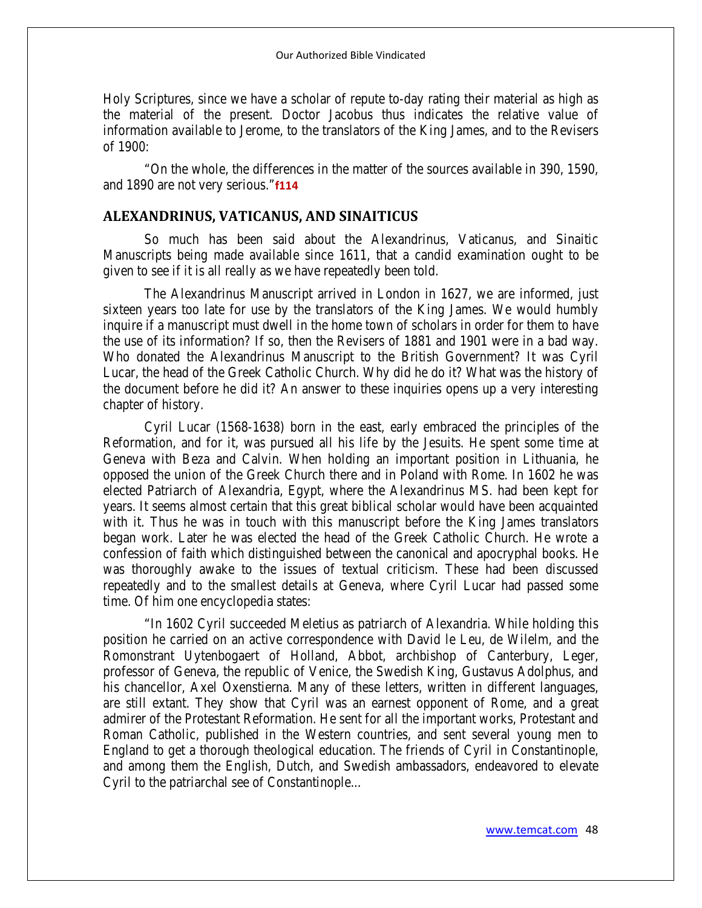Holy Scriptures, since we have a scholar of repute to-day rating their material as high as the material of the present. Doctor Jacobus thus indicates the relative value of information available to Jerome, to the translators of the King James, and to the Revisers of 1900:

"On the whole, the differences in the matter of the sources available in 390, 1590, and 1890 are not very serious."**f114**

## ALEXANDRINUS, VATICANUS, AND SINAITICUS

So much has been said about the Alexandrinus, Vaticanus, and Sinaitic Manuscripts being made available since 1611, that a candid examination ought to be given to see if it is all really as we have repeatedly been told.

The Alexandrinus Manuscript arrived in London in 1627, we are informed, just sixteen years too late for use by the translators of the King James. We would humbly inquire if a manuscript must dwell in the home town of scholars in order for them to have the use of its information? If so, then the Revisers of 1881 and 1901 were in a bad way. Who donated the Alexandrinus Manuscript to the British Government? It was Cyril Lucar, the head of the Greek Catholic Church. Why did he do it? What was the history of the document before he did it? An answer to these inquiries opens up a very interesting chapter of history.

Cyril Lucar (1568-1638) born in the east, early embraced the principles of the Reformation, and for it, was pursued all his life by the Jesuits. He spent some time at Geneva with Beza and Calvin. When holding an important position in Lithuania, he opposed the union of the Greek Church there and in Poland with Rome. In 1602 he was elected Patriarch of Alexandria, Egypt, where the Alexandrinus MS. had been kept for years. It seems almost certain that this great biblical scholar would have been acquainted with it. Thus he was in touch with this manuscript before the King James translators began work. Later he was elected the head of the Greek Catholic Church. He wrote a confession of faith which distinguished between the canonical and apocryphal books. He was thoroughly awake to the issues of textual criticism. These had been discussed repeatedly and to the smallest details at Geneva, where Cyril Lucar had passed some time. Of him one encyclopedia states:

"In 1602 Cyril succeeded Meletius as patriarch of Alexandria. While holding this position he carried on an active correspondence with David le Leu, de Wilelm, and the Romonstrant Uytenbogaert of Holland, Abbot, archbishop of Canterbury, Leger, professor of Geneva, the republic of Venice, the Swedish King, Gustavus Adolphus, and his chancellor, Axel Oxenstierna. Many of these letters, written in different languages, are still extant. They show that Cyril was an earnest opponent of Rome, and a great admirer of the Protestant Reformation. He sent for all the important works, Protestant and Roman Catholic, published in the Western countries, and sent several young men to England to get a thorough theological education. The friends of Cyril in Constantinople, and among them the English, Dutch, and Swedish ambassadors, endeavored to elevate Cyril to the patriarchal see of Constantinople...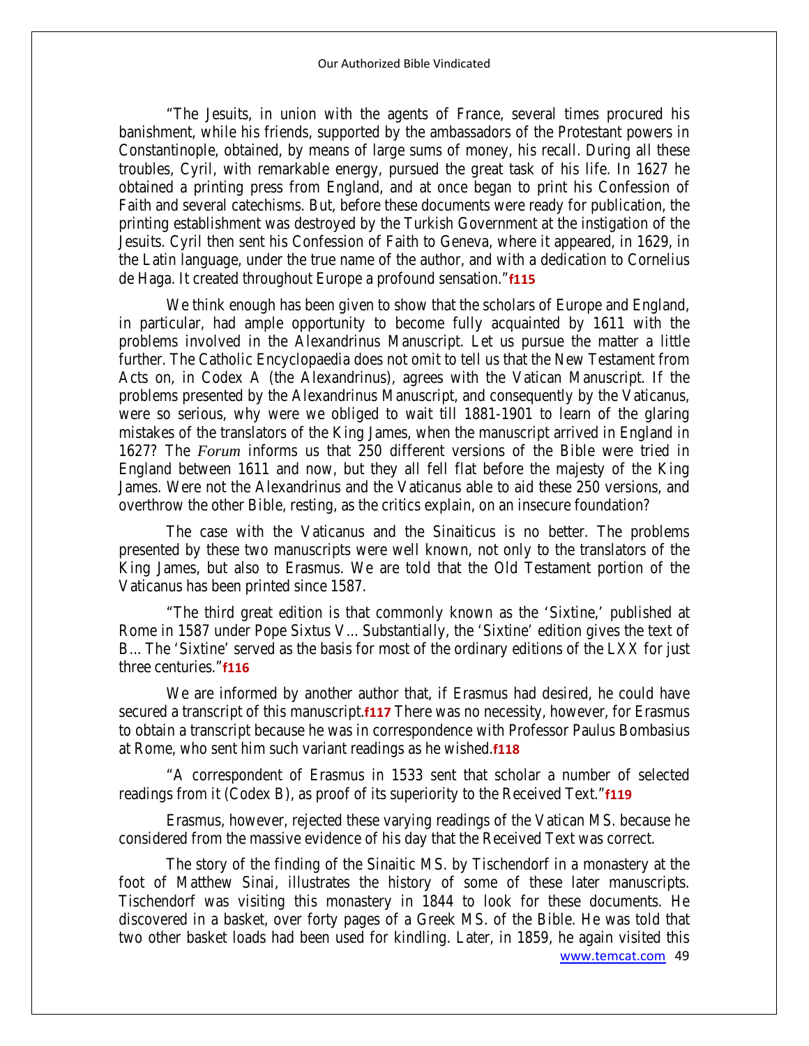"The Jesuits, in union with the agents of France, several times procured his banishment, while his friends, supported by the ambassadors of the Protestant powers in Constantinople, obtained, by means of large sums of money, his recall. During all these troubles, Cyril, with remarkable energy, pursued the great task of his life. In 1627 he obtained a printing press from England, and at once began to print his Confession of Faith and several catechisms. But, before these documents were ready for publication, the printing establishment was destroyed by the Turkish Government at the instigation of the Jesuits. Cyril then sent his Confession of Faith to Geneva, where it appeared, in 1629, in the Latin language, under the true name of the author, and with a dedication to Cornelius de Haga. It created throughout Europe a profound sensation."f115

We think enough has been given to show that the scholars of Europe and England, in particular, had ample opportunity to become fully acquainted by 1611 with the problems involved in the Alexandrinus Manuscript. Let us pursue the matter a little further. The Catholic Encyclopaedia does not omit to tell us that the New Testament from Acts on, in Codex A (the Alexandrinus), agrees with the Vatican Manuscript. If the problems presented by the Alexandrinus Manuscript, and consequently by the Vaticanus, were so serious, why were we obliged to wait till 1881-1901 to learn of the glaring mistakes of the translators of the King James, when the manuscript arrived in England in 1627? The *Forum* informs us that 250 different versions of the Bible were tried in England between 1611 and now, but they all fell flat before the majesty of the King James. Were not the Alexandrinus and the Vaticanus able to aid these 250 versions, and overthrow the other Bible, resting, as the critics explain, on an insecure foundation?

The case with the Vaticanus and the Sinaiticus is no better. The problems presented by these two manuscripts were well known, not only to the translators of the King James, but also to Erasmus. We are told that the Old Testament portion of the Vaticanus has been printed since 1587.

"The third great edition is that commonly known as the 'Sixtine,' published at Rome in 1587 under Pope Sixtus V... Substantially, the 'Sixtine' edition gives the text of B... The 'Sixtine' served as the basis for most of the ordinary editions of the LXX for just three centuries."f116

We are informed by another author that, if Erasmus had desired, he could have secured a transcript of this manuscript.f117 There was no necessity, however, for Erasmus to obtain a transcript because he was in correspondence with Professor Paulus Bombasius at Rome, who sent him such variant readings as he wished.f118

"A correspondent of Erasmus in 1533 sent that scholar a number of selected readings from it (Codex B), as proof of its superiority to the Received Text."f119

Erasmus, however, rejected these varying readings of the Vatican MS. because he considered from the massive evidence of his day that the Received Text was correct.

The story of the finding of the Sinaitic MS. by Tischendorf in a monastery at the foot of Matthew Sinai, illustrates the history of some of these later manuscripts. Tischendorf was visiting this monastery in 1844 to look for these documents. He discovered in a basket, over forty pages of a Greek MS. of the Bible. He was told that two other basket loads had been used for kindling. Later, in 1859, he again visited this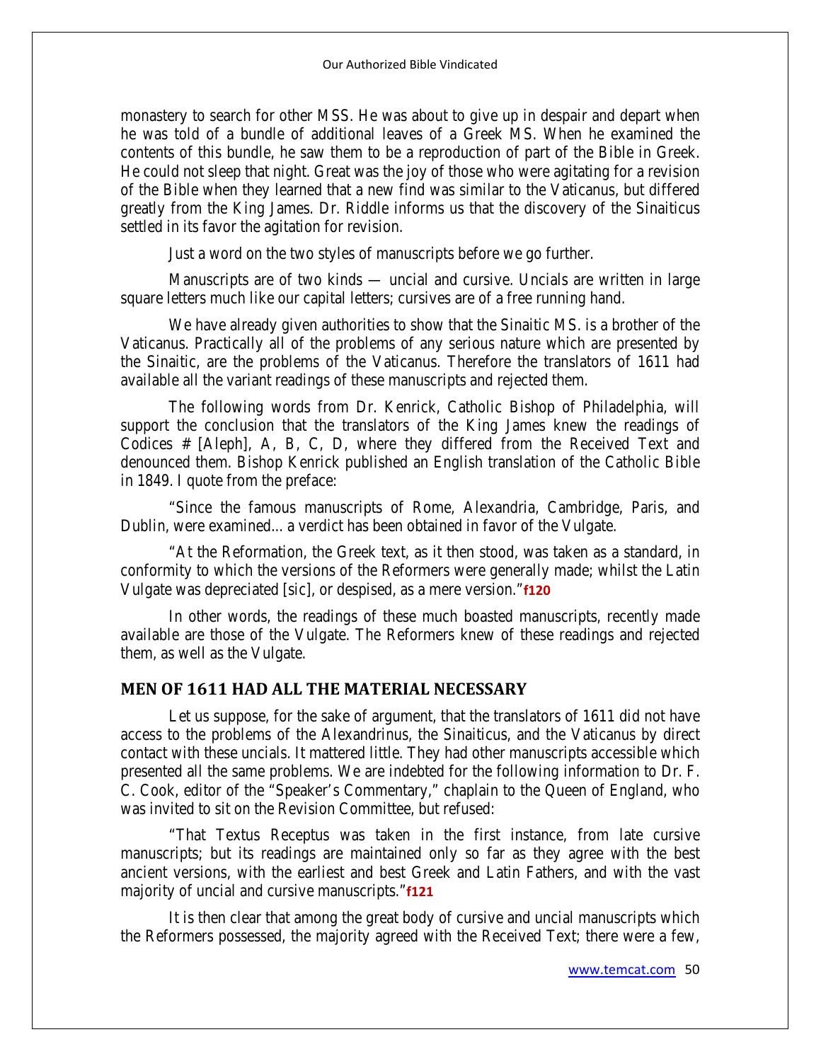monastery to search for other MSS. He was about to give up in despair and depart when he was told of a bundle of additional leaves of a Greek MS. When he examined the contents of this bundle, he saw them to be a reproduction of part of the Bible in Greek. He could not sleep that night. Great was the joy of those who were agitating for a revision of the Bible when they learned that a new find was similar to the Vaticanus, but differed greatly from the King James. Dr. Riddle informs us that the discovery of the Sinaiticus settled in its favor the agitation for revision.

Just a word on the two styles of manuscripts before we go further.

Manuscripts are of two kinds — uncial and cursive. Uncials are written in large square letters much like our capital letters; cursives are of a free running hand.

We have already given authorities to show that the Sinaitic MS. is a brother of the Vaticanus. Practically all of the problems of any serious nature which are presented by the Sinaitic, are the problems of the Vaticanus. Therefore the translators of 1611 had available all the variant readings of these manuscripts and rejected them.

The following words from Dr. Kenrick, Catholic Bishop of Philadelphia, will support the conclusion that the translators of the King James knew the readings of Codices # [Aleph], A, B, C, D, where they differed from the Received Text and denounced them. Bishop Kenrick published an English translation of the Catholic Bible in 1849. I quote from the preface:

"Since the famous manuscripts of Rome, Alexandria, Cambridge, Paris, and Dublin, were examined... a verdict has been obtained in favor of the Vulgate.

"At the Reformation, the Greek text, as it then stood, was taken as a standard, in conformity to which the versions of the Reformers were generally made; whilst the Latin Vulgate was depreciated [sic], or despised, as a mere version."**f120**

In other words, the readings of these much boasted manuscripts, recently made available are those of the Vulgate. The Reformers knew of these readings and rejected them, as well as the Vulgate.

## MEN OF 1611 HAD ALL THE MATERIAL NECESSARY

Let us suppose, for the sake of argument, that the translators of 1611 did not have access to the problems of the Alexandrinus, the Sinaiticus, and the Vaticanus by direct contact with these uncials. It mattered little. They had other manuscripts accessible which presented all the same problems. We are indebted for the following information to Dr. F. C. Cook, editor of the "Speaker's Commentary," chaplain to the Queen of England, who was invited to sit on the Revision Committee, but refused:

"That Textus Receptus was taken in the first instance, from late cursive manuscripts; but its readings are maintained only so far as they agree with the best ancient versions, with the earliest and best Greek and Latin Fathers, and with the vast majority of uncial and cursive manuscripts."**f121**

It is then clear that among the great body of cursive and uncial manuscripts which the Reformers possessed, the majority agreed with the Received Text; there were a few,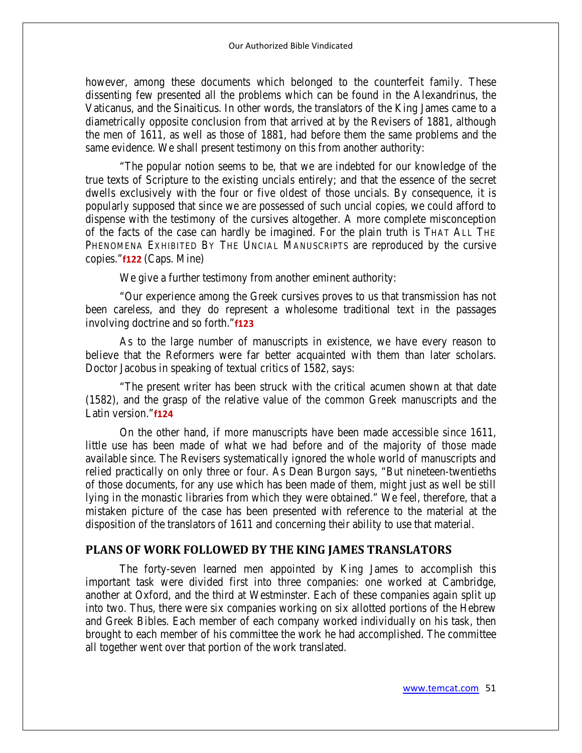however, among these documents which belonged to the counterfeit family. These dissenting few presented all the problems which can be found in the Alexandrinus, the Vaticanus, and the Sinaiticus. In other words, the translators of the King James came to a diametrically opposite conclusion from that arrived at by the Revisers of 1881, although the men of 1611, as well as those of 1881, had before them the same problems and the same evidence. We shall present testimony on this from another authority:

"The popular notion seems to be, that we are indebted for our knowledge of the true texts of Scripture to the existing uncials entirely; and that the essence of the secret dwells exclusively with the four or five oldest of those uncials. By consequence, it is popularly supposed that since we are possessed of such uncial copies, we could afford to dispense with the testimony of the cursives altogether. A more complete misconception of the facts of the case can hardly be imagined. For the plain truth is THAT ALL THE PHENOMENA EXHIBITED BY THE UNCIAL MANUSCRIPTS are reproduced by the cursive copies."**f122** (Caps. Mine)

We give a further testimony from another eminent authority:

"Our experience among the Greek cursives proves to us that transmission has not been careless, and they do represent a wholesome traditional text in the passages involving doctrine and so forth."**f123**

As to the large number of manuscripts in existence, we have every reason to believe that the Reformers were far better acquainted with them than later scholars. Doctor Jacobus in speaking of textual critics of 1582, says:

"The present writer has been struck with the critical acumen shown at that date (1582), and the grasp of the relative value of the common Greek manuscripts and the Latin version."**f124**

On the other hand, if more manuscripts have been made accessible since 1611, little use has been made of what we had before and of the majority of those made available since. The Revisers systematically ignored the whole world of manuscripts and relied practically on only three or four. As Dean Burgon says, "But nineteen-twentieths of those documents, for any use which has been made of them, might just as well be still lying in the monastic libraries from which they were obtained." We feel, therefore, that a mistaken picture of the case has been presented with reference to the material at the disposition of the translators of 1611 and concerning their ability to use that material.

## PLANS OF WORK FOLLOWED BY THE KING JAMES TRANSLATORS

The forty-seven learned men appointed by King James to accomplish this important task were divided first into three companies: one worked at Cambridge, another at Oxford, and the third at Westminster. Each of these companies again split up into two. Thus, there were six companies working on six allotted portions of the Hebrew and Greek Bibles. Each member of each company worked individually on his task, then brought to each member of his committee the work he had accomplished. The committee all together went over that portion of the work translated.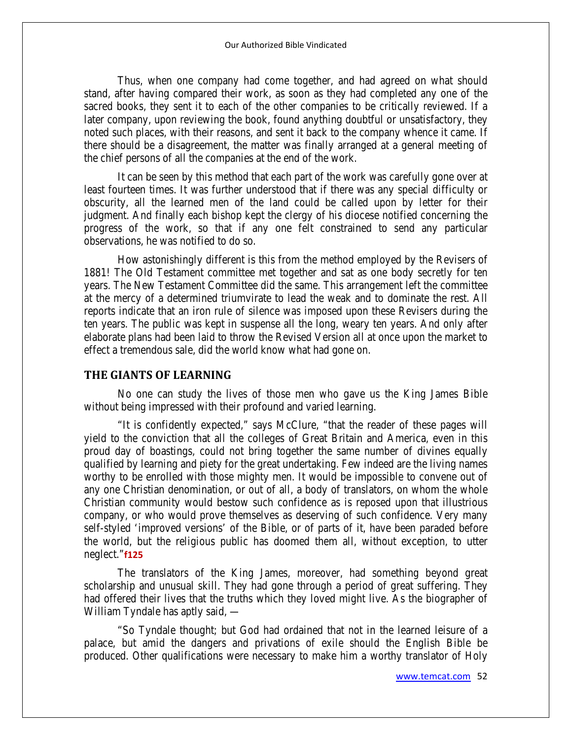Thus, when one company had come together, and had agreed on what should stand, after having compared their work, as soon as they had completed any one of the sacred books, they sent it to each of the other companies to be critically reviewed. If a later company, upon reviewing the book, found anything doubtful or unsatisfactory, they noted such places, with their reasons, and sent it back to the company whence it came. If there should be a disagreement, the matter was finally arranged at a general meeting of the chief persons of all the companies at the end of the work.

It can be seen by this method that each part of the work was carefully gone over at least fourteen times. It was further understood that if there was any special difficulty or obscurity, all the learned men of the land could be called upon by letter for their judgment. And finally each bishop kept the clergy of his diocese notified concerning the progress of the work, so that if any one felt constrained to send any particular observations, he was notified to do so.

How astonishingly different is this from the method employed by the Revisers of 1881! The Old Testament committee met together and sat as one body secretly for ten years. The New Testament Committee did the same. This arrangement left the committee at the mercy of a determined triumvirate to lead the weak and to dominate the rest. All reports indicate that an iron rule of silence was imposed upon these Revisers during the ten years. The public was kept in suspense all the long, weary ten years. And only after elaborate plans had been laid to throw the Revised Version all at once upon the market to effect a tremendous sale, did the world know what had gone on.

## THE GIANTS OF LEARNING

No one can study the lives of those men who gave us the King James Bible without being impressed with their profound and varied learning.

"It is confidently expected," says McClure, "that the reader of these pages will yield to the conviction that all the colleges of Great Britain and America, even in this proud day of boastings, could not bring together the same number of divines equally qualified by learning and piety for the great undertaking. Few indeed are the living names worthy to be enrolled with those mighty men. It would be impossible to convene out of any one Christian denomination, or out of all, a body of translators, on whom the whole Christian community would bestow such confidence as is reposed upon that illustrious company, or who would prove themselves as deserving of such confidence. Very many self-styled 'improved versions' of the Bible, or of parts of it, have been paraded before the world, but the religious public has doomed them all, without exception, to utter neglect."**f125**

The translators of the King James, moreover, had something beyond great scholarship and unusual skill. They had gone through a period of great suffering. They had offered their lives that the truths which they loved might live. As the biographer of William Tyndale has aptly said, —

"So Tyndale thought; but God had ordained that not in the learned leisure of a palace, but amid the dangers and privations of exile should the English Bible be produced. Other qualifications were necessary to make him a worthy translator of Holy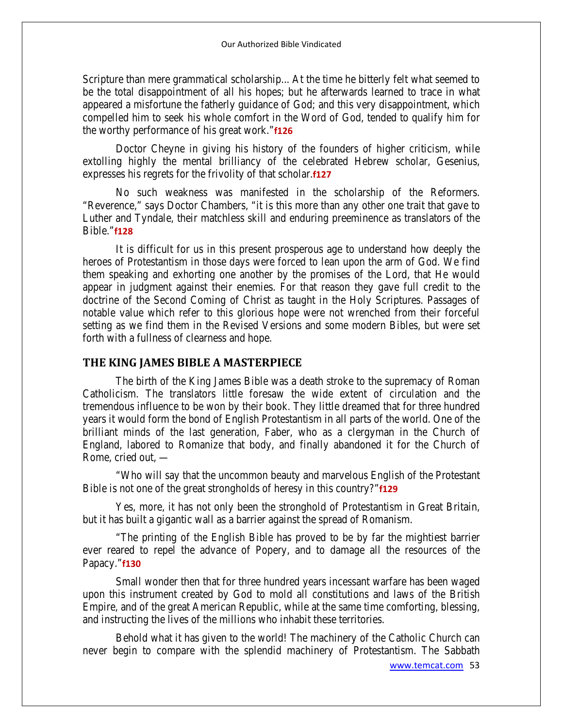Scripture than mere grammatical scholarship... At the time he bitterly felt what seemed to be the total disappointment of all his hopes; but he afterwards learned to trace in what appeared a misfortune the fatherly guidance of God; and this very disappointment, which compelled him to seek his whole comfort in the Word of God, tended to qualify him for the worthy performance of his great work."f126

Doctor Cheyne in giving his history of the founders of higher criticism, while extolling highly the mental brilliancy of the celebrated Hebrew scholar, Gesenius, expresses his regrets for the frivolity of that scholar.f127

No such weakness was manifested in the scholarship of the Reformers. "Reverence," says Doctor Chambers, "it is this more than any other one trait that gave to Luther and Tyndale, their matchless skill and enduring preeminence as translators of the Bible."f128

It is difficult for us in this present prosperous age to understand how deeply the heroes of Protestantism in those days were forced to lean upon the arm of God. We find them speaking and exhorting one another by the promises of the Lord, that He would appear in judgment against their enemies. For that reason they gave full credit to the doctrine of the Second Coming of Christ as taught in the Holy Scriptures. Passages of notable value which refer to this glorious hope were not wrenched from their forceful setting as we find them in the Revised Versions and some modern Bibles, but were set forth with a fullness of clearness and hope.

## THE KING JAMES BIBLE A MASTERPIECE

The birth of the King James Bible was a death stroke to the supremacy of Roman Catholicism. The translators little foresaw the wide extent of circulation and the tremendous influence to be won by their book. They little dreamed that for three hundred years it would form the bond of English Protestantism in all parts of the world. One of the brilliant minds of the last generation, Faber, who as a clergyman in the Church of England, labored to Romanize that body, and finally abandoned it for the Church of Rome, cried out, —

"Who will say that the uncommon beauty and marvelous English of the Protestant Bible is not one of the great strongholds of heresy in this country?"f129

Yes, more, it has not only been the stronghold of Protestantism in Great Britain, but it has built a gigantic wall as a barrier against the spread of Romanism.

"The printing of the English Bible has proved to be by far the mightiest barrier ever reared to repel the advance of Popery, and to damage all the resources of the Papacy."f130

Small wonder then that for three hundred years incessant warfare has been waged upon this instrument created by God to mold all constitutions and laws of the British Empire, and of the great American Republic, while at the same time comforting, blessing, and instructing the lives of the millions who inhabit these territories.

Behold what it has given to the world! The machinery of the Catholic Church can never begin to compare with the splendid machinery of Protestantism. The Sabbath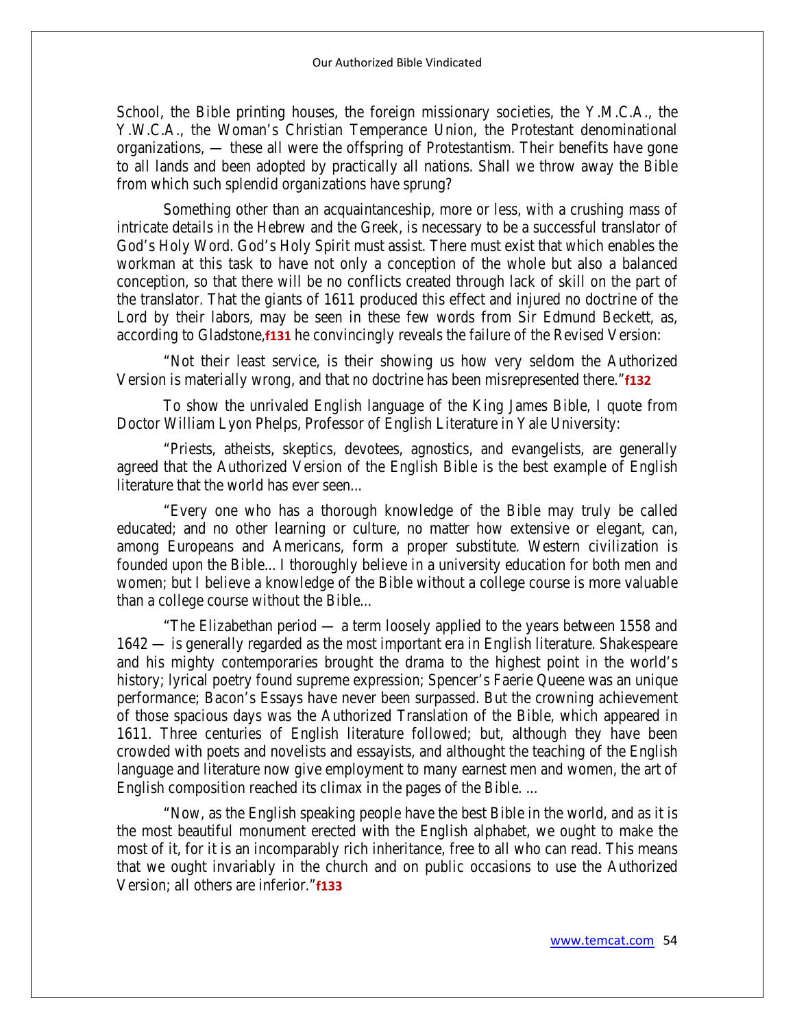School, the Bible printing houses, the foreign missionary societies, the Y.M.C.A., the Y.W.C.A., the Woman's Christian Temperance Union, the Protestant denominational organizations, — these all were the offspring of Protestantism. Their benefits have gone to all lands and been adopted by practically all nations. Shall we throw away the Bible from which such splendid organizations have sprung?

Something other than an acquaintanceship, more or less, with a crushing mass of intricate details in the Hebrew and the Greek, is necessary to be a successful translator of God's Holy Word. God's Holy Spirit must assist. There must exist that which enables the workman at this task to have not only a conception of the whole but also a balanced conception, so that there will be no conflicts created through lack of skill on the part of the translator. That the giants of 1611 produced this effect and injured no doctrine of the Lord by their labors, may be seen in these few words from Sir Edmund Beckett, as, according to Gladstone,**f131** he convincingly reveals the failure of the Revised Version:

"Not their least service, is their showing us how very seldom the Authorized Version is materially wrong, and that no doctrine has been misrepresented there."**f132**

To show the unrivaled English language of the King James Bible, I quote from Doctor William Lyon Phelps, Professor of English Literature in Yale University:

"Priests, atheists, skeptics, devotees, agnostics, and evangelists, are generally agreed that the Authorized Version of the English Bible is the best example of English literature that the world has ever seen...

"Every one who has a thorough knowledge of the Bible may truly be called educated; and no other learning or culture, no matter how extensive or elegant, can, among Europeans and Americans, form a proper substitute. Western civilization is founded upon the Bible... I thoroughly believe in a university education for both men and women; but I believe a knowledge of the Bible without a college course is more valuable than a college course without the Bible...

"The Elizabethan period — a term loosely applied to the years between 1558 and 1642 — is generally regarded as the most important era in English literature. Shakespeare and his mighty contemporaries brought the drama to the highest point in the world's history; lyrical poetry found supreme expression; Spencer's Faerie Queene was an unique performance; Bacon's Essays have never been surpassed. But the crowning achievement of those spacious days was the Authorized Translation of the Bible, which appeared in 1611. Three centuries of English literature followed; but, although they have been crowded with poets and novelists and essayists, and althought the teaching of the English language and literature now give employment to many earnest men and women, the art of English composition reached its climax in the pages of the Bible. ...

"Now, as the English speaking people have the best Bible in the world, and as it is the most beautiful monument erected with the English alphabet, we ought to make the most of it, for it is an incomparably rich inheritance, free to all who can read. This means that we ought invariably in the church and on public occasions to use the Authorized Version; all others are inferior."**f133**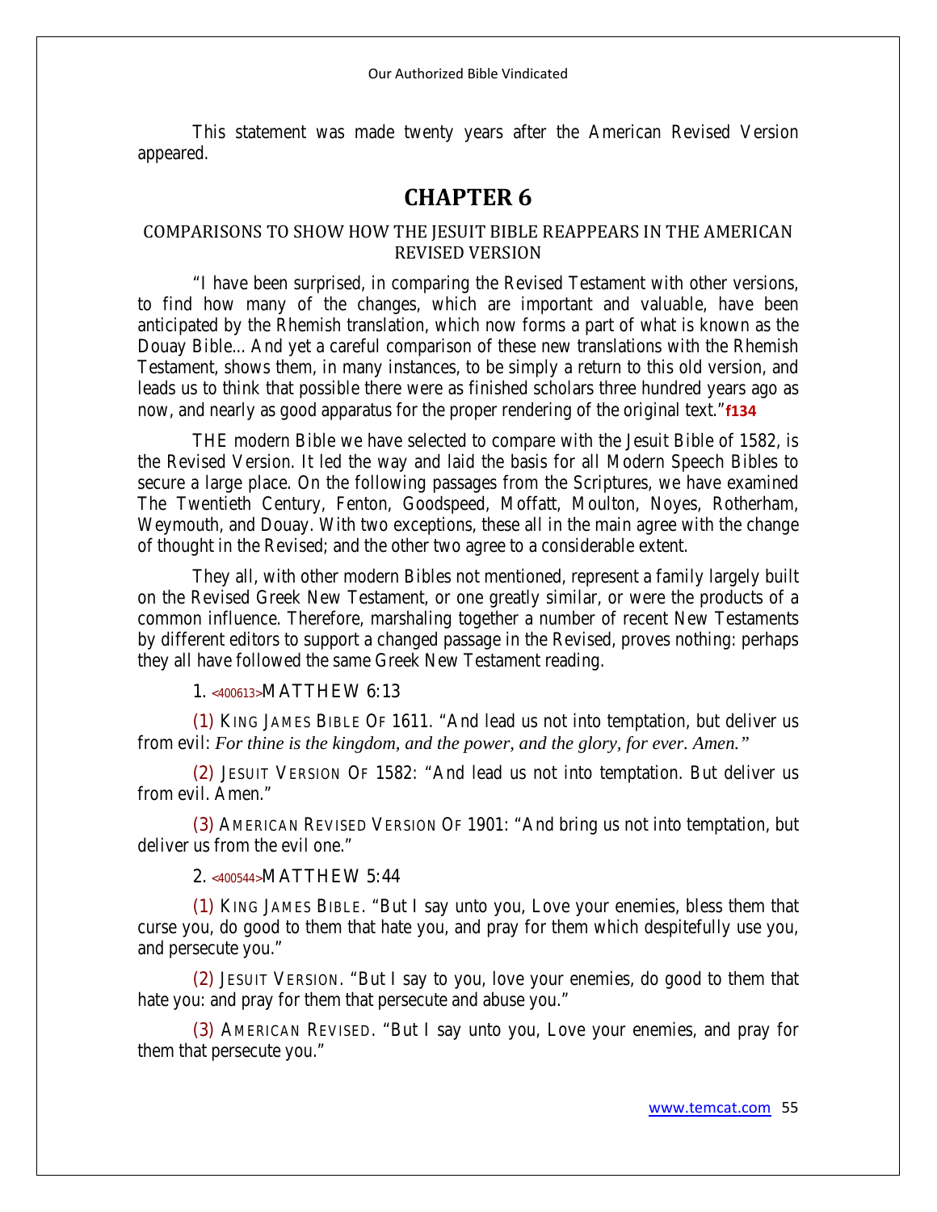This statement was made twenty years after the American Revised Version appeared.

# CHAPTER 6

## COMPARISONS TO SHOW HOW THE JESUIT BIBLE REAPPEARS IN THE AMERICAN REVISED VERSION

"I have been surprised, in comparing the Revised Testament with other versions, to find how many of the changes, which are important and valuable, have been anticipated by the Rhemish translation, which now forms a part of what is known as the Douay Bible... And yet a careful comparison of these new translations with the Rhemish Testament, shows them, in many instances, to be simply a return to this old version, and leads us to think that possible there were as finished scholars three hundred years ago as now, and nearly as good apparatus for the proper rendering of the original text."**f134**

THE modern Bible we have selected to compare with the Jesuit Bible of 1582, is the Revised Version. It led the way and laid the basis for all Modern Speech Bibles to secure a large place. On the following passages from the Scriptures, we have examined The Twentieth Century, Fenton, Goodspeed, Moffatt, Moulton, Noyes, Rotherham, Weymouth, and Douay. With two exceptions, these all in the main agree with the change of thought in the Revised; and the other two agree to a considerable extent.

They all, with other modern Bibles not mentioned, represent a family largely built on the Revised Greek New Testament, or one greatly similar, or were the products of a common influence. Therefore, marshaling together a number of recent New Testaments by different editors to support a changed passage in the Revised, proves nothing: perhaps they all have followed the same Greek New Testament reading.

1. <400613>MATTHEW 6:13

(1) KING JAMES BIBLE OF 1611. "And lead us not into temptation, but deliver us from evil: *For thine is the kingdom, and the power, and the glory, for ever. Amen."*

(2) JESUIT VERSION OF 1582: "And lead us not into temptation. But deliver us from evil. Amen."

(3) AMERICAN REVISED VERSION OF 1901: "And bring us not into temptation, but deliver us from the evil one."

2. <400544>MATTHEW 5:44

(1) KING JAMES BIBLE. "But I say unto you, Love your enemies, bless them that curse you, do good to them that hate you, and pray for them which despitefully use you, and persecute you."

(2) JESUIT VERSION. "But I say to you, love your enemies, do good to them that hate you: and pray for them that persecute and abuse you."

(3) AMERICAN REVISED. "But I say unto you, Love your enemies, and pray for them that persecute you."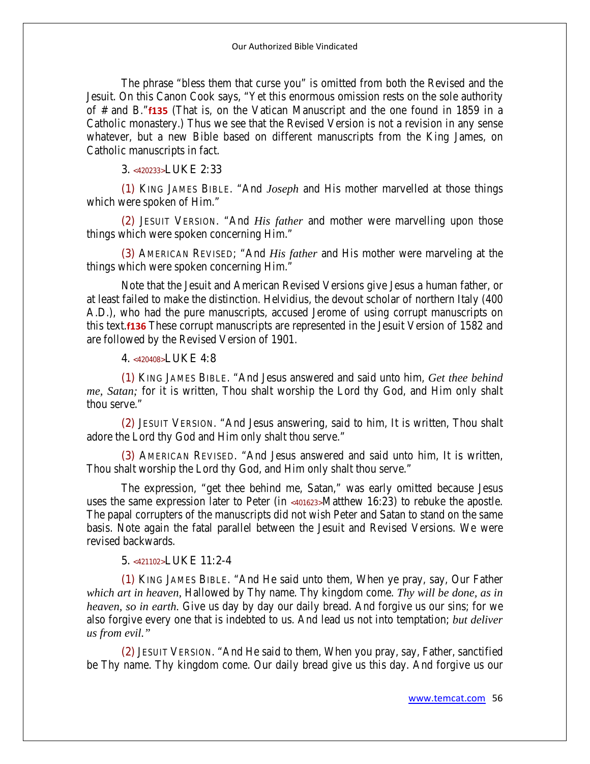The phrase "bless them that curse you" is omitted from both the Revised and the Jesuit. On this Canon Cook says, "Yet this enormous omission rests on the sole authority of # and B."f135 (That is, on the Vatican Manuscript and the one found in 1859 in a Catholic monastery.) Thus we see that the Revised Version is not a revision in any sense whatever, but a new Bible based on different manuscripts from the King James, on Catholic manuscripts in fact.

3. <420233>LUKE 2:33

(1) KING JAMES BIBLE. "And *Joseph* and His mother marvelled at those things which were spoken of Him."

(2) JESUIT VERSION. "And *His father* and mother were marvelling upon those things which were spoken concerning Him."

(3) AMERICAN REVISED; "And *His father* and His mother were marveling at the things which were spoken concerning Him."

Note that the Jesuit and American Revised Versions give Jesus a human father, or at least failed to make the distinction. Helvidius, the devout scholar of northern Italy (400 A.D.), who had the pure manuscripts, accused Jerome of using corrupt manuscripts on this text.f136 These corrupt manuscripts are represented in the Jesuit Version of 1582 and are followed by the Revised Version of 1901.

4. <420408>LUKE 4:8

(1) KING JAMES BIBLE. "And Jesus answered and said unto him, *Get thee behind me, Satan;* for it is written, Thou shalt worship the Lord thy God, and Him only shalt thou serve."

(2) JESUIT VERSION. "And Jesus answering, said to him, It is written, Thou shalt adore the Lord thy God and Him only shalt thou serve."

(3) AMERICAN REVISED. "And Jesus answered and said unto him, It is written, Thou shalt worship the Lord thy God, and Him only shalt thou serve."

The expression, "get thee behind me, Satan," was early omitted because Jesus uses the same expression later to Peter (in <401623>Matthew 16:23) to rebuke the apostle. The papal corrupters of the manuscripts did not wish Peter and Satan to stand on the same basis. Note again the fatal parallel between the Jesuit and Revised Versions. We were revised backwards.

5. <421102>LUKE 11:2-4

(1) KING JAMES BIBLE. "And He said unto them, When ye pray, say, Our Father *which art in heaven*, Hallowed by Thy name. Thy kingdom come. *Thy will be done, as in heaven, so in earth.* Give us day by day our daily bread. And forgive us our sins; for we also forgive every one that is indebted to us. And lead us not into temptation; *but deliver us from evil."*

(2) JESUIT VERSION. "And He said to them, When you pray, say, Father, sanctified be Thy name. Thy kingdom come. Our daily bread give us this day. And forgive us our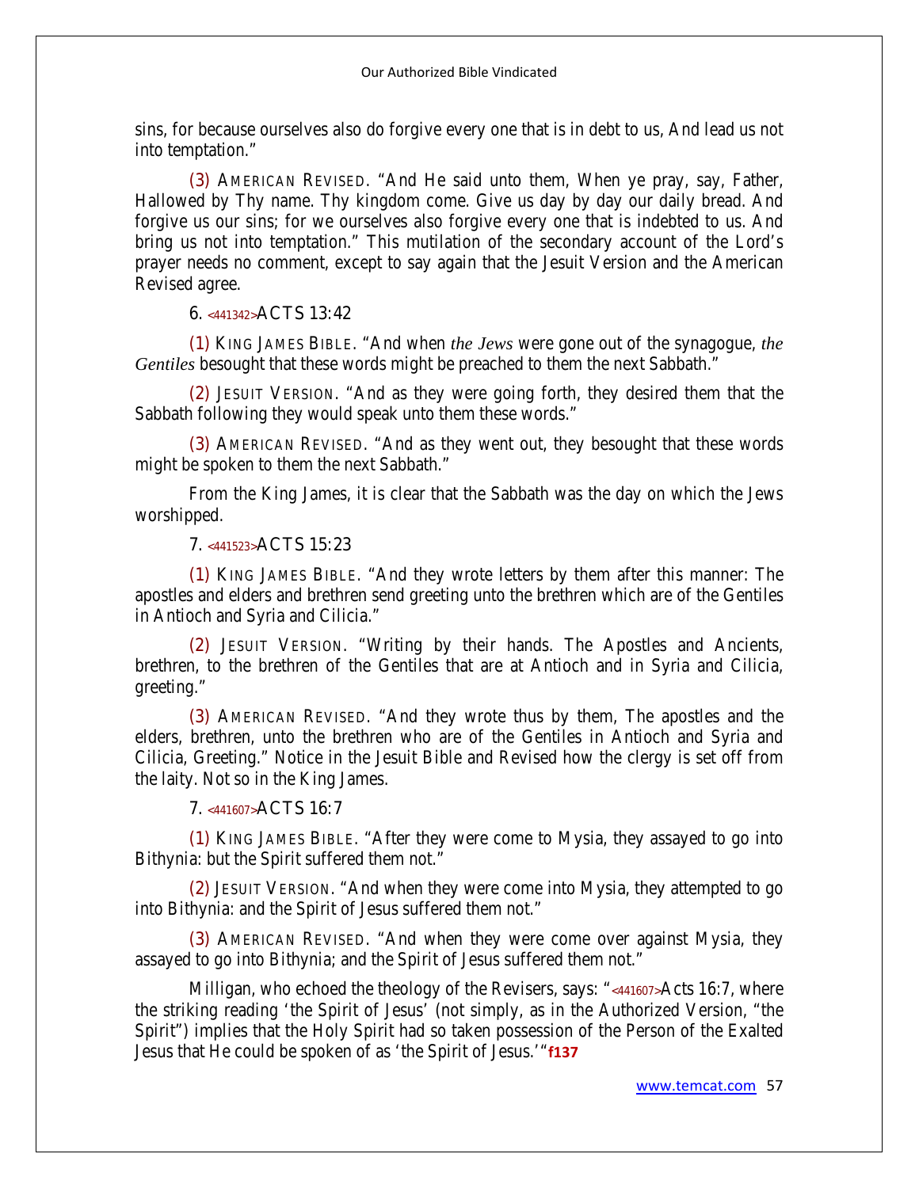sins, for because ourselves also do forgive every one that is in debt to us, And lead us not into temptation."

(3) AMERICAN REVISED. "And He said unto them, When ye pray, say, Father, Hallowed by Thy name. Thy kingdom come. Give us day by day our daily bread. And forgive us our sins; for we ourselves also forgive every one that is indebted to us. And bring us not into temptation." This mutilation of the secondary account of the Lord's prayer needs no comment, except to say again that the Jesuit Version and the American Revised agree.

6. <441342>ACTS 13:42

(1) KING JAMES BIBLE. "And when *the Jews* were gone out of the synagogue, *the Gentiles* besought that these words might be preached to them the next Sabbath."

(2) JESUIT VERSION. "And as they were going forth, they desired them that the Sabbath following they would speak unto them these words."

(3) AMERICAN REVISED. "And as they went out, they besought that these words might be spoken to them the next Sabbath."

From the King James, it is clear that the Sabbath was the day on which the Jews worshipped.

7. <441523>ACTS 15:23

(1) KING JAMES BIBLE. "And they wrote letters by them after this manner: The apostles and elders and brethren send greeting unto the brethren which are of the Gentiles in Antioch and Syria and Cilicia."

(2) JESUIT VERSION. "Writing by their hands. The Apostles and Ancients, brethren, to the brethren of the Gentiles that are at Antioch and in Syria and Cilicia, greeting."

(3) AMERICAN REVISED. "And they wrote thus by them, The apostles and the elders, brethren, unto the brethren who are of the Gentiles in Antioch and Syria and Cilicia, Greeting." Notice in the Jesuit Bible and Revised how the clergy is set off from the laity. Not so in the King James.

7. <441607>ACTS 16:7

(1) KING JAMES BIBLE. "After they were come to Mysia, they assayed to go into Bithynia: but the Spirit suffered them not."

(2) JESUIT VERSION. "And when they were come into Mysia, they attempted to go into Bithynia: and the Spirit of Jesus suffered them not."

(3) AMERICAN REVISED. "And when they were come over against Mysia, they assayed to go into Bithynia; and the Spirit of Jesus suffered them not."

Milligan, who echoed the theology of the Revisers, says: "<441607>Acts 16:7, where the striking reading 'the Spirit of Jesus' (not simply, as in the Authorized Version, "the Spirit") implies that the Holy Spirit had so taken possession of the Person of the Exalted Jesus that He could be spoken of as 'the Spirit of Jesus.'"**f137**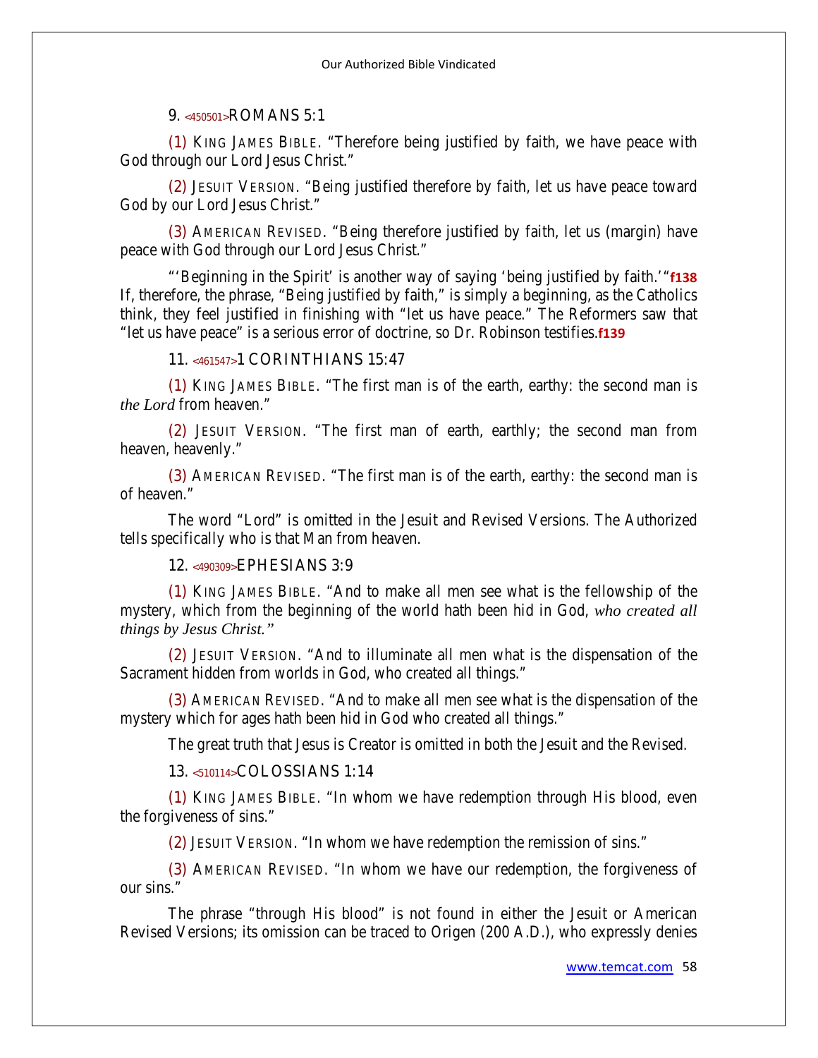9. <450501>ROMANS 5:1

(1) KING JAMES BIBLE. "Therefore being justified by faith, we have peace with God through our Lord Jesus Christ."

(2) JESUIT VERSION. "Being justified therefore by faith, let us have peace toward God by our Lord Jesus Christ."

(3) AMERICAN REVISED. "Being therefore justified by faith, let us (margin) have peace with God through our Lord Jesus Christ."

"'Beginning in the Spirit' is another way of saying 'being justified by faith.'"**f138** If, therefore, the phrase, "Being justified by faith," is simply a beginning, as the Catholics think, they feel justified in finishing with "let us have peace." The Reformers saw that "let us have peace" is a serious error of doctrine, so Dr. Robinson testifies.**f139**

11. <461547>1 CORINTHIANS 15:47

(1) KING JAMES BIBLE. "The first man is of the earth, earthy: the second man is *the Lord* from heaven."

(2) JESUIT VERSION. "The first man of earth, earthly; the second man from heaven, heavenly."

(3) AMERICAN REVISED. "The first man is of the earth, earthy: the second man is of heaven."

The word "Lord" is omitted in the Jesuit and Revised Versions. The Authorized tells specifically who is that Man from heaven.

12. <490309>EPHESIANS 3:9

(1) KING JAMES BIBLE. "And to make all men see what is the fellowship of the mystery, which from the beginning of the world hath been hid in God, *who created all things by Jesus Christ."*

(2) JESUIT VERSION. "And to illuminate all men what is the dispensation of the Sacrament hidden from worlds in God, who created all things."

(3) AMERICAN REVISED. "And to make all men see what is the dispensation of the mystery which for ages hath been hid in God who created all things."

The great truth that Jesus is Creator is omitted in both the Jesuit and the Revised.

13. <510114>COLOSSIANS 1:14

(1) KING JAMES BIBLE. "In whom we have redemption through His blood, even the forgiveness of sins."

(2) JESUIT VERSION. "In whom we have redemption the remission of sins."

(3) AMERICAN REVISED. "In whom we have our redemption, the forgiveness of our sins."

The phrase "through His blood" is not found in either the Jesuit or American Revised Versions; its omission can be traced to Origen (200 A.D.), who expressly denies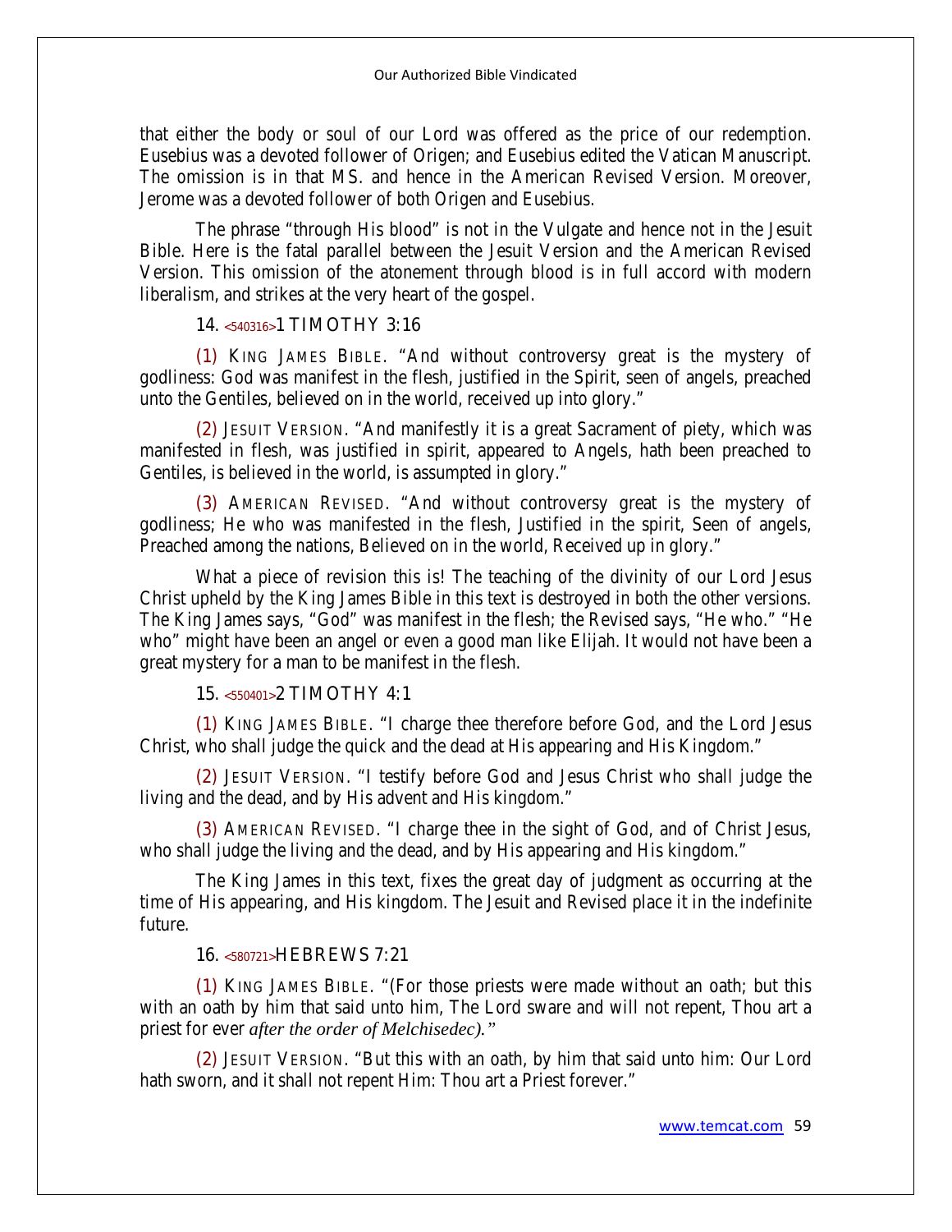that either the body or soul of our Lord was offered as the price of our redemption. Eusebius was a devoted follower of Origen; and Eusebius edited the Vatican Manuscript. The omission is in that MS. and hence in the American Revised Version. Moreover, Jerome was a devoted follower of both Origen and Eusebius.

The phrase "through His blood" is not in the Vulgate and hence not in the Jesuit Bible. Here is the fatal parallel between the Jesuit Version and the American Revised Version. This omission of the atonement through blood is in full accord with modern liberalism, and strikes at the very heart of the gospel.

14. <540316>1 TIMOTHY 3:16

(1) KING JAMES BIBLE. "And without controversy great is the mystery of godliness: God was manifest in the flesh, justified in the Spirit, seen of angels, preached unto the Gentiles, believed on in the world, received up into glory."

(2) JESUIT VERSION. "And manifestly it is a great Sacrament of piety, which was manifested in flesh, was justified in spirit, appeared to Angels, hath been preached to Gentiles, is believed in the world, is assumpted in glory."

(3) AMERICAN REVISED. "And without controversy great is the mystery of godliness; He who was manifested in the flesh, Justified in the spirit, Seen of angels, Preached among the nations, Believed on in the world, Received up in glory."

What a piece of revision this is! The teaching of the divinity of our Lord Jesus Christ upheld by the King James Bible in this text is destroyed in both the other versions. The King James says, "God" was manifest in the flesh; the Revised says, "He who." "He who" might have been an angel or even a good man like Elijah. It would not have been a great mystery for a man to be manifest in the flesh.

15. <550401>2 TIMOTHY 4:1

(1) KING JAMES BIBLE. "I charge thee therefore before God, and the Lord Jesus Christ, who shall judge the quick and the dead at His appearing and His Kingdom."

(2) JESUIT VERSION. "I testify before God and Jesus Christ who shall judge the living and the dead, and by His advent and His kingdom."

(3) AMERICAN REVISED. "I charge thee in the sight of God, and of Christ Jesus, who shall judge the living and the dead, and by His appearing and His kingdom."

The King James in this text, fixes the great day of judgment as occurring at the time of His appearing, and His kingdom. The Jesuit and Revised place it in the indefinite future.

16. <580721>HEBREWS 7:21

(1) KING JAMES BIBLE. "(For those priests were made without an oath; but this with an oath by him that said unto him, The Lord sware and will not repent, Thou art a priest for ever *after the order of Melchisedec).*"

(2) JESUIT VERSION. "But this with an oath, by him that said unto him: Our Lord hath sworn, and it shall not repent Him: Thou art a Priest forever."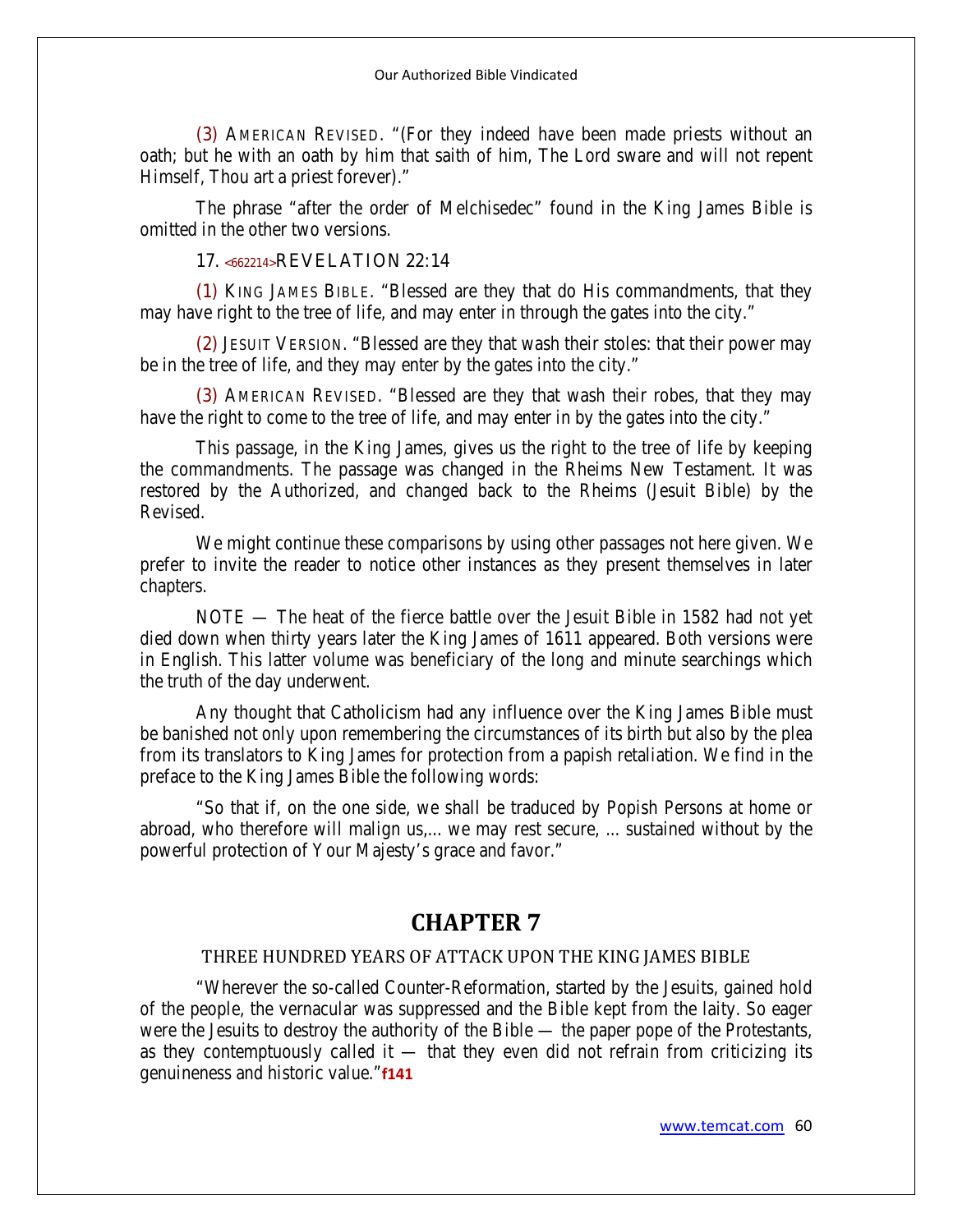(3) AMERICAN REVISED. "(For they indeed have been made priests without an oath; but he with an oath by him that saith of him, The Lord sware and will not repent Himself, Thou art a priest forever)."

The phrase "after the order of Melchisedec" found in the King James Bible is omitted in the other two versions.

17. <662214>REVELATION 22:14

(1) KING JAMES BIBLE. "Blessed are they that do His commandments, that they may have right to the tree of life, and may enter in through the gates into the city."

(2) JESUIT VERSION. "Blessed are they that wash their stoles: that their power may be in the tree of life, and they may enter by the gates into the city."

(3) AMERICAN REVISED. "Blessed are they that wash their robes, that they may have the right to come to the tree of life, and may enter in by the gates into the city."

This passage, in the King James, gives us the right to the tree of life by keeping the commandments. The passage was changed in the Rheims New Testament. It was restored by the Authorized, and changed back to the Rheims (Jesuit Bible) by the Revised.

We might continue these comparisons by using other passages not here given. We prefer to invite the reader to notice other instances as they present themselves in later chapters.

NOTE — The heat of the fierce battle over the Jesuit Bible in 1582 had not yet died down when thirty years later the King James of 1611 appeared. Both versions were in English. This latter volume was beneficiary of the long and minute searchings which the truth of the day underwent.

Any thought that Catholicism had any influence over the King James Bible must be banished not only upon remembering the circumstances of its birth but also by the plea from its translators to King James for protection from a papish retaliation. We find in the preface to the King James Bible the following words:

"So that if, on the one side, we shall be traduced by Popish Persons at home or abroad, who therefore will malign us,... we may rest secure, ... sustained without by the powerful protection of Your Majesty's grace and favor."

# CHAPTER 7

## THREE HUNDRED YEARS OF ATTACK UPON THE KING JAMES BIBLE

"Wherever the so-called Counter-Reformation, started by the Jesuits, gained hold of the people, the vernacular was suppressed and the Bible kept from the laity. So eager were the Jesuits to destroy the authority of the Bible — the paper pope of the Protestants, as they contemptuously called it — that they even did not refrain from criticizing its genuineness and historic value."**f141**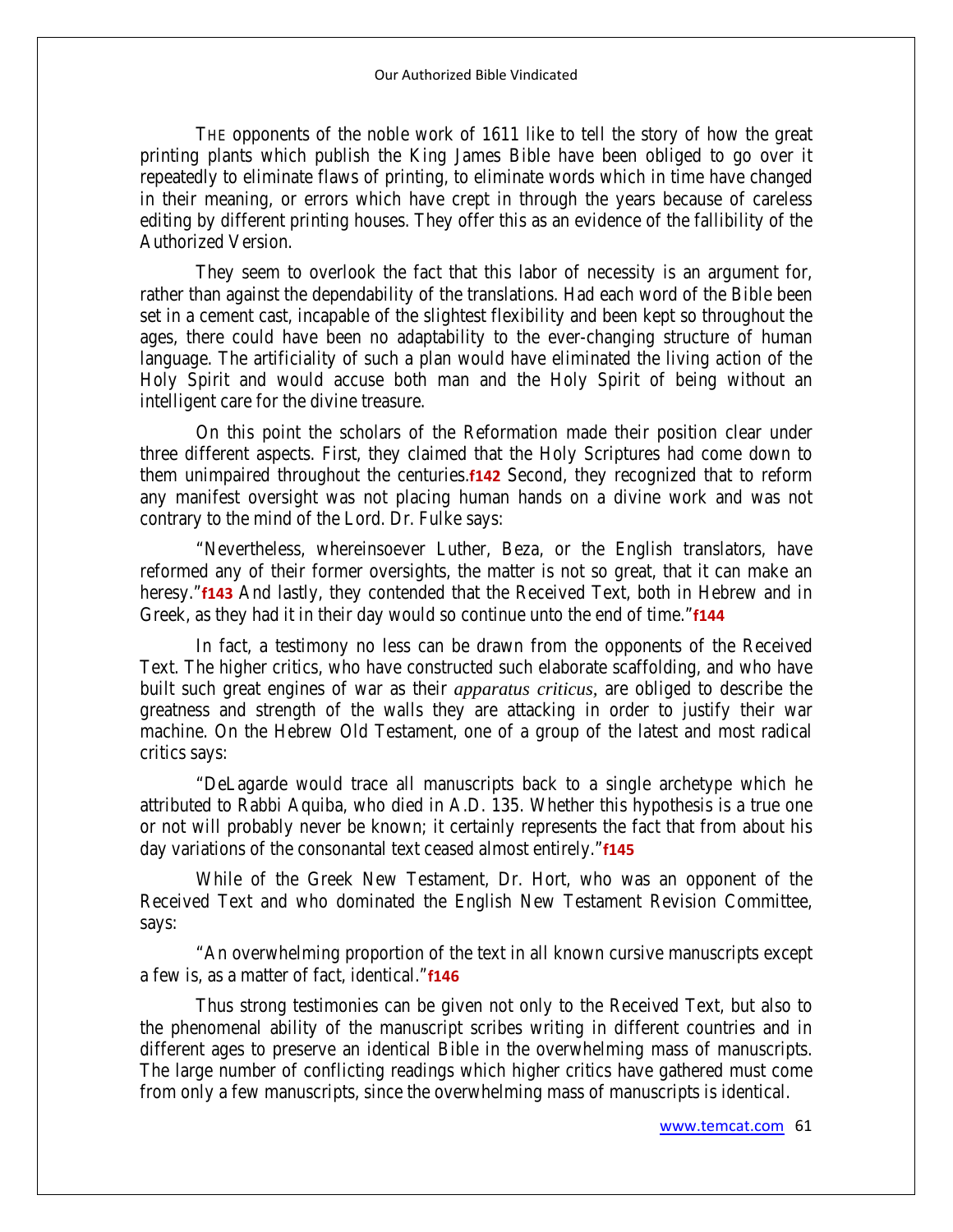THE opponents of the noble work of 1611 like to tell the story of how the great printing plants which publish the King James Bible have been obliged to go over it repeatedly to eliminate flaws of printing, to eliminate words which in time have changed in their meaning, or errors which have crept in through the years because of careless editing by different printing houses. They offer this as an evidence of the fallibility of the Authorized Version.

They seem to overlook the fact that this labor of necessity is an argument for, rather than against the dependability of the translations. Had each word of the Bible been set in a cement cast, incapable of the slightest flexibility and been kept so throughout the ages, there could have been no adaptability to the ever-changing structure of human language. The artificiality of such a plan would have eliminated the living action of the Holy Spirit and would accuse both man and the Holy Spirit of being without an intelligent care for the divine treasure.

On this point the scholars of the Reformation made their position clear under three different aspects. First, they claimed that the Holy Scriptures had come down to them unimpaired throughout the centuries.**f142** Second, they recognized that to reform any manifest oversight was not placing human hands on a divine work and was not contrary to the mind of the Lord. Dr. Fulke says:

"Nevertheless, whereinsoever Luther, Beza, or the English translators, have reformed any of their former oversights, the matter is not so great, that it can make an heresy."**f143** And lastly, they contended that the Received Text, both in Hebrew and in Greek, as they had it in their day would so continue unto the end of time."**f144**

In fact, a testimony no less can be drawn from the opponents of the Received Text. The higher critics, who have constructed such elaborate scaffolding, and who have built such great engines of war as their *apparatus criticus*, are obliged to describe the greatness and strength of the walls they are attacking in order to justify their war machine. On the Hebrew Old Testament, one of a group of the latest and most radical critics says:

"DeLagarde would trace all manuscripts back to a single archetype which he attributed to Rabbi Aquiba, who died in A.D. 135. Whether this hypothesis is a true one or not will probably never be known; it certainly represents the fact that from about his day variations of the consonantal text ceased almost entirely."**f145**

While of the Greek New Testament, Dr. Hort, who was an opponent of the Received Text and who dominated the English New Testament Revision Committee, says:

"An overwhelming proportion of the text in all known cursive manuscripts except a few is, as a matter of fact, identical."**f146**

Thus strong testimonies can be given not only to the Received Text, but also to the phenomenal ability of the manuscript scribes writing in different countries and in different ages to preserve an identical Bible in the overwhelming mass of manuscripts. The large number of conflicting readings which higher critics have gathered must come from only a few manuscripts, since the overwhelming mass of manuscripts is identical.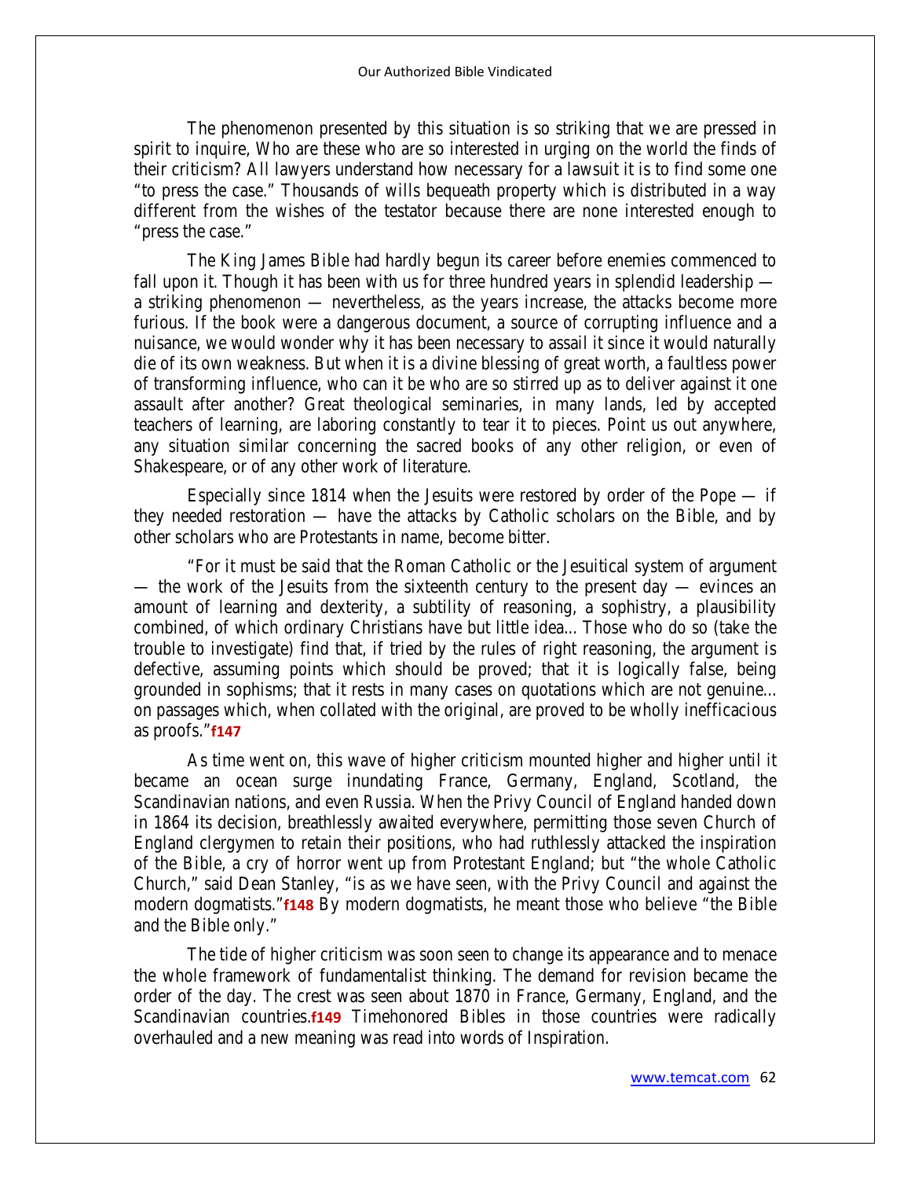The phenomenon presented by this situation is so striking that we are pressed in spirit to inquire, Who are these who are so interested in urging on the world the finds of their criticism? All lawyers understand how necessary for a lawsuit it is to find some one "to press the case." Thousands of wills bequeath property which is distributed in a way different from the wishes of the testator because there are none interested enough to "press the case."

The King James Bible had hardly begun its career before enemies commenced to fall upon it. Though it has been with us for three hundred years in splendid leadership — a striking phenomenon — nevertheless, as the years increase, the attacks become more furious. If the book were a dangerous document, a source of corrupting influence and a nuisance, we would wonder why it has been necessary to assail it since it would naturally die of its own weakness. But when it is a divine blessing of great worth, a faultless power of transforming influence, who can it be who are so stirred up as to deliver against it one assault after another? Great theological seminaries, in many lands, led by accepted teachers of learning, are laboring constantly to tear it to pieces. Point us out anywhere, any situation similar concerning the sacred books of any other religion, or even of Shakespeare, or of any other work of literature.

Especially since 1814 when the Jesuits were restored by order of the Pope — if they needed restoration — have the attacks by Catholic scholars on the Bible, and by other scholars who are Protestants in name, become bitter.

"For it must be said that the Roman Catholic or the Jesuitical system of argument — the work of the Jesuits from the sixteenth century to the present day — evinces an amount of learning and dexterity, a subtility of reasoning, a sophistry, a plausibility combined, of which ordinary Christians have but little idea... Those who do so (take the trouble to investigate) find that, if tried by the rules of right reasoning, the argument is defective, assuming points which should be proved; that it is logically false, being grounded in sophisms; that it rests in many cases on quotations which are not genuine... on passages which, when collated with the original, are proved to be wholly inefficacious as proofs."**f147**

As time went on, this wave of higher criticism mounted higher and higher until it became an ocean surge inundating France, Germany, England, Scotland, the Scandinavian nations, and even Russia. When the Privy Council of England handed down in 1864 its decision, breathlessly awaited everywhere, permitting those seven Church of England clergymen to retain their positions, who had ruthlessly attacked the inspiration of the Bible, a cry of horror went up from Protestant England; but "the whole Catholic Church," said Dean Stanley, "is as we have seen, with the Privy Council and against the modern dogmatists."**f148** By modern dogmatists, he meant those who believe "the Bible and the Bible only."

The tide of higher criticism was soon seen to change its appearance and to menace the whole framework of fundamentalist thinking. The demand for revision became the order of the day. The crest was seen about 1870 in France, Germany, England, and the Scandinavian countries.**f149** Timehonored Bibles in those countries were radically overhauled and a new meaning was read into words of Inspiration.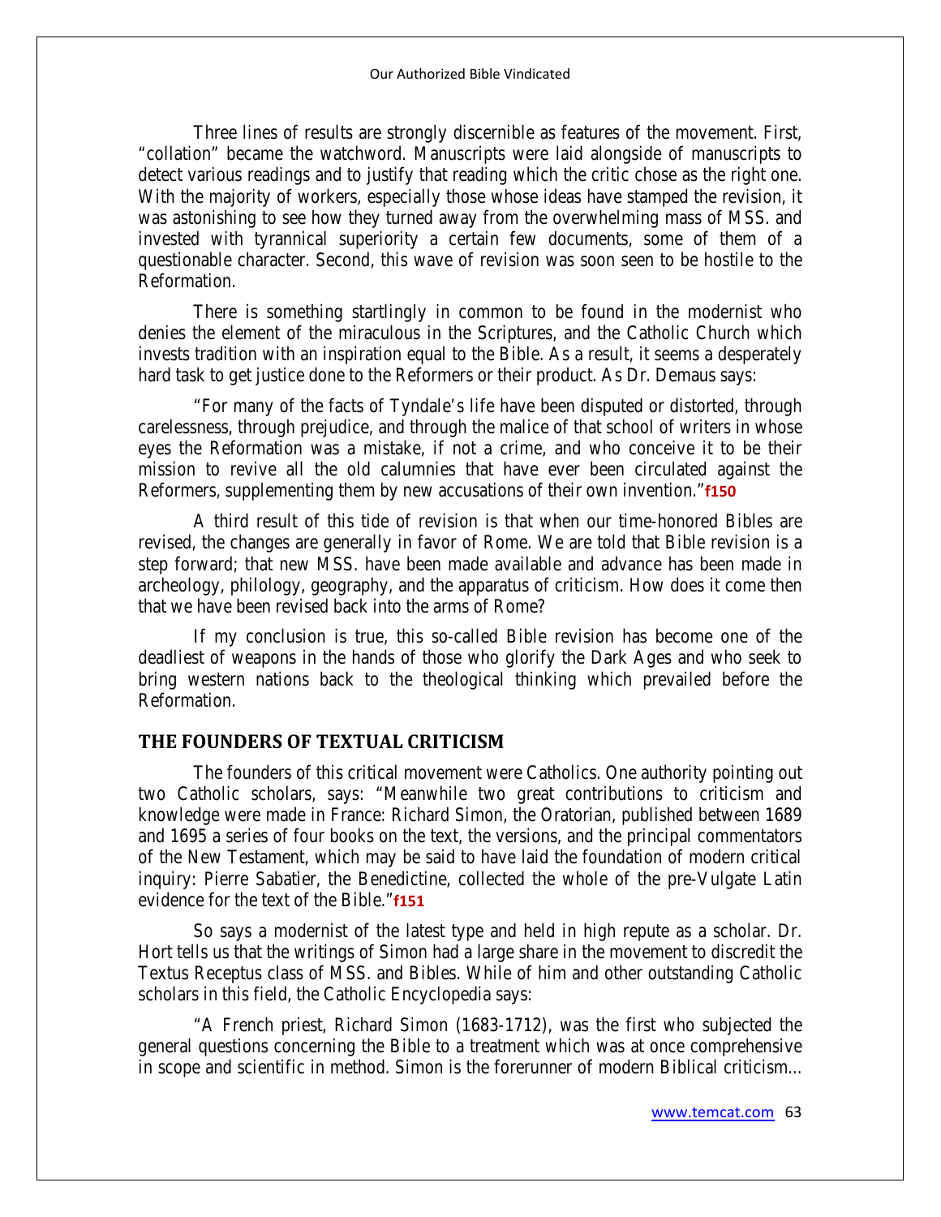Three lines of results are strongly discernible as features of the movement. First, "collation" became the watchword. Manuscripts were laid alongside of manuscripts to detect various readings and to justify that reading which the critic chose as the right one. With the majority of workers, especially those whose ideas have stamped the revision, it was astonishing to see how they turned away from the overwhelming mass of MSS. and invested with tyrannical superiority a certain few documents, some of them of a questionable character. Second, this wave of revision was soon seen to be hostile to the Reformation.

There is something startlingly in common to be found in the modernist who denies the element of the miraculous in the Scriptures, and the Catholic Church which invests tradition with an inspiration equal to the Bible. As a result, it seems a desperately hard task to get justice done to the Reformers or their product. As Dr. Demaus says:

"For many of the facts of Tyndale's life have been disputed or distorted, through carelessness, through prejudice, and through the malice of that school of writers in whose eyes the Reformation was a mistake, if not a crime, and who conceive it to be their mission to revive all the old calumnies that have ever been circulated against the Reformers, supplementing them by new accusations of their own invention."**f150**

A third result of this tide of revision is that when our time-honored Bibles are revised, the changes are generally in favor of Rome. We are told that Bible revision is a step forward; that new MSS. have been made available and advance has been made in archeology, philology, geography, and the apparatus of criticism. How does it come then that we have been revised back into the arms of Rome?

If my conclusion is true, this so-called Bible revision has become one of the deadliest of weapons in the hands of those who glorify the Dark Ages and who seek to bring western nations back to the theological thinking which prevailed before the Reformation.

## THE FOUNDERS OF TEXTUAL CRITICISM

The founders of this critical movement were Catholics. One authority pointing out two Catholic scholars, says: "Meanwhile two great contributions to criticism and knowledge were made in France: Richard Simon, the Oratorian, published between 1689 and 1695 a series of four books on the text, the versions, and the principal commentators of the New Testament, which may be said to have laid the foundation of modern critical inquiry: Pierre Sabatier, the Benedictine, collected the whole of the pre-Vulgate Latin evidence for the text of the Bible."**f151**

So says a modernist of the latest type and held in high repute as a scholar. Dr. Hort tells us that the writings of Simon had a large share in the movement to discredit the Textus Receptus class of MSS. and Bibles. While of him and other outstanding Catholic scholars in this field, the Catholic Encyclopedia says:

"A French priest, Richard Simon (1683-1712), was the first who subjected the general questions concerning the Bible to a treatment which was at once comprehensive in scope and scientific in method. Simon is the forerunner of modern Biblical criticism...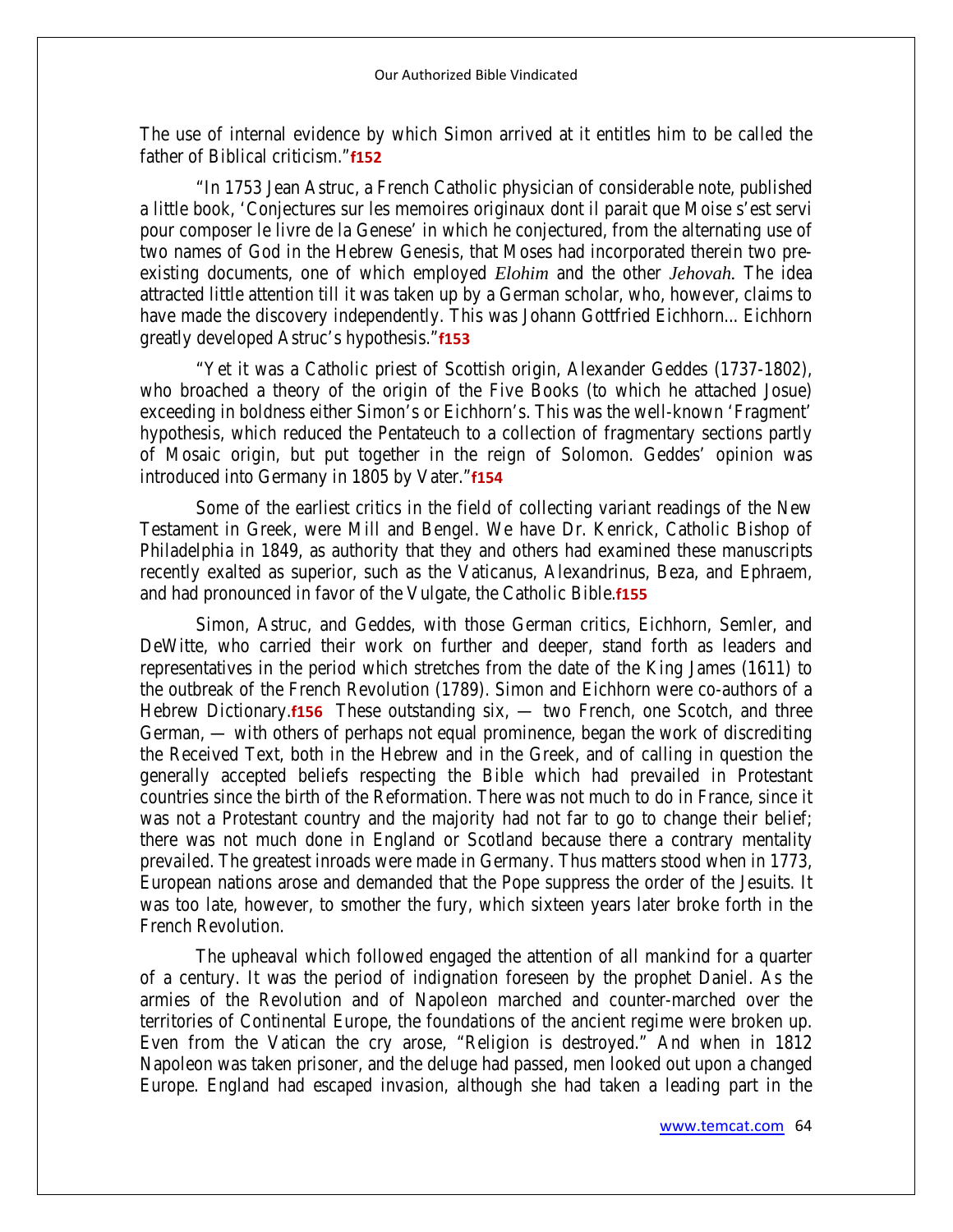The use of internal evidence by which Simon arrived at it entitles him to be called the father of Biblical criticism."**f152**

"In 1753 Jean Astruc, a French Catholic physician of considerable note, published a little book, 'Conjectures sur les memoires originaux dont il parait que Moise s'est servi pour composer le livre de la Genese' in which he conjectured, from the alternating use of two names of God in the Hebrew Genesis, that Moses had incorporated therein two pre-existing documents, one of which employed *Elohim* and the other *Jehovah*. The idea attracted little attention till it was taken up by a German scholar, who, however, claims to have made the discovery independently. This was Johann Gottfried Eichhorn... Eichhorn greatly developed Astruc's hypothesis."**f153**

"Yet it was a Catholic priest of Scottish origin, Alexander Geddes (1737-1802), who broached a theory of the origin of the Five Books (to which he attached Josue) exceeding in boldness either Simon's or Eichhorn's. This was the well-known 'Fragment' hypothesis, which reduced the Pentateuch to a collection of fragmentary sections partly of Mosaic origin, but put together in the reign of Solomon. Geddes' opinion was introduced into Germany in 1805 by Vater."**f154**

Some of the earliest critics in the field of collecting variant readings of the New Testament in Greek, were Mill and Bengel. We have Dr. Kenrick, Catholic Bishop of Philadelphia in 1849, as authority that they and others had examined these manuscripts recently exalted as superior, such as the Vaticanus, Alexandrinus, Beza, and Ephraem, and had pronounced in favor of the Vulgate, the Catholic Bible.**f155**

Simon, Astruc, and Geddes, with those German critics, Eichhorn, Semler, and DeWitte, who carried their work on further and deeper, stand forth as leaders and representatives in the period which stretches from the date of the King James (1611) to the outbreak of the French Revolution (1789). Simon and Eichhorn were co-authors of a Hebrew Dictionary.**f156** These outstanding six, — two French, one Scotch, and three German, — with others of perhaps not equal prominence, began the work of discrediting the Received Text, both in the Hebrew and in the Greek, and of calling in question the generally accepted beliefs respecting the Bible which had prevailed in Protestant countries since the birth of the Reformation. There was not much to do in France, since it was not a Protestant country and the majority had not far to go to change their belief; there was not much done in England or Scotland because there a contrary mentality prevailed. The greatest inroads were made in Germany. Thus matters stood when in 1773, European nations arose and demanded that the Pope suppress the order of the Jesuits. It was too late, however, to smother the fury, which sixteen years later broke forth in the French Revolution.

The upheaval which followed engaged the attention of all mankind for a quarter of a century. It was the period of indignation foreseen by the prophet Daniel. As the armies of the Revolution and of Napoleon marched and counter-marched over the territories of Continental Europe, the foundations of the ancient regime were broken up. Even from the Vatican the cry arose, "Religion is destroyed." And when in 1812 Napoleon was taken prisoner, and the deluge had passed, men looked out upon a changed Europe. England had escaped invasion, although she had taken a leading part in the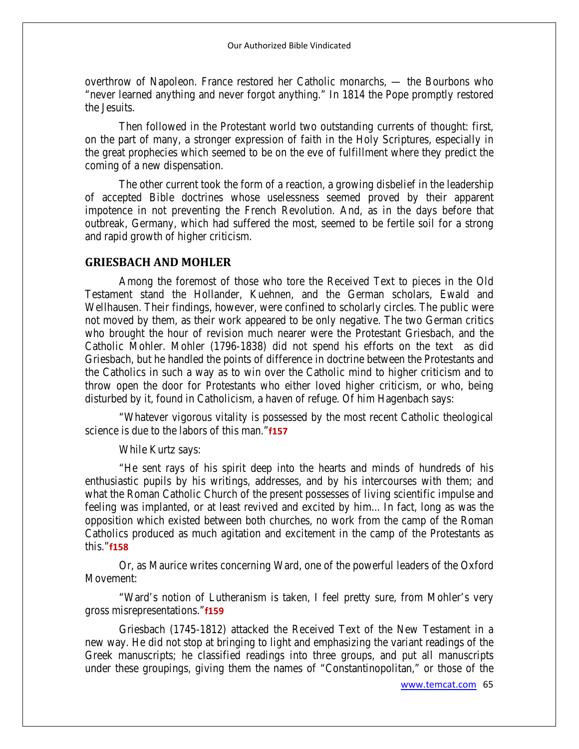overthrow of Napoleon. France restored her Catholic monarchs, — the Bourbons who "never learned anything and never forgot anything." In 1814 the Pope promptly restored the Jesuits.

Then followed in the Protestant world two outstanding currents of thought: first, on the part of many, a stronger expression of faith in the Holy Scriptures, especially in the great prophecies which seemed to be on the eve of fulfillment where they predict the coming of a new dispensation.

The other current took the form of a reaction, a growing disbelief in the leadership of accepted Bible doctrines whose uselessness seemed proved by their apparent impotence in not preventing the French Revolution. And, as in the days before that outbreak, Germany, which had suffered the most, seemed to be fertile soil for a strong and rapid growth of higher criticism.

## GRIESBACH AND MOHLER

Among the foremost of those who tore the Received Text to pieces in the Old Testament stand the Hollander, Kuehnen, and the German scholars, Ewald and Wellhausen. Their findings, however, were confined to scholarly circles. The public were not moved by them, as their work appeared to be only negative. The two German critics who brought the hour of revision much nearer were the Protestant Griesbach, and the Catholic Mohler. Mohler (1796-1838) did not spend his efforts on the text as did Griesbach, but he handled the points of difference in doctrine between the Protestants and the Catholics in such a way as to win over the Catholic mind to higher criticism and to throw open the door for Protestants who either loved higher criticism, or who, being disturbed by it, found in Catholicism, a haven of refuge. Of him Hagenbach says:

"Whatever vigorous vitality is possessed by the most recent Catholic theological science is due to the labors of this man."**f157**

While Kurtz says:

"He sent rays of his spirit deep into the hearts and minds of hundreds of his enthusiastic pupils by his writings, addresses, and by his intercourses with them; and what the Roman Catholic Church of the present possesses of living scientific impulse and feeling was implanted, or at least revived and excited by him... In fact, long as was the opposition which existed between both churches, no work from the camp of the Roman Catholics produced as much agitation and excitement in the camp of the Protestants as this."**f158**

Or, as Maurice writes concerning Ward, one of the powerful leaders of the Oxford Movement:

"Ward's notion of Lutheranism is taken, I feel pretty sure, from Mohler's very gross misrepresentations."**f159**

Griesbach (1745-1812) attacked the Received Text of the New Testament in a new way. He did not stop at bringing to light and emphasizing the variant readings of the Greek manuscripts; he classified readings into three groups, and put all manuscripts under these groupings, giving them the names of "Constantinopolitan," or those of the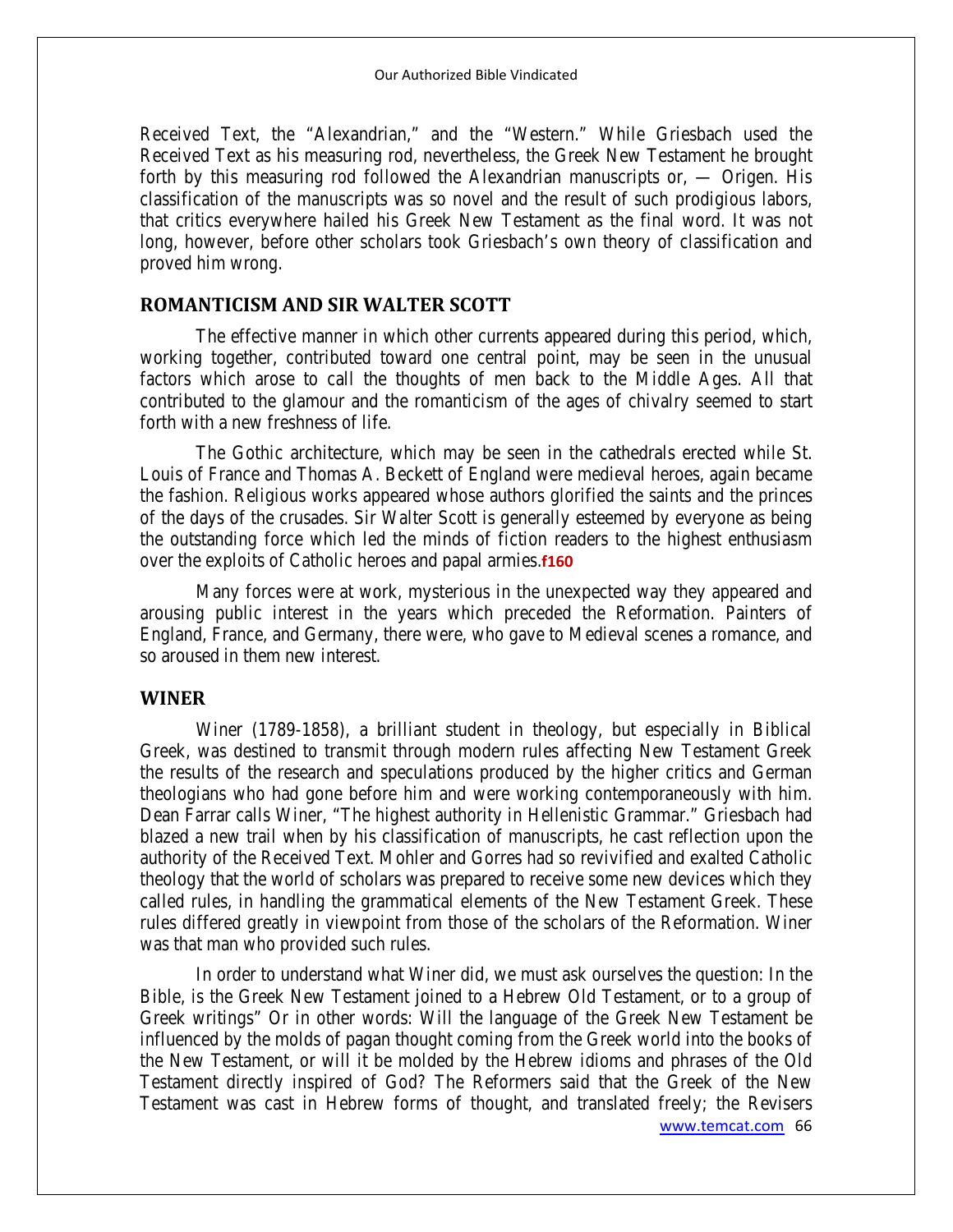Received Text, the "Alexandrian," and the "Western." While Griesbach used the Received Text as his measuring rod, nevertheless, the Greek New Testament he brought forth by this measuring rod followed the Alexandrian manuscripts or, — Origen. His classification of the manuscripts was so novel and the result of such prodigious labors, that critics everywhere hailed his Greek New Testament as the final word. It was not long, however, before other scholars took Griesbach's own theory of classification and proved him wrong.

## ROMANTICISM AND SIR WALTER SCOTT

The effective manner in which other currents appeared during this period, which, working together, contributed toward one central point, may be seen in the unusual factors which arose to call the thoughts of men back to the Middle Ages. All that contributed to the glamour and the romanticism of the ages of chivalry seemed to start forth with a new freshness of life.

The Gothic architecture, which may be seen in the cathedrals erected while St. Louis of France and Thomas A. Beckett of England were medieval heroes, again became the fashion. Religious works appeared whose authors glorified the saints and the princes of the days of the crusades. Sir Walter Scott is generally esteemed by everyone as being the outstanding force which led the minds of fiction readers to the highest enthusiasm over the exploits of Catholic heroes and papal armies.**f160**

Many forces were at work, mysterious in the unexpected way they appeared and arousing public interest in the years which preceded the Reformation. Painters of England, France, and Germany, there were, who gave to Medieval scenes a romance, and so aroused in them new interest.

## WINER

Winer (1789-1858), a brilliant student in theology, but especially in Biblical Greek, was destined to transmit through modern rules affecting New Testament Greek the results of the research and speculations produced by the higher critics and German theologians who had gone before him and were working contemporaneously with him. Dean Farrar calls Winer, "The highest authority in Hellenistic Grammar." Griesbach had blazed a new trail when by his classification of manuscripts, he cast reflection upon the authority of the Received Text. Mohler and Gorres had so revivified and exalted Catholic theology that the world of scholars was prepared to receive some new devices which they called rules, in handling the grammatical elements of the New Testament Greek. These rules differed greatly in viewpoint from those of the scholars of the Reformation. Winer was that man who provided such rules.

In order to understand what Winer did, we must ask ourselves the question: In the Bible, is the Greek New Testament joined to a Hebrew Old Testament, or to a group of Greek writings" Or in other words: Will the language of the Greek New Testament be influenced by the molds of pagan thought coming from the Greek world into the books of the New Testament, or will it be molded by the Hebrew idioms and phrases of the Old Testament directly inspired of God? The Reformers said that the Greek of the New Testament was cast in Hebrew forms of thought, and translated freely; the Revisers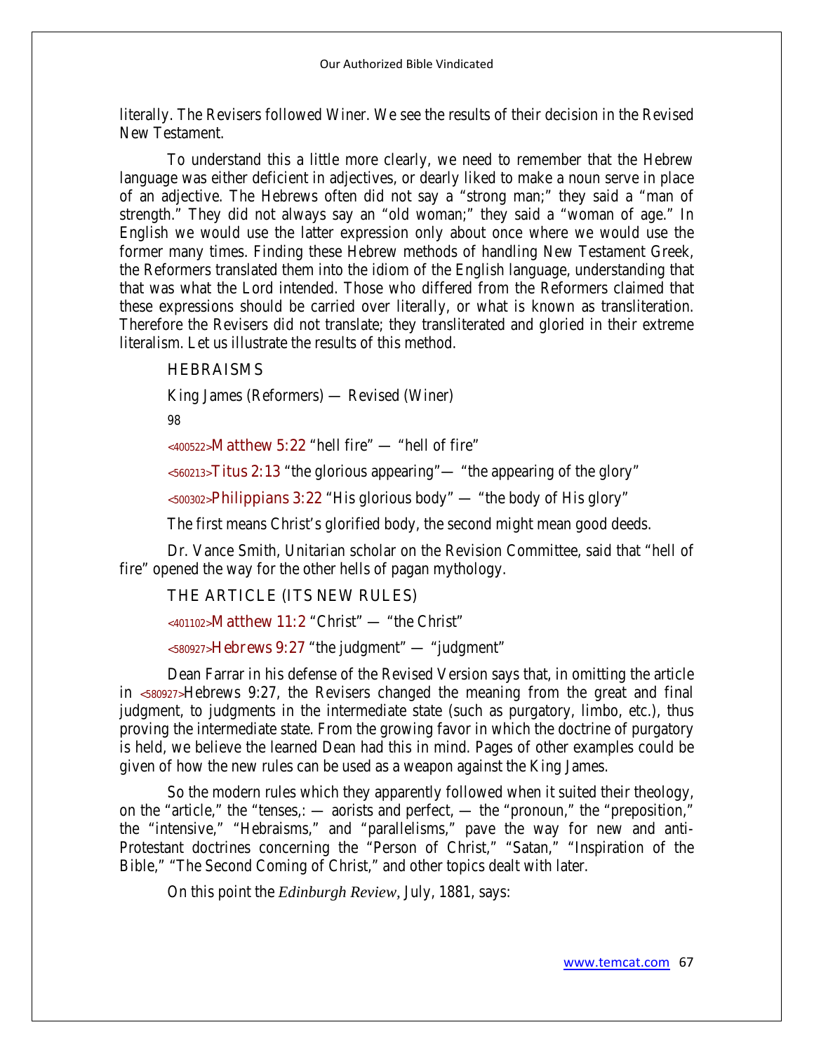literally. The Revisers followed Winer. We see the results of their decision in the Revised New Testament.

To understand this a little more clearly, we need to remember that the Hebrew language was either deficient in adjectives, or dearly liked to make a noun serve in place of an adjective. The Hebrews often did not say a "strong man;" they said a "man of strength." They did not always say an "old woman;" they said a "woman of age." In English we would use the latter expression only about once where we would use the former many times. Finding these Hebrew methods of handling New Testament Greek, the Reformers translated them into the idiom of the English language, understanding that that was what the Lord intended. Those who differed from the Reformers claimed that these expressions should be carried over literally, or what is known as transliteration. Therefore the Revisers did not translate; they transliterated and gloried in their extreme literalism. Let us illustrate the results of this method.

HEBRAISMS

King James (Reformers) — Revised (Winer)

98

<400522>Matthew 5:22 "hell fire" — "hell of fire"

<560213>Titus 2:13 "the glorious appearing"— "the appearing of the glory"

<500302>Philippians 3:22 "His glorious body" — "the body of His glory"

The first means Christ's glorified body, the second might mean good deeds.

Dr. Vance Smith, Unitarian scholar on the Revision Committee, said that "hell of fire" opened the way for the other hells of pagan mythology.

THE ARTICLE (ITS NEW RULES)

<401102>Matthew 11:2 "Christ" — "the Christ"

<580927>Hebrews 9:27 "the judgment" — "judgment"

Dean Farrar in his defense of the Revised Version says that, in omitting the article in <580927>Hebrews 9:27, the Revisers changed the meaning from the great and final judgment, to judgments in the intermediate state (such as purgatory, limbo, etc.), thus proving the intermediate state. From the growing favor in which the doctrine of purgatory is held, we believe the learned Dean had this in mind. Pages of other examples could be given of how the new rules can be used as a weapon against the King James.

So the modern rules which they apparently followed when it suited their theology, on the "article," the "tenses,: — aorists and perfect, — the "pronoun," the "preposition," the "intensive," "Hebraisms," and "parallelisms," pave the way for new and anti-Protestant doctrines concerning the "Person of Christ," "Satan," "Inspiration of the Bible," "The Second Coming of Christ," and other topics dealt with later.

On this point the *Edinburgh Review*, July, 1881, says: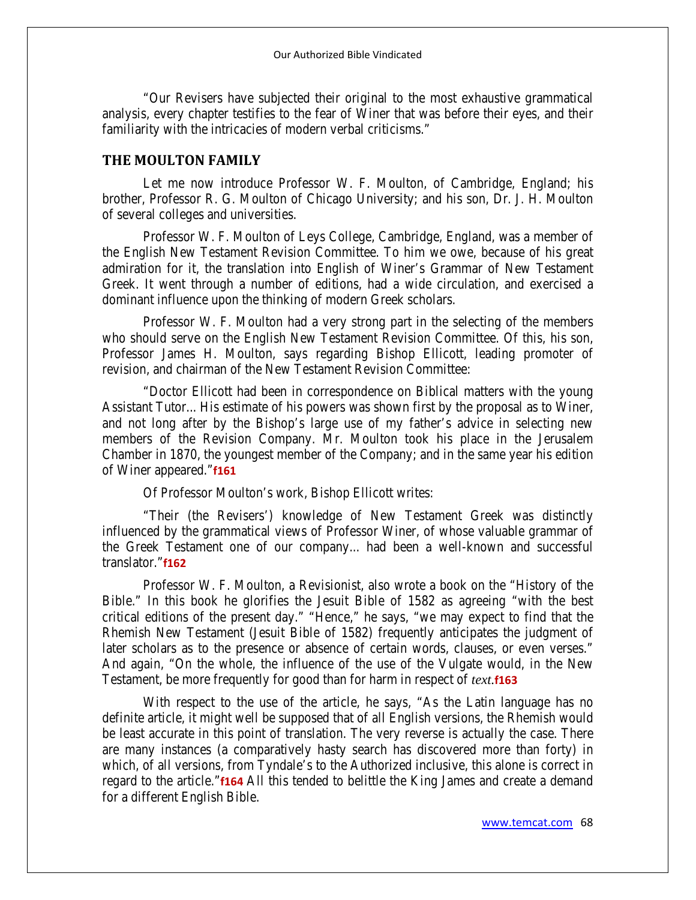"Our Revisers have subjected their original to the most exhaustive grammatical analysis, every chapter testifies to the fear of Winer that was before their eyes, and their familiarity with the intricacies of modern verbal criticisms."

## THE MOULTON FAMILY

Let me now introduce Professor W. F. Moulton, of Cambridge, England; his brother, Professor R. G. Moulton of Chicago University; and his son, Dr. J. H. Moulton of several colleges and universities.

Professor W. F. Moulton of Leys College, Cambridge, England, was a member of the English New Testament Revision Committee. To him we owe, because of his great admiration for it, the translation into English of Winer's Grammar of New Testament Greek. It went through a number of editions, had a wide circulation, and exercised a dominant influence upon the thinking of modern Greek scholars.

Professor W. F. Moulton had a very strong part in the selecting of the members who should serve on the English New Testament Revision Committee. Of this, his son, Professor James H. Moulton, says regarding Bishop Ellicott, leading promoter of revision, and chairman of the New Testament Revision Committee:

"Doctor Ellicott had been in correspondence on Biblical matters with the young Assistant Tutor... His estimate of his powers was shown first by the proposal as to Winer, and not long after by the Bishop's large use of my father's advice in selecting new members of the Revision Company. Mr. Moulton took his place in the Jerusalem Chamber in 1870, the youngest member of the Company; and in the same year his edition of Winer appeared."**f161**

Of Professor Moulton's work, Bishop Ellicott writes:

"Their (the Revisers') knowledge of New Testament Greek was distinctly influenced by the grammatical views of Professor Winer, of whose valuable grammar of the Greek Testament one of our company... had been a well-known and successful translator."**f162**

Professor W. F. Moulton, a Revisionist, also wrote a book on the "History of the Bible." In this book he glorifies the Jesuit Bible of 1582 as agreeing "with the best critical editions of the present day." "Hence," he says, "we may expect to find that the Rhemish New Testament (Jesuit Bible of 1582) frequently anticipates the judgment of later scholars as to the presence or absence of certain words, clauses, or even verses." And again, "On the whole, the influence of the use of the Vulgate would, in the New Testament, be more frequently for good than for harm in respect of *text*.**f163**

With respect to the use of the article, he says, "As the Latin language has no definite article, it might well be supposed that of all English versions, the Rhemish would be least accurate in this point of translation. The very reverse is actually the case. There are many instances (a comparatively hasty search has discovered more than forty) in which, of all versions, from Tyndale's to the Authorized inclusive, this alone is correct in regard to the article."**f164** All this tended to belittle the King James and create a demand for a different English Bible.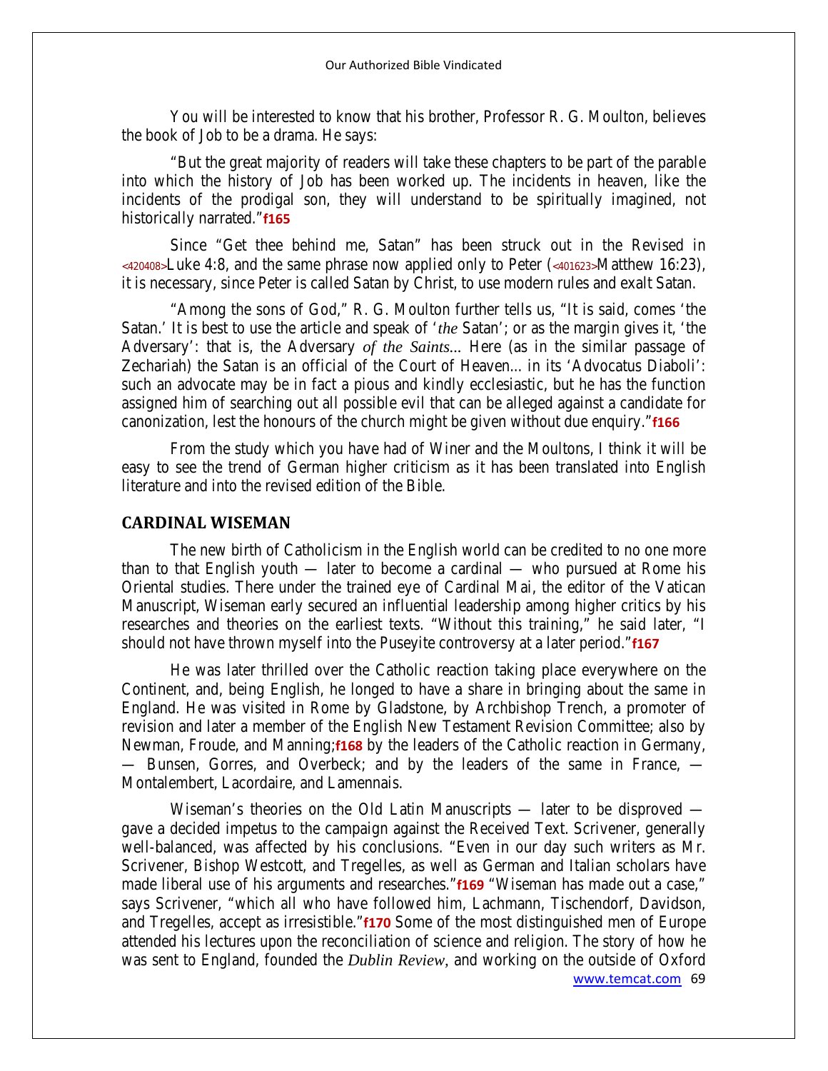You will be interested to know that his brother, Professor R. G. Moulton, believes the book of Job to be a drama. He says:

"But the great majority of readers will take these chapters to be part of the parable into which the history of Job has been worked up. The incidents in heaven, like the incidents of the prodigal son, they will understand to be spiritually imagined, not historically narrated."**f165**

Since "Get thee behind me, Satan" has been struck out in the Revised in <420408>Luke 4:8, and the same phrase now applied only to Peter (<401623>Matthew 16:23), it is necessary, since Peter is called Satan by Christ, to use modern rules and exalt Satan.

"Among the sons of God," R. G. Moulton further tells us, "It is said, comes 'the Satan.' It is best to use the article and speak of '*the* Satan'; or as the margin gives it, 'the Adversary': that is, the Adversary *of the Saints*... Here (as in the similar passage of Zechariah) the Satan is an official of the Court of Heaven... in its 'Advocatus Diaboli': such an advocate may be in fact a pious and kindly ecclesiastic, but he has the function assigned him of searching out all possible evil that can be alleged against a candidate for canonization, lest the honours of the church might be given without due enquiry."**f166**

From the study which you have had of Winer and the Moultons, I think it will be easy to see the trend of German higher criticism as it has been translated into English literature and into the revised edition of the Bible.

## CARDINAL WISEMAN

The new birth of Catholicism in the English world can be credited to no one more than to that English youth — later to become a cardinal — who pursued at Rome his Oriental studies. There under the trained eye of Cardinal Mai, the editor of the Vatican Manuscript, Wiseman early secured an influential leadership among higher critics by his researches and theories on the earliest texts. "Without this training," he said later, "I should not have thrown myself into the Puseyite controversy at a later period."**f167**

He was later thrilled over the Catholic reaction taking place everywhere on the Continent, and, being English, he longed to have a share in bringing about the same in England. He was visited in Rome by Gladstone, by Archbishop Trench, a promoter of revision and later a member of the English New Testament Revision Committee; also by Newman, Froude, and Manning;**f168** by the leaders of the Catholic reaction in Germany, — Bunsen, Gorres, and Overbeck; and by the leaders of the same in France, — Montalembert, Lacordaire, and Lamennais.

Wiseman's theories on the Old Latin Manuscripts — later to be disproved — gave a decided impetus to the campaign against the Received Text. Scrivener, generally well-balanced, was affected by his conclusions. "Even in our day such writers as Mr. Scrivener, Bishop Westcott, and Tregelles, as well as German and Italian scholars have made liberal use of his arguments and researches."**f169** "Wiseman has made out a case," says Scrivener, "which all who have followed him, Lachmann, Tischendorf, Davidson, and Tregelles, accept as irresistible."**f170** Some of the most distinguished men of Europe attended his lectures upon the reconciliation of science and religion. The story of how he was sent to England, founded the *Dublin Review*, and working on the outside of Oxford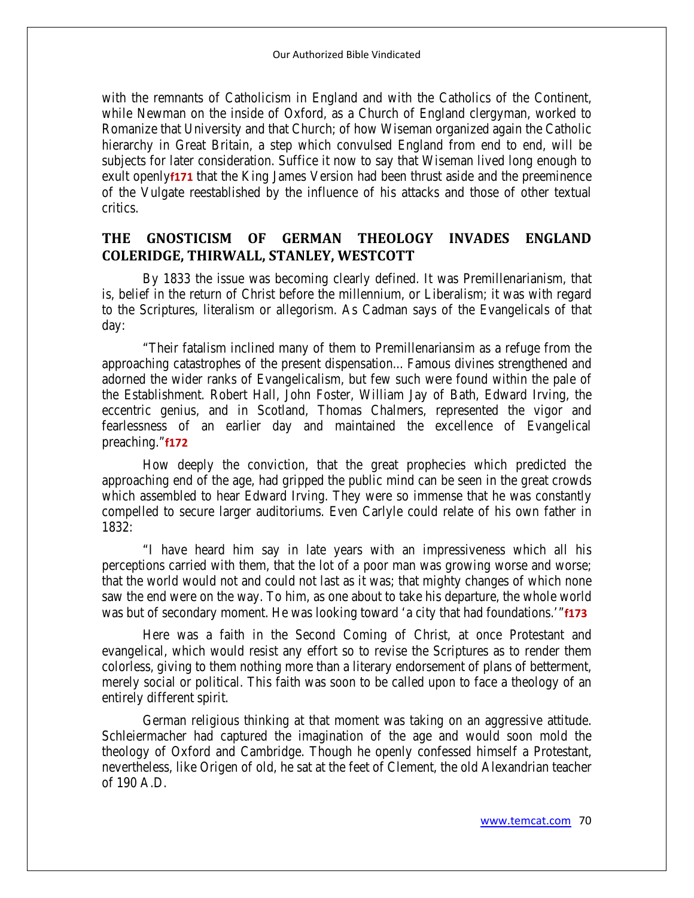with the remnants of Catholicism in England and with the Catholics of the Continent, while Newman on the inside of Oxford, as a Church of England clergyman, worked to Romanize that University and that Church; of how Wiseman organized again the Catholic hierarchy in Great Britain, a step which convulsed England from end to end, will be subjects for later consideration. Suffice it now to say that Wiseman lived long enough to exult openly**f171** that the King James Version had been thrust aside and the preeminence of the Vulgate reestablished by the influence of his attacks and those of other textual critics.

## THE GNOSTICISM OF GERMAN THEOLOGY INVADES ENGLAND COLERIDGE, THIRWALL, STANLEY, WESTCOTT

By 1833 the issue was becoming clearly defined. It was Premillenarianism, that is, belief in the return of Christ before the millennium, or Liberalism; it was with regard to the Scriptures, literalism or allegorism. As Cadman says of the Evangelicals of that day:

"Their fatalism inclined many of them to Premillenariansim as a refuge from the approaching catastrophes of the present dispensation... Famous divines strengthened and adorned the wider ranks of Evangelicalism, but few such were found within the pale of the Establishment. Robert Hall, John Foster, William Jay of Bath, Edward Irving, the eccentric genius, and in Scotland, Thomas Chalmers, represented the vigor and fearlessness of an earlier day and maintained the excellence of Evangelical preaching."**f172**

How deeply the conviction, that the great prophecies which predicted the approaching end of the age, had gripped the public mind can be seen in the great crowds which assembled to hear Edward Irving. They were so immense that he was constantly compelled to secure larger auditoriums. Even Carlyle could relate of his own father in 1832:

"I have heard him say in late years with an impressiveness which all his perceptions carried with them, that the lot of a poor man was growing worse and worse; that the world would not and could not last as it was; that mighty changes of which none saw the end were on the way. To him, as one about to take his departure, the whole world was but of secondary moment. He was looking toward 'a city that had foundations.'"**f173**

Here was a faith in the Second Coming of Christ, at once Protestant and evangelical, which would resist any effort so to revise the Scriptures as to render them colorless, giving to them nothing more than a literary endorsement of plans of betterment, merely social or political. This faith was soon to be called upon to face a theology of an entirely different spirit.

German religious thinking at that moment was taking on an aggressive attitude. Schleiermacher had captured the imagination of the age and would soon mold the theology of Oxford and Cambridge. Though he openly confessed himself a Protestant, nevertheless, like Origen of old, he sat at the feet of Clement, the old Alexandrian teacher of 190 A.D.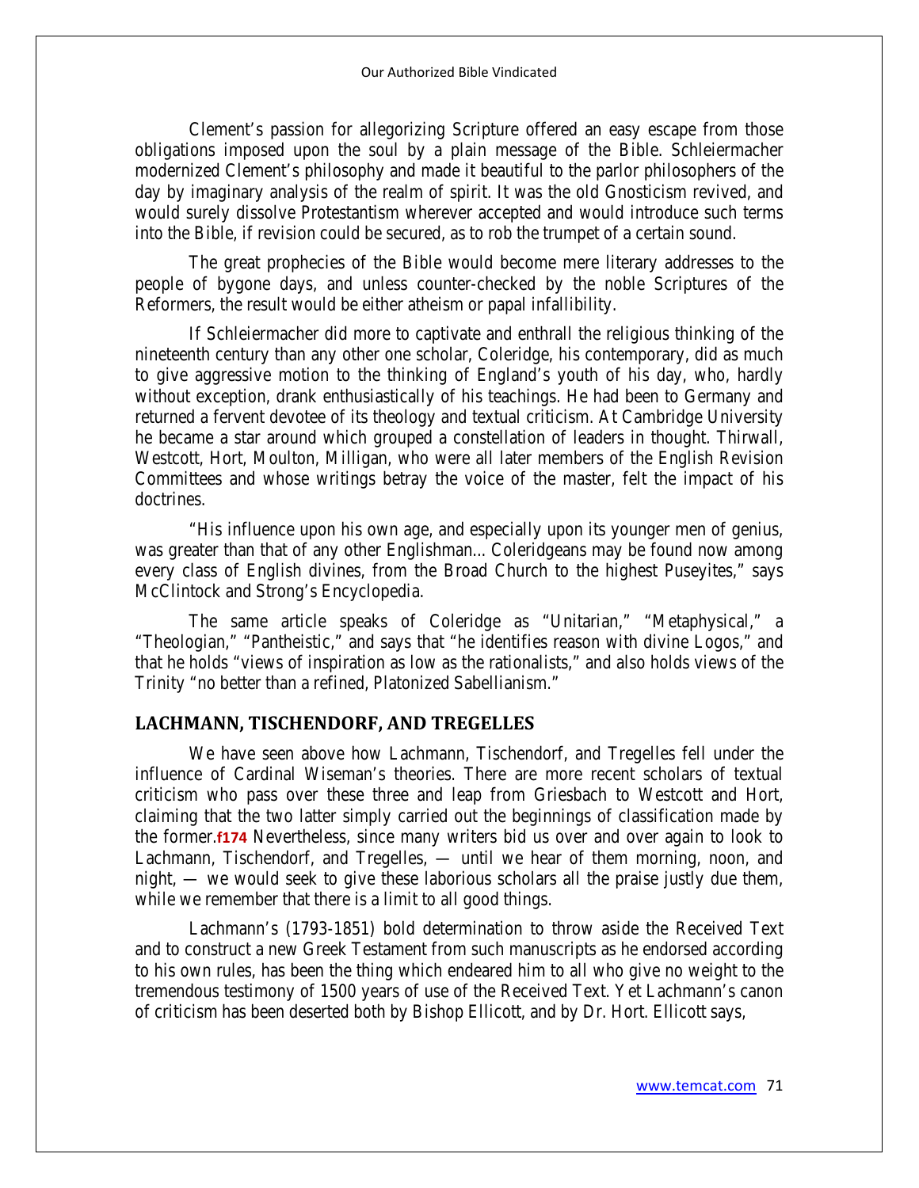Clement's passion for allegorizing Scripture offered an easy escape from those obligations imposed upon the soul by a plain message of the Bible. Schleiermacher modernized Clement's philosophy and made it beautiful to the parlor philosophers of the day by imaginary analysis of the realm of spirit. It was the old Gnosticism revived, and would surely dissolve Protestantism wherever accepted and would introduce such terms into the Bible, if revision could be secured, as to rob the trumpet of a certain sound.

The great prophecies of the Bible would become mere literary addresses to the people of bygone days, and unless counter-checked by the noble Scriptures of the Reformers, the result would be either atheism or papal infallibility.

If Schleiermacher did more to captivate and enthrall the religious thinking of the nineteenth century than any other one scholar, Coleridge, his contemporary, did as much to give aggressive motion to the thinking of England's youth of his day, who, hardly without exception, drank enthusiastically of his teachings. He had been to Germany and returned a fervent devotee of its theology and textual criticism. At Cambridge University he became a star around which grouped a constellation of leaders in thought. Thirwall, Westcott, Hort, Moulton, Milligan, who were all later members of the English Revision Committees and whose writings betray the voice of the master, felt the impact of his doctrines.

"His influence upon his own age, and especially upon its younger men of genius, was greater than that of any other Englishman... Coleridgeans may be found now among every class of English divines, from the Broad Church to the highest Puseyites," says McClintock and Strong's Encyclopedia.

The same article speaks of Coleridge as "Unitarian," "Metaphysical," a "Theologian," "Pantheistic," and says that "he identifies reason with divine Logos," and that he holds "views of inspiration as low as the rationalists," and also holds views of the Trinity "no better than a refined, Platonized Sabellianism."

## LACHMANN, TISCHENDORF, AND TREGELLES

We have seen above how Lachmann, Tischendorf, and Tregelles fell under the influence of Cardinal Wiseman's theories. There are more recent scholars of textual criticism who pass over these three and leap from Griesbach to Westcott and Hort, claiming that the two latter simply carried out the beginnings of classification made by the former.[f174] Nevertheless, since many writers bid us over and over again to look to Lachmann, Tischendorf, and Tregelles, — until we hear of them morning, noon, and night, — we would seek to give these laborious scholars all the praise justly due them, while we remember that there is a limit to all good things.

Lachmann's (1793-1851) bold determination to throw aside the Received Text and to construct a new Greek Testament from such manuscripts as he endorsed according to his own rules, has been the thing which endeared him to all who give no weight to the tremendous testimony of 1500 years of use of the Received Text. Yet Lachmann's canon of criticism has been deserted both by Bishop Ellicott, and by Dr. Hort. Ellicott says,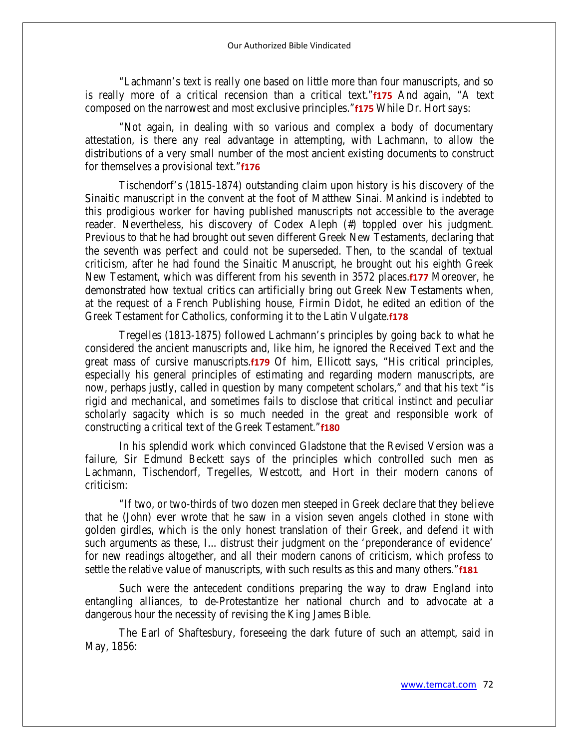"Lachmann's text is really one based on little more than four manuscripts, and so is really more of a critical recension than a critical text."**f175** And again, "A text composed on the narrowest and most exclusive principles."**f175** While Dr. Hort says:

"Not again, in dealing with so various and complex a body of documentary attestation, is there any real advantage in attempting, with Lachmann, to allow the distributions of a very small number of the most ancient existing documents to construct for themselves a provisional text."**f176**

Tischendorf's (1815-1874) outstanding claim upon history is his discovery of the Sinaitic manuscript in the convent at the foot of Matthew Sinai. Mankind is indebted to this prodigious worker for having published manuscripts not accessible to the average reader. Nevertheless, his discovery of Codex Aleph (#) toppled over his judgment. Previous to that he had brought out seven different Greek New Testaments, declaring that the seventh was perfect and could not be superseded. Then, to the scandal of textual criticism, after he had found the Sinaitic Manuscript, he brought out his eighth Greek New Testament, which was different from his seventh in 3572 places.**f177** Moreover, he demonstrated how textual critics can artificially bring out Greek New Testaments when, at the request of a French Publishing house, Firmin Didot, he edited an edition of the Greek Testament for Catholics, conforming it to the Latin Vulgate.**f178**

Tregelles (1813-1875) followed Lachmann's principles by going back to what he considered the ancient manuscripts and, like him, he ignored the Received Text and the great mass of cursive manuscripts.**f179** Of him, Ellicott says, "His critical principles, especially his general principles of estimating and regarding modern manuscripts, are now, perhaps justly, called in question by many competent scholars," and that his text "is rigid and mechanical, and sometimes fails to disclose that critical instinct and peculiar scholarly sagacity which is so much needed in the great and responsible work of constructing a critical text of the Greek Testament."**f180**

In his splendid work which convinced Gladstone that the Revised Version was a failure, Sir Edmund Beckett says of the principles which controlled such men as Lachmann, Tischendorf, Tregelles, Westcott, and Hort in their modern canons of criticism:

"If two, or two-thirds of two dozen men steeped in Greek declare that they believe that he (John) ever wrote that he saw in a vision seven angels clothed in stone with golden girdles, which is the only honest translation of their Greek, and defend it with such arguments as these, I... distrust their judgment on the 'preponderance of evidence' for new readings altogether, and all their modern canons of criticism, which profess to settle the relative value of manuscripts, with such results as this and many others."**f181**

Such were the antecedent conditions preparing the way to draw England into entangling alliances, to de-Protestantize her national church and to advocate at a dangerous hour the necessity of revising the King James Bible.

The Earl of Shaftesbury, foreseeing the dark future of such an attempt, said in May, 1856: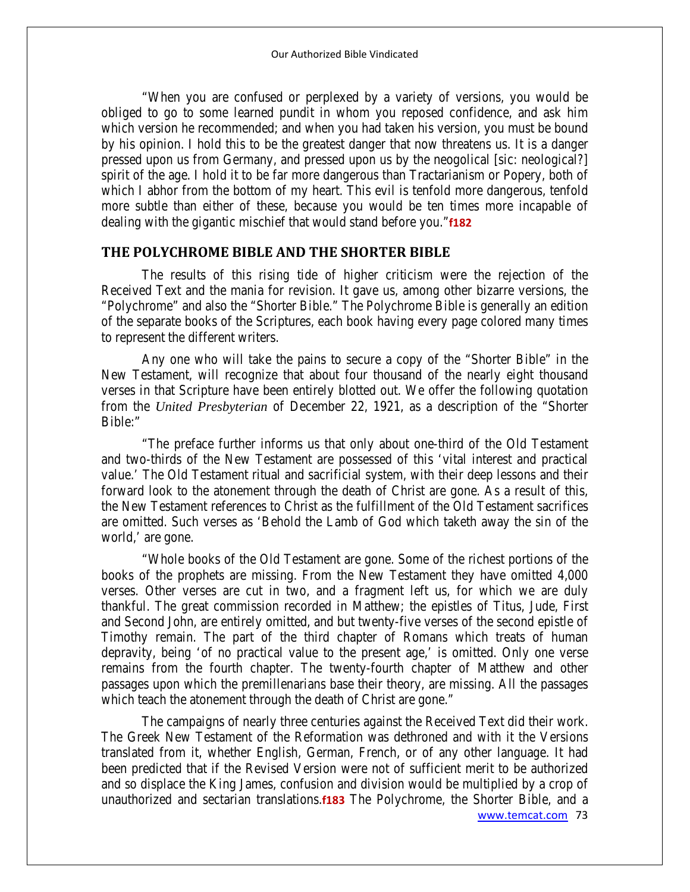"When you are confused or perplexed by a variety of versions, you would be obliged to go to some learned pundit in whom you reposed confidence, and ask him which version he recommended; and when you had taken his version, you must be bound by his opinion. I hold this to be the greatest danger that now threatens us. It is a danger pressed upon us from Germany, and pressed upon us by the neogolical [sic: neological?] spirit of the age. I hold it to be far more dangerous than Tractarianism or Popery, both of which I abhor from the bottom of my heart. This evil is tenfold more dangerous, tenfold more subtle than either of these, because you would be ten times more incapable of dealing with the gigantic mischief that would stand before you."**f182**

## THE POLYCHROME BIBLE AND THE SHORTER BIBLE

The results of this rising tide of higher criticism were the rejection of the Received Text and the mania for revision. It gave us, among other bizarre versions, the "Polychrome" and also the "Shorter Bible." The Polychrome Bible is generally an edition of the separate books of the Scriptures, each book having every page colored many times to represent the different writers.

Any one who will take the pains to secure a copy of the "Shorter Bible" in the New Testament, will recognize that about four thousand of the nearly eight thousand verses in that Scripture have been entirely blotted out. We offer the following quotation from the *United Presbyterian* of December 22, 1921, as a description of the "Shorter Bible:"

"The preface further informs us that only about one-third of the Old Testament and two-thirds of the New Testament are possessed of this 'vital interest and practical value.' The Old Testament ritual and sacrificial system, with their deep lessons and their forward look to the atonement through the death of Christ are gone. As a result of this, the New Testament references to Christ as the fulfillment of the Old Testament sacrifices are omitted. Such verses as 'Behold the Lamb of God which taketh away the sin of the world,' are gone.

"Whole books of the Old Testament are gone. Some of the richest portions of the books of the prophets are missing. From the New Testament they have omitted 4,000 verses. Other verses are cut in two, and a fragment left us, for which we are duly thankful. The great commission recorded in Matthew; the epistles of Titus, Jude, First and Second John, are entirely omitted, and but twenty-five verses of the second epistle of Timothy remain. The part of the third chapter of Romans which treats of human depravity, being 'of no practical value to the present age,' is omitted. Only one verse remains from the fourth chapter. The twenty-fourth chapter of Matthew and other passages upon which the premillenarians base their theory, are missing. All the passages which teach the atonement through the death of Christ are gone."

The campaigns of nearly three centuries against the Received Text did their work. The Greek New Testament of the Reformation was dethroned and with it the Versions translated from it, whether English, German, French, or of any other language. It had been predicted that if the Revised Version were not of sufficient merit to be authorized and so displace the King James, confusion and division would be multiplied by a crop of unauthorized and sectarian translations.**f183** The Polychrome, the Shorter Bible, and a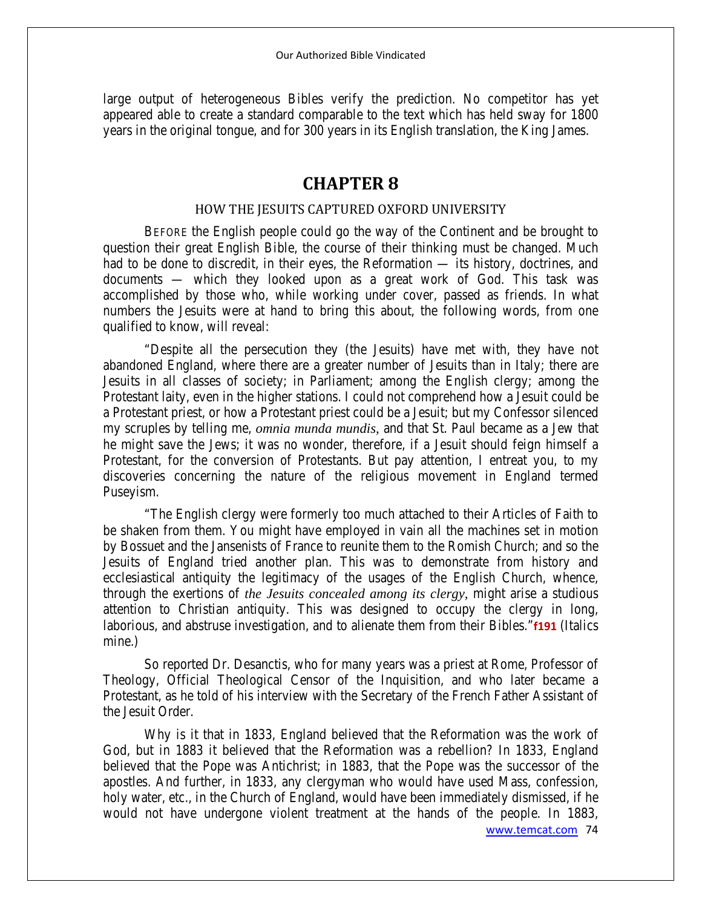large output of heterogeneous Bibles verify the prediction. No competitor has yet appeared able to create a standard comparable to the text which has held sway for 1800 years in the original tongue, and for 300 years in its English translation, the King James.

# CHAPTER 8

## HOW THE JESUITS CAPTURED OXFORD UNIVERSITY

BEFORE the English people could go the way of the Continent and be brought to question their great English Bible, the course of their thinking must be changed. Much had to be done to discredit, in their eyes, the Reformation — its history, doctrines, and documents — which they looked upon as a great work of God. This task was accomplished by those who, while working under cover, passed as friends. In what numbers the Jesuits were at hand to bring this about, the following words, from one qualified to know, will reveal:

"Despite all the persecution they (the Jesuits) have met with, they have not abandoned England, where there are a greater number of Jesuits than in Italy; there are Jesuits in all classes of society; in Parliament; among the English clergy; among the Protestant laity, even in the higher stations. I could not comprehend how a Jesuit could be a Protestant priest, or how a Protestant priest could be a Jesuit; but my Confessor silenced my scruples by telling me, *omnia munda mundis*, and that St. Paul became as a Jew that he might save the Jews; it was no wonder, therefore, if a Jesuit should feign himself a Protestant, for the conversion of Protestants. But pay attention, I entreat you, to my discoveries concerning the nature of the religious movement in England termed Puseyism.

"The English clergy were formerly too much attached to their Articles of Faith to be shaken from them. You might have employed in vain all the machines set in motion by Bossuet and the Jansenists of France to reunite them to the Romish Church; and so the Jesuits of England tried another plan. This was to demonstrate from history and ecclesiastical antiquity the legitimacy of the usages of the English Church, whence, through the exertions of *the Jesuits concealed among its clergy*, might arise a studious attention to Christian antiquity. This was designed to occupy the clergy in long, laborious, and abstruse investigation, and to alienate them from their Bibles."**f191** (Italics mine.)

So reported Dr. Desanctis, who for many years was a priest at Rome, Professor of Theology, Official Theological Censor of the Inquisition, and who later became a Protestant, as he told of his interview with the Secretary of the French Father Assistant of the Jesuit Order.

Why is it that in 1833, England believed that the Reformation was the work of God, but in 1883 it believed that the Reformation was a rebellion? In 1833, England believed that the Pope was Antichrist; in 1883, that the Pope was the successor of the apostles. And further, in 1833, any clergyman who would have used Mass, confession, holy water, etc., in the Church of England, would have been immediately dismissed, if he would not have undergone violent treatment at the hands of the people. In 1883,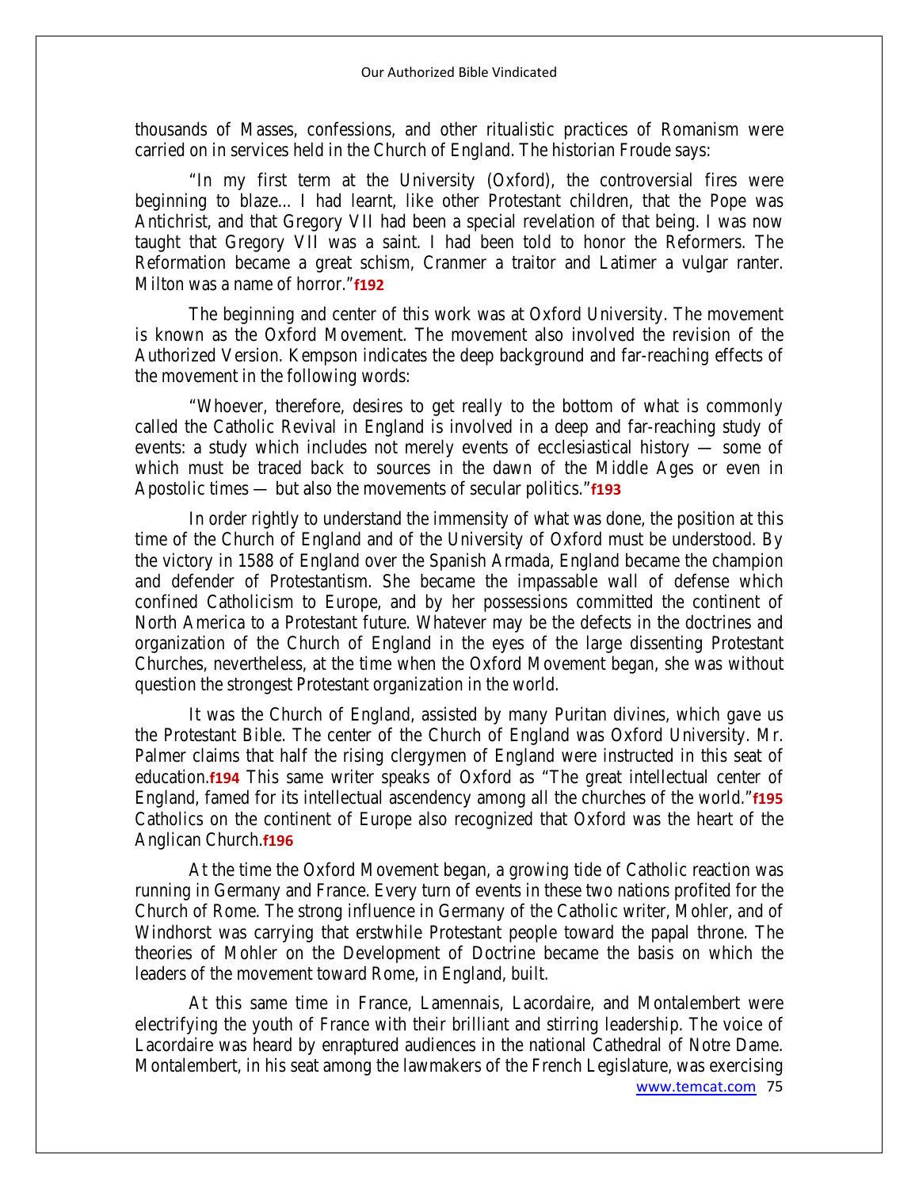thousands of Masses, confessions, and other ritualistic practices of Romanism were carried on in services held in the Church of England. The historian Froude says:

"In my first term at the University (Oxford), the controversial fires were beginning to blaze... I had learnt, like other Protestant children, that the Pope was Antichrist, and that Gregory VII had been a special revelation of that being. I was now taught that Gregory VII was a saint. I had been told to honor the Reformers. The Reformation became a great schism, Cranmer a traitor and Latimer a vulgar ranter. Milton was a name of horror."**f192**

The beginning and center of this work was at Oxford University. The movement is known as the Oxford Movement. The movement also involved the revision of the Authorized Version. Kempson indicates the deep background and far-reaching effects of the movement in the following words:

"Whoever, therefore, desires to get really to the bottom of what is commonly called the Catholic Revival in England is involved in a deep and far-reaching study of events: a study which includes not merely events of ecclesiastical history — some of which must be traced back to sources in the dawn of the Middle Ages or even in Apostolic times — but also the movements of secular politics."**f193**

In order rightly to understand the immensity of what was done, the position at this time of the Church of England and of the University of Oxford must be understood. By the victory in 1588 of England over the Spanish Armada, England became the champion and defender of Protestantism. She became the impassable wall of defense which confined Catholicism to Europe, and by her possessions committed the continent of North America to a Protestant future. Whatever may be the defects in the doctrines and organization of the Church of England in the eyes of the large dissenting Protestant Churches, nevertheless, at the time when the Oxford Movement began, she was without question the strongest Protestant organization in the world.

It was the Church of England, assisted by many Puritan divines, which gave us the Protestant Bible. The center of the Church of England was Oxford University. Mr. Palmer claims that half the rising clergymen of England were instructed in this seat of education.**f194** This same writer speaks of Oxford as "The great intellectual center of England, famed for its intellectual ascendency among all the churches of the world."**f195** Catholics on the continent of Europe also recognized that Oxford was the heart of the Anglican Church.**f196**

At the time the Oxford Movement began, a growing tide of Catholic reaction was running in Germany and France. Every turn of events in these two nations profited for the Church of Rome. The strong influence in Germany of the Catholic writer, Mohler, and of Windhorst was carrying that erstwhile Protestant people toward the papal throne. The theories of Mohler on the Development of Doctrine became the basis on which the leaders of the movement toward Rome, in England, built.

At this same time in France, Lamennais, Lacordaire, and Montalembert were electrifying the youth of France with their brilliant and stirring leadership. The voice of Lacordaire was heard by enraptured audiences in the national Cathedral of Notre Dame. Montalembert, in his seat among the lawmakers of the French Legislature, was exercising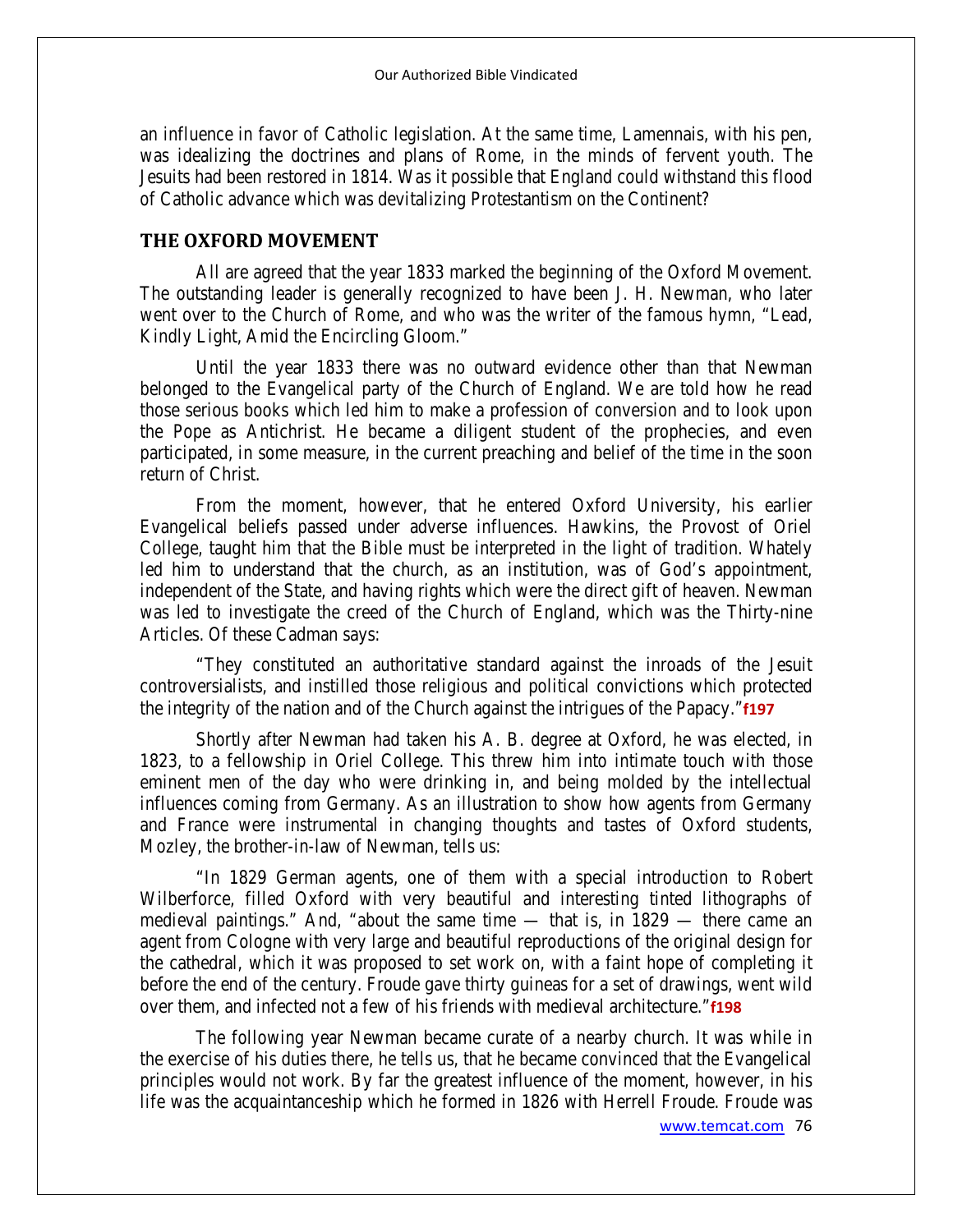an influence in favor of Catholic legislation. At the same time, Lamennais, with his pen, was idealizing the doctrines and plans of Rome, in the minds of fervent youth. The Jesuits had been restored in 1814. Was it possible that England could withstand this flood of Catholic advance which was devitalizing Protestantism on the Continent?

## THE OXFORD MOVEMENT

All are agreed that the year 1833 marked the beginning of the Oxford Movement. The outstanding leader is generally recognized to have been J. H. Newman, who later went over to the Church of Rome, and who was the writer of the famous hymn, "Lead, Kindly Light, Amid the Encircling Gloom."

Until the year 1833 there was no outward evidence other than that Newman belonged to the Evangelical party of the Church of England. We are told how he read those serious books which led him to make a profession of conversion and to look upon the Pope as Antichrist. He became a diligent student of the prophecies, and even participated, in some measure, in the current preaching and belief of the time in the soon return of Christ.

From the moment, however, that he entered Oxford University, his earlier Evangelical beliefs passed under adverse influences. Hawkins, the Provost of Oriel College, taught him that the Bible must be interpreted in the light of tradition. Whately led him to understand that the church, as an institution, was of God's appointment, independent of the State, and having rights which were the direct gift of heaven. Newman was led to investigate the creed of the Church of England, which was the Thirty-nine Articles. Of these Cadman says:

"They constituted an authoritative standard against the inroads of the Jesuit controversialists, and instilled those religious and political convictions which protected the integrity of the nation and of the Church against the intrigues of the Papacy."**f197**

Shortly after Newman had taken his A. B. degree at Oxford, he was elected, in 1823, to a fellowship in Oriel College. This threw him into intimate touch with those eminent men of the day who were drinking in, and being molded by the intellectual influences coming from Germany. As an illustration to show how agents from Germany and France were instrumental in changing thoughts and tastes of Oxford students, Mozley, the brother-in-law of Newman, tells us:

"In 1829 German agents, one of them with a special introduction to Robert Wilberforce, filled Oxford with very beautiful and interesting tinted lithographs of medieval paintings." And, "about the same time — that is, in 1829 — there came an agent from Cologne with very large and beautiful reproductions of the original design for the cathedral, which it was proposed to set work on, with a faint hope of completing it before the end of the century. Froude gave thirty guineas for a set of drawings, went wild over them, and infected not a few of his friends with medieval architecture."**f198**

The following year Newman became curate of a nearby church. It was while in the exercise of his duties there, he tells us, that he became convinced that the Evangelical principles would not work. By far the greatest influence of the moment, however, in his life was the acquaintanceship which he formed in 1826 with Herrell Froude. Froude was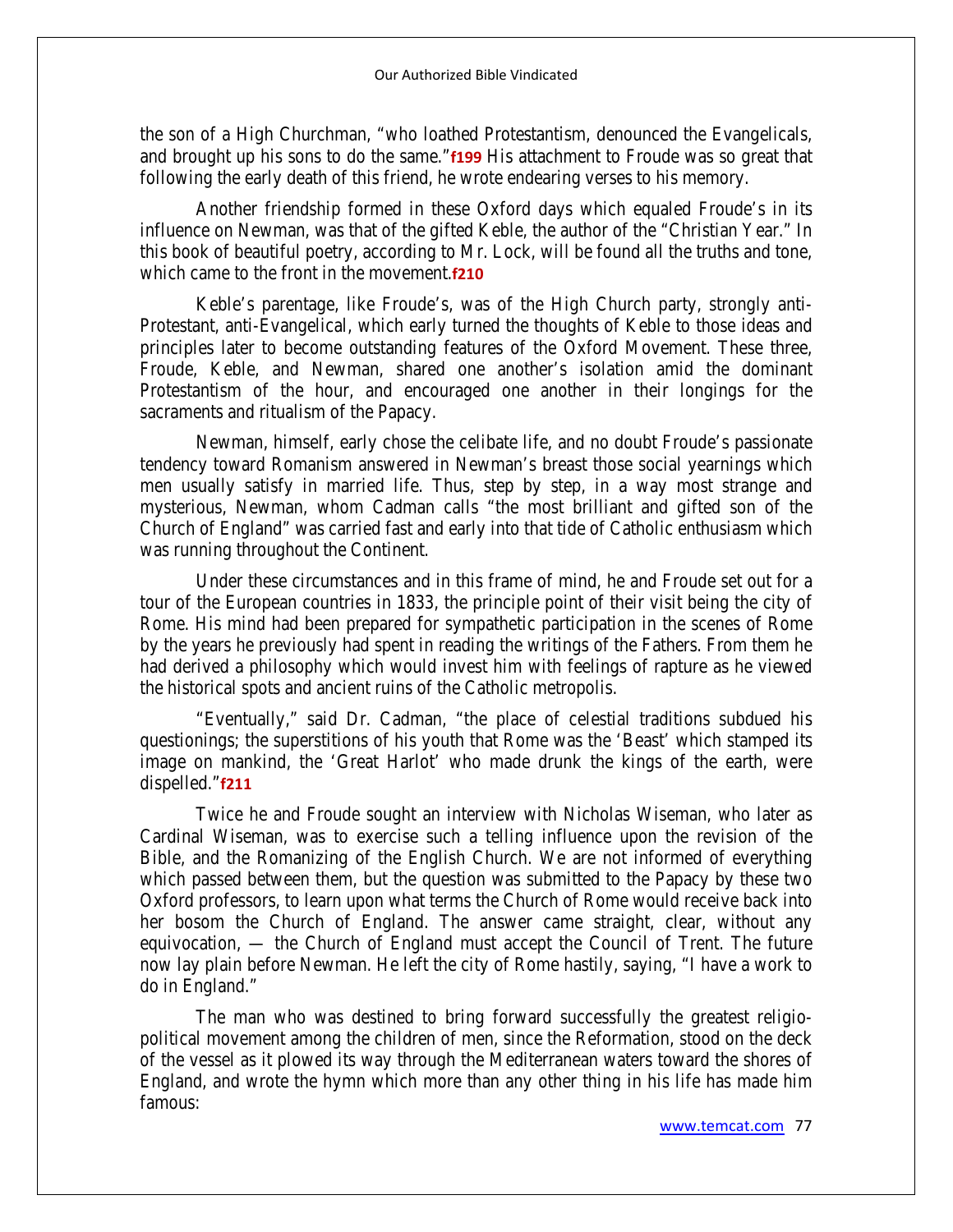the son of a High Churchman, "who loathed Protestantism, denounced the Evangelicals, and brought up his sons to do the same."[f199] His attachment to Froude was so great that following the early death of this friend, he wrote endearing verses to his memory.

Another friendship formed in these Oxford days which equaled Froude's in its influence on Newman, was that of the gifted Keble, the author of the "Christian Year." In this book of beautiful poetry, according to Mr. Lock, will be found all the truths and tone, which came to the front in the movement.[f210]

Keble's parentage, like Froude's, was of the High Church party, strongly anti-Protestant, anti-Evangelical, which early turned the thoughts of Keble to those ideas and principles later to become outstanding features of the Oxford Movement. These three, Froude, Keble, and Newman, shared one another's isolation amid the dominant Protestantism of the hour, and encouraged one another in their longings for the sacraments and ritualism of the Papacy.

Newman, himself, early chose the celibate life, and no doubt Froude's passionate tendency toward Romanism answered in Newman's breast those social yearnings which men usually satisfy in married life. Thus, step by step, in a way most strange and mysterious, Newman, whom Cadman calls "the most brilliant and gifted son of the Church of England" was carried fast and early into that tide of Catholic enthusiasm which was running throughout the Continent.

Under these circumstances and in this frame of mind, he and Froude set out for a tour of the European countries in 1833, the principle point of their visit being the city of Rome. His mind had been prepared for sympathetic participation in the scenes of Rome by the years he previously had spent in reading the writings of the Fathers. From them he had derived a philosophy which would invest him with feelings of rapture as he viewed the historical spots and ancient ruins of the Catholic metropolis.

"Eventually," said Dr. Cadman, "the place of celestial traditions subdued his questionings; the superstitions of his youth that Rome was the 'Beast' which stamped its image on mankind, the 'Great Harlot' who made drunk the kings of the earth, were dispelled."[f211]

Twice he and Froude sought an interview with Nicholas Wiseman, who later as Cardinal Wiseman, was to exercise such a telling influence upon the revision of the Bible, and the Romanizing of the English Church. We are not informed of everything which passed between them, but the question was submitted to the Papacy by these two Oxford professors, to learn upon what terms the Church of Rome would receive back into her bosom the Church of England. The answer came straight, clear, without any equivocation, — the Church of England must accept the Council of Trent. The future now lay plain before Newman. He left the city of Rome hastily, saying, "I have a work to do in England."

The man who was destined to bring forward successfully the greatest religio-political movement among the children of men, since the Reformation, stood on the deck of the vessel as it plowed its way through the Mediterranean waters toward the shores of England, and wrote the hymn which more than any other thing in his life has made him famous: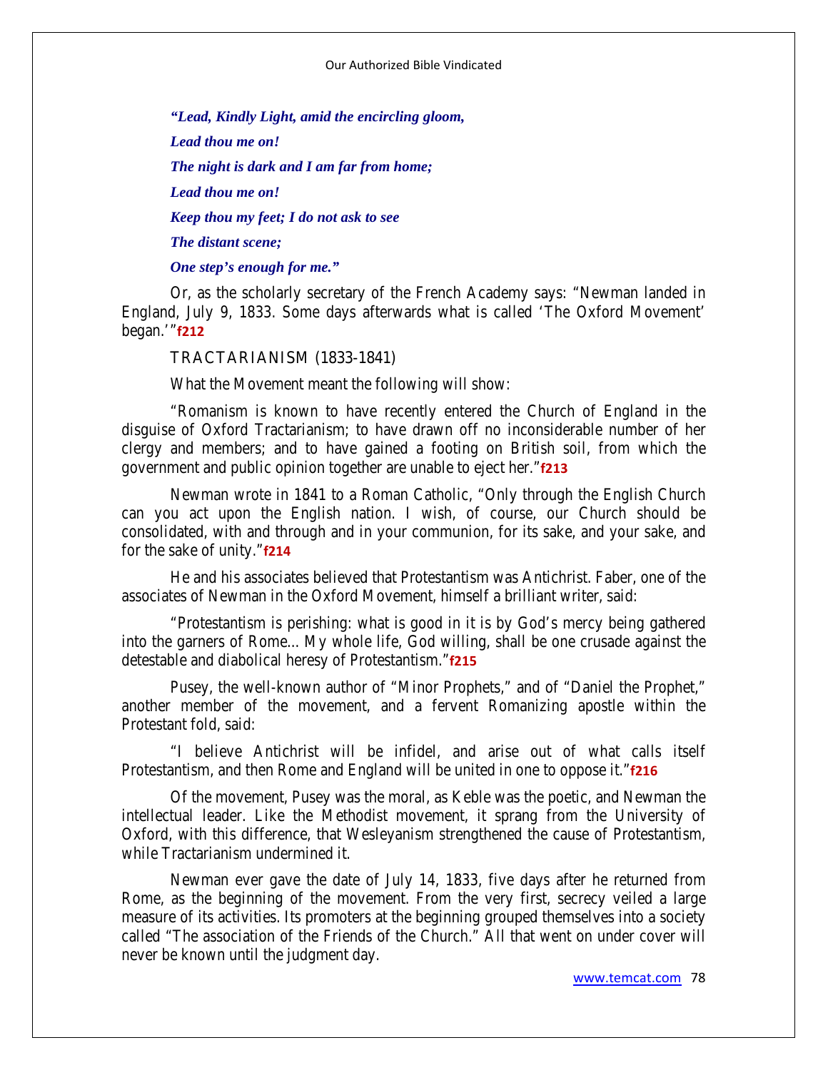*"Lead, Kindly Light, amid the encircling gloom,*

*Lead thou me on!*

*The night is dark and I am far from home;*

*Lead thou me on!*

*Keep thou my feet; I do not ask to see*

*The distant scene;*

*One step's enough for me."*

Or, as the scholarly secretary of the French Academy says: "Newman landed in England, July 9, 1833. Some days afterwards what is called 'The Oxford Movement' began.'"f212

TRACTARIANISM (1833-1841)

What the Movement meant the following will show:

"Romanism is known to have recently entered the Church of England in the disguise of Oxford Tractarianism; to have drawn off no inconsiderable number of her clergy and members; and to have gained a footing on British soil, from which the government and public opinion together are unable to eject her."f213

Newman wrote in 1841 to a Roman Catholic, "Only through the English Church can you act upon the English nation. I wish, of course, our Church should be consolidated, with and through and in your communion, for its sake, and your sake, and for the sake of unity."f214

He and his associates believed that Protestantism was Antichrist. Faber, one of the associates of Newman in the Oxford Movement, himself a brilliant writer, said:

"Protestantism is perishing: what is good in it is by God's mercy being gathered into the garners of Rome... My whole life, God willing, shall be one crusade against the detestable and diabolical heresy of Protestantism."f215

Pusey, the well-known author of "Minor Prophets," and of "Daniel the Prophet," another member of the movement, and a fervent Romanizing apostle within the Protestant fold, said:

"I believe Antichrist will be infidel, and arise out of what calls itself Protestantism, and then Rome and England will be united in one to oppose it."f216

Of the movement, Pusey was the moral, as Keble was the poetic, and Newman the intellectual leader. Like the Methodist movement, it sprang from the University of Oxford, with this difference, that Wesleyanism strengthened the cause of Protestantism, while Tractarianism undermined it.

Newman ever gave the date of July 14, 1833, five days after he returned from Rome, as the beginning of the movement. From the very first, secrecy veiled a large measure of its activities. Its promoters at the beginning grouped themselves into a society called "The association of the Friends of the Church." All that went on under cover will never be known until the judgment day.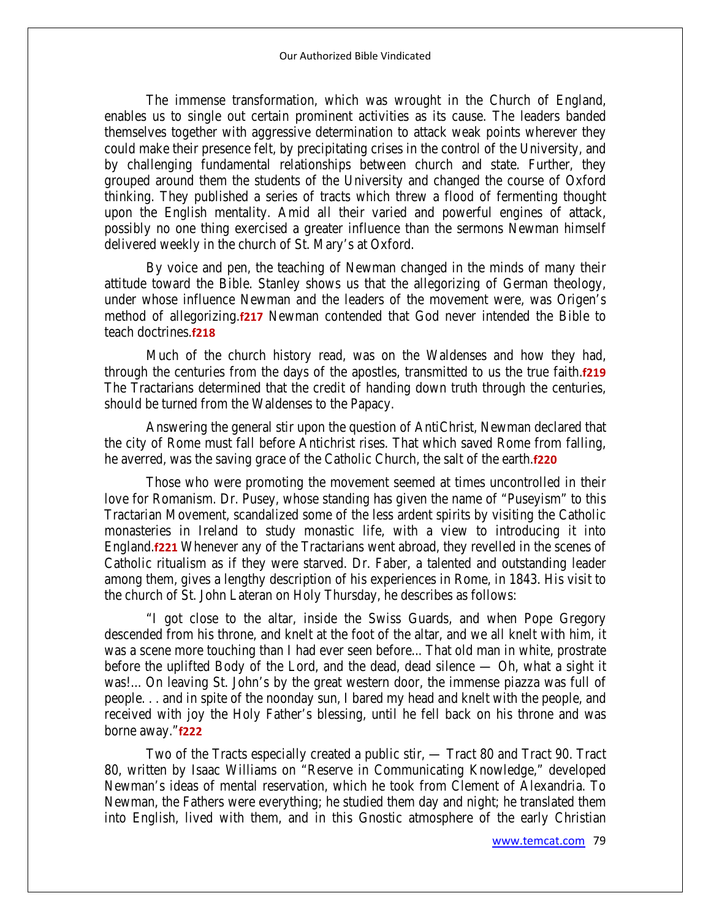The immense transformation, which was wrought in the Church of England, enables us to single out certain prominent activities as its cause. The leaders banded themselves together with aggressive determination to attack weak points wherever they could make their presence felt, by precipitating crises in the control of the University, and by challenging fundamental relationships between church and state. Further, they grouped around them the students of the University and changed the course of Oxford thinking. They published a series of tracts which threw a flood of fermenting thought upon the English mentality. Amid all their varied and powerful engines of attack, possibly no one thing exercised a greater influence than the sermons Newman himself delivered weekly in the church of St. Mary's at Oxford.

By voice and pen, the teaching of Newman changed in the minds of many their attitude toward the Bible. Stanley shows us that the allegorizing of German theology, under whose influence Newman and the leaders of the movement were, was Origen's method of allegorizing.[f217] Newman contended that God never intended the Bible to teach doctrines.[f218]

Much of the church history read, was on the Waldenses and how they had, through the centuries from the days of the apostles, transmitted to us the true faith.[f219] The Tractarians determined that the credit of handing down truth through the centuries, should be turned from the Waldenses to the Papacy.

Answering the general stir upon the question of AntiChrist, Newman declared that the city of Rome must fall before Antichrist rises. That which saved Rome from falling, he averred, was the saving grace of the Catholic Church, the salt of the earth.[f220]

Those who were promoting the movement seemed at times uncontrolled in their love for Romanism. Dr. Pusey, whose standing has given the name of "Puseyism" to this Tractarian Movement, scandalized some of the less ardent spirits by visiting the Catholic monasteries in Ireland to study monastic life, with a view to introducing it into England.[f221] Whenever any of the Tractarians went abroad, they revelled in the scenes of Catholic ritualism as if they were starved. Dr. Faber, a talented and outstanding leader among them, gives a lengthy description of his experiences in Rome, in 1843. His visit to the church of St. John Lateran on Holy Thursday, he describes as follows:

"I got close to the altar, inside the Swiss Guards, and when Pope Gregory descended from his throne, and knelt at the foot of the altar, and we all knelt with him, it was a scene more touching than I had ever seen before... That old man in white, prostrate before the uplifted Body of the Lord, and the dead, dead silence — Oh, what a sight it was!... On leaving St. John's by the great western door, the immense piazza was full of people. . . and in spite of the noonday sun, I bared my head and knelt with the people, and received with joy the Holy Father's blessing, until he fell back on his throne and was borne away."[f222]

Two of the Tracts especially created a public stir, — Tract 80 and Tract 90. Tract 80, written by Isaac Williams on "Reserve in Communicating Knowledge," developed Newman's ideas of mental reservation, which he took from Clement of Alexandria. To Newman, the Fathers were everything; he studied them day and night; he translated them into English, lived with them, and in this Gnostic atmosphere of the early Christian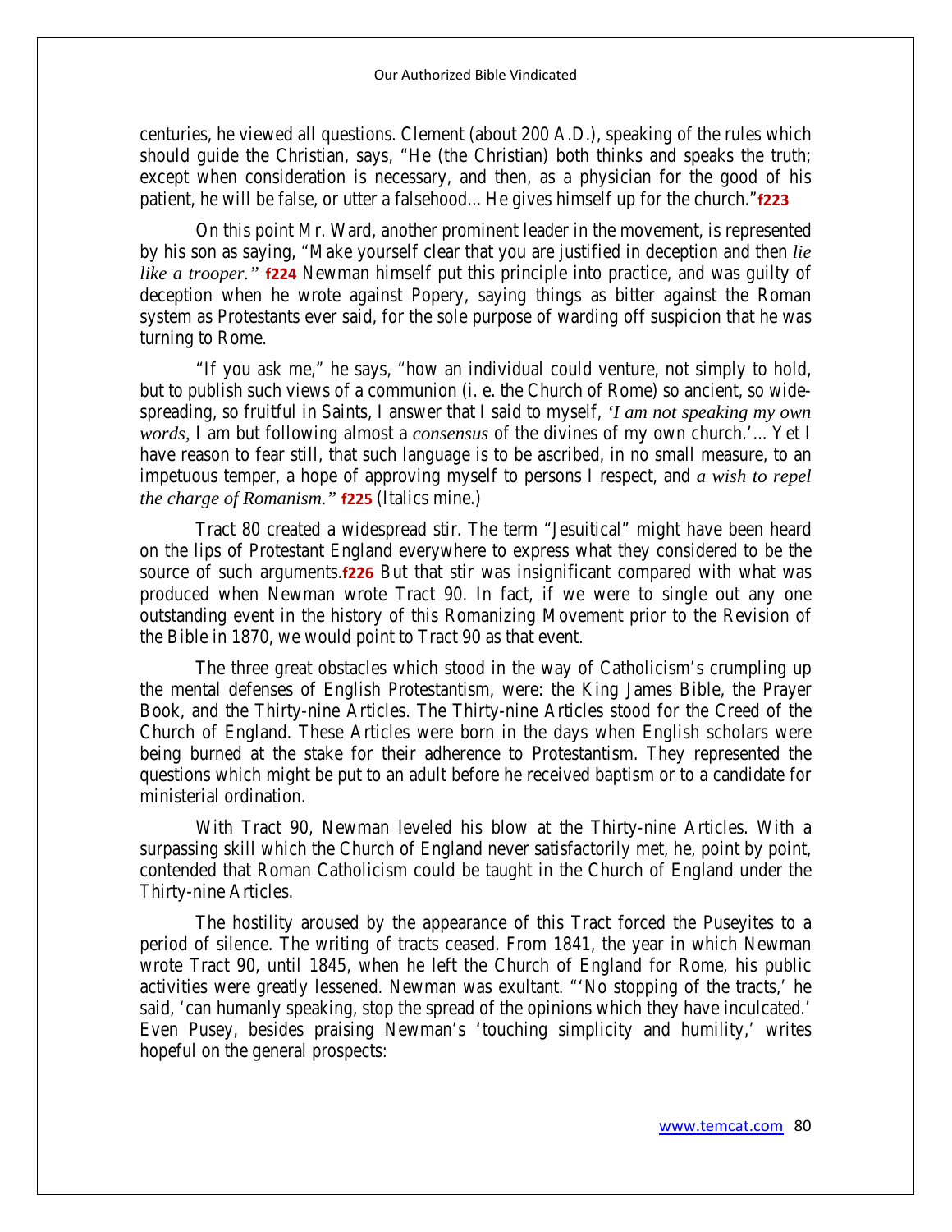centuries, he viewed all questions. Clement (about 200 A.D.), speaking of the rules which should guide the Christian, says, "He (the Christian) both thinks and speaks the truth; except when consideration is necessary, and then, as a physician for the good of his patient, he will be false, or utter a falsehood... He gives himself up for the church."**f223**

On this point Mr. Ward, another prominent leader in the movement, is represented by his son as saying, "Make yourself clear that you are justified in deception and then *lie like a trooper.*" **f224** Newman himself put this principle into practice, and was guilty of deception when he wrote against Popery, saying things as bitter against the Roman system as Protestants ever said, for the sole purpose of warding off suspicion that he was turning to Rome.

"If you ask me," he says, "how an individual could venture, not simply to hold, but to publish such views of a communion (i. e. the Church of Rome) so ancient, so wide-spreading, so fruitful in Saints, I answer that I said to myself, *'I am not speaking my own words*, I am but following almost a *consensus* of the divines of my own church.'... Yet I have reason to fear still, that such language is to be ascribed, in no small measure, to an impetuous temper, a hope of approving myself to persons I respect, and *a wish to repel the charge of Romanism.*" **f225** (Italics mine.)

Tract 80 created a widespread stir. The term "Jesuitical" might have been heard on the lips of Protestant England everywhere to express what they considered to be the source of such arguments.**f226** But that stir was insignificant compared with what was produced when Newman wrote Tract 90. In fact, if we were to single out any one outstanding event in the history of this Romanizing Movement prior to the Revision of the Bible in 1870, we would point to Tract 90 as that event.

The three great obstacles which stood in the way of Catholicism's crumpling up the mental defenses of English Protestantism, were: the King James Bible, the Prayer Book, and the Thirty-nine Articles. The Thirty-nine Articles stood for the Creed of the Church of England. These Articles were born in the days when English scholars were being burned at the stake for their adherence to Protestantism. They represented the questions which might be put to an adult before he received baptism or to a candidate for ministerial ordination.

With Tract 90, Newman leveled his blow at the Thirty-nine Articles. With a surpassing skill which the Church of England never satisfactorily met, he, point by point, contended that Roman Catholicism could be taught in the Church of England under the Thirty-nine Articles.

The hostility aroused by the appearance of this Tract forced the Puseyites to a period of silence. The writing of tracts ceased. From 1841, the year in which Newman wrote Tract 90, until 1845, when he left the Church of England for Rome, his public activities were greatly lessened. Newman was exultant. "'No stopping of the tracts,' he said, 'can humanly speaking, stop the spread of the opinions which they have inculcated.' Even Pusey, besides praising Newman's 'touching simplicity and humility,' writes hopeful on the general prospects: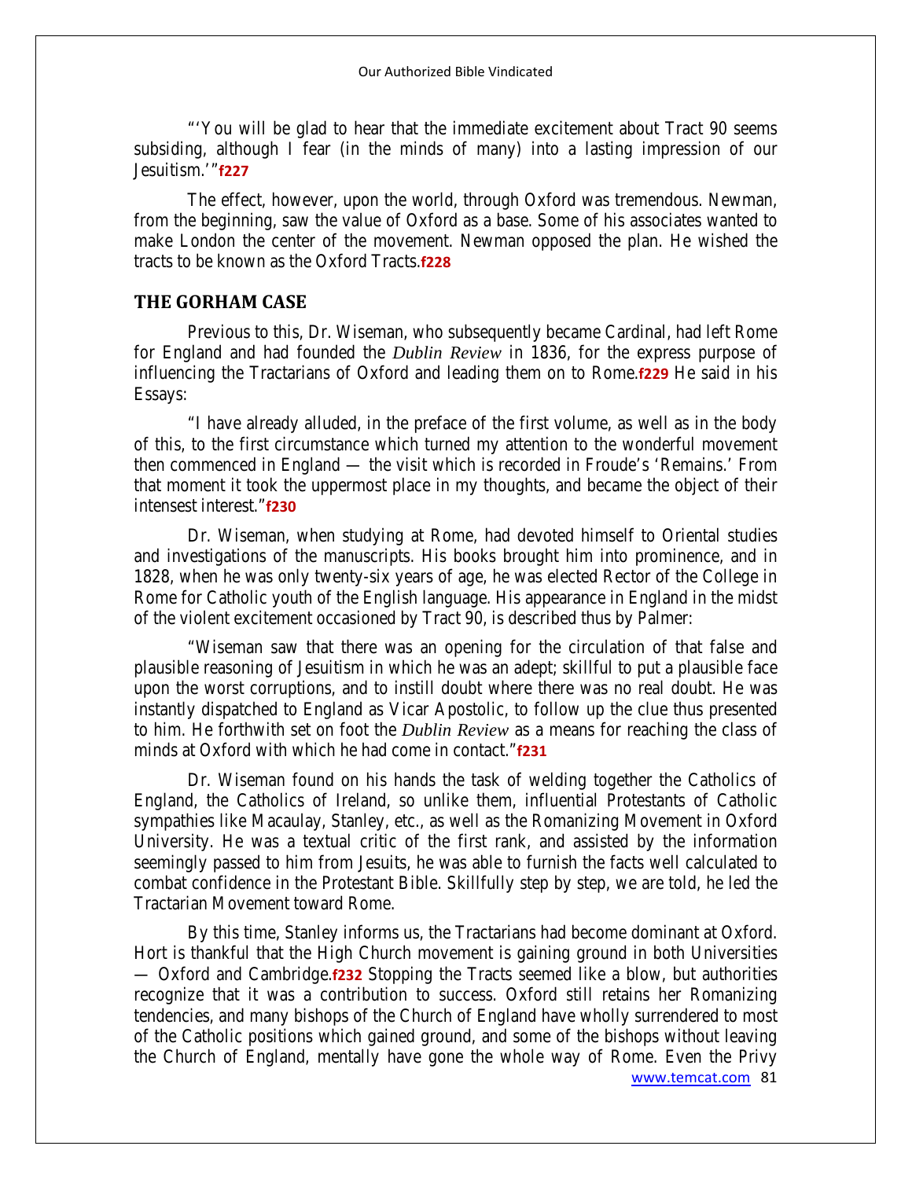"'You will be glad to hear that the immediate excitement about Tract 90 seems subsiding, although I fear (in the minds of many) into a lasting impression of our Jesuitism.'"**f227**

The effect, however, upon the world, through Oxford was tremendous. Newman, from the beginning, saw the value of Oxford as a base. Some of his associates wanted to make London the center of the movement. Newman opposed the plan. He wished the tracts to be known as the Oxford Tracts.**f228**

## THE GORHAM CASE

Previous to this, Dr. Wiseman, who subsequently became Cardinal, had left Rome for England and had founded the *Dublin Review* in 1836, for the express purpose of influencing the Tractarians of Oxford and leading them on to Rome.**f229** He said in his Essays:

"I have already alluded, in the preface of the first volume, as well as in the body of this, to the first circumstance which turned my attention to the wonderful movement then commenced in England — the visit which is recorded in Froude's 'Remains.' From that moment it took the uppermost place in my thoughts, and became the object of their intensest interest."**f230**

Dr. Wiseman, when studying at Rome, had devoted himself to Oriental studies and investigations of the manuscripts. His books brought him into prominence, and in 1828, when he was only twenty-six years of age, he was elected Rector of the College in Rome for Catholic youth of the English language. His appearance in England in the midst of the violent excitement occasioned by Tract 90, is described thus by Palmer:

"Wiseman saw that there was an opening for the circulation of that false and plausible reasoning of Jesuitism in which he was an adept; skillful to put a plausible face upon the worst corruptions, and to instill doubt where there was no real doubt. He was instantly dispatched to England as Vicar Apostolic, to follow up the clue thus presented to him. He forthwith set on foot the *Dublin Review* as a means for reaching the class of minds at Oxford with which he had come in contact."**f231**

Dr. Wiseman found on his hands the task of welding together the Catholics of England, the Catholics of Ireland, so unlike them, influential Protestants of Catholic sympathies like Macaulay, Stanley, etc., as well as the Romanizing Movement in Oxford University. He was a textual critic of the first rank, and assisted by the information seemingly passed to him from Jesuits, he was able to furnish the facts well calculated to combat confidence in the Protestant Bible. Skillfully step by step, we are told, he led the Tractarian Movement toward Rome.

By this time, Stanley informs us, the Tractarians had become dominant at Oxford. Hort is thankful that the High Church movement is gaining ground in both Universities — Oxford and Cambridge.**f232** Stopping the Tracts seemed like a blow, but authorities recognize that it was a contribution to success. Oxford still retains her Romanizing tendencies, and many bishops of the Church of England have wholly surrendered to most of the Catholic positions which gained ground, and some of the bishops without leaving the Church of England, mentally have gone the whole way of Rome. Even the Privy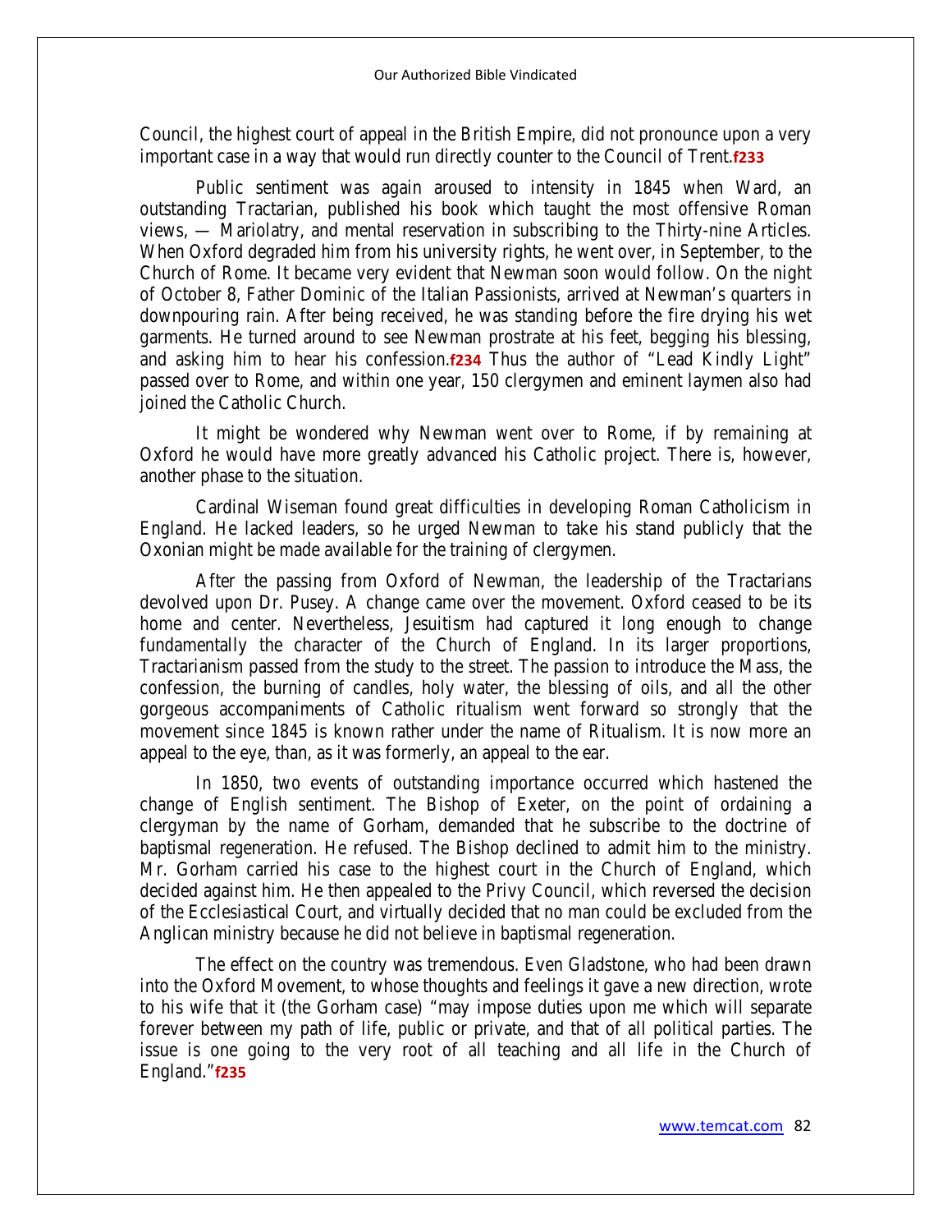Council, the highest court of appeal in the British Empire, did not pronounce upon a very important case in a way that would run directly counter to the Council of Trent.[f233]

Public sentiment was again aroused to intensity in 1845 when Ward, an outstanding Tractarian, published his book which taught the most offensive Roman views, — Mariolatry, and mental reservation in subscribing to the Thirty-nine Articles. When Oxford degraded him from his university rights, he went over, in September, to the Church of Rome. It became very evident that Newman soon would follow. On the night of October 8, Father Dominic of the Italian Passionists, arrived at Newman's quarters in downpouring rain. After being received, he was standing before the fire drying his wet garments. He turned around to see Newman prostrate at his feet, begging his blessing, and asking him to hear his confession.[f234] Thus the author of "Lead Kindly Light" passed over to Rome, and within one year, 150 clergymen and eminent laymen also had joined the Catholic Church.

It might be wondered why Newman went over to Rome, if by remaining at Oxford he would have more greatly advanced his Catholic project. There is, however, another phase to the situation.

Cardinal Wiseman found great difficulties in developing Roman Catholicism in England. He lacked leaders, so he urged Newman to take his stand publicly that the Oxonian might be made available for the training of clergymen.

After the passing from Oxford of Newman, the leadership of the Tractarians devolved upon Dr. Pusey. A change came over the movement. Oxford ceased to be its home and center. Nevertheless, Jesuitism had captured it long enough to change fundamentally the character of the Church of England. In its larger proportions, Tractarianism passed from the study to the street. The passion to introduce the Mass, the confession, the burning of candles, holy water, the blessing of oils, and all the other gorgeous accompaniments of Catholic ritualism went forward so strongly that the movement since 1845 is known rather under the name of Ritualism. It is now more an appeal to the eye, than, as it was formerly, an appeal to the ear.

In 1850, two events of outstanding importance occurred which hastened the change of English sentiment. The Bishop of Exeter, on the point of ordaining a clergyman by the name of Gorham, demanded that he subscribe to the doctrine of baptismal regeneration. He refused. The Bishop declined to admit him to the ministry. Mr. Gorham carried his case to the highest court in the Church of England, which decided against him. He then appealed to the Privy Council, which reversed the decision of the Ecclesiastical Court, and virtually decided that no man could be excluded from the Anglican ministry because he did not believe in baptismal regeneration.

The effect on the country was tremendous. Even Gladstone, who had been drawn into the Oxford Movement, to whose thoughts and feelings it gave a new direction, wrote to his wife that it (the Gorham case) "may impose duties upon me which will separate forever between my path of life, public or private, and that of all political parties. The issue is one going to the very root of all teaching and all life in the Church of England."[f235]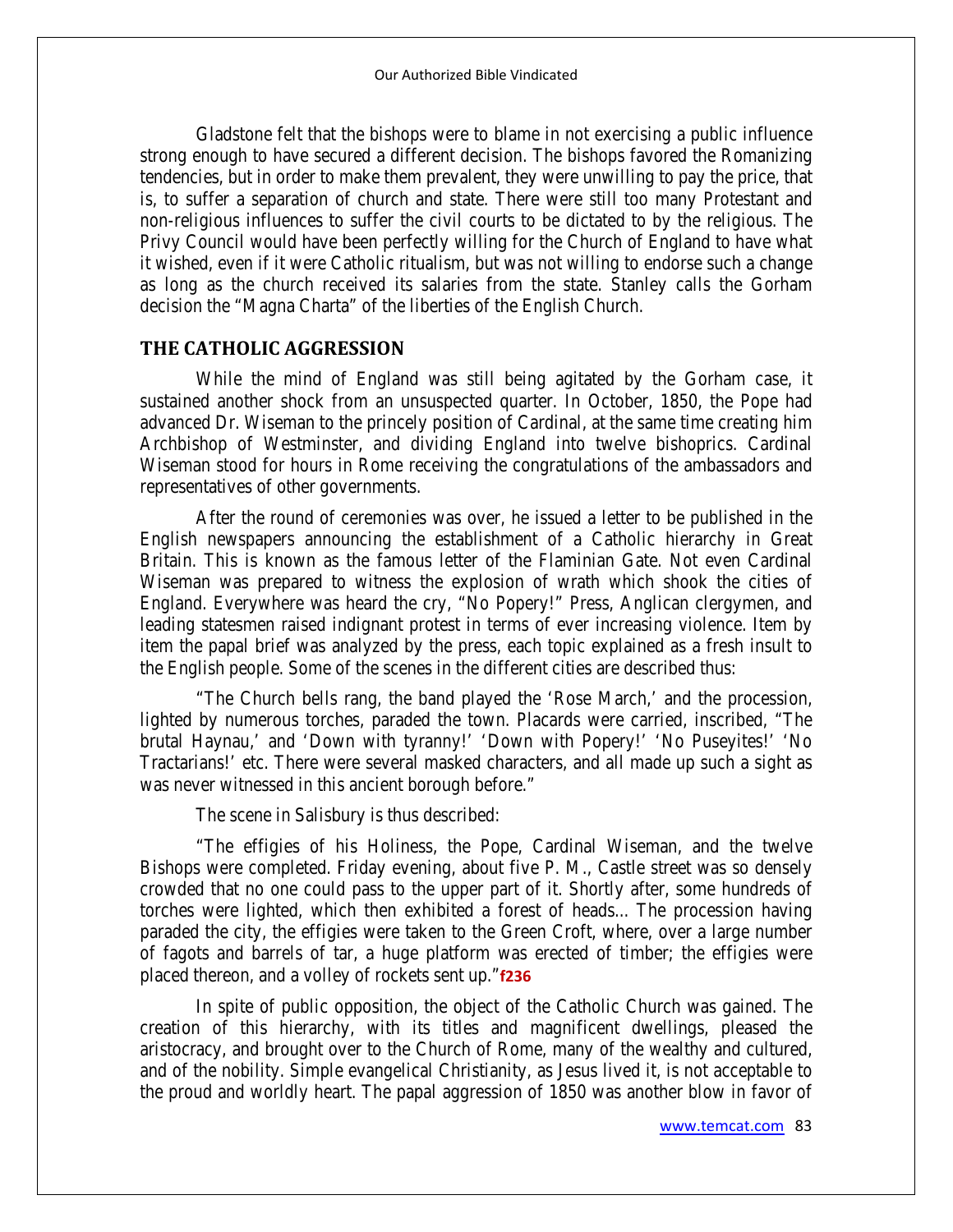Gladstone felt that the bishops were to blame in not exercising a public influence strong enough to have secured a different decision. The bishops favored the Romanizing tendencies, but in order to make them prevalent, they were unwilling to pay the price, that is, to suffer a separation of church and state. There were still too many Protestant and non-religious influences to suffer the civil courts to be dictated to by the religious. The Privy Council would have been perfectly willing for the Church of England to have what it wished, even if it were Catholic ritualism, but was not willing to endorse such a change as long as the church received its salaries from the state. Stanley calls the Gorham decision the "Magna Charta" of the liberties of the English Church.

## THE CATHOLIC AGGRESSION

While the mind of England was still being agitated by the Gorham case, it sustained another shock from an unsuspected quarter. In October, 1850, the Pope had advanced Dr. Wiseman to the princely position of Cardinal, at the same time creating him Archbishop of Westminster, and dividing England into twelve bishoprics. Cardinal Wiseman stood for hours in Rome receiving the congratulations of the ambassadors and representatives of other governments.

After the round of ceremonies was over, he issued a letter to be published in the English newspapers announcing the establishment of a Catholic hierarchy in Great Britain. This is known as the famous letter of the Flaminian Gate. Not even Cardinal Wiseman was prepared to witness the explosion of wrath which shook the cities of England. Everywhere was heard the cry, "No Popery!" Press, Anglican clergymen, and leading statesmen raised indignant protest in terms of ever increasing violence. Item by item the papal brief was analyzed by the press, each topic explained as a fresh insult to the English people. Some of the scenes in the different cities are described thus:

"The Church bells rang, the band played the 'Rose March,' and the procession, lighted by numerous torches, paraded the town. Placards were carried, inscribed, "The brutal Haynau,' and 'Down with tyranny!' 'Down with Popery!' 'No Puseyites!' 'No Tractarians!' etc. There were several masked characters, and all made up such a sight as was never witnessed in this ancient borough before."

The scene in Salisbury is thus described:

"The effigies of his Holiness, the Pope, Cardinal Wiseman, and the twelve Bishops were completed. Friday evening, about five P. M., Castle street was so densely crowded that no one could pass to the upper part of it. Shortly after, some hundreds of torches were lighted, which then exhibited a forest of heads... The procession having paraded the city, the effigies were taken to the Green Croft, where, over a large number of fagots and barrels of tar, a huge platform was erected of timber; the effigies were placed thereon, and a volley of rockets sent up."**f236**

In spite of public opposition, the object of the Catholic Church was gained. The creation of this hierarchy, with its titles and magnificent dwellings, pleased the aristocracy, and brought over to the Church of Rome, many of the wealthy and cultured, and of the nobility. Simple evangelical Christianity, as Jesus lived it, is not acceptable to the proud and worldly heart. The papal aggression of 1850 was another blow in favor of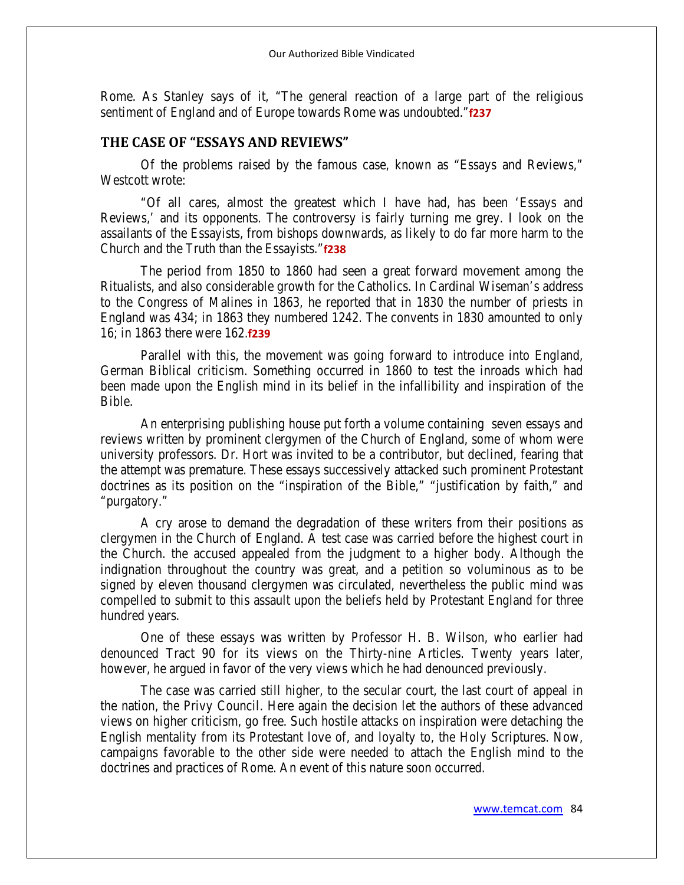Rome. As Stanley says of it, "The general reaction of a large part of the religious sentiment of England and of Europe towards Rome was undoubted."[f237]

## THE CASE OF "ESSAYS AND REVIEWS"

Of the problems raised by the famous case, known as "Essays and Reviews," Westcott wrote:

"Of all cares, almost the greatest which I have had, has been 'Essays and Reviews,' and its opponents. The controversy is fairly turning me grey. I look on the assailants of the Essayists, from bishops downwards, as likely to do far more harm to the Church and the Truth than the Essayists."[f238]

The period from 1850 to 1860 had seen a great forward movement among the Ritualists, and also considerable growth for the Catholics. In Cardinal Wiseman's address to the Congress of Malines in 1863, he reported that in 1830 the number of priests in England was 434; in 1863 they numbered 1242. The convents in 1830 amounted to only 16; in 1863 there were 162.[f239]

Parallel with this, the movement was going forward to introduce into England, German Biblical criticism. Something occurred in 1860 to test the inroads which had been made upon the English mind in its belief in the infallibility and inspiration of the Bible.

An enterprising publishing house put forth a volume containing seven essays and reviews written by prominent clergymen of the Church of England, some of whom were university professors. Dr. Hort was invited to be a contributor, but declined, fearing that the attempt was premature. These essays successively attacked such prominent Protestant doctrines as its position on the "inspiration of the Bible," "justification by faith," and "purgatory."

A cry arose to demand the degradation of these writers from their positions as clergymen in the Church of England. A test case was carried before the highest court in the Church. the accused appealed from the judgment to a higher body. Although the indignation throughout the country was great, and a petition so voluminous as to be signed by eleven thousand clergymen was circulated, nevertheless the public mind was compelled to submit to this assault upon the beliefs held by Protestant England for three hundred years.

One of these essays was written by Professor H. B. Wilson, who earlier had denounced Tract 90 for its views on the Thirty-nine Articles. Twenty years later, however, he argued in favor of the very views which he had denounced previously.

The case was carried still higher, to the secular court, the last court of appeal in the nation, the Privy Council. Here again the decision let the authors of these advanced views on higher criticism, go free. Such hostile attacks on inspiration were detaching the English mentality from its Protestant love of, and loyalty to, the Holy Scriptures. Now, campaigns favorable to the other side were needed to attach the English mind to the doctrines and practices of Rome. An event of this nature soon occurred.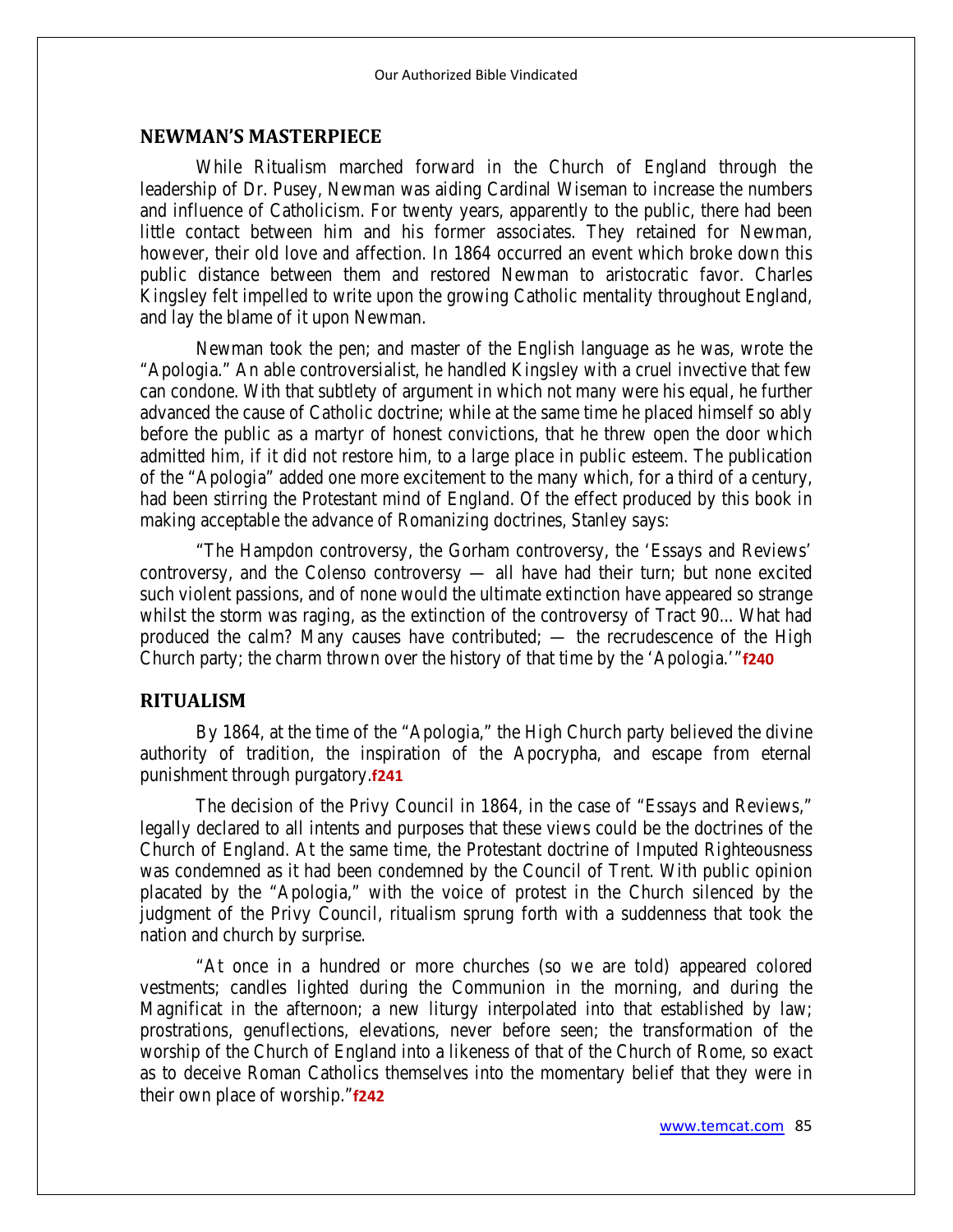## NEWMAN'S MASTERPIECE

While Ritualism marched forward in the Church of England through the leadership of Dr. Pusey, Newman was aiding Cardinal Wiseman to increase the numbers and influence of Catholicism. For twenty years, apparently to the public, there had been little contact between him and his former associates. They retained for Newman, however, their old love and affection. In 1864 occurred an event which broke down this public distance between them and restored Newman to aristocratic favor. Charles Kingsley felt impelled to write upon the growing Catholic mentality throughout England, and lay the blame of it upon Newman.

Newman took the pen; and master of the English language as he was, wrote the "Apologia." An able controversialist, he handled Kingsley with a cruel invective that few can condone. With that subtlety of argument in which not many were his equal, he further advanced the cause of Catholic doctrine; while at the same time he placed himself so ably before the public as a martyr of honest convictions, that he threw open the door which admitted him, if it did not restore him, to a large place in public esteem. The publication of the "Apologia" added one more excitement to the many which, for a third of a century, had been stirring the Protestant mind of England. Of the effect produced by this book in making acceptable the advance of Romanizing doctrines, Stanley says:

"The Hampdon controversy, the Gorham controversy, the 'Essays and Reviews' controversy, and the Colenso controversy — all have had their turn; but none excited such violent passions, and of none would the ultimate extinction have appeared so strange whilst the storm was raging, as the extinction of the controversy of Tract 90... What had produced the calm? Many causes have contributed; — the recrudescence of the High Church party; the charm thrown over the history of that time by the 'Apologia.'"f240

## RITUALISM

By 1864, at the time of the "Apologia," the High Church party believed the divine authority of tradition, the inspiration of the Apocrypha, and escape from eternal punishment through purgatory.f241

The decision of the Privy Council in 1864, in the case of "Essays and Reviews," legally declared to all intents and purposes that these views could be the doctrines of the Church of England. At the same time, the Protestant doctrine of Imputed Righteousness was condemned as it had been condemned by the Council of Trent. With public opinion placated by the "Apologia," with the voice of protest in the Church silenced by the judgment of the Privy Council, ritualism sprung forth with a suddenness that took the nation and church by surprise.

"At once in a hundred or more churches (so we are told) appeared colored vestments; candles lighted during the Communion in the morning, and during the Magnificat in the afternoon; a new liturgy interpolated into that established by law; prostrations, genuflections, elevations, never before seen; the transformation of the worship of the Church of England into a likeness of that of the Church of Rome, so exact as to deceive Roman Catholics themselves into the momentary belief that they were in their own place of worship."f242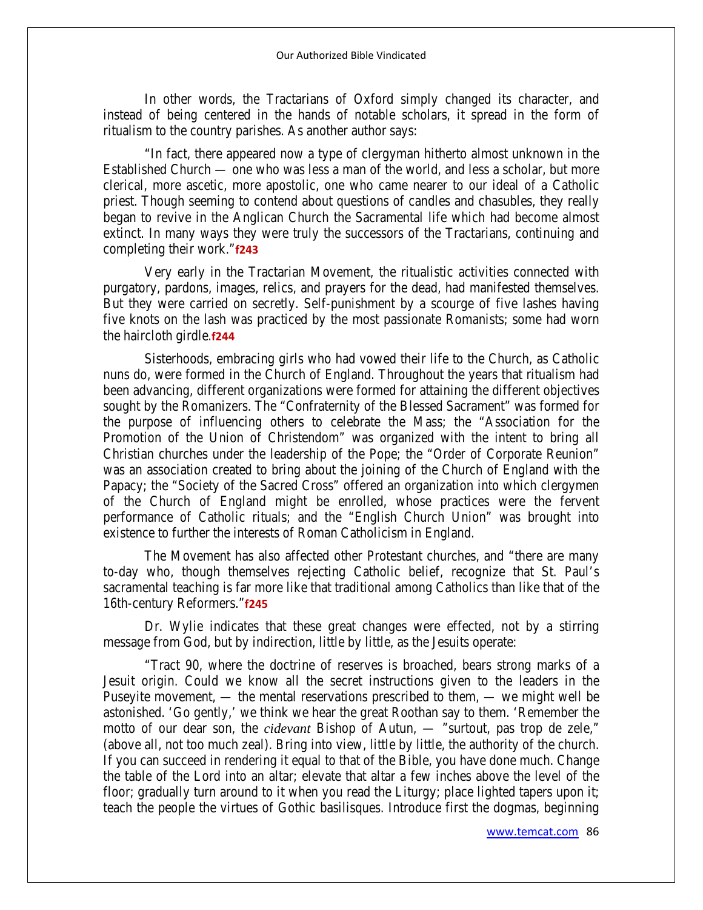In other words, the Tractarians of Oxford simply changed its character, and instead of being centered in the hands of notable scholars, it spread in the form of ritualism to the country parishes. As another author says:

"In fact, there appeared now a type of clergyman hitherto almost unknown in the Established Church — one who was less a man of the world, and less a scholar, but more clerical, more ascetic, more apostolic, one who came nearer to our ideal of a Catholic priest. Though seeming to contend about questions of candles and chasubles, they really began to revive in the Anglican Church the Sacramental life which had become almost extinct. In many ways they were truly the successors of the Tractarians, continuing and completing their work."f243

Very early in the Tractarian Movement, the ritualistic activities connected with purgatory, pardons, images, relics, and prayers for the dead, had manifested themselves. But they were carried on secretly. Self-punishment by a scourge of five lashes having five knots on the lash was practiced by the most passionate Romanists; some had worn the haircloth girdle.f244

Sisterhoods, embracing girls who had vowed their life to the Church, as Catholic nuns do, were formed in the Church of England. Throughout the years that ritualism had been advancing, different organizations were formed for attaining the different objectives sought by the Romanizers. The "Confraternity of the Blessed Sacrament" was formed for the purpose of influencing others to celebrate the Mass; the "Association for the Promotion of the Union of Christendom" was organized with the intent to bring all Christian churches under the leadership of the Pope; the "Order of Corporate Reunion" was an association created to bring about the joining of the Church of England with the Papacy; the "Society of the Sacred Cross" offered an organization into which clergymen of the Church of England might be enrolled, whose practices were the fervent performance of Catholic rituals; and the "English Church Union" was brought into existence to further the interests of Roman Catholicism in England.

The Movement has also affected other Protestant churches, and "there are many to-day who, though themselves rejecting Catholic belief, recognize that St. Paul's sacramental teaching is far more like that traditional among Catholics than like that of the 16th-century Reformers."f245

Dr. Wylie indicates that these great changes were effected, not by a stirring message from God, but by indirection, little by little, as the Jesuits operate:

"Tract 90, where the doctrine of reserves is broached, bears strong marks of a Jesuit origin. Could we know all the secret instructions given to the leaders in the Puseyite movement, — the mental reservations prescribed to them, — we might well be astonished. 'Go gently,' we think we hear the great Roothan say to them. 'Remember the motto of our dear son, the *cidevant* Bishop of Autun, — "surtout, pas trop de zele," (above all, not too much zeal). Bring into view, little by little, the authority of the church. If you can succeed in rendering it equal to that of the Bible, you have done much. Change the table of the Lord into an altar; elevate that altar a few inches above the level of the floor; gradually turn around to it when you read the Liturgy; place lighted tapers upon it; teach the people the virtues of Gothic basilisques. Introduce first the dogmas, beginning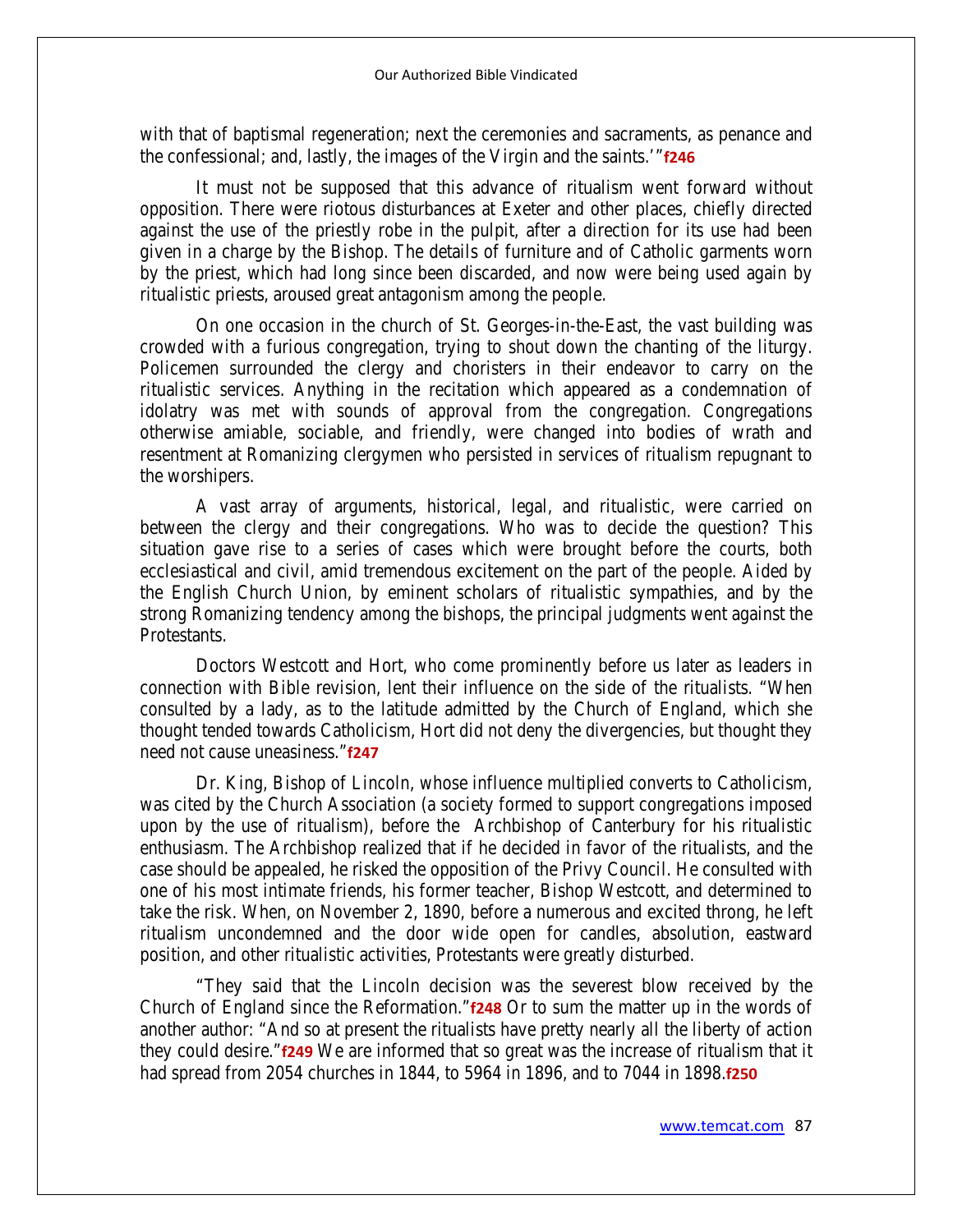with that of baptismal regeneration; next the ceremonies and sacraments, as penance and the confessional; and, lastly, the images of the Virgin and the saints.'"[f246]

It must not be supposed that this advance of ritualism went forward without opposition. There were riotous disturbances at Exeter and other places, chiefly directed against the use of the priestly robe in the pulpit, after a direction for its use had been given in a charge by the Bishop. The details of furniture and of Catholic garments worn by the priest, which had long since been discarded, and now were being used again by ritualistic priests, aroused great antagonism among the people.

On one occasion in the church of St. Georges-in-the-East, the vast building was crowded with a furious congregation, trying to shout down the chanting of the liturgy. Policemen surrounded the clergy and choristers in their endeavor to carry on the ritualistic services. Anything in the recitation which appeared as a condemnation of idolatry was met with sounds of approval from the congregation. Congregations otherwise amiable, sociable, and friendly, were changed into bodies of wrath and resentment at Romanizing clergymen who persisted in services of ritualism repugnant to the worshipers.

A vast array of arguments, historical, legal, and ritualistic, were carried on between the clergy and their congregations. Who was to decide the question? This situation gave rise to a series of cases which were brought before the courts, both ecclesiastical and civil, amid tremendous excitement on the part of the people. Aided by the English Church Union, by eminent scholars of ritualistic sympathies, and by the strong Romanizing tendency among the bishops, the principal judgments went against the Protestants.

Doctors Westcott and Hort, who come prominently before us later as leaders in connection with Bible revision, lent their influence on the side of the ritualists. "When consulted by a lady, as to the latitude admitted by the Church of England, which she thought tended towards Catholicism, Hort did not deny the divergencies, but thought they need not cause uneasiness."[f247]

Dr. King, Bishop of Lincoln, whose influence multiplied converts to Catholicism, was cited by the Church Association (a society formed to support congregations imposed upon by the use of ritualism), before the Archbishop of Canterbury for his ritualistic enthusiasm. The Archbishop realized that if he decided in favor of the ritualists, and the case should be appealed, he risked the opposition of the Privy Council. He consulted with one of his most intimate friends, his former teacher, Bishop Westcott, and determined to take the risk. When, on November 2, 1890, before a numerous and excited throng, he left ritualism uncondemned and the door wide open for candles, absolution, eastward position, and other ritualistic activities, Protestants were greatly disturbed.

"They said that the Lincoln decision was the severest blow received by the Church of England since the Reformation."[f248] Or to sum the matter up in the words of another author: "And so at present the ritualists have pretty nearly all the liberty of action they could desire."[f249] We are informed that so great was the increase of ritualism that it had spread from 2054 churches in 1844, to 5964 in 1896, and to 7044 in 1898.[f250]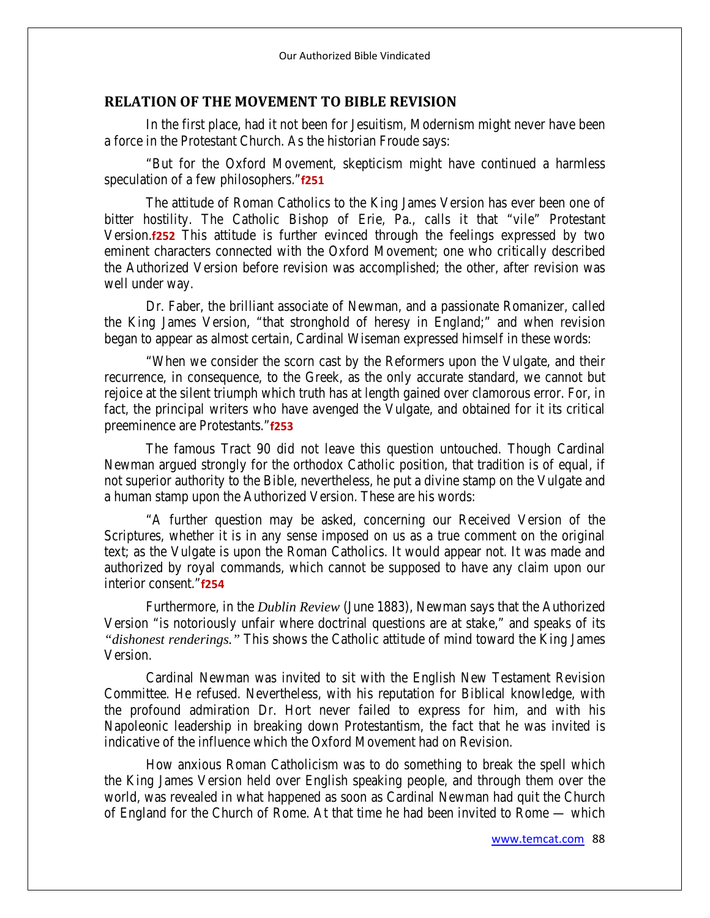## RELATION OF THE MOVEMENT TO BIBLE REVISION

In the first place, had it not been for Jesuitism, Modernism might never have been a force in the Protestant Church. As the historian Froude says:

"But for the Oxford Movement, skepticism might have continued a harmless speculation of a few philosophers."[f251]

The attitude of Roman Catholics to the King James Version has ever been one of bitter hostility. The Catholic Bishop of Erie, Pa., calls it that "vile" Protestant Version.[f252] This attitude is further evinced through the feelings expressed by two eminent characters connected with the Oxford Movement; one who critically described the Authorized Version before revision was accomplished; the other, after revision was well under way.

Dr. Faber, the brilliant associate of Newman, and a passionate Romanizer, called the King James Version, "that stronghold of heresy in England;" and when revision began to appear as almost certain, Cardinal Wiseman expressed himself in these words:

"When we consider the scorn cast by the Reformers upon the Vulgate, and their recurrence, in consequence, to the Greek, as the only accurate standard, we cannot but rejoice at the silent triumph which truth has at length gained over clamorous error. For, in fact, the principal writers who have avenged the Vulgate, and obtained for it its critical preeminence are Protestants."[f253]

The famous Tract 90 did not leave this question untouched. Though Cardinal Newman argued strongly for the orthodox Catholic position, that tradition is of equal, if not superior authority to the Bible, nevertheless, he put a divine stamp on the Vulgate and a human stamp upon the Authorized Version. These are his words:

"A further question may be asked, concerning our Received Version of the Scriptures, whether it is in any sense imposed on us as a true comment on the original text; as the Vulgate is upon the Roman Catholics. It would appear not. It was made and authorized by royal commands, which cannot be supposed to have any claim upon our interior consent."[f254]

Furthermore, in the *Dublin Review* (June 1883), Newman says that the Authorized Version "is notoriously unfair where doctrinal questions are at stake," and speaks of its *"dishonest renderings."* This shows the Catholic attitude of mind toward the King James Version.

Cardinal Newman was invited to sit with the English New Testament Revision Committee. He refused. Nevertheless, with his reputation for Biblical knowledge, with the profound admiration Dr. Hort never failed to express for him, and with his Napoleonic leadership in breaking down Protestantism, the fact that he was invited is indicative of the influence which the Oxford Movement had on Revision.

How anxious Roman Catholicism was to do something to break the spell which the King James Version held over English speaking people, and through them over the world, was revealed in what happened as soon as Cardinal Newman had quit the Church of England for the Church of Rome. At that time he had been invited to Rome — which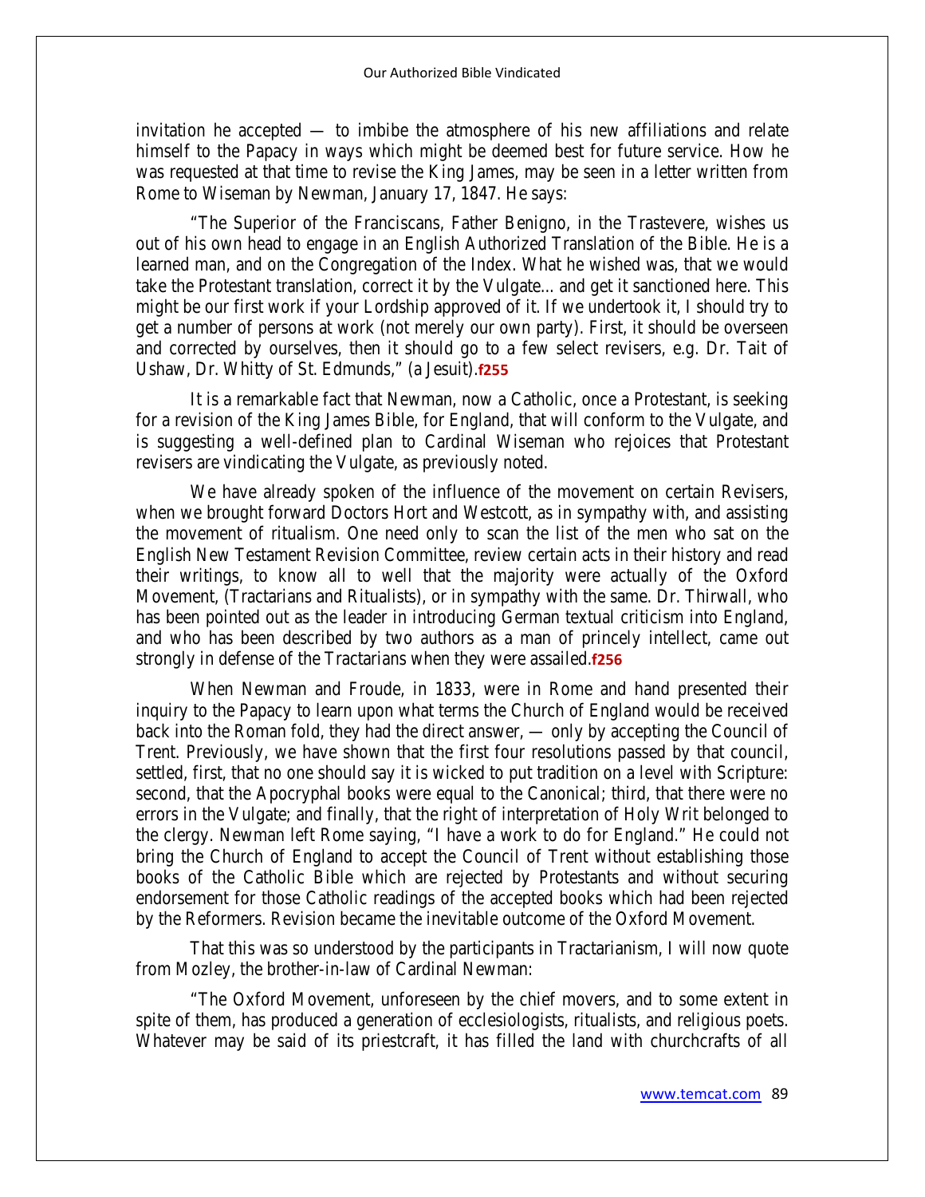invitation he accepted — to imbibe the atmosphere of his new affiliations and relate himself to the Papacy in ways which might be deemed best for future service. How he was requested at that time to revise the King James, may be seen in a letter written from Rome to Wiseman by Newman, January 17, 1847. He says:

"The Superior of the Franciscans, Father Benigno, in the Trastevere, wishes us out of his own head to engage in an English Authorized Translation of the Bible. He is a learned man, and on the Congregation of the Index. What he wished was, that we would take the Protestant translation, correct it by the Vulgate... and get it sanctioned here. This might be our first work if your Lordship approved of it. If we undertook it, I should try to get a number of persons at work (not merely our own party). First, it should be overseen and corrected by ourselves, then it should go to a few select revisers, e.g. Dr. Tait of Ushaw, Dr. Whitty of St. Edmunds," (a Jesuit).**f255**

It is a remarkable fact that Newman, now a Catholic, once a Protestant, is seeking for a revision of the King James Bible, for England, that will conform to the Vulgate, and is suggesting a well-defined plan to Cardinal Wiseman who rejoices that Protestant revisers are vindicating the Vulgate, as previously noted.

We have already spoken of the influence of the movement on certain Revisers, when we brought forward Doctors Hort and Westcott, as in sympathy with, and assisting the movement of ritualism. One need only to scan the list of the men who sat on the English New Testament Revision Committee, review certain acts in their history and read their writings, to know all to well that the majority were actually of the Oxford Movement, (Tractarians and Ritualists), or in sympathy with the same. Dr. Thirwall, who has been pointed out as the leader in introducing German textual criticism into England, and who has been described by two authors as a man of princely intellect, came out strongly in defense of the Tractarians when they were assailed.**f256**

When Newman and Froude, in 1833, were in Rome and hand presented their inquiry to the Papacy to learn upon what terms the Church of England would be received back into the Roman fold, they had the direct answer, — only by accepting the Council of Trent. Previously, we have shown that the first four resolutions passed by that council, settled, first, that no one should say it is wicked to put tradition on a level with Scripture: second, that the Apocryphal books were equal to the Canonical; third, that there were no errors in the Vulgate; and finally, that the right of interpretation of Holy Writ belonged to the clergy. Newman left Rome saying, "I have a work to do for England." He could not bring the Church of England to accept the Council of Trent without establishing those books of the Catholic Bible which are rejected by Protestants and without securing endorsement for those Catholic readings of the accepted books which had been rejected by the Reformers. Revision became the inevitable outcome of the Oxford Movement.

That this was so understood by the participants in Tractarianism, I will now quote from Mozley, the brother-in-law of Cardinal Newman:

"The Oxford Movement, unforeseen by the chief movers, and to some extent in spite of them, has produced a generation of ecclesiologists, ritualists, and religious poets. Whatever may be said of its priestcraft, it has filled the land with churchcrafts of all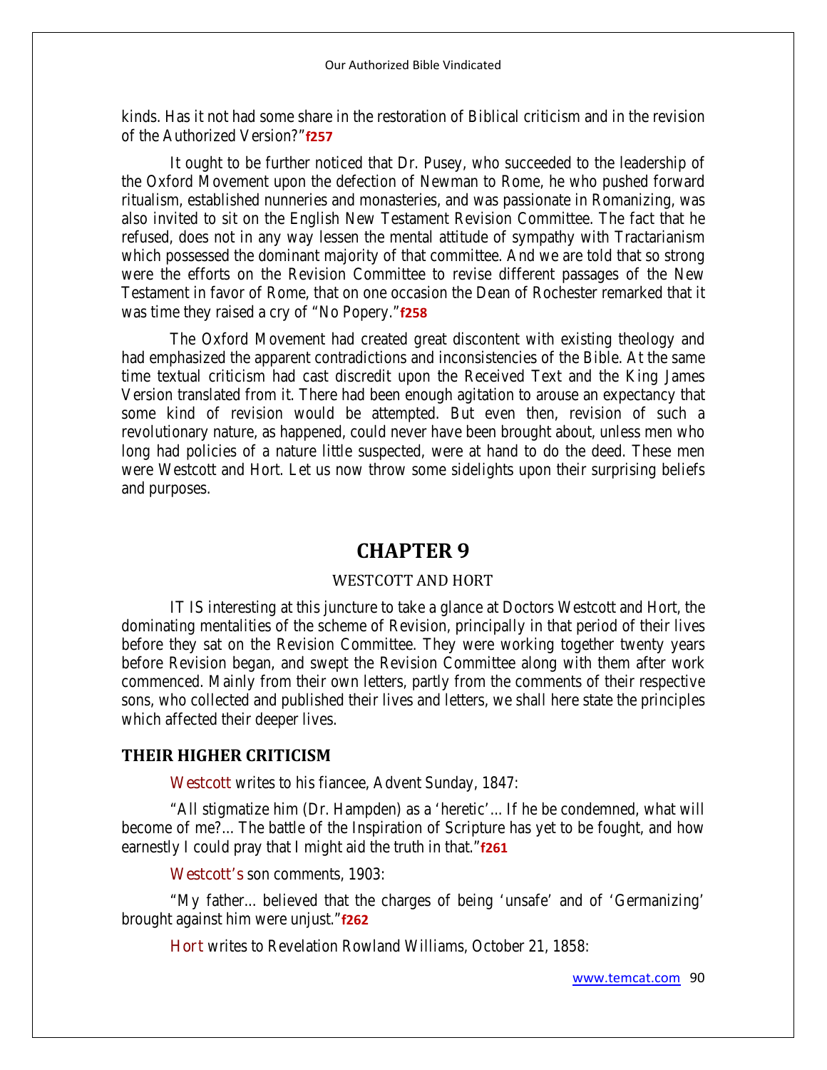kinds. Has it not had some share in the restoration of Biblical criticism and in the revision of the Authorized Version?"**f257**

It ought to be further noticed that Dr. Pusey, who succeeded to the leadership of the Oxford Movement upon the defection of Newman to Rome, he who pushed forward ritualism, established nunneries and monasteries, and was passionate in Romanizing, was also invited to sit on the English New Testament Revision Committee. The fact that he refused, does not in any way lessen the mental attitude of sympathy with Tractarianism which possessed the dominant majority of that committee. And we are told that so strong were the efforts on the Revision Committee to revise different passages of the New Testament in favor of Rome, that on one occasion the Dean of Rochester remarked that it was time they raised a cry of "No Popery."**f258**

The Oxford Movement had created great discontent with existing theology and had emphasized the apparent contradictions and inconsistencies of the Bible. At the same time textual criticism had cast discredit upon the Received Text and the King James Version translated from it. There had been enough agitation to arouse an expectancy that some kind of revision would be attempted. But even then, revision of such a revolutionary nature, as happened, could never have been brought about, unless men who long had policies of a nature little suspected, were at hand to do the deed. These men were Westcott and Hort. Let us now throw some sidelights upon their surprising beliefs and purposes.

# CHAPTER 9

## WESTCOTT AND HORT

IT IS interesting at this juncture to take a glance at Doctors Westcott and Hort, the dominating mentalities of the scheme of Revision, principally in that period of their lives before they sat on the Revision Committee. They were working together twenty years before Revision began, and swept the Revision Committee along with them after work commenced. Mainly from their own letters, partly from the comments of their respective sons, who collected and published their lives and letters, we shall here state the principles which affected their deeper lives.

### THEIR HIGHER CRITICISM

Westcott writes to his fiancee, Advent Sunday, 1847:

"All stigmatize him (Dr. Hampden) as a 'heretic'... If he be condemned, what will become of me?... The battle of the Inspiration of Scripture has yet to be fought, and how earnestly I could pray that I might aid the truth in that."**f261**

Westcott's son comments, 1903:

"My father... believed that the charges of being 'unsafe' and of 'Germanizing' brought against him were unjust."**f262**

Hort writes to Revelation Rowland Williams, October 21, 1858: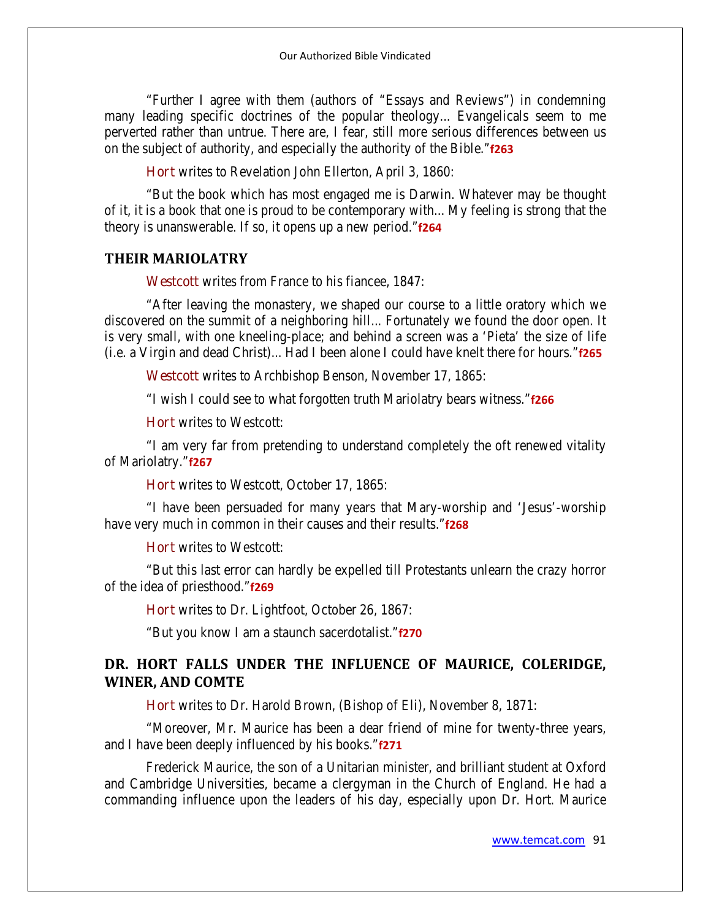"Further I agree with them (authors of "Essays and Reviews") in condemning many leading specific doctrines of the popular theology... Evangelicals seem to me perverted rather than untrue. There are, I fear, still more serious differences between us on the subject of authority, and especially the authority of the Bible."f263

Hort writes to Revelation John Ellerton, April 3, 1860:

"But the book which has most engaged me is Darwin. Whatever may be thought of it, it is a book that one is proud to be contemporary with... My feeling is strong that the theory is unanswerable. If so, it opens up a new period."f264

### THEIR MARIOLATRY

Westcott writes from France to his fiancee, 1847:

"After leaving the monastery, we shaped our course to a little oratory which we discovered on the summit of a neighboring hill... Fortunately we found the door open. It is very small, with one kneeling-place; and behind a screen was a 'Pieta' the size of life (i.e. a Virgin and dead Christ)... Had I been alone I could have knelt there for hours."f265

Westcott writes to Archbishop Benson, November 17, 1865:

"I wish I could see to what forgotten truth Mariolatry bears witness."f266

Hort writes to Westcott:

"I am very far from pretending to understand completely the oft renewed vitality of Mariolatry."f267

Hort writes to Westcott, October 17, 1865:

"I have been persuaded for many years that Mary-worship and 'Jesus'-worship have very much in common in their causes and their results."f268

Hort writes to Westcott:

"But this last error can hardly be expelled till Protestants unlearn the crazy horror of the idea of priesthood."f269

Hort writes to Dr. Lightfoot, October 26, 1867:

"But you know I am a staunch sacerdotalist."f270

### DR. HORT FALLS UNDER THE INFLUENCE OF MAURICE, COLERIDGE, WINER, AND COMTE

Hort writes to Dr. Harold Brown, (Bishop of Eli), November 8, 1871:

"Moreover, Mr. Maurice has been a dear friend of mine for twenty-three years, and I have been deeply influenced by his books."f271

Frederick Maurice, the son of a Unitarian minister, and brilliant student at Oxford and Cambridge Universities, became a clergyman in the Church of England. He had a commanding influence upon the leaders of his day, especially upon Dr. Hort. Maurice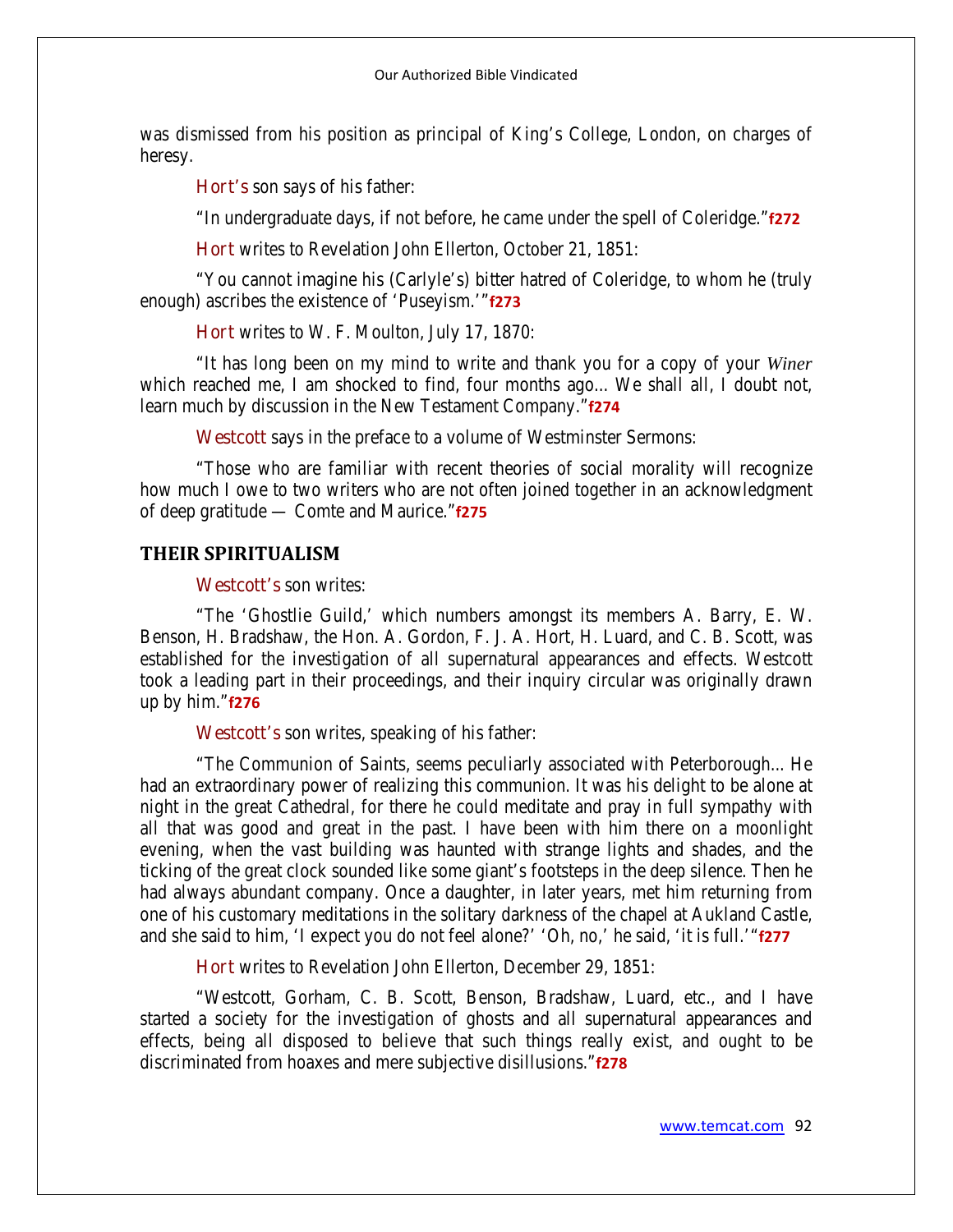was dismissed from his position as principal of King's College, London, on charges of heresy.

Hort's son says of his father:

"In undergraduate days, if not before, he came under the spell of Coleridge."**f272**

Hort writes to Revelation John Ellerton, October 21, 1851:

"You cannot imagine his (Carlyle's) bitter hatred of Coleridge, to whom he (truly enough) ascribes the existence of 'Puseyism.'"**f273**

Hort writes to W. F. Moulton, July 17, 1870:

"It has long been on my mind to write and thank you for a copy of your *Winer* which reached me, I am shocked to find, four months ago... We shall all, I doubt not, learn much by discussion in the New Testament Company."**f274**

Westcott says in the preface to a volume of Westminster Sermons:

"Those who are familiar with recent theories of social morality will recognize how much I owe to two writers who are not often joined together in an acknowledgment of deep gratitude — Comte and Maurice."**f275**

## THEIR SPIRITUALISM

Westcott's son writes:

"The 'Ghostlie Guild,' which numbers amongst its members A. Barry, E. W. Benson, H. Bradshaw, the Hon. A. Gordon, F. J. A. Hort, H. Luard, and C. B. Scott, was established for the investigation of all supernatural appearances and effects. Westcott took a leading part in their proceedings, and their inquiry circular was originally drawn up by him."**f276**

Westcott's son writes, speaking of his father:

"The Communion of Saints, seems peculiarly associated with Peterborough... He had an extraordinary power of realizing this communion. It was his delight to be alone at night in the great Cathedral, for there he could meditate and pray in full sympathy with all that was good and great in the past. I have been with him there on a moonlight evening, when the vast building was haunted with strange lights and shades, and the ticking of the great clock sounded like some giant's footsteps in the deep silence. Then he had always abundant company. Once a daughter, in later years, met him returning from one of his customary meditations in the solitary darkness of the chapel at Aukland Castle, and she said to him, 'I expect you do not feel alone?' 'Oh, no,' he said, 'it is full.'"**f277**

Hort writes to Revelation John Ellerton, December 29, 1851:

"Westcott, Gorham, C. B. Scott, Benson, Bradshaw, Luard, etc., and I have started a society for the investigation of ghosts and all supernatural appearances and effects, being all disposed to believe that such things really exist, and ought to be discriminated from hoaxes and mere subjective disillusions."**f278**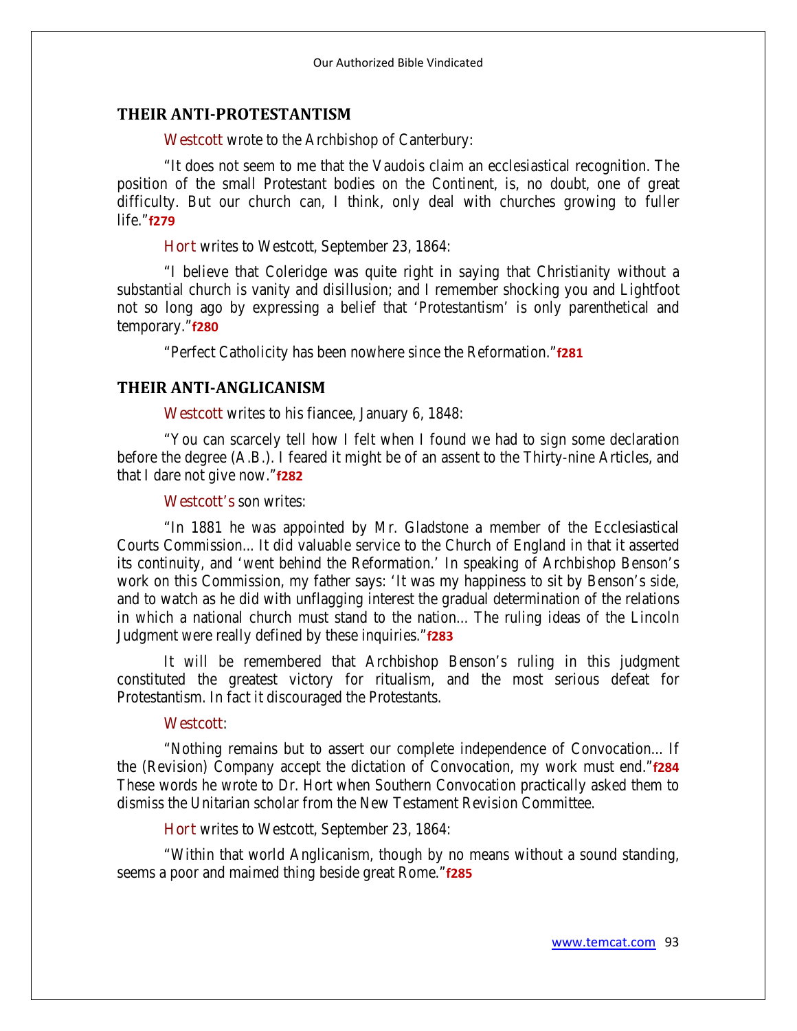## THEIR ANTI-PROTESTANTISM

Westcott wrote to the Archbishop of Canterbury:

"It does not seem to me that the Vaudois claim an ecclesiastical recognition. The position of the small Protestant bodies on the Continent, is, no doubt, one of great difficulty. But our church can, I think, only deal with churches growing to fuller life."**f279**

Hort writes to Westcott, September 23, 1864:

"I believe that Coleridge was quite right in saying that Christianity without a substantial church is vanity and disillusion; and I remember shocking you and Lightfoot not so long ago by expressing a belief that 'Protestantism' is only parenthetical and temporary."**f280**

"Perfect Catholicity has been nowhere since the Reformation."**f281**

## THEIR ANTI-ANGLICANISM

Westcott writes to his fiancee, January 6, 1848:

"You can scarcely tell how I felt when I found we had to sign some declaration before the degree (A.B.). I feared it might be of an assent to the Thirty-nine Articles, and that I dare not give now."**f282**

Westcott's son writes:

"In 1881 he was appointed by Mr. Gladstone a member of the Ecclesiastical Courts Commission... It did valuable service to the Church of England in that it asserted its continuity, and 'went behind the Reformation.' In speaking of Archbishop Benson's work on this Commission, my father says: 'It was my happiness to sit by Benson's side, and to watch as he did with unflagging interest the gradual determination of the relations in which a national church must stand to the nation... The ruling ideas of the Lincoln Judgment were really defined by these inquiries."**f283**

It will be remembered that Archbishop Benson's ruling in this judgment constituted the greatest victory for ritualism, and the most serious defeat for Protestantism. In fact it discouraged the Protestants.

Westcott:

"Nothing remains but to assert our complete independence of Convocation... If the (Revision) Company accept the dictation of Convocation, my work must end."**f284** These words he wrote to Dr. Hort when Southern Convocation practically asked them to dismiss the Unitarian scholar from the New Testament Revision Committee.

Hort writes to Westcott, September 23, 1864:

"Within that world Anglicanism, though by no means without a sound standing, seems a poor and maimed thing beside great Rome."**f285**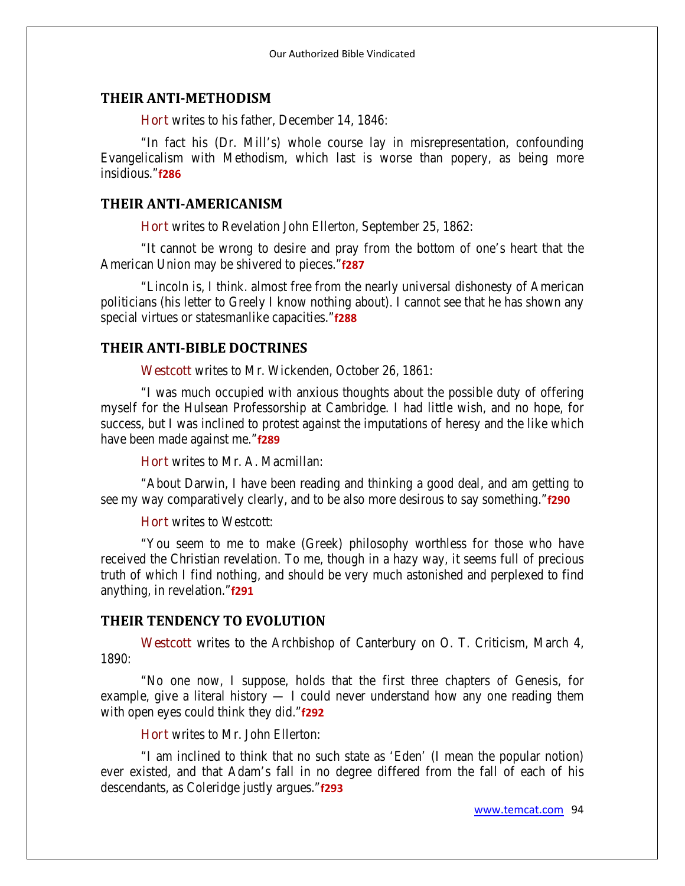## THEIR ANTI-METHODISM

Hort writes to his father, December 14, 1846:

"In fact his (Dr. Mill's) whole course lay in misrepresentation, confounding Evangelicalism with Methodism, which last is worse than popery, as being more insidious."**f286**

## THEIR ANTI-AMERICANISM

Hort writes to Revelation John Ellerton, September 25, 1862:

"It cannot be wrong to desire and pray from the bottom of one's heart that the American Union may be shivered to pieces."**f287**

"Lincoln is, I think. almost free from the nearly universal dishonesty of American politicians (his letter to Greely I know nothing about). I cannot see that he has shown any special virtues or statesmanlike capacities."**f288**

## THEIR ANTI-BIBLE DOCTRINES

Westcott writes to Mr. Wickenden, October 26, 1861:

"I was much occupied with anxious thoughts about the possible duty of offering myself for the Hulsean Professorship at Cambridge. I had little wish, and no hope, for success, but I was inclined to protest against the imputations of heresy and the like which have been made against me."**f289**

Hort writes to Mr. A. Macmillan:

"About Darwin, I have been reading and thinking a good deal, and am getting to see my way comparatively clearly, and to be also more desirous to say something."**f290**

Hort writes to Westcott:

"You seem to me to make (Greek) philosophy worthless for those who have received the Christian revelation. To me, though in a hazy way, it seems full of precious truth of which I find nothing, and should be very much astonished and perplexed to find anything, in revelation."**f291**

## THEIR TENDENCY TO EVOLUTION

Westcott writes to the Archbishop of Canterbury on O. T. Criticism, March 4, 1890:

"No one now, I suppose, holds that the first three chapters of Genesis, for example, give a literal history — I could never understand how any one reading them with open eyes could think they did."**f292**

Hort writes to Mr. John Ellerton:

"I am inclined to think that no such state as 'Eden' (I mean the popular notion) ever existed, and that Adam's fall in no degree differed from the fall of each of his descendants, as Coleridge justly argues."**f293**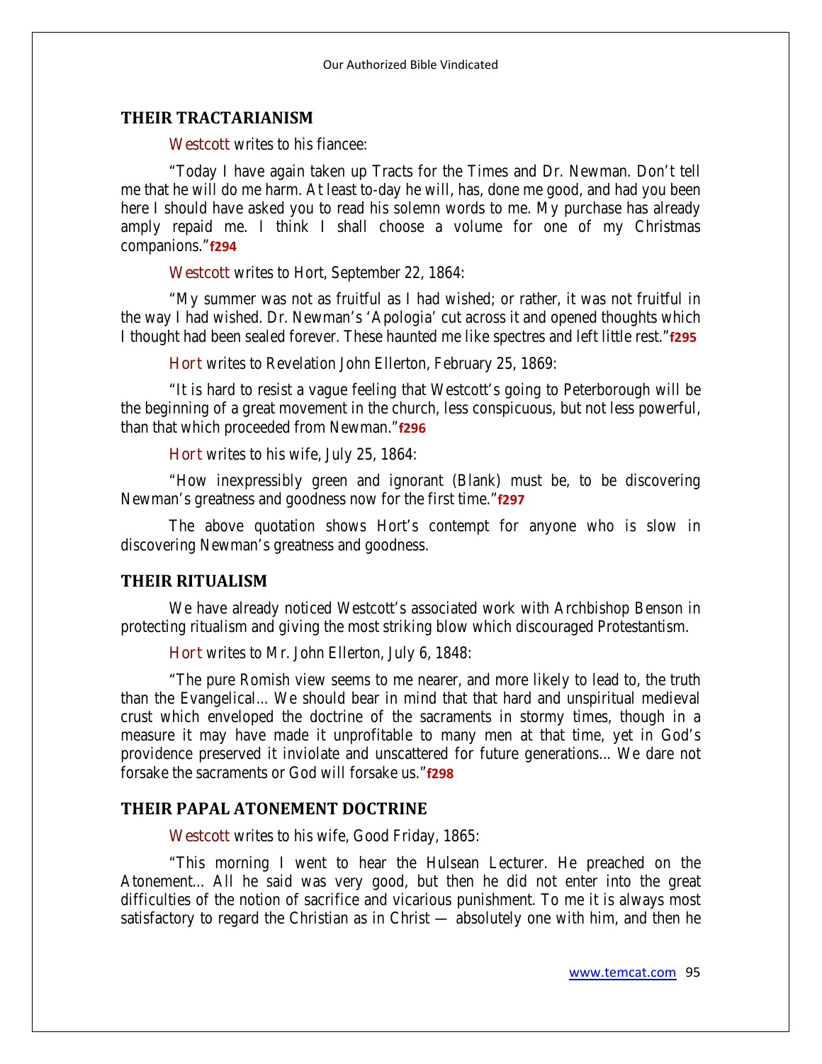## THEIR TRACTARIANISM

Westcott writes to his fiancee:

"Today I have again taken up Tracts for the Times and Dr. Newman. Don't tell me that he will do me harm. At least to-day he will, has, done me good, and had you been here I should have asked you to read his solemn words to me. My purchase has already amply repaid me. I think I shall choose a volume for one of my Christmas companions."**f294**

Westcott writes to Hort, September 22, 1864:

"My summer was not as fruitful as I had wished; or rather, it was not fruitful in the way I had wished. Dr. Newman's 'Apologia' cut across it and opened thoughts which I thought had been sealed forever. These haunted me like spectres and left little rest."**f295**

Hort writes to Revelation John Ellerton, February 25, 1869:

"It is hard to resist a vague feeling that Westcott's going to Peterborough will be the beginning of a great movement in the church, less conspicuous, but not less powerful, than that which proceeded from Newman."**f296**

Hort writes to his wife, July 25, 1864:

"How inexpressibly green and ignorant (Blank) must be, to be discovering Newman's greatness and goodness now for the first time."**f297**

The above quotation shows Hort's contempt for anyone who is slow in discovering Newman's greatness and goodness.

## THEIR RITUALISM

We have already noticed Westcott's associated work with Archbishop Benson in protecting ritualism and giving the most striking blow which discouraged Protestantism.

Hort writes to Mr. John Ellerton, July 6, 1848:

"The pure Romish view seems to me nearer, and more likely to lead to, the truth than the Evangelical... We should bear in mind that that hard and unspiritual medieval crust which enveloped the doctrine of the sacraments in stormy times, though in a measure it may have made it unprofitable to many men at that time, yet in God's providence preserved it inviolate and unscattered for future generations... We dare not forsake the sacraments or God will forsake us."**f298**

## THEIR PAPAL ATONEMENT DOCTRINE

Westcott writes to his wife, Good Friday, 1865:

"This morning I went to hear the Hulsean Lecturer. He preached on the Atonement... All he said was very good, but then he did not enter into the great difficulties of the notion of sacrifice and vicarious punishment. To me it is always most satisfactory to regard the Christian as in Christ — absolutely one with him, and then he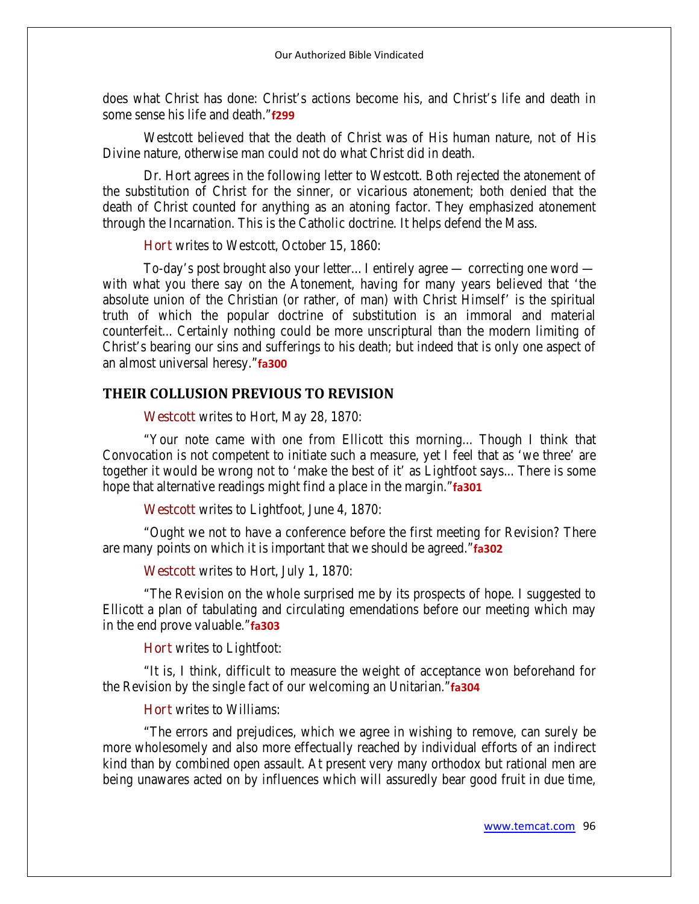does what Christ has done: Christ's actions become his, and Christ's life and death in some sense his life and death."f299

Westcott believed that the death of Christ was of His human nature, not of His Divine nature, otherwise man could not do what Christ did in death.

Dr. Hort agrees in the following letter to Westcott. Both rejected the atonement of the substitution of Christ for the sinner, or vicarious atonement; both denied that the death of Christ counted for anything as an atoning factor. They emphasized atonement through the Incarnation. This is the Catholic doctrine. It helps defend the Mass.

Hort writes to Westcott, October 15, 1860:

To-day's post brought also your letter... I entirely agree — correcting one word — with what you there say on the Atonement, having for many years believed that 'the absolute union of the Christian (or rather, of man) with Christ Himself' is the spiritual truth of which the popular doctrine of substitution is an immoral and material counterfeit... Certainly nothing could be more unscriptural than the modern limiting of Christ's bearing our sins and sufferings to his death; but indeed that is only one aspect of an almost universal heresy."fa300

## THEIR COLLUSION PREVIOUS TO REVISION

Westcott writes to Hort, May 28, 1870:

"Your note came with one from Ellicott this morning... Though I think that Convocation is not competent to initiate such a measure, yet I feel that as 'we three' are together it would be wrong not to 'make the best of it' as Lightfoot says... There is some hope that alternative readings might find a place in the margin."fa301

Westcott writes to Lightfoot, June 4, 1870:

"Ought we not to have a conference before the first meeting for Revision? There are many points on which it is important that we should be agreed."fa302

Westcott writes to Hort, July 1, 1870:

"The Revision on the whole surprised me by its prospects of hope. I suggested to Ellicott a plan of tabulating and circulating emendations before our meeting which may in the end prove valuable."fa303

Hort writes to Lightfoot:

"It is, I think, difficult to measure the weight of acceptance won beforehand for the Revision by the single fact of our welcoming an Unitarian."fa304

Hort writes to Williams:

"The errors and prejudices, which we agree in wishing to remove, can surely be more wholesomely and also more effectually reached by individual efforts of an indirect kind than by combined open assault. At present very many orthodox but rational men are being unawares acted on by influences which will assuredly bear good fruit in due time,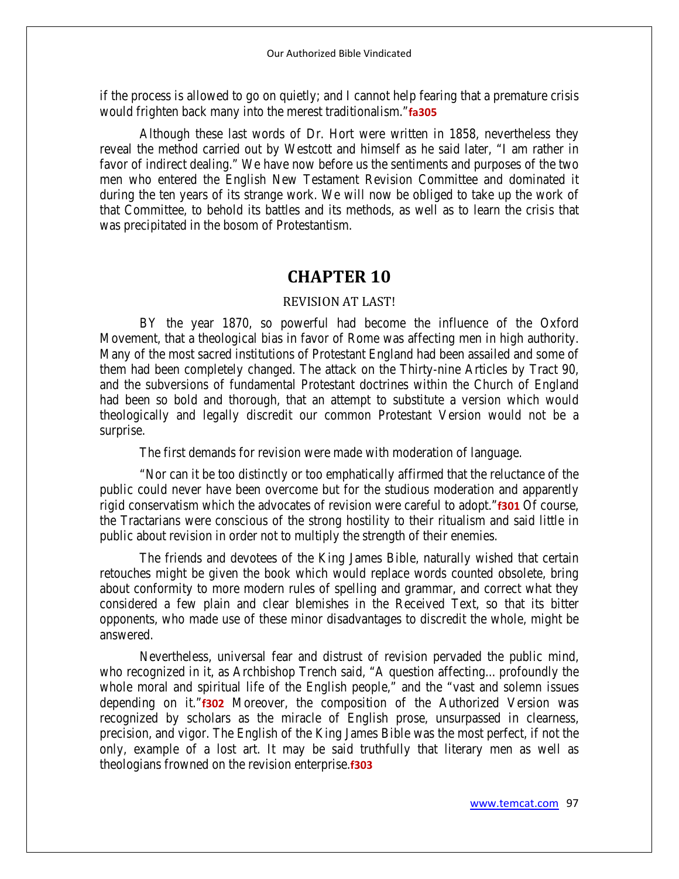if the process is allowed to go on quietly; and I cannot help fearing that a premature crisis would frighten back many into the merest traditionalism."[fa305]

Although these last words of Dr. Hort were written in 1858, nevertheless they reveal the method carried out by Westcott and himself as he said later, "I am rather in favor of indirect dealing." We have now before us the sentiments and purposes of the two men who entered the English New Testament Revision Committee and dominated it during the ten years of its strange work. We will now be obliged to take up the work of that Committee, to behold its battles and its methods, as well as to learn the crisis that was precipitated in the bosom of Protestantism.

# CHAPTER 10

## REVISION AT LAST!

BY the year 1870, so powerful had become the influence of the Oxford Movement, that a theological bias in favor of Rome was affecting men in high authority. Many of the most sacred institutions of Protestant England had been assailed and some of them had been completely changed. The attack on the Thirty-nine Articles by Tract 90, and the subversions of fundamental Protestant doctrines within the Church of England had been so bold and thorough, that an attempt to substitute a version which would theologically and legally discredit our common Protestant Version would not be a surprise.

The first demands for revision were made with moderation of language.

"Nor can it be too distinctly or too emphatically affirmed that the reluctance of the public could never have been overcome but for the studious moderation and apparently rigid conservatism which the advocates of revision were careful to adopt."[f301] Of course, the Tractarians were conscious of the strong hostility to their ritualism and said little in public about revision in order not to multiply the strength of their enemies.

The friends and devotees of the King James Bible, naturally wished that certain retouches might be given the book which would replace words counted obsolete, bring about conformity to more modern rules of spelling and grammar, and correct what they considered a few plain and clear blemishes in the Received Text, so that its bitter opponents, who made use of these minor disadvantages to discredit the whole, might be answered.

Nevertheless, universal fear and distrust of revision pervaded the public mind, who recognized in it, as Archbishop Trench said, "A question affecting... profoundly the whole moral and spiritual life of the English people," and the "vast and solemn issues depending on it."[f302] Moreover, the composition of the Authorized Version was recognized by scholars as the miracle of English prose, unsurpassed in clearness, precision, and vigor. The English of the King James Bible was the most perfect, if not the only, example of a lost art. It may be said truthfully that literary men as well as theologians frowned on the revision enterprise.[f303]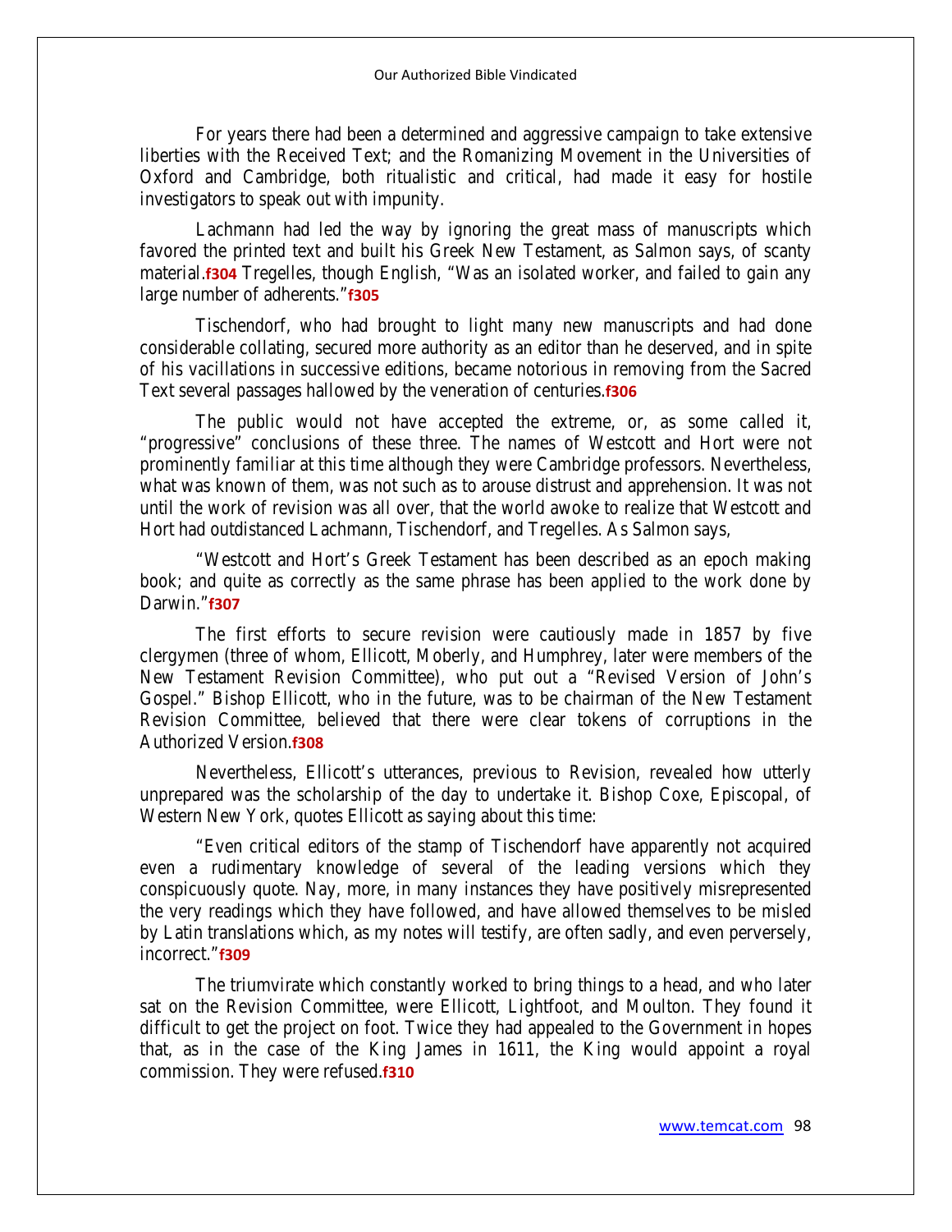For years there had been a determined and aggressive campaign to take extensive liberties with the Received Text; and the Romanizing Movement in the Universities of Oxford and Cambridge, both ritualistic and critical, had made it easy for hostile investigators to speak out with impunity.

Lachmann had led the way by ignoring the great mass of manuscripts which favored the printed text and built his Greek New Testament, as Salmon says, of scanty material.[f304] Tregelles, though English, "Was an isolated worker, and failed to gain any large number of adherents."[f305]

Tischendorf, who had brought to light many new manuscripts and had done considerable collating, secured more authority as an editor than he deserved, and in spite of his vacillations in successive editions, became notorious in removing from the Sacred Text several passages hallowed by the veneration of centuries.[f306]

The public would not have accepted the extreme, or, as some called it, "progressive" conclusions of these three. The names of Westcott and Hort were not prominently familiar at this time although they were Cambridge professors. Nevertheless, what was known of them, was not such as to arouse distrust and apprehension. It was not until the work of revision was all over, that the world awoke to realize that Westcott and Hort had outdistanced Lachmann, Tischendorf, and Tregelles. As Salmon says,

"Westcott and Hort's Greek Testament has been described as an epoch making book; and quite as correctly as the same phrase has been applied to the work done by Darwin."[f307]

The first efforts to secure revision were cautiously made in 1857 by five clergymen (three of whom, Ellicott, Moberly, and Humphrey, later were members of the New Testament Revision Committee), who put out a "Revised Version of John's Gospel." Bishop Ellicott, who in the future, was to be chairman of the New Testament Revision Committee, believed that there were clear tokens of corruptions in the Authorized Version.[f308]

Nevertheless, Ellicott's utterances, previous to Revision, revealed how utterly unprepared was the scholarship of the day to undertake it. Bishop Coxe, Episcopal, of Western New York, quotes Ellicott as saying about this time:

"Even critical editors of the stamp of Tischendorf have apparently not acquired even a rudimentary knowledge of several of the leading versions which they conspicuously quote. Nay, more, in many instances they have positively misrepresented the very readings which they have followed, and have allowed themselves to be misled by Latin translations which, as my notes will testify, are often sadly, and even perversely, incorrect."[f309]

The triumvirate which constantly worked to bring things to a head, and who later sat on the Revision Committee, were Ellicott, Lightfoot, and Moulton. They found it difficult to get the project on foot. Twice they had appealed to the Government in hopes that, as in the case of the King James in 1611, the King would appoint a royal commission. They were refused.[f310]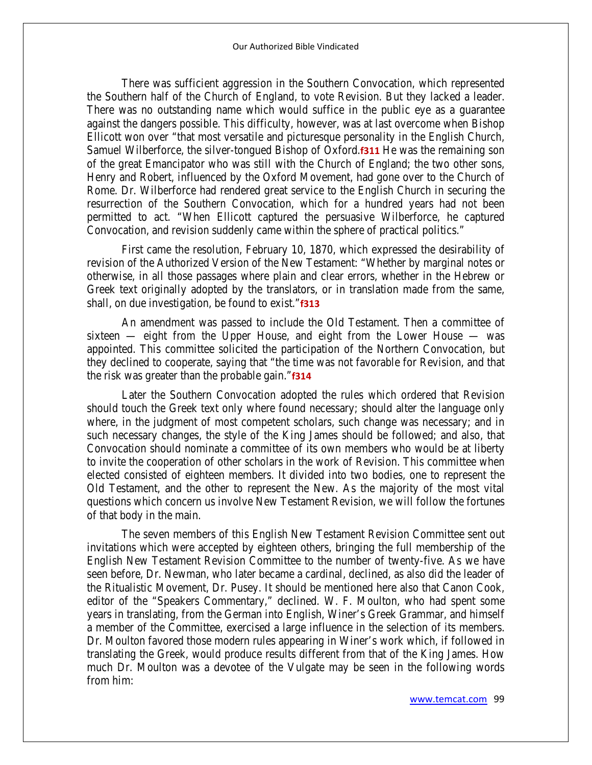There was sufficient aggression in the Southern Convocation, which represented the Southern half of the Church of England, to vote Revision. But they lacked a leader. There was no outstanding name which would suffice in the public eye as a guarantee against the dangers possible. This difficulty, however, was at last overcome when Bishop Ellicott won over "that most versatile and picturesque personality in the English Church, Samuel Wilberforce, the silver-tongued Bishop of Oxford.**f311** He was the remaining son of the great Emancipator who was still with the Church of England; the two other sons, Henry and Robert, influenced by the Oxford Movement, had gone over to the Church of Rome. Dr. Wilberforce had rendered great service to the English Church in securing the resurrection of the Southern Convocation, which for a hundred years had not been permitted to act. "When Ellicott captured the persuasive Wilberforce, he captured Convocation, and revision suddenly came within the sphere of practical politics."

First came the resolution, February 10, 1870, which expressed the desirability of revision of the Authorized Version of the New Testament: "Whether by marginal notes or otherwise, in all those passages where plain and clear errors, whether in the Hebrew or Greek text originally adopted by the translators, or in translation made from the same, shall, on due investigation, be found to exist."**f313**

An amendment was passed to include the Old Testament. Then a committee of sixteen — eight from the Upper House, and eight from the Lower House — was appointed. This committee solicited the participation of the Northern Convocation, but they declined to cooperate, saying that "the time was not favorable for Revision, and that the risk was greater than the probable gain."**f314**

Later the Southern Convocation adopted the rules which ordered that Revision should touch the Greek text only where found necessary; should alter the language only where, in the judgment of most competent scholars, such change was necessary; and in such necessary changes, the style of the King James should be followed; and also, that Convocation should nominate a committee of its own members who would be at liberty to invite the cooperation of other scholars in the work of Revision. This committee when elected consisted of eighteen members. It divided into two bodies, one to represent the Old Testament, and the other to represent the New. As the majority of the most vital questions which concern us involve New Testament Revision, we will follow the fortunes of that body in the main.

The seven members of this English New Testament Revision Committee sent out invitations which were accepted by eighteen others, bringing the full membership of the English New Testament Revision Committee to the number of twenty-five. As we have seen before, Dr. Newman, who later became a cardinal, declined, as also did the leader of the Ritualistic Movement, Dr. Pusey. It should be mentioned here also that Canon Cook, editor of the "Speakers Commentary," declined. W. F. Moulton, who had spent some years in translating, from the German into English, Winer's Greek Grammar, and himself a member of the Committee, exercised a large influence in the selection of its members. Dr. Moulton favored those modern rules appearing in Winer's work which, if followed in translating the Greek, would produce results different from that of the King James. How much Dr. Moulton was a devotee of the Vulgate may be seen in the following words from him: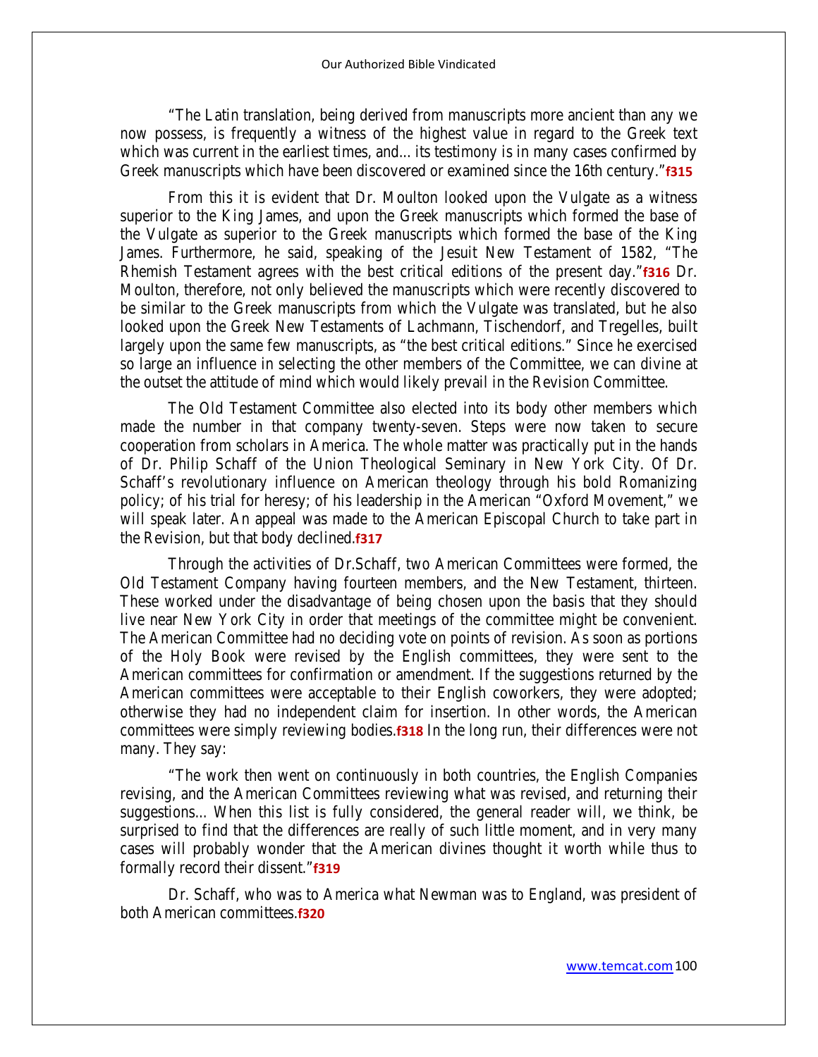"The Latin translation, being derived from manuscripts more ancient than any we now possess, is frequently a witness of the highest value in regard to the Greek text which was current in the earliest times, and... its testimony is in many cases confirmed by Greek manuscripts which have been discovered or examined since the 16th century."**f315**

From this it is evident that Dr. Moulton looked upon the Vulgate as a witness superior to the King James, and upon the Greek manuscripts which formed the base of the Vulgate as superior to the Greek manuscripts which formed the base of the King James. Furthermore, he said, speaking of the Jesuit New Testament of 1582, "The Rhemish Testament agrees with the best critical editions of the present day."**f316** Dr. Moulton, therefore, not only believed the manuscripts which were recently discovered to be similar to the Greek manuscripts from which the Vulgate was translated, but he also looked upon the Greek New Testaments of Lachmann, Tischendorf, and Tregelles, built largely upon the same few manuscripts, as "the best critical editions." Since he exercised so large an influence in selecting the other members of the Committee, we can divine at the outset the attitude of mind which would likely prevail in the Revision Committee.

The Old Testament Committee also elected into its body other members which made the number in that company twenty-seven. Steps were now taken to secure cooperation from scholars in America. The whole matter was practically put in the hands of Dr. Philip Schaff of the Union Theological Seminary in New York City. Of Dr. Schaff's revolutionary influence on American theology through his bold Romanizing policy; of his trial for heresy; of his leadership in the American "Oxford Movement," we will speak later. An appeal was made to the American Episcopal Church to take part in the Revision, but that body declined.**f317**

Through the activities of Dr.Schaff, two American Committees were formed, the Old Testament Company having fourteen members, and the New Testament, thirteen. These worked under the disadvantage of being chosen upon the basis that they should live near New York City in order that meetings of the committee might be convenient. The American Committee had no deciding vote on points of revision. As soon as portions of the Holy Book were revised by the English committees, they were sent to the American committees for confirmation or amendment. If the suggestions returned by the American committees were acceptable to their English coworkers, they were adopted; otherwise they had no independent claim for insertion. In other words, the American committees were simply reviewing bodies.**f318** In the long run, their differences were not many. They say:

"The work then went on continuously in both countries, the English Companies revising, and the American Committees reviewing what was revised, and returning their suggestions... When this list is fully considered, the general reader will, we think, be surprised to find that the differences are really of such little moment, and in very many cases will probably wonder that the American divines thought it worth while thus to formally record their dissent."**f319**

Dr. Schaff, who was to America what Newman was to England, was president of both American committees.**f320**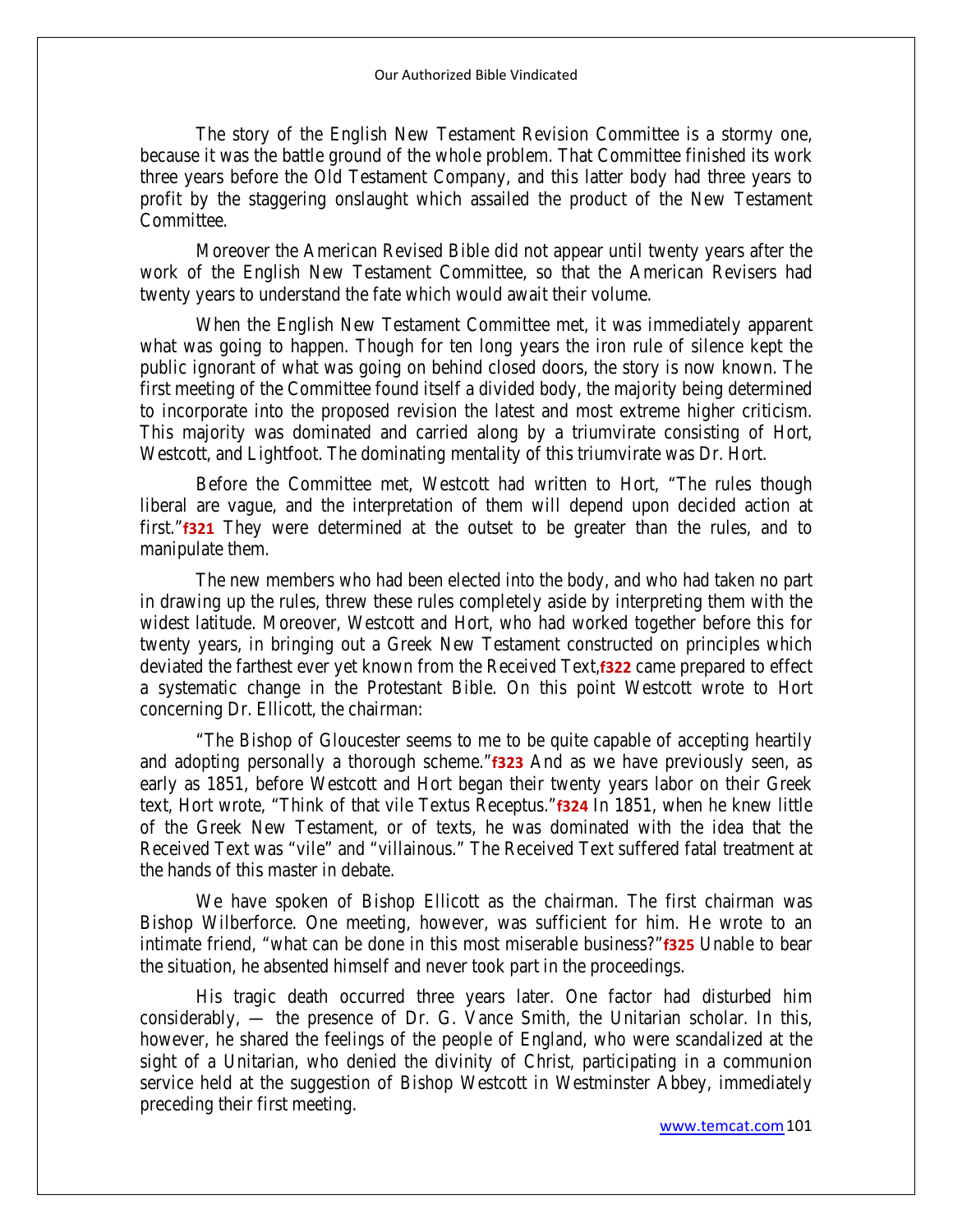The story of the English New Testament Revision Committee is a stormy one, because it was the battle ground of the whole problem. That Committee finished its work three years before the Old Testament Company, and this latter body had three years to profit by the staggering onslaught which assailed the product of the New Testament Committee.

Moreover the American Revised Bible did not appear until twenty years after the work of the English New Testament Committee, so that the American Revisers had twenty years to understand the fate which would await their volume.

When the English New Testament Committee met, it was immediately apparent what was going to happen. Though for ten long years the iron rule of silence kept the public ignorant of what was going on behind closed doors, the story is now known. The first meeting of the Committee found itself a divided body, the majority being determined to incorporate into the proposed revision the latest and most extreme higher criticism. This majority was dominated and carried along by a triumvirate consisting of Hort, Westcott, and Lightfoot. The dominating mentality of this triumvirate was Dr. Hort.

Before the Committee met, Westcott had written to Hort, "The rules though liberal are vague, and the interpretation of them will depend upon decided action at first."**f321** They were determined at the outset to be greater than the rules, and to manipulate them.

The new members who had been elected into the body, and who had taken no part in drawing up the rules, threw these rules completely aside by interpreting them with the widest latitude. Moreover, Westcott and Hort, who had worked together before this for twenty years, in bringing out a Greek New Testament constructed on principles which deviated the farthest ever yet known from the Received Text,**f322** came prepared to effect a systematic change in the Protestant Bible. On this point Westcott wrote to Hort concerning Dr. Ellicott, the chairman:

"The Bishop of Gloucester seems to me to be quite capable of accepting heartily and adopting personally a thorough scheme."**f323** And as we have previously seen, as early as 1851, before Westcott and Hort began their twenty years labor on their Greek text, Hort wrote, "Think of that vile Textus Receptus."**f324** In 1851, when he knew little of the Greek New Testament, or of texts, he was dominated with the idea that the Received Text was "vile" and "villainous." The Received Text suffered fatal treatment at the hands of this master in debate.

We have spoken of Bishop Ellicott as the chairman. The first chairman was Bishop Wilberforce. One meeting, however, was sufficient for him. He wrote to an intimate friend, "what can be done in this most miserable business?"**f325** Unable to bear the situation, he absented himself and never took part in the proceedings.

His tragic death occurred three years later. One factor had disturbed him considerably, — the presence of Dr. G. Vance Smith, the Unitarian scholar. In this, however, he shared the feelings of the people of England, who were scandalized at the sight of a Unitarian, who denied the divinity of Christ, participating in a communion service held at the suggestion of Bishop Westcott in Westminster Abbey, immediately preceding their first meeting.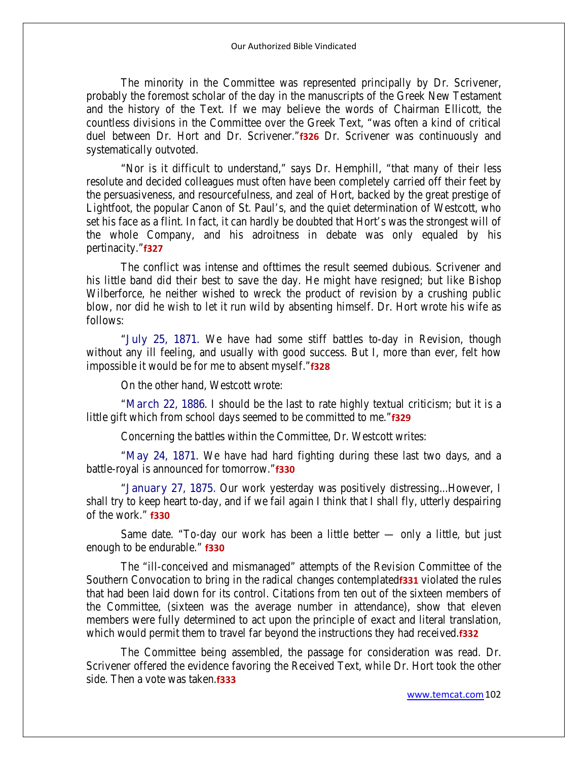The minority in the Committee was represented principally by Dr. Scrivener, probably the foremost scholar of the day in the manuscripts of the Greek New Testament and the history of the Text. If we may believe the words of Chairman Ellicott, the countless divisions in the Committee over the Greek Text, "was often a kind of critical duel between Dr. Hort and Dr. Scrivener."**f326** Dr. Scrivener was continuously and systematically outvoted.

"Nor is it difficult to understand," says Dr. Hemphill, "that many of their less resolute and decided colleagues must often have been completely carried off their feet by the persuasiveness, and resourcefulness, and zeal of Hort, backed by the great prestige of Lightfoot, the popular Canon of St. Paul's, and the quiet determination of Westcott, who set his face as a flint. In fact, it can hardly be doubted that Hort's was the strongest will of the whole Company, and his adroitness in debate was only equaled by his pertinacity."**f327**

The conflict was intense and ofttimes the result seemed dubious. Scrivener and his little band did their best to save the day. He might have resigned; but like Bishop Wilberforce, he neither wished to wreck the product of revision by a crushing public blow, nor did he wish to let it run wild by absenting himself. Dr. Hort wrote his wife as follows:

"July 25, 1871. We have had some stiff battles to-day in Revision, though without any ill feeling, and usually with good success. But I, more than ever, felt how impossible it would be for me to absent myself."**f328**

On the other hand, Westcott wrote:

"March 22, 1886. I should be the last to rate highly textual criticism; but it is a little gift which from school days seemed to be committed to me."**f329**

Concerning the battles within the Committee, Dr. Westcott writes:

"May 24, 1871. We have had hard fighting during these last two days, and a battle-royal is announced for tomorrow."**f330**

"January 27, 1875. Our work yesterday was positively distressing...However, I shall try to keep heart to-day, and if we fail again I think that I shall fly, utterly despairing of the work." **f330**

Same date. "To-day our work has been a little better — only a little, but just enough to be endurable." **f330**

The "ill-conceived and mismanaged" attempts of the Revision Committee of the Southern Convocation to bring in the radical changes contemplated**f331** violated the rules that had been laid down for its control. Citations from ten out of the sixteen members of the Committee, (sixteen was the average number in attendance), show that eleven members were fully determined to act upon the principle of exact and literal translation, which would permit them to travel far beyond the instructions they had received.**f332**

The Committee being assembled, the passage for consideration was read. Dr. Scrivener offered the evidence favoring the Received Text, while Dr. Hort took the other side. Then a vote was taken.**f333**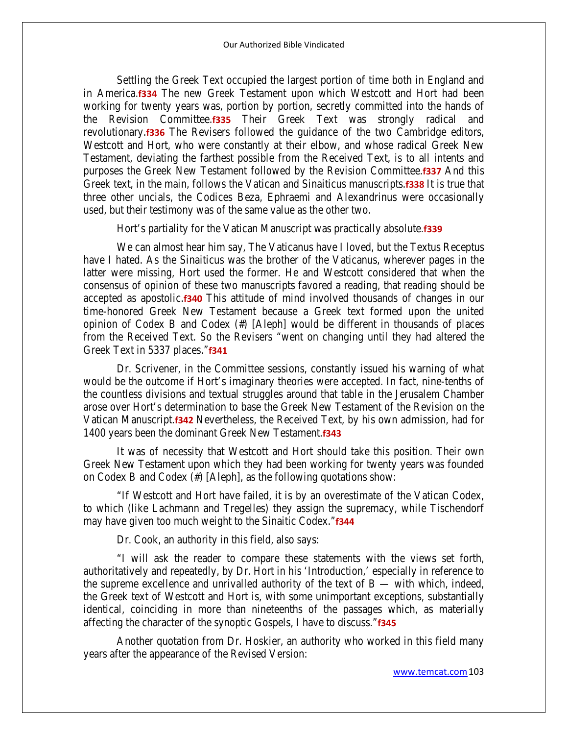Settling the Greek Text occupied the largest portion of time both in England and in America.f334 The new Greek Testament upon which Westcott and Hort had been working for twenty years was, portion by portion, secretly committed into the hands of the Revision Committee.f335 Their Greek Text was strongly radical and revolutionary.f336 The Revisers followed the guidance of the two Cambridge editors, Westcott and Hort, who were constantly at their elbow, and whose radical Greek New Testament, deviating the farthest possible from the Received Text, is to all intents and purposes the Greek New Testament followed by the Revision Committee.f337 And this Greek text, in the main, follows the Vatican and Sinaiticus manuscripts.f338 It is true that three other uncials, the Codices Beza, Ephraemi and Alexandrinus were occasionally used, but their testimony was of the same value as the other two.

Hort's partiality for the Vatican Manuscript was practically absolute.f339

We can almost hear him say, The Vaticanus have I loved, but the Textus Receptus have I hated. As the Sinaiticus was the brother of the Vaticanus, wherever pages in the latter were missing, Hort used the former. He and Westcott considered that when the consensus of opinion of these two manuscripts favored a reading, that reading should be accepted as apostolic.f340 This attitude of mind involved thousands of changes in our time-honored Greek New Testament because a Greek text formed upon the united opinion of Codex B and Codex (#) [Aleph] would be different in thousands of places from the Received Text. So the Revisers "went on changing until they had altered the Greek Text in 5337 places."f341

Dr. Scrivener, in the Committee sessions, constantly issued his warning of what would be the outcome if Hort's imaginary theories were accepted. In fact, nine-tenths of the countless divisions and textual struggles around that table in the Jerusalem Chamber arose over Hort's determination to base the Greek New Testament of the Revision on the Vatican Manuscript.f342 Nevertheless, the Received Text, by his own admission, had for 1400 years been the dominant Greek New Testament.f343

It was of necessity that Westcott and Hort should take this position. Their own Greek New Testament upon which they had been working for twenty years was founded on Codex B and Codex (#) [Aleph], as the following quotations show:

"If Westcott and Hort have failed, it is by an overestimate of the Vatican Codex, to which (like Lachmann and Tregelles) they assign the supremacy, while Tischendorf may have given too much weight to the Sinaitic Codex."f344

Dr. Cook, an authority in this field, also says:

"I will ask the reader to compare these statements with the views set forth, authoritatively and repeatedly, by Dr. Hort in his 'Introduction,' especially in reference to the supreme excellence and unrivalled authority of the text of B — with which, indeed, the Greek text of Westcott and Hort is, with some unimportant exceptions, substantially identical, coinciding in more than nineteenths of the passages which, as materially affecting the character of the synoptic Gospels, I have to discuss."f345

Another quotation from Dr. Hoskier, an authority who worked in this field many years after the appearance of the Revised Version: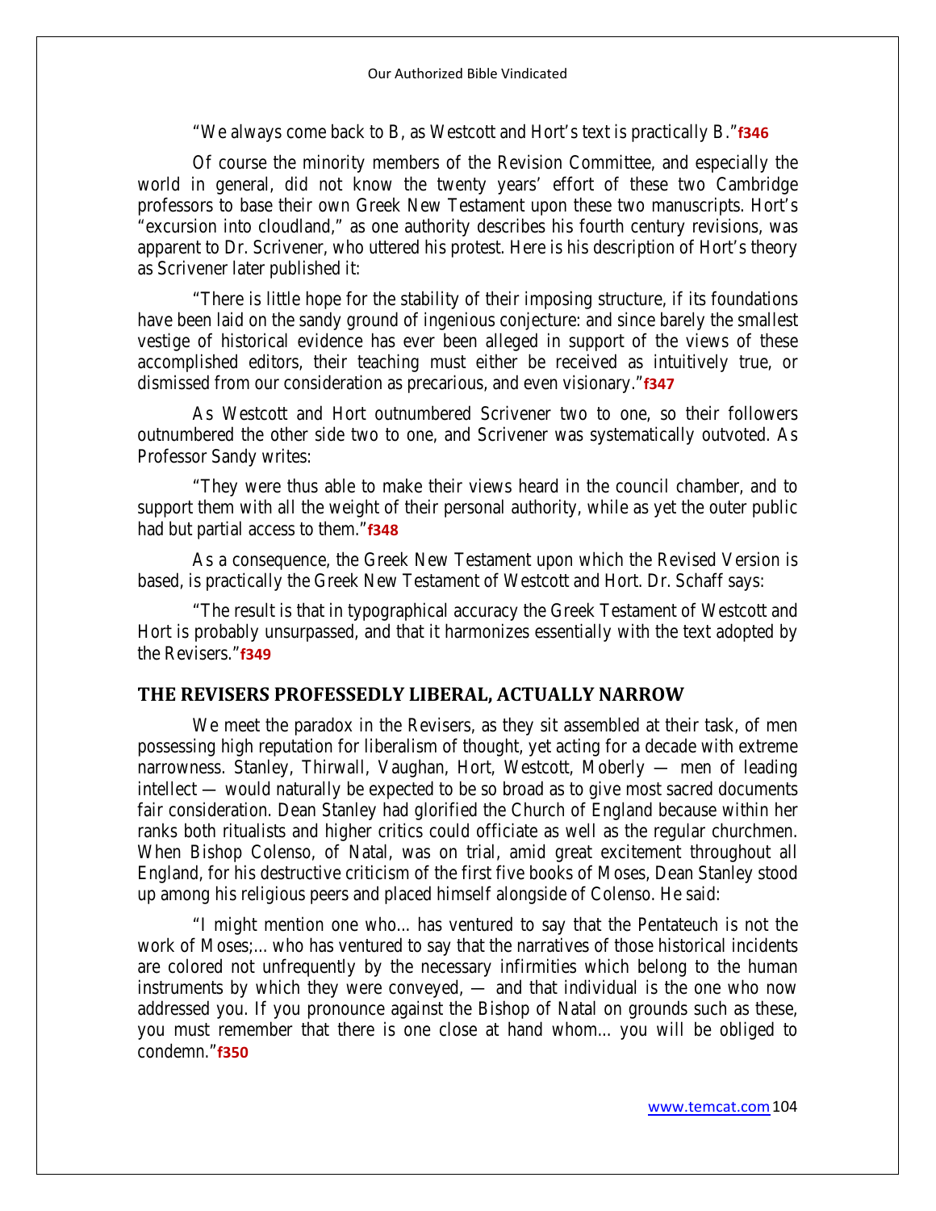"We always come back to B, as Westcott and Hort's text is practically B."[f346]

Of course the minority members of the Revision Committee, and especially the world in general, did not know the twenty years' effort of these two Cambridge professors to base their own Greek New Testament upon these two manuscripts. Hort's "excursion into cloudland," as one authority describes his fourth century revisions, was apparent to Dr. Scrivener, who uttered his protest. Here is his description of Hort's theory as Scrivener later published it:

"There is little hope for the stability of their imposing structure, if its foundations have been laid on the sandy ground of ingenious conjecture: and since barely the smallest vestige of historical evidence has ever been alleged in support of the views of these accomplished editors, their teaching must either be received as intuitively true, or dismissed from our consideration as precarious, and even visionary."[f347]

As Westcott and Hort outnumbered Scrivener two to one, so their followers outnumbered the other side two to one, and Scrivener was systematically outvoted. As Professor Sandy writes:

"They were thus able to make their views heard in the council chamber, and to support them with all the weight of their personal authority, while as yet the outer public had but partial access to them."[f348]

As a consequence, the Greek New Testament upon which the Revised Version is based, is practically the Greek New Testament of Westcott and Hort. Dr. Schaff says:

"The result is that in typographical accuracy the Greek Testament of Westcott and Hort is probably unsurpassed, and that it harmonizes essentially with the text adopted by the Revisers."[f349]

## THE REVISERS PROFESSEDLY LIBERAL, ACTUALLY NARROW

We meet the paradox in the Revisers, as they sit assembled at their task, of men possessing high reputation for liberalism of thought, yet acting for a decade with extreme narrowness. Stanley, Thirwall, Vaughan, Hort, Westcott, Moberly — men of leading intellect — would naturally be expected to be so broad as to give most sacred documents fair consideration. Dean Stanley had glorified the Church of England because within her ranks both ritualists and higher critics could officiate as well as the regular churchmen. When Bishop Colenso, of Natal, was on trial, amid great excitement throughout all England, for his destructive criticism of the first five books of Moses, Dean Stanley stood up among his religious peers and placed himself alongside of Colenso. He said:

"I might mention one who... has ventured to say that the Pentateuch is not the work of Moses;... who has ventured to say that the narratives of those historical incidents are colored not unfrequently by the necessary infirmities which belong to the human instruments by which they were conveyed, — and that individual is the one who now addressed you. If you pronounce against the Bishop of Natal on grounds such as these, you must remember that there is one close at hand whom... you will be obliged to condemn."[f350]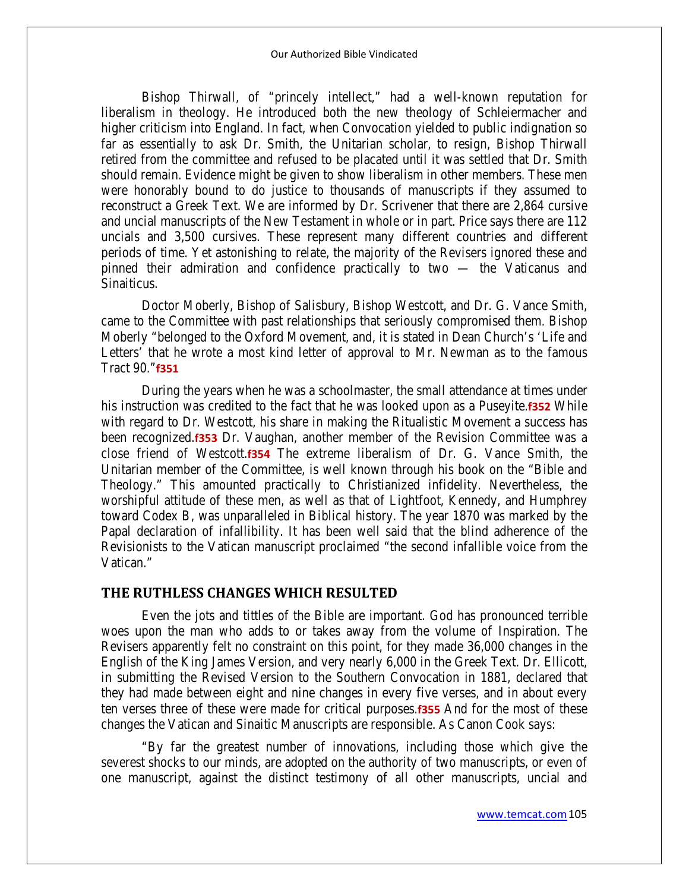Bishop Thirwall, of "princely intellect," had a well-known reputation for liberalism in theology. He introduced both the new theology of Schleiermacher and higher criticism into England. In fact, when Convocation yielded to public indignation so far as essentially to ask Dr. Smith, the Unitarian scholar, to resign, Bishop Thirwall retired from the committee and refused to be placated until it was settled that Dr. Smith should remain. Evidence might be given to show liberalism in other members. These men were honorably bound to do justice to thousands of manuscripts if they assumed to reconstruct a Greek Text. We are informed by Dr. Scrivener that there are 2,864 cursive and uncial manuscripts of the New Testament in whole or in part. Price says there are 112 uncials and 3,500 cursives. These represent many different countries and different periods of time. Yet astonishing to relate, the majority of the Revisers ignored these and pinned their admiration and confidence practically to two — the Vaticanus and Sinaiticus.

Doctor Moberly, Bishop of Salisbury, Bishop Westcott, and Dr. G. Vance Smith, came to the Committee with past relationships that seriously compromised them. Bishop Moberly "belonged to the Oxford Movement, and, it is stated in Dean Church's 'Life and Letters' that he wrote a most kind letter of approval to Mr. Newman as to the famous Tract 90."[f351]

During the years when he was a schoolmaster, the small attendance at times under his instruction was credited to the fact that he was looked upon as a Puseyite.[f352] While with regard to Dr. Westcott, his share in making the Ritualistic Movement a success has been recognized.[f353] Dr. Vaughan, another member of the Revision Committee was a close friend of Westcott.[f354] The extreme liberalism of Dr. G. Vance Smith, the Unitarian member of the Committee, is well known through his book on the "Bible and Theology." This amounted practically to Christianized infidelity. Nevertheless, the worshipful attitude of these men, as well as that of Lightfoot, Kennedy, and Humphrey toward Codex B, was unparalleled in Biblical history. The year 1870 was marked by the Papal declaration of infallibility. It has been well said that the blind adherence of the Revisionists to the Vatican manuscript proclaimed "the second infallible voice from the Vatican."

## THE RUTHLESS CHANGES WHICH RESULTED

Even the jots and tittles of the Bible are important. God has pronounced terrible woes upon the man who adds to or takes away from the volume of Inspiration. The Revisers apparently felt no constraint on this point, for they made 36,000 changes in the English of the King James Version, and very nearly 6,000 in the Greek Text. Dr. Ellicott, in submitting the Revised Version to the Southern Convocation in 1881, declared that they had made between eight and nine changes in every five verses, and in about every ten verses three of these were made for critical purposes.[f355] And for the most of these changes the Vatican and Sinaitic Manuscripts are responsible. As Canon Cook says:

"By far the greatest number of innovations, including those which give the severest shocks to our minds, are adopted on the authority of two manuscripts, or even of one manuscript, against the distinct testimony of all other manuscripts, uncial and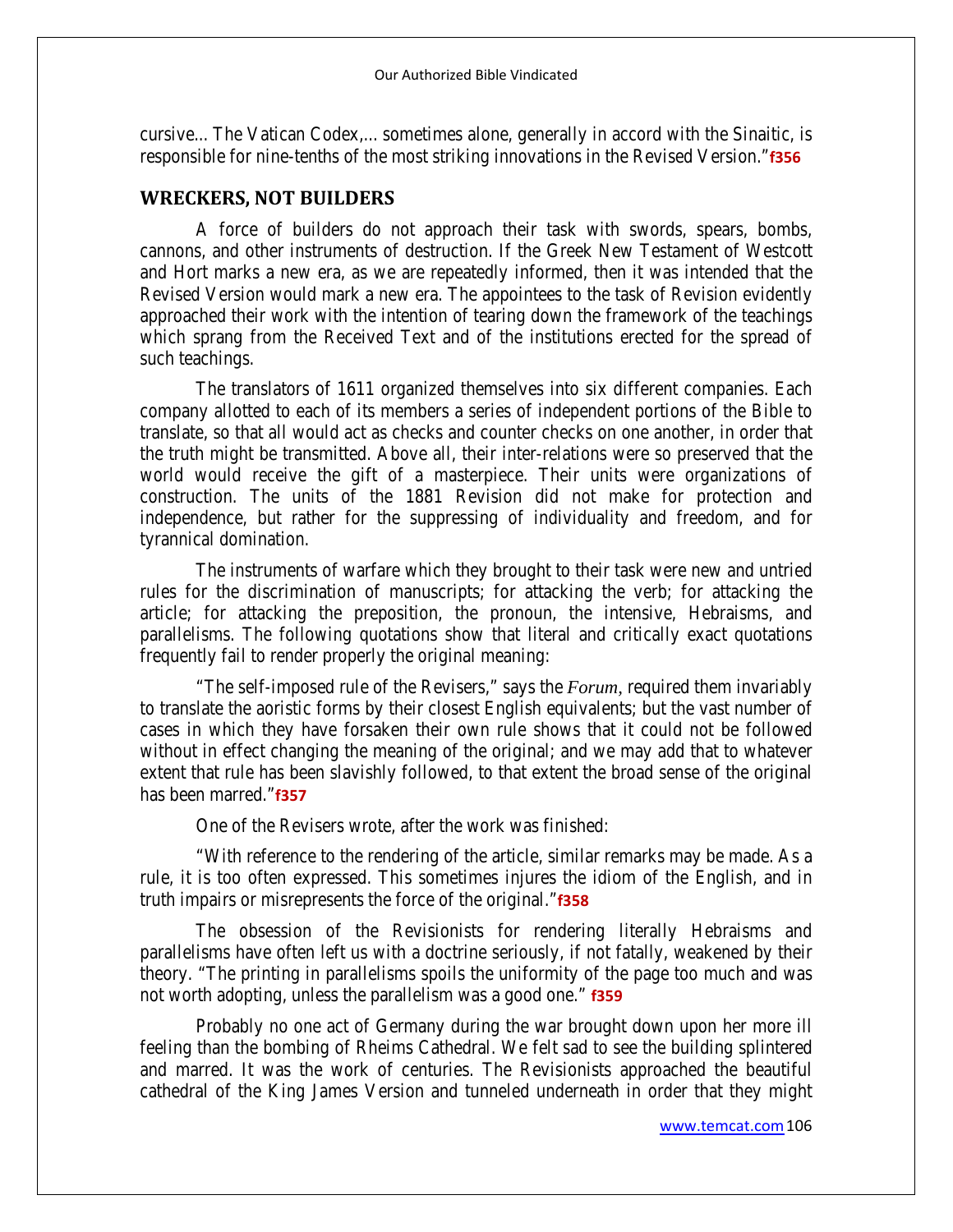cursive... The Vatican Codex,... sometimes alone, generally in accord with the Sinaitic, is responsible for nine-tenths of the most striking innovations in the Revised Version."**f356**

## WRECKERS, NOT BUILDERS

A force of builders do not approach their task with swords, spears, bombs, cannons, and other instruments of destruction. If the Greek New Testament of Westcott and Hort marks a new era, as we are repeatedly informed, then it was intended that the Revised Version would mark a new era. The appointees to the task of Revision evidently approached their work with the intention of tearing down the framework of the teachings which sprang from the Received Text and of the institutions erected for the spread of such teachings.

The translators of 1611 organized themselves into six different companies. Each company allotted to each of its members a series of independent portions of the Bible to translate, so that all would act as checks and counter checks on one another, in order that the truth might be transmitted. Above all, their inter-relations were so preserved that the world would receive the gift of a masterpiece. Their units were organizations of construction. The units of the 1881 Revision did not make for protection and independence, but rather for the suppressing of individuality and freedom, and for tyrannical domination.

The instruments of warfare which they brought to their task were new and untried rules for the discrimination of manuscripts; for attacking the verb; for attacking the article; for attacking the preposition, the pronoun, the intensive, Hebraisms, and parallelisms. The following quotations show that literal and critically exact quotations frequently fail to render properly the original meaning:

"The self-imposed rule of the Revisers," says the *Forum*, required them invariably to translate the aoristic forms by their closest English equivalents; but the vast number of cases in which they have forsaken their own rule shows that it could not be followed without in effect changing the meaning of the original; and we may add that to whatever extent that rule has been slavishly followed, to that extent the broad sense of the original has been marred."**f357**

One of the Revisers wrote, after the work was finished:

"With reference to the rendering of the article, similar remarks may be made. As a rule, it is too often expressed. This sometimes injures the idiom of the English, and in truth impairs or misrepresents the force of the original."**f358**

The obsession of the Revisionists for rendering literally Hebraisms and parallelisms have often left us with a doctrine seriously, if not fatally, weakened by their theory. "The printing in parallelisms spoils the uniformity of the page too much and was not worth adopting, unless the parallelism was a good one." **f359**

Probably no one act of Germany during the war brought down upon her more ill feeling than the bombing of Rheims Cathedral. We felt sad to see the building splintered and marred. It was the work of centuries. The Revisionists approached the beautiful cathedral of the King James Version and tunneled underneath in order that they might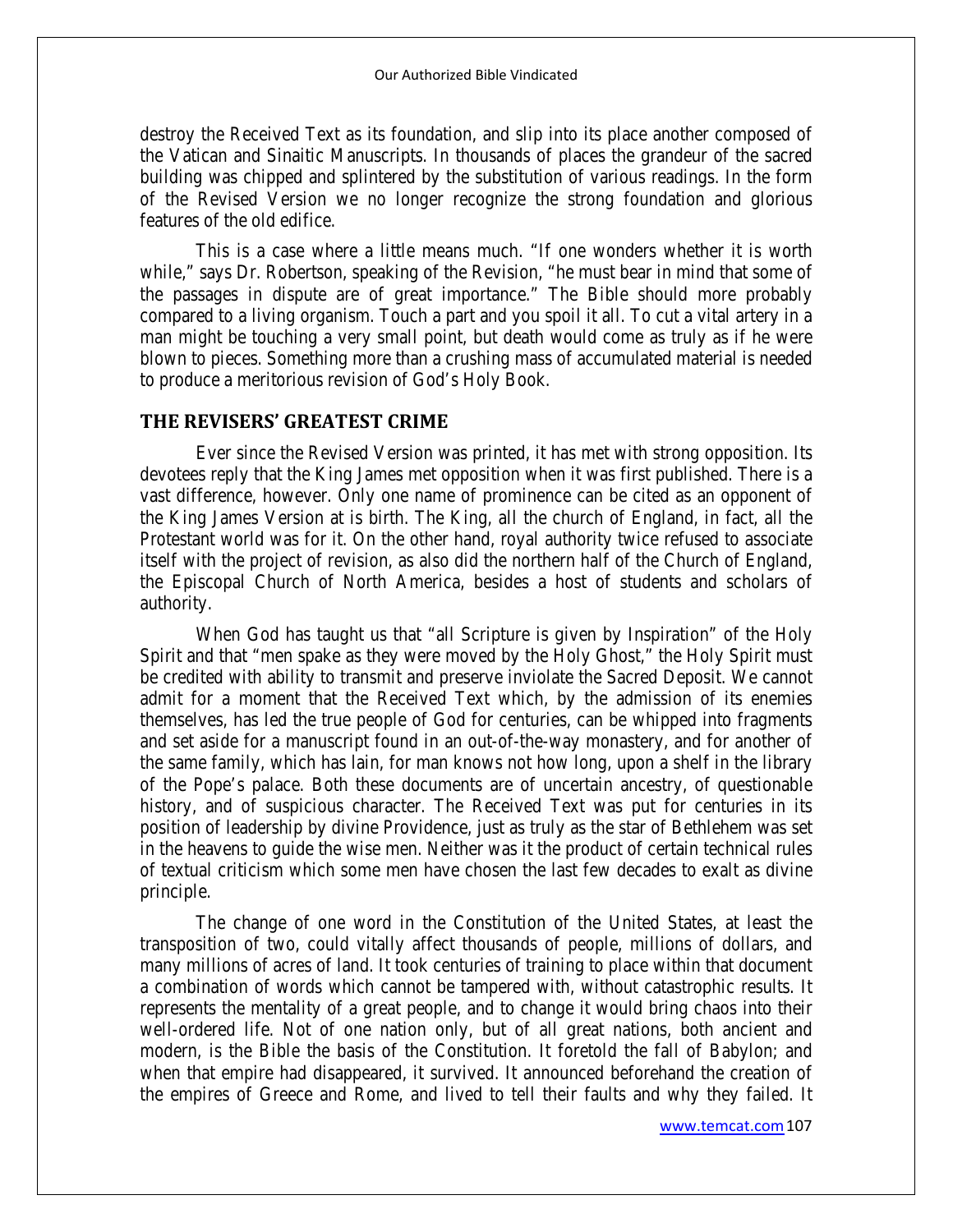destroy the Received Text as its foundation, and slip into its place another composed of the Vatican and Sinaitic Manuscripts. In thousands of places the grandeur of the sacred building was chipped and splintered by the substitution of various readings. In the form of the Revised Version we no longer recognize the strong foundation and glorious features of the old edifice.

This is a case where a little means much. "If one wonders whether it is worth while," says Dr. Robertson, speaking of the Revision, "he must bear in mind that some of the passages in dispute are of great importance." The Bible should more probably compared to a living organism. Touch a part and you spoil it all. To cut a vital artery in a man might be touching a very small point, but death would come as truly as if he were blown to pieces. Something more than a crushing mass of accumulated material is needed to produce a meritorious revision of God's Holy Book.

## THE REVISERS' GREATEST CRIME

Ever since the Revised Version was printed, it has met with strong opposition. Its devotees reply that the King James met opposition when it was first published. There is a vast difference, however. Only one name of prominence can be cited as an opponent of the King James Version at is birth. The King, all the church of England, in fact, all the Protestant world was for it. On the other hand, royal authority twice refused to associate itself with the project of revision, as also did the northern half of the Church of England, the Episcopal Church of North America, besides a host of students and scholars of authority.

When God has taught us that "all Scripture is given by Inspiration" of the Holy Spirit and that "men spake as they were moved by the Holy Ghost," the Holy Spirit must be credited with ability to transmit and preserve inviolate the Sacred Deposit. We cannot admit for a moment that the Received Text which, by the admission of its enemies themselves, has led the true people of God for centuries, can be whipped into fragments and set aside for a manuscript found in an out-of-the-way monastery, and for another of the same family, which has lain, for man knows not how long, upon a shelf in the library of the Pope's palace. Both these documents are of uncertain ancestry, of questionable history, and of suspicious character. The Received Text was put for centuries in its position of leadership by divine Providence, just as truly as the star of Bethlehem was set in the heavens to guide the wise men. Neither was it the product of certain technical rules of textual criticism which some men have chosen the last few decades to exalt as divine principle.

The change of one word in the Constitution of the United States, at least the transposition of two, could vitally affect thousands of people, millions of dollars, and many millions of acres of land. It took centuries of training to place within that document a combination of words which cannot be tampered with, without catastrophic results. It represents the mentality of a great people, and to change it would bring chaos into their well-ordered life. Not of one nation only, but of all great nations, both ancient and modern, is the Bible the basis of the Constitution. It foretold the fall of Babylon; and when that empire had disappeared, it survived. It announced beforehand the creation of the empires of Greece and Rome, and lived to tell their faults and why they failed. It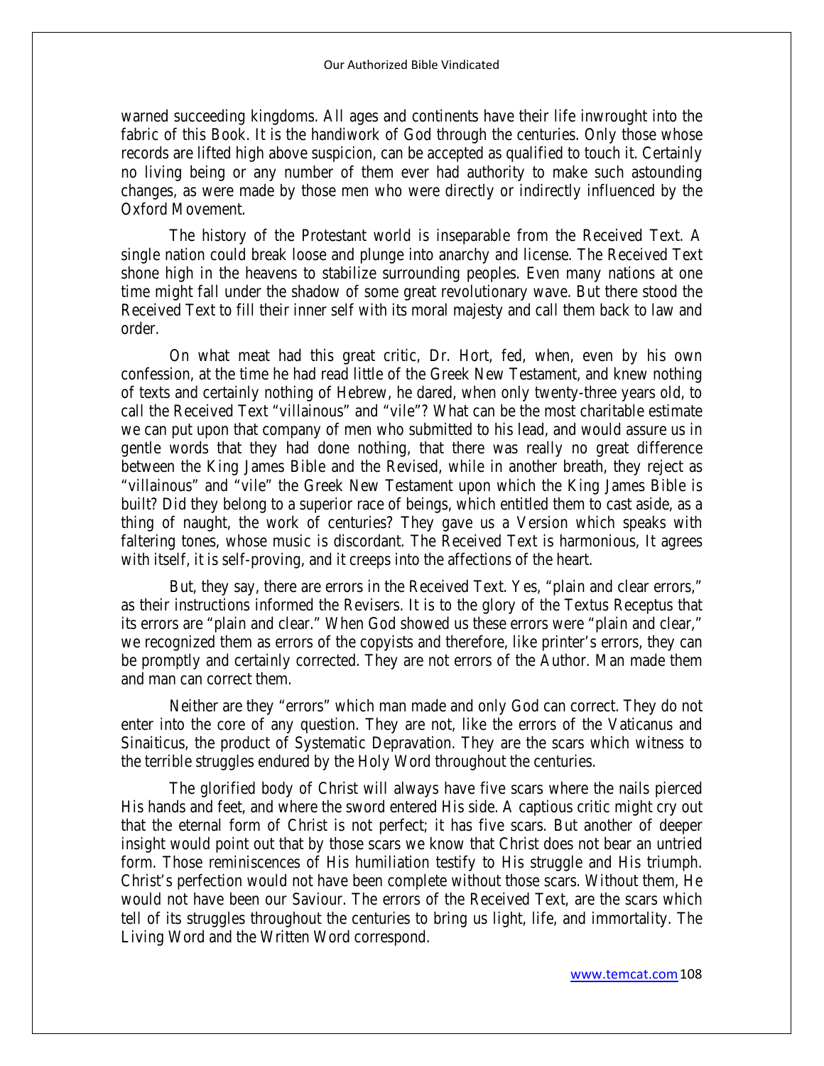warned succeeding kingdoms. All ages and continents have their life inwrought into the fabric of this Book. It is the handiwork of God through the centuries. Only those whose records are lifted high above suspicion, can be accepted as qualified to touch it. Certainly no living being or any number of them ever had authority to make such astounding changes, as were made by those men who were directly or indirectly influenced by the Oxford Movement.

The history of the Protestant world is inseparable from the Received Text. A single nation could break loose and plunge into anarchy and license. The Received Text shone high in the heavens to stabilize surrounding peoples. Even many nations at one time might fall under the shadow of some great revolutionary wave. But there stood the Received Text to fill their inner self with its moral majesty and call them back to law and order.

On what meat had this great critic, Dr. Hort, fed, when, even by his own confession, at the time he had read little of the Greek New Testament, and knew nothing of texts and certainly nothing of Hebrew, he dared, when only twenty-three years old, to call the Received Text "villainous" and "vile"? What can be the most charitable estimate we can put upon that company of men who submitted to his lead, and would assure us in gentle words that they had done nothing, that there was really no great difference between the King James Bible and the Revised, while in another breath, they reject as "villainous" and "vile" the Greek New Testament upon which the King James Bible is built? Did they belong to a superior race of beings, which entitled them to cast aside, as a thing of naught, the work of centuries? They gave us a Version which speaks with faltering tones, whose music is discordant. The Received Text is harmonious, It agrees with itself, it is self-proving, and it creeps into the affections of the heart.

But, they say, there are errors in the Received Text. Yes, "plain and clear errors," as their instructions informed the Revisers. It is to the glory of the Textus Receptus that its errors are "plain and clear." When God showed us these errors were "plain and clear," we recognized them as errors of the copyists and therefore, like printer's errors, they can be promptly and certainly corrected. They are not errors of the Author. Man made them and man can correct them.

Neither are they "errors" which man made and only God can correct. They do not enter into the core of any question. They are not, like the errors of the Vaticanus and Sinaiticus, the product of Systematic Depravation. They are the scars which witness to the terrible struggles endured by the Holy Word throughout the centuries.

The glorified body of Christ will always have five scars where the nails pierced His hands and feet, and where the sword entered His side. A captious critic might cry out that the eternal form of Christ is not perfect; it has five scars. But another of deeper insight would point out that by those scars we know that Christ does not bear an untried form. Those reminiscences of His humiliation testify to His struggle and His triumph. Christ's perfection would not have been complete without those scars. Without them, He would not have been our Saviour. The errors of the Received Text, are the scars which tell of its struggles throughout the centuries to bring us light, life, and immortality. The Living Word and the Written Word correspond.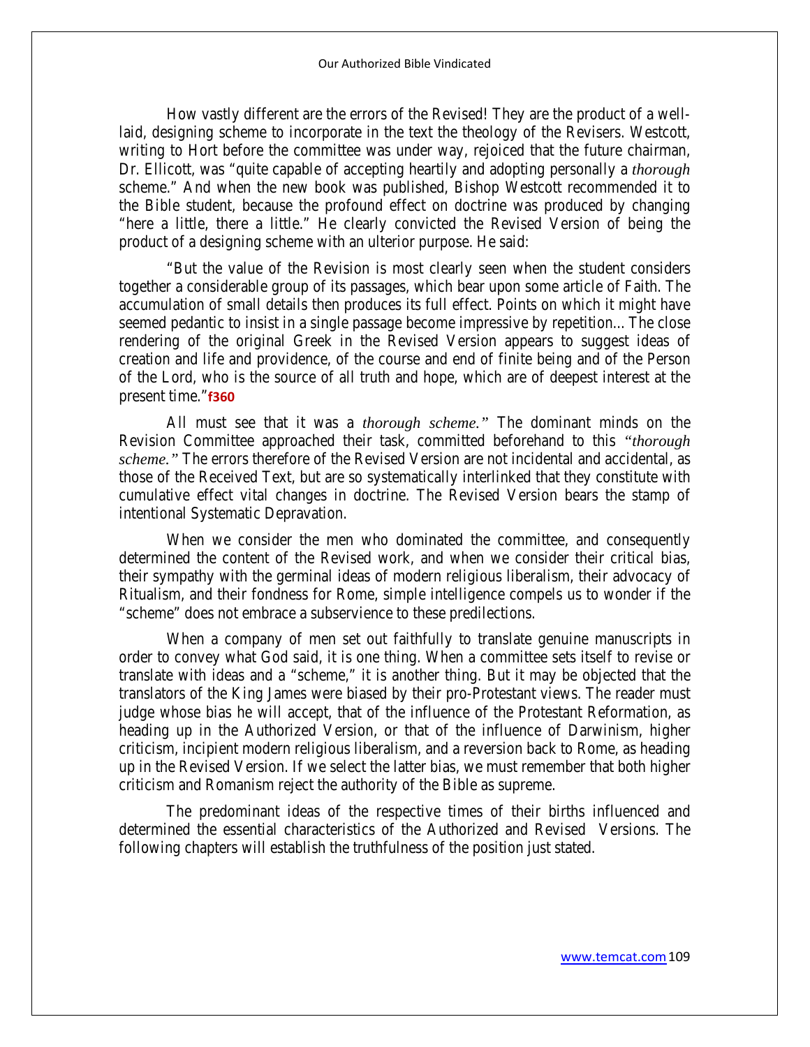How vastly different are the errors of the Revised! They are the product of a well-laid, designing scheme to incorporate in the text the theology of the Revisers. Westcott, writing to Hort before the committee was under way, rejoiced that the future chairman, Dr. Ellicott, was "quite capable of accepting heartily and adopting personally a *thorough* scheme." And when the new book was published, Bishop Westcott recommended it to the Bible student, because the profound effect on doctrine was produced by changing "here a little, there a little." He clearly convicted the Revised Version of being the product of a designing scheme with an ulterior purpose. He said:

"But the value of the Revision is most clearly seen when the student considers together a considerable group of its passages, which bear upon some article of Faith. The accumulation of small details then produces its full effect. Points on which it might have seemed pedantic to insist in a single passage become impressive by repetition... The close rendering of the original Greek in the Revised Version appears to suggest ideas of creation and life and providence, of the course and end of finite being and of the Person of the Lord, who is the source of all truth and hope, which are of deepest interest at the present time."**f360**

All must see that it was a *thorough scheme."* The dominant minds on the Revision Committee approached their task, committed beforehand to this *"thorough scheme."* The errors therefore of the Revised Version are not incidental and accidental, as those of the Received Text, but are so systematically interlinked that they constitute with cumulative effect vital changes in doctrine. The Revised Version bears the stamp of intentional Systematic Depravation.

When we consider the men who dominated the committee, and consequently determined the content of the Revised work, and when we consider their critical bias, their sympathy with the germinal ideas of modern religious liberalism, their advocacy of Ritualism, and their fondness for Rome, simple intelligence compels us to wonder if the "scheme" does not embrace a subservience to these predilections.

When a company of men set out faithfully to translate genuine manuscripts in order to convey what God said, it is one thing. When a committee sets itself to revise or translate with ideas and a "scheme," it is another thing. But it may be objected that the translators of the King James were biased by their pro-Protestant views. The reader must judge whose bias he will accept, that of the influence of the Protestant Reformation, as heading up in the Authorized Version, or that of the influence of Darwinism, higher criticism, incipient modern religious liberalism, and a reversion back to Rome, as heading up in the Revised Version. If we select the latter bias, we must remember that both higher criticism and Romanism reject the authority of the Bible as supreme.

The predominant ideas of the respective times of their births influenced and determined the essential characteristics of the Authorized and Revised Versions. The following chapters will establish the truthfulness of the position just stated.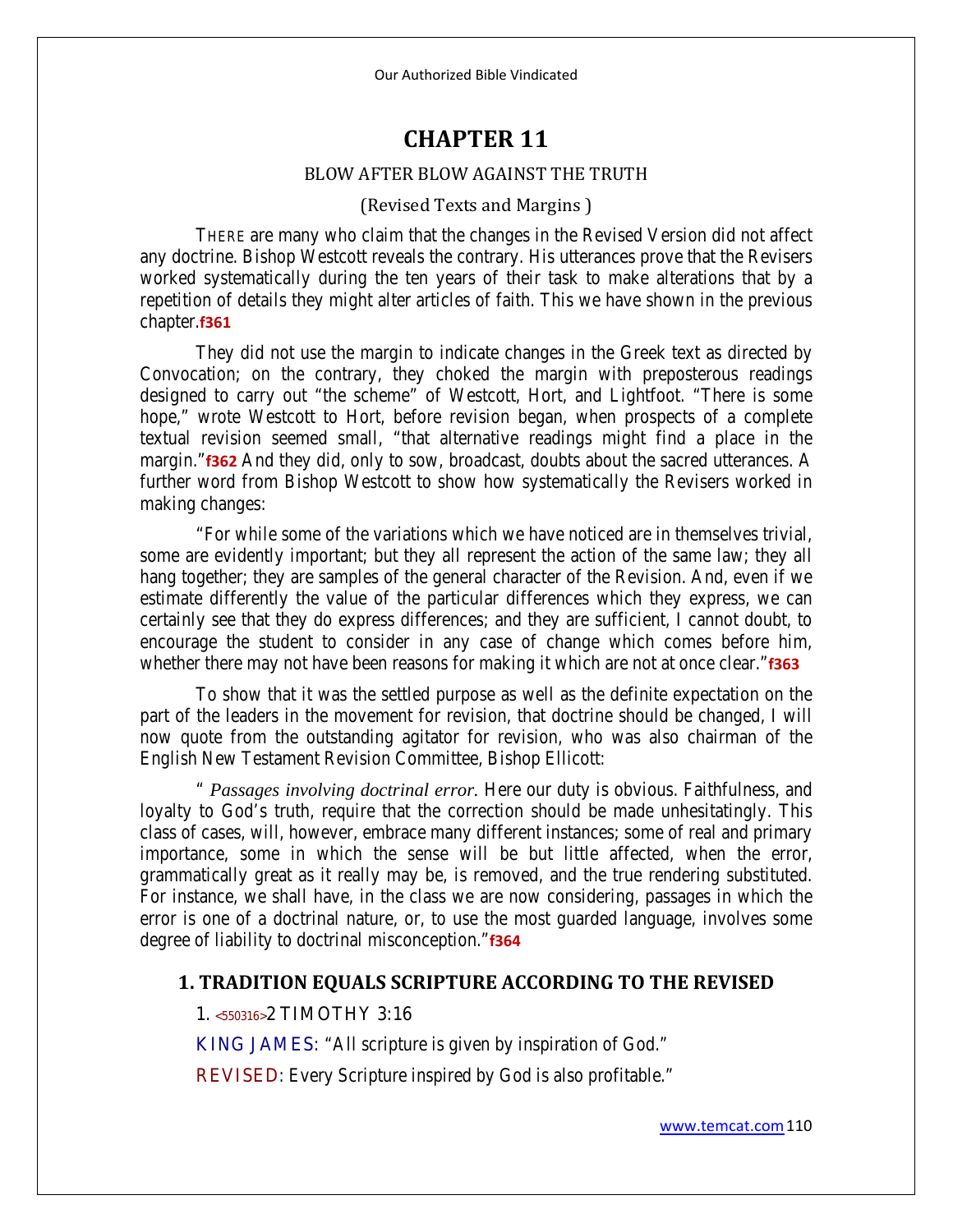# CHAPTER 11

BLOW AFTER BLOW AGAINST THE TRUTH

(Revised Texts and Margins )

THERE are many who claim that the changes in the Revised Version did not affect any doctrine. Bishop Westcott reveals the contrary. His utterances prove that the Revisers worked systematically during the ten years of their task to make alterations that by a repetition of details they might alter articles of faith. This we have shown in the previous chapter.**f361**

They did not use the margin to indicate changes in the Greek text as directed by Convocation; on the contrary, they choked the margin with preposterous readings designed to carry out "the scheme" of Westcott, Hort, and Lightfoot. "There is some hope," wrote Westcott to Hort, before revision began, when prospects of a complete textual revision seemed small, "that alternative readings might find a place in the margin."**f362** And they did, only to sow, broadcast, doubts about the sacred utterances. A further word from Bishop Westcott to show how systematically the Revisers worked in making changes:

"For while some of the variations which we have noticed are in themselves trivial, some are evidently important; but they all represent the action of the same law; they all hang together; they are samples of the general character of the Revision. And, even if we estimate differently the value of the particular differences which they express, we can certainly see that they do express differences; and they are sufficient, I cannot doubt, to encourage the student to consider in any case of change which comes before him, whether there may not have been reasons for making it which are not at once clear."**f363**

To show that it was the settled purpose as well as the definite expectation on the part of the leaders in the movement for revision, that doctrine should be changed, I will now quote from the outstanding agitator for revision, who was also chairman of the English New Testament Revision Committee, Bishop Ellicott:

" *Passages involving doctrinal error.* Here our duty is obvious. Faithfulness, and loyalty to God's truth, require that the correction should be made unhesitatingly. This class of cases, will, however, embrace many different instances; some of real and primary importance, some in which the sense will be but little affected, when the error, grammatically great as it really may be, is removed, and the true rendering substituted. For instance, we shall have, in the class we are now considering, passages in which the error is one of a doctrinal nature, or, to use the most guarded language, involves some degree of liability to doctrinal misconception."**f364**

## 1. TRADITION EQUALS SCRIPTURE ACCORDING TO THE REVISED

1. <550316>2 TIMOTHY 3:16

KING JAMES: "All scripture is given by inspiration of God."

REVISED: Every Scripture inspired by God is also profitable."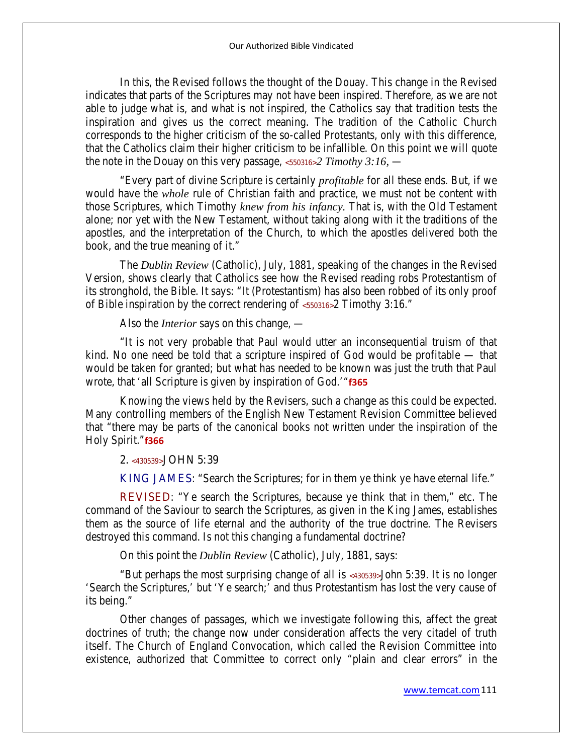In this, the Revised follows the thought of the Douay. This change in the Revised indicates that parts of the Scriptures may not have been inspired. Therefore, as we are not able to judge what is, and what is not inspired, the Catholics say that tradition tests the inspiration and gives us the correct meaning. The tradition of the Catholic Church corresponds to the higher criticism of the so-called Protestants, only with this difference, that the Catholics claim their higher criticism to be infallible. On this point we will quote the note in the Douay on this very passage, <550316>*2 Timothy 3:16*, —

"Every part of divine Scripture is certainly *profitable* for all these ends. But, if we would have the *whole* rule of Christian faith and practice, we must not be content with those Scriptures, which Timothy *knew from his infancy*. That is, with the Old Testament alone; nor yet with the New Testament, without taking along with it the traditions of the apostles, and the interpretation of the Church, to which the apostles delivered both the book, and the true meaning of it."

The *Dublin Review* (Catholic), July, 1881, speaking of the changes in the Revised Version, shows clearly that Catholics see how the Revised reading robs Protestantism of its stronghold, the Bible. It says: "It (Protestantism) has also been robbed of its only proof of Bible inspiration by the correct rendering of <550316>2 Timothy 3:16."

Also the *Interior* says on this change, —

"It is not very probable that Paul would utter an inconsequential truism of that kind. No one need be told that a scripture inspired of God would be profitable — that would be taken for granted; but what has needed to be known was just the truth that Paul wrote, that 'all Scripture is given by inspiration of God.'"**f365**

Knowing the views held by the Revisers, such a change as this could be expected. Many controlling members of the English New Testament Revision Committee believed that "there may be parts of the canonical books not written under the inspiration of the Holy Spirit."**f366**

2. <430539>JOHN 5:39

KING JAMES: "Search the Scriptures; for in them ye think ye have eternal life."

REVISED: "Ye search the Scriptures, because ye think that in them," etc. The command of the Saviour to search the Scriptures, as given in the King James, establishes them as the source of life eternal and the authority of the true doctrine. The Revisers destroyed this command. Is not this changing a fundamental doctrine?

On this point the *Dublin Review* (Catholic), July, 1881, says:

"But perhaps the most surprising change of all is <430539>John 5:39. It is no longer 'Search the Scriptures,' but 'Ye search;' and thus Protestantism has lost the very cause of its being."

Other changes of passages, which we investigate following this, affect the great doctrines of truth; the change now under consideration affects the very citadel of truth itself. The Church of England Convocation, which called the Revision Committee into existence, authorized that Committee to correct only "plain and clear errors" in the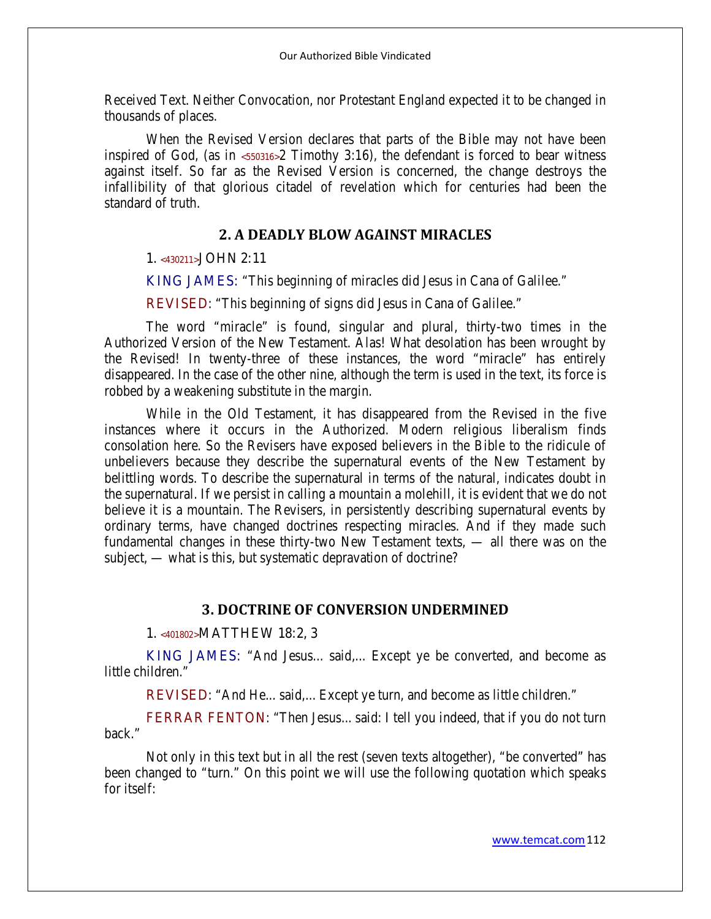Received Text. Neither Convocation, nor Protestant England expected it to be changed in thousands of places.

When the Revised Version declares that parts of the Bible may not have been inspired of God, (as in <550316>2 Timothy 3:16), the defendant is forced to bear witness against itself. So far as the Revised Version is concerned, the change destroys the infallibility of that glorious citadel of revelation which for centuries had been the standard of truth.

## 2. A DEADLY BLOW AGAINST MIRACLES

1. <430211>JOHN 2:11

KING JAMES: "This beginning of miracles did Jesus in Cana of Galilee."

REVISED: "This beginning of signs did Jesus in Cana of Galilee."

The word "miracle" is found, singular and plural, thirty-two times in the Authorized Version of the New Testament. Alas! What desolation has been wrought by the Revised! In twenty-three of these instances, the word "miracle" has entirely disappeared. In the case of the other nine, although the term is used in the text, its force is robbed by a weakening substitute in the margin.

While in the Old Testament, it has disappeared from the Revised in the five instances where it occurs in the Authorized. Modern religious liberalism finds consolation here. So the Revisers have exposed believers in the Bible to the ridicule of unbelievers because they describe the supernatural events of the New Testament by belittling words. To describe the supernatural in terms of the natural, indicates doubt in the supernatural. If we persist in calling a mountain a molehill, it is evident that we do not believe it is a mountain. The Revisers, in persistently describing supernatural events by ordinary terms, have changed doctrines respecting miracles. And if they made such fundamental changes in these thirty-two New Testament texts, — all there was on the subject, — what is this, but systematic depravation of doctrine?

## 3. DOCTRINE OF CONVERSION UNDERMINED

1. <401802>MATTHEW 18:2, 3

KING JAMES: "And Jesus... said,... Except ye be converted, and become as little children."

REVISED: "And He... said,... Except ye turn, and become as little children."

FERRAR FENTON: "Then Jesus... said: I tell you indeed, that if you do not turn back."

Not only in this text but in all the rest (seven texts altogether), "be converted" has been changed to "turn." On this point we will use the following quotation which speaks for itself: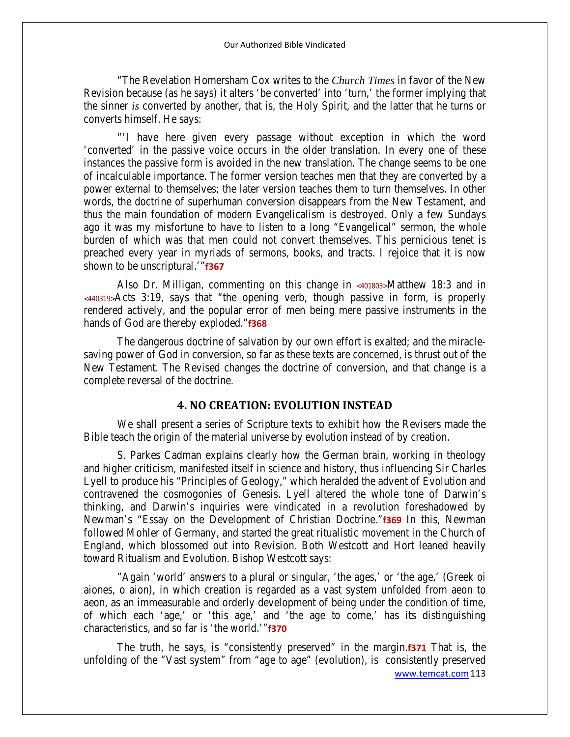"The Revelation Homersham Cox writes to the *Church Times* in favor of the New Revision because (as he says) it alters 'be converted' into 'turn,' the former implying that the sinner *is* converted by another, that is, the Holy Spirit, and the latter that he turns or converts himself. He says:

"'I have here given every passage without exception in which the word 'converted' in the passive voice occurs in the older translation. In every one of these instances the passive form is avoided in the new translation. The change seems to be one of incalculable importance. The former version teaches men that they are converted by a power external to themselves; the later version teaches them to turn themselves. In other words, the doctrine of superhuman conversion disappears from the New Testament, and thus the main foundation of modern Evangelicalism is destroyed. Only a few Sundays ago it was my misfortune to have to listen to a long "Evangelical" sermon, the whole burden of which was that men could not convert themselves. This pernicious tenet is preached every year in myriads of sermons, books, and tracts. I rejoice that it is now shown to be unscriptural.'"**f367**

Also Dr. Milligan, commenting on this change in <401803>Matthew 18:3 and in <440319>Acts 3:19, says that "the opening verb, though passive in form, is properly rendered actively, and the popular error of men being mere passive instruments in the hands of God are thereby exploded."**f368**

The dangerous doctrine of salvation by our own effort is exalted; and the miracle-saving power of God in conversion, so far as these texts are concerned, is thrust out of the New Testament. The Revised changes the doctrine of conversion, and that change is a complete reversal of the doctrine.

## 4. NO CREATION: EVOLUTION INSTEAD

We shall present a series of Scripture texts to exhibit how the Revisers made the Bible teach the origin of the material universe by evolution instead of by creation.

S. Parkes Cadman explains clearly how the German brain, working in theology and higher criticism, manifested itself in science and history, thus influencing Sir Charles Lyell to produce his "Principles of Geology," which heralded the advent of Evolution and contravened the cosmogonies of Genesis. Lyell altered the whole tone of Darwin's thinking, and Darwin's inquiries were vindicated in a revolution foreshadowed by Newman's "Essay on the Development of Christian Doctrine."**f369** In this, Newman followed Mohler of Germany, and started the great ritualistic movement in the Church of England, which blossomed out into Revision. Both Westcott and Hort leaned heavily toward Ritualism and Evolution. Bishop Westcott says:

"Again 'world' answers to a plural or singular, 'the ages,' or 'the age,' (Greek oi aiones, o aion), in which creation is regarded as a vast system unfolded from aeon to aeon, as an immeasurable and orderly development of being under the condition of time, of which each 'age,' or 'this age,' and 'the age to come,' has its distinguishing characteristics, and so far is 'the world.'"**f370**

The truth, he says, is "consistently preserved" in the margin.**f371** That is, the unfolding of the "Vast system" from "age to age" (evolution), is consistently preserved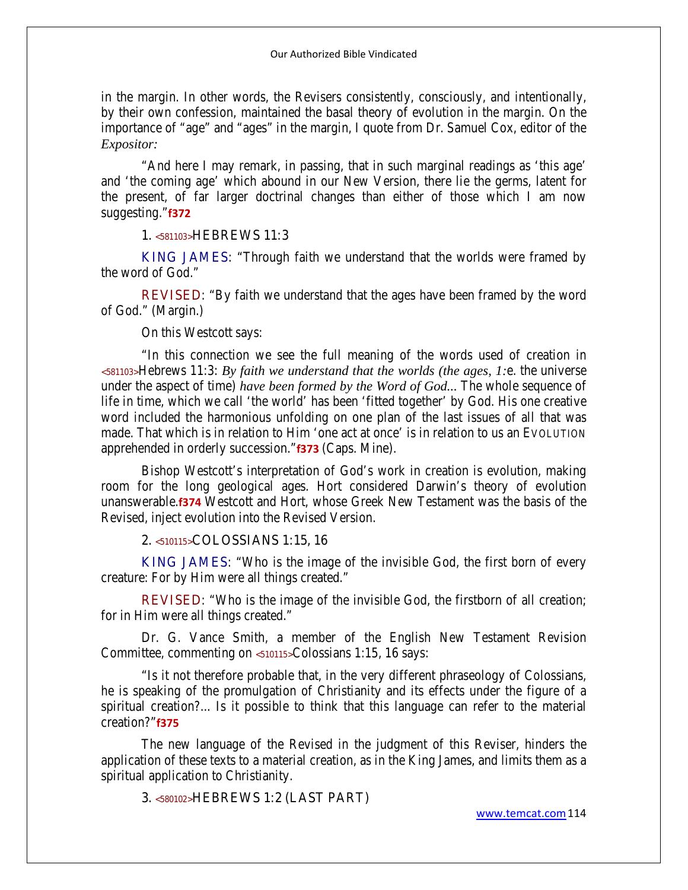in the margin. In other words, the Revisers consistently, consciously, and intentionally, by their own confession, maintained the basal theory of evolution in the margin. On the importance of "age" and "ages" in the margin, I quote from Dr. Samuel Cox, editor of the *Expositor:*

"And here I may remark, in passing, that in such marginal readings as 'this age' and 'the coming age' which abound in our New Version, there lie the germs, latent for the present, of far larger doctrinal changes than either of those which I am now suggesting."**f372**

1. <581103>HEBREWS 11:3

KING JAMES: "Through faith we understand that the worlds were framed by the word of God."

REVISED: "By faith we understand that the ages have been framed by the word of God." (Margin.)

On this Westcott says:

"In this connection we see the full meaning of the words used of creation in <581103>Hebrews 11:3: *By faith we understand that the worlds (the ages, 1:*e. the universe under the aspect of time) *have been formed by the Word of God...* The whole sequence of life in time, which we call 'the world' has been 'fitted together' by God. His one creative word included the harmonious unfolding on one plan of the last issues of all that was made. That which is in relation to Him 'one act at once' is in relation to us an EVOLUTION apprehended in orderly succession."**f373** (Caps. Mine).

Bishop Westcott's interpretation of God's work in creation is evolution, making room for the long geological ages. Hort considered Darwin's theory of evolution unanswerable.**f374** Westcott and Hort, whose Greek New Testament was the basis of the Revised, inject evolution into the Revised Version.

2. <510115>COLOSSIANS 1:15, 16

KING JAMES: "Who is the image of the invisible God, the first born of every creature: For by Him were all things created."

REVISED: "Who is the image of the invisible God, the firstborn of all creation; for in Him were all things created."

Dr. G. Vance Smith, a member of the English New Testament Revision Committee, commenting on <510115>Colossians 1:15, 16 says:

"Is it not therefore probable that, in the very different phraseology of Colossians, he is speaking of the promulgation of Christianity and its effects under the figure of a spiritual creation?... Is it possible to think that this language can refer to the material creation?"**f375**

The new language of the Revised in the judgment of this Reviser, hinders the application of these texts to a material creation, as in the King James, and limits them as a spiritual application to Christianity.

3. <580102>HEBREWS 1:2 (LAST PART)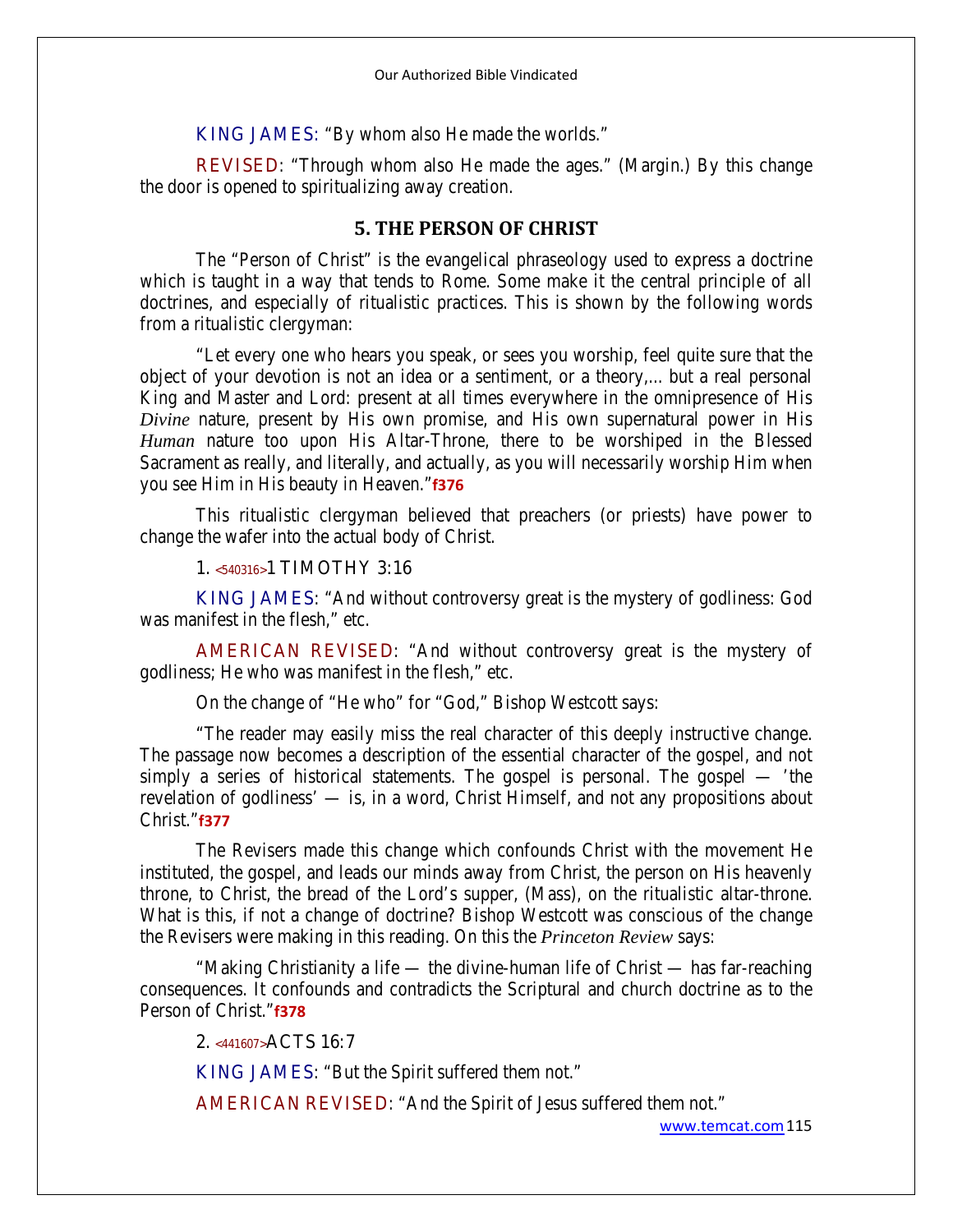KING JAMES: "By whom also He made the worlds."

REVISED: "Through whom also He made the ages." (Margin.) By this change the door is opened to spiritualizing away creation.

## 5. THE PERSON OF CHRIST

The "Person of Christ" is the evangelical phraseology used to express a doctrine which is taught in a way that tends to Rome. Some make it the central principle of all doctrines, and especially of ritualistic practices. This is shown by the following words from a ritualistic clergyman:

"Let every one who hears you speak, or sees you worship, feel quite sure that the object of your devotion is not an idea or a sentiment, or a theory,... but a real personal King and Master and Lord: present at all times everywhere in the omnipresence of His *Divine* nature, present by His own promise, and His own supernatural power in His *Human* nature too upon His Altar-Throne, there to be worshiped in the Blessed Sacrament as really, and literally, and actually, as you will necessarily worship Him when you see Him in His beauty in Heaven."**f376**

This ritualistic clergyman believed that preachers (or priests) have power to change the wafer into the actual body of Christ.

1. <540316>1 TIMOTHY 3:16

KING JAMES: "And without controversy great is the mystery of godliness: God was manifest in the flesh," etc.

AMERICAN REVISED: "And without controversy great is the mystery of godliness; He who was manifest in the flesh," etc.

On the change of "He who" for "God," Bishop Westcott says:

"The reader may easily miss the real character of this deeply instructive change. The passage now becomes a description of the essential character of the gospel, and not simply a series of historical statements. The gospel is personal. The gospel — 'the revelation of godliness' — is, in a word, Christ Himself, and not any propositions about Christ."**f377**

The Revisers made this change which confounds Christ with the movement He instituted, the gospel, and leads our minds away from Christ, the person on His heavenly throne, to Christ, the bread of the Lord's supper, (Mass), on the ritualistic altar-throne. What is this, if not a change of doctrine? Bishop Westcott was conscious of the change the Revisers were making in this reading. On this the *Princeton Review* says:

"Making Christianity a life — the divine-human life of Christ — has far-reaching consequences. It confounds and contradicts the Scriptural and church doctrine as to the Person of Christ."**f378**

2. <441607>ACTS 16:7

KING JAMES: "But the Spirit suffered them not."

AMERICAN REVISED: "And the Spirit of Jesus suffered them not."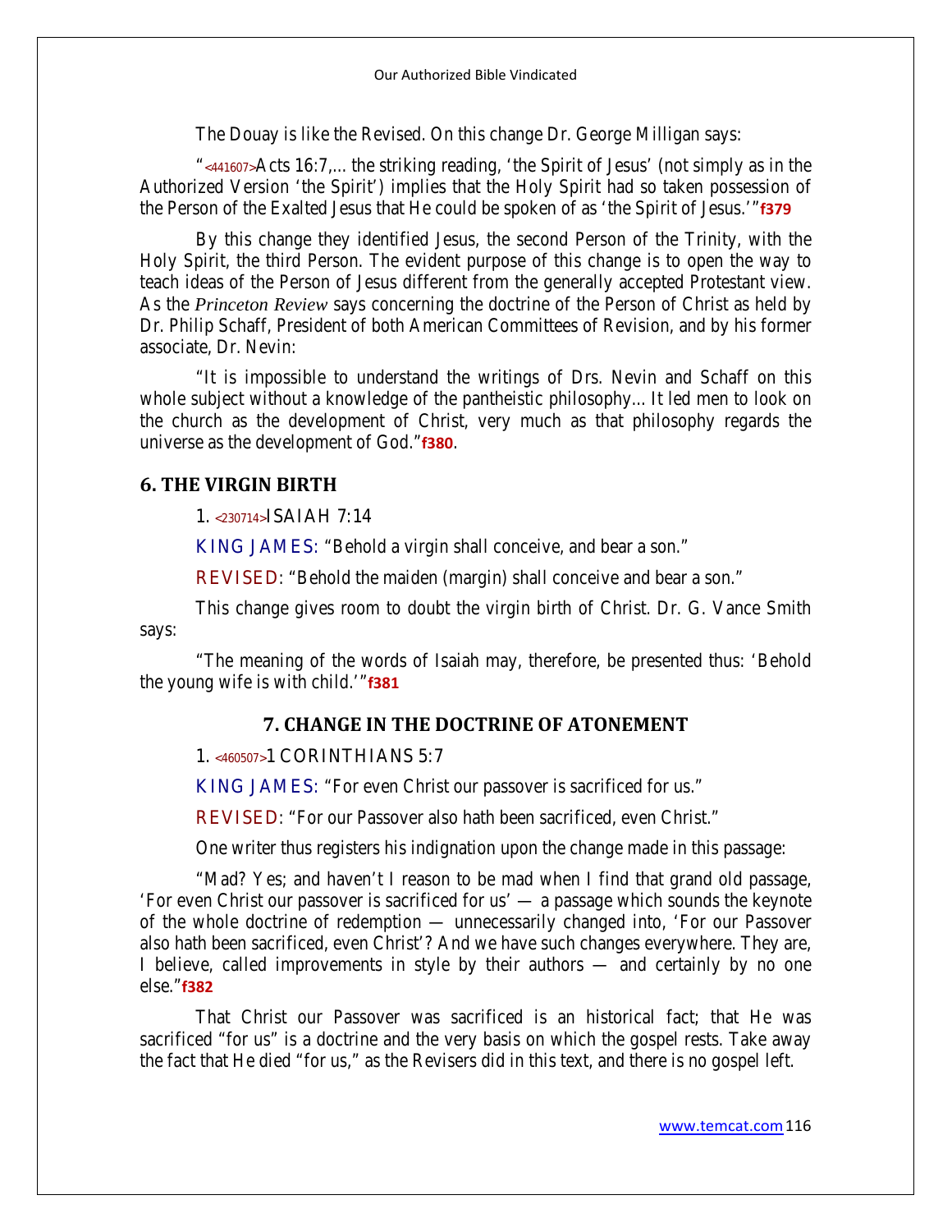The Douay is like the Revised. On this change Dr. George Milligan says:

"<441607>Acts 16:7,... the striking reading, 'the Spirit of Jesus' (not simply as in the Authorized Version 'the Spirit') implies that the Holy Spirit had so taken possession of the Person of the Exalted Jesus that He could be spoken of as 'the Spirit of Jesus.'"**f379**

By this change they identified Jesus, the second Person of the Trinity, with the Holy Spirit, the third Person. The evident purpose of this change is to open the way to teach ideas of the Person of Jesus different from the generally accepted Protestant view. As the *Princeton Review* says concerning the doctrine of the Person of Christ as held by Dr. Philip Schaff, President of both American Committees of Revision, and by his former associate, Dr. Nevin:

"It is impossible to understand the writings of Drs. Nevin and Schaff on this whole subject without a knowledge of the pantheistic philosophy... It led men to look on the church as the development of Christ, very much as that philosophy regards the universe as the development of God."**f380**.

## 6. THE VIRGIN BIRTH

1. <230714>ISAIAH 7:14

KING JAMES: "Behold a virgin shall conceive, and bear a son."

REVISED: "Behold the maiden (margin) shall conceive and bear a son."

This change gives room to doubt the virgin birth of Christ. Dr. G. Vance Smith says:

"The meaning of the words of Isaiah may, therefore, be presented thus: 'Behold the young wife is with child.'"**f381**

## 7. CHANGE IN THE DOCTRINE OF ATONEMENT

1. <460507>1 CORINTHIANS 5:7

KING JAMES: "For even Christ our passover is sacrificed for us."

REVISED: "For our Passover also hath been sacrificed, even Christ."

One writer thus registers his indignation upon the change made in this passage:

"Mad? Yes; and haven't I reason to be mad when I find that grand old passage, 'For even Christ our passover is sacrificed for us' — a passage which sounds the keynote of the whole doctrine of redemption — unnecessarily changed into, 'For our Passover also hath been sacrificed, even Christ'? And we have such changes everywhere. They are, I believe, called improvements in style by their authors — and certainly by no one else."**f382**

That Christ our Passover was sacrificed is an historical fact; that He was sacrificed "for us" is a doctrine and the very basis on which the gospel rests. Take away the fact that He died "for us," as the Revisers did in this text, and there is no gospel left.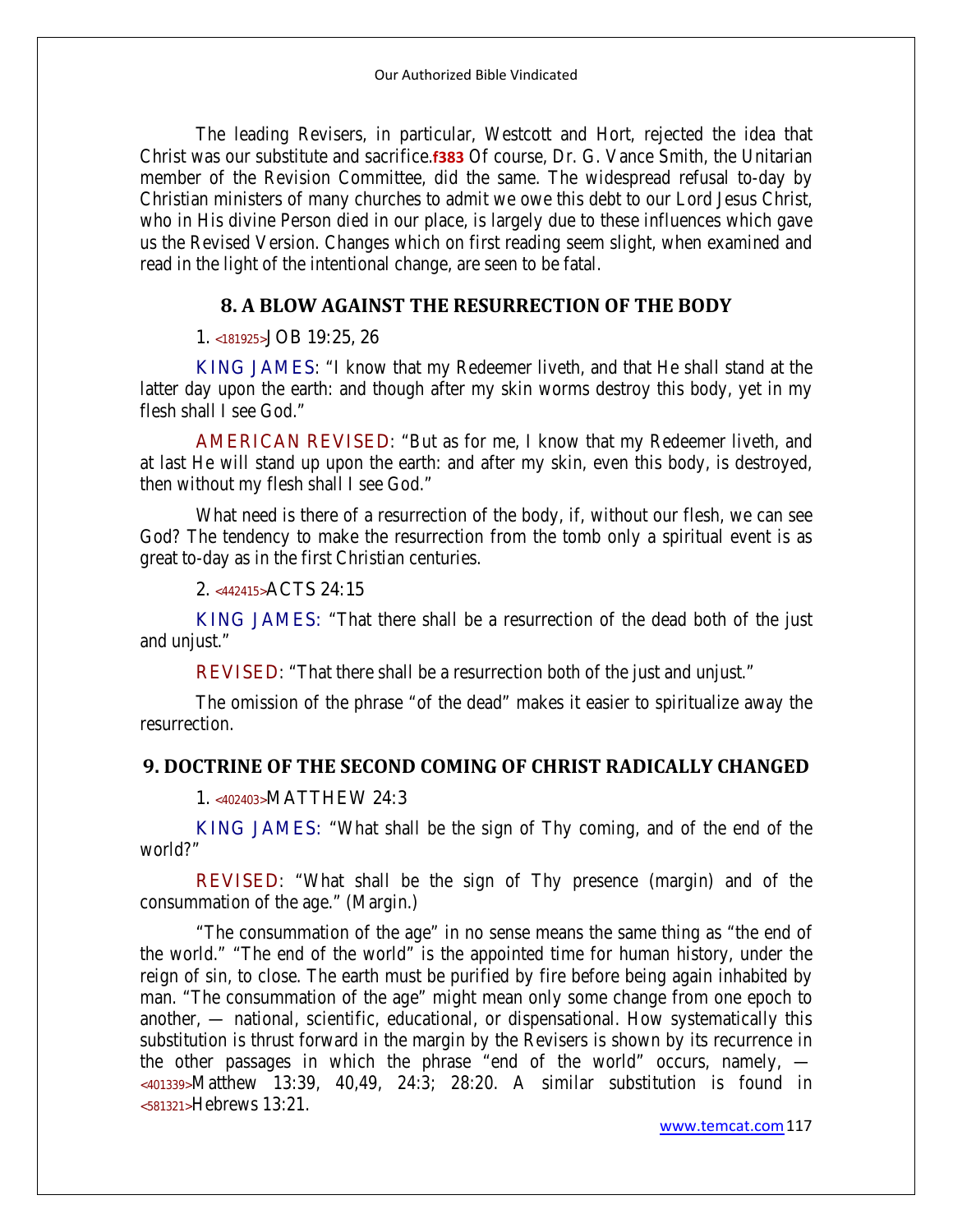The leading Revisers, in particular, Westcott and Hort, rejected the idea that Christ was our substitute and sacrifice.**f383** Of course, Dr. G. Vance Smith, the Unitarian member of the Revision Committee, did the same. The widespread refusal to-day by Christian ministers of many churches to admit we owe this debt to our Lord Jesus Christ, who in His divine Person died in our place, is largely due to these influences which gave us the Revised Version. Changes which on first reading seem slight, when examined and read in the light of the intentional change, are seen to be fatal.

## 8. A BLOW AGAINST THE RESURRECTION OF THE BODY

1. <181925>JOB 19:25, 26

KING JAMES: "I know that my Redeemer liveth, and that He shall stand at the latter day upon the earth: and though after my skin worms destroy this body, yet in my flesh shall I see God."

AMERICAN REVISED: "But as for me, I know that my Redeemer liveth, and at last He will stand up upon the earth: and after my skin, even this body, is destroyed, then without my flesh shall I see God."

What need is there of a resurrection of the body, if, without our flesh, we can see God? The tendency to make the resurrection from the tomb only a spiritual event is as great to-day as in the first Christian centuries.

2. <442415>ACTS 24:15

KING JAMES: "That there shall be a resurrection of the dead both of the just and unjust."

REVISED: "That there shall be a resurrection both of the just and unjust."

The omission of the phrase "of the dead" makes it easier to spiritualize away the resurrection.

## 9. DOCTRINE OF THE SECOND COMING OF CHRIST RADICALLY CHANGED

1. <402403>MATTHEW 24:3

KING JAMES: "What shall be the sign of Thy coming, and of the end of the world?"

REVISED: "What shall be the sign of Thy presence (margin) and of the consummation of the age." (Margin.)

"The consummation of the age" in no sense means the same thing as "the end of the world." "The end of the world" is the appointed time for human history, under the reign of sin, to close. The earth must be purified by fire before being again inhabited by man. "The consummation of the age" might mean only some change from one epoch to another, — national, scientific, educational, or dispensational. How systematically this substitution is thrust forward in the margin by the Revisers is shown by its recurrence in the other passages in which the phrase "end of the world" occurs, namely, — <401339>Matthew 13:39, 40,49, 24:3; 28:20. A similar substitution is found in <581321>Hebrews 13:21.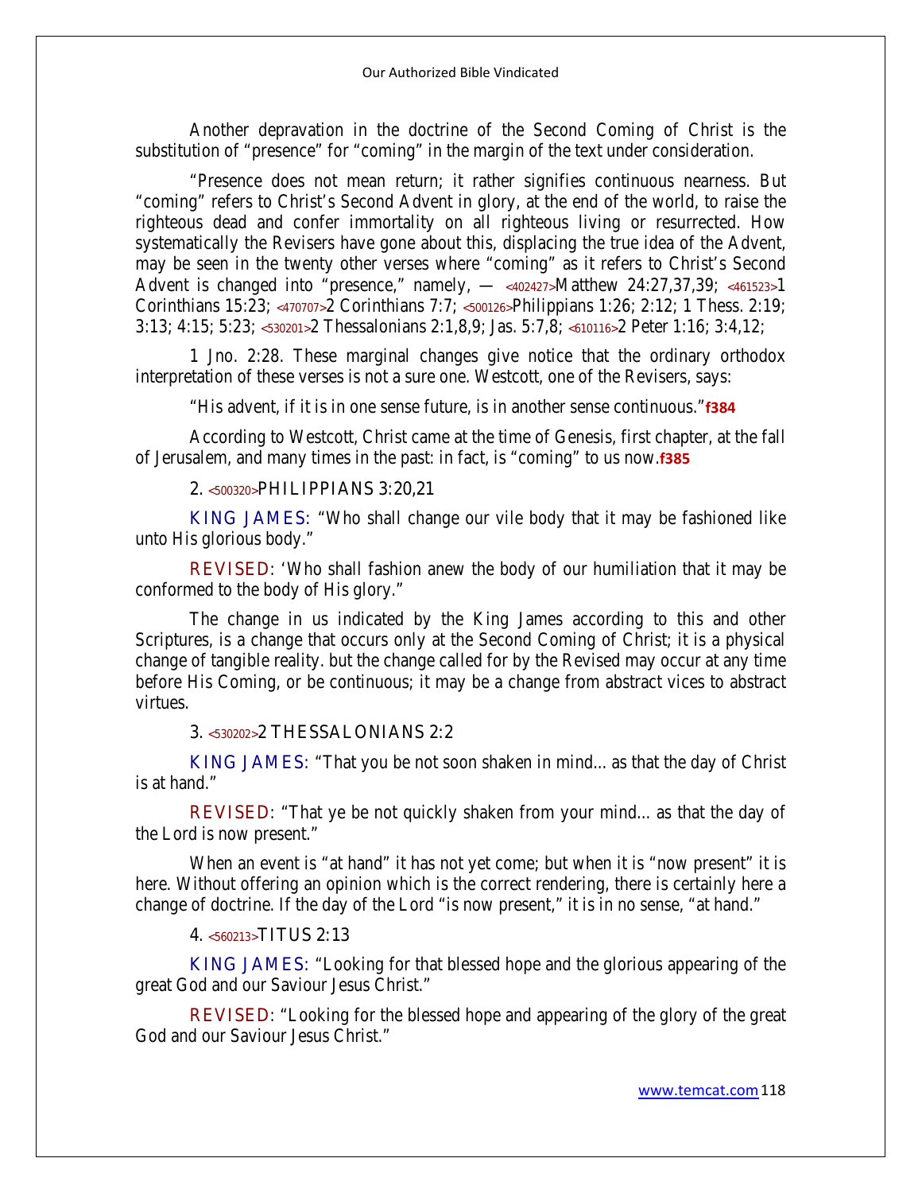Another depravation in the doctrine of the Second Coming of Christ is the substitution of "presence" for "coming" in the margin of the text under consideration.

"Presence does not mean return; it rather signifies continuous nearness. But "coming" refers to Christ's Second Advent in glory, at the end of the world, to raise the righteous dead and confer immortality on all righteous living or resurrected. How systematically the Revisers have gone about this, displacing the true idea of the Advent, may be seen in the twenty other verses where "coming" as it refers to Christ's Second Advent is changed into "presence," namely, — <402427>Matthew 24:27,37,39; <461523>1 Corinthians 15:23; <470707>2 Corinthians 7:7; <500126>Philippians 1:26; 2:12; 1 Thess. 2:19; 3:13; 4:15; 5:23; <530201>2 Thessalonians 2:1,8,9; Jas. 5:7,8; <610116>2 Peter 1:16; 3:4,12;

1 Jno. 2:28. These marginal changes give notice that the ordinary orthodox interpretation of these verses is not a sure one. Westcott, one of the Revisers, says:

"His advent, if it is in one sense future, is in another sense continuous."**f384**

According to Westcott, Christ came at the time of Genesis, first chapter, at the fall of Jerusalem, and many times in the past: in fact, is "coming" to us now.**f385**

2. <500320>PHILIPPIANS 3:20,21

KING JAMES: "Who shall change our vile body that it may be fashioned like unto His glorious body."

REVISED: 'Who shall fashion anew the body of our humiliation that it may be conformed to the body of His glory."

The change in us indicated by the King James according to this and other Scriptures, is a change that occurs only at the Second Coming of Christ; it is a physical change of tangible reality. but the change called for by the Revised may occur at any time before His Coming, or be continuous; it may be a change from abstract vices to abstract virtues.

3. <530202>2 THESSALONIANS 2:2

KING JAMES: "That you be not soon shaken in mind... as that the day of Christ is at hand."

REVISED: "That ye be not quickly shaken from your mind... as that the day of the Lord is now present."

When an event is "at hand" it has not yet come; but when it is "now present" it is here. Without offering an opinion which is the correct rendering, there is certainly here a change of doctrine. If the day of the Lord "is now present," it is in no sense, "at hand."

4. <560213>TITUS 2:13

KING JAMES: "Looking for that blessed hope and the glorious appearing of the great God and our Saviour Jesus Christ."

REVISED: "Looking for the blessed hope and appearing of the glory of the great God and our Saviour Jesus Christ."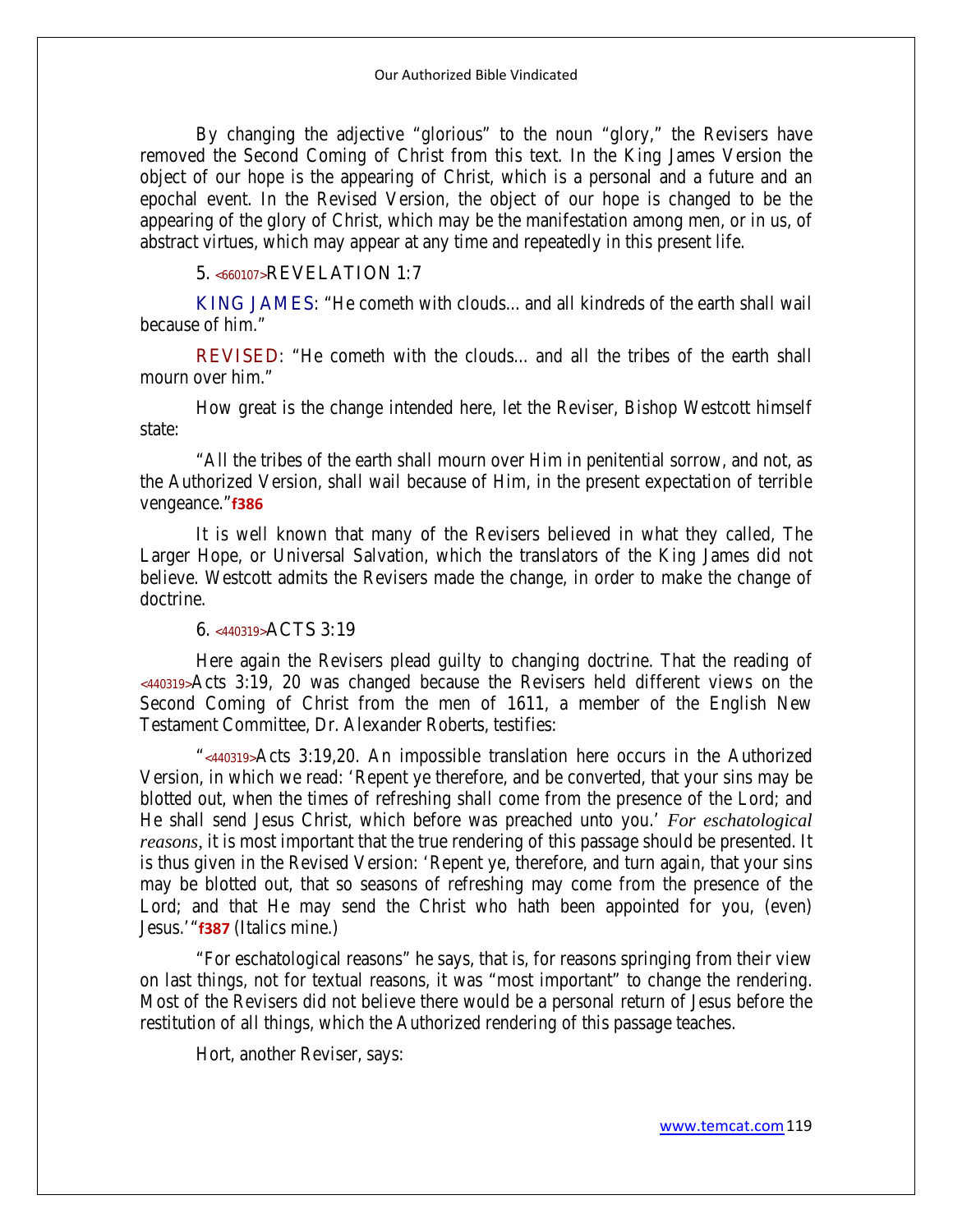By changing the adjective "glorious" to the noun "glory," the Revisers have removed the Second Coming of Christ from this text. In the King James Version the object of our hope is the appearing of Christ, which is a personal and a future and an epochal event. In the Revised Version, the object of our hope is changed to be the appearing of the glory of Christ, which may be the manifestation among men, or in us, of abstract virtues, which may appear at any time and repeatedly in this present life.

5. <660107>REVELATION 1:7

KING JAMES: "He cometh with clouds... and all kindreds of the earth shall wail because of him."

REVISED: "He cometh with the clouds... and all the tribes of the earth shall mourn over him."

How great is the change intended here, let the Reviser, Bishop Westcott himself state:

"All the tribes of the earth shall mourn over Him in penitential sorrow, and not, as the Authorized Version, shall wail because of Him, in the present expectation of terrible vengeance."**f386**

It is well known that many of the Revisers believed in what they called, The Larger Hope, or Universal Salvation, which the translators of the King James did not believe. Westcott admits the Revisers made the change, in order to make the change of doctrine.

6. <440319>ACTS 3:19

Here again the Revisers plead guilty to changing doctrine. That the reading of <440319>Acts 3:19, 20 was changed because the Revisers held different views on the Second Coming of Christ from the men of 1611, a member of the English New Testament Committee, Dr. Alexander Roberts, testifies:

"<440319>Acts 3:19,20. An impossible translation here occurs in the Authorized Version, in which we read: 'Repent ye therefore, and be converted, that your sins may be blotted out, when the times of refreshing shall come from the presence of the Lord; and He shall send Jesus Christ, which before was preached unto you.' *For eschatological reasons*, it is most important that the true rendering of this passage should be presented. It is thus given in the Revised Version: 'Repent ye, therefore, and turn again, that your sins may be blotted out, that so seasons of refreshing may come from the presence of the Lord; and that He may send the Christ who hath been appointed for you, (even) Jesus.'"**f387** (Italics mine.)

"For eschatological reasons" he says, that is, for reasons springing from their view on last things, not for textual reasons, it was "most important" to change the rendering. Most of the Revisers did not believe there would be a personal return of Jesus before the restitution of all things, which the Authorized rendering of this passage teaches.

Hort, another Reviser, says: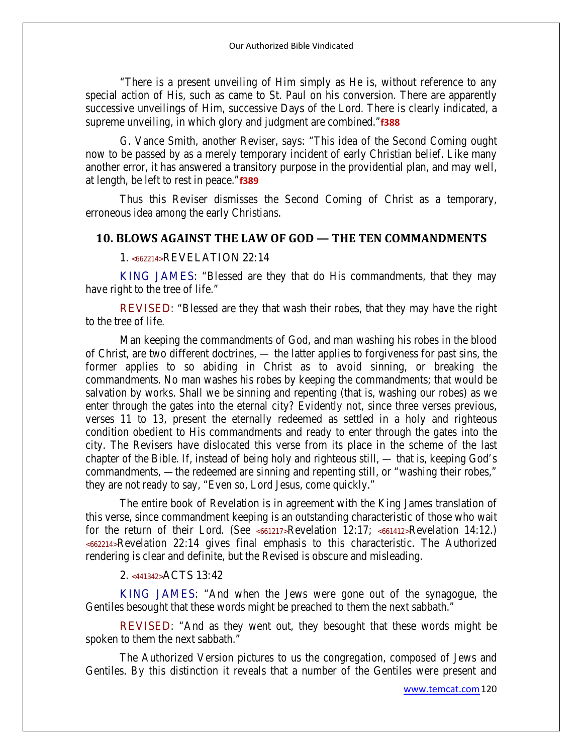"There is a present unveiling of Him simply as He is, without reference to any special action of His, such as came to St. Paul on his conversion. There are apparently successive unveilings of Him, successive Days of the Lord. There is clearly indicated, a supreme unveiling, in which glory and judgment are combined."**f388**

G. Vance Smith, another Reviser, says: "This idea of the Second Coming ought now to be passed by as a merely temporary incident of early Christian belief. Like many another error, it has answered a transitory purpose in the providential plan, and may well, at length, be left to rest in peace."**f389**

Thus this Reviser dismisses the Second Coming of Christ as a temporary, erroneous idea among the early Christians.

## 10. BLOWS AGAINST THE LAW OF GOD — THE TEN COMMANDMENTS

1. <662214>REVELATION 22:14

KING JAMES: "Blessed are they that do His commandments, that they may have right to the tree of life."

REVISED: "Blessed are they that wash their robes, that they may have the right to the tree of life.

Man keeping the commandments of God, and man washing his robes in the blood of Christ, are two different doctrines, — the latter applies to forgiveness for past sins, the former applies to so abiding in Christ as to avoid sinning, or breaking the commandments. No man washes his robes by keeping the commandments; that would be salvation by works. Shall we be sinning and repenting (that is, washing our robes) as we enter through the gates into the eternal city? Evidently not, since three verses previous, verses 11 to 13, present the eternally redeemed as settled in a holy and righteous condition obedient to His commandments and ready to enter through the gates into the city. The Revisers have dislocated this verse from its place in the scheme of the last chapter of the Bible. If, instead of being holy and righteous still, — that is, keeping God's commandments, — the redeemed are sinning and repenting still, or "washing their robes," they are not ready to say, "Even so, Lord Jesus, come quickly."

The entire book of Revelation is in agreement with the King James translation of this verse, since commandment keeping is an outstanding characteristic of those who wait for the return of their Lord. (See <661217>Revelation 12:17; <661412>Revelation 14:12.) <662214>Revelation 22:14 gives final emphasis to this characteristic. The Authorized rendering is clear and definite, but the Revised is obscure and misleading.

2. <441342>ACTS 13:42

KING JAMES: "And when the Jews were gone out of the synagogue, the Gentiles besought that these words might be preached to them the next sabbath."

REVISED: "And as they went out, they besought that these words might be spoken to them the next sabbath."

The Authorized Version pictures to us the congregation, composed of Jews and Gentiles. By this distinction it reveals that a number of the Gentiles were present and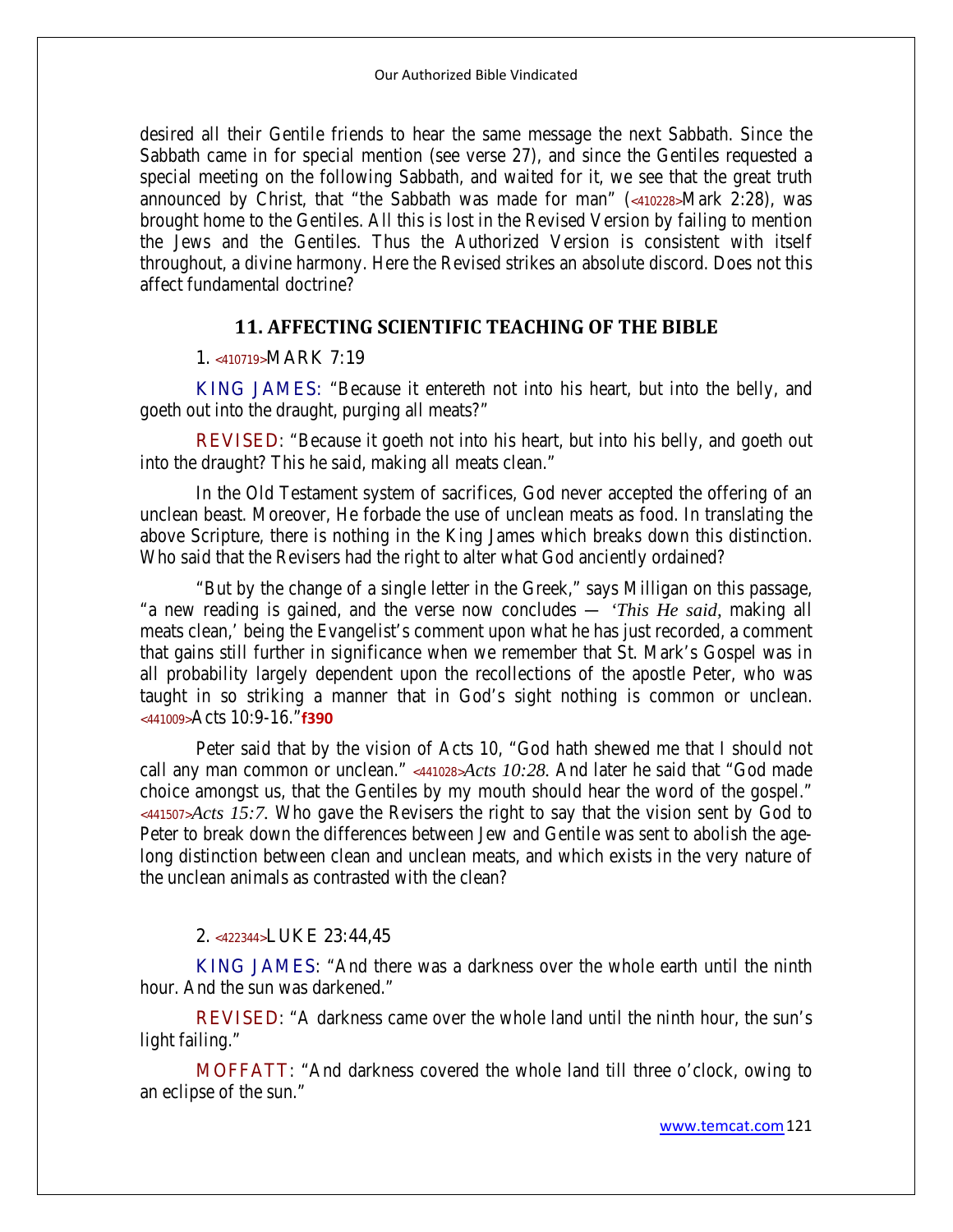desired all their Gentile friends to hear the same message the next Sabbath. Since the Sabbath came in for special mention (see verse 27), and since the Gentiles requested a special meeting on the following Sabbath, and waited for it, we see that the great truth announced by Christ, that "the Sabbath was made for man" (<410228>Mark 2:28), was brought home to the Gentiles. All this is lost in the Revised Version by failing to mention the Jews and the Gentiles. Thus the Authorized Version is consistent with itself throughout, a divine harmony. Here the Revised strikes an absolute discord. Does not this affect fundamental doctrine?

## 11. AFFECTING SCIENTIFIC TEACHING OF THE BIBLE

1. <410719>MARK 7:19

KING JAMES: "Because it entereth not into his heart, but into the belly, and goeth out into the draught, purging all meats?"

REVISED: "Because it goeth not into his heart, but into his belly, and goeth out into the draught? This he said, making all meats clean."

In the Old Testament system of sacrifices, God never accepted the offering of an unclean beast. Moreover, He forbade the use of unclean meats as food. In translating the above Scripture, there is nothing in the King James which breaks down this distinction. Who said that the Revisers had the right to alter what God anciently ordained?

"But by the change of a single letter in the Greek," says Milligan on this passage, "a new reading is gained, and the verse now concludes — *'This He said*, making all meats clean,' being the Evangelist's comment upon what he has just recorded, a comment that gains still further in significance when we remember that St. Mark's Gospel was in all probability largely dependent upon the recollections of the apostle Peter, who was taught in so striking a manner that in God's sight nothing is common or unclean. <441009>Acts 10:9-16."**f390**

Peter said that by the vision of Acts 10, "God hath shewed me that I should not call any man common or unclean." <441028>*Acts 10:28*. And later he said that "God made choice amongst us, that the Gentiles by my mouth should hear the word of the gospel." <441507>*Acts 15:7*. Who gave the Revisers the right to say that the vision sent by God to Peter to break down the differences between Jew and Gentile was sent to abolish the age-long distinction between clean and unclean meats, and which exists in the very nature of the unclean animals as contrasted with the clean?

2. <422344>LUKE 23:44,45

KING JAMES: "And there was a darkness over the whole earth until the ninth hour. And the sun was darkened."

REVISED: "A darkness came over the whole land until the ninth hour, the sun's light failing."

MOFFATT: "And darkness covered the whole land till three o'clock, owing to an eclipse of the sun."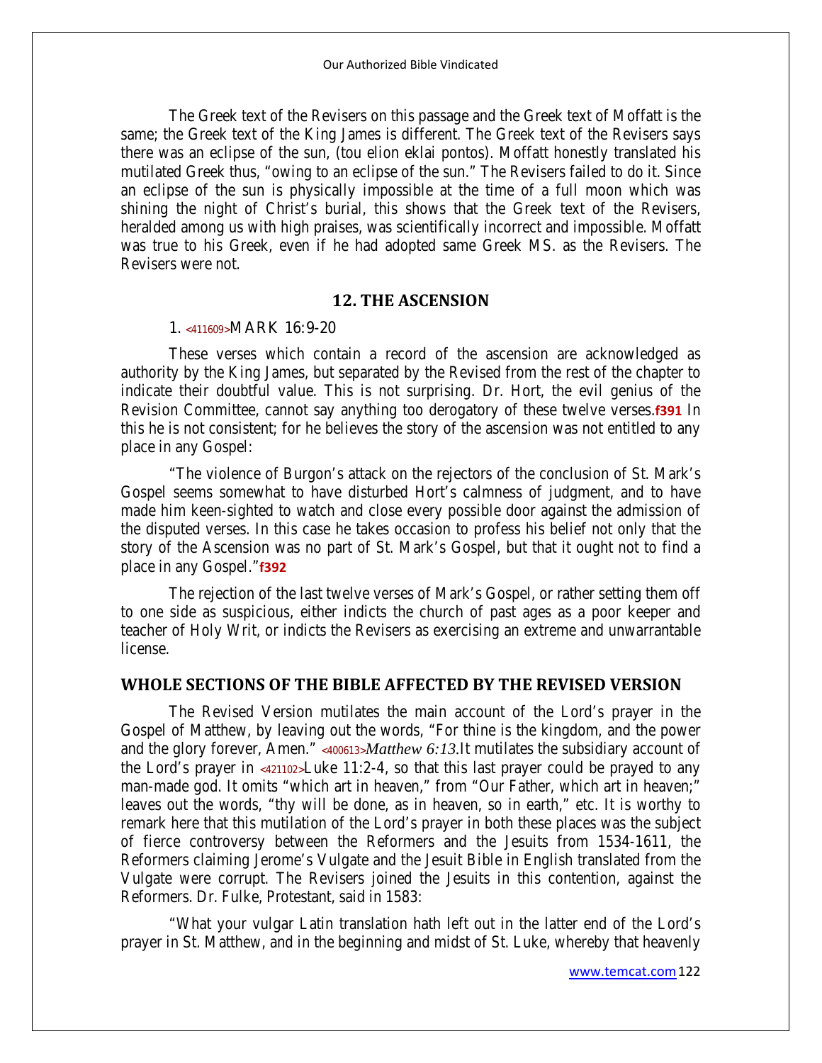The Greek text of the Revisers on this passage and the Greek text of Moffatt is the same; the Greek text of the King James is different. The Greek text of the Revisers says there was an eclipse of the sun, (tou elion eklai pontos). Moffatt honestly translated his mutilated Greek thus, "owing to an eclipse of the sun." The Revisers failed to do it. Since an eclipse of the sun is physically impossible at the time of a full moon which was shining the night of Christ's burial, this shows that the Greek text of the Revisers, heralded among us with high praises, was scientifically incorrect and impossible. Moffatt was true to his Greek, even if he had adopted same Greek MS. as the Revisers. The Revisers were not.

## 12. THE ASCENSION

1. <411609>MARK 16:9-20

These verses which contain a record of the ascension are acknowledged as authority by the King James, but separated by the Revised from the rest of the chapter to indicate their doubtful value. This is not surprising. Dr. Hort, the evil genius of the Revision Committee, cannot say anything too derogatory of these twelve verses.**f391** In this he is not consistent; for he believes the story of the ascension was not entitled to any place in any Gospel:

"The violence of Burgon's attack on the rejectors of the conclusion of St. Mark's Gospel seems somewhat to have disturbed Hort's calmness of judgment, and to have made him keen-sighted to watch and close every possible door against the admission of the disputed verses. In this case he takes occasion to profess his belief not only that the story of the Ascension was no part of St. Mark's Gospel, but that it ought not to find a place in any Gospel."**f392**

The rejection of the last twelve verses of Mark's Gospel, or rather setting them off to one side as suspicious, either indicts the church of past ages as a poor keeper and teacher of Holy Writ, or indicts the Revisers as exercising an extreme and unwarrantable license.

## WHOLE SECTIONS OF THE BIBLE AFFECTED BY THE REVISED VERSION

The Revised Version mutilates the main account of the Lord's prayer in the Gospel of Matthew, by leaving out the words, "For thine is the kingdom, and the power and the glory forever, Amen." <400613>*Matthew 6:13.*It mutilates the subsidiary account of the Lord's prayer in <421102>Luke 11:2-4, so that this last prayer could be prayed to any man-made god. It omits "which art in heaven," from "Our Father, which art in heaven;" leaves out the words, "thy will be done, as in heaven, so in earth," etc. It is worthy to remark here that this mutilation of the Lord's prayer in both these places was the subject of fierce controversy between the Reformers and the Jesuits from 1534-1611, the Reformers claiming Jerome's Vulgate and the Jesuit Bible in English translated from the Vulgate were corrupt. The Revisers joined the Jesuits in this contention, against the Reformers. Dr. Fulke, Protestant, said in 1583:

"What your vulgar Latin translation hath left out in the latter end of the Lord's prayer in St. Matthew, and in the beginning and midst of St. Luke, whereby that heavenly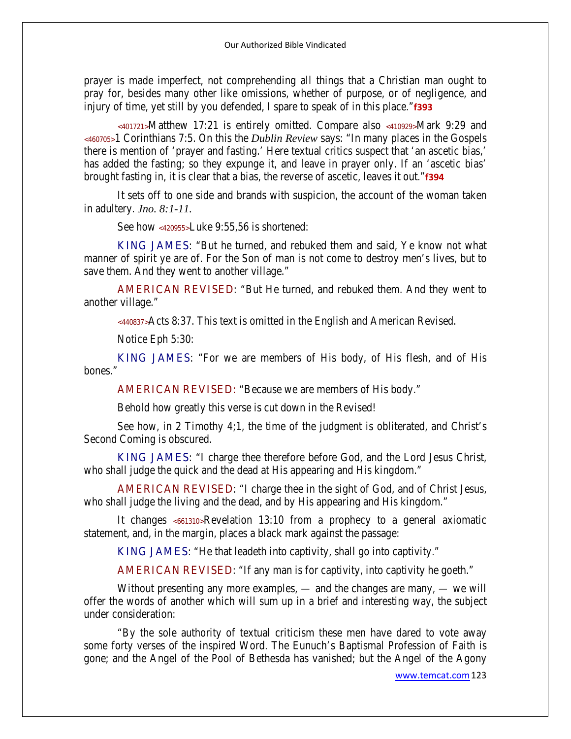prayer is made imperfect, not comprehending all things that a Christian man ought to pray for, besides many other like omissions, whether of purpose, or of negligence, and injury of time, yet still by you defended, I spare to speak of in this place."**f393**

<401721>Matthew 17:21 is entirely omitted. Compare also <410929>Mark 9:29 and <460705>1 Corinthians 7:5. On this the *Dublin Review* says: "In many places in the Gospels there is mention of 'prayer and fasting.' Here textual critics suspect that 'an ascetic bias,' has added the fasting; so they expunge it, and leave in prayer only. If an 'ascetic bias' brought fasting in, it is clear that a bias, the reverse of ascetic, leaves it out."**f394**

It sets off to one side and brands with suspicion, the account of the woman taken in adultery. *Jno. 8:1-11.*

See how <420955>Luke 9:55,56 is shortened:

KING JAMES: "But he turned, and rebuked them and said, Ye know not what manner of spirit ye are of. For the Son of man is not come to destroy men's lives, but to save them. And they went to another village."

AMERICAN REVISED: "But He turned, and rebuked them. And they went to another village."

<440837>Acts 8:37. This text is omitted in the English and American Revised.

Notice Eph 5:30:

KING JAMES: "For we are members of His body, of His flesh, and of His bones."

AMERICAN REVISED: "Because we are members of His body."

Behold how greatly this verse is cut down in the Revised!

See how, in 2 Timothy 4;1, the time of the judgment is obliterated, and Christ's Second Coming is obscured.

KING JAMES: "I charge thee therefore before God, and the Lord Jesus Christ, who shall judge the quick and the dead at His appearing and His kingdom."

AMERICAN REVISED: "I charge thee in the sight of God, and of Christ Jesus, who shall judge the living and the dead, and by His appearing and His kingdom."

It changes <661310>Revelation 13:10 from a prophecy to a general axiomatic statement, and, in the margin, places a black mark against the passage:

KING JAMES: "He that leadeth into captivity, shall go into captivity."

AMERICAN REVISED: "If any man is for captivity, into captivity he goeth."

Without presenting any more examples, — and the changes are many, — we will offer the words of another which will sum up in a brief and interesting way, the subject under consideration:

"By the sole authority of textual criticism these men have dared to vote away some forty verses of the inspired Word. The Eunuch's Baptismal Profession of Faith is gone; and the Angel of the Pool of Bethesda has vanished; but the Angel of the Agony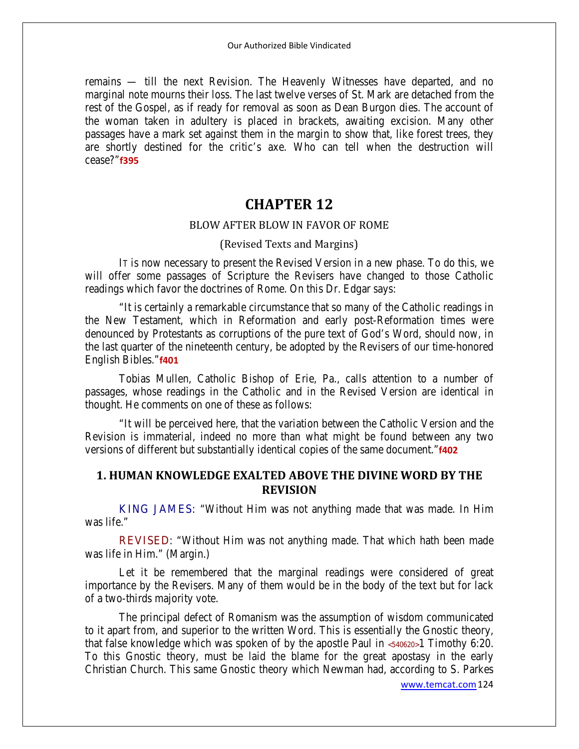remains — till the next Revision. The Heavenly Witnesses have departed, and no marginal note mourns their loss. The last twelve verses of St. Mark are detached from the rest of the Gospel, as if ready for removal as soon as Dean Burgon dies. The account of the woman taken in adultery is placed in brackets, awaiting excision. Many other passages have a mark set against them in the margin to show that, like forest trees, they are shortly destined for the critic's axe. Who can tell when the destruction will cease?"**f395**

# CHAPTER 12

## BLOW AFTER BLOW IN FAVOR OF ROME

(Revised Texts and Margins)

IT is now necessary to present the Revised Version in a new phase. To do this, we will offer some passages of Scripture the Revisers have changed to those Catholic readings which favor the doctrines of Rome. On this Dr. Edgar says:

"It is certainly a remarkable circumstance that so many of the Catholic readings in the New Testament, which in Reformation and early post-Reformation times were denounced by Protestants as corruptions of the pure text of God's Word, should now, in the last quarter of the nineteenth century, be adopted by the Revisers of our time-honored English Bibles."**f401**

Tobias Mullen, Catholic Bishop of Erie, Pa., calls attention to a number of passages, whose readings in the Catholic and in the Revised Version are identical in thought. He comments on one of these as follows:

"It will be perceived here, that the variation between the Catholic Version and the Revision is immaterial, indeed no more than what might be found between any two versions of different but substantially identical copies of the same document."**f402**

### 1. HUMAN KNOWLEDGE EXALTED ABOVE THE DIVINE WORD BY THE REVISION

KING JAMES: "Without Him was not anything made that was made. In Him was life."

REVISED: "Without Him was not anything made. That which hath been made was life in Him." (Margin.)

Let it be remembered that the marginal readings were considered of great importance by the Revisers. Many of them would be in the body of the text but for lack of a two-thirds majority vote.

The principal defect of Romanism was the assumption of wisdom communicated to it apart from, and superior to the written Word. This is essentially the Gnostic theory, that false knowledge which was spoken of by the apostle Paul in <540620>1 Timothy 6:20. To this Gnostic theory, must be laid the blame for the great apostasy in the early Christian Church. This same Gnostic theory which Newman had, according to S. Parkes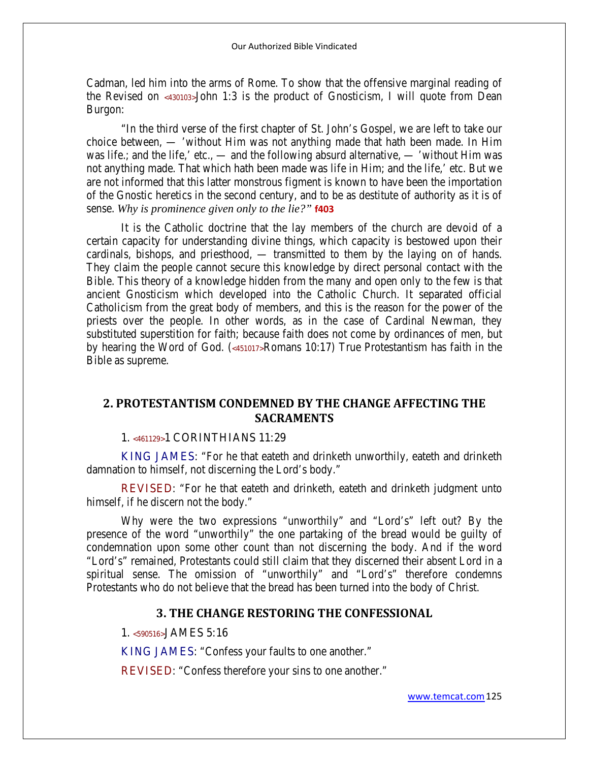Cadman, led him into the arms of Rome. To show that the offensive marginal reading of the Revised on <430103>John 1:3 is the product of Gnosticism, I will quote from Dean Burgon:

"In the third verse of the first chapter of St. John's Gospel, we are left to take our choice between, — 'without Him was not anything made that hath been made. In Him was life.; and the life,' etc., — and the following absurd alternative, — 'without Him was not anything made. That which hath been made was life in Him; and the life,' etc. But we are not informed that this latter monstrous figment is known to have been the importation of the Gnostic heretics in the second century, and to be as destitute of authority as it is of sense. *Why is prominence given only to the lie?"* **f403**

It is the Catholic doctrine that the lay members of the church are devoid of a certain capacity for understanding divine things, which capacity is bestowed upon their cardinals, bishops, and priesthood, — transmitted to them by the laying on of hands. They claim the people cannot secure this knowledge by direct personal contact with the Bible. This theory of a knowledge hidden from the many and open only to the few is that ancient Gnosticism which developed into the Catholic Church. It separated official Catholicism from the great body of members, and this is the reason for the power of the priests over the people. In other words, as in the case of Cardinal Newman, they substituted superstition for faith; because faith does not come by ordinances of men, but by hearing the Word of God. (<451017>Romans 10:17) True Protestantism has faith in the Bible as supreme.

## 2. PROTESTANTISM CONDEMNED BY THE CHANGE AFFECTING THE SACRAMENTS

1. <461129>1 CORINTHIANS 11:29

KING JAMES: "For he that eateth and drinketh unworthily, eateth and drinketh damnation to himself, not discerning the Lord's body."

REVISED: "For he that eateth and drinketh, eateth and drinketh judgment unto himself, if he discern not the body."

Why were the two expressions "unworthily" and "Lord's" left out? By the presence of the word "unworthily" the one partaking of the bread would be guilty of condemnation upon some other count than not discerning the body. And if the word "Lord's" remained, Protestants could still claim that they discerned their absent Lord in a spiritual sense. The omission of "unworthily" and "Lord's" therefore condemns Protestants who do not believe that the bread has been turned into the body of Christ.

## 3. THE CHANGE RESTORING THE CONFESSIONAL

1. <590516>JAMES 5:16

KING JAMES: "Confess your faults to one another."

REVISED: "Confess therefore your sins to one another."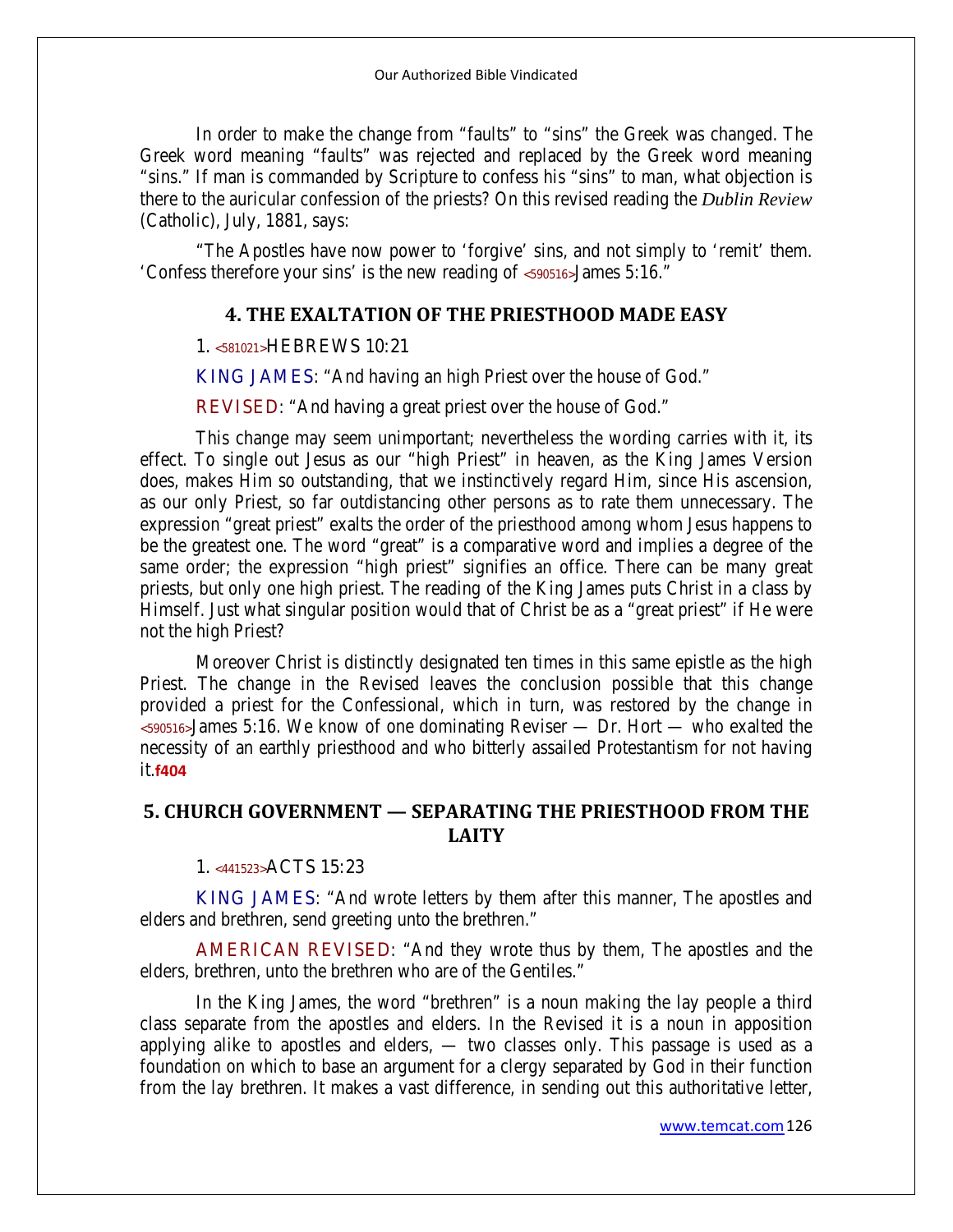In order to make the change from "faults" to "sins" the Greek was changed. The Greek word meaning "faults" was rejected and replaced by the Greek word meaning "sins." If man is commanded by Scripture to confess his "sins" to man, what objection is there to the auricular confession of the priests? On this revised reading the *Dublin Review* (Catholic), July, 1881, says:

"The Apostles have now power to 'forgive' sins, and not simply to 'remit' them. 'Confess therefore your sins' is the new reading of <590516>James 5:16."

## 4. THE EXALTATION OF THE PRIESTHOOD MADE EASY

1. <581021>HEBREWS 10:21

KING JAMES: "And having an high Priest over the house of God."

REVISED: "And having a great priest over the house of God."

This change may seem unimportant; nevertheless the wording carries with it, its effect. To single out Jesus as our "high Priest" in heaven, as the King James Version does, makes Him so outstanding, that we instinctively regard Him, since His ascension, as our only Priest, so far outdistancing other persons as to rate them unnecessary. The expression "great priest" exalts the order of the priesthood among whom Jesus happens to be the greatest one. The word "great" is a comparative word and implies a degree of the same order; the expression "high priest" signifies an office. There can be many great priests, but only one high priest. The reading of the King James puts Christ in a class by Himself. Just what singular position would that of Christ be as a "great priest" if He were not the high Priest?

Moreover Christ is distinctly designated ten times in this same epistle as the high Priest. The change in the Revised leaves the conclusion possible that this change provided a priest for the Confessional, which in turn, was restored by the change in <590516>James 5:16. We know of one dominating Reviser — Dr. Hort — who exalted the necessity of an earthly priesthood and who bitterly assailed Protestantism for not having it.**f404**

## 5. CHURCH GOVERNMENT — SEPARATING THE PRIESTHOOD FROM THE LAITY

1. <441523>ACTS 15:23

KING JAMES: "And wrote letters by them after this manner, The apostles and elders and brethren, send greeting unto the brethren."

AMERICAN REVISED: "And they wrote thus by them, The apostles and the elders, brethren, unto the brethren who are of the Gentiles."

In the King James, the word "brethren" is a noun making the lay people a third class separate from the apostles and elders. In the Revised it is a noun in apposition applying alike to apostles and elders, — two classes only. This passage is used as a foundation on which to base an argument for a clergy separated by God in their function from the lay brethren. It makes a vast difference, in sending out this authoritative letter,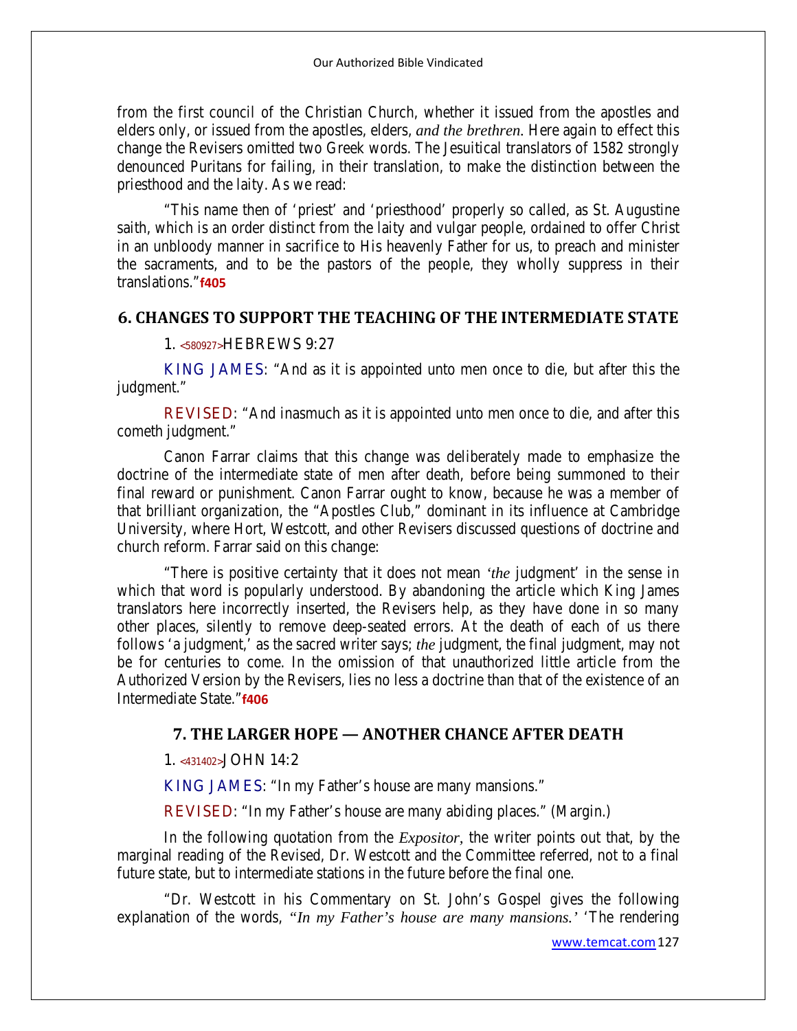from the first council of the Christian Church, whether it issued from the apostles and elders only, or issued from the apostles, elders, *and the brethren*. Here again to effect this change the Revisers omitted two Greek words. The Jesuitical translators of 1582 strongly denounced Puritans for failing, in their translation, to make the distinction between the priesthood and the laity. As we read:

"This name then of 'priest' and 'priesthood' properly so called, as St. Augustine saith, which is an order distinct from the laity and vulgar people, ordained to offer Christ in an unbloody manner in sacrifice to His heavenly Father for us, to preach and minister the sacraments, and to be the pastors of the people, they wholly suppress in their translations."**f405**

## 6. CHANGES TO SUPPORT THE TEACHING OF THE INTERMEDIATE STATE

1. <580927>HEBREWS 9:27

KING JAMES: "And as it is appointed unto men once to die, but after this the judgment."

REVISED: "And inasmuch as it is appointed unto men once to die, and after this cometh judgment."

Canon Farrar claims that this change was deliberately made to emphasize the doctrine of the intermediate state of men after death, before being summoned to their final reward or punishment. Canon Farrar ought to know, because he was a member of that brilliant organization, the "Apostles Club," dominant in its influence at Cambridge University, where Hort, Westcott, and other Revisers discussed questions of doctrine and church reform. Farrar said on this change:

"There is positive certainty that it does not mean '*the* judgment' in the sense in which that word is popularly understood. By abandoning the article which King James translators here incorrectly inserted, the Revisers help, as they have done in so many other places, silently to remove deep-seated errors. At the death of each of us there follows 'a judgment,' as the sacred writer says; *the* judgment, the final judgment, may not be for centuries to come. In the omission of that unauthorized little article from the Authorized Version by the Revisers, lies no less a doctrine than that of the existence of an Intermediate State."**f406**

## 7. THE LARGER HOPE — ANOTHER CHANCE AFTER DEATH

1. <431402>JOHN 14:2

KING JAMES: "In my Father's house are many mansions."

REVISED: "In my Father's house are many abiding places." (Margin.)

In the following quotation from the *Expositor*, the writer points out that, by the marginal reading of the Revised, Dr. Westcott and the Committee referred, not to a final future state, but to intermediate stations in the future before the final one.

"Dr. Westcott in his Commentary on St. John's Gospel gives the following explanation of the words, *"In my Father's house are many mansions.'* 'The rendering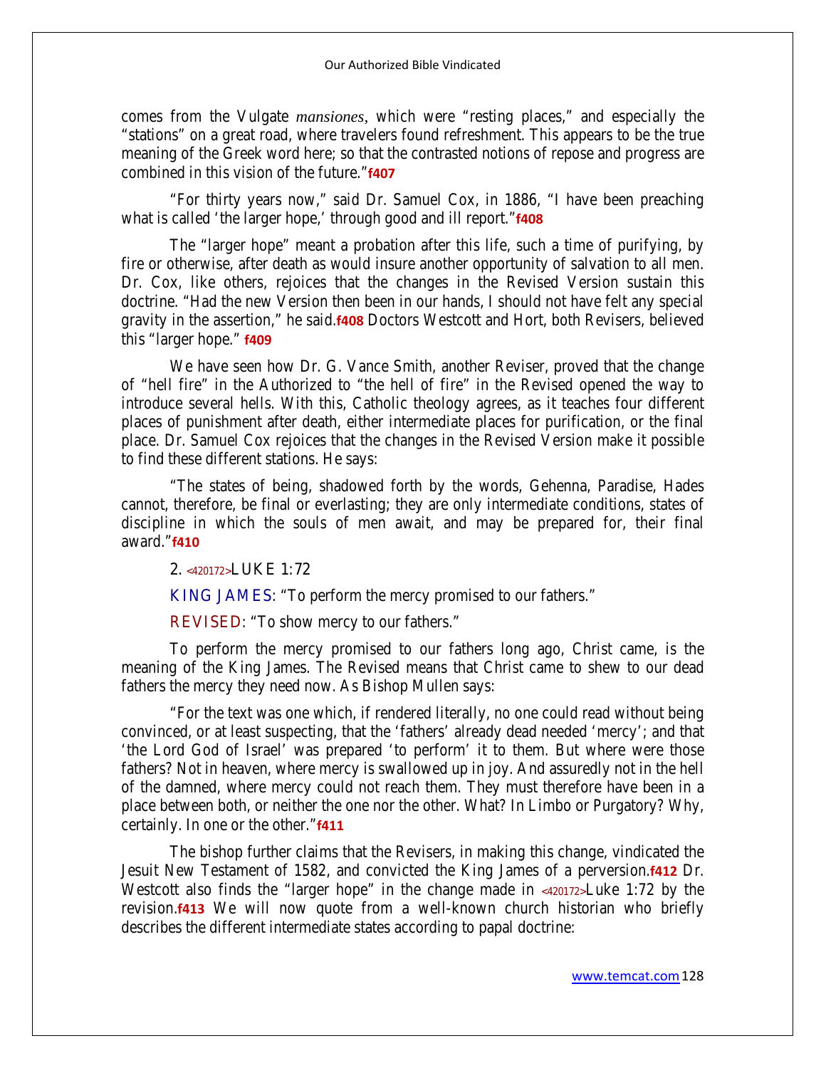comes from the Vulgate *mansiones*, which were "resting places," and especially the "stations" on a great road, where travelers found refreshment. This appears to be the true meaning of the Greek word here; so that the contrasted notions of repose and progress are combined in this vision of the future."**f407**

"For thirty years now," said Dr. Samuel Cox, in 1886, "I have been preaching what is called 'the larger hope,' through good and ill report."**f408**

The "larger hope" meant a probation after this life, such a time of purifying, by fire or otherwise, after death as would insure another opportunity of salvation to all men. Dr. Cox, like others, rejoices that the changes in the Revised Version sustain this doctrine. "Had the new Version then been in our hands, I should not have felt any special gravity in the assertion," he said.**f408** Doctors Westcott and Hort, both Revisers, believed this "larger hope." **f409**

We have seen how Dr. G. Vance Smith, another Reviser, proved that the change of "hell fire" in the Authorized to "the hell of fire" in the Revised opened the way to introduce several hells. With this, Catholic theology agrees, as it teaches four different places of punishment after death, either intermediate places for purification, or the final place. Dr. Samuel Cox rejoices that the changes in the Revised Version make it possible to find these different stations. He says:

"The states of being, shadowed forth by the words, Gehenna, Paradise, Hades cannot, therefore, be final or everlasting; they are only intermediate conditions, states of discipline in which the souls of men await, and may be prepared for, their final award."**f410**

2. <420172>LUKE 1:72

KING JAMES: "To perform the mercy promised to our fathers."

REVISED: "To show mercy to our fathers."

To perform the mercy promised to our fathers long ago, Christ came, is the meaning of the King James. The Revised means that Christ came to shew to our dead fathers the mercy they need now. As Bishop Mullen says:

"For the text was one which, if rendered literally, no one could read without being convinced, or at least suspecting, that the 'fathers' already dead needed 'mercy'; and that 'the Lord God of Israel' was prepared 'to perform' it to them. But where were those fathers? Not in heaven, where mercy is swallowed up in joy. And assuredly not in the hell of the damned, where mercy could not reach them. They must therefore have been in a place between both, or neither the one nor the other. What? In Limbo or Purgatory? Why, certainly. In one or the other."**f411**

The bishop further claims that the Revisers, in making this change, vindicated the Jesuit New Testament of 1582, and convicted the King James of a perversion.**f412** Dr. Westcott also finds the "larger hope" in the change made in <420172>Luke 1:72 by the revision.**f413** We will now quote from a well-known church historian who briefly describes the different intermediate states according to papal doctrine: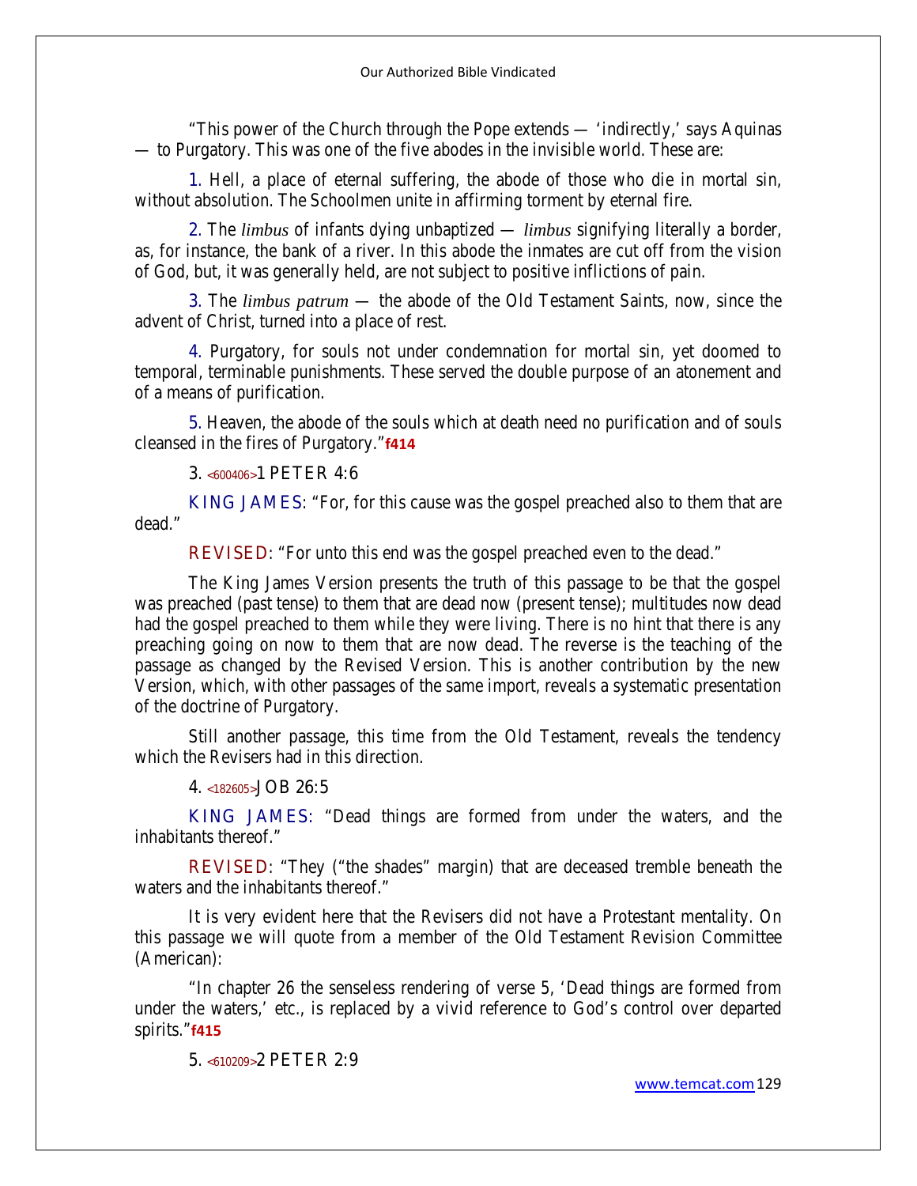"This power of the Church through the Pope extends — 'indirectly,' says Aquinas — to Purgatory. This was one of the five abodes in the invisible world. These are:

1. Hell, a place of eternal suffering, the abode of those who die in mortal sin, without absolution. The Schoolmen unite in affirming torment by eternal fire.

2. The *limbus* of infants dying unbaptized — *limbus* signifying literally a border, as, for instance, the bank of a river. In this abode the inmates are cut off from the vision of God, but, it was generally held, are not subject to positive inflictions of pain.

3. The *limbus patrum* — the abode of the Old Testament Saints, now, since the advent of Christ, turned into a place of rest.

4. Purgatory, for souls not under condemnation for mortal sin, yet doomed to temporal, terminable punishments. These served the double purpose of an atonement and of a means of purification.

5. Heaven, the abode of the souls which at death need no purification and of souls cleansed in the fires of Purgatory."**f414**

3. <600406>1 PETER 4:6

KING JAMES: "For, for this cause was the gospel preached also to them that are dead."

REVISED: "For unto this end was the gospel preached even to the dead."

The King James Version presents the truth of this passage to be that the gospel was preached (past tense) to them that are dead now (present tense); multitudes now dead had the gospel preached to them while they were living. There is no hint that there is any preaching going on now to them that are now dead. The reverse is the teaching of the passage as changed by the Revised Version. This is another contribution by the new Version, which, with other passages of the same import, reveals a systematic presentation of the doctrine of Purgatory.

Still another passage, this time from the Old Testament, reveals the tendency which the Revisers had in this direction.

4. <182605>JOB 26:5

KING JAMES: "Dead things are formed from under the waters, and the inhabitants thereof."

REVISED: "They ("the shades" margin) that are deceased tremble beneath the waters and the inhabitants thereof."

It is very evident here that the Revisers did not have a Protestant mentality. On this passage we will quote from a member of the Old Testament Revision Committee (American):

"In chapter 26 the senseless rendering of verse 5, 'Dead things are formed from under the waters,' etc., is replaced by a vivid reference to God's control over departed spirits."**f415**

5. <610209>2 PETER 2:9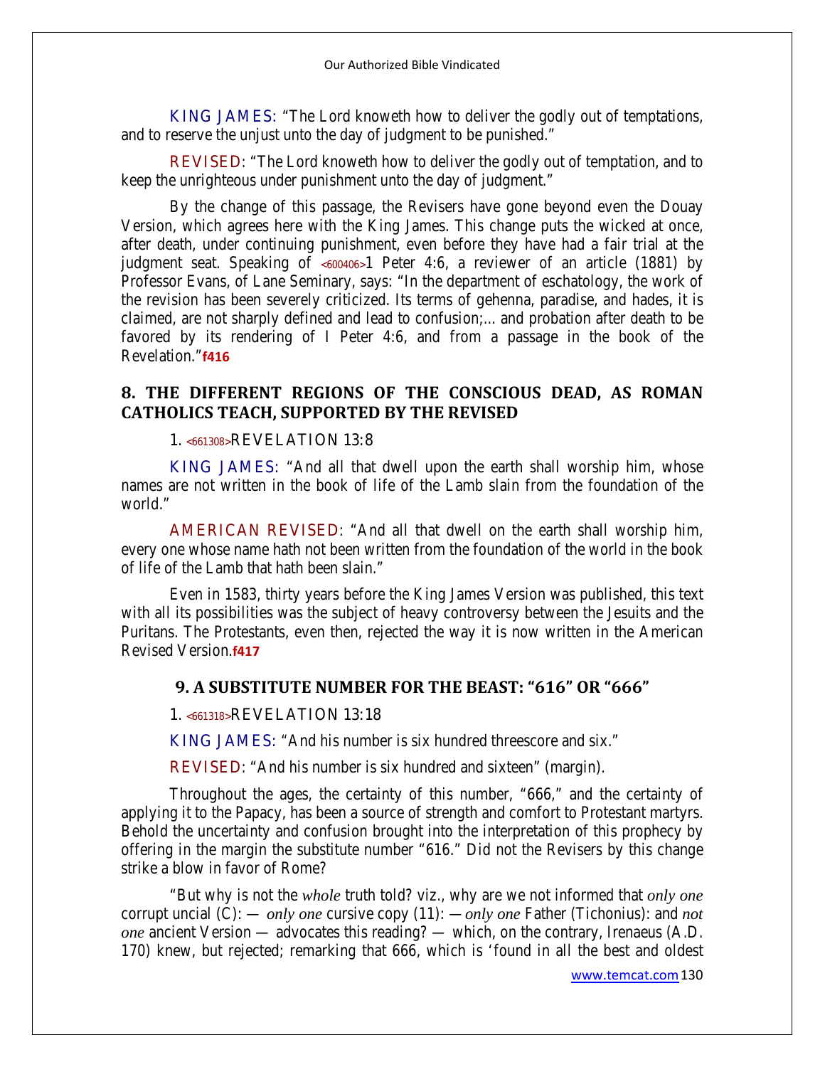KING JAMES: "The Lord knoweth how to deliver the godly out of temptations, and to reserve the unjust unto the day of judgment to be punished."

REVISED: "The Lord knoweth how to deliver the godly out of temptation, and to keep the unrighteous under punishment unto the day of judgment."

By the change of this passage, the Revisers have gone beyond even the Douay Version, which agrees here with the King James. This change puts the wicked at once, after death, under continuing punishment, even before they have had a fair trial at the judgment seat. Speaking of <600406>1 Peter 4:6, a reviewer of an article (1881) by Professor Evans, of Lane Seminary, says: "In the department of eschatology, the work of the revision has been severely criticized. Its terms of gehenna, paradise, and hades, it is claimed, are not sharply defined and lead to confusion;... and probation after death to be favored by its rendering of I Peter 4:6, and from a passage in the book of the Revelation."**f416**

## 8. THE DIFFERENT REGIONS OF THE CONSCIOUS DEAD, AS ROMAN CATHOLICS TEACH, SUPPORTED BY THE REVISED

1. <661308>REVELATION 13:8

KING JAMES: "And all that dwell upon the earth shall worship him, whose names are not written in the book of life of the Lamb slain from the foundation of the world."

AMERICAN REVISED: "And all that dwell on the earth shall worship him, every one whose name hath not been written from the foundation of the world in the book of life of the Lamb that hath been slain."

Even in 1583, thirty years before the King James Version was published, this text with all its possibilities was the subject of heavy controversy between the Jesuits and the Puritans. The Protestants, even then, rejected the way it is now written in the American Revised Version.**f417**

## 9. A SUBSTITUTE NUMBER FOR THE BEAST: "616" OR "666"

1. <661318>REVELATION 13:18

KING JAMES: "And his number is six hundred threescore and six."

REVISED: "And his number is six hundred and sixteen" (margin).

Throughout the ages, the certainty of this number, "666," and the certainty of applying it to the Papacy, has been a source of strength and comfort to Protestant martyrs. Behold the uncertainty and confusion brought into the interpretation of this prophecy by offering in the margin the substitute number "616." Did not the Revisers by this change strike a blow in favor of Rome?

"But why is not the *whole* truth told? viz., why are we not informed that *only one* corrupt uncial (C): — *only one* cursive copy (11): — *only one* Father (Tichonius): and *not one* ancient Version — advocates this reading? — which, on the contrary, Irenaeus (A.D. 170) knew, but rejected; remarking that 666, which is 'found in all the best and oldest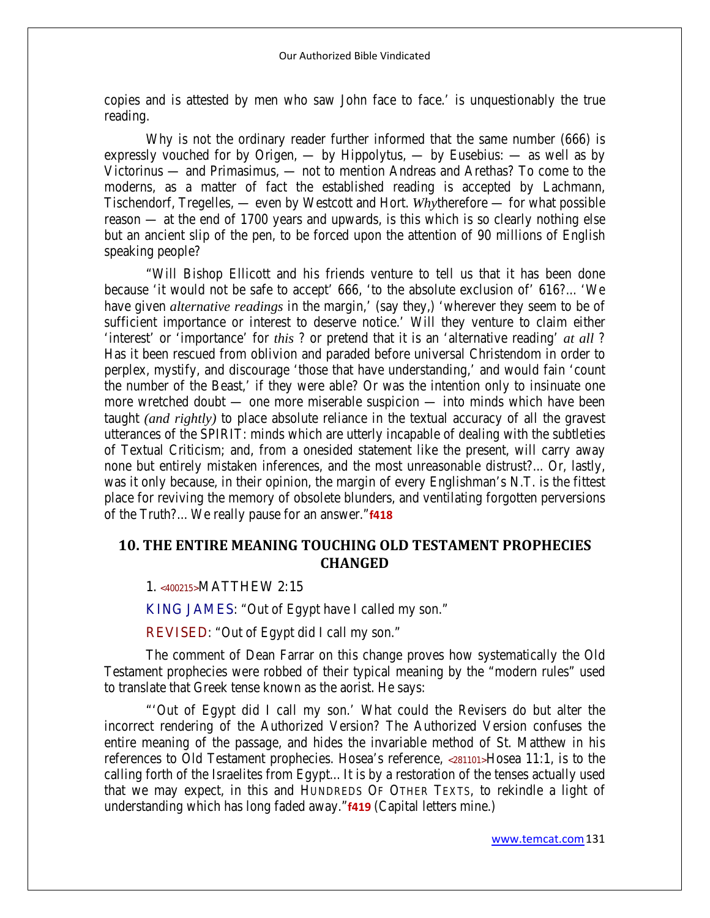copies and is attested by men who saw John face to face.' is unquestionably the true reading.

Why is not the ordinary reader further informed that the same number (666) is expressly vouched for by Origen, — by Hippolytus, — by Eusebius: — as well as by Victorinus — and Primasimus, — not to mention Andreas and Arethas? To come to the moderns, as a matter of fact the established reading is accepted by Lachmann, Tischendorf, Tregelles, — even by Westcott and Hort. *Why* therefore — for what possible reason — at the end of 1700 years and upwards, is this which is so clearly nothing else but an ancient slip of the pen, to be forced upon the attention of 90 millions of English speaking people?

"Will Bishop Ellicott and his friends venture to tell us that it has been done because 'it would not be safe to accept' 666, 'to the absolute exclusion of' 616?... 'We have given *alternative readings* in the margin,' (say they,) 'wherever they seem to be of sufficient importance or interest to deserve notice.' Will they venture to claim either 'interest' or 'importance' for *this* ? or pretend that it is an 'alternative reading' *at all* ? Has it been rescued from oblivion and paraded before universal Christendom in order to perplex, mystify, and discourage 'those that have understanding,' and would fain 'count the number of the Beast,' if they were able? Or was the intention only to insinuate one more wretched doubt — one more miserable suspicion — into minds which have been taught *(and rightly)* to place absolute reliance in the textual accuracy of all the gravest utterances of the SPIRIT: minds which are utterly incapable of dealing with the subtleties of Textual Criticism; and, from a onesided statement like the present, will carry away none but entirely mistaken inferences, and the most unreasonable distrust?... Or, lastly, was it only because, in their opinion, the margin of every Englishman's N.T. is the fittest place for reviving the memory of obsolete blunders, and ventilating forgotten perversions of the Truth?... We really pause for an answer."**f418**

## 10. THE ENTIRE MEANING TOUCHING OLD TESTAMENT PROPHECIES CHANGED

1. <400215>MATTHEW 2:15

KING JAMES: "Out of Egypt have I called my son."

REVISED: "Out of Egypt did I call my son."

The comment of Dean Farrar on this change proves how systematically the Old Testament prophecies were robbed of their typical meaning by the "modern rules" used to translate that Greek tense known as the aorist. He says:

"'Out of Egypt did I call my son.' What could the Revisers do but alter the incorrect rendering of the Authorized Version? The Authorized Version confuses the entire meaning of the passage, and hides the invariable method of St. Matthew in his references to Old Testament prophecies. Hosea's reference, <281101>Hosea 11:1, is to the calling forth of the Israelites from Egypt... It is by a restoration of the tenses actually used that we may expect, in this and HUNDREDS OF OTHER TEXTS, to rekindle a light of understanding which has long faded away."**f419** (Capital letters mine.)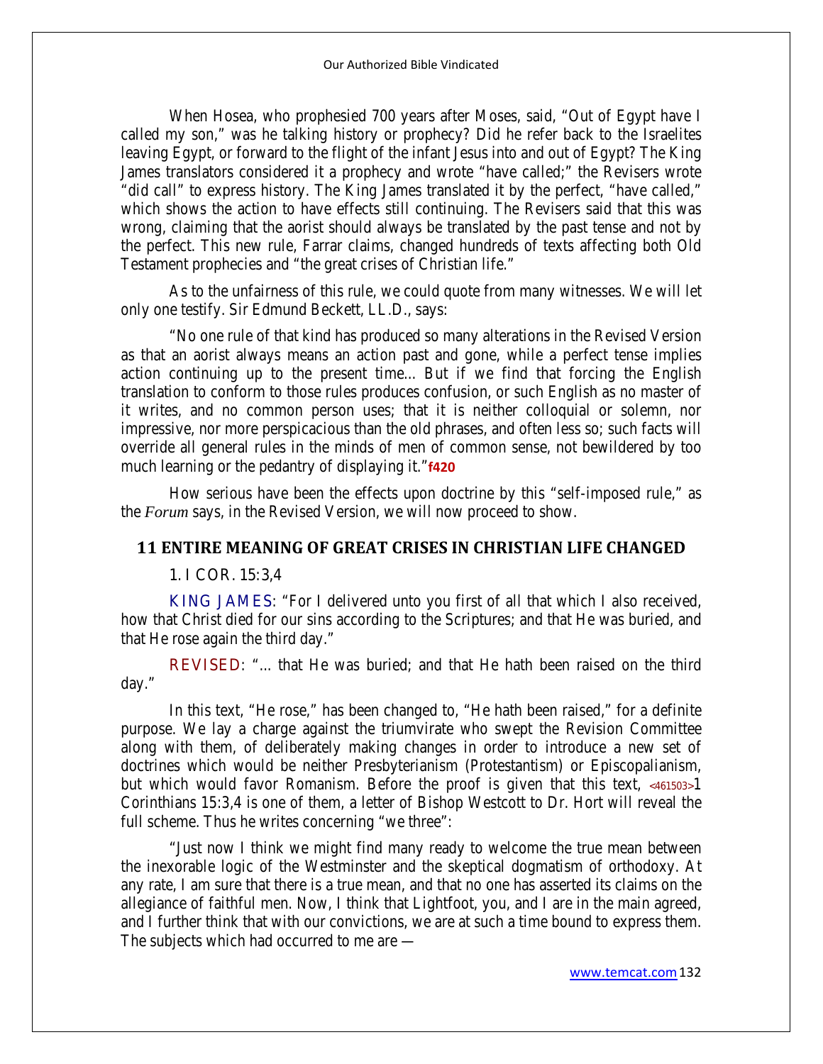When Hosea, who prophesied 700 years after Moses, said, "Out of Egypt have I called my son," was he talking history or prophecy? Did he refer back to the Israelites leaving Egypt, or forward to the flight of the infant Jesus into and out of Egypt? The King James translators considered it a prophecy and wrote "have called;" the Revisers wrote "did call" to express history. The King James translated it by the perfect, "have called," which shows the action to have effects still continuing. The Revisers said that this was wrong, claiming that the aorist should always be translated by the past tense and not by the perfect. This new rule, Farrar claims, changed hundreds of texts affecting both Old Testament prophecies and "the great crises of Christian life."

As to the unfairness of this rule, we could quote from many witnesses. We will let only one testify. Sir Edmund Beckett, LL.D., says:

"No one rule of that kind has produced so many alterations in the Revised Version as that an aorist always means an action past and gone, while a perfect tense implies action continuing up to the present time... But if we find that forcing the English translation to conform to those rules produces confusion, or such English as no master of it writes, and no common person uses; that it is neither colloquial or solemn, nor impressive, nor more perspicacious than the old phrases, and often less so; such facts will override all general rules in the minds of men of common sense, not bewildered by too much learning or the pedantry of displaying it."**f420**

How serious have been the effects upon doctrine by this "self-imposed rule," as the *Forum* says, in the Revised Version, we will now proceed to show.

## 11 ENTIRE MEANING OF GREAT CRISES IN CHRISTIAN LIFE CHANGED

1. I COR. 15:3,4

KING JAMES: "For I delivered unto you first of all that which I also received, how that Christ died for our sins according to the Scriptures; and that He was buried, and that He rose again the third day."

REVISED: "... that He was buried; and that He hath been raised on the third day."

In this text, "He rose," has been changed to, "He hath been raised," for a definite purpose. We lay a charge against the triumvirate who swept the Revision Committee along with them, of deliberately making changes in order to introduce a new set of doctrines which would be neither Presbyterianism (Protestantism) or Episcopalianism, but which would favor Romanism. Before the proof is given that this text, <461503>1 Corinthians 15:3,4 is one of them, a letter of Bishop Westcott to Dr. Hort will reveal the full scheme. Thus he writes concerning "we three":

"Just now I think we might find many ready to welcome the true mean between the inexorable logic of the Westminster and the skeptical dogmatism of orthodoxy. At any rate, I am sure that there is a true mean, and that no one has asserted its claims on the allegiance of faithful men. Now, I think that Lightfoot, you, and I are in the main agreed, and I further think that with our convictions, we are at such a time bound to express them. The subjects which had occurred to me are —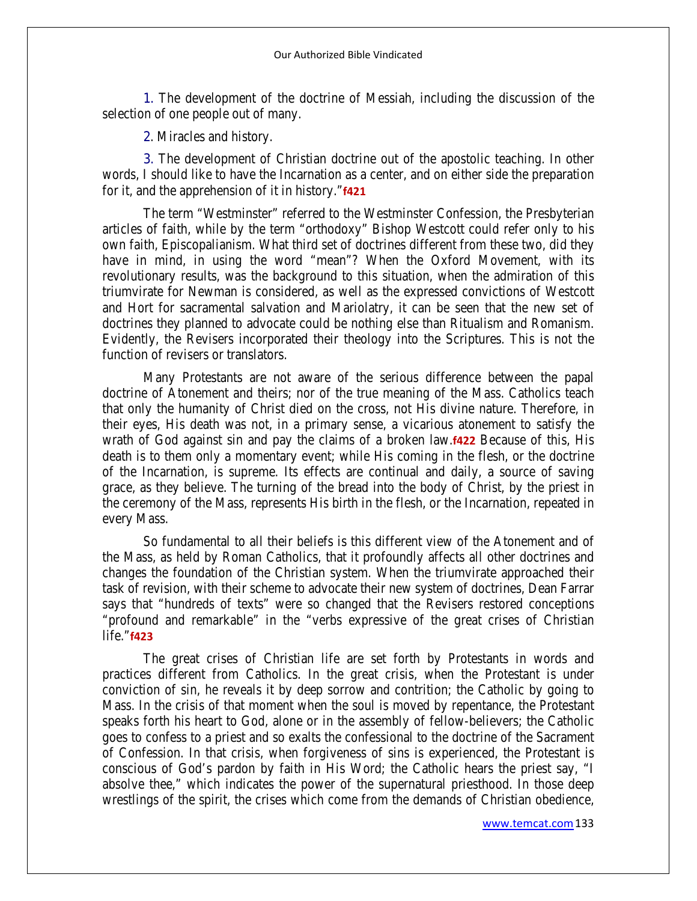1. The development of the doctrine of Messiah, including the discussion of the selection of one people out of many.

2. Miracles and history.

3. The development of Christian doctrine out of the apostolic teaching. In other words, I should like to have the Incarnation as a center, and on either side the preparation for it, and the apprehension of it in history."f421

The term "Westminster" referred to the Westminster Confession, the Presbyterian articles of faith, while by the term "orthodoxy" Bishop Westcott could refer only to his own faith, Episcopalianism. What third set of doctrines different from these two, did they have in mind, in using the word "mean"? When the Oxford Movement, with its revolutionary results, was the background to this situation, when the admiration of this triumvirate for Newman is considered, as well as the expressed convictions of Westcott and Hort for sacramental salvation and Mariolatry, it can be seen that the new set of doctrines they planned to advocate could be nothing else than Ritualism and Romanism. Evidently, the Revisers incorporated their theology into the Scriptures. This is not the function of revisers or translators.

Many Protestants are not aware of the serious difference between the papal doctrine of Atonement and theirs; nor of the true meaning of the Mass. Catholics teach that only the humanity of Christ died on the cross, not His divine nature. Therefore, in their eyes, His death was not, in a primary sense, a vicarious atonement to satisfy the wrath of God against sin and pay the claims of a broken law.f422 Because of this, His death is to them only a momentary event; while His coming in the flesh, or the doctrine of the Incarnation, is supreme. Its effects are continual and daily, a source of saving grace, as they believe. The turning of the bread into the body of Christ, by the priest in the ceremony of the Mass, represents His birth in the flesh, or the Incarnation, repeated in every Mass.

So fundamental to all their beliefs is this different view of the Atonement and of the Mass, as held by Roman Catholics, that it profoundly affects all other doctrines and changes the foundation of the Christian system. When the triumvirate approached their task of revision, with their scheme to advocate their new system of doctrines, Dean Farrar says that "hundreds of texts" were so changed that the Revisers restored conceptions "profound and remarkable" in the "verbs expressive of the great crises of Christian life."f423

The great crises of Christian life are set forth by Protestants in words and practices different from Catholics. In the great crisis, when the Protestant is under conviction of sin, he reveals it by deep sorrow and contrition; the Catholic by going to Mass. In the crisis of that moment when the soul is moved by repentance, the Protestant speaks forth his heart to God, alone or in the assembly of fellow-believers; the Catholic goes to confess to a priest and so exalts the confessional to the doctrine of the Sacrament of Confession. In that crisis, when forgiveness of sins is experienced, the Protestant is conscious of God's pardon by faith in His Word; the Catholic hears the priest say, "I absolve thee," which indicates the power of the supernatural priesthood. In those deep wrestlings of the spirit, the crises which come from the demands of Christian obedience,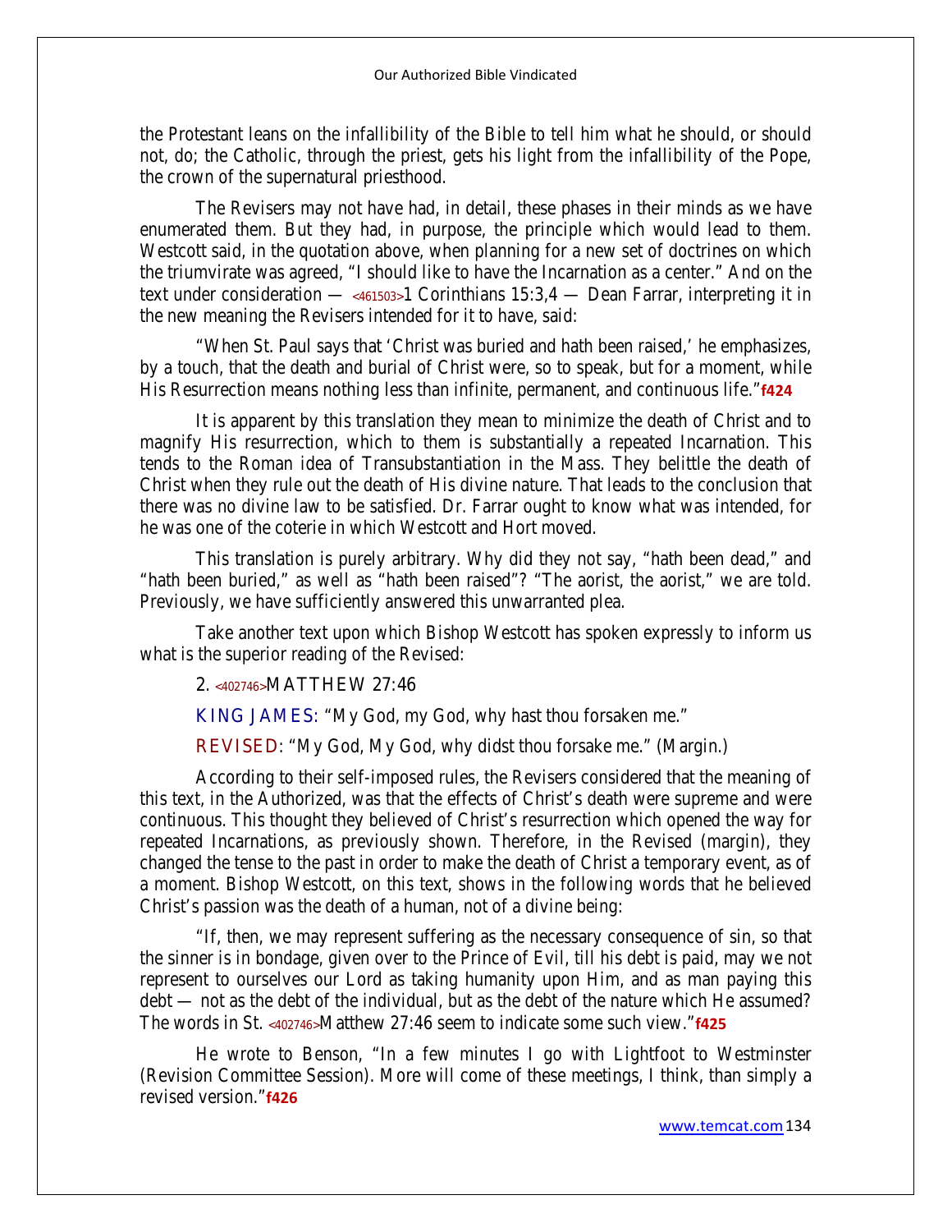the Protestant leans on the infallibility of the Bible to tell him what he should, or should not, do; the Catholic, through the priest, gets his light from the infallibility of the Pope, the crown of the supernatural priesthood.

The Revisers may not have had, in detail, these phases in their minds as we have enumerated them. But they had, in purpose, the principle which would lead to them. Westcott said, in the quotation above, when planning for a new set of doctrines on which the triumvirate was agreed, "I should like to have the Incarnation as a center." And on the text under consideration — <461503>1 Corinthians 15:3,4 — Dean Farrar, interpreting it in the new meaning the Revisers intended for it to have, said:

"When St. Paul says that 'Christ was buried and hath been raised,' he emphasizes, by a touch, that the death and burial of Christ were, so to speak, but for a moment, while His Resurrection means nothing less than infinite, permanent, and continuous life."**f424**

It is apparent by this translation they mean to minimize the death of Christ and to magnify His resurrection, which to them is substantially a repeated Incarnation. This tends to the Roman idea of Transubstantiation in the Mass. They belittle the death of Christ when they rule out the death of His divine nature. That leads to the conclusion that there was no divine law to be satisfied. Dr. Farrar ought to know what was intended, for he was one of the coterie in which Westcott and Hort moved.

This translation is purely arbitrary. Why did they not say, "hath been dead," and "hath been buried," as well as "hath been raised"? "The aorist, the aorist," we are told. Previously, we have sufficiently answered this unwarranted plea.

Take another text upon which Bishop Westcott has spoken expressly to inform us what is the superior reading of the Revised:

2. <402746>MATTHEW 27:46

KING JAMES: "My God, my God, why hast thou forsaken me."

REVISED: "My God, My God, why didst thou forsake me." (Margin.)

According to their self-imposed rules, the Revisers considered that the meaning of this text, in the Authorized, was that the effects of Christ's death were supreme and were continuous. This thought they believed of Christ's resurrection which opened the way for repeated Incarnations, as previously shown. Therefore, in the Revised (margin), they changed the tense to the past in order to make the death of Christ a temporary event, as of a moment. Bishop Westcott, on this text, shows in the following words that he believed Christ's passion was the death of a human, not of a divine being:

"If, then, we may represent suffering as the necessary consequence of sin, so that the sinner is in bondage, given over to the Prince of Evil, till his debt is paid, may we not represent to ourselves our Lord as taking humanity upon Him, and as man paying this debt — not as the debt of the individual, but as the debt of the nature which He assumed? The words in St. <402746>Matthew 27:46 seem to indicate some such view."**f425**

He wrote to Benson, "In a few minutes I go with Lightfoot to Westminster (Revision Committee Session). More will come of these meetings, I think, than simply a revised version."**f426**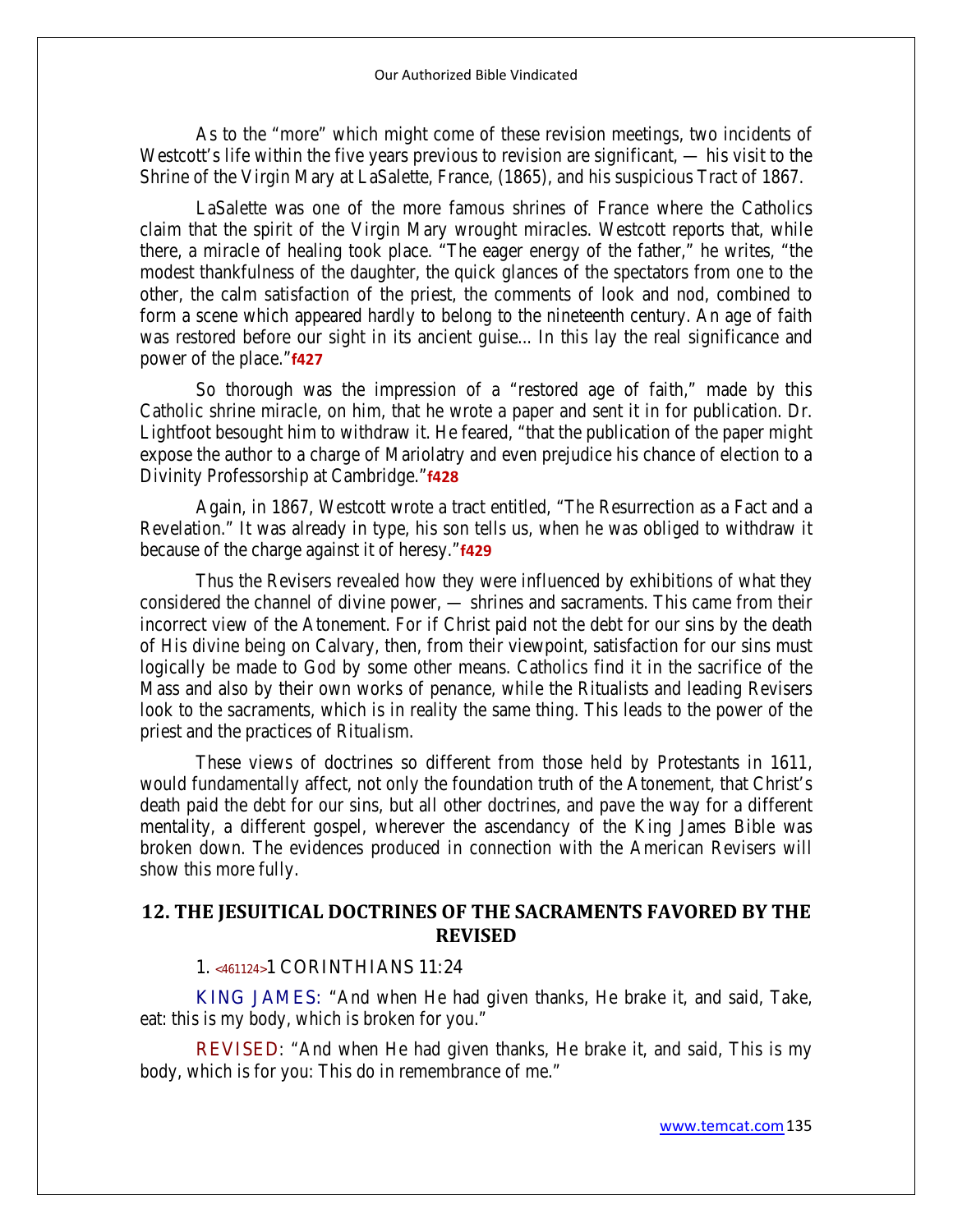As to the "more" which might come of these revision meetings, two incidents of Westcott's life within the five years previous to revision are significant, — his visit to the Shrine of the Virgin Mary at LaSalette, France, (1865), and his suspicious Tract of 1867.

LaSalette was one of the more famous shrines of France where the Catholics claim that the spirit of the Virgin Mary wrought miracles. Westcott reports that, while there, a miracle of healing took place. "The eager energy of the father," he writes, "the modest thankfulness of the daughter, the quick glances of the spectators from one to the other, the calm satisfaction of the priest, the comments of look and nod, combined to form a scene which appeared hardly to belong to the nineteenth century. An age of faith was restored before our sight in its ancient guise... In this lay the real significance and power of the place."**f427**

So thorough was the impression of a "restored age of faith," made by this Catholic shrine miracle, on him, that he wrote a paper and sent it in for publication. Dr. Lightfoot besought him to withdraw it. He feared, "that the publication of the paper might expose the author to a charge of Mariolatry and even prejudice his chance of election to a Divinity Professorship at Cambridge."**f428**

Again, in 1867, Westcott wrote a tract entitled, "The Resurrection as a Fact and a Revelation." It was already in type, his son tells us, when he was obliged to withdraw it because of the charge against it of heresy."**f429**

Thus the Revisers revealed how they were influenced by exhibitions of what they considered the channel of divine power, — shrines and sacraments. This came from their incorrect view of the Atonement. For if Christ paid not the debt for our sins by the death of His divine being on Calvary, then, from their viewpoint, satisfaction for our sins must logically be made to God by some other means. Catholics find it in the sacrifice of the Mass and also by their own works of penance, while the Ritualists and leading Revisers look to the sacraments, which is in reality the same thing. This leads to the power of the priest and the practices of Ritualism.

These views of doctrines so different from those held by Protestants in 1611, would fundamentally affect, not only the foundation truth of the Atonement, that Christ's death paid the debt for our sins, but all other doctrines, and pave the way for a different mentality, a different gospel, wherever the ascendancy of the King James Bible was broken down. The evidences produced in connection with the American Revisers will show this more fully.

## 12. THE JESUITICAL DOCTRINES OF THE SACRAMENTS FAVORED BY THE REVISED

1. <461124>1 CORINTHIANS 11:24

KING JAMES: "And when He had given thanks, He brake it, and said, Take, eat: this is my body, which is broken for you."

REVISED: "And when He had given thanks, He brake it, and said, This is my body, which is for you: This do in remembrance of me."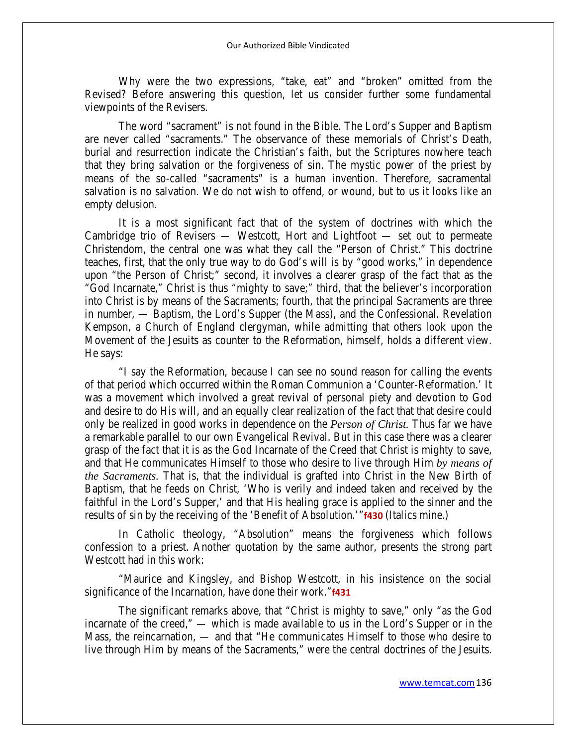Why were the two expressions, "take, eat" and "broken" omitted from the Revised? Before answering this question, let us consider further some fundamental viewpoints of the Revisers.

The word "sacrament" is not found in the Bible. The Lord's Supper and Baptism are never called "sacraments." The observance of these memorials of Christ's Death, burial and resurrection indicate the Christian's faith, but the Scriptures nowhere teach that they bring salvation or the forgiveness of sin. The mystic power of the priest by means of the so-called "sacraments" is a human invention. Therefore, sacramental salvation is no salvation. We do not wish to offend, or wound, but to us it looks like an empty delusion.

It is a most significant fact that of the system of doctrines with which the Cambridge trio of Revisers — Westcott, Hort and Lightfoot — set out to permeate Christendom, the central one was what they call the "Person of Christ." This doctrine teaches, first, that the only true way to do God's will is by "good works," in dependence upon "the Person of Christ;" second, it involves a clearer grasp of the fact that as the "God Incarnate," Christ is thus "mighty to save;" third, that the believer's incorporation into Christ is by means of the Sacraments; fourth, that the principal Sacraments are three in number, — Baptism, the Lord's Supper (the Mass), and the Confessional. Revelation Kempson, a Church of England clergyman, while admitting that others look upon the Movement of the Jesuits as counter to the Reformation, himself, holds a different view. He says:

"I say the Reformation, because I can see no sound reason for calling the events of that period which occurred within the Roman Communion a 'Counter-Reformation.' It was a movement which involved a great revival of personal piety and devotion to God and desire to do His will, and an equally clear realization of the fact that that desire could only be realized in good works in dependence on the *Person of Christ*. Thus far we have a remarkable parallel to our own Evangelical Revival. But in this case there was a clearer grasp of the fact that it is as the God Incarnate of the Creed that Christ is mighty to save, and that He communicates Himself to those who desire to live through Him *by means of the Sacraments*. That is, that the individual is grafted into Christ in the New Birth of Baptism, that he feeds on Christ, 'Who is verily and indeed taken and received by the faithful in the Lord's Supper,' and that His healing grace is applied to the sinner and the results of sin by the receiving of the 'Benefit of Absolution.'"**f430** (Italics mine.)

In Catholic theology, "Absolution" means the forgiveness which follows confession to a priest. Another quotation by the same author, presents the strong part Westcott had in this work:

"Maurice and Kingsley, and Bishop Westcott, in his insistence on the social significance of the Incarnation, have done their work."**f431**

The significant remarks above, that "Christ is mighty to save," only "as the God incarnate of the creed," — which is made available to us in the Lord's Supper or in the Mass, the reincarnation, — and that "He communicates Himself to those who desire to live through Him by means of the Sacraments," were the central doctrines of the Jesuits.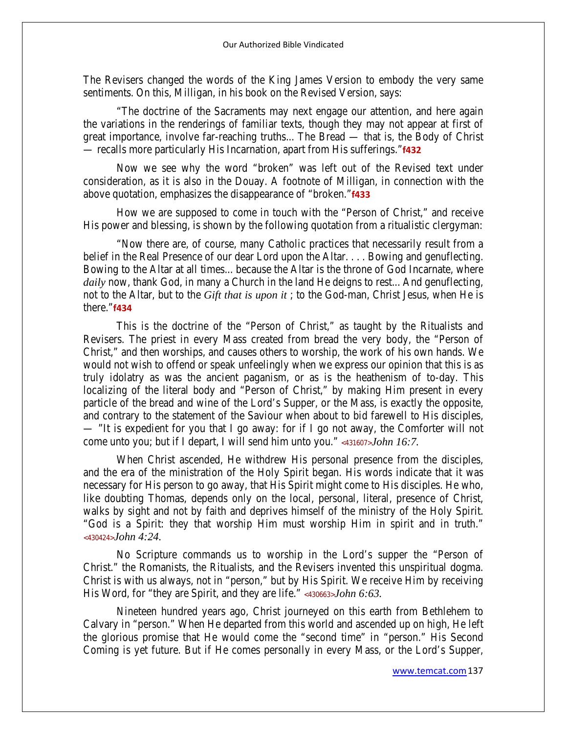The Revisers changed the words of the King James Version to embody the very same sentiments. On this, Milligan, in his book on the Revised Version, says:

"The doctrine of the Sacraments may next engage our attention, and here again the variations in the renderings of familiar texts, though they may not appear at first of great importance, involve far-reaching truths... The Bread — that is, the Body of Christ — recalls more particularly His Incarnation, apart from His sufferings."**f432**

Now we see why the word "broken" was left out of the Revised text under consideration, as it is also in the Douay. A footnote of Milligan, in connection with the above quotation, emphasizes the disappearance of "broken."**f433**

How we are supposed to come in touch with the "Person of Christ," and receive His power and blessing, is shown by the following quotation from a ritualistic clergyman:

"Now there are, of course, many Catholic practices that necessarily result from a belief in the Real Presence of our dear Lord upon the Altar. . . . Bowing and genuflecting. Bowing to the Altar at all times... because the Altar is the throne of God Incarnate, where *daily* now, thank God, in many a Church in the land He deigns to rest... And genuflecting, not to the Altar, but to the *Gift that is upon it* ; to the God-man, Christ Jesus, when He is there."**f434**

This is the doctrine of the "Person of Christ," as taught by the Ritualists and Revisers. The priest in every Mass created from bread the very body, the "Person of Christ," and then worships, and causes others to worship, the work of his own hands. We would not wish to offend or speak unfeelingly when we express our opinion that this is as truly idolatry as was the ancient paganism, or as is the heathenism of to-day. This localizing of the literal body and "Person of Christ," by making Him present in every particle of the bread and wine of the Lord's Supper, or the Mass, is exactly the opposite, and contrary to the statement of the Saviour when about to bid farewell to His disciples, — "It is expedient for you that I go away: for if I go not away, the Comforter will not come unto you; but if I depart, I will send him unto you." <431607>*John 16:7*.

When Christ ascended, He withdrew His personal presence from the disciples, and the era of the ministration of the Holy Spirit began. His words indicate that it was necessary for His person to go away, that His Spirit might come to His disciples. He who, like doubting Thomas, depends only on the local, personal, literal, presence of Christ, walks by sight and not by faith and deprives himself of the ministry of the Holy Spirit. "God is a Spirit: they that worship Him must worship Him in spirit and in truth." <430424>*John 4:24*.

No Scripture commands us to worship in the Lord's supper the "Person of Christ." the Romanists, the Ritualists, and the Revisers invented this unspiritual dogma. Christ is with us always, not in "person," but by His Spirit. We receive Him by receiving His Word, for "they are Spirit, and they are life." <430663>*John 6:63*.

Nineteen hundred years ago, Christ journeyed on this earth from Bethlehem to Calvary in "person." When He departed from this world and ascended up on high, He left the glorious promise that He would come the "second time" in "person." His Second Coming is yet future. But if He comes personally in every Mass, or the Lord's Supper,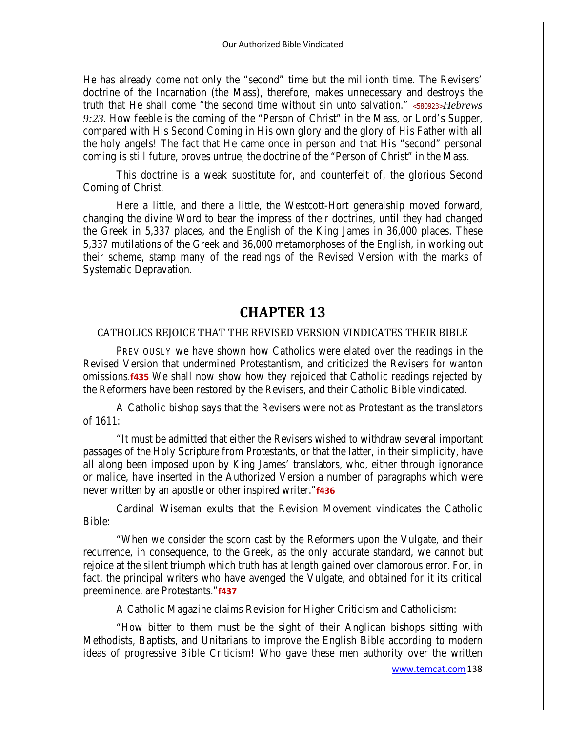He has already come not only the "second" time but the millionth time. The Revisers' doctrine of the Incarnation (the Mass), therefore, makes unnecessary and destroys the truth that He shall come "the second time without sin unto salvation." <580923>*Hebrews 9:23*. How feeble is the coming of the "Person of Christ" in the Mass, or Lord's Supper, compared with His Second Coming in His own glory and the glory of His Father with all the holy angels! The fact that He came once in person and that His "second" personal coming is still future, proves untrue, the doctrine of the "Person of Christ" in the Mass.

This doctrine is a weak substitute for, and counterfeit of, the glorious Second Coming of Christ.

Here a little, and there a little, the Westcott-Hort generalship moved forward, changing the divine Word to bear the impress of their doctrines, until they had changed the Greek in 5,337 places, and the English of the King James in 36,000 places. These 5,337 mutilations of the Greek and 36,000 metamorphoses of the English, in working out their scheme, stamp many of the readings of the Revised Version with the marks of Systematic Depravation.

# CHAPTER 13

## CATHOLICS REJOICE THAT THE REVISED VERSION VINDICATES THEIR BIBLE

PREVIOUSLY we have shown how Catholics were elated over the readings in the Revised Version that undermined Protestantism, and criticized the Revisers for wanton omissions.**f435** We shall now show how they rejoiced that Catholic readings rejected by the Reformers have been restored by the Revisers, and their Catholic Bible vindicated.

A Catholic bishop says that the Revisers were not as Protestant as the translators of 1611:

"It must be admitted that either the Revisers wished to withdraw several important passages of the Holy Scripture from Protestants, or that the latter, in their simplicity, have all along been imposed upon by King James' translators, who, either through ignorance or malice, have inserted in the Authorized Version a number of paragraphs which were never written by an apostle or other inspired writer."**f436**

Cardinal Wiseman exults that the Revision Movement vindicates the Catholic Bible:

"When we consider the scorn cast by the Reformers upon the Vulgate, and their recurrence, in consequence, to the Greek, as the only accurate standard, we cannot but rejoice at the silent triumph which truth has at length gained over clamorous error. For, in fact, the principal writers who have avenged the Vulgate, and obtained for it its critical preeminence, are Protestants."**f437**

A Catholic Magazine claims Revision for Higher Criticism and Catholicism:

"How bitter to them must be the sight of their Anglican bishops sitting with Methodists, Baptists, and Unitarians to improve the English Bible according to modern ideas of progressive Bible Criticism! Who gave these men authority over the written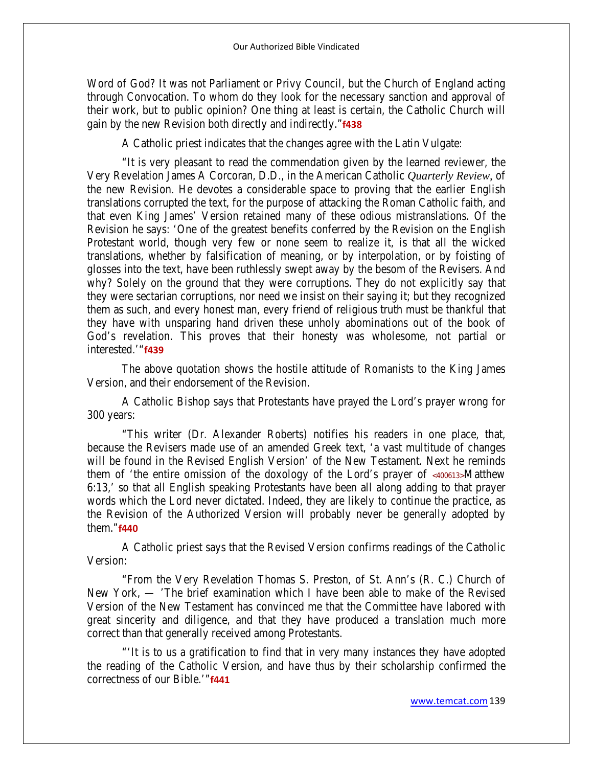Word of God? It was not Parliament or Privy Council, but the Church of England acting through Convocation. To whom do they look for the necessary sanction and approval of their work, but to public opinion? One thing at least is certain, the Catholic Church will gain by the new Revision both directly and indirectly."**f438**

A Catholic priest indicates that the changes agree with the Latin Vulgate:

"It is very pleasant to read the commendation given by the learned reviewer, the Very Revelation James A Corcoran, D.D., in the American Catholic *Quarterly Review*, of the new Revision. He devotes a considerable space to proving that the earlier English translations corrupted the text, for the purpose of attacking the Roman Catholic faith, and that even King James' Version retained many of these odious mistranslations. Of the Revision he says: 'One of the greatest benefits conferred by the Revision on the English Protestant world, though very few or none seem to realize it, is that all the wicked translations, whether by falsification of meaning, or by interpolation, or by foisting of glosses into the text, have been ruthlessly swept away by the besom of the Revisers. And why? Solely on the ground that they were corruptions. They do not explicitly say that they were sectarian corruptions, nor need we insist on their saying it; but they recognized them as such, and every honest man, every friend of religious truth must be thankful that they have with unsparing hand driven these unholy abominations out of the book of God's revelation. This proves that their honesty was wholesome, not partial or interested.'"**f439**

The above quotation shows the hostile attitude of Romanists to the King James Version, and their endorsement of the Revision.

A Catholic Bishop says that Protestants have prayed the Lord's prayer wrong for 300 years:

"This writer (Dr. Alexander Roberts) notifies his readers in one place, that, because the Revisers made use of an amended Greek text, 'a vast multitude of changes will be found in the Revised English Version' of the New Testament. Next he reminds them of 'the entire omission of the doxology of the Lord's prayer of <400613>Matthew 6:13,' so that all English speaking Protestants have been all along adding to that prayer words which the Lord never dictated. Indeed, they are likely to continue the practice, as the Revision of the Authorized Version will probably never be generally adopted by them."**f440**

A Catholic priest says that the Revised Version confirms readings of the Catholic Version:

"From the Very Revelation Thomas S. Preston, of St. Ann's (R. C.) Church of New York, — 'The brief examination which I have been able to make of the Revised Version of the New Testament has convinced me that the Committee have labored with great sincerity and diligence, and that they have produced a translation much more correct than that generally received among Protestants.

"'It is to us a gratification to find that in very many instances they have adopted the reading of the Catholic Version, and have thus by their scholarship confirmed the correctness of our Bible.'"**f441**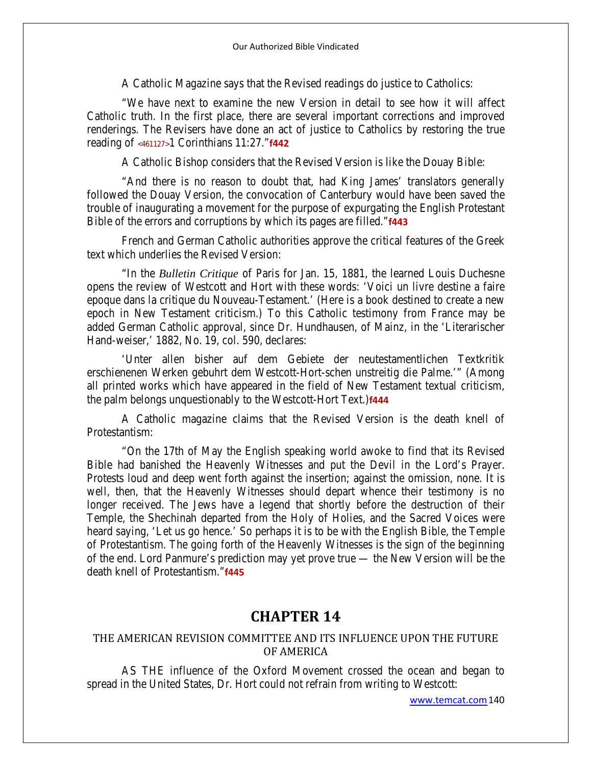A Catholic Magazine says that the Revised readings do justice to Catholics:

"We have next to examine the new Version in detail to see how it will affect Catholic truth. In the first place, there are several important corrections and improved renderings. The Revisers have done an act of justice to Catholics by restoring the true reading of <461127>1 Corinthians 11:27."**f442**

A Catholic Bishop considers that the Revised Version is like the Douay Bible:

"And there is no reason to doubt that, had King James' translators generally followed the Douay Version, the convocation of Canterbury would have been saved the trouble of inaugurating a movement for the purpose of expurgating the English Protestant Bible of the errors and corruptions by which its pages are filled."**f443**

French and German Catholic authorities approve the critical features of the Greek text which underlies the Revised Version:

"In the *Bulletin Critique* of Paris for Jan. 15, 1881, the learned Louis Duchesne opens the review of Westcott and Hort with these words: 'Voici un livre destine a faire epoque dans la critique du Nouveau-Testament.' (Here is a book destined to create a new epoch in New Testament criticism.) To this Catholic testimony from France may be added German Catholic approval, since Dr. Hundhausen, of Mainz, in the 'Literarischer Hand-weiser,' 1882, No. 19, col. 590, declares:

'Unter allen bisher auf dem Gebiete der neutestamentlichen Textkritik erschienenen Werken gebuhrt dem Westcott-Hort-schen unstreitig die Palme.'" (Among all printed works which have appeared in the field of New Testament textual criticism, the palm belongs unquestionably to the Westcott-Hort Text.)**f444**

A Catholic magazine claims that the Revised Version is the death knell of Protestantism:

"On the 17th of May the English speaking world awoke to find that its Revised Bible had banished the Heavenly Witnesses and put the Devil in the Lord's Prayer. Protests loud and deep went forth against the insertion; against the omission, none. It is well, then, that the Heavenly Witnesses should depart whence their testimony is no longer received. The Jews have a legend that shortly before the destruction of their Temple, the Shechinah departed from the Holy of Holies, and the Sacred Voices were heard saying, 'Let us go hence.' So perhaps it is to be with the English Bible, the Temple of Protestantism. The going forth of the Heavenly Witnesses is the sign of the beginning of the end. Lord Panmure's prediction may yet prove true — the New Version will be the death knell of Protestantism."**f445**

# CHAPTER 14

## THE AMERICAN REVISION COMMITTEE AND ITS INFLUENCE UPON THE FUTURE OF AMERICA

AS THE influence of the Oxford Movement crossed the ocean and began to spread in the United States, Dr. Hort could not refrain from writing to Westcott: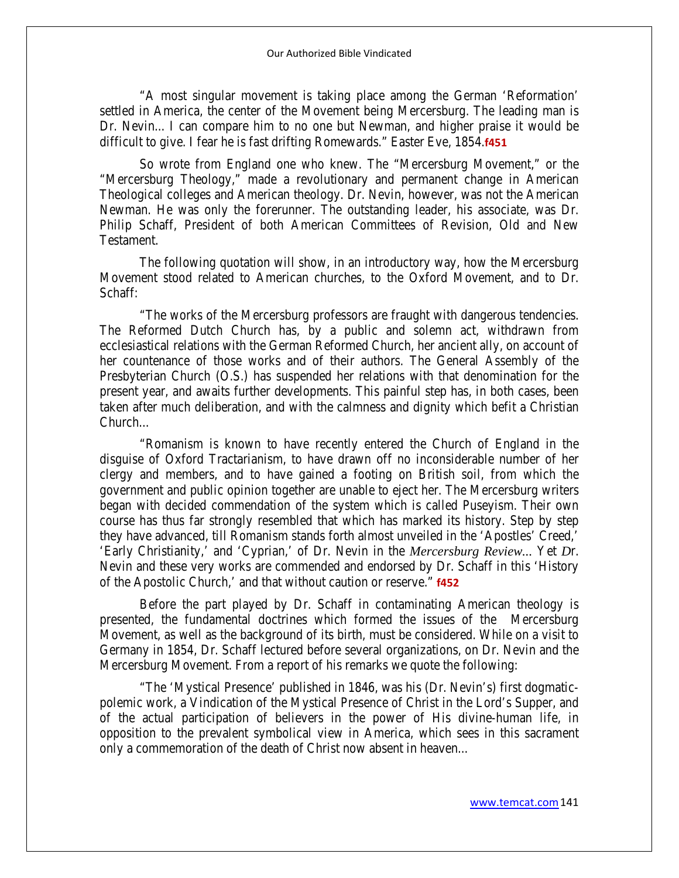"A most singular movement is taking place among the German 'Reformation' settled in America, the center of the Movement being Mercersburg. The leading man is Dr. Nevin... I can compare him to no one but Newman, and higher praise it would be difficult to give. I fear he is fast drifting Romewards." Easter Eve, 1854.[f451]

So wrote from England one who knew. The "Mercersburg Movement," or the "Mercersburg Theology," made a revolutionary and permanent change in American Theological colleges and American theology. Dr. Nevin, however, was not the American Newman. He was only the forerunner. The outstanding leader, his associate, was Dr. Philip Schaff, President of both American Committees of Revision, Old and New Testament.

The following quotation will show, in an introductory way, how the Mercersburg Movement stood related to American churches, to the Oxford Movement, and to Dr. Schaff:

"The works of the Mercersburg professors are fraught with dangerous tendencies. The Reformed Dutch Church has, by a public and solemn act, withdrawn from ecclesiastical relations with the German Reformed Church, her ancient ally, on account of her countenance of those works and of their authors. The General Assembly of the Presbyterian Church (O.S.) has suspended her relations with that denomination for the present year, and awaits further developments. This painful step has, in both cases, been taken after much deliberation, and with the calmness and dignity which befit a Christian Church...

"Romanism is known to have recently entered the Church of England in the disguise of Oxford Tractarianism, to have drawn off no inconsiderable number of her clergy and members, and to have gained a footing on British soil, from which the government and public opinion together are unable to eject her. The Mercersburg writers began with decided commendation of the system which is called Puseyism. Their own course has thus far strongly resembled that which has marked its history. Step by step they have advanced, till Romanism stands forth almost unveiled in the 'Apostles' Creed,' 'Early Christianity,' and 'Cyprian,' of Dr. Nevin in the *Mercersburg Review*... Yet Dr. Nevin and these very works are commended and endorsed by Dr. Schaff in this 'History of the Apostolic Church,' and that without caution or reserve." [f452]

Before the part played by Dr. Schaff in contaminating American theology is presented, the fundamental doctrines which formed the issues of the Mercersburg Movement, as well as the background of its birth, must be considered. While on a visit to Germany in 1854, Dr. Schaff lectured before several organizations, on Dr. Nevin and the Mercersburg Movement. From a report of his remarks we quote the following:

"The 'Mystical Presence' published in 1846, was his (Dr. Nevin's) first dogmatic-polemic work, a Vindication of the Mystical Presence of Christ in the Lord's Supper, and of the actual participation of believers in the power of His divine-human life, in opposition to the prevalent symbolical view in America, which sees in this sacrament only a commemoration of the death of Christ now absent in heaven...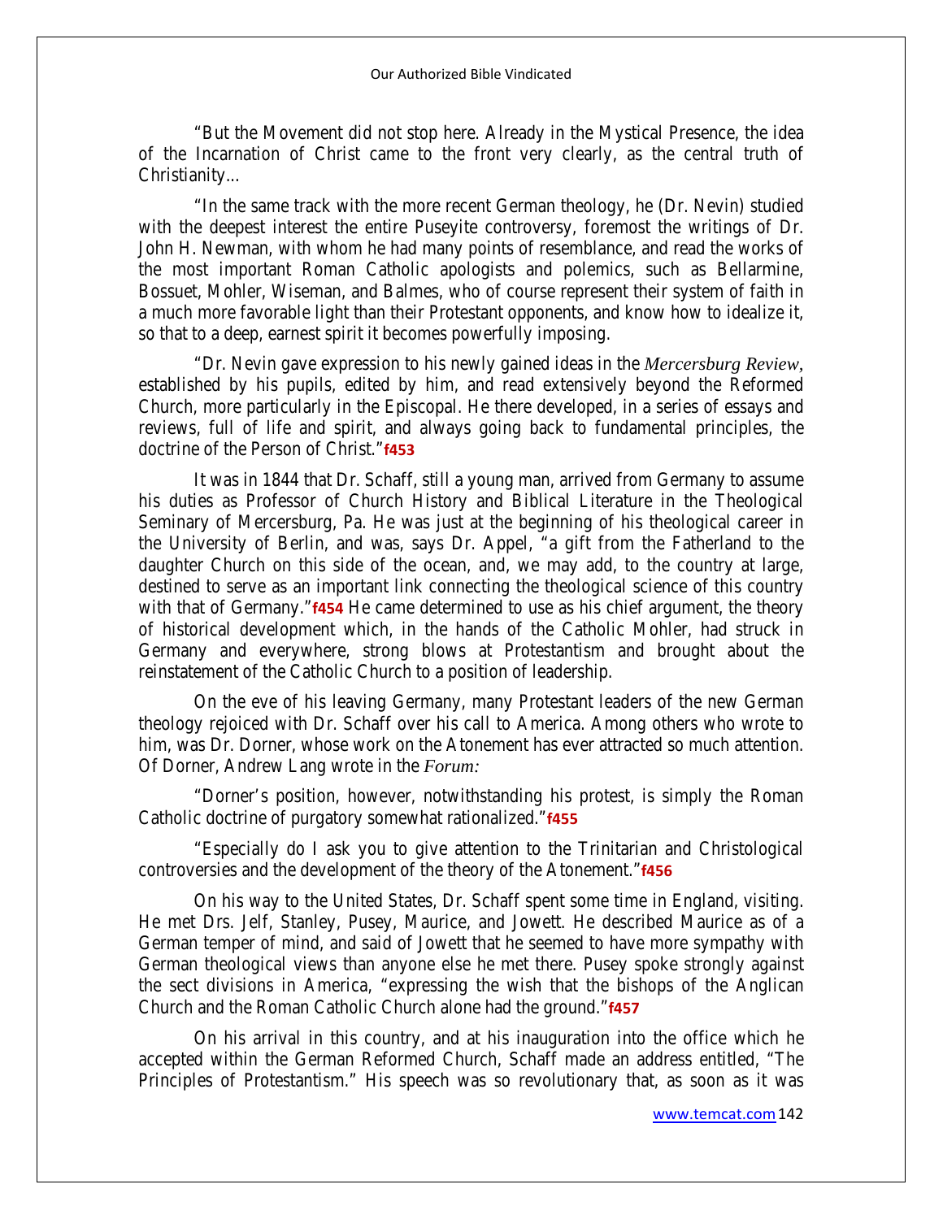"But the Movement did not stop here. Already in the Mystical Presence, the idea of the Incarnation of Christ came to the front very clearly, as the central truth of Christianity...

"In the same track with the more recent German theology, he (Dr. Nevin) studied with the deepest interest the entire Puseyite controversy, foremost the writings of Dr. John H. Newman, with whom he had many points of resemblance, and read the works of the most important Roman Catholic apologists and polemics, such as Bellarmine, Bossuet, Mohler, Wiseman, and Balmes, who of course represent their system of faith in a much more favorable light than their Protestant opponents, and know how to idealize it, so that to a deep, earnest spirit it becomes powerfully imposing.

"Dr. Nevin gave expression to his newly gained ideas in the *Mercersburg Review*, established by his pupils, edited by him, and read extensively beyond the Reformed Church, more particularly in the Episcopal. He there developed, in a series of essays and reviews, full of life and spirit, and always going back to fundamental principles, the doctrine of the Person of Christ."**f453**

It was in 1844 that Dr. Schaff, still a young man, arrived from Germany to assume his duties as Professor of Church History and Biblical Literature in the Theological Seminary of Mercersburg, Pa. He was just at the beginning of his theological career in the University of Berlin, and was, says Dr. Appel, "a gift from the Fatherland to the daughter Church on this side of the ocean, and, we may add, to the country at large, destined to serve as an important link connecting the theological science of this country with that of Germany."**f454** He came determined to use as his chief argument, the theory of historical development which, in the hands of the Catholic Mohler, had struck in Germany and everywhere, strong blows at Protestantism and brought about the reinstatement of the Catholic Church to a position of leadership.

On the eve of his leaving Germany, many Protestant leaders of the new German theology rejoiced with Dr. Schaff over his call to America. Among others who wrote to him, was Dr. Dorner, whose work on the Atonement has ever attracted so much attention. Of Dorner, Andrew Lang wrote in the *Forum:*

"Dorner's position, however, notwithstanding his protest, is simply the Roman Catholic doctrine of purgatory somewhat rationalized."**f455**

"Especially do I ask you to give attention to the Trinitarian and Christological controversies and the development of the theory of the Atonement."**f456**

On his way to the United States, Dr. Schaff spent some time in England, visiting. He met Drs. Jelf, Stanley, Pusey, Maurice, and Jowett. He described Maurice as of a German temper of mind, and said of Jowett that he seemed to have more sympathy with German theological views than anyone else he met there. Pusey spoke strongly against the sect divisions in America, "expressing the wish that the bishops of the Anglican Church and the Roman Catholic Church alone had the ground."**f457**

On his arrival in this country, and at his inauguration into the office which he accepted within the German Reformed Church, Schaff made an address entitled, "The Principles of Protestantism." His speech was so revolutionary that, as soon as it was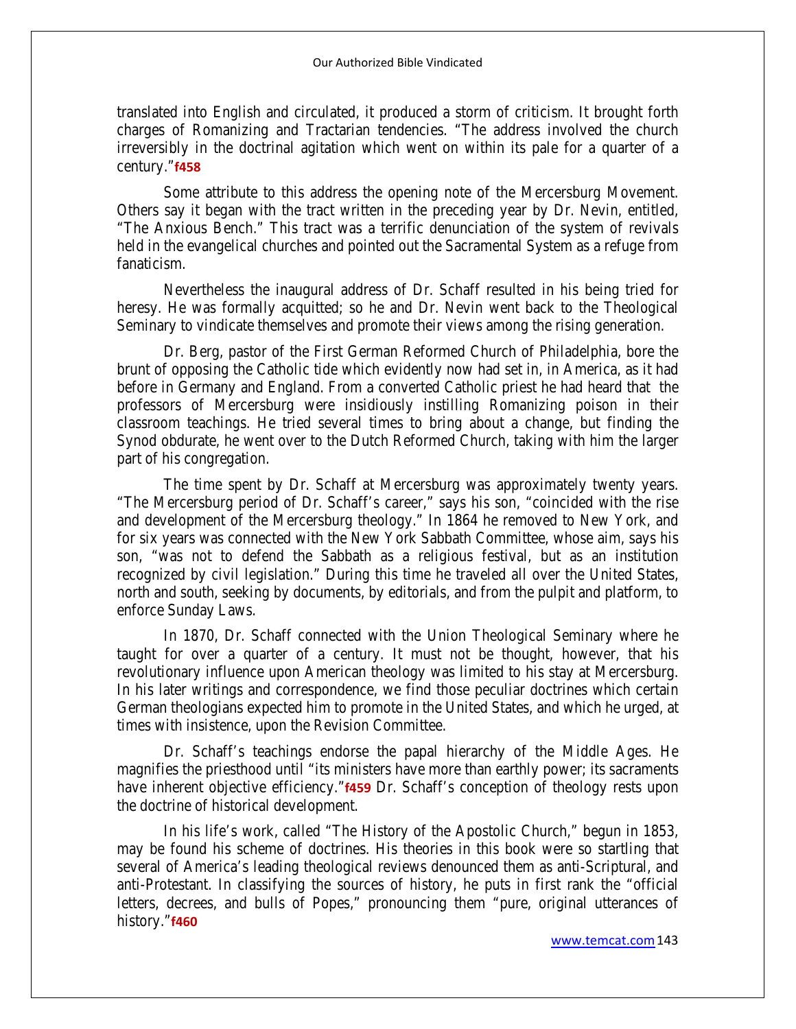translated into English and circulated, it produced a storm of criticism. It brought forth charges of Romanizing and Tractarian tendencies. "The address involved the church irreversibly in the doctrinal agitation which went on within its pale for a quarter of a century."[f458]

Some attribute to this address the opening note of the Mercersburg Movement. Others say it began with the tract written in the preceding year by Dr. Nevin, entitled, "The Anxious Bench." This tract was a terrific denunciation of the system of revivals held in the evangelical churches and pointed out the Sacramental System as a refuge from fanaticism.

Nevertheless the inaugural address of Dr. Schaff resulted in his being tried for heresy. He was formally acquitted; so he and Dr. Nevin went back to the Theological Seminary to vindicate themselves and promote their views among the rising generation.

Dr. Berg, pastor of the First German Reformed Church of Philadelphia, bore the brunt of opposing the Catholic tide which evidently now had set in, in America, as it had before in Germany and England. From a converted Catholic priest he had heard that the professors of Mercersburg were insidiously instilling Romanizing poison in their classroom teachings. He tried several times to bring about a change, but finding the Synod obdurate, he went over to the Dutch Reformed Church, taking with him the larger part of his congregation.

The time spent by Dr. Schaff at Mercersburg was approximately twenty years. "The Mercersburg period of Dr. Schaff's career," says his son, "coincided with the rise and development of the Mercersburg theology." In 1864 he removed to New York, and for six years was connected with the New York Sabbath Committee, whose aim, says his son, "was not to defend the Sabbath as a religious festival, but as an institution recognized by civil legislation." During this time he traveled all over the United States, north and south, seeking by documents, by editorials, and from the pulpit and platform, to enforce Sunday Laws.

In 1870, Dr. Schaff connected with the Union Theological Seminary where he taught for over a quarter of a century. It must not be thought, however, that his revolutionary influence upon American theology was limited to his stay at Mercersburg. In his later writings and correspondence, we find those peculiar doctrines which certain German theologians expected him to promote in the United States, and which he urged, at times with insistence, upon the Revision Committee.

Dr. Schaff's teachings endorse the papal hierarchy of the Middle Ages. He magnifies the priesthood until "its ministers have more than earthly power; its sacraments have inherent objective efficiency."[f459] Dr. Schaff's conception of theology rests upon the doctrine of historical development.

In his life's work, called "The History of the Apostolic Church," begun in 1853, may be found his scheme of doctrines. His theories in this book were so startling that several of America's leading theological reviews denounced them as anti-Scriptural, and anti-Protestant. In classifying the sources of history, he puts in first rank the "official letters, decrees, and bulls of Popes," pronouncing them "pure, original utterances of history."[f460]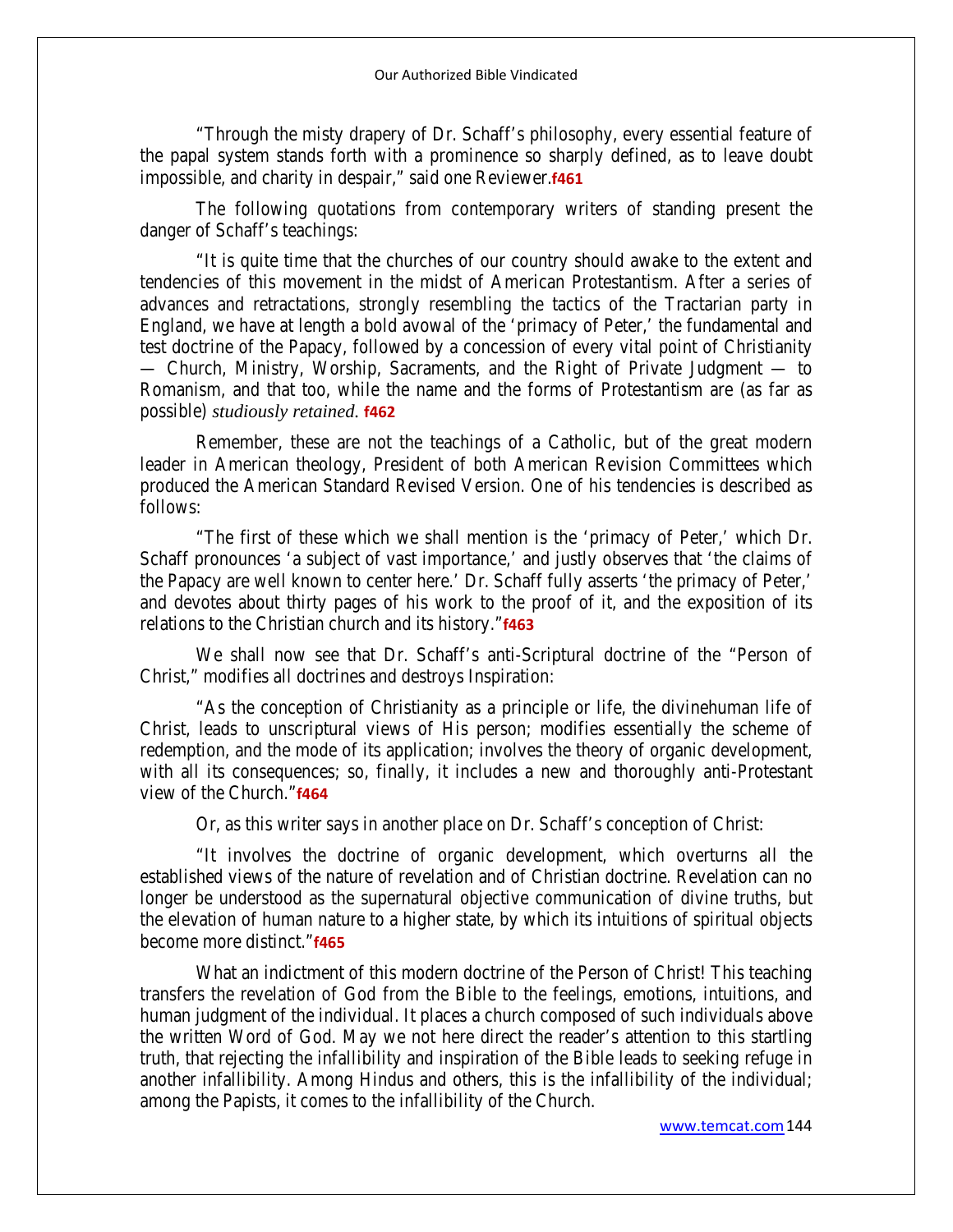"Through the misty drapery of Dr. Schaff's philosophy, every essential feature of the papal system stands forth with a prominence so sharply defined, as to leave doubt impossible, and charity in despair," said one Reviewer.[f461]

The following quotations from contemporary writers of standing present the danger of Schaff's teachings:

"It is quite time that the churches of our country should awake to the extent and tendencies of this movement in the midst of American Protestantism. After a series of advances and retractations, strongly resembling the tactics of the Tractarian party in England, we have at length a bold avowal of the 'primacy of Peter,' the fundamental and test doctrine of the Papacy, followed by a concession of every vital point of Christianity — Church, Ministry, Worship, Sacraments, and the Right of Private Judgment — to Romanism, and that too, while the name and the forms of Protestantism are (as far as possible) *studiously retained*. [f462]

Remember, these are not the teachings of a Catholic, but of the great modern leader in American theology, President of both American Revision Committees which produced the American Standard Revised Version. One of his tendencies is described as follows:

"The first of these which we shall mention is the 'primacy of Peter,' which Dr. Schaff pronounces 'a subject of vast importance,' and justly observes that 'the claims of the Papacy are well known to center here.' Dr. Schaff fully asserts 'the primacy of Peter,' and devotes about thirty pages of his work to the proof of it, and the exposition of its relations to the Christian church and its history."[f463]

We shall now see that Dr. Schaff's anti-Scriptural doctrine of the "Person of Christ," modifies all doctrines and destroys Inspiration:

"As the conception of Christianity as a principle or life, the divinehuman life of Christ, leads to unscriptural views of His person; modifies essentially the scheme of redemption, and the mode of its application; involves the theory of organic development, with all its consequences; so, finally, it includes a new and thoroughly anti-Protestant view of the Church."[f464]

Or, as this writer says in another place on Dr. Schaff's conception of Christ:

"It involves the doctrine of organic development, which overturns all the established views of the nature of revelation and of Christian doctrine. Revelation can no longer be understood as the supernatural objective communication of divine truths, but the elevation of human nature to a higher state, by which its intuitions of spiritual objects become more distinct."[f465]

What an indictment of this modern doctrine of the Person of Christ! This teaching transfers the revelation of God from the Bible to the feelings, emotions, intuitions, and human judgment of the individual. It places a church composed of such individuals above the written Word of God. May we not here direct the reader's attention to this startling truth, that rejecting the infallibility and inspiration of the Bible leads to seeking refuge in another infallibility. Among Hindus and others, this is the infallibility of the individual; among the Papists, it comes to the infallibility of the Church.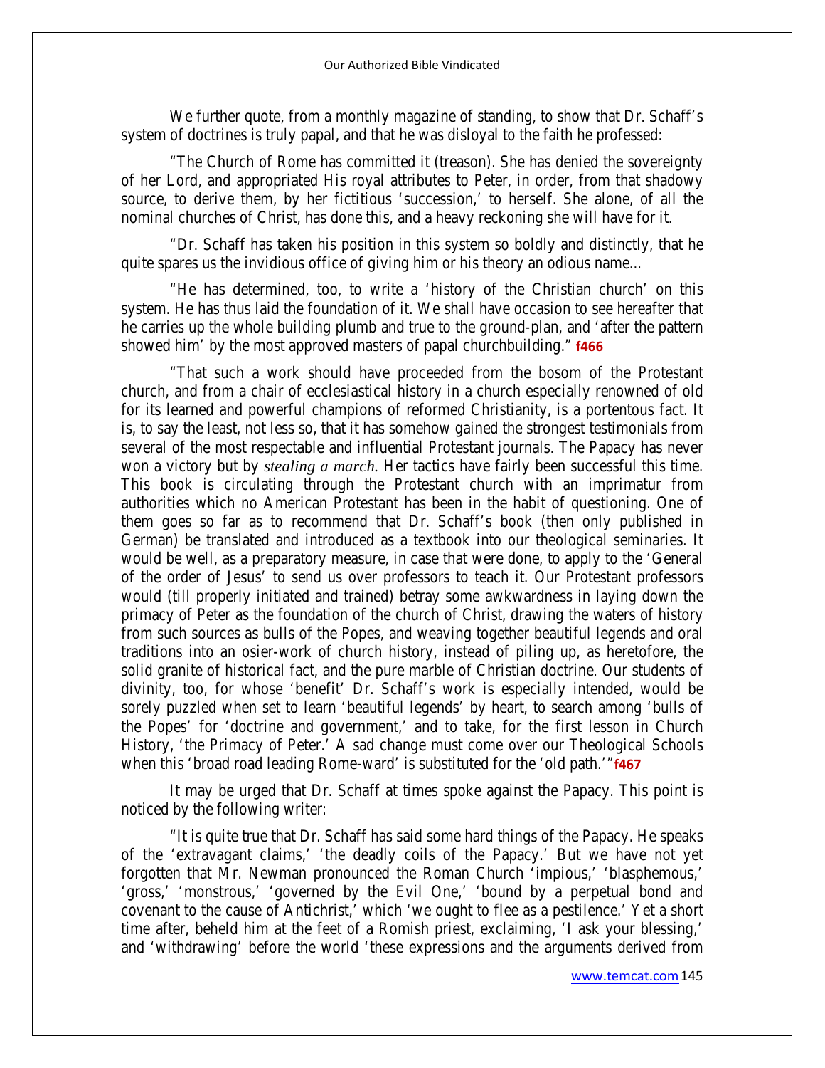We further quote, from a monthly magazine of standing, to show that Dr. Schaff's system of doctrines is truly papal, and that he was disloyal to the faith he professed:

"The Church of Rome has committed it (treason). She has denied the sovereignty of her Lord, and appropriated His royal attributes to Peter, in order, from that shadowy source, to derive them, by her fictitious 'succession,' to herself. She alone, of all the nominal churches of Christ, has done this, and a heavy reckoning she will have for it.

"Dr. Schaff has taken his position in this system so boldly and distinctly, that he quite spares us the invidious office of giving him or his theory an odious name...

"He has determined, too, to write a 'history of the Christian church' on this system. He has thus laid the foundation of it. We shall have occasion to see hereafter that he carries up the whole building plumb and true to the ground-plan, and 'after the pattern showed him' by the most approved masters of papal churchbuilding." f466

"That such a work should have proceeded from the bosom of the Protestant church, and from a chair of ecclesiastical history in a church especially renowned of old for its learned and powerful champions of reformed Christianity, is a portentous fact. It is, to say the least, not less so, that it has somehow gained the strongest testimonials from several of the most respectable and influential Protestant journals. The Papacy has never won a victory but by *stealing a march*. Her tactics have fairly been successful this time. This book is circulating through the Protestant church with an imprimatur from authorities which no American Protestant has been in the habit of questioning. One of them goes so far as to recommend that Dr. Schaff's book (then only published in German) be translated and introduced as a textbook into our theological seminaries. It would be well, as a preparatory measure, in case that were done, to apply to the 'General of the order of Jesus' to send us over professors to teach it. Our Protestant professors would (till properly initiated and trained) betray some awkwardness in laying down the primacy of Peter as the foundation of the church of Christ, drawing the waters of history from such sources as bulls of the Popes, and weaving together beautiful legends and oral traditions into an osier-work of church history, instead of piling up, as heretofore, the solid granite of historical fact, and the pure marble of Christian doctrine. Our students of divinity, too, for whose 'benefit' Dr. Schaff's work is especially intended, would be sorely puzzled when set to learn 'beautiful legends' by heart, to search among 'bulls of the Popes' for 'doctrine and government,' and to take, for the first lesson in Church History, 'the Primacy of Peter.' A sad change must come over our Theological Schools when this 'broad road leading Rome-ward' is substituted for the 'old path.'" f467

It may be urged that Dr. Schaff at times spoke against the Papacy. This point is noticed by the following writer:

"It is quite true that Dr. Schaff has said some hard things of the Papacy. He speaks of the 'extravagant claims,' 'the deadly coils of the Papacy.' But we have not yet forgotten that Mr. Newman pronounced the Roman Church 'impious,' 'blasphemous,' 'gross,' 'monstrous,' 'governed by the Evil One,' 'bound by a perpetual bond and covenant to the cause of Antichrist,' which 'we ought to flee as a pestilence.' Yet a short time after, beheld him at the feet of a Romish priest, exclaiming, 'I ask your blessing,' and 'withdrawing' before the world 'these expressions and the arguments derived from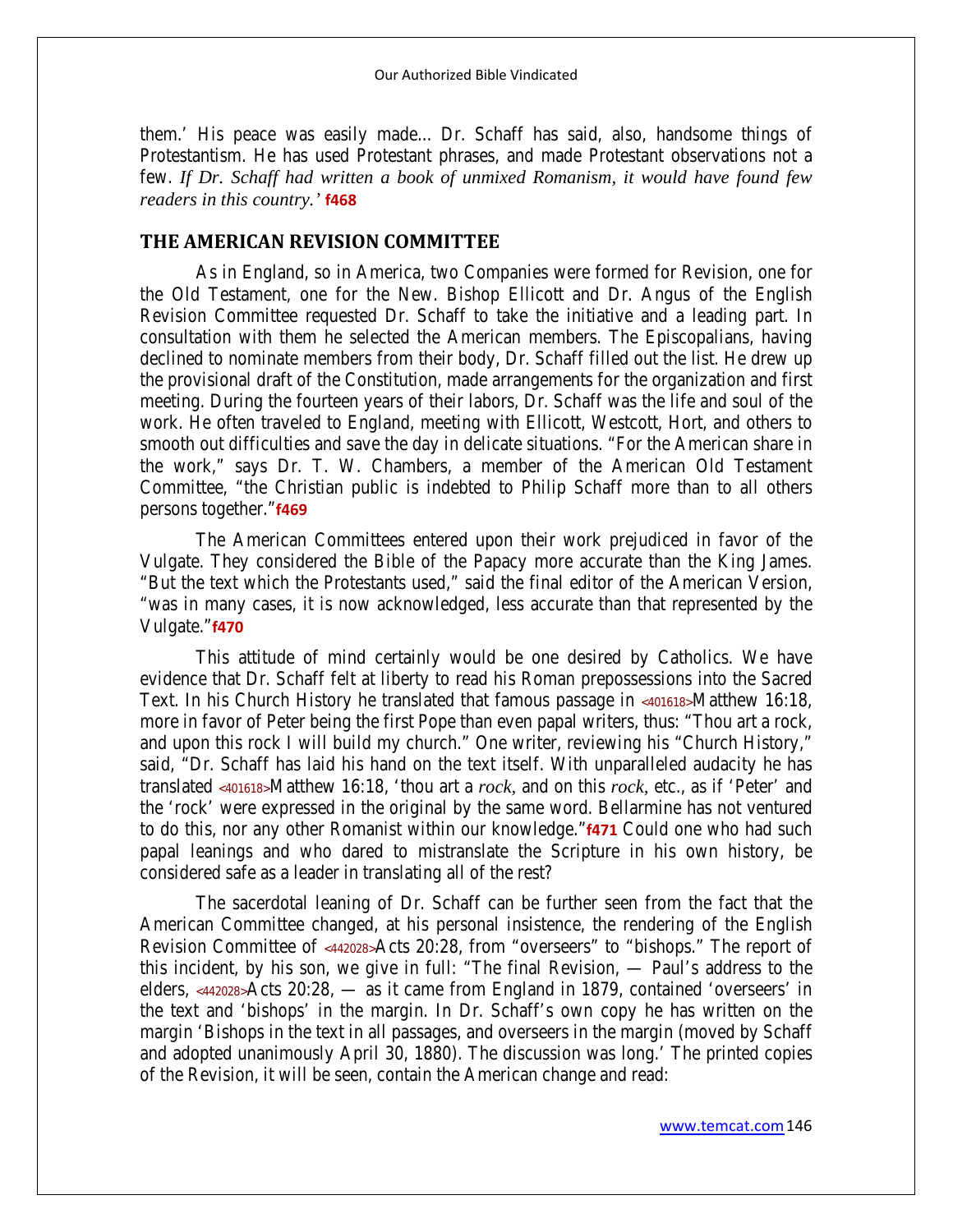them.' His peace was easily made... Dr. Schaff has said, also, handsome things of Protestantism. He has used Protestant phrases, and made Protestant observations not a few. *If Dr. Schaff had written a book of unmixed Romanism, it would have found few readers in this country.'* **f468**

## THE AMERICAN REVISION COMMITTEE

As in England, so in America, two Companies were formed for Revision, one for the Old Testament, one for the New. Bishop Ellicott and Dr. Angus of the English Revision Committee requested Dr. Schaff to take the initiative and a leading part. In consultation with them he selected the American members. The Episcopalians, having declined to nominate members from their body, Dr. Schaff filled out the list. He drew up the provisional draft of the Constitution, made arrangements for the organization and first meeting. During the fourteen years of their labors, Dr. Schaff was the life and soul of the work. He often traveled to England, meeting with Ellicott, Westcott, Hort, and others to smooth out difficulties and save the day in delicate situations. "For the American share in the work," says Dr. T. W. Chambers, a member of the American Old Testament Committee, "the Christian public is indebted to Philip Schaff more than to all others persons together."**f469**

The American Committees entered upon their work prejudiced in favor of the Vulgate. They considered the Bible of the Papacy more accurate than the King James. "But the text which the Protestants used," said the final editor of the American Version, "was in many cases, it is now acknowledged, less accurate than that represented by the Vulgate."**f470**

This attitude of mind certainly would be one desired by Catholics. We have evidence that Dr. Schaff felt at liberty to read his Roman prepossessions into the Sacred Text. In his Church History he translated that famous passage in <401618>Matthew 16:18, more in favor of Peter being the first Pope than even papal writers, thus: "Thou art a rock, and upon this rock I will build my church." One writer, reviewing his "Church History," said, "Dr. Schaff has laid his hand on the text itself. With unparalleled audacity he has translated <401618>Matthew 16:18, 'thou art a *rock*, and on this *rock*, etc., as if 'Peter' and the 'rock' were expressed in the original by the same word. Bellarmine has not ventured to do this, nor any other Romanist within our knowledge."**f471** Could one who had such papal leanings and who dared to mistranslate the Scripture in his own history, be considered safe as a leader in translating all of the rest?

The sacerdotal leaning of Dr. Schaff can be further seen from the fact that the American Committee changed, at his personal insistence, the rendering of the English Revision Committee of <442028>Acts 20:28, from "overseers" to "bishops." The report of this incident, by his son, we give in full: "The final Revision, — Paul's address to the elders, <442028>Acts 20:28, — as it came from England in 1879, contained 'overseers' in the text and 'bishops' in the margin. In Dr. Schaff's own copy he has written on the margin 'Bishops in the text in all passages, and overseers in the margin (moved by Schaff and adopted unanimously April 30, 1880). The discussion was long.' The printed copies of the Revision, it will be seen, contain the American change and read: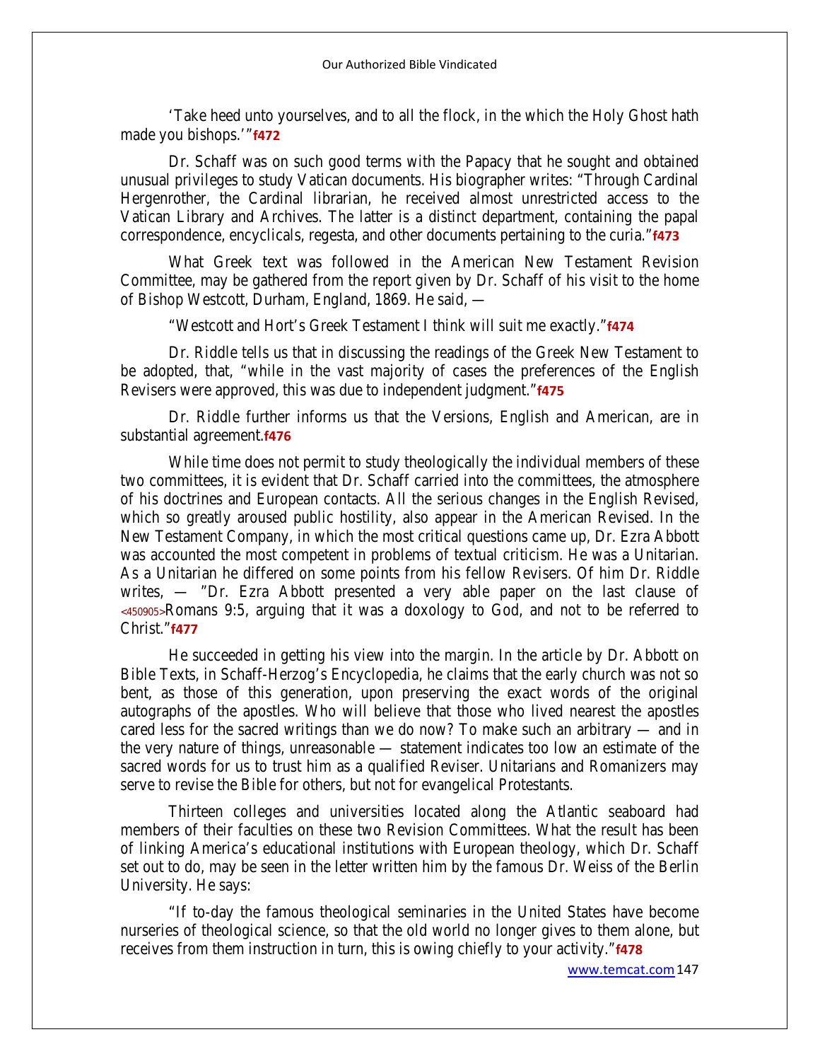'Take heed unto yourselves, and to all the flock, in the which the Holy Ghost hath made you bishops.'"f472

Dr. Schaff was on such good terms with the Papacy that he sought and obtained unusual privileges to study Vatican documents. His biographer writes: "Through Cardinal Hergenrother, the Cardinal librarian, he received almost unrestricted access to the Vatican Library and Archives. The latter is a distinct department, containing the papal correspondence, encyclicals, regesta, and other documents pertaining to the curia."f473

What Greek text was followed in the American New Testament Revision Committee, may be gathered from the report given by Dr. Schaff of his visit to the home of Bishop Westcott, Durham, England, 1869. He said, —

"Westcott and Hort's Greek Testament I think will suit me exactly."f474

Dr. Riddle tells us that in discussing the readings of the Greek New Testament to be adopted, that, "while in the vast majority of cases the preferences of the English Revisers were approved, this was due to independent judgment."f475

Dr. Riddle further informs us that the Versions, English and American, are in substantial agreement.f476

While time does not permit to study theologically the individual members of these two committees, it is evident that Dr. Schaff carried into the committees, the atmosphere of his doctrines and European contacts. All the serious changes in the English Revised, which so greatly aroused public hostility, also appear in the American Revised. In the New Testament Company, in which the most critical questions came up, Dr. Ezra Abbott was accounted the most competent in problems of textual criticism. He was a Unitarian. As a Unitarian he differed on some points from his fellow Revisers. Of him Dr. Riddle writes, — "Dr. Ezra Abbott presented a very able paper on the last clause of <450905>Romans 9:5, arguing that it was a doxology to God, and not to be referred to Christ."f477

He succeeded in getting his view into the margin. In the article by Dr. Abbott on Bible Texts, in Schaff-Herzog's Encyclopedia, he claims that the early church was not so bent, as those of this generation, upon preserving the exact words of the original autographs of the apostles. Who will believe that those who lived nearest the apostles cared less for the sacred writings than we do now? To make such an arbitrary — and in the very nature of things, unreasonable — statement indicates too low an estimate of the sacred words for us to trust him as a qualified Reviser. Unitarians and Romanizers may serve to revise the Bible for others, but not for evangelical Protestants.

Thirteen colleges and universities located along the Atlantic seaboard had members of their faculties on these two Revision Committees. What the result has been of linking America's educational institutions with European theology, which Dr. Schaff set out to do, may be seen in the letter written him by the famous Dr. Weiss of the Berlin University. He says:

"If to-day the famous theological seminaries in the United States have become nurseries of theological science, so that the old world no longer gives to them alone, but receives from them instruction in turn, this is owing chiefly to your activity."f478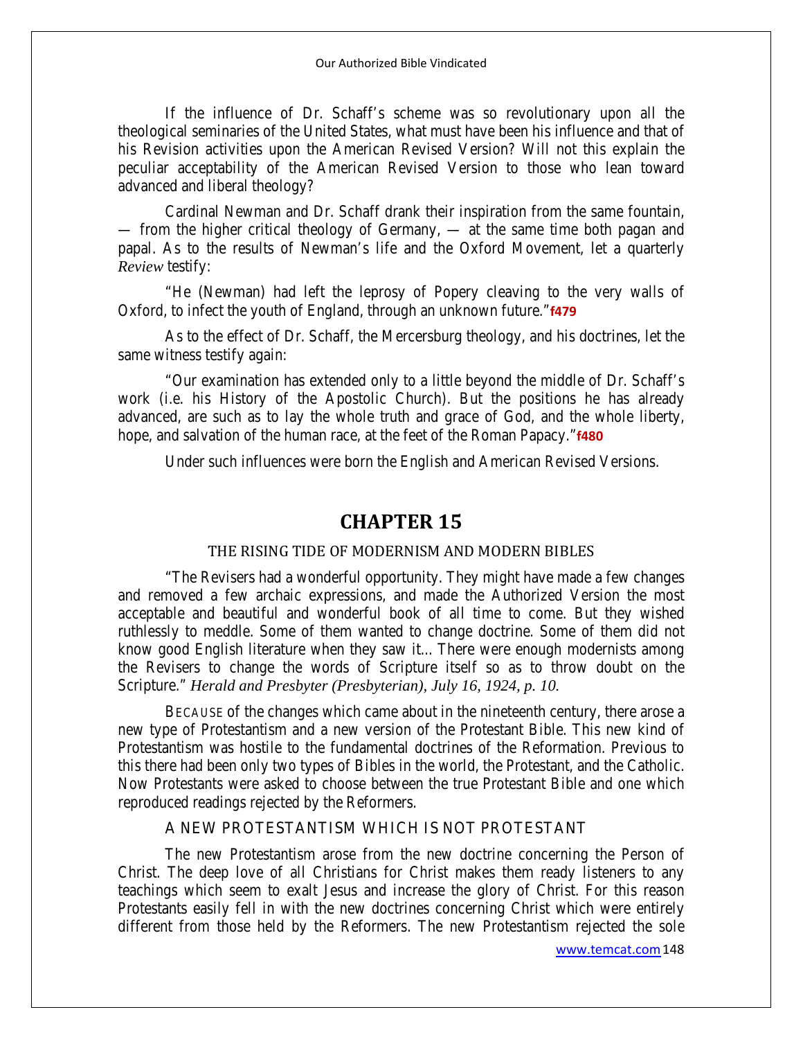If the influence of Dr. Schaff's scheme was so revolutionary upon all the theological seminaries of the United States, what must have been his influence and that of his Revision activities upon the American Revised Version? Will not this explain the peculiar acceptability of the American Revised Version to those who lean toward advanced and liberal theology?

Cardinal Newman and Dr. Schaff drank their inspiration from the same fountain, — from the higher critical theology of Germany, — at the same time both pagan and papal. As to the results of Newman's life and the Oxford Movement, let a quarterly *Review* testify:

"He (Newman) had left the leprosy of Popery cleaving to the very walls of Oxford, to infect the youth of England, through an unknown future."[f479]

As to the effect of Dr. Schaff, the Mercersburg theology, and his doctrines, let the same witness testify again:

"Our examination has extended only to a little beyond the middle of Dr. Schaff's work (i.e. his History of the Apostolic Church). But the positions he has already advanced, are such as to lay the whole truth and grace of God, and the whole liberty, hope, and salvation of the human race, at the feet of the Roman Papacy."[f480]

Under such influences were born the English and American Revised Versions.

# CHAPTER 15

## THE RISING TIDE OF MODERNISM AND MODERN BIBLES

"The Revisers had a wonderful opportunity. They might have made a few changes and removed a few archaic expressions, and made the Authorized Version the most acceptable and beautiful and wonderful book of all time to come. But they wished ruthlessly to meddle. Some of them wanted to change doctrine. Some of them did not know good English literature when they saw it... There were enough modernists among the Revisers to change the words of Scripture itself so as to throw doubt on the Scripture." *Herald and Presbyter (Presbyterian), July 16, 1924, p. 10.*

BECAUSE of the changes which came about in the nineteenth century, there arose a new type of Protestantism and a new version of the Protestant Bible. This new kind of Protestantism was hostile to the fundamental doctrines of the Reformation. Previous to this there had been only two types of Bibles in the world, the Protestant, and the Catholic. Now Protestants were asked to choose between the true Protestant Bible and one which reproduced readings rejected by the Reformers.

### A NEW PROTESTANTISM WHICH IS NOT PROTESTANT

The new Protestantism arose from the new doctrine concerning the Person of Christ. The deep love of all Christians for Christ makes them ready listeners to any teachings which seem to exalt Jesus and increase the glory of Christ. For this reason Protestants easily fell in with the new doctrines concerning Christ which were entirely different from those held by the Reformers. The new Protestantism rejected the sole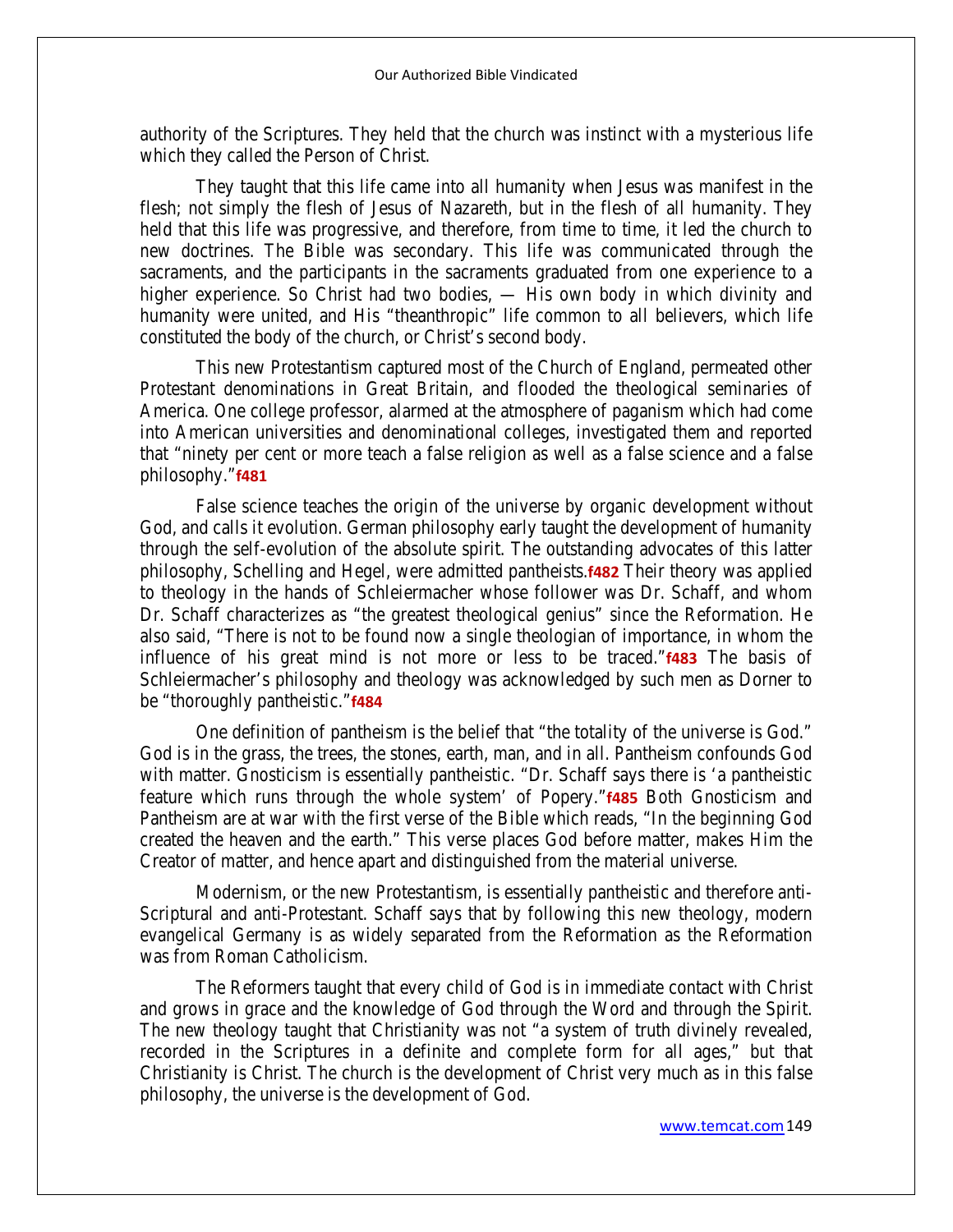authority of the Scriptures. They held that the church was instinct with a mysterious life which they called the Person of Christ.

They taught that this life came into all humanity when Jesus was manifest in the flesh; not simply the flesh of Jesus of Nazareth, but in the flesh of all humanity. They held that this life was progressive, and therefore, from time to time, it led the church to new doctrines. The Bible was secondary. This life was communicated through the sacraments, and the participants in the sacraments graduated from one experience to a higher experience. So Christ had two bodies, — His own body in which divinity and humanity were united, and His "theanthropic" life common to all believers, which life constituted the body of the church, or Christ's second body.

This new Protestantism captured most of the Church of England, permeated other Protestant denominations in Great Britain, and flooded the theological seminaries of America. One college professor, alarmed at the atmosphere of paganism which had come into American universities and denominational colleges, investigated them and reported that "ninety per cent or more teach a false religion as well as a false science and a false philosophy."f481

False science teaches the origin of the universe by organic development without God, and calls it evolution. German philosophy early taught the development of humanity through the self-evolution of the absolute spirit. The outstanding advocates of this latter philosophy, Schelling and Hegel, were admitted pantheists.f482 Their theory was applied to theology in the hands of Schleiermacher whose follower was Dr. Schaff, and whom Dr. Schaff characterizes as "the greatest theological genius" since the Reformation. He also said, "There is not to be found now a single theologian of importance, in whom the influence of his great mind is not more or less to be traced."f483 The basis of Schleiermacher's philosophy and theology was acknowledged by such men as Dorner to be "thoroughly pantheistic."f484

One definition of pantheism is the belief that "the totality of the universe is God." God is in the grass, the trees, the stones, earth, man, and in all. Pantheism confounds God with matter. Gnosticism is essentially pantheistic. "Dr. Schaff says there is 'a pantheistic feature which runs through the whole system' of Popery."f485 Both Gnosticism and Pantheism are at war with the first verse of the Bible which reads, "In the beginning God created the heaven and the earth." This verse places God before matter, makes Him the Creator of matter, and hence apart and distinguished from the material universe.

Modernism, or the new Protestantism, is essentially pantheistic and therefore anti-Scriptural and anti-Protestant. Schaff says that by following this new theology, modern evangelical Germany is as widely separated from the Reformation as the Reformation was from Roman Catholicism.

The Reformers taught that every child of God is in immediate contact with Christ and grows in grace and the knowledge of God through the Word and through the Spirit. The new theology taught that Christianity was not "a system of truth divinely revealed, recorded in the Scriptures in a definite and complete form for all ages," but that Christianity is Christ. The church is the development of Christ very much as in this false philosophy, the universe is the development of God.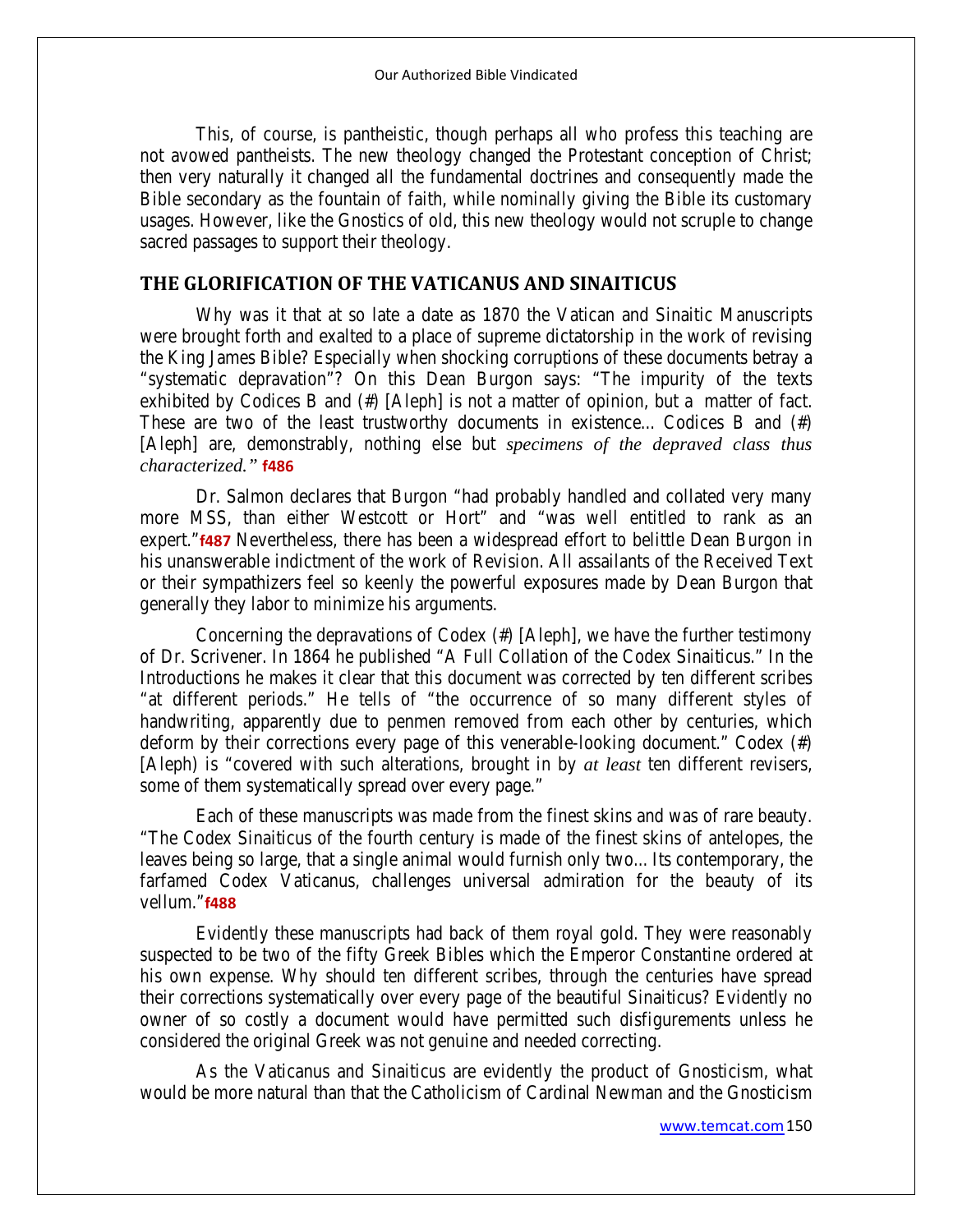This, of course, is pantheistic, though perhaps all who profess this teaching are not avowed pantheists. The new theology changed the Protestant conception of Christ; then very naturally it changed all the fundamental doctrines and consequently made the Bible secondary as the fountain of faith, while nominally giving the Bible its customary usages. However, like the Gnostics of old, this new theology would not scruple to change sacred passages to support their theology.

## THE GLORIFICATION OF THE VATICANUS AND SINAITICUS

Why was it that at so late a date as 1870 the Vatican and Sinaitic Manuscripts were brought forth and exalted to a place of supreme dictatorship in the work of revising the King James Bible? Especially when shocking corruptions of these documents betray a "systematic depravation"? On this Dean Burgon says: "The impurity of the texts exhibited by Codices B and (#) [Aleph] is not a matter of opinion, but a matter of fact. These are two of the least trustworthy documents in existence... Codices B and (#) [Aleph] are, demonstrably, nothing else but *specimens of the depraved class thus characterized.*" **f486**

Dr. Salmon declares that Burgon "had probably handled and collated very many more MSS, than either Westcott or Hort" and "was well entitled to rank as an expert."**f487** Nevertheless, there has been a widespread effort to belittle Dean Burgon in his unanswerable indictment of the work of Revision. All assailants of the Received Text or their sympathizers feel so keenly the powerful exposures made by Dean Burgon that generally they labor to minimize his arguments.

Concerning the depravations of Codex (#) [Aleph], we have the further testimony of Dr. Scrivener. In 1864 he published "A Full Collation of the Codex Sinaiticus." In the Introductions he makes it clear that this document was corrected by ten different scribes "at different periods." He tells of "the occurrence of so many different styles of handwriting, apparently due to penmen removed from each other by centuries, which deform by their corrections every page of this venerable-looking document." Codex (#) [Aleph) is "covered with such alterations, brought in by *at least* ten different revisers, some of them systematically spread over every page."

Each of these manuscripts was made from the finest skins and was of rare beauty. "The Codex Sinaiticus of the fourth century is made of the finest skins of antelopes, the leaves being so large, that a single animal would furnish only two... Its contemporary, the farfamed Codex Vaticanus, challenges universal admiration for the beauty of its vellum."**f488**

Evidently these manuscripts had back of them royal gold. They were reasonably suspected to be two of the fifty Greek Bibles which the Emperor Constantine ordered at his own expense. Why should ten different scribes, through the centuries have spread their corrections systematically over every page of the beautiful Sinaiticus? Evidently no owner of so costly a document would have permitted such disfigurements unless he considered the original Greek was not genuine and needed correcting.

As the Vaticanus and Sinaiticus are evidently the product of Gnosticism, what would be more natural than that the Catholicism of Cardinal Newman and the Gnosticism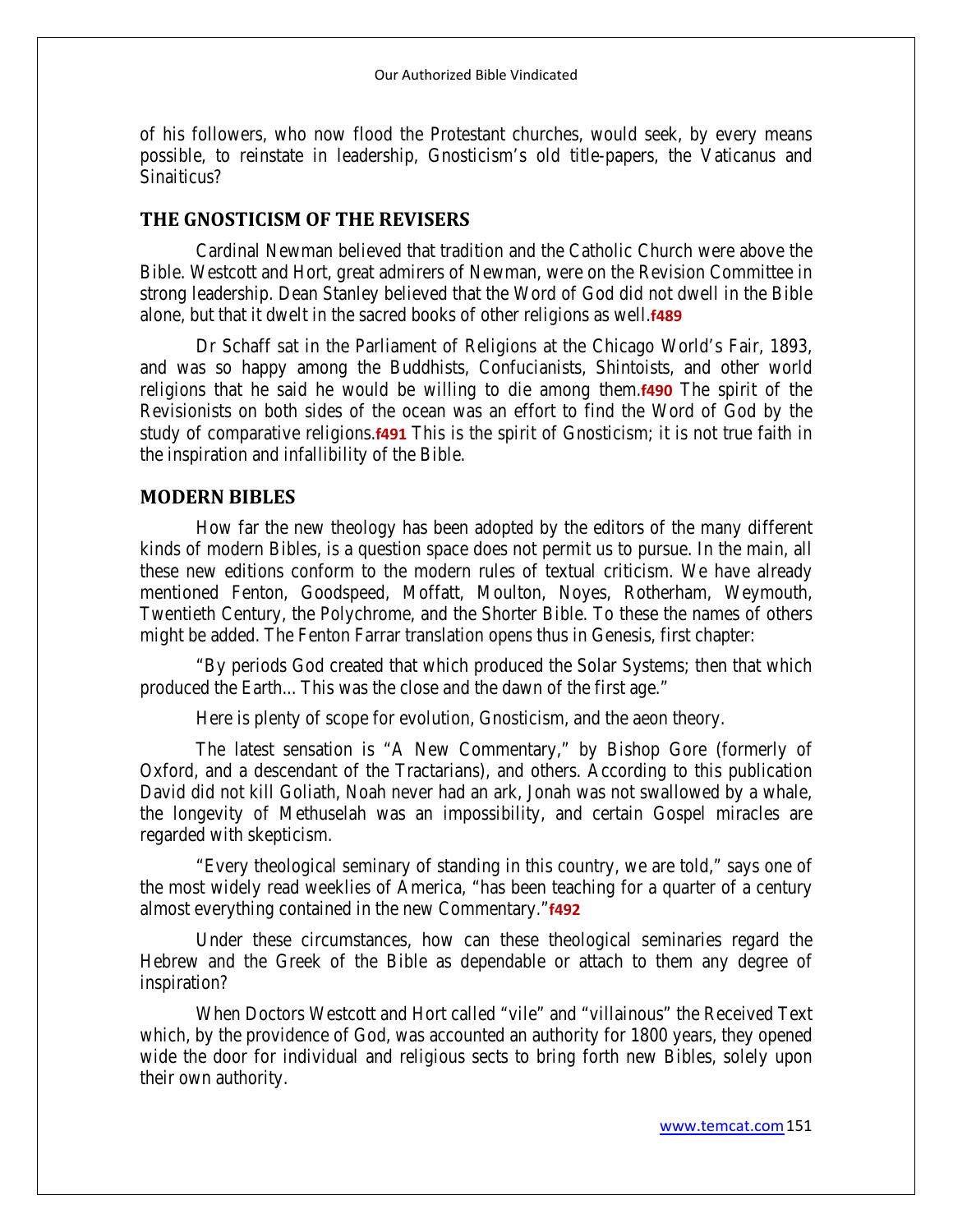of his followers, who now flood the Protestant churches, would seek, by every means possible, to reinstate in leadership, Gnosticism's old title-papers, the Vaticanus and Sinaiticus?

## THE GNOSTICISM OF THE REVISERS

Cardinal Newman believed that tradition and the Catholic Church were above the Bible. Westcott and Hort, great admirers of Newman, were on the Revision Committee in strong leadership. Dean Stanley believed that the Word of God did not dwell in the Bible alone, but that it dwelt in the sacred books of other religions as well.f489

Dr Schaff sat in the Parliament of Religions at the Chicago World's Fair, 1893, and was so happy among the Buddhists, Confucianists, Shintoists, and other world religions that he said he would be willing to die among them.f490 The spirit of the Revisionists on both sides of the ocean was an effort to find the Word of God by the study of comparative religions.f491 This is the spirit of Gnosticism; it is not true faith in the inspiration and infallibility of the Bible.

## MODERN BIBLES

How far the new theology has been adopted by the editors of the many different kinds of modern Bibles, is a question space does not permit us to pursue. In the main, all these new editions conform to the modern rules of textual criticism. We have already mentioned Fenton, Goodspeed, Moffatt, Moulton, Noyes, Rotherham, Weymouth, Twentieth Century, the Polychrome, and the Shorter Bible. To these the names of others might be added. The Fenton Farrar translation opens thus in Genesis, first chapter:

"By periods God created that which produced the Solar Systems; then that which produced the Earth... This was the close and the dawn of the first age."

Here is plenty of scope for evolution, Gnosticism, and the aeon theory.

The latest sensation is "A New Commentary," by Bishop Gore (formerly of Oxford, and a descendant of the Tractarians), and others. According to this publication David did not kill Goliath, Noah never had an ark, Jonah was not swallowed by a whale, the longevity of Methuselah was an impossibility, and certain Gospel miracles are regarded with skepticism.

"Every theological seminary of standing in this country, we are told," says one of the most widely read weeklies of America, "has been teaching for a quarter of a century almost everything contained in the new Commentary."f492

Under these circumstances, how can these theological seminaries regard the Hebrew and the Greek of the Bible as dependable or attach to them any degree of inspiration?

When Doctors Westcott and Hort called "vile" and "villainous" the Received Text which, by the providence of God, was accounted an authority for 1800 years, they opened wide the door for individual and religious sects to bring forth new Bibles, solely upon their own authority.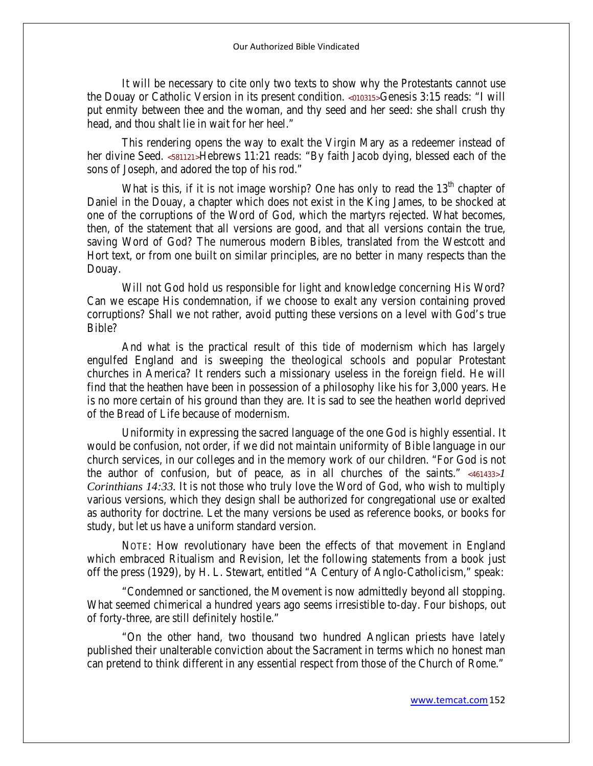It will be necessary to cite only two texts to show why the Protestants cannot use the Douay or Catholic Version in its present condition. <010315>Genesis 3:15 reads: "I will put enmity between thee and the woman, and thy seed and her seed: she shall crush thy head, and thou shalt lie in wait for her heel."

This rendering opens the way to exalt the Virgin Mary as a redeemer instead of her divine Seed. <581121>Hebrews 11:21 reads: "By faith Jacob dying, blessed each of the sons of Joseph, and adored the top of his rod."

What is this, if it is not image worship? One has only to read the 13th chapter of Daniel in the Douay, a chapter which does not exist in the King James, to be shocked at one of the corruptions of the Word of God, which the martyrs rejected. What becomes, then, of the statement that all versions are good, and that all versions contain the true, saving Word of God? The numerous modern Bibles, translated from the Westcott and Hort text, or from one built on similar principles, are no better in many respects than the Douay.

Will not God hold us responsible for light and knowledge concerning His Word? Can we escape His condemnation, if we choose to exalt any version containing proved corruptions? Shall we not rather, avoid putting these versions on a level with God's true Bible?

And what is the practical result of this tide of modernism which has largely engulfed England and is sweeping the theological schools and popular Protestant churches in America? It renders such a missionary useless in the foreign field. He will find that the heathen have been in possession of a philosophy like his for 3,000 years. He is no more certain of his ground than they are. It is sad to see the heathen world deprived of the Bread of Life because of modernism.

Uniformity in expressing the sacred language of the one God is highly essential. It would be confusion, not order, if we did not maintain uniformity of Bible language in our church services, in our colleges and in the memory work of our children. "For God is not the author of confusion, but of peace, as in all churches of the saints." <461433>*1 Corinthians 14:33*. It is not those who truly love the Word of God, who wish to multiply various versions, which they design shall be authorized for congregational use or exalted as authority for doctrine. Let the many versions be used as reference books, or books for study, but let us have a uniform standard version.

NOTE: How revolutionary have been the effects of that movement in England which embraced Ritualism and Revision, let the following statements from a book just off the press (1929), by H. L. Stewart, entitled "A Century of Anglo-Catholicism," speak:

"Condemned or sanctioned, the Movement is now admittedly beyond all stopping. What seemed chimerical a hundred years ago seems irresistible to-day. Four bishops, out of forty-three, are still definitely hostile."

"On the other hand, two thousand two hundred Anglican priests have lately published their unalterable conviction about the Sacrament in terms which no honest man can pretend to think different in any essential respect from those of the Church of Rome."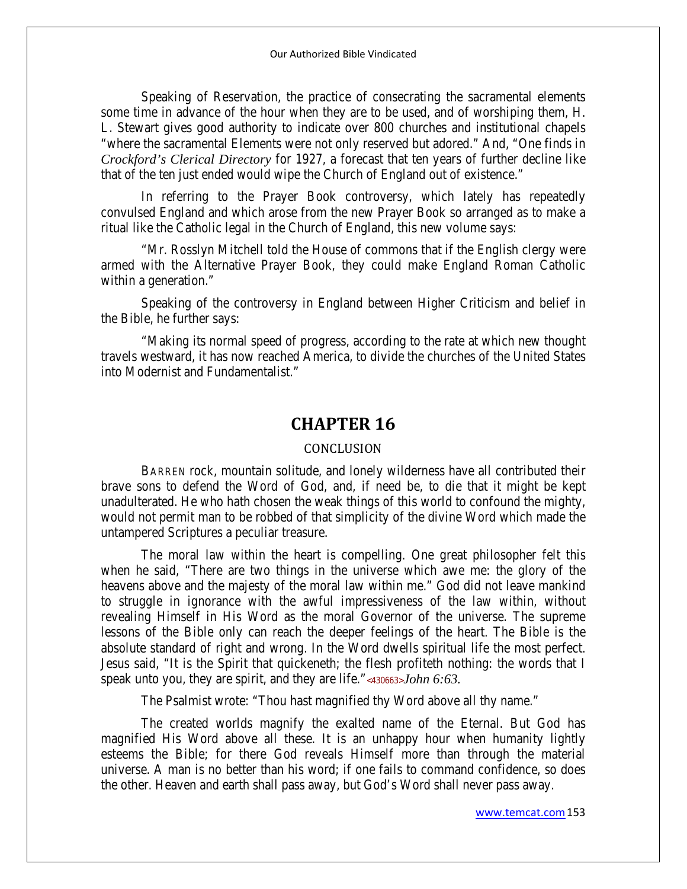Speaking of Reservation, the practice of consecrating the sacramental elements some time in advance of the hour when they are to be used, and of worshiping them, H. L. Stewart gives good authority to indicate over 800 churches and institutional chapels "where the sacramental Elements were not only reserved but adored." And, "One finds in *Crockford's Clerical Directory* for 1927, a forecast that ten years of further decline like that of the ten just ended would wipe the Church of England out of existence."

In referring to the Prayer Book controversy, which lately has repeatedly convulsed England and which arose from the new Prayer Book so arranged as to make a ritual like the Catholic legal in the Church of England, this new volume says:

"Mr. Rosslyn Mitchell told the House of commons that if the English clergy were armed with the Alternative Prayer Book, they could make England Roman Catholic within a generation."

Speaking of the controversy in England between Higher Criticism and belief in the Bible, he further says:

"Making its normal speed of progress, according to the rate at which new thought travels westward, it has now reached America, to divide the churches of the United States into Modernist and Fundamentalist."

# CHAPTER 16

## CONCLUSION

BARREN rock, mountain solitude, and lonely wilderness have all contributed their brave sons to defend the Word of God, and, if need be, to die that it might be kept unadulterated. He who hath chosen the weak things of this world to confound the mighty, would not permit man to be robbed of that simplicity of the divine Word which made the untampered Scriptures a peculiar treasure.

The moral law within the heart is compelling. One great philosopher felt this when he said, "There are two things in the universe which awe me: the glory of the heavens above and the majesty of the moral law within me." God did not leave mankind to struggle in ignorance with the awful impressiveness of the law within, without revealing Himself in His Word as the moral Governor of the universe. The supreme lessons of the Bible only can reach the deeper feelings of the heart. The Bible is the absolute standard of right and wrong. In the Word dwells spiritual life the most perfect. Jesus said, "It is the Spirit that quickeneth; the flesh profiteth nothing: the words that I speak unto you, they are spirit, and they are life."<430663>*John 6:63*.

The Psalmist wrote: "Thou hast magnified thy Word above all thy name."

The created worlds magnify the exalted name of the Eternal. But God has magnified His Word above all these. It is an unhappy hour when humanity lightly esteems the Bible; for there God reveals Himself more than through the material universe. A man is no better than his word; if one fails to command confidence, so does the other. Heaven and earth shall pass away, but God's Word shall never pass away.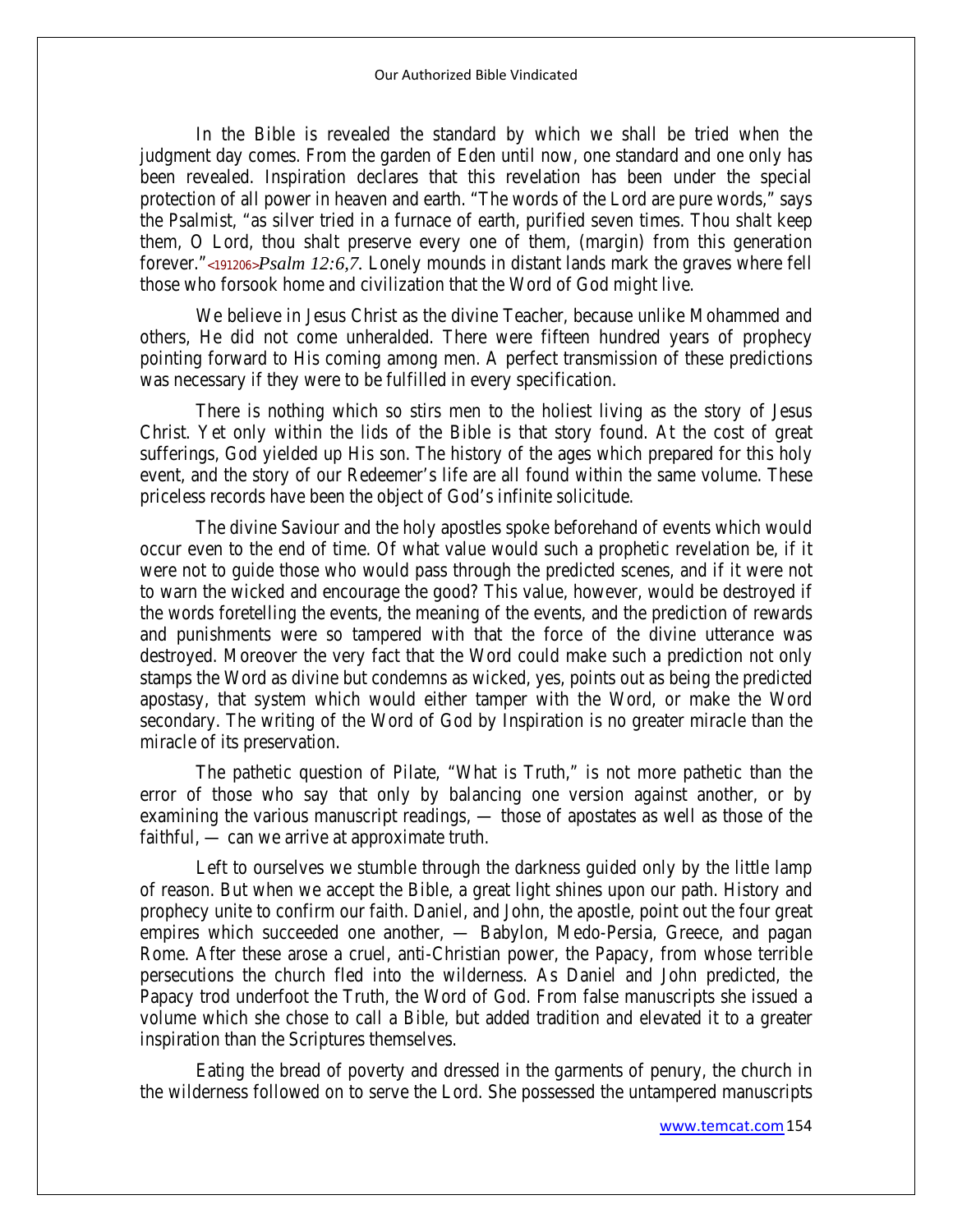In the Bible is revealed the standard by which we shall be tried when the judgment day comes. From the garden of Eden until now, one standard and one only has been revealed. Inspiration declares that this revelation has been under the special protection of all power in heaven and earth. "The words of the Lord are pure words," says the Psalmist, "as silver tried in a furnace of earth, purified seven times. Thou shalt keep them, O Lord, thou shalt preserve every one of them, (margin) from this generation forever."<191206>*Psalm 12:6,7*. Lonely mounds in distant lands mark the graves where fell those who forsook home and civilization that the Word of God might live.

We believe in Jesus Christ as the divine Teacher, because unlike Mohammed and others, He did not come unheralded. There were fifteen hundred years of prophecy pointing forward to His coming among men. A perfect transmission of these predictions was necessary if they were to be fulfilled in every specification.

There is nothing which so stirs men to the holiest living as the story of Jesus Christ. Yet only within the lids of the Bible is that story found. At the cost of great sufferings, God yielded up His son. The history of the ages which prepared for this holy event, and the story of our Redeemer's life are all found within the same volume. These priceless records have been the object of God's infinite solicitude.

The divine Saviour and the holy apostles spoke beforehand of events which would occur even to the end of time. Of what value would such a prophetic revelation be, if it were not to guide those who would pass through the predicted scenes, and if it were not to warn the wicked and encourage the good? This value, however, would be destroyed if the words foretelling the events, the meaning of the events, and the prediction of rewards and punishments were so tampered with that the force of the divine utterance was destroyed. Moreover the very fact that the Word could make such a prediction not only stamps the Word as divine but condemns as wicked, yes, points out as being the predicted apostasy, that system which would either tamper with the Word, or make the Word secondary. The writing of the Word of God by Inspiration is no greater miracle than the miracle of its preservation.

The pathetic question of Pilate, "What is Truth," is not more pathetic than the error of those who say that only by balancing one version against another, or by examining the various manuscript readings, — those of apostates as well as those of the faithful, — can we arrive at approximate truth.

Left to ourselves we stumble through the darkness guided only by the little lamp of reason. But when we accept the Bible, a great light shines upon our path. History and prophecy unite to confirm our faith. Daniel, and John, the apostle, point out the four great empires which succeeded one another, — Babylon, Medo-Persia, Greece, and pagan Rome. After these arose a cruel, anti-Christian power, the Papacy, from whose terrible persecutions the church fled into the wilderness. As Daniel and John predicted, the Papacy trod underfoot the Truth, the Word of God. From false manuscripts she issued a volume which she chose to call a Bible, but added tradition and elevated it to a greater inspiration than the Scriptures themselves.

Eating the bread of poverty and dressed in the garments of penury, the church in the wilderness followed on to serve the Lord. She possessed the untampered manuscripts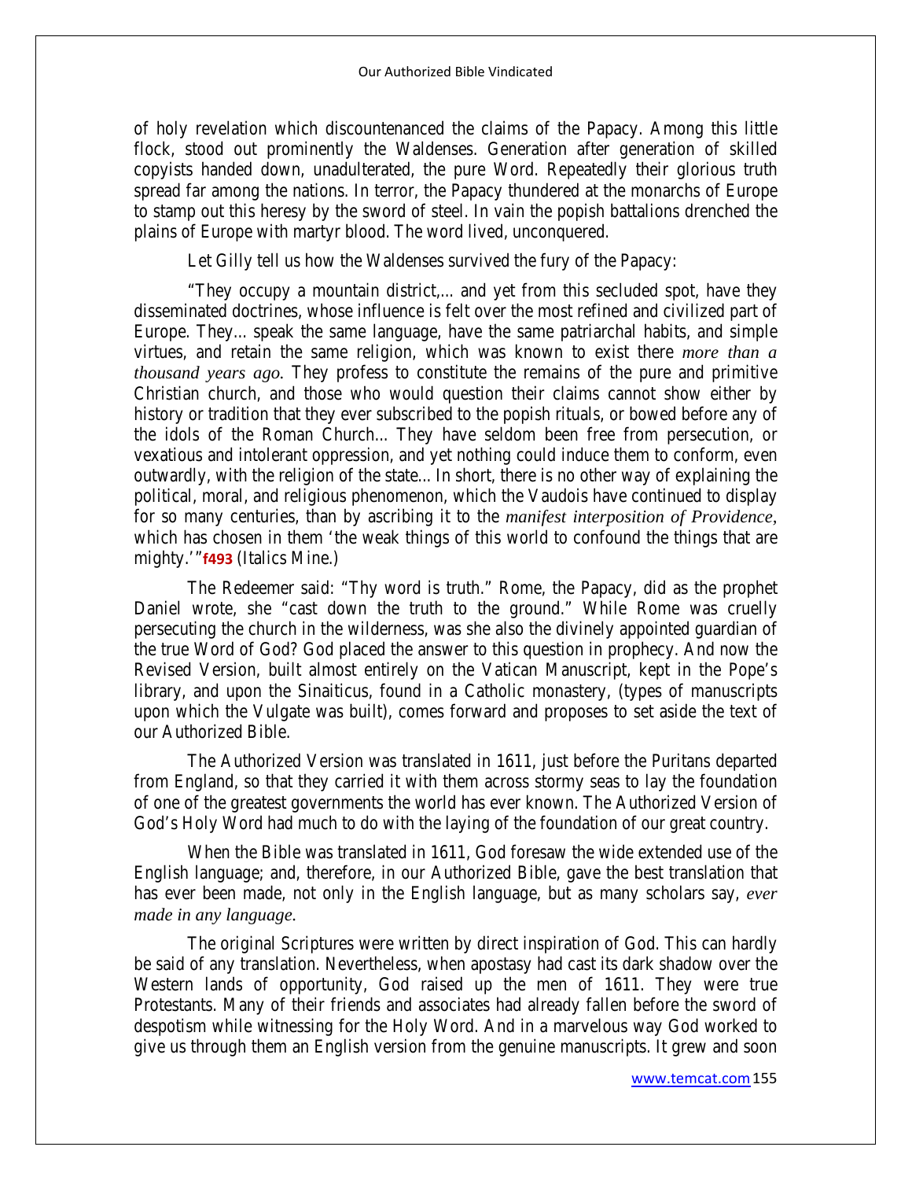of holy revelation which discountenanced the claims of the Papacy. Among this little flock, stood out prominently the Waldenses. Generation after generation of skilled copyists handed down, unadulterated, the pure Word. Repeatedly their glorious truth spread far among the nations. In terror, the Papacy thundered at the monarchs of Europe to stamp out this heresy by the sword of steel. In vain the popish battalions drenched the plains of Europe with martyr blood. The word lived, unconquered.

Let Gilly tell us how the Waldenses survived the fury of the Papacy:

"They occupy a mountain district,... and yet from this secluded spot, have they disseminated doctrines, whose influence is felt over the most refined and civilized part of Europe. They... speak the same language, have the same patriarchal habits, and simple virtues, and retain the same religion, which was known to exist there *more than a thousand years ago*. They profess to constitute the remains of the pure and primitive Christian church, and those who would question their claims cannot show either by history or tradition that they ever subscribed to the popish rituals, or bowed before any of the idols of the Roman Church... They have seldom been free from persecution, or vexatious and intolerant oppression, and yet nothing could induce them to conform, even outwardly, with the religion of the state... In short, there is no other way of explaining the political, moral, and religious phenomenon, which the Vaudois have continued to display for so many centuries, than by ascribing it to the *manifest interposition of Providence*, which has chosen in them 'the weak things of this world to confound the things that are mighty.'"**f493** (Italics Mine.)

The Redeemer said: "Thy word is truth." Rome, the Papacy, did as the prophet Daniel wrote, she "cast down the truth to the ground." While Rome was cruelly persecuting the church in the wilderness, was she also the divinely appointed guardian of the true Word of God? God placed the answer to this question in prophecy. And now the Revised Version, built almost entirely on the Vatican Manuscript, kept in the Pope's library, and upon the Sinaiticus, found in a Catholic monastery, (types of manuscripts upon which the Vulgate was built), comes forward and proposes to set aside the text of our Authorized Bible.

The Authorized Version was translated in 1611, just before the Puritans departed from England, so that they carried it with them across stormy seas to lay the foundation of one of the greatest governments the world has ever known. The Authorized Version of God's Holy Word had much to do with the laying of the foundation of our great country.

When the Bible was translated in 1611, God foresaw the wide extended use of the English language; and, therefore, in our Authorized Bible, gave the best translation that has ever been made, not only in the English language, but as many scholars say, *ever made in any language*.

The original Scriptures were written by direct inspiration of God. This can hardly be said of any translation. Nevertheless, when apostasy had cast its dark shadow over the Western lands of opportunity, God raised up the men of 1611. They were true Protestants. Many of their friends and associates had already fallen before the sword of despotism while witnessing for the Holy Word. And in a marvelous way God worked to give us through them an English version from the genuine manuscripts. It grew and soon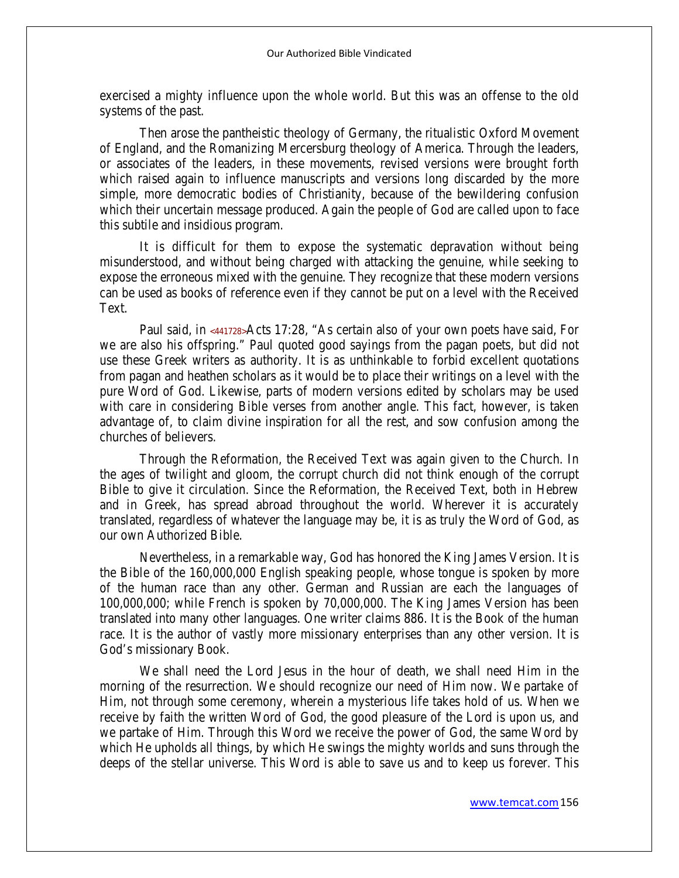exercised a mighty influence upon the whole world. But this was an offense to the old systems of the past.

Then arose the pantheistic theology of Germany, the ritualistic Oxford Movement of England, and the Romanizing Mercersburg theology of America. Through the leaders, or associates of the leaders, in these movements, revised versions were brought forth which raised again to influence manuscripts and versions long discarded by the more simple, more democratic bodies of Christianity, because of the bewildering confusion which their uncertain message produced. Again the people of God are called upon to face this subtile and insidious program.

It is difficult for them to expose the systematic depravation without being misunderstood, and without being charged with attacking the genuine, while seeking to expose the erroneous mixed with the genuine. They recognize that these modern versions can be used as books of reference even if they cannot be put on a level with the Received Text.

Paul said, in <441728>Acts 17:28, "As certain also of your own poets have said, For we are also his offspring." Paul quoted good sayings from the pagan poets, but did not use these Greek writers as authority. It is as unthinkable to forbid excellent quotations from pagan and heathen scholars as it would be to place their writings on a level with the pure Word of God. Likewise, parts of modern versions edited by scholars may be used with care in considering Bible verses from another angle. This fact, however, is taken advantage of, to claim divine inspiration for all the rest, and sow confusion among the churches of believers.

Through the Reformation, the Received Text was again given to the Church. In the ages of twilight and gloom, the corrupt church did not think enough of the corrupt Bible to give it circulation. Since the Reformation, the Received Text, both in Hebrew and in Greek, has spread abroad throughout the world. Wherever it is accurately translated, regardless of whatever the language may be, it is as truly the Word of God, as our own Authorized Bible.

Nevertheless, in a remarkable way, God has honored the King James Version. It is the Bible of the 160,000,000 English speaking people, whose tongue is spoken by more of the human race than any other. German and Russian are each the languages of 100,000,000; while French is spoken by 70,000,000. The King James Version has been translated into many other languages. One writer claims 886. It is the Book of the human race. It is the author of vastly more missionary enterprises than any other version. It is God's missionary Book.

We shall need the Lord Jesus in the hour of death, we shall need Him in the morning of the resurrection. We should recognize our need of Him now. We partake of Him, not through some ceremony, wherein a mysterious life takes hold of us. When we receive by faith the written Word of God, the good pleasure of the Lord is upon us, and we partake of Him. Through this Word we receive the power of God, the same Word by which He upholds all things, by which He swings the mighty worlds and suns through the deeps of the stellar universe. This Word is able to save us and to keep us forever. This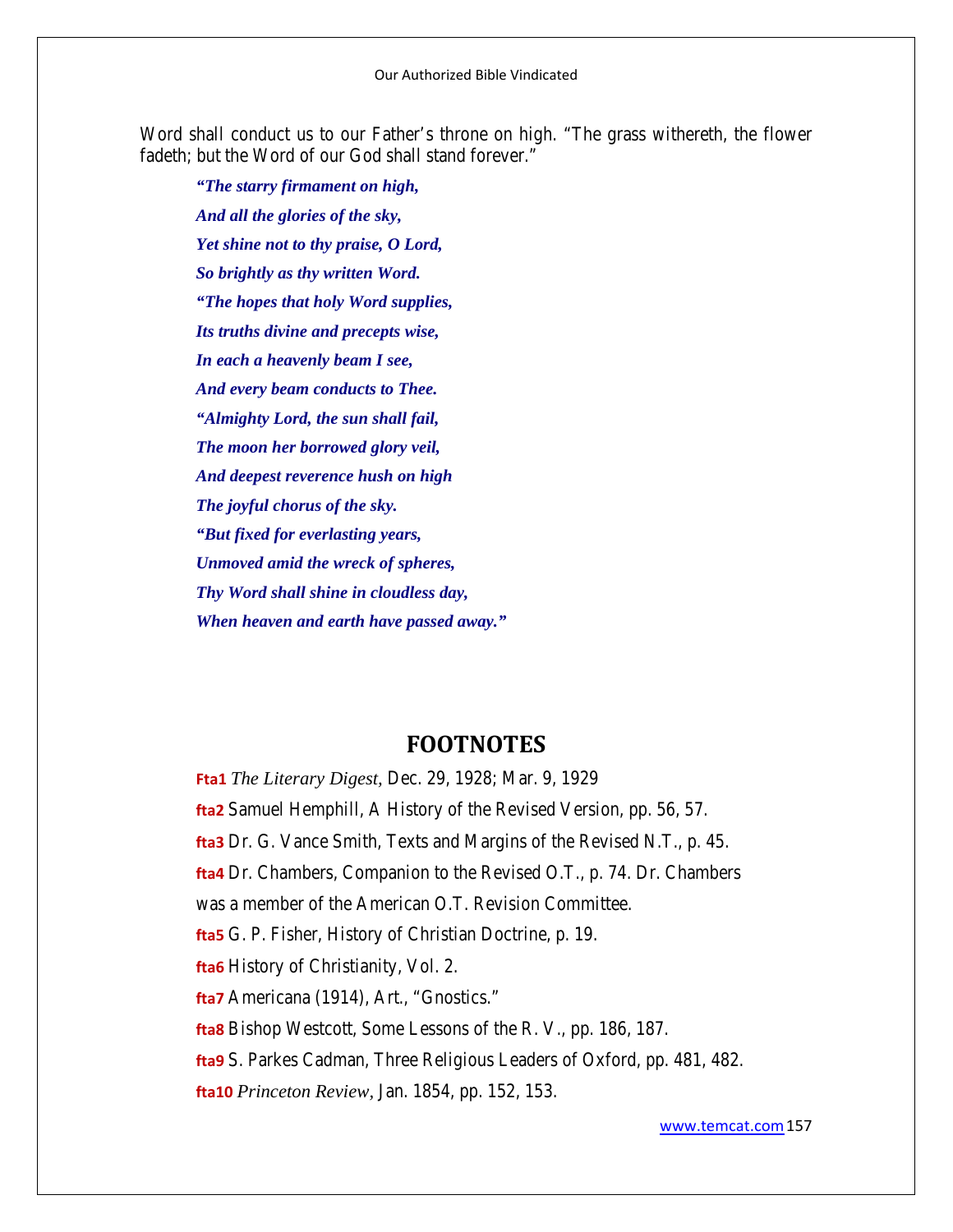Word shall conduct us to our Father's throne on high. "The grass withereth, the flower fadeth; but the Word of our God shall stand forever."

> ***"The starry firmament on high,***
> ***And all the glories of the sky,***
> ***Yet shine not to thy praise, O Lord,***
> ***So brightly as thy written Word.***
> ***"The hopes that holy Word supplies,***
> ***Its truths divine and precepts wise,***
> ***In each a heavenly beam I see,***
> ***And every beam conducts to Thee.***
> ***"Almighty Lord, the sun shall fail,***
> ***The moon her borrowed glory veil,***
> ***And deepest reverence hush on high***
> ***The joyful chorus of the sky.***
> ***"But fixed for everlasting years,***
> ***Unmoved amid the wreck of spheres,***
> ***Thy Word shall shine in cloudless day,***
> ***When heaven and earth have passed away."***

## FOOTNOTES

**Fta1** *The Literary Digest*, Dec. 29, 1928; Mar. 9, 1929

**fta2** Samuel Hemphill, A History of the Revised Version, pp. 56, 57.

**fta3** Dr. G. Vance Smith, Texts and Margins of the Revised N.T., p. 45.

**fta4** Dr. Chambers, Companion to the Revised O.T., p. 74. Dr. Chambers was a member of the American O.T. Revision Committee.

**fta5** G. P. Fisher, History of Christian Doctrine, p. 19.

**fta6** History of Christianity, Vol. 2.

**fta7** Americana (1914), Art., "Gnostics."

**fta8** Bishop Westcott, Some Lessons of the R. V., pp. 186, 187.

**fta9** S. Parkes Cadman, Three Religious Leaders of Oxford, pp. 481, 482.

**fta10** *Princeton Review*, Jan. 1854, pp. 152, 153.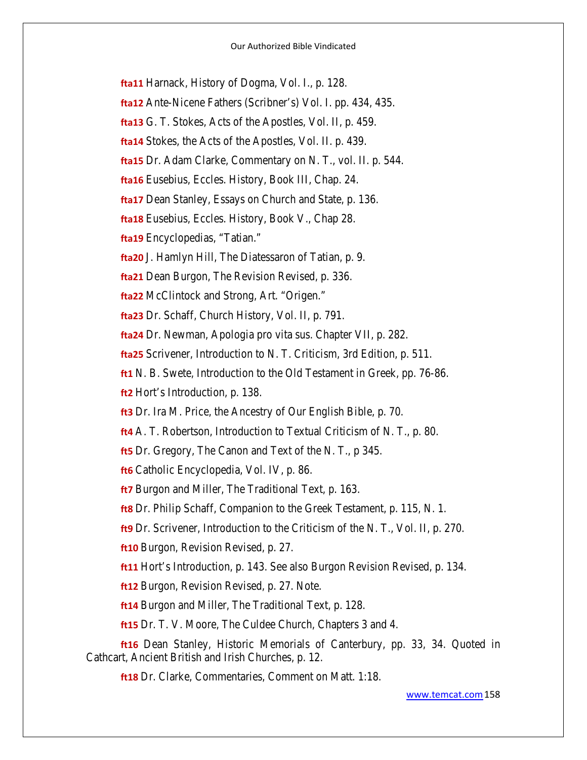**fta11** Harnack, History of Dogma, Vol. I., p. 128.

**fta12** Ante-Nicene Fathers (Scribner's) Vol. I. pp. 434, 435.

**fta13** G. T. Stokes, Acts of the Apostles, Vol. II, p. 459.

**fta14** Stokes, the Acts of the Apostles, Vol. II. p. 439.

**fta15** Dr. Adam Clarke, Commentary on N. T., vol. II. p. 544.

**fta16** Eusebius, Eccles. History, Book III, Chap. 24.

**fta17** Dean Stanley, Essays on Church and State, p. 136.

**fta18** Eusebius, Eccles. History, Book V., Chap 28.

**fta19** Encyclopedias, "Tatian."

**fta20** J. Hamlyn Hill, The Diatessaron of Tatian, p. 9.

**fta21** Dean Burgon, The Revision Revised, p. 336.

**fta22** McClintock and Strong, Art. "Origen."

**fta23** Dr. Schaff, Church History, Vol. II, p. 791.

**fta24** Dr. Newman, Apologia pro vita sus. Chapter VII, p. 282.

**fta25** Scrivener, Introduction to N. T. Criticism, 3rd Edition, p. 511.

**ft1** N. B. Swete, Introduction to the Old Testament in Greek, pp. 76-86.

**ft2** Hort's Introduction, p. 138.

**ft3** Dr. Ira M. Price, the Ancestry of Our English Bible, p. 70.

**ft4** A. T. Robertson, Introduction to Textual Criticism of N. T., p. 80.

**ft5** Dr. Gregory, The Canon and Text of the N. T., p 345.

**ft6** Catholic Encyclopedia, Vol. IV, p. 86.

**ft7** Burgon and Miller, The Traditional Text, p. 163.

**ft8** Dr. Philip Schaff, Companion to the Greek Testament, p. 115, N. 1.

**ft9** Dr. Scrivener, Introduction to the Criticism of the N. T., Vol. II, p. 270.

**ft10** Burgon, Revision Revised, p. 27.

**ft11** Hort's Introduction, p. 143. See also Burgon Revision Revised, p. 134.

**ft12** Burgon, Revision Revised, p. 27. Note.

**ft14** Burgon and Miller, The Traditional Text, p. 128.

**ft15** Dr. T. V. Moore, The Culdee Church, Chapters 3 and 4.

**ft16** Dean Stanley, Historic Memorials of Canterbury, pp. 33, 34. Quoted in Cathcart, Ancient British and Irish Churches, p. 12.

**ft18** Dr. Clarke, Commentaries, Comment on Matt. 1:18.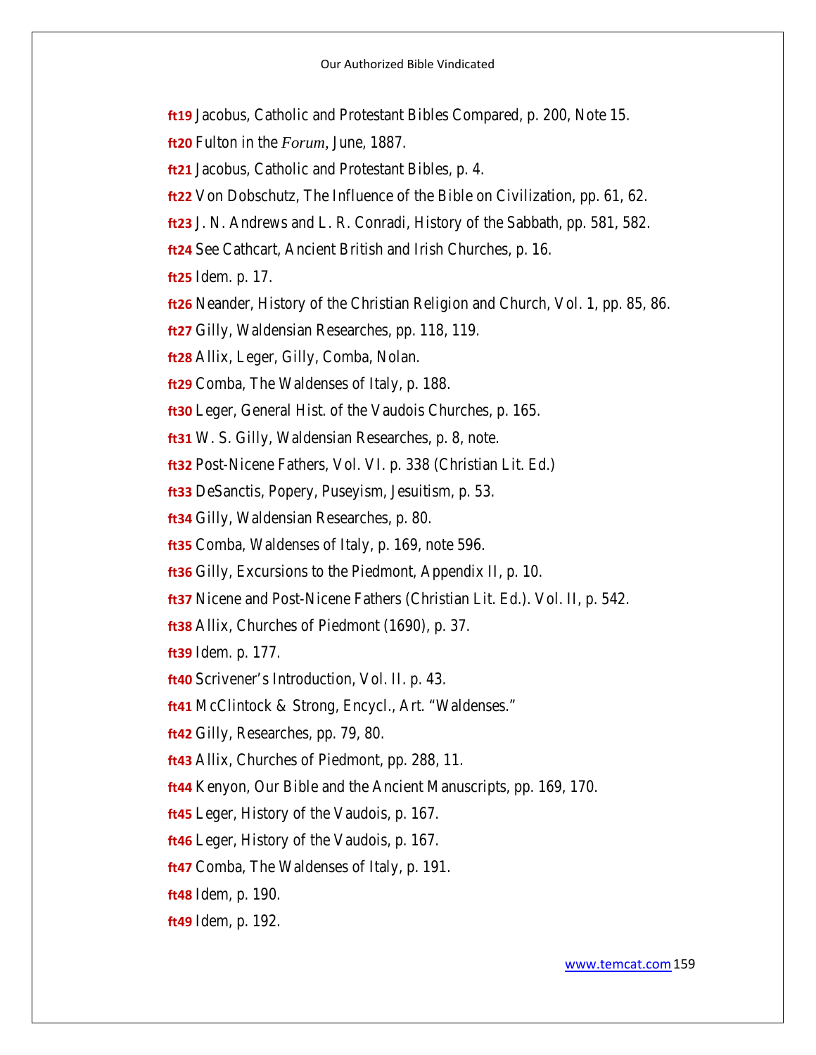**ft19** Jacobus, Catholic and Protestant Bibles Compared, p. 200, Note 15.

**ft20** Fulton in the *Forum*, June, 1887.

**ft21** Jacobus, Catholic and Protestant Bibles, p. 4.

**ft22** Von Dobschutz, The Influence of the Bible on Civilization, pp. 61, 62.

**ft23** J. N. Andrews and L. R. Conradi, History of the Sabbath, pp. 581, 582.

**ft24** See Cathcart, Ancient British and Irish Churches, p. 16.

**ft25** Idem. p. 17.

**ft26** Neander, History of the Christian Religion and Church, Vol. 1, pp. 85, 86.

**ft27** Gilly, Waldensian Researches, pp. 118, 119.

**ft28** Allix, Leger, Gilly, Comba, Nolan.

**ft29** Comba, The Waldenses of Italy, p. 188.

**ft30** Leger, General Hist. of the Vaudois Churches, p. 165.

**ft31** W. S. Gilly, Waldensian Researches, p. 8, note.

**ft32** Post-Nicene Fathers, Vol. VI. p. 338 (Christian Lit. Ed.)

**ft33** DeSanctis, Popery, Puseyism, Jesuitism, p. 53.

**ft34** Gilly, Waldensian Researches, p. 80.

**ft35** Comba, Waldenses of Italy, p. 169, note 596.

**ft36** Gilly, Excursions to the Piedmont, Appendix II, p. 10.

**ft37** Nicene and Post-Nicene Fathers (Christian Lit. Ed.). Vol. II, p. 542.

**ft38** Allix, Churches of Piedmont (1690), p. 37.

**ft39** Idem. p. 177.

**ft40** Scrivener's Introduction, Vol. II. p. 43.

**ft41** McClintock & Strong, Encycl., Art. "Waldenses."

**ft42** Gilly, Researches, pp. 79, 80.

**ft43** Allix, Churches of Piedmont, pp. 288, 11.

**ft44** Kenyon, Our Bible and the Ancient Manuscripts, pp. 169, 170.

**ft45** Leger, History of the Vaudois, p. 167.

**ft46** Leger, History of the Vaudois, p. 167.

**ft47** Comba, The Waldenses of Italy, p. 191.

**ft48** Idem, p. 190.

**ft49** Idem, p. 192.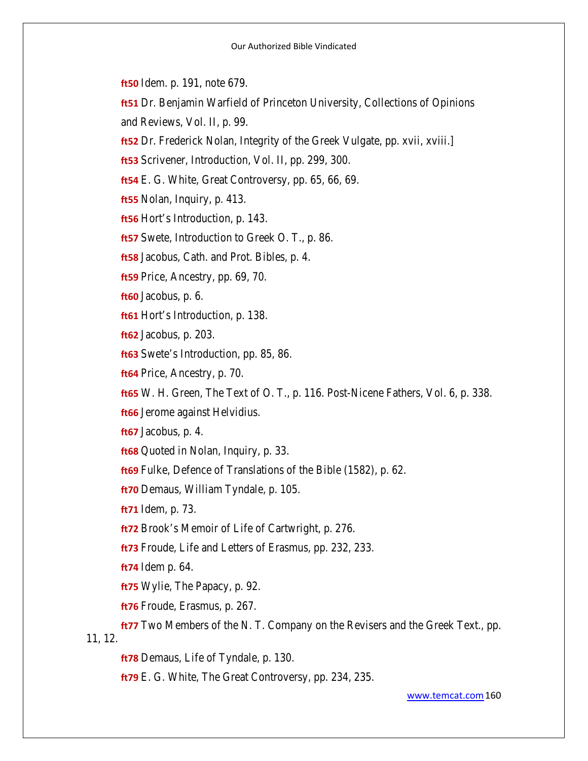**ft50** Idem. p. 191, note 679.

**ft51** Dr. Benjamin Warfield of Princeton University, Collections of Opinions and Reviews, Vol. II, p. 99.

**ft52** Dr. Frederick Nolan, Integrity of the Greek Vulgate, pp. xvii, xviii.]

**ft53** Scrivener, Introduction, Vol. II, pp. 299, 300.

**ft54** E. G. White, Great Controversy, pp. 65, 66, 69.

**ft55** Nolan, Inquiry, p. 413.

**ft56** Hort's Introduction, p. 143.

**ft57** Swete, Introduction to Greek O. T., p. 86.

**ft58** Jacobus, Cath. and Prot. Bibles, p. 4.

**ft59** Price, Ancestry, pp. 69, 70.

**ft60** Jacobus, p. 6.

**ft61** Hort's Introduction, p. 138.

**ft62** Jacobus, p. 203.

**ft63** Swete's Introduction, pp. 85, 86.

**ft64** Price, Ancestry, p. 70.

**ft65** W. H. Green, The Text of O. T., p. 116. Post-Nicene Fathers, Vol. 6, p. 338.

**ft66** Jerome against Helvidius.

**ft67** Jacobus, p. 4.

**ft68** Quoted in Nolan, Inquiry, p. 33.

**ft69** Fulke, Defence of Translations of the Bible (1582), p. 62.

**ft70** Demaus, William Tyndale, p. 105.

**ft71** Idem, p. 73.

**ft72** Brook's Memoir of Life of Cartwright, p. 276.

**ft73** Froude, Life and Letters of Erasmus, pp. 232, 233.

**ft74** Idem p. 64.

**ft75** Wylie, The Papacy, p. 92.

**ft76** Froude, Erasmus, p. 267.

**ft77** Two Members of the N. T. Company on the Revisers and the Greek Text., pp. 11, 12.

**ft78** Demaus, Life of Tyndale, p. 130.

**ft79** E. G. White, The Great Controversy, pp. 234, 235.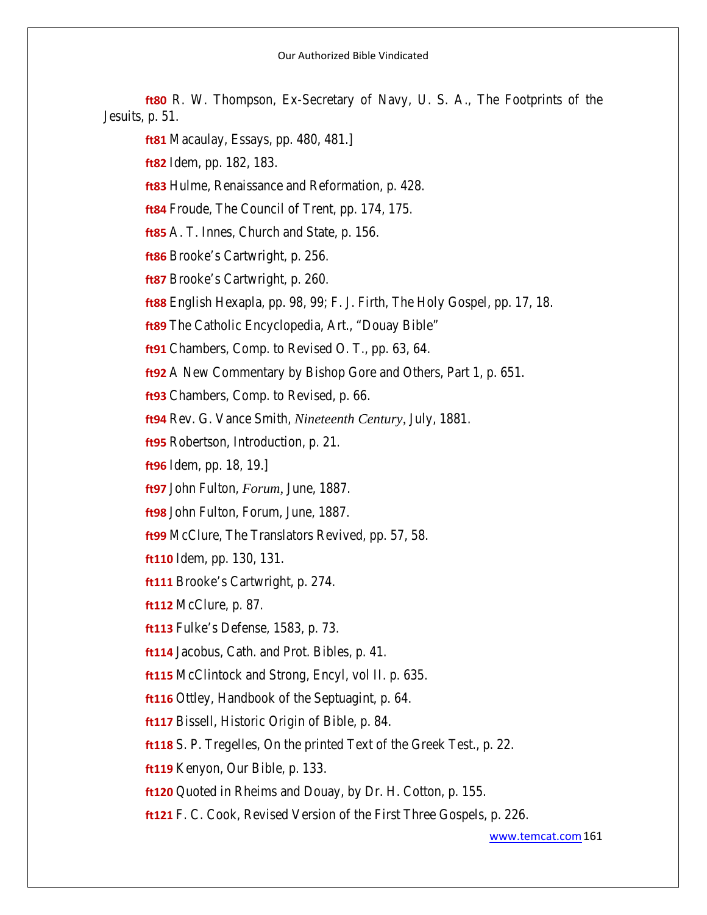**ft80** R. W. Thompson, Ex-Secretary of Navy, U. S. A., The Footprints of the Jesuits, p. 51.

**ft81** Macaulay, Essays, pp. 480, 481.]

**ft82** Idem, pp. 182, 183.

**ft83** Hulme, Renaissance and Reformation, p. 428.

**ft84** Froude, The Council of Trent, pp. 174, 175.

**ft85** A. T. Innes, Church and State, p. 156.

**ft86** Brooke's Cartwright, p. 256.

**ft87** Brooke's Cartwright, p. 260.

**ft88** English Hexapla, pp. 98, 99; F. J. Firth, The Holy Gospel, pp. 17, 18.

**ft89** The Catholic Encyclopedia, Art., "Douay Bible"

**ft91** Chambers, Comp. to Revised O. T., pp. 63, 64.

**ft92** A New Commentary by Bishop Gore and Others, Part 1, p. 651.

**ft93** Chambers, Comp. to Revised, p. 66.

**ft94** Rev. G. Vance Smith, *Nineteenth Century*, July, 1881.

**ft95** Robertson, Introduction, p. 21.

**ft96** Idem, pp. 18, 19.]

**ft97** John Fulton, *Forum*, June, 1887.

**ft98** John Fulton, Forum, June, 1887.

**ft99** McClure, The Translators Revived, pp. 57, 58.

**ft110** Idem, pp. 130, 131.

**ft111** Brooke's Cartwright, p. 274.

**ft112** McClure, p. 87.

**ft113** Fulke's Defense, 1583, p. 73.

**ft114** Jacobus, Cath. and Prot. Bibles, p. 41.

**ft115** McClintock and Strong, Encyl, vol II. p. 635.

**ft116** Ottley, Handbook of the Septuagint, p. 64.

**ft117** Bissell, Historic Origin of Bible, p. 84.

**ft118** S. P. Tregelles, On the printed Text of the Greek Test., p. 22.

**ft119** Kenyon, Our Bible, p. 133.

**ft120** Quoted in Rheims and Douay, by Dr. H. Cotton, p. 155.

**ft121** F. C. Cook, Revised Version of the First Three Gospels, p. 226.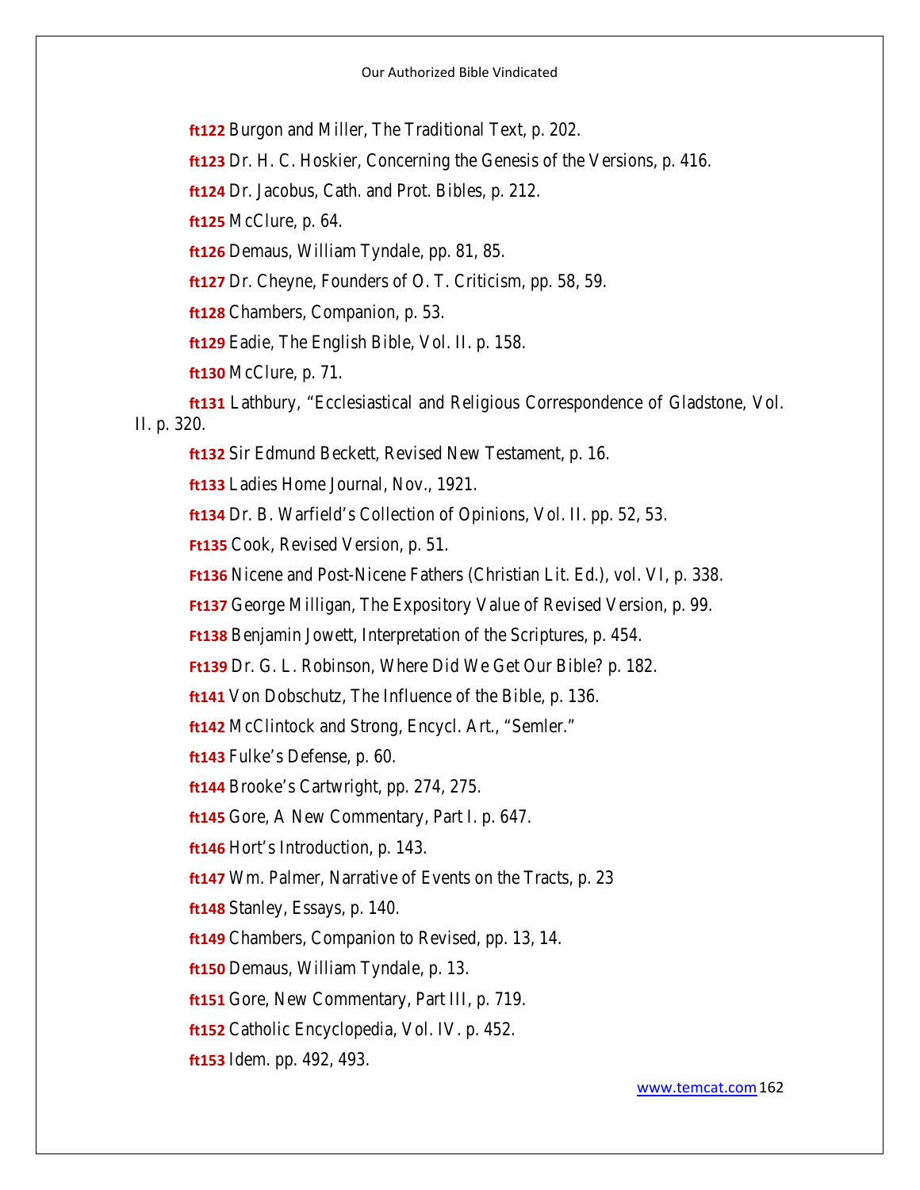**ft122** Burgon and Miller, The Traditional Text, p. 202.

**ft123** Dr. H. C. Hoskier, Concerning the Genesis of the Versions, p. 416.

**ft124** Dr. Jacobus, Cath. and Prot. Bibles, p. 212.

**ft125** McClure, p. 64.

**ft126** Demaus, William Tyndale, pp. 81, 85.

**ft127** Dr. Cheyne, Founders of O. T. Criticism, pp. 58, 59.

**ft128** Chambers, Companion, p. 53.

**ft129** Eadie, The English Bible, Vol. II. p. 158.

**ft130** McClure, p. 71.

**ft131** Lathbury, "Ecclesiastical and Religious Correspondence of Gladstone, Vol. II. p. 320.

**ft132** Sir Edmund Beckett, Revised New Testament, p. 16.

**ft133** Ladies Home Journal, Nov., 1921.

**ft134** Dr. B. Warfield's Collection of Opinions, Vol. II. pp. 52, 53.

**Ft135** Cook, Revised Version, p. 51.

**Ft136** Nicene and Post-Nicene Fathers (Christian Lit. Ed.), vol. VI, p. 338.

**Ft137** George Milligan, The Expository Value of Revised Version, p. 99.

**Ft138** Benjamin Jowett, Interpretation of the Scriptures, p. 454.

**Ft139** Dr. G. L. Robinson, Where Did We Get Our Bible? p. 182.

**ft141** Von Dobschutz, The Influence of the Bible, p. 136.

**ft142** McClintock and Strong, Encycl. Art., "Semler."

**ft143** Fulke's Defense, p. 60.

**ft144** Brooke's Cartwright, pp. 274, 275.

**ft145** Gore, A New Commentary, Part I. p. 647.

**ft146** Hort's Introduction, p. 143.

**ft147** Wm. Palmer, Narrative of Events on the Tracts, p. 23

**ft148** Stanley, Essays, p. 140.

**ft149** Chambers, Companion to Revised, pp. 13, 14.

**ft150** Demaus, William Tyndale, p. 13.

**ft151** Gore, New Commentary, Part III, p. 719.

**ft152** Catholic Encyclopedia, Vol. IV. p. 452.

**ft153** Idem. pp. 492, 493.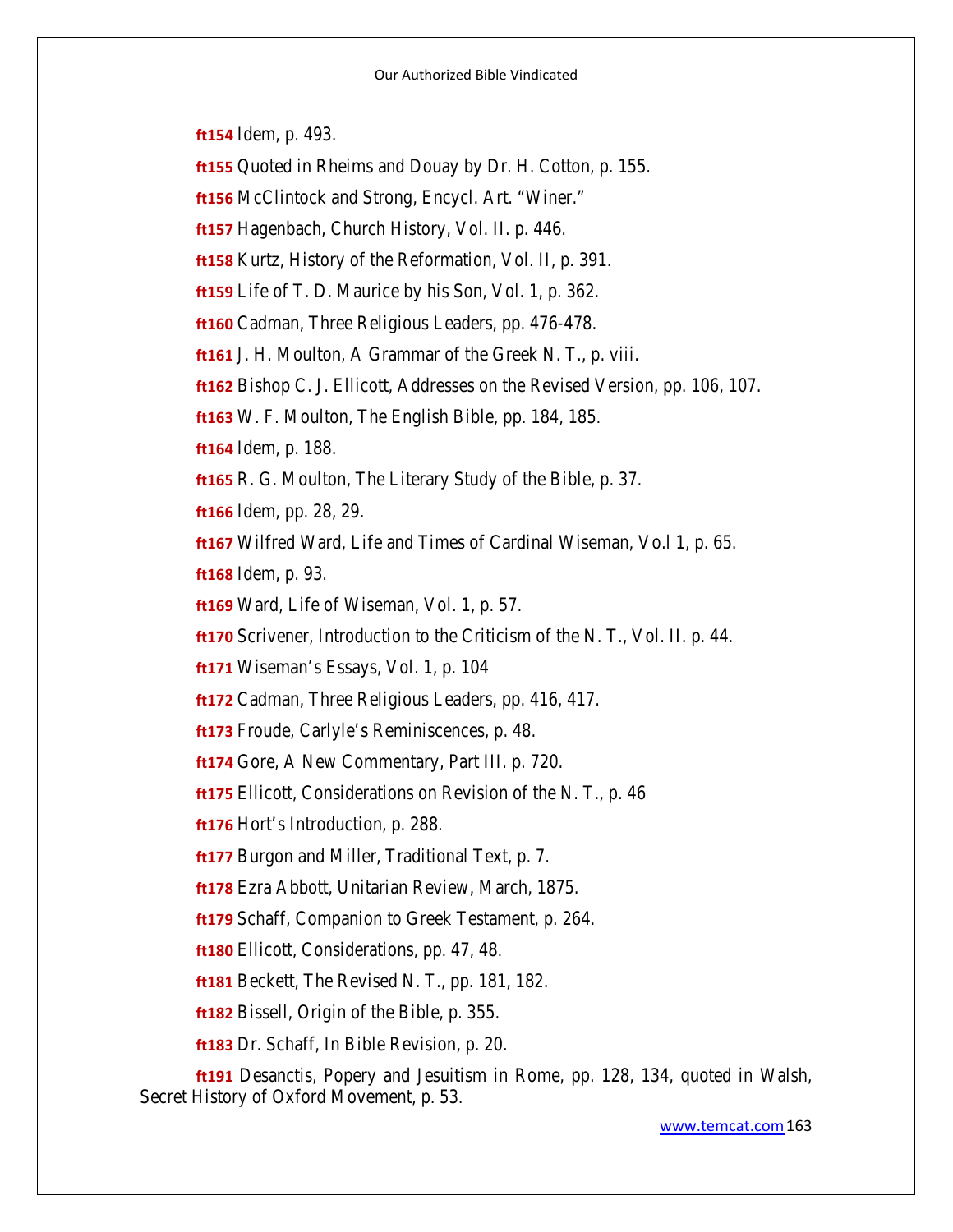**ft154** Idem, p. 493.

**ft155** Quoted in Rheims and Douay by Dr. H. Cotton, p. 155.

**ft156** McClintock and Strong, Encycl. Art. “Winer.”

**ft157** Hagenbach, Church History, Vol. II. p. 446.

**ft158** Kurtz, History of the Reformation, Vol. II, p. 391.

**ft159** Life of T. D. Maurice by his Son, Vol. 1, p. 362.

**ft160** Cadman, Three Religious Leaders, pp. 476-478.

**ft161** J. H. Moulton, A Grammar of the Greek N. T., p. viii.

**ft162** Bishop C. J. Ellicott, Addresses on the Revised Version, pp. 106, 107.

**ft163** W. F. Moulton, The English Bible, pp. 184, 185.

**ft164** Idem, p. 188.

**ft165** R. G. Moulton, The Literary Study of the Bible, p. 37.

**ft166** Idem, pp. 28, 29.

**ft167** Wilfred Ward, Life and Times of Cardinal Wiseman, Vo.l 1, p. 65.

**ft168** Idem, p. 93.

**ft169** Ward, Life of Wiseman, Vol. 1, p. 57.

**ft170** Scrivener, Introduction to the Criticism of the N. T., Vol. II. p. 44.

**ft171** Wiseman’s Essays, Vol. 1, p. 104

**ft172** Cadman, Three Religious Leaders, pp. 416, 417.

**ft173** Froude, Carlyle’s Reminiscences, p. 48.

**ft174** Gore, A New Commentary, Part III. p. 720.

**ft175** Ellicott, Considerations on Revision of the N. T., p. 46

**ft176** Hort’s Introduction, p. 288.

**ft177** Burgon and Miller, Traditional Text, p. 7.

**ft178** Ezra Abbott, Unitarian Review, March, 1875.

**ft179** Schaff, Companion to Greek Testament, p. 264.

**ft180** Ellicott, Considerations, pp. 47, 48.

**ft181** Beckett, The Revised N. T., pp. 181, 182.

**ft182** Bissell, Origin of the Bible, p. 355.

**ft183** Dr. Schaff, In Bible Revision, p. 20.

**ft191** Desanctis, Popery and Jesuitism in Rome, pp. 128, 134, quoted in Walsh, Secret History of Oxford Movement, p. 53.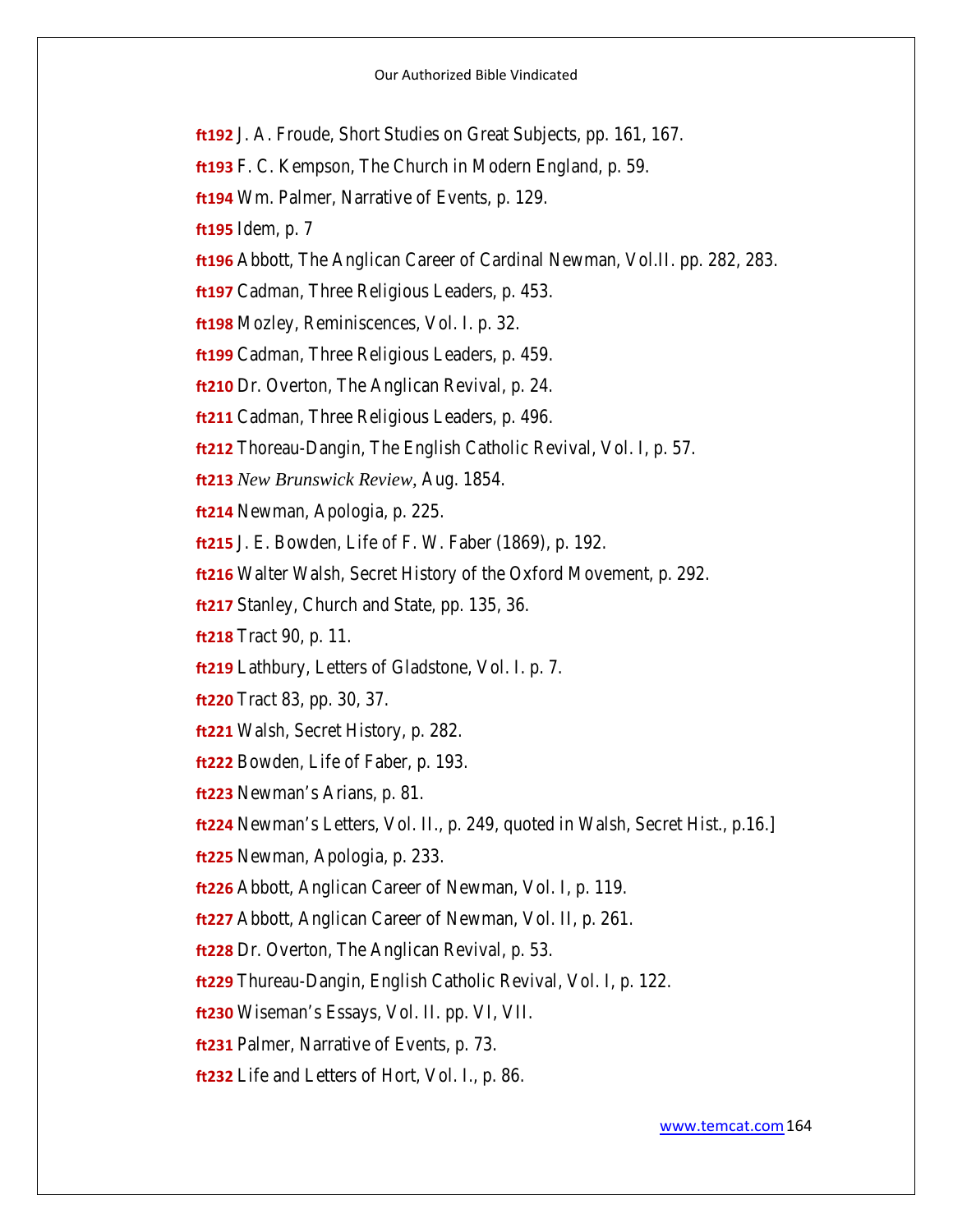**ft192** J. A. Froude, Short Studies on Great Subjects, pp. 161, 167.

**ft193** F. C. Kempson, The Church in Modern England, p. 59.

**ft194** Wm. Palmer, Narrative of Events, p. 129.

**ft195** Idem, p. 7

**ft196** Abbott, The Anglican Career of Cardinal Newman, Vol.II. pp. 282, 283.

**ft197** Cadman, Three Religious Leaders, p. 453.

**ft198** Mozley, Reminiscences, Vol. I. p. 32.

**ft199** Cadman, Three Religious Leaders, p. 459.

**ft210** Dr. Overton, The Anglican Revival, p. 24.

**ft211** Cadman, Three Religious Leaders, p. 496.

**ft212** Thoreau-Dangin, The English Catholic Revival, Vol. I, p. 57.

**ft213** *New Brunswick Review*, Aug. 1854.

**ft214** Newman, Apologia, p. 225.

**ft215** J. E. Bowden, Life of F. W. Faber (1869), p. 192.

**ft216** Walter Walsh, Secret History of the Oxford Movement, p. 292.

**ft217** Stanley, Church and State, pp. 135, 36.

**ft218** Tract 90, p. 11.

**ft219** Lathbury, Letters of Gladstone, Vol. I. p. 7.

**ft220** Tract 83, pp. 30, 37.

**ft221** Walsh, Secret History, p. 282.

**ft222** Bowden, Life of Faber, p. 193.

**ft223** Newman's Arians, p. 81.

**ft224** Newman's Letters, Vol. II., p. 249, quoted in Walsh, Secret Hist., p.16.]

**ft225** Newman, Apologia, p. 233.

**ft226** Abbott, Anglican Career of Newman, Vol. I, p. 119.

**ft227** Abbott, Anglican Career of Newman, Vol. II, p. 261.

**ft228** Dr. Overton, The Anglican Revival, p. 53.

**ft229** Thureau-Dangin, English Catholic Revival, Vol. I, p. 122.

**ft230** Wiseman's Essays, Vol. II. pp. VI, VII.

**ft231** Palmer, Narrative of Events, p. 73.

**ft232** Life and Letters of Hort, Vol. I., p. 86.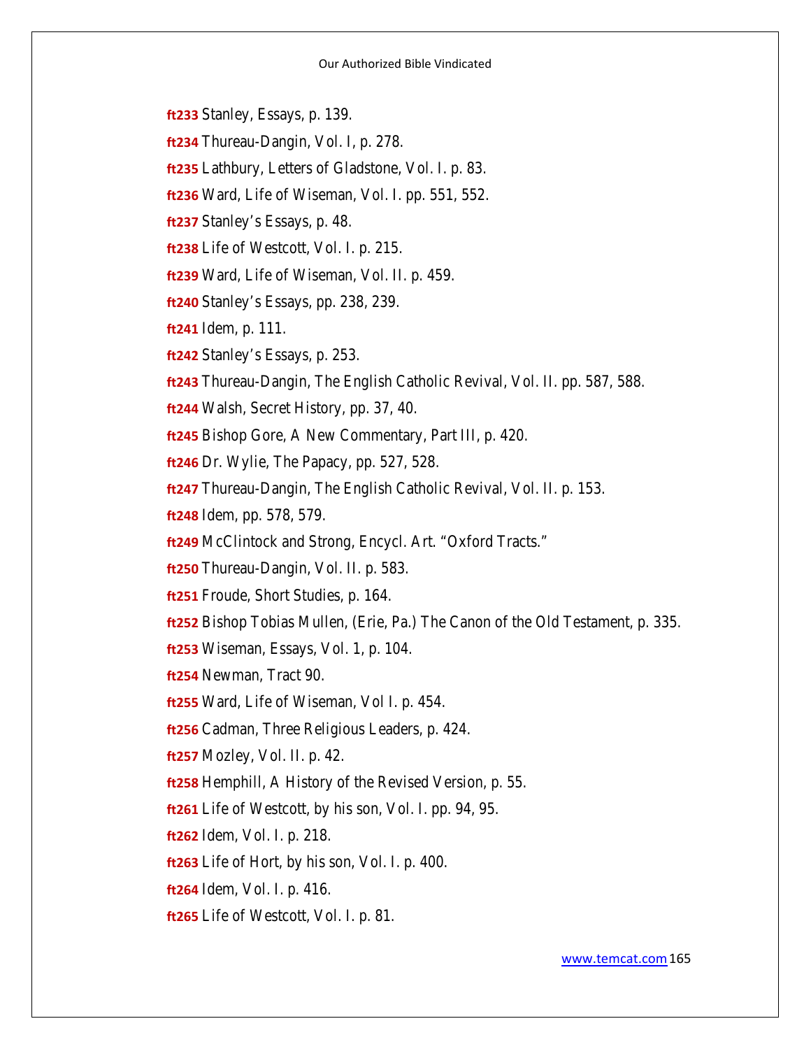**ft233** Stanley, Essays, p. 139.

**ft234** Thureau-Dangin, Vol. I, p. 278.

**ft235** Lathbury, Letters of Gladstone, Vol. I. p. 83.

**ft236** Ward, Life of Wiseman, Vol. I. pp. 551, 552.

**ft237** Stanley's Essays, p. 48.

**ft238** Life of Westcott, Vol. I. p. 215.

**ft239** Ward, Life of Wiseman, Vol. II. p. 459.

**ft240** Stanley's Essays, pp. 238, 239.

**ft241** Idem, p. 111.

**ft242** Stanley's Essays, p. 253.

**ft243** Thureau-Dangin, The English Catholic Revival, Vol. II. pp. 587, 588.

**ft244** Walsh, Secret History, pp. 37, 40.

**ft245** Bishop Gore, A New Commentary, Part III, p. 420.

**ft246** Dr. Wylie, The Papacy, pp. 527, 528.

**ft247** Thureau-Dangin, The English Catholic Revival, Vol. II. p. 153.

**ft248** Idem, pp. 578, 579.

**ft249** McClintock and Strong, Encycl. Art. "Oxford Tracts."

**ft250** Thureau-Dangin, Vol. II. p. 583.

**ft251** Froude, Short Studies, p. 164.

**ft252** Bishop Tobias Mullen, (Erie, Pa.) The Canon of the Old Testament, p. 335.

**ft253** Wiseman, Essays, Vol. 1, p. 104.

**ft254** Newman, Tract 90.

**ft255** Ward, Life of Wiseman, Vol I. p. 454.

**ft256** Cadman, Three Religious Leaders, p. 424.

**ft257** Mozley, Vol. II. p. 42.

**ft258** Hemphill, A History of the Revised Version, p. 55.

**ft261** Life of Westcott, by his son, Vol. I. pp. 94, 95.

**ft262** Idem, Vol. I. p. 218.

**ft263** Life of Hort, by his son, Vol. I. p. 400.

**ft264** Idem, Vol. I. p. 416.

**ft265** Life of Westcott, Vol. I. p. 81.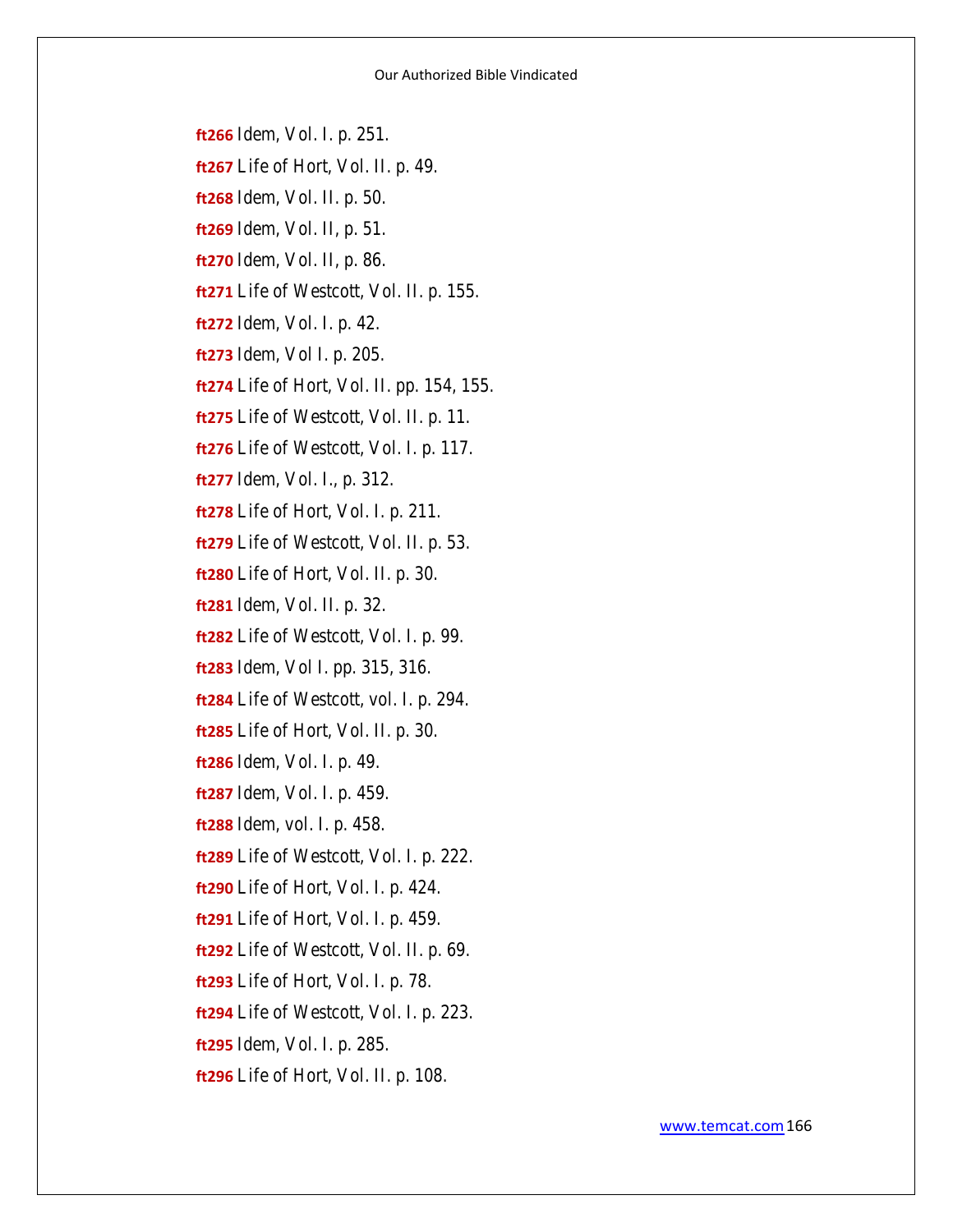**ft266** Idem, Vol. I. p. 251.

**ft267** Life of Hort, Vol. II. p. 49.

**ft268** Idem, Vol. II. p. 50.

**ft269** Idem, Vol. II, p. 51.

**ft270** Idem, Vol. II, p. 86.

**ft271** Life of Westcott, Vol. II. p. 155.

**ft272** Idem, Vol. I. p. 42.

**ft273** Idem, Vol I. p. 205.

**ft274** Life of Hort, Vol. II. pp. 154, 155.

**ft275** Life of Westcott, Vol. II. p. 11.

**ft276** Life of Westcott, Vol. I. p. 117.

**ft277** Idem, Vol. I., p. 312.

**ft278** Life of Hort, Vol. I. p. 211.

**ft279** Life of Westcott, Vol. II. p. 53.

**ft280** Life of Hort, Vol. II. p. 30.

**ft281** Idem, Vol. II. p. 32.

**ft282** Life of Westcott, Vol. I. p. 99.

**ft283** Idem, Vol I. pp. 315, 316.

**ft284** Life of Westcott, vol. I. p. 294.

**ft285** Life of Hort, Vol. II. p. 30.

**ft286** Idem, Vol. I. p. 49.

**ft287** Idem, Vol. I. p. 459.

**ft288** Idem, vol. I. p. 458.

**ft289** Life of Westcott, Vol. I. p. 222.

**ft290** Life of Hort, Vol. I. p. 424.

**ft291** Life of Hort, Vol. I. p. 459.

**ft292** Life of Westcott, Vol. II. p. 69.

**ft293** Life of Hort, Vol. I. p. 78.

**ft294** Life of Westcott, Vol. I. p. 223.

**ft295** Idem, Vol. I. p. 285.

**ft296** Life of Hort, Vol. II. p. 108.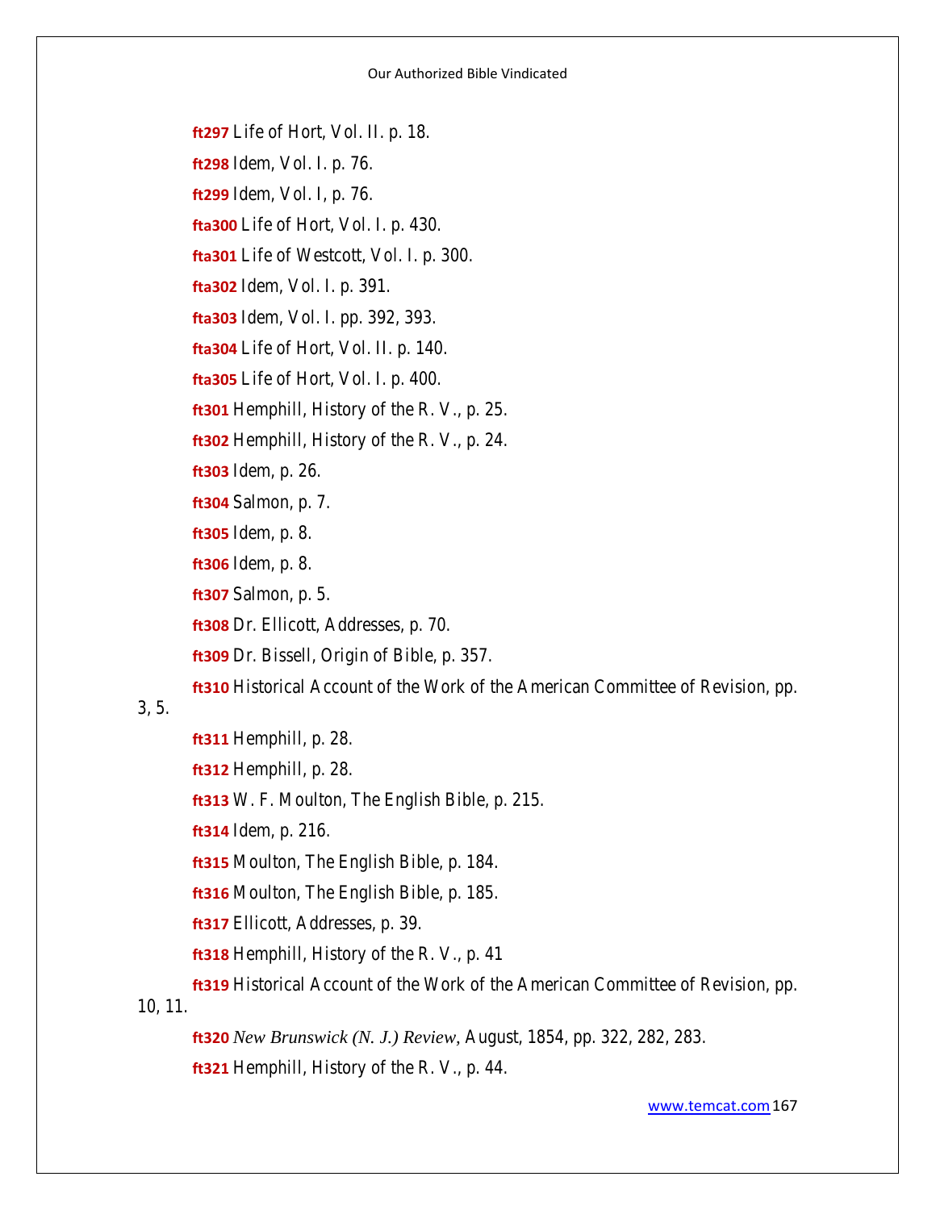**ft297** Life of Hort, Vol. II. p. 18.

**ft298** Idem, Vol. I. p. 76.

**ft299** Idem, Vol. I, p. 76.

**fta300** Life of Hort, Vol. I. p. 430.

**fta301** Life of Westcott, Vol. I. p. 300.

**fta302** Idem, Vol. I. p. 391.

**fta303** Idem, Vol. I. pp. 392, 393.

**fta304** Life of Hort, Vol. II. p. 140.

**fta305** Life of Hort, Vol. I. p. 400.

**ft301** Hemphill, History of the R. V., p. 25.

**ft302** Hemphill, History of the R. V., p. 24.

**ft303** Idem, p. 26.

**ft304** Salmon, p. 7.

**ft305** Idem, p. 8.

**ft306** Idem, p. 8.

**ft307** Salmon, p. 5.

**ft308** Dr. Ellicott, Addresses, p. 70.

**ft309** Dr. Bissell, Origin of Bible, p. 357.

**ft310** Historical Account of the Work of the American Committee of Revision, pp. 3, 5.

**ft311** Hemphill, p. 28.

**ft312** Hemphill, p. 28.

**ft313** W. F. Moulton, The English Bible, p. 215.

**ft314** Idem, p. 216.

**ft315** Moulton, The English Bible, p. 184.

**ft316** Moulton, The English Bible, p. 185.

**ft317** Ellicott, Addresses, p. 39.

**ft318** Hemphill, History of the R. V., p. 41

**ft319** Historical Account of the Work of the American Committee of Revision, pp. 10, 11.

**ft320** *New Brunswick (N. J.) Review*, August, 1854, pp. 322, 282, 283.

**ft321** Hemphill, History of the R. V., p. 44.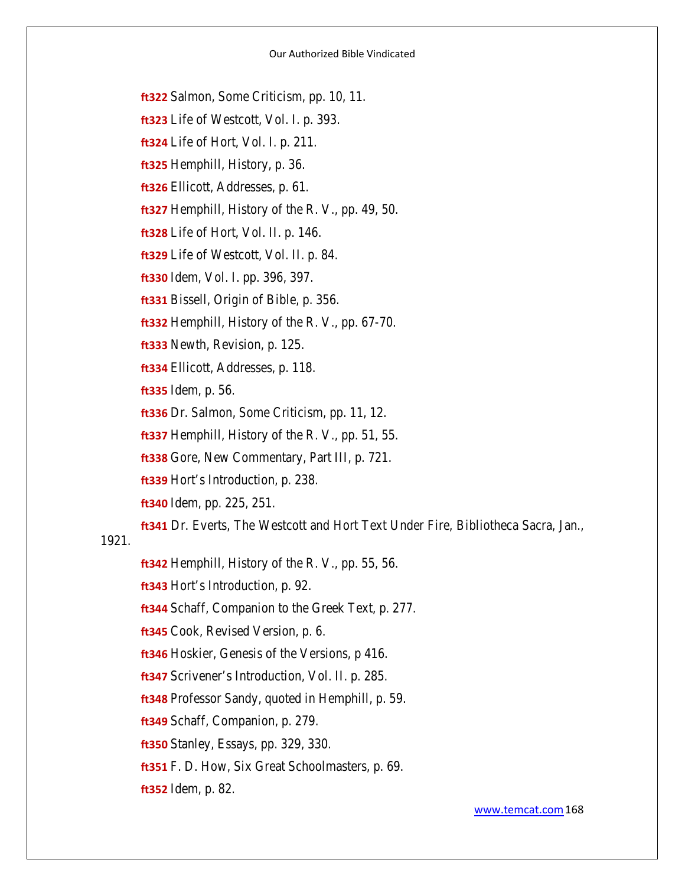**ft322** Salmon, Some Criticism, pp. 10, 11.

**ft323** Life of Westcott, Vol. I. p. 393.

**ft324** Life of Hort, Vol. I. p. 211.

**ft325** Hemphill, History, p. 36.

**ft326** Ellicott, Addresses, p. 61.

**ft327** Hemphill, History of the R. V., pp. 49, 50.

**ft328** Life of Hort, Vol. II. p. 146.

**ft329** Life of Westcott, Vol. II. p. 84.

**ft330** Idem, Vol. I. pp. 396, 397.

**ft331** Bissell, Origin of Bible, p. 356.

**ft332** Hemphill, History of the R. V., pp. 67-70.

**ft333** Newth, Revision, p. 125.

**ft334** Ellicott, Addresses, p. 118.

**ft335** Idem, p. 56.

**ft336** Dr. Salmon, Some Criticism, pp. 11, 12.

**ft337** Hemphill, History of the R. V., pp. 51, 55.

**ft338** Gore, New Commentary, Part III, p. 721.

**ft339** Hort's Introduction, p. 238.

**ft340** Idem, pp. 225, 251.

**ft341** Dr. Everts, The Westcott and Hort Text Under Fire, Bibliotheca Sacra, Jan., 1921.

**ft342** Hemphill, History of the R. V., pp. 55, 56.

**ft343** Hort's Introduction, p. 92.

**ft344** Schaff, Companion to the Greek Text, p. 277.

**ft345** Cook, Revised Version, p. 6.

**ft346** Hoskier, Genesis of the Versions, p 416.

**ft347** Scrivener's Introduction, Vol. II. p. 285.

**ft348** Professor Sandy, quoted in Hemphill, p. 59.

**ft349** Schaff, Companion, p. 279.

**ft350** Stanley, Essays, pp. 329, 330.

**ft351** F. D. How, Six Great Schoolmasters, p. 69.

**ft352** Idem, p. 82.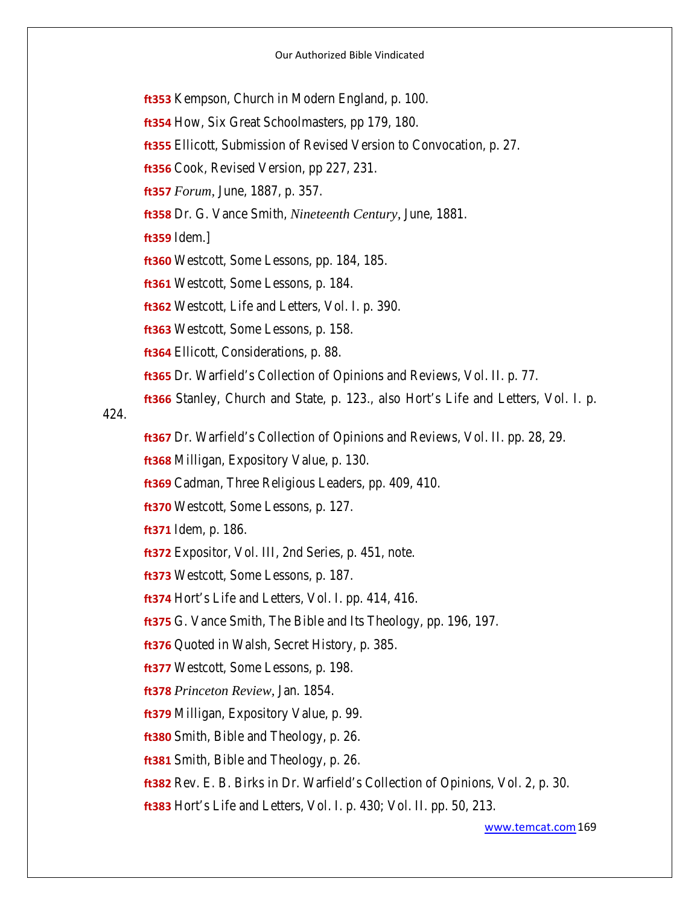**ft353** Kempson, Church in Modern England, p. 100.

**ft354** How, Six Great Schoolmasters, pp 179, 180.

**ft355** Ellicott, Submission of Revised Version to Convocation, p. 27.

**ft356** Cook, Revised Version, pp 227, 231.

**ft357** *Forum*, June, 1887, p. 357.

**ft358** Dr. G. Vance Smith, *Nineteenth Century*, June, 1881.

**ft359** Idem.]

**ft360** Westcott, Some Lessons, pp. 184, 185.

**ft361** Westcott, Some Lessons, p. 184.

**ft362** Westcott, Life and Letters, Vol. I. p. 390.

**ft363** Westcott, Some Lessons, p. 158.

**ft364** Ellicott, Considerations, p. 88.

**ft365** Dr. Warfield's Collection of Opinions and Reviews, Vol. II. p. 77.

**ft366** Stanley, Church and State, p. 123., also Hort's Life and Letters, Vol. I. p. 424.

**ft367** Dr. Warfield's Collection of Opinions and Reviews, Vol. II. pp. 28, 29.

**ft368** Milligan, Expository Value, p. 130.

**ft369** Cadman, Three Religious Leaders, pp. 409, 410.

**ft370** Westcott, Some Lessons, p. 127.

**ft371** Idem, p. 186.

**ft372** Expositor, Vol. III, 2nd Series, p. 451, note.

**ft373** Westcott, Some Lessons, p. 187.

**ft374** Hort's Life and Letters, Vol. I. pp. 414, 416.

**ft375** G. Vance Smith, The Bible and Its Theology, pp. 196, 197.

**ft376** Quoted in Walsh, Secret History, p. 385.

**ft377** Westcott, Some Lessons, p. 198.

**ft378** *Princeton Review*, Jan. 1854.

**ft379** Milligan, Expository Value, p. 99.

**ft380** Smith, Bible and Theology, p. 26.

**ft381** Smith, Bible and Theology, p. 26.

**ft382** Rev. E. B. Birks in Dr. Warfield's Collection of Opinions, Vol. 2, p. 30.

**ft383** Hort's Life and Letters, Vol. I. p. 430; Vol. II. pp. 50, 213.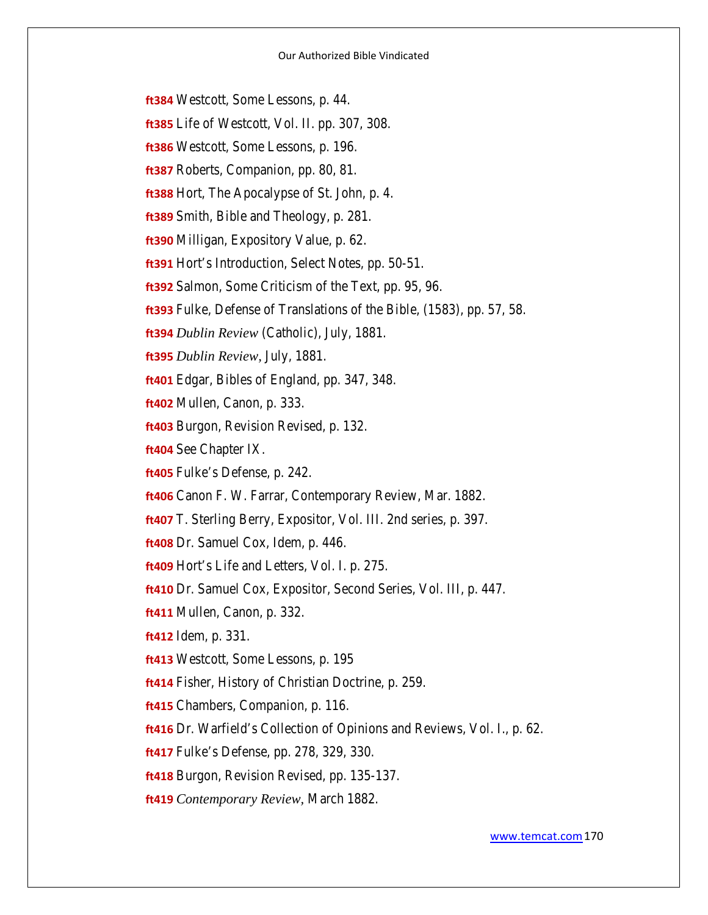**ft384** Westcott, Some Lessons, p. 44.

**ft385** Life of Westcott, Vol. II. pp. 307, 308.

**ft386** Westcott, Some Lessons, p. 196.

**ft387** Roberts, Companion, pp. 80, 81.

**ft388** Hort, The Apocalypse of St. John, p. 4.

**ft389** Smith, Bible and Theology, p. 281.

**ft390** Milligan, Expository Value, p. 62.

**ft391** Hort's Introduction, Select Notes, pp. 50-51.

**ft392** Salmon, Some Criticism of the Text, pp. 95, 96.

**ft393** Fulke, Defense of Translations of the Bible, (1583), pp. 57, 58.

**ft394** *Dublin Review* (Catholic), July, 1881.

**ft395** *Dublin Review*, July, 1881.

**ft401** Edgar, Bibles of England, pp. 347, 348.

**ft402** Mullen, Canon, p. 333.

**ft403** Burgon, Revision Revised, p. 132.

**ft404** See Chapter IX.

**ft405** Fulke's Defense, p. 242.

**ft406** Canon F. W. Farrar, Contemporary Review, Mar. 1882.

**ft407** T. Sterling Berry, Expositor, Vol. III. 2nd series, p. 397.

**ft408** Dr. Samuel Cox, Idem, p. 446.

**ft409** Hort's Life and Letters, Vol. I. p. 275.

**ft410** Dr. Samuel Cox, Expositor, Second Series, Vol. III, p. 447.

**ft411** Mullen, Canon, p. 332.

**ft412** Idem, p. 331.

**ft413** Westcott, Some Lessons, p. 195

**ft414** Fisher, History of Christian Doctrine, p. 259.

**ft415** Chambers, Companion, p. 116.

**ft416** Dr. Warfield's Collection of Opinions and Reviews, Vol. I., p. 62.

**ft417** Fulke's Defense, pp. 278, 329, 330.

**ft418** Burgon, Revision Revised, pp. 135-137.

**ft419** *Contemporary Review*, March 1882.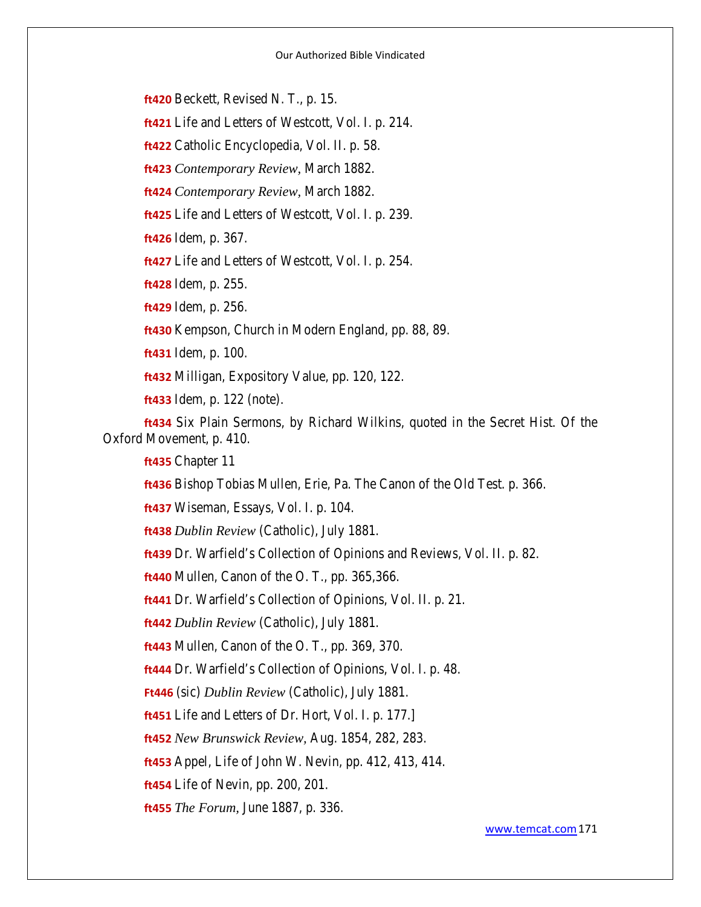**ft420** Beckett, Revised N. T., p. 15.

**ft421** Life and Letters of Westcott, Vol. I. p. 214.

**ft422** Catholic Encyclopedia, Vol. II. p. 58.

**ft423** *Contemporary Review*, March 1882.

**ft424** *Contemporary Review*, March 1882.

**ft425** Life and Letters of Westcott, Vol. I. p. 239.

**ft426** Idem, p. 367.

**ft427** Life and Letters of Westcott, Vol. I. p. 254.

**ft428** Idem, p. 255.

**ft429** Idem, p. 256.

**ft430** Kempson, Church in Modern England, pp. 88, 89.

**ft431** Idem, p. 100.

**ft432** Milligan, Expository Value, pp. 120, 122.

**ft433** Idem, p. 122 (note).

**ft434** Six Plain Sermons, by Richard Wilkins, quoted in the Secret Hist. Of the Oxford Movement, p. 410.

**ft435** Chapter 11

**ft436** Bishop Tobias Mullen, Erie, Pa. The Canon of the Old Test. p. 366.

**ft437** Wiseman, Essays, Vol. I. p. 104.

**ft438** *Dublin Review* (Catholic), July 1881.

**ft439** Dr. Warfield's Collection of Opinions and Reviews, Vol. II. p. 82.

**ft440** Mullen, Canon of the O. T., pp. 365,366.

**ft441** Dr. Warfield's Collection of Opinions, Vol. II. p. 21.

**ft442** *Dublin Review* (Catholic), July 1881.

**ft443** Mullen, Canon of the O. T., pp. 369, 370.

**ft444** Dr. Warfield's Collection of Opinions, Vol. I. p. 48.

**Ft446** (sic) *Dublin Review* (Catholic), July 1881.

**ft451** Life and Letters of Dr. Hort, Vol. I. p. 177.]

**ft452** *New Brunswick Review*, Aug. 1854, 282, 283.

**ft453** Appel, Life of John W. Nevin, pp. 412, 413, 414.

**ft454** Life of Nevin, pp. 200, 201.

**ft455** *The Forum*, June 1887, p. 336.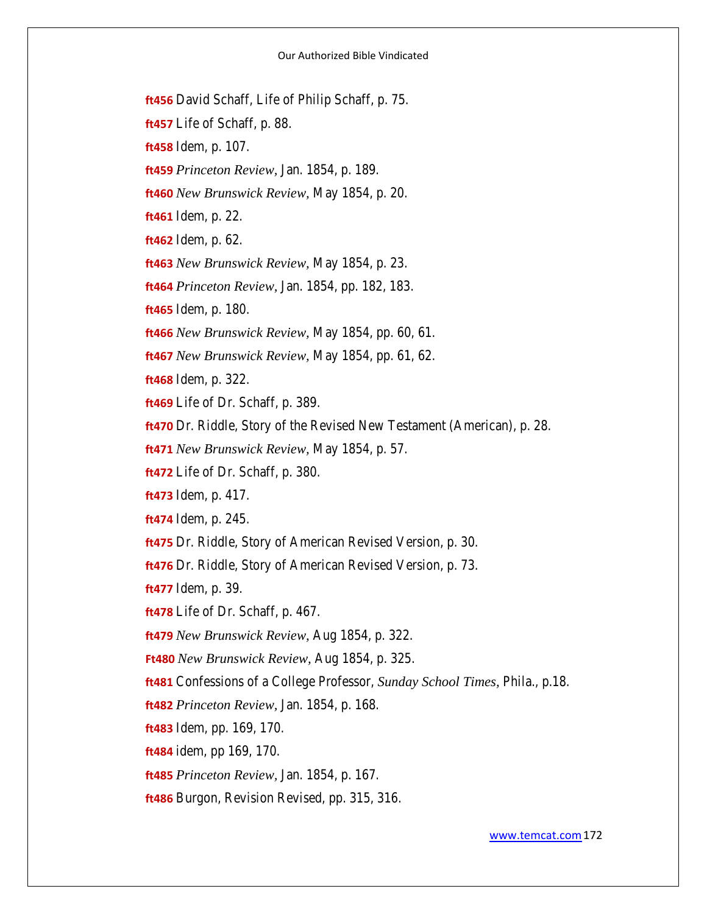**ft456** David Schaff, Life of Philip Schaff, p. 75.

**ft457** Life of Schaff, p. 88.

**ft458** Idem, p. 107.

**ft459** *Princeton Review*, Jan. 1854, p. 189.

**ft460** *New Brunswick Review*, May 1854, p. 20.

**ft461** Idem, p. 22.

**ft462** Idem, p. 62.

**ft463** *New Brunswick Review*, May 1854, p. 23.

**ft464** *Princeton Review*, Jan. 1854, pp. 182, 183.

**ft465** Idem, p. 180.

**ft466** *New Brunswick Review*, May 1854, pp. 60, 61.

**ft467** *New Brunswick Review*, May 1854, pp. 61, 62.

**ft468** Idem, p. 322.

**ft469** Life of Dr. Schaff, p. 389.

**ft470** Dr. Riddle, Story of the Revised New Testament (American), p. 28.

**ft471** *New Brunswick Review*, May 1854, p. 57.

**ft472** Life of Dr. Schaff, p. 380.

**ft473** Idem, p. 417.

**ft474** Idem, p. 245.

**ft475** Dr. Riddle, Story of American Revised Version, p. 30.

**ft476** Dr. Riddle, Story of American Revised Version, p. 73.

**ft477** Idem, p. 39.

**ft478** Life of Dr. Schaff, p. 467.

**ft479** *New Brunswick Review*, Aug 1854, p. 322.

**Ft480** *New Brunswick Review*, Aug 1854, p. 325.

**ft481** Confessions of a College Professor, *Sunday School Times*, Phila., p.18.

**ft482** *Princeton Review*, Jan. 1854, p. 168.

**ft483** Idem, pp. 169, 170.

**ft484** idem, pp 169, 170.

**ft485** *Princeton Review*, Jan. 1854, p. 167.

**ft486** Burgon, Revision Revised, pp. 315, 316.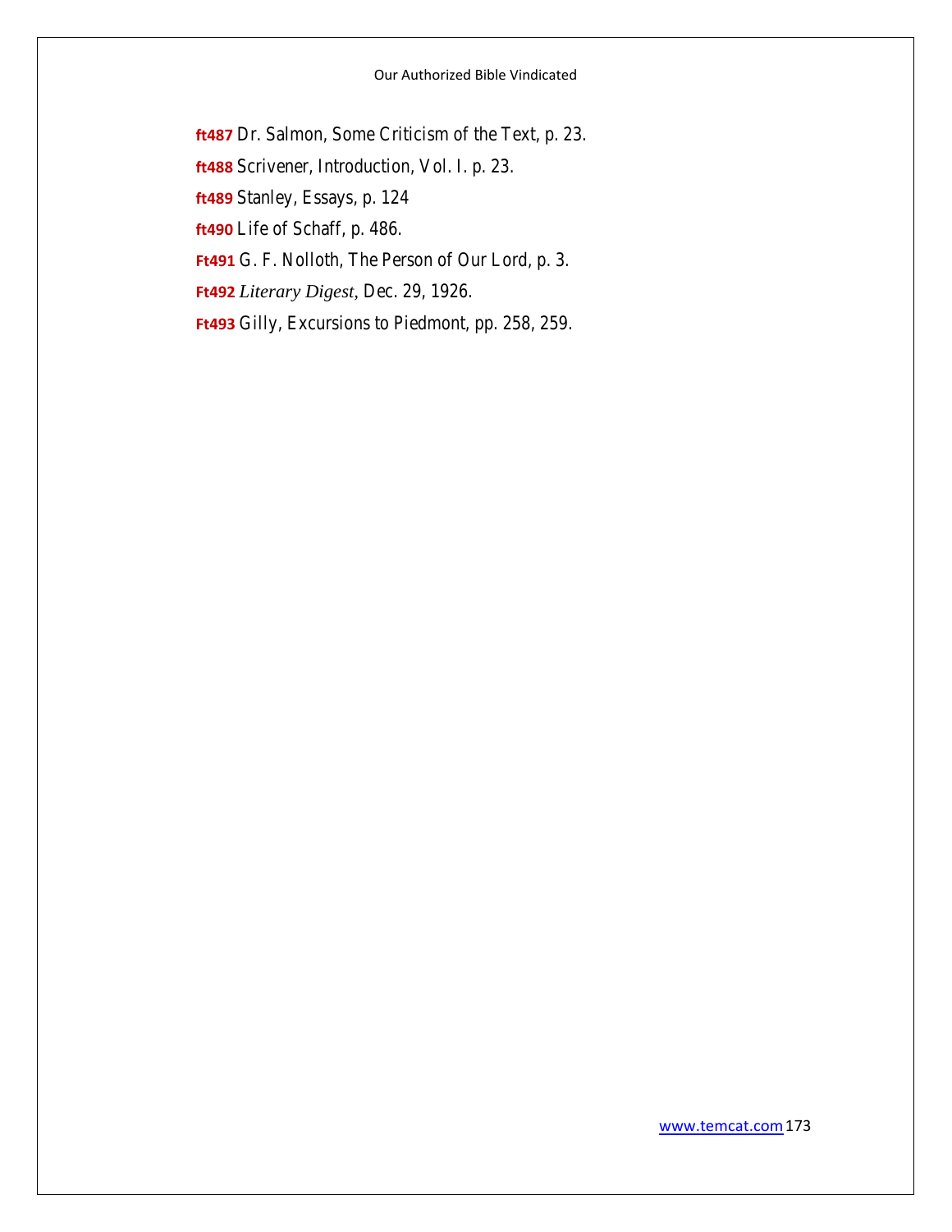**ft487** Dr. Salmon, Some Criticism of the Text, p. 23.

**ft488** Scrivener, Introduction, Vol. I. p. 23.

**ft489** Stanley, Essays, p. 124

**ft490** Life of Schaff, p. 486.

**Ft491** G. F. Nolloth, The Person of Our Lord, p. 3.

**Ft492** *Literary Digest*, Dec. 29, 1926.

**Ft493** Gilly, Excursions to Piedmont, pp. 258, 259.